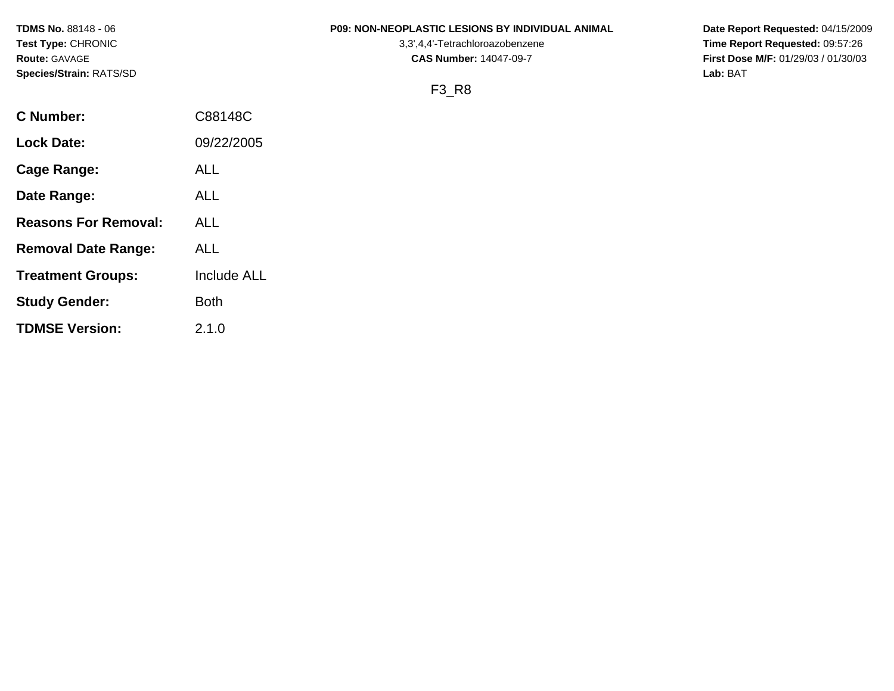**TDMS No.** 88148 - 06
**Test Type:** CHRONIC
**Route:** GAVAGE
**Species/Strain:** RATS/SD

**P09: NON-NEOPLASTIC LESIONS BY INDIVIDUAL ANIMAL**
3,3',4,4'-Tetrachloroazobenzene
**CAS Number:** 14047-09-7

**Date Report Requested:** 04/15/2009
**Time Report Requested:** 09:57:26
**First Dose M/F:** 01/29/03 / 01/30/03
**Lab:** BAT

F3_R8

| | |
|---|---|
| **C Number:** | C88148C |
| **Lock Date:** | 09/22/2005 |
| **Cage Range:** | ALL |
| **Date Range:** | ALL |
| **Reasons For Removal:** | ALL |
| **Removal Date Range:** | ALL |
| **Treatment Groups:** | Include ALL |
| **Study Gender:** | Both |
| **TDMSE Version:** | 2.1.0 |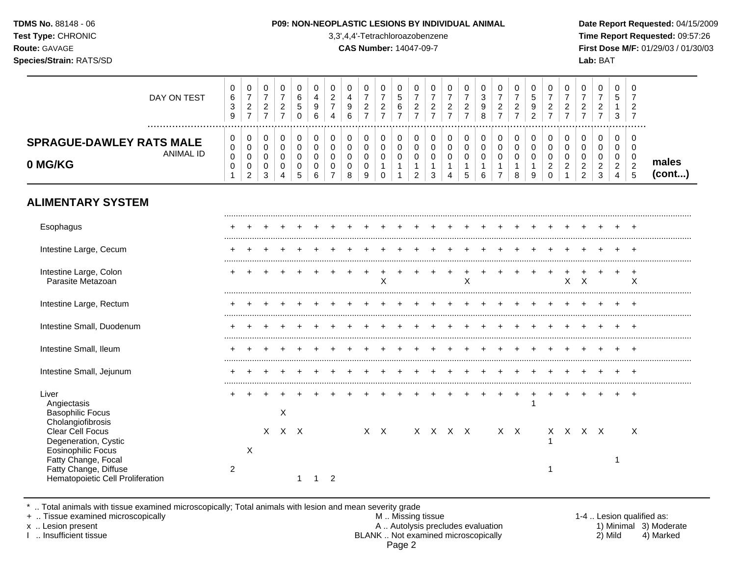**P09: NON-NEOPLASTIC LESIONS BY INDIVIDUAL ANIMAL**

3,3',4,4'-Tetrachloroazobenzene

**CAS Number:** 14047-09-7

**TDMS No.** 88148 - 06
**Test Type:** CHRONIC
**Route:** GAVAGE
**Species/Strain:** RATS/SD

**Date Report Requested:** 04/15/2009
**Time Report Requested:** 09:57:26
**First Dose M/F:** 01/29/03 / 01/30/03
**Lab:** BAT

## SPRAGUE-DAWLEY RATS MALE 0 MG/KG (males, cont...)

| ANIMAL ID | 0001 | 0002 | 0003 | 0004 | 0005 | 0006 | 0007 | 0008 | 0009 | 0010 | 0011 | 0012 | 0013 | 0014 | 0015 | 0016 | 0017 | 0018 | 0019 | 0020 | 0021 | 0022 | 0023 | 0024 | 0025 |
|---|---|---|---|---|---|---|---|---|---|---|---|---|---|---|---|---|---|---|---|---|---|---|---|---|---|
| DAY ON TEST | 0639 | 0727 | 0727 | 0727 | 0650 | 0496 | 0274 | 0496 | 0727 | 0727 | 0567 | 0727 | 0727 | 0727 | 0727 | 0398 | 0727 | 0727 | 0592 | 0727 | 0727 | 0727 | 0727 | 0513 | 0727 |
| **ALIMENTARY SYSTEM** | | | | | | | | | | | | | | | | | | | | | | | | | |
| Esophagus | + | + | + | + | + | + | + | + | + | + | + | + | + | + | + | + | + | + | + | + | + | + | + | + | + |
| Intestine Large, Cecum | + | + | + | + | + | + | + | + | + | + | + | + | + | + | + | + | + | + | + | + | + | + | + | + | + |
| Intestine Large, Colon | + | + | + | + | + | + | + | + | + | + | + | + | + | + | + | + | + | + | + | + | + | + | + | + | + |
| Parasite Metazoan | | | | | | | | | | X | | | | | X | | | | | | X | X | | | X |
| Intestine Large, Rectum | + | + | + | + | + | + | + | + | + | + | + | + | + | + | + | + | + | + | + | + | + | + | + | + | + |
| Intestine Small, Duodenum | + | + | + | + | + | + | + | + | + | + | + | + | + | + | + | + | + | + | + | + | + | + | + | + | + |
| Intestine Small, Ileum | + | + | + | + | + | + | + | + | + | + | + | + | + | + | + | + | + | + | + | + | + | + | + | + | + |
| Intestine Small, Jejunum | + | + | + | + | + | + | + | + | + | + | + | + | + | + | + | + | + | + | + | + | + | + | + | + | + |
| Liver | + | + | + | + | + | + | + | + | + | + | + | + | + | + | + | + | + | + | + | + | + | + | + | + | + |
| Angiectasis | | | | | | | | | | | | | | | | | | | 1 | | | | | | |
| Basophilic Focus | | | | X | | | | | | | | | | | | | | | | | | | | | |
| Cholangiofibrosis | | | | | | | | | | | | | | | | | | | | | | | | | |
| Clear Cell Focus | | | X | X | X | | | | X | X | | X | X | X | X | | X | X | | X | X | X | X | | X |
| Degeneration, Cystic | | | | | | | | | | | | | | | | | | | | 1 | | | | | |
| Eosinophilic Focus | | X | | | | | | | | | | | | | | | | | | | | | | | |
| Fatty Change, Focal | | | | | | | | | | | | | | | | | | | | | | | | 1 | |
| Fatty Change, Diffuse | 2 | | | | | | | | | | | | | | | | | | | 1 | | | | | |
| Hematopoietic Cell Proliferation | | | | | 1 | 1 | 2 | | | | | | | | | | | | | | | | | | |

\* .. Total animals with tissue examined microscopically; Total animals with lesion and mean severity grade
\+ .. Tissue examined microscopically
x .. Lesion present
I .. Insufficient tissue

M .. Missing tissue
A .. Autolysis precludes evaluation
BLANK .. Not examined microscopically

1-4 .. Lesion qualified as: 1) Minimal 2) Mild 3) Moderate 4) Marked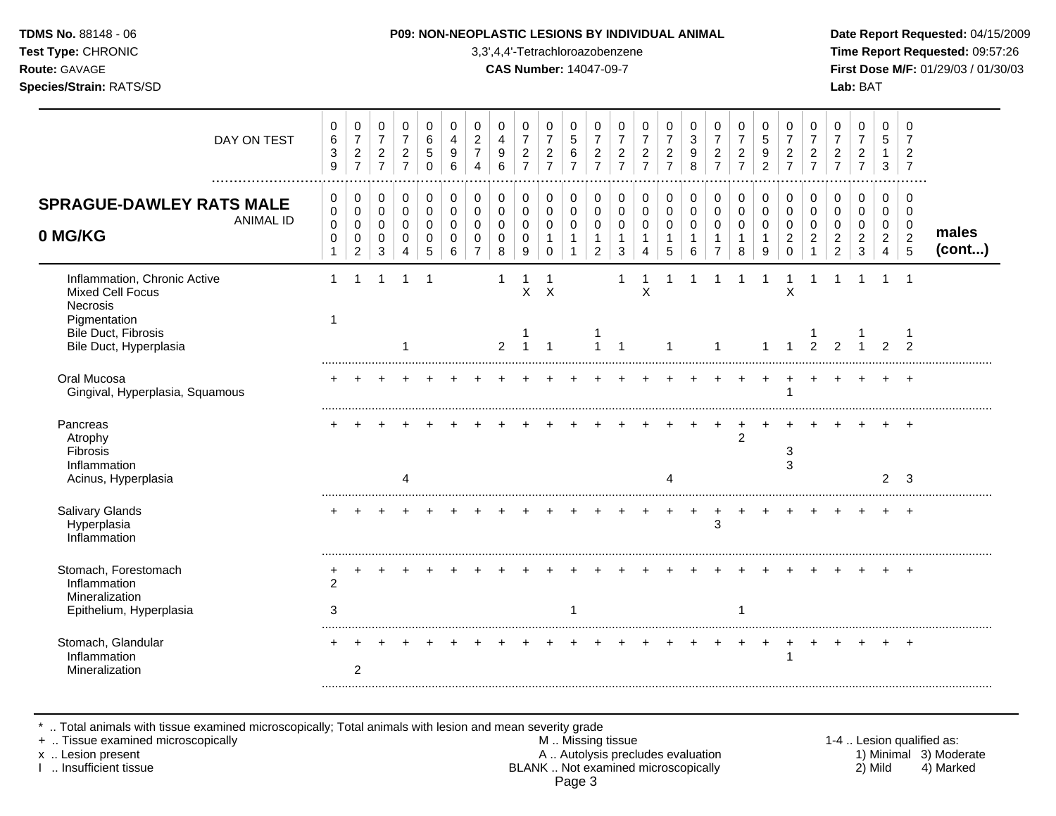**TDMS No.** 88148 - 06
**Test Type:** CHRONIC
**Route:** GAVAGE
**Species/Strain:** RATS/SD

**P09: NON-NEOPLASTIC LESIONS BY INDIVIDUAL ANIMAL**
3,3',4,4'-Tetrachloroazobenzene
**CAS Number:** 14047-09-7

**Date Report Requested:** 04/15/2009
**Time Report Requested:** 09:57:26
**First Dose M/F:** 01/29/03 / 01/30/03
**Lab:** BAT

| DAY ON TEST | 0639 | 0727 | 0727 | 0727 | 0650 | 0496 | 0274 | 0496 | 0727 | 0727 | 0567 | 0727 | 0727 | 0727 | 0727 | 0398 | 0727 | 0727 | 0592 | 0727 | 0727 | 0727 | 0727 | 0513 | 0727 | |
|---|---|---|---|---|---|---|---|---|---|---|---|---|---|---|---|---|---|---|---|---|---|---|---|---|---|---|
| **SPRAGUE-DAWLEY RATS MALE 0 MG/KG** ANIMAL ID | 00001 | 00002 | 00003 | 00004 | 00005 | 00006 | 00007 | 00008 | 00009 | 00010 | 00011 | 00012 | 00013 | 00014 | 00015 | 00016 | 00017 | 00018 | 00019 | 00020 | 00021 | 00022 | 00023 | 00024 | 00025 | **males (cont...)** |
| Inflammation, Chronic Active | 1 | 1 | 1 | 1 | 1 | | | 1 | 1 | 1 | | | 1 | 1 | 1 | 1 | 1 | 1 | 1 | 1 | 1 | 1 | 1 | 1 | 1 | |
| Mixed Cell Focus | | | | | | | | | X | X | | | | X | | | | | | X | | | | | | |
| Necrosis | | | | | | | | | | | | | | | | | | | | | | | | | | |
| Pigmentation | 1 | | | | | | | | | | | | | | | | | | | | | | | | | |
| Bile Duct, Fibrosis | | | | | | | | | 1 | | | 1 | | | | | | | | | 1 | | 1 | | 1 | |
| Bile Duct, Hyperplasia | | | | 1 | | | | 2 | 1 | 1 | | 1 | 1 | | 1 | | 1 | | 1 | 1 | 2 | 2 | 1 | 2 | 2 | |
| Oral Mucosa | + | + | + | + | + | + | + | + | + | + | + | + | + | + | + | + | + | + | + | + | + | + | + | + | + | |
| Gingival, Hyperplasia, Squamous | | | | | | | | | | | | | | | | | | | | 1 | | | | | | |
| Pancreas | + | + | + | + | + | + | + | + | + | + | + | + | + | + | + | + | + | + | + | + | + | + | + | + | + | |
| Atrophy | | | | | | | | | | | | | | | | | | 2 | | | | | | | | |
| Fibrosis | | | | | | | | | | | | | | | | | | | | 3 | | | | | | |
| Inflammation | | | | | | | | | | | | | | | | | | | | 3 | | | | | | |
| Acinus, Hyperplasia | | | | 4 | | | | | | | | | | | 4 | | | | | | | | | 2 | 3 | |
| Salivary Glands | + | + | + | + | + | + | + | + | + | + | + | + | + | + | + | + | + | + | + | + | + | + | + | + | + | |
| Hyperplasia | | | | | | | | | | | | | | | | | 3 | | | | | | | | | |
| Inflammation | | | | | | | | | | | | | | | | | | | | | | | | | | |
| Stomach, Forestomach | + | + | + | + | + | + | + | + | + | + | + | + | + | + | + | + | + | + | + | + | + | + | + | + | + | |
| Inflammation | 2 | | | | | | | | | | | | | | | | | | | | | | | | | |
| Mineralization | | | | | | | | | | | | | | | | | | | | | | | | | | |
| Epithelium, Hyperplasia | 3 | | | | | | | | | | 1 | | | | | | | 1 | | | | | | | | |
| Stomach, Glandular | + | + | + | + | + | + | + | + | + | + | + | + | + | + | + | + | + | + | + | + | + | + | + | + | + | |
| Inflammation | | | | | | | | | | | | | | | | | | | | 1 | | | | | | |
| Mineralization | | 2 | | | | | | | | | | | | | | | | | | | | | | | | |

\* .. Total animals with tissue examined microscopically; Total animals with lesion and mean severity grade
\+ .. Tissue examined microscopically
x .. Lesion present
I .. Insufficient tissue

M .. Missing tissue
A .. Autolysis precludes evaluation
BLANK .. Not examined microscopically

1-4 .. Lesion qualified as:
1) Minimal 2) Mild 3) Moderate 4) Marked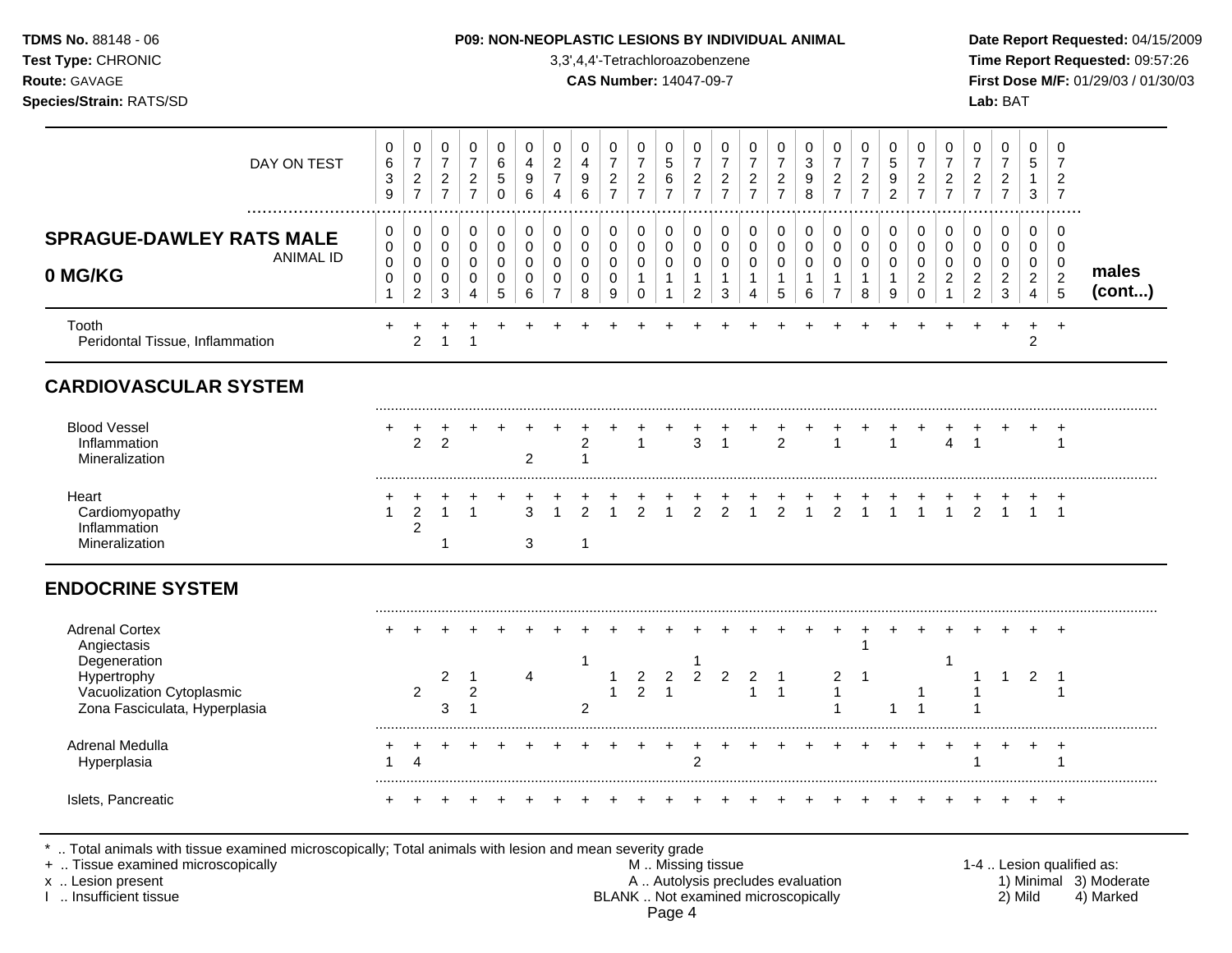**TDMS No.** 88148 - 06
**Test Type:** CHRONIC
**Route:** GAVAGE
**Species/Strain:** RATS/SD

**P09: NON-NEOPLASTIC LESIONS BY INDIVIDUAL ANIMAL**
3,3',4,4'-Tetrachloroazobenzene
**CAS Number:** 14047-09-7

**Date Report Requested:** 04/15/2009
**Time Report Requested:** 09:57:26
**First Dose M/F:** 01/29/03 / 01/30/03
**Lab:** BAT

## SPRAGUE-DAWLEY RATS MALE 0 MG/KG — males (cont...)

| DAY ON TEST | 0639 | 0727 | 0727 | 0727 | 0650 | 0496 | 0274 | 0496 | 0727 | 0727 | 0567 | 0727 | 0727 | 0727 | 0727 | 0398 | 0727 | 0727 | 0592 | 0727 | 0727 | 0727 | 0727 | 0513 | 0727 |
|---|---|---|---|---|---|---|---|---|---|---|---|---|---|---|---|---|---|---|---|---|---|---|---|---|---|
| **ANIMAL ID** | 0001 | 0002 | 0003 | 0004 | 0005 | 0006 | 0007 | 0008 | 0009 | 0010 | 0011 | 0012 | 0013 | 0014 | 0015 | 0016 | 0017 | 0018 | 0019 | 0020 | 0021 | 0022 | 0023 | 0024 | 0025 |
| Tooth | + | + | + | + | + | + | + | + | + | + | + | + | + | + | + | + | + | + | + | + | + | + | + | + | + |
| Peridontal Tissue, Inflammation | | 2 | 1 | 1 | | | | | | | | | | | | | | | | | | | | 2 | |
| **CARDIOVASCULAR SYSTEM** | | | | | | | | | | | | | | | | | | | | | | | | | |
| Blood Vessel | + | + | + | + | + | + | + | + | + | + | + | + | + | + | + | + | + | + | + | + | + | + | + | + | + |
| Inflammation | | 2 | 2 | | | | | 2 | | 1 | | 3 | 1 | | 2 | | 1 | | 1 | | 4 | 1 | | | 1 |
| Mineralization | | | | | | 2 | | 1 | | | | | | | | | | | | | | | | | |
| Heart | + | + | + | + | + | + | + | + | + | + | + | + | + | + | + | + | + | + | + | + | + | + | + | + | + |
| Cardiomyopathy | 1 | 2 | 1 | 1 | | 3 | 1 | 2 | 1 | 2 | 1 | 2 | 2 | 1 | 2 | 1 | 2 | 1 | 1 | 1 | 1 | 2 | 1 | 1 | 1 |
| Inflammation | | 2 | | | | | | | | | | | | | | | | | | | | | | | |
| Mineralization | | | 1 | | | 3 | | 1 | | | | | | | | | | | | | | | | | |
| **ENDOCRINE SYSTEM** | | | | | | | | | | | | | | | | | | | | | | | | | |
| Adrenal Cortex | + | + | + | + | + | + | + | + | + | + | + | + | + | + | + | + | + | + | + | + | + | + | + | + | + |
| Angiectasis | | | | | | | | | | | | | | | | | | 1 | | | | | | | |
| Degeneration | | | | | | | | 1 | | | | 1 | | | | | | | | | 1 | | | | |
| Hypertrophy | | | 2 | 1 | | 4 | | | 1 | 2 | 2 | 2 | 2 | 2 | 1 | | 2 | 1 | | | | 1 | 1 | 2 | 1 |
| Vacuolization Cytoplasmic | | 2 | | 2 | | | | | 1 | 2 | 1 | | | 1 | 1 | | 1 | | | 1 | | 1 | | | 1 |
| Zona Fasciculata, Hyperplasia | | | 3 | 1 | | | | 2 | | | | | | | | | 1 | | 1 | 1 | | 1 | | | |
| Adrenal Medulla | + | + | + | + | + | + | + | + | + | + | + | + | + | + | + | + | + | + | + | + | + | + | + | + | + |
| Hyperplasia | 1 | 4 | | | | | | | | | | 2 | | | | | | | | | | 1 | | | 1 |
| Islets, Pancreatic | + | + | + | + | + | + | + | + | + | + | + | + | + | + | + | + | + | + | + | + | + | + | + | + | + |

\* .. Total animals with tissue examined microscopically; Total animals with lesion and mean severity grade
\+ .. Tissue examined microscopically
x .. Lesion present
I .. Insufficient tissue

M .. Missing tissue
A .. Autolysis precludes evaluation
BLANK .. Not examined microscopically

1-4 .. Lesion qualified as: 1) Minimal 2) Mild 3) Moderate 4) Marked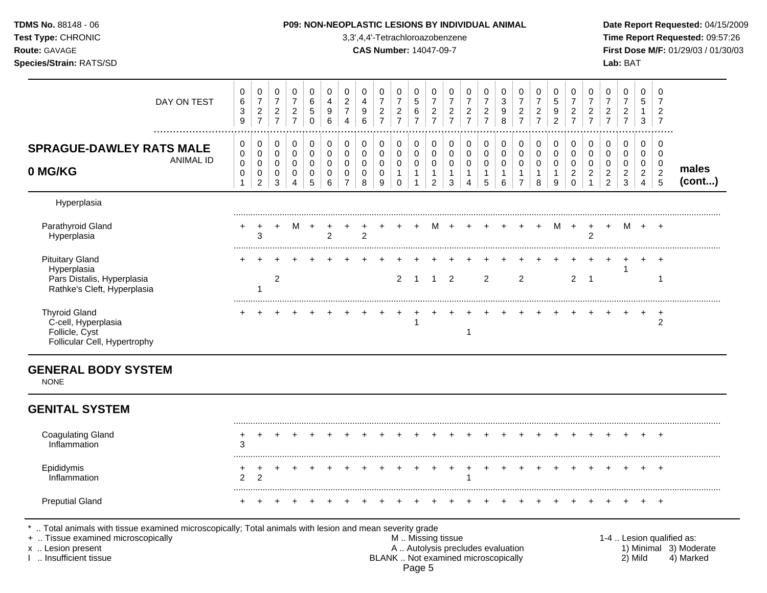**TDMS No.** 88148 - 06
**Test Type:** CHRONIC
**Route:** GAVAGE
**Species/Strain:** RATS/SD

**P09: NON-NEOPLASTIC LESIONS BY INDIVIDUAL ANIMAL**
3,3',4,4'-Tetrachloroazobenzene
**CAS Number:** 14047-09-7

**Date Report Requested:** 04/15/2009
**Time Report Requested:** 09:57:26
**First Dose M/F:** 01/29/03 / 01/30/03
**Lab:** BAT

| DAY ON TEST | 0639 | 0727 | 0727 | 0727 | 0650 | 0496 | 0274 | 0496 | 0727 | 0727 | 0567 | 0727 | 0727 | 0727 | 0727 | 0398 | 0727 | 0727 | 0592 | 0727 | 0727 | 0727 | 0727 | 0513 | 0727 | |
|---|---|---|---|---|---|---|---|---|---|---|---|---|---|---|---|---|---|---|---|---|---|---|---|---|---|---|
| **SPRAGUE-DAWLEY RATS MALE 0 MG/KG** — ANIMAL ID | 00001 | 00002 | 00003 | 00004 | 00005 | 00006 | 00007 | 00008 | 00009 | 00010 | 00011 | 00012 | 00013 | 00014 | 00015 | 00016 | 00017 | 00018 | 00019 | 00020 | 00021 | 00022 | 00023 | 00024 | 00025 | **males (cont...)** |
| Hyperplasia | | | | | | | | | | | | | | | | | | | | | | | | | | |
| Parathyroid Gland | + | + | + | M | + | + | + | + | + | + | + | M | + | + | + | + | + | + | M | + | + | + | M | + | + | |
| Hyperplasia | | 3 | | | | 2 | | 2 | | | | | | | | | | | | | 2 | | | | | |
| Pituitary Gland | + | + | + | + | + | + | + | + | + | + | + | + | + | + | + | + | + | + | + | + | + | + | + | + | + | |
| Hyperplasia | | | | | | | | | | | | | | | | | | | | | | | 1 | | | |
| Pars Distalis, Hyperplasia | | | 2 | | | | | | | 2 | 1 | 1 | 2 | | 2 | | 2 | | | 2 | 1 | | | | 1 | |
| Rathke's Cleft, Hyperplasia | | 1 | | | | | | | | | | | | | | | | | | | | | | | | |
| Thyroid Gland | + | + | + | + | + | + | + | + | + | + | + | + | + | + | + | + | + | + | + | + | + | + | + | + | + | |
| C-cell, Hyperplasia | | | | | | | | | | | 1 | | | | | | | | | | | | | | 2 | |
| Follicle, Cyst | | | | | | | | | | | | | | 1 | | | | | | | | | | | | |
| Follicular Cell, Hypertrophy | | | | | | | | | | | | | | | | | | | | | | | | | | |

## GENERAL BODY SYSTEM

NONE

## GENITAL SYSTEM

| | 001 | 002 | 003 | 004 | 005 | 006 | 007 | 008 | 009 | 010 | 011 | 012 | 013 | 014 | 015 | 016 | 017 | 018 | 019 | 020 | 021 | 022 | 023 | 024 | 025 |
|---|---|---|---|---|---|---|---|---|---|---|---|---|---|---|---|---|---|---|---|---|---|---|---|---|---|
| Coagulating Gland | + | + | + | + | + | + | + | + | + | + | + | + | + | + | + | + | + | + | + | + | + | + | + | + | + |
| Inflammation | 3 | | | | | | | | | | | | | | | | | | | | | | | | |
| Epididymis | + | + | + | + | + | + | + | + | + | + | + | + | + | + | + | + | + | + | + | + | + | + | + | + | + |
| Inflammation | 2 | 2 | | | | | | | | | | | | 1 | | | | | | | | | | | |
| Preputial Gland | + | + | + | + | + | + | + | + | + | + | + | + | + | + | + | + | + | + | + | + | + | + | + | + | + |

* .. Total animals with tissue examined microscopically; Total animals with lesion and mean severity grade
+ .. Tissue examined microscopically
x .. Lesion present
I .. Insufficient tissue

M .. Missing tissue
A .. Autolysis precludes evaluation
BLANK .. Not examined microscopically

1-4 .. Lesion qualified as: 1) Minimal 2) Mild 3) Moderate 4) Marked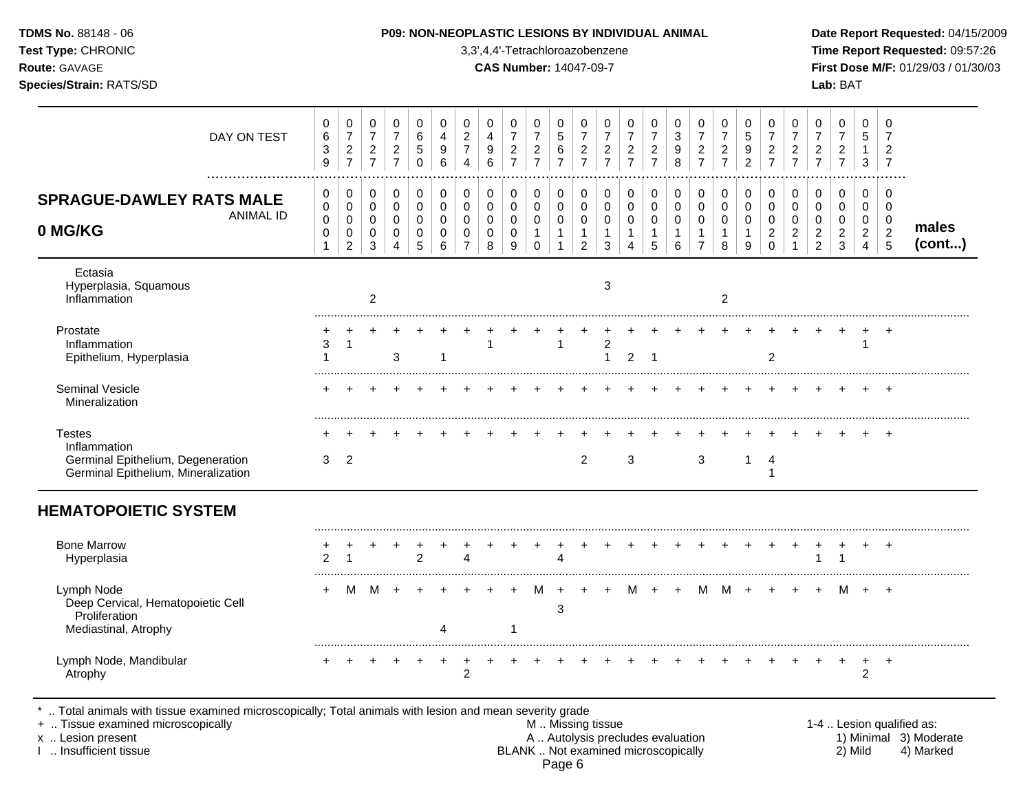**P09: NON-NEOPLASTIC LESIONS BY INDIVIDUAL ANIMAL**

3,3',4,4'-Tetrachloroazobenzene

**CAS Number:** 14047-09-7

| SPRAGUE-DAWLEY RATS MALE 0 MG/KG | 1 | 2 | 3 | 4 | 5 | 6 | 7 | 8 | 9 | 10 | 11 | 12 | 13 | 14 | 15 | 16 | 17 | 18 | 19 | 20 | 21 | 22 | 23 | 24 | 25 | |
|---|---|---|---|---|---|---|---|---|---|---|---|---|---|---|---|---|---|---|---|---|---|---|---|---|---|---|
| DAY ON TEST | 0639 | 0727 | 0727 | 0727 | 0650 | 0496 | 0274 | 0496 | 0727 | 0727 | 0567 | 0727 | 0727 | 0727 | 0727 | 0398 | 0727 | 0727 | 0592 | 0727 | 0727 | 0727 | 0727 | 0513 | 0727 | |
| ANIMAL ID | 0001 | 0002 | 0003 | 0004 | 0005 | 0006 | 0007 | 0008 | 0009 | 0010 | 0011 | 0012 | 0013 | 0014 | 0015 | 0016 | 0017 | 0018 | 0019 | 0020 | 0021 | 0022 | 0023 | 0024 | 0025 | **males (cont...)** |
| Ectasia | | | | | | | | | | | | | | | | | | | | | | | | | | |
| Hyperplasia, Squamous | | | | | | | | | | | | | 3 | | | | | | | | | | | | | |
| Inflammation | | | 2 | | | | | | | | | | | | | | | 2 | | | | | | | | |
| Prostate | + | + | + | + | + | + | + | + | + | + | + | + | + | + | + | + | + | + | + | + | + | + | + | + | + | |
| Inflammation | 3 | 1 | | | | | | 1 | | | 1 | | 2 | | | | | | | | | | | 1 | | |
| Epithelium, Hyperplasia | 1 | | | 3 | | 1 | | | | | | | 1 | 2 | 1 | | | | | 2 | | | | | | |
| Seminal Vesicle | + | + | + | + | + | + | + | + | + | + | + | + | + | + | + | + | + | + | + | + | + | + | + | + | + | |
| Mineralization | | | | | | | | | | | | | | | | | | | | | | | | | | |
| Testes | + | + | + | + | + | + | + | + | + | + | + | + | + | + | + | + | + | + | + | + | + | + | + | + | + | |
| Inflammation | | | | | | | | | | | | | | | | | | | | | | | | | | |
| Germinal Epithelium, Degeneration | 3 | 2 | | | | | | | | | | 2 | | 3 | | | 3 | | 1 | 4 | | | | | | |
| Germinal Epithelium, Mineralization | | | | | | | | | | | | | | | | | | | | 1 | | | | | | |
| **HEMATOPOIETIC SYSTEM** | | | | | | | | | | | | | | | | | | | | | | | | | | |
| Bone Marrow | + | + | + | + | + | + | + | + | + | + | + | + | + | + | + | + | + | + | + | + | + | + | + | + | + | |
| Hyperplasia | 2 | 1 | | | 2 | | 4 | | | | 4 | | | | | | | | | | | 1 | 1 | | | |
| Lymph Node | + | M | M | + | + | + | + | + | + | M | + | + | + | M | + | + | M | M | + | + | + | + | M | + | + | |
| Deep Cervical, Hematopoietic Cell Proliferation | | | | | | | | | | | 3 | | | | | | | | | | | | | | | |
| Mediastinal, Atrophy | | | | | | 4 | | | 1 | | | | | | | | | | | | | | | | | |
| Lymph Node, Mandibular | + | + | + | + | + | + | + | + | + | + | + | + | + | + | + | + | + | + | + | + | + | + | + | + | + | |
| Atrophy | | | | | | | 2 | | | | | | | | | | | | | | | | | 2 | | |

\* .. Total animals with tissue examined microscopically; Total animals with lesion and mean severity grade
+ .. Tissue examined microscopically
x .. Lesion present
I .. Insufficient tissue

M .. Missing tissue
A .. Autolysis precludes evaluation
BLANK .. Not examined microscopically

1-4 .. Lesion qualified as: 1) Minimal 2) Mild 3) Moderate 4) Marked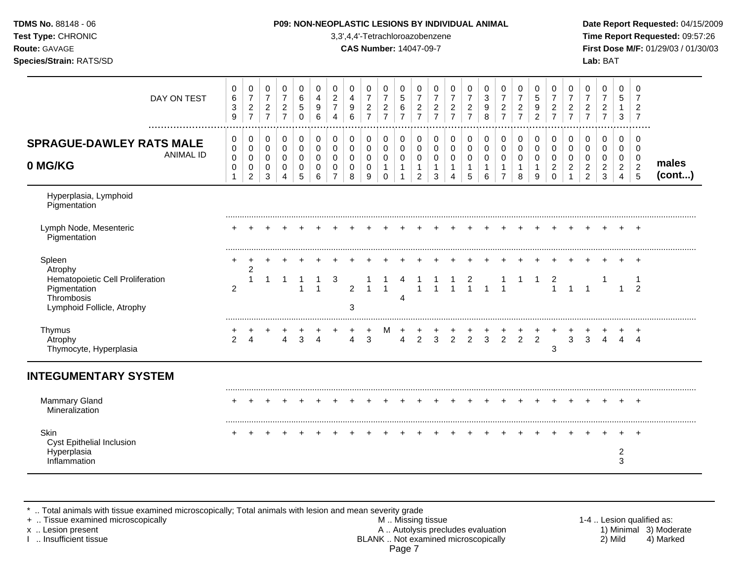**TDMS No.** 88148 - 06
**Test Type:** CHRONIC
**Route:** GAVAGE
**Species/Strain:** RATS/SD

**P09: NON-NEOPLASTIC LESIONS BY INDIVIDUAL ANIMAL**
3,3',4,4'-Tetrachloroazobenzene
**CAS Number:** 14047-09-7

**Date Report Requested:** 04/15/2009
**Time Report Requested:** 09:57:26
**First Dose M/F:** 01/29/03 / 01/30/03
**Lab:** BAT

**SPRAGUE-DAWLEY RATS MALE 0 MG/KG** — males (cont...)

| DAY ON TEST | 0639 | 0727 | 0727 | 0727 | 0650 | 0496 | 0274 | 0496 | 0727 | 0727 | 0567 | 0727 | 0727 | 0727 | 0727 | 0398 | 0727 | 0727 | 0592 | 0727 | 0727 | 0727 | 0727 | 0513 | 0727 |
|---|---|---|---|---|---|---|---|---|---|---|---|---|---|---|---|---|---|---|---|---|---|---|---|---|---|
| **ANIMAL ID** | 00001 | 00002 | 00003 | 00004 | 00005 | 00006 | 00007 | 00008 | 00009 | 00010 | 00011 | 00012 | 00013 | 00014 | 00015 | 00016 | 00017 | 00018 | 00019 | 00020 | 00021 | 00022 | 00023 | 00024 | 00025 |
| Hyperplasia, Lymphoid | | | | | | | | | | | | | | | | | | | | | | | | | |
| Pigmentation | | | | | | | | | | | | | | | | | | | | | | | | | |
| Lymph Node, Mesenteric | + | + | + | + | + | + | + | + | + | + | + | + | + | + | + | + | + | + | + | + | + | + | + | + | + |
| Pigmentation | | | | | | | | | | | | | | | | | | | | | | | | | |
| Spleen | + | + | + | + | + | + | + | + | + | + | + | + | + | + | + | + | + | + | + | + | + | + | + | + | + |
| Atrophy | | 2 | | | | | | | | | | | | | | | | | | | | | | | |
| Hematopoietic Cell Proliferation | | 1 | 1 | 1 | 1 | 1 | 3 | | 1 | 1 | 4 | 1 | 1 | 1 | 2 | | 1 | 1 | 1 | 2 | | | 1 | | 1 |
| Pigmentation | 2 | | | | 1 | 1 | | 2 | 1 | 1 | | 1 | 1 | 1 | 1 | 1 | 1 | | | 1 | 1 | 1 | | 1 | 2 |
| Thrombosis | | | | | | | | | | | 4 | | | | | | | | | | | | | | |
| Lymphoid Follicle, Atrophy | | | | | | | | 3 | | | | | | | | | | | | | | | | | |
| Thymus | + | + | + | + | + | + | + | + | + | M | + | + | + | + | + | + | + | + | + | + | + | + | + | + | + |
| Atrophy | 2 | 4 | | 4 | 3 | 4 | | 4 | 3 | | 4 | 2 | 3 | 2 | 2 | 3 | 2 | 2 | 2 | | 3 | 3 | 4 | 4 | 4 |
| Thymocyte, Hyperplasia | | | | | | | | | | | | | | | | | | | | 3 | | | | | |
| **INTEGUMENTARY SYSTEM** | | | | | | | | | | | | | | | | | | | | | | | | | |
| Mammary Gland | + | + | + | + | + | + | + | + | + | + | + | + | + | + | + | + | + | + | + | + | + | + | + | + | + |
| Mineralization | | | | | | | | | | | | | | | | | | | | | | | | | |
| Skin | + | + | + | + | + | + | + | + | + | + | + | + | + | + | + | + | + | + | + | + | + | + | + | + | + |
| Cyst Epithelial Inclusion | | | | | | | | | | | | | | | | | | | | | | | | | |
| Hyperplasia | | | | | | | | | | | | | | | | | | | | | | | | 2 | |
| Inflammation | | | | | | | | | | | | | | | | | | | | | | | | 3 | |

\* .. Total animals with tissue examined microscopically; Total animals with lesion and mean severity grade
\+ .. Tissue examined microscopically
x .. Lesion present
I .. Insufficient tissue

M .. Missing tissue
A .. Autolysis precludes evaluation
BLANK .. Not examined microscopically

1-4 .. Lesion qualified as: 1) Minimal 2) Mild 3) Moderate 4) Marked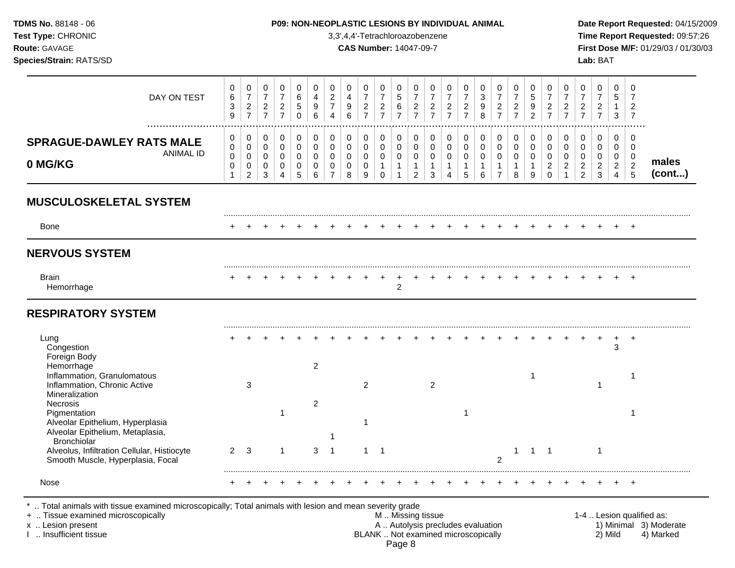**TDMS No.** 88148 - 06
**Test Type:** CHRONIC
**Route:** GAVAGE
**Species/Strain:** RATS/SD

**P09: NON-NEOPLASTIC LESIONS BY INDIVIDUAL ANIMAL**
3,3',4,4'-Tetrachloroazobenzene
**CAS Number:** 14047-09-7

**Date Report Requested:** 04/15/2009
**Time Report Requested:** 09:57:26
**First Dose M/F:** 01/29/03 / 01/30/03
**Lab:** BAT

## SPRAGUE-DAWLEY RATS MALE 0 MG/KG — males (cont...)

| DAY ON TEST | 0639 | 0727 | 0727 | 0727 | 0650 | 0496 | 0274 | 0496 | 0727 | 0727 | 0567 | 0727 | 0727 | 0727 | 0727 | 0398 | 0727 | 0727 | 0592 | 0727 | 0727 | 0727 | 0727 | 0513 | 0727 |
|---|---|---|---|---|---|---|---|---|---|---|---|---|---|---|---|---|---|---|---|---|---|---|---|---|---|
| **ANIMAL ID** | 00001 | 00002 | 00003 | 00004 | 00005 | 00006 | 00007 | 00008 | 00009 | 00010 | 00011 | 00012 | 00013 | 00014 | 00015 | 00016 | 00017 | 00018 | 00019 | 00020 | 00021 | 00022 | 00023 | 00024 | 00025 |
| **MUSCULOSKELETAL SYSTEM** | | | | | | | | | | | | | | | | | | | | | | | | | |
| Bone | + | + | + | + | + | + | + | + | + | + | + | + | + | + | + | + | + | + | + | + | + | + | + | + | + |
| **NERVOUS SYSTEM** | | | | | | | | | | | | | | | | | | | | | | | | | |
| Brain | + | + | + | + | + | + | + | + | + | + | + | + | + | + | + | + | + | + | + | + | + | + | + | + | + |
| Hemorrhage | | | | | | | | | | | 2 | | | | | | | | | | | | | | |
| **RESPIRATORY SYSTEM** | | | | | | | | | | | | | | | | | | | | | | | | | |
| Lung | + | + | + | + | + | + | + | + | + | + | + | + | + | + | + | + | + | + | + | + | + | + | + | + | + |
| Congestion | | | | | | | | | | | | | | | | | | | | | | | | 3 | |
| Foreign Body | | | | | | | | | | | | | | | | | | | | | | | | | |
| Hemorrhage | | | | | | 2 | | | | | | | | | | | | | | | | | | | |
| Inflammation, Granulomatous | | | | | | | | | | | | | | | | | | | 1 | | | | | | 1 |
| Inflammation, Chronic Active | | 3 | | | | | | | 2 | | | | 2 | | | | | | | | | | 1 | | |
| Mineralization | | | | | | | | | | | | | | | | | | | | | | | | | |
| Necrosis | | | | | | 2 | | | | | | | | | | | | | | | | | | | |
| Pigmentation | | | | 1 | | | | | | | | | | | 1 | | | | | | | | | | 1 |
| Alveolar Epithelium, Hyperplasia | | | | | | | | | 1 | | | | | | | | | | | | | | | | |
| Alveolar Epithelium, Metaplasia, Bronchiolar | | | | | | | 1 | | | | | | | | | | | | | | | | | | |
| Alveolus, Infiltration Cellular, Histiocyte | 2 | 3 | | 1 | | 3 | 1 | | 1 | 1 | | | | | | | | 1 | 1 | 1 | | | 1 | | |
| Smooth Muscle, Hyperplasia, Focal | | | | | | | | | | | | | | | | | 2 | | | | | | | | |
| Nose | + | + | + | + | + | + | + | + | + | + | + | + | + | + | + | + | + | + | + | + | + | + | + | + | + |

\* .. Total animals with tissue examined microscopically; Total animals with lesion and mean severity grade
\+ .. Tissue examined microscopically
x .. Lesion present
I .. Insufficient tissue
M .. Missing tissue
A .. Autolysis precludes evaluation
BLANK .. Not examined microscopically
1-4 .. Lesion qualified as: 1) Minimal 2) Mild 3) Moderate 4) Marked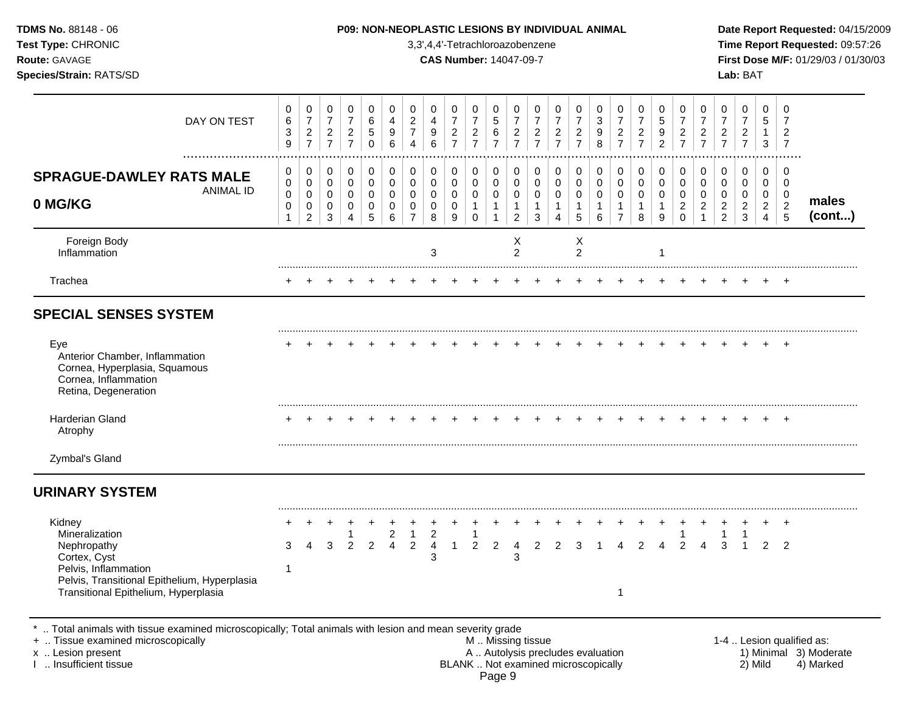## P09: NON-NEOPLASTIC LESIONS BY INDIVIDUAL ANIMAL

3,3',4,4'-Tetrachloroazobenzene

**CAS Number:** 14047-09-7

**SPRAGUE-DAWLEY RATS MALE 0 MG/KG**

| | 0001 | 0002 | 0003 | 0004 | 0005 | 0006 | 0007 | 0008 | 0009 | 0010 | 0011 | 0012 | 0013 | 0014 | 0015 | 0016 | 0017 | 0018 | 0019 | 0020 | 0021 | 0022 | 0023 | 0024 | 0025 | males (cont...) |
|---|---|---|---|---|---|---|---|---|---|---|---|---|---|---|---|---|---|---|---|---|---|---|---|---|---|---|
| DAY ON TEST | 0639 | 0727 | 0727 | 0727 | 0650 | 0496 | 0274 | 0496 | 0727 | 0727 | 0567 | 0727 | 0727 | 0727 | 0727 | 0398 | 0727 | 0727 | 0592 | 0727 | 0727 | 0727 | 0727 | 0513 | 0727 | |
| Foreign Body | | | | | | | | | | | | X | | | X | | | | | | | | | | | |
| Inflammation | | | | | | | | 3 | | | | 2 | | | 2 | | | | 1 | | | | | | | |
| Trachea | + | + | + | + | + | + | + | + | + | + | + | + | + | + | + | + | + | + | + | + | + | + | + | + | + | |
| **SPECIAL SENSES SYSTEM** | | | | | | | | | | | | | | | | | | | | | | | | | | |
| Eye | + | + | + | + | + | + | + | + | + | + | + | + | + | + | + | + | + | + | + | + | + | + | + | + | + | |
| Anterior Chamber, Inflammation | | | | | | | | | | | | | | | | | | | | | | | | | | |
| Cornea, Hyperplasia, Squamous | | | | | | | | | | | | | | | | | | | | | | | | | | |
| Cornea, Inflammation | | | | | | | | | | | | | | | | | | | | | | | | | | |
| Retina, Degeneration | | | | | | | | | | | | | | | | | | | | | | | | | | |
| Harderian Gland | + | + | + | + | + | + | + | + | + | + | + | + | + | + | + | + | + | + | + | + | + | + | + | + | + | |
| Atrophy | | | | | | | | | | | | | | | | | | | | | | | | | | |
| Zymbal's Gland | | | | | | | | | | | | | | | | | | | | | | | | | | |
| **URINARY SYSTEM** | | | | | | | | | | | | | | | | | | | | | | | | | | |
| Kidney | + | + | + | + | + | + | + | + | + | + | + | + | + | + | + | + | + | + | + | + | + | + | + | + | + | |
| Mineralization | | | | 1 | | 2 | 1 | 2 | | 1 | | | | | | | | | | 1 | | 1 | 1 | | | |
| Nephropathy | 3 | 4 | 3 | 2 | 2 | 4 | 2 | 4 | 1 | 2 | 2 | 4 | 2 | 2 | 3 | 1 | 4 | 2 | 4 | 2 | 4 | 3 | 1 | 2 | 2 | |
| Cortex, Cyst | | | | | | | | 3 | | | | 3 | | | | | | | | | | | | | | |
| Pelvis, Inflammation | 1 | | | | | | | | | | | | | | | | | | | | | | | | | |
| Pelvis, Transitional Epithelium, Hyperplasia | | | | | | | | | | | | | | | | | | | | | | | | | | |
| Transitional Epithelium, Hyperplasia | | | | | | | | | | | | | | | | | 1 | | | | | | | | | |

\* .. Total animals with tissue examined microscopically; Total animals with lesion and mean severity grade
\+ .. Tissue examined microscopically
x .. Lesion present
I .. Insufficient tissue

M .. Missing tissue
A .. Autolysis precludes evaluation
BLANK .. Not examined microscopically

1-4 .. Lesion qualified as: 1) Minimal 2) Mild 3) Moderate 4) Marked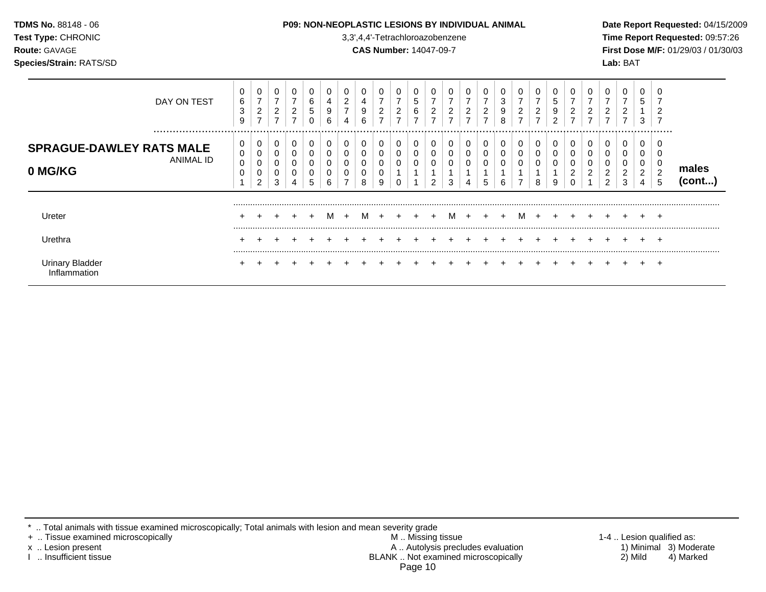**TDMS No.** 88148 - 06
**Test Type:** CHRONIC
**Route:** GAVAGE
**Species/Strain:** RATS/SD

**P09: NON-NEOPLASTIC LESIONS BY INDIVIDUAL ANIMAL**
3,3',4,4'-Tetrachloroazobenzene
**CAS Number:** 14047-09-7

**Date Report Requested:** 04/15/2009
**Time Report Requested:** 09:57:26
**First Dose M/F:** 01/29/03 / 01/30/03
**Lab:** BAT

| DAY ON TEST | 0639 | 0727 | 0727 | 0727 | 0650 | 0496 | 0274 | 0496 | 0727 | 0727 | 0567 | 0727 | 0727 | 0727 | 0727 | 0398 | 0727 | 0727 | 0592 | 0727 | 0727 | 0727 | 0727 | 0513 | 0727 | |
|---|---|---|---|---|---|---|---|---|---|---|---|---|---|---|---|---|---|---|---|---|---|---|---|---|---|---|
| **SPRAGUE-DAWLEY RATS MALE 0 MG/KG** ANIMAL ID | 00001 | 00002 | 00003 | 00004 | 00005 | 00006 | 00007 | 00008 | 00009 | 00010 | 00011 | 00012 | 00013 | 00014 | 00015 | 00016 | 00017 | 00018 | 00019 | 00020 | 00021 | 00022 | 00023 | 00024 | 00025 | **males (cont...)** |
| Ureter | + | + | + | + | + | M | + | M | + | + | + | + | M | + | + | + | M | + | + | + | + | + | + | + | + | |
| Urethra | + | + | + | + | + | + | + | + | + | + | + | + | + | + | + | + | + | + | + | + | + | + | + | + | + | |
| Urinary Bladder | + | + | + | + | + | + | + | + | + | + | + | + | + | + | + | + | + | + | + | + | + | + | + | + | + | |
| Inflammation | | | | | | | | | | | | | | | | | | | | | | | | | | |

\* .. Total animals with tissue examined microscopically; Total animals with lesion and mean severity grade
\+ .. Tissue examined microscopically
x .. Lesion present
I .. Insufficient tissue

M .. Missing tissue
A .. Autolysis precludes evaluation
BLANK .. Not examined microscopically

1-4 .. Lesion qualified as:
1) Minimal 2) Mild 3) Moderate 4) Marked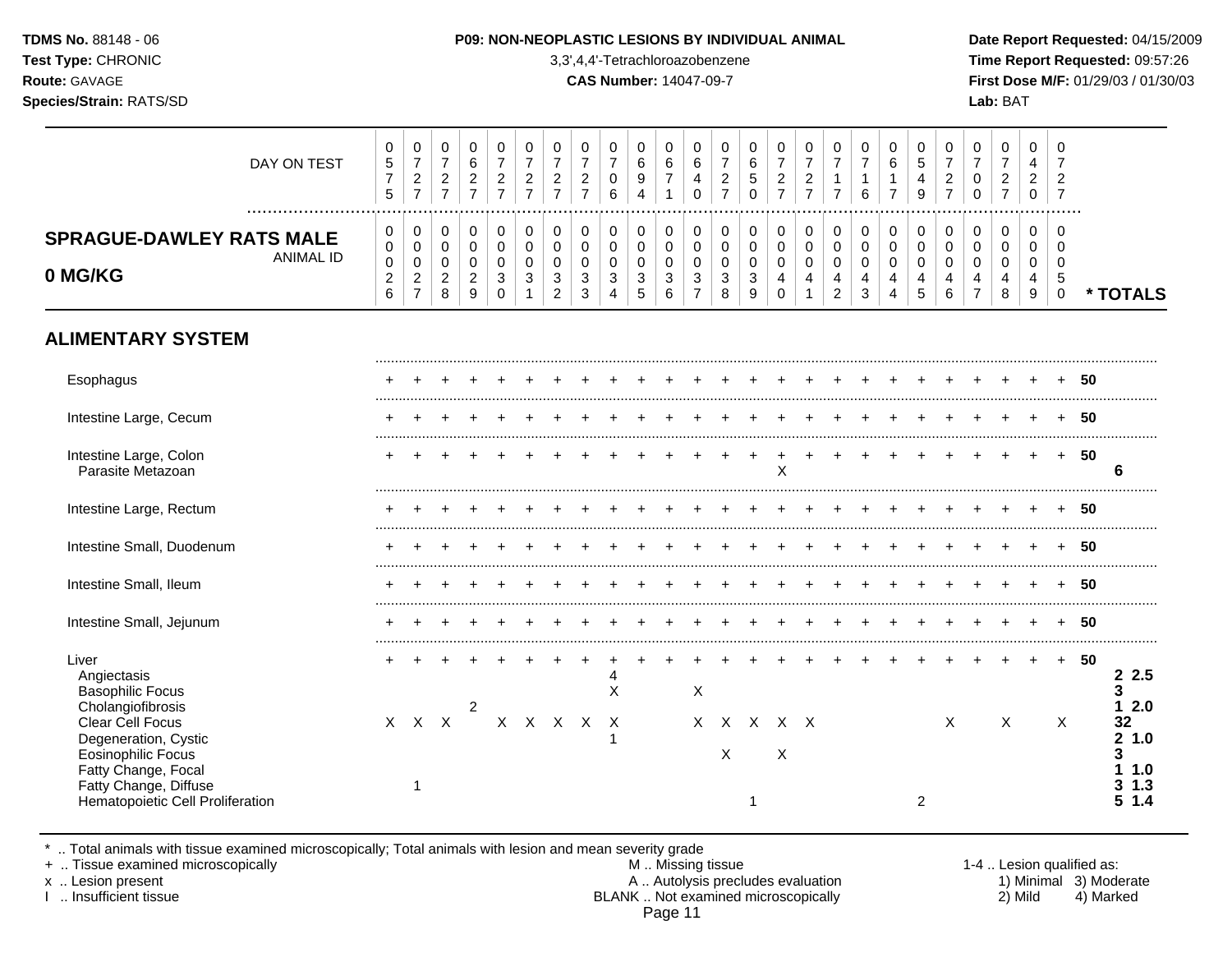TDMS No. 88148 - 06
Test Type: CHRONIC
Route: GAVAGE
Species/Strain: RATS/SD

**P09: NON-NEOPLASTIC LESIONS BY INDIVIDUAL ANIMAL**
3,3',4,4'-Tetrachloroazobenzene
**CAS Number:** 14047-09-7

Date Report Requested: 04/15/2009
Time Report Requested: 09:57:26
First Dose M/F: 01/29/03 / 01/30/03
Lab: BAT

## SPRAGUE-DAWLEY RATS MALE 0 MG/KG

| DAY ON TEST | 0575 | 0727 | 0727 | 0627 | 0727 | 0727 | 0727 | 0727 | 0706 | 0694 | 0671 | 0640 | 0727 | 0650 | 0727 | 0727 | 0717 | 0716 | 0617 | 0549 | 0727 | 0700 | 0727 | 0420 | 0727 | |
|---|---|---|---|---|---|---|---|---|---|---|---|---|---|---|---|---|---|---|---|---|---|---|---|---|---|---|
| **ANIMAL ID** | 0026 | 0027 | 0028 | 0029 | 0030 | 0031 | 0032 | 0033 | 0034 | 0035 | 0036 | 0037 | 0038 | 0039 | 0040 | 0041 | 0042 | 0043 | 0044 | 0045 | 0046 | 0047 | 0048 | 0049 | 0050 | *** TOTALS** |
| **ALIMENTARY SYSTEM** | | | | | | | | | | | | | | | | | | | | | | | | | | |
| Esophagus | + | + | + | + | + | + | + | + | + | + | + | + | + | + | + | + | + | + | + | + | + | + | + | + | + | **50** |
| Intestine Large, Cecum | + | + | + | + | + | + | + | + | + | + | + | + | + | + | + | + | + | + | + | + | + | + | + | + | + | **50** |
| Intestine Large, Colon | + | + | + | + | + | + | + | + | + | + | + | + | + | + | + | + | + | + | + | + | + | + | + | + | + | **50** |
| Parasite Metazoan | | | | | | | | | | | | | | | X | | | | | | | | | | | **6** |
| Intestine Large, Rectum | + | + | + | + | + | + | + | + | + | + | + | + | + | + | + | + | + | + | + | + | + | + | + | + | + | **50** |
| Intestine Small, Duodenum | + | + | + | + | + | + | + | + | + | + | + | + | + | + | + | + | + | + | + | + | + | + | + | + | + | **50** |
| Intestine Small, Ileum | + | + | + | + | + | + | + | + | + | + | + | + | + | + | + | + | + | + | + | + | + | + | + | + | + | **50** |
| Intestine Small, Jejunum | + | + | + | + | + | + | + | + | + | + | + | + | + | + | + | + | + | + | + | + | + | + | + | + | + | **50** |
| Liver | + | + | + | + | + | + | + | + | + | + | + | + | + | + | + | + | + | + | + | + | + | + | + | + | + | **50** |
| Angiectasis | | | | | | | | | 4 | | | | | | | | | | | | | | | | | **2 2.5** |
| Basophilic Focus | | | | | | | | | X | | | X | | | | | | | | | | | | | | **3** |
| Cholangiofibrosis | | | | 2 | | | | | | | | | | | | | | | | | | | | | | **1 2.0** |
| Clear Cell Focus | X | X | X | | X | X | X | X | X | | | X | X | X | X | X | | | | | X | | X | | X | **32** |
| Degeneration, Cystic | | | | | | | | | 1 | | | | | | | | | | | | | | | | | **2 1.0** |
| Eosinophilic Focus | | | | | | | | | | | | | X | | X | | | | | | | | | | | **3** |
| Fatty Change, Focal | | | | | | | | | | | | | | | | | | | | | | | | | | **1 1.0** |
| Fatty Change, Diffuse | | 1 | | | | | | | | | | | | | | | | | | | | | | | | **3 1.3** |
| Hematopoietic Cell Proliferation | | | | | | | | | | | | | | 1 | | | | | | 2 | | | | | | **5 1.4** |

\* .. Total animals with tissue examined microscopically; Total animals with lesion and mean severity grade
\+ .. Tissue examined microscopically
x .. Lesion present
I .. Insufficient tissue

M .. Missing tissue
A .. Autolysis precludes evaluation
BLANK .. Not examined microscopically

1-4 .. Lesion qualified as:
1) Minimal 2) Mild 3) Moderate 4) Marked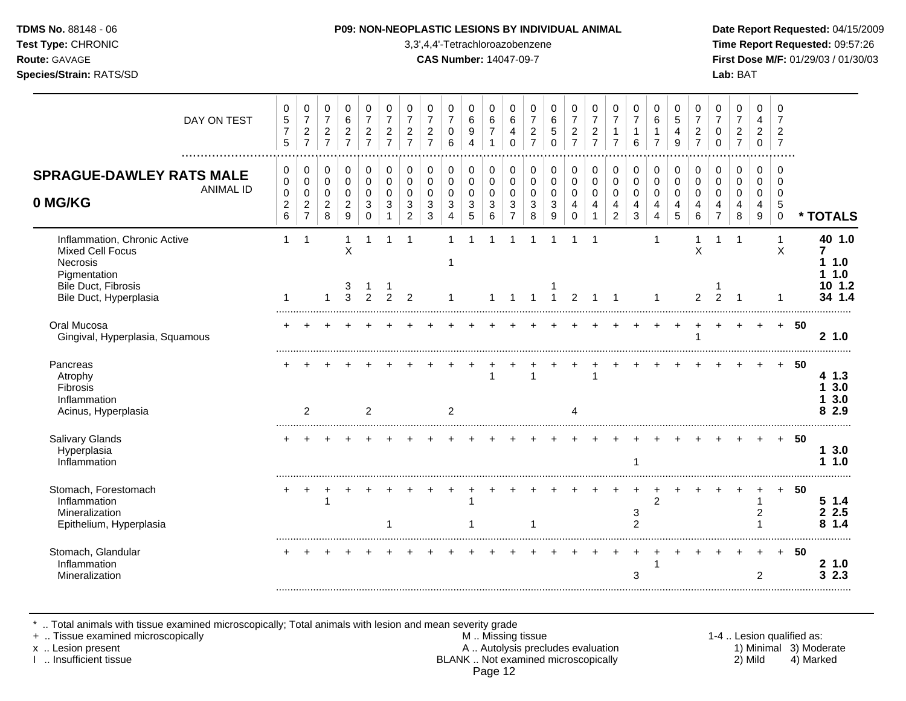**TDMS No.** 88148 - 06
**Test Type:** CHRONIC
**Route:** GAVAGE
**Species/Strain:** RATS/SD

**P09: NON-NEOPLASTIC LESIONS BY INDIVIDUAL ANIMAL**
3,3',4,4'-Tetrachloroazobenzene
**CAS Number:** 14047-09-7

**Date Report Requested:** 04/15/2009
**Time Report Requested:** 09:57:26
**First Dose M/F:** 01/29/03 / 01/30/03
**Lab:** BAT

## SPRAGUE-DAWLEY RATS MALE 0 MG/KG

| DAY ON TEST | 0575 | 0727 | 0727 | 0627 | 0727 | 0727 | 0727 | 0727 | 0706 | 0694 | 0671 | 0640 | 0727 | 0650 | 0727 | 0727 | 0717 | 0716 | 0617 | 0549 | 0727 | 0700 | 0727 | 0420 | 0727 | |
|---|---|---|---|---|---|---|---|---|---|---|---|---|---|---|---|---|---|---|---|---|---|---|---|---|---|---|
| **ANIMAL ID** | 0026 | 0027 | 0028 | 0029 | 0030 | 0031 | 0032 | 0033 | 0034 | 0035 | 0036 | 0037 | 0038 | 0039 | 0040 | 0041 | 0042 | 0043 | 0044 | 0045 | 0046 | 0047 | 0048 | 0049 | 0050 | *** TOTALS** |
| Inflammation, Chronic Active | 1 | 1 | | 1 | 1 | 1 | 1 | | 1 | 1 | 1 | 1 | 1 | 1 | 1 | 1 | | | 1 | | 1 | 1 | 1 | | 1 | 40 1.0 |
| Mixed Cell Focus | | | | X | | | | | | | | | | | | | | | | | X | | | | X | 7 |
| Necrosis | | | | | | | | | 1 | | | | | | | | | | | | | | | | | 1 1.0 |
| Pigmentation | | | | | | | | | | | | | | | | | | | | | | | | | | 1 1.0 |
| Bile Duct, Fibrosis | | | | 3 | 1 | 1 | | | | | | | | 1 | | | | | | | | 1 | | | | 10 1.2 |
| Bile Duct, Hyperplasia | 1 | | 1 | 3 | 2 | 2 | 2 | | 1 | | 1 | 1 | 1 | 1 | 2 | 1 | 1 | | 1 | | 2 | 2 | 1 | | 1 | 34 1.4 |
| Oral Mucosa | + | + | + | + | + | + | + | + | + | + | + | + | + | + | + | + | + | + | + | + | + | + | + | + | + | 50 |
| Gingival, Hyperplasia, Squamous | | | | | | | | | | | | | | | | | | | | | 1 | | | | | 2 1.0 |
| Pancreas | + | + | + | + | + | + | + | + | + | + | + | + | + | + | + | + | + | + | + | + | + | + | + | + | + | 50 |
| Atrophy | | | | | | | | | | | 1 | | 1 | | | 1 | | | | | | | | | | 4 1.3 |
| Fibrosis | | | | | | | | | | | | | | | | | | | | | | | | | | 1 3.0 |
| Inflammation | | | | | | | | | | | | | | | | | | | | | | | | | | 1 3.0 |
| Acinus, Hyperplasia | | 2 | | | 2 | | | | 2 | | | | | | 4 | | | | | | | | | | | 8 2.9 |
| Salivary Glands | + | + | + | + | + | + | + | + | + | + | + | + | + | + | + | + | + | + | + | + | + | + | + | + | + | 50 |
| Hyperplasia | | | | | | | | | | | | | | | | | | | | | | | | | | 1 3.0 |
| Inflammation | | | | | | | | | | | | | | | | | | 1 | | | | | | | | 1 1.0 |
| Stomach, Forestomach | + | + | + | + | + | + | + | + | + | + | + | + | + | + | + | + | + | + | + | + | + | + | + | + | + | 50 |
| Inflammation | | | 1 | | | | | | | 1 | | | | | | | | | 2 | | | | | 1 | | 5 1.4 |
| Mineralization | | | | | | | | | | | | | | | | | | 3 | | | | | | 2 | | 2 2.5 |
| Epithelium, Hyperplasia | | | | | | 1 | | | | 1 | | | 1 | | | | | 2 | | | | | | 1 | | 8 1.4 |
| Stomach, Glandular | + | + | + | + | + | + | + | + | + | + | + | + | + | + | + | + | + | + | + | + | + | + | + | + | + | 50 |
| Inflammation | | | | | | | | | | | | | | | | | | | 1 | | | | | | | 2 1.0 |
| Mineralization | | | | | | | | | | | | | | | | | | 3 | | | | | | 2 | | 3 2.3 |

\* .. Total animals with tissue examined microscopically; Total animals with lesion and mean severity grade
\+ .. Tissue examined microscopically
x .. Lesion present
I .. Insufficient tissue

M .. Missing tissue
A .. Autolysis precludes evaluation
BLANK .. Not examined microscopically

1-4 .. Lesion qualified as:
1) Minimal 2) Mild 3) Moderate 4) Marked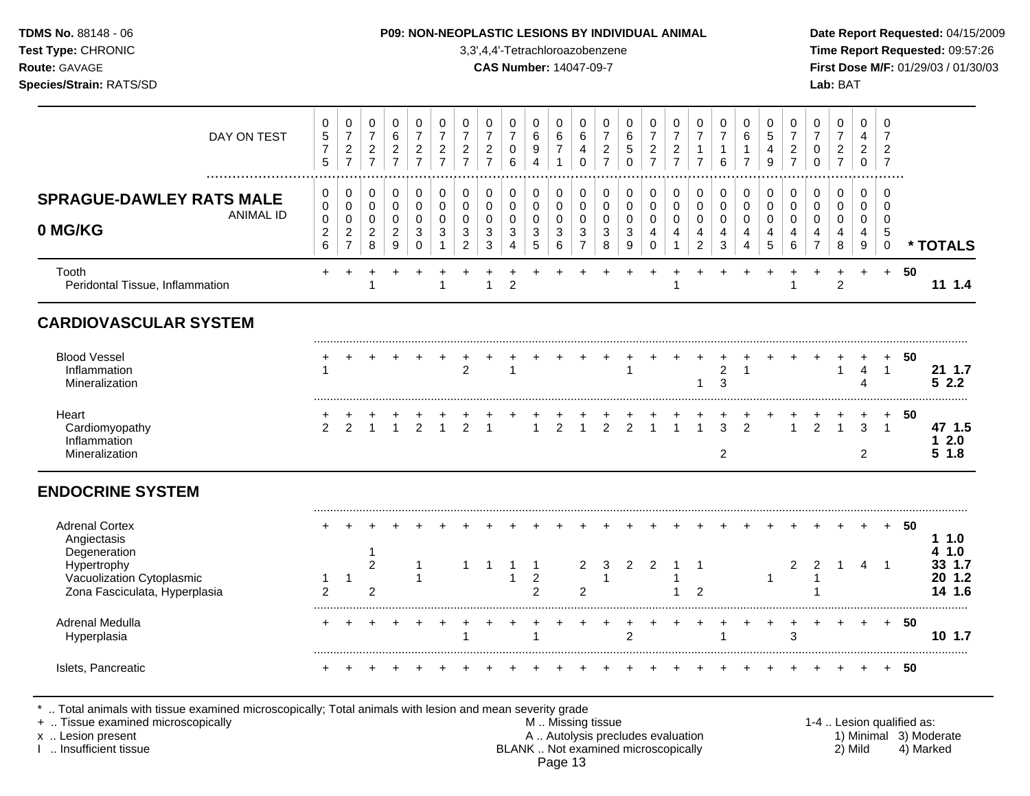**TDMS No.** 88148 - 06
**Test Type:** CHRONIC
**Route:** GAVAGE
**Species/Strain:** RATS/SD

**P09: NON-NEOPLASTIC LESIONS BY INDIVIDUAL ANIMAL**
3,3',4,4'-Tetrachloroazobenzene
**CAS Number:** 14047-09-7

**Date Report Requested:** 04/15/2009
**Time Report Requested:** 09:57:26
**First Dose M/F:** 01/29/03 / 01/30/03
**Lab:** BAT

## SPRAGUE-DAWLEY RATS MALE 0 MG/KG

| DAY ON TEST | 575 | 727 | 727 | 627 | 727 | 727 | 727 | 727 | 706 | 694 | 671 | 640 | 727 | 650 | 727 | 727 | 717 | 716 | 617 | 549 | 727 | 700 | 727 | 420 | 727 | |
|---|---|---|---|---|---|---|---|---|---|---|---|---|---|---|---|---|---|---|---|---|---|---|---|---|---|---|
| ANIMAL ID | 0000026 | 0000027 | 0000028 | 0000029 | 0000030 | 0000031 | 0000032 | 0000033 | 0000034 | 0000035 | 0000036 | 0000037 | 0000038 | 0000039 | 0000040 | 0000041 | 0000042 | 0000043 | 0000044 | 0000045 | 0000046 | 0000047 | 0000048 | 0000049 | 0000050 | * TOTALS |
| Tooth | + | + | + | + | + | + | + | + | + | + | + | + | + | + | + | + | + | + | + | + | + | + | + | + | + | 50 |
| Peridontal Tissue, Inflammation | | | 1 | | | 1 | | 1 | 2 | | | | | | | 1 | | | | | 1 | | 2 | | | 11 1.4 |
| **CARDIOVASCULAR SYSTEM** | | | | | | | | | | | | | | | | | | | | | | | | | | |
| Blood Vessel | + | + | + | + | + | + | + | + | + | + | + | + | + | + | + | + | + | + | + | + | + | + | + | + | + | 50 |
| Inflammation | 1 | | | | | | 2 | | 1 | | | | | 1 | | | | 2 | 1 | | | | 1 | 4 | 1 | 21 1.7 |
| Mineralization | | | | | | | | | | | | | | | | | 1 | 3 | | | | | | 4 | | 5 2.2 |
| Heart | + | + | + | + | + | + | + | + | + | + | + | + | + | + | + | + | + | + | + | + | + | + | + | + | + | 50 |
| Cardiomyopathy | 2 | 2 | 1 | 1 | 2 | 1 | 2 | 1 | | 1 | 2 | 1 | 2 | 2 | 1 | 1 | 1 | 3 | 2 | | 1 | 2 | 1 | 3 | 1 | 47 1.5 |
| Inflammation | | | | | | | | | | | | | | | | | | | | | | | | | | 1 2.0 |
| Mineralization | | | | | | | | | | | | | | | | | | 2 | | | | | | 2 | | 5 1.8 |
| **ENDOCRINE SYSTEM** | | | | | | | | | | | | | | | | | | | | | | | | | | |
| Adrenal Cortex | + | + | + | + | + | + | + | + | + | + | + | + | + | + | + | + | + | + | + | + | + | + | + | + | + | 50 |
| Angiectasis | | | | | | | | | | | | | | | | | | | | | | | | | | 1 1.0 |
| Degeneration | | | 1 | | | | | | | | | | | | | | | | | | | | | | | 4 1.0 |
| Hypertrophy | | | 2 | | 1 | | 1 | 1 | 1 | 1 | | 2 | 3 | 2 | 2 | 1 | 1 | | | | 2 | 2 | 1 | 4 | 1 | 33 1.7 |
| Vacuolization Cytoplasmic | 1 | 1 | | | 1 | | | | 1 | 2 | | | 1 | | | 1 | | | | 1 | | 1 | | | | 20 1.2 |
| Zona Fasciculata, Hyperplasia | 2 | | 2 | | | | | | | 2 | | 2 | | | | 1 | 2 | | | | | 1 | | | | 14 1.6 |
| Adrenal Medulla | + | + | + | + | + | + | + | + | + | + | + | + | + | + | + | + | + | + | + | + | + | + | + | + | + | 50 |
| Hyperplasia | | | | | | | 1 | | | 1 | | | | 2 | | | | 1 | | | 3 | | | | | 10 1.7 |
| Islets, Pancreatic | + | + | + | + | + | + | + | + | + | + | + | + | + | + | + | + | + | + | + | + | + | + | + | + | + | 50 |

\* .. Total animals with tissue examined microscopically; Total animals with lesion and mean severity grade
\+ .. Tissue examined microscopically
x .. Lesion present
I .. Insufficient tissue

M .. Missing tissue
A .. Autolysis precludes evaluation
BLANK .. Not examined microscopically

1-4 .. Lesion qualified as:
1) Minimal 2) Mild 3) Moderate 4) Marked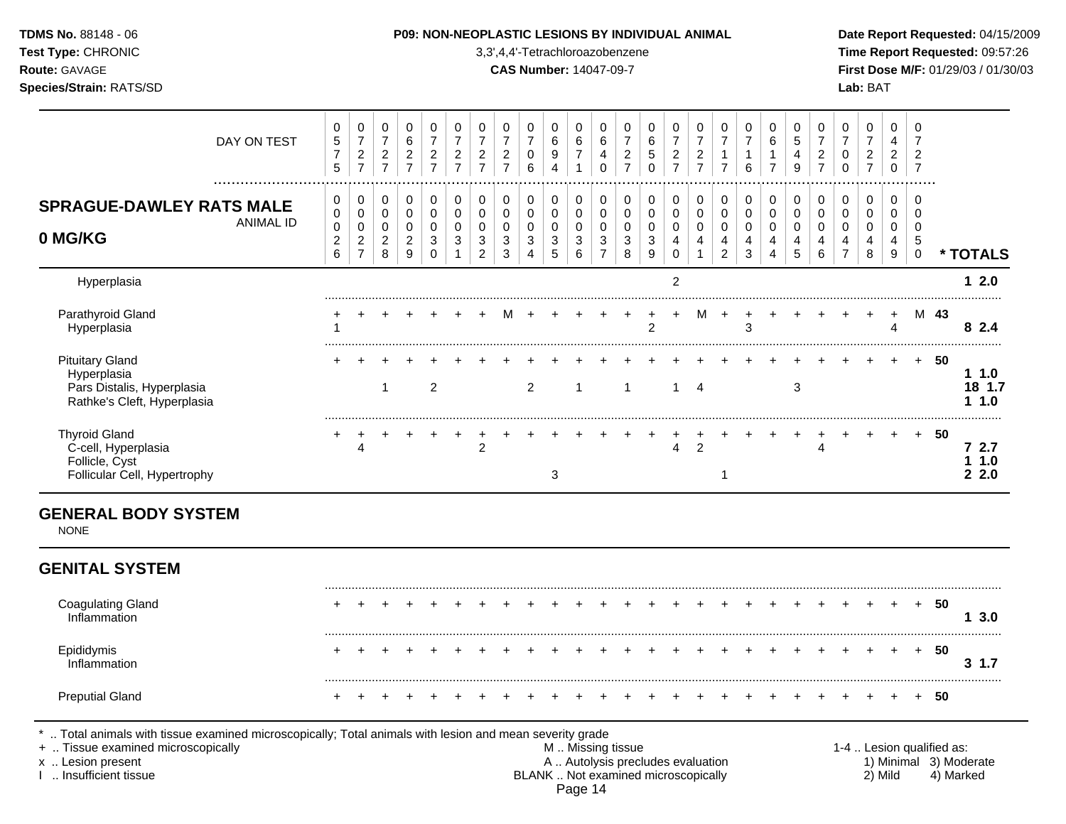**TDMS No.** 88148 - 06
**Test Type:** CHRONIC
**Route:** GAVAGE
**Species/Strain:** RATS/SD

**P09: NON-NEOPLASTIC LESIONS BY INDIVIDUAL ANIMAL**
3,3',4,4'-Tetrachloroazobenzene
**CAS Number:** 14047-09-7

**Date Report Requested:** 04/15/2009
**Time Report Requested:** 09:57:26
**First Dose M/F:** 01/29/03 / 01/30/03
**Lab:** BAT

## SPRAGUE-DAWLEY RATS MALE 0 MG/KG

| DAY ON TEST | 0575 | 0727 | 0727 | 0627 | 0727 | 0727 | 0727 | 0727 | 0706 | 0694 | 0671 | 0640 | 0727 | 0650 | 0727 | 0727 | 0717 | 0716 | 0617 | 0549 | 0727 | 0700 | 0727 | 0420 | 0727 | |
|---|---|---|---|---|---|---|---|---|---|---|---|---|---|---|---|---|---|---|---|---|---|---|---|---|---|---|
| **ANIMAL ID** | 0026 | 0027 | 0028 | 0029 | 0030 | 0031 | 0032 | 0033 | 0034 | 0035 | 0036 | 0037 | 0038 | 0039 | 0040 | 0041 | 0042 | 0043 | 0044 | 0045 | 0046 | 0047 | 0048 | 0049 | 0050 | *** TOTALS** |
| Hyperplasia | | | | | | | | | | | | | | | 2 | | | | | | | | | | | **1 2.0** |
| Parathyroid Gland | + | + | + | + | + | + | + | M | + | + | + | + | + | + | + | M | + | + | + | + | + | + | + | + | M | **43** |
| Hyperplasia | 1 | | | | | | | | | | | | | 2 | | | | 3 | | | | | | 4 | | **8 2.4** |
| Pituitary Gland | + | + | + | + | + | + | + | + | + | + | + | + | + | + | + | + | + | + | + | + | + | + | + | + | + | **50** |
| Hyperplasia | | | | | | | | | | | | | | | | | | | | | | | | | | **1 1.0** |
| Pars Distalis, Hyperplasia | | | 1 | | 2 | | | | 2 | | 1 | | 1 | | 1 | 4 | | | | 3 | | | | | | **18 1.7** |
| Rathke's Cleft, Hyperplasia | | | | | | | | | | | | | | | | | | | | | | | | | | **1 1.0** |
| Thyroid Gland | + | + | + | + | + | + | + | + | + | + | + | + | + | + | + | + | + | + | + | + | + | + | + | + | + | **50** |
| C-cell, Hyperplasia | | 4 | | | | | 2 | | | | | | | | 4 | 2 | | | | | 4 | | | | | **7 2.7** |
| Follicle, Cyst | | | | | | | | | | | | | | | | | | | | | | | | | | **1 1.0** |
| Follicular Cell, Hypertrophy | | | | | | | | | | 3 | | | | | | | 1 | | | | | | | | | **2 2.0** |

## GENERAL BODY SYSTEM

NONE

## GENITAL SYSTEM

| | | | | | | | | | | | | | | | | | | | | | | | | | | |
|---|---|---|---|---|---|---|---|---|---|---|---|---|---|---|---|---|---|---|---|---|---|---|---|---|---|---|
| Coagulating Gland | + | + | + | + | + | + | + | + | + | + | + | + | + | + | + | + | + | + | + | + | + | + | + | + | + | **50** |
| Inflammation | | | | | | | | | | | | | | | | | | | | | | | | | | **1 3.0** |
| Epididymis | + | + | + | + | + | + | + | + | + | + | + | + | + | + | + | + | + | + | + | + | + | + | + | + | + | **50** |
| Inflammation | | | | | | | | | | | | | | | | | | | | | | | | | | **3 1.7** |
| Preputial Gland | + | + | + | + | + | + | + | + | + | + | + | + | + | + | + | + | + | + | + | + | + | + | + | + | + | **50** |

\* .. Total animals with tissue examined microscopically; Total animals with lesion and mean severity grade
\+ .. Tissue examined microscopically
x .. Lesion present
I .. Insufficient tissue

M .. Missing tissue
A .. Autolysis precludes evaluation
BLANK .. Not examined microscopically

1-4 .. Lesion qualified as:
1) Minimal 2) Mild 3) Moderate 4) Marked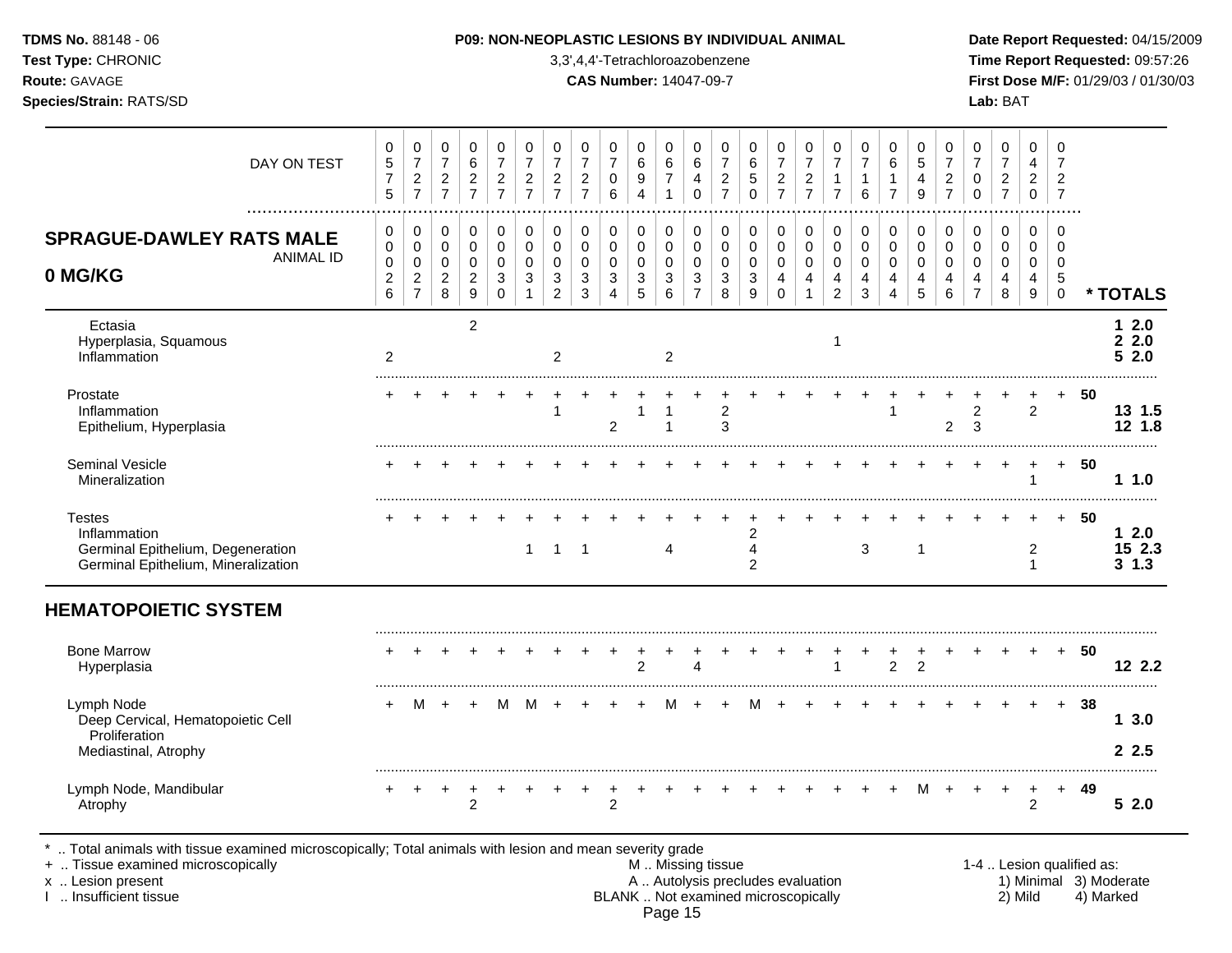**TDMS No.** 88148 - 06
**Test Type:** CHRONIC
**Route:** GAVAGE
**Species/Strain:** RATS/SD

**P09: NON-NEOPLASTIC LESIONS BY INDIVIDUAL ANIMAL**
3,3',4,4'-Tetrachloroazobenzene
**CAS Number:** 14047-09-7

**Date Report Requested:** 04/15/2009
**Time Report Requested:** 09:57:26
**First Dose M/F:** 01/29/03 / 01/30/03
**Lab:** BAT

## SPRAGUE-DAWLEY RATS MALE 0 MG/KG

| DAY ON TEST | 0575 | 0727 | 0727 | 0627 | 0727 | 0727 | 0727 | 0727 | 0706 | 0694 | 0671 | 0640 | 0727 | 0650 | 0727 | 0727 | 0717 | 0716 | 0617 | 0549 | 0727 | 0700 | 0727 | 0420 | 0727 | |
|---|---|---|---|---|---|---|---|---|---|---|---|---|---|---|---|---|---|---|---|---|---|---|---|---|---|---|
| **ANIMAL ID** | 0026 | 0027 | 0028 | 0029 | 0030 | 0031 | 0032 | 0033 | 0034 | 0035 | 0036 | 0037 | 0038 | 0039 | 0040 | 0041 | 0042 | 0043 | 0044 | 0045 | 0046 | 0047 | 0048 | 0049 | 0050 | *** TOTALS** |
| Ectasia | | | | 2 | | | | | | | | | | | | | | | | | | | | | | 1 2.0 |
| Hyperplasia, Squamous | | | | | | | | | | | | | | | | | 1 | | | | | | | | | 2 2.0 |
| Inflammation | 2 | | | | | | 2 | | | | 2 | | | | | | | | | | | | | | | 5 2.0 |
| Prostate | + | + | + | + | + | + | + | + | + | + | + | + | + | + | + | + | + | + | + | + | + | + | + | + | + | 50 |
| Inflammation | | | | | | | 1 | | | 1 | 1 | | 2 | | | | | | 1 | | | 2 | | 2 | | 13 1.5 |
| Epithelium, Hyperplasia | | | | | | | | | 2 | | 1 | | 3 | | | | | | | | 2 | 3 | | | | 12 1.8 |
| Seminal Vesicle | + | + | + | + | + | + | + | + | + | + | + | + | + | + | + | + | + | + | + | + | + | + | + | + | + | 50 |
| Mineralization | | | | | | | | | | | | | | | | | | | | | | | | 1 | | 1 1.0 |
| Testes | + | + | + | + | + | + | + | + | + | + | + | + | + | + | + | + | + | + | + | + | + | + | + | + | + | 50 |
| Inflammation | | | | | | | | | | | | | | 2 | | | | | | | | | | | | 1 2.0 |
| Germinal Epithelium, Degeneration | | | | | | 1 | 1 | 1 | | | 4 | | | 4 | | | | 3 | | 1 | | | | 2 | | 15 2.3 |
| Germinal Epithelium, Mineralization | | | | | | | | | | | | | | 2 | | | | | | | | | | 1 | | 3 1.3 |

## HEMATOPOIETIC SYSTEM

| ANIMAL ID | 0026 | 0027 | 0028 | 0029 | 0030 | 0031 | 0032 | 0033 | 0034 | 0035 | 0036 | 0037 | 0038 | 0039 | 0040 | 0041 | 0042 | 0043 | 0044 | 0045 | 0046 | 0047 | 0048 | 0049 | 0050 | *** TOTALS** |
|---|---|---|---|---|---|---|---|---|---|---|---|---|---|---|---|---|---|---|---|---|---|---|---|---|---|---|
| Bone Marrow | + | + | + | + | + | + | + | + | + | + | + | + | + | + | + | + | + | + | + | + | + | + | + | + | + | 50 |
| Hyperplasia | | | | | | | | | | 2 | | 4 | | | | | 1 | | 2 | 2 | | | | | | 12 2.2 |
| Lymph Node | + | M | + | + | M | M | + | + | + | + | M | + | + | M | + | + | + | + | + | + | + | + | + | + | + | 38 |
| Deep Cervical, Hematopoietic Cell Proliferation | | | | | | | | | | | | | | | | | | | | | | | | | | 1 3.0 |
| Mediastinal, Atrophy | | | | | | | | | | | | | | | | | | | | | | | | | | 2 2.5 |
| Lymph Node, Mandibular | + | + | + | + | + | + | + | + | + | + | + | + | + | + | + | + | + | + | + | M | + | + | + | + | + | 49 |
| Atrophy | | | | 2 | | | | | 2 | | | | | | | | | | | | | | | 2 | | 5 2.0 |

\* .. Total animals with tissue examined microscopically; Total animals with lesion and mean severity grade
\+ .. Tissue examined microscopically
x .. Lesion present
I .. Insufficient tissue

M .. Missing tissue
A .. Autolysis precludes evaluation
BLANK .. Not examined microscopically

1-4 .. Lesion qualified as:
1) Minimal 2) Mild 3) Moderate 4) Marked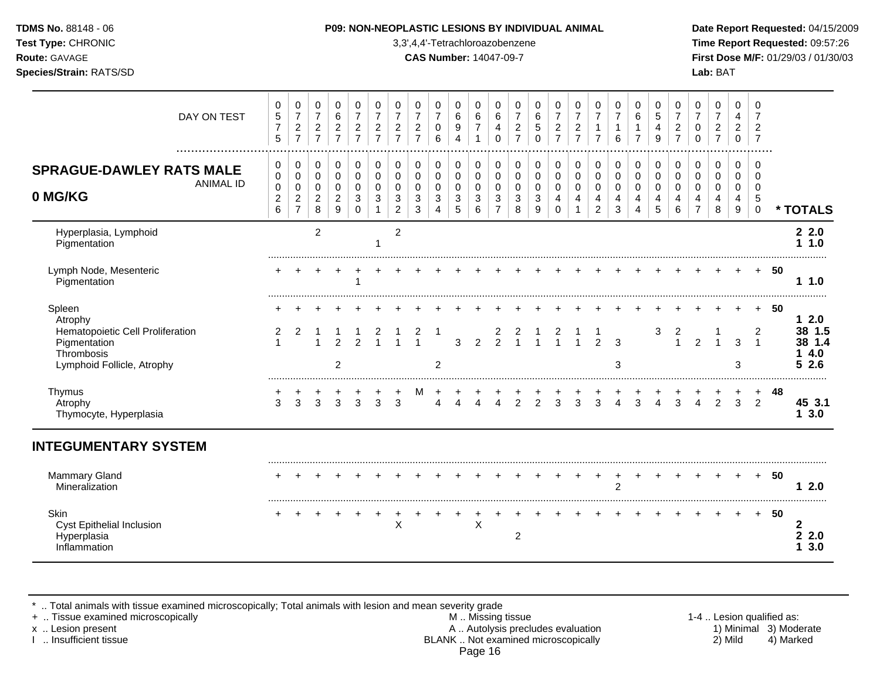## SPRAGUE-DAWLEY RATS MALE 0 MG/KG

| ANIMAL ID | 0026 | 0027 | 0028 | 0029 | 0030 | 0031 | 0032 | 0033 | 0034 | 0035 | 0036 | 0037 | 0038 | 0039 | 0040 | 0041 | 0042 | 0043 | 0044 | 0045 | 0046 | 0047 | 0048 | 0049 | 0050 | * TOTALS |
|---|---|---|---|---|---|---|---|---|---|---|---|---|---|---|---|---|---|---|---|---|---|---|---|---|---|---|
| DAY ON TEST | 0575 | 0727 | 0727 | 0627 | 0727 | 0727 | 0727 | 0727 | 0706 | 0694 | 0671 | 0640 | 0727 | 0650 | 0727 | 0727 | 0717 | 0716 | 0617 | 0549 | 0727 | 0700 | 0727 | 0420 | 0727 | |
| Hyperplasia, Lymphoid | | | 2 | | | | 2 | | | | | | | | | | | | | | | | | | | 2 2.0 |
| Pigmentation | | | | | | 1 | | | | | | | | | | | | | | | | | | | | 1 1.0 |
| Lymph Node, Mesenteric | + | + | + | + | + | + | + | + | + | + | + | + | + | + | + | + | + | + | + | + | + | + | + | + | + | 50 |
| Pigmentation | | | | | 1 | | | | | | | | | | | | | | | | | | | | | 1 1.0 |
| Spleen | + | + | + | + | + | + | + | + | + | + | + | + | + | + | + | + | + | + | + | + | + | + | + | + | + | 50 |
| Atrophy | | | | | | | | | | | | | | | | | | | | | | | | | | 1 2.0 |
| Hematopoietic Cell Proliferation | 2 | 2 | 1 | 1 | 1 | 2 | 1 | 2 | 1 | | | 2 | 2 | 1 | 2 | 1 | 1 | | | 3 | 2 | | 1 | | 2 | 38 1.5 |
| Pigmentation | 1 | | 1 | 2 | 2 | 1 | 1 | 1 | | 3 | 2 | 2 | 1 | 1 | 1 | 1 | 2 | 3 | | | 1 | 2 | 1 | 3 | 1 | 38 1.4 |
| Thrombosis | | | | | | | | | | | | | | | | | | | | | | | | | | 1 4.0 |
| Lymphoid Follicle, Atrophy | | | | 2 | | | | | 2 | | | | | | | | | 3 | | | | | | 3 | | 5 2.6 |
| Thymus | + | + | + | + | + | + | + | M | + | + | + | + | + | + | + | + | + | + | + | + | + | + | + | + | + | 48 |
| Atrophy | 3 | 3 | 3 | 3 | 3 | 3 | 3 | | 4 | 4 | 4 | 4 | 2 | 2 | 3 | 3 | 3 | 4 | 3 | 4 | 3 | 4 | 2 | 3 | 2 | 45 3.1 |
| Thymocyte, Hyperplasia | | | | | | | | | | | | | | | | | | | | | | | | | | 1 3.0 |
| **INTEGUMENTARY SYSTEM** | | | | | | | | | | | | | | | | | | | | | | | | | | |
| Mammary Gland | + | + | + | + | + | + | + | + | + | + | + | + | + | + | + | + | + | + | + | + | + | + | + | + | + | 50 |
| Mineralization | | | | | | | | | | | | | | | | | | 2 | | | | | | | | 1 2.0 |
| Skin | + | + | + | + | + | + | + | + | + | + | + | + | + | + | + | + | + | + | + | + | + | + | + | + | + | 50 |
| Cyst Epithelial Inclusion | | | | | | | X | | | | X | | | | | | | | | | | | | | | 2 |
| Hyperplasia | | | | | | | | | | | | | 2 | | | | | | | | | | | | | 2 2.0 |
| Inflammation | | | | | | | | | | | | | | | | | | | | | | | | | | 1 3.0 |

\* .. Total animals with tissue examined microscopically; Total animals with lesion and mean severity grade
+ .. Tissue examined microscopically
x .. Lesion present
I .. Insufficient tissue
M .. Missing tissue
A .. Autolysis precludes evaluation
BLANK .. Not examined microscopically
1-4 .. Lesion qualified as: 1) Minimal 2) Mild 3) Moderate 4) Marked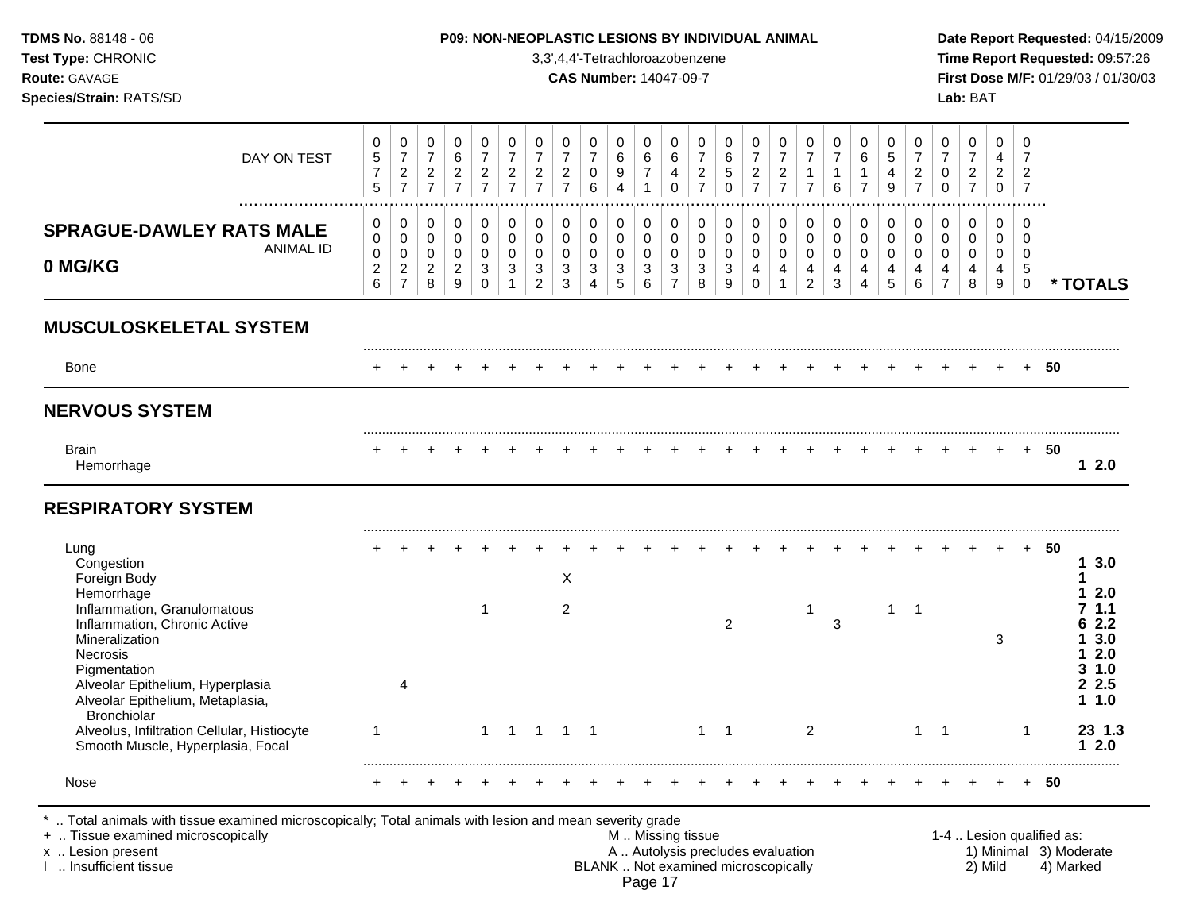## P09: NON-NEOPLASTIC LESIONS BY INDIVIDUAL ANIMAL

3,3',4,4'-Tetrachloroazobenzene

**CAS Number:** 14047-09-7

**SPRAGUE-DAWLEY RATS MALE — 0 MG/KG**

| DAY ON TEST | 575 | 727 | 727 | 627 | 727 | 727 | 727 | 727 | 706 | 694 | 671 | 640 | 727 | 650 | 727 | 727 | 717 | 716 | 617 | 549 | 727 | 700 | 727 | 420 | 727 | |
|---|---|---|---|---|---|---|---|---|---|---|---|---|---|---|---|---|---|---|---|---|---|---|---|---|---|---|
| **ANIMAL ID** | 0026 | 0027 | 0028 | 0029 | 0030 | 0031 | 0032 | 0033 | 0034 | 0035 | 0036 | 0037 | 0038 | 0039 | 0040 | 0041 | 0042 | 0043 | 0044 | 0045 | 0046 | 0047 | 0048 | 0049 | 0050 | *** TOTALS** |
| **MUSCULOSKELETAL SYSTEM** | | | | | | | | | | | | | | | | | | | | | | | | | | |
| Bone | + | + | + | + | + | + | + | + | + | + | + | + | + | + | + | + | + | + | + | + | + | + | + | + | + | 50 |
| **NERVOUS SYSTEM** | | | | | | | | | | | | | | | | | | | | | | | | | | |
| Brain | + | + | + | + | + | + | + | + | + | + | + | + | + | + | + | + | + | + | + | + | + | + | + | + | + | 50 |
| Hemorrhage | | | | | | | | | | | | | | | | | | | | | | | | | | **1 2.0** |
| **RESPIRATORY SYSTEM** | | | | | | | | | | | | | | | | | | | | | | | | | | |
| Lung | + | + | + | + | + | + | + | + | + | + | + | + | + | + | + | + | + | + | + | + | + | + | + | + | + | 50 |
| Congestion | | | | | | | | | | | | | | | | | | | | | | | | | | **1 3.0** |
| Foreign Body | | | | | | | | X | | | | | | | | | | | | | | | | | | **1** |
| Hemorrhage | | | | | | | | | | | | | | | | | | | | | | | | | | **1 2.0** |
| Inflammation, Granulomatous | | | | | 1 | | | 2 | | | | | | | | | 1 | | | 1 | 1 | | | | | **7 1.1** |
| Inflammation, Chronic Active | | | | | | | | | | | | | | 2 | | | | 3 | | | | | | | | **6 2.2** |
| Mineralization | | | | | | | | | | | | | | | | | | | | | | | | 3 | | **1 3.0** |
| Necrosis | | | | | | | | | | | | | | | | | | | | | | | | | | **1 2.0** |
| Pigmentation | | | | | | | | | | | | | | | | | | | | | | | | | | **3 1.0** |
| Alveolar Epithelium, Hyperplasia | | 4 | | | | | | | | | | | | | | | | | | | | | | | | **2 2.5** |
| Alveolar Epithelium, Metaplasia, Bronchiolar | | | | | | | | | | | | | | | | | | | | | | | | | | **1 1.0** |
| Alveolus, Infiltration Cellular, Histiocyte | 1 | | | | 1 | 1 | 1 | 1 | 1 | | | | 1 | 1 | | | 2 | | | | 1 | 1 | | | 1 | **23 1.3** |
| Smooth Muscle, Hyperplasia, Focal | | | | | | | | | | | | | | | | | | | | | | | | | | **1 2.0** |
| Nose | + | + | + | + | + | + | + | + | + | + | + | + | + | + | + | + | + | + | + | + | + | + | + | + | + | 50 |

\* .. Total animals with tissue examined microscopically; Total animals with lesion and mean severity grade
\+ .. Tissue examined microscopically
x .. Lesion present
I .. Insufficient tissue
M .. Missing tissue
A .. Autolysis precludes evaluation
BLANK .. Not examined microscopically
1-4 .. Lesion qualified as: 1) Minimal 2) Mild 3) Moderate 4) Marked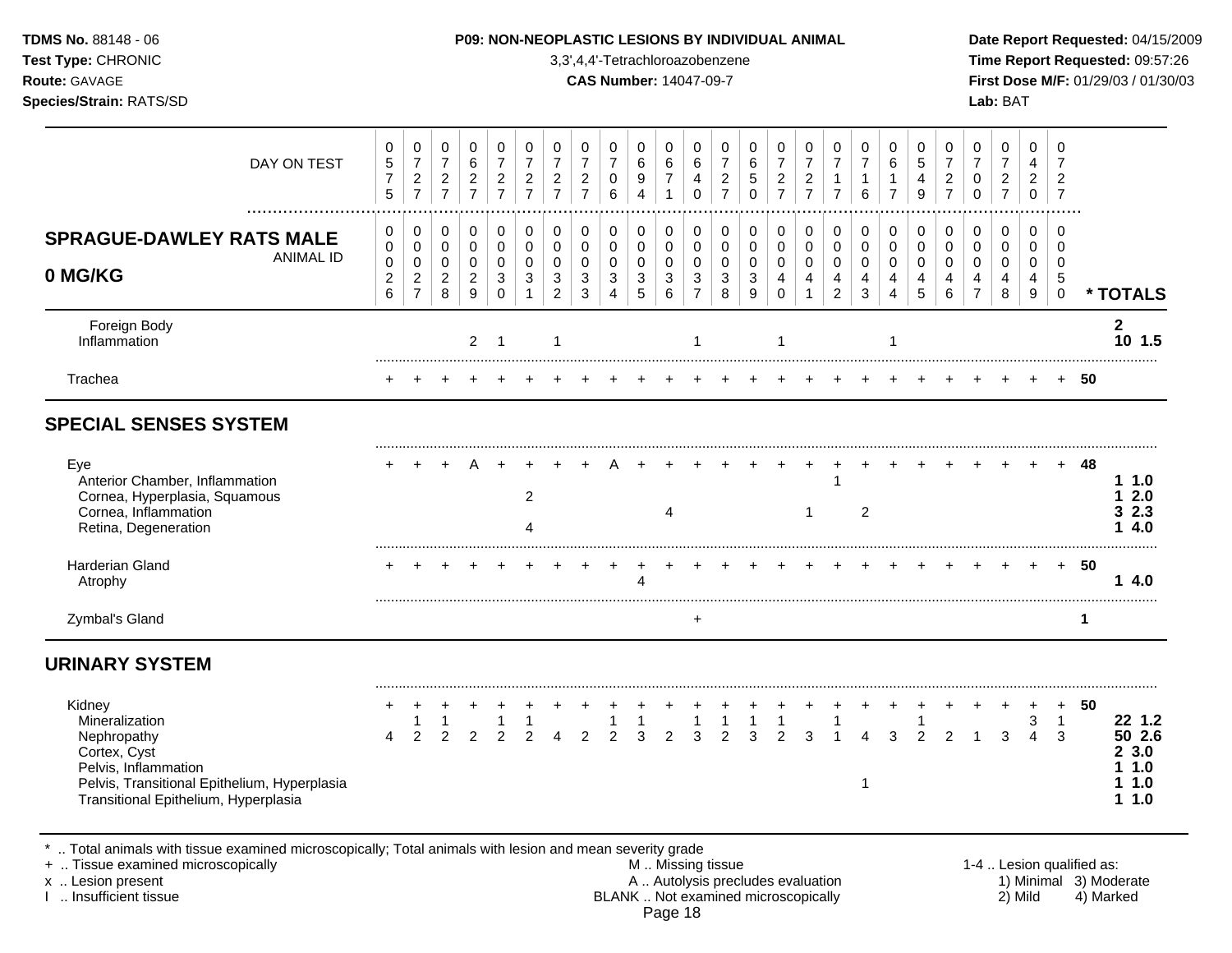**TDMS No.** 88148 - 06
**Test Type:** CHRONIC
**Route:** GAVAGE
**Species/Strain:** RATS/SD

**P09: NON-NEOPLASTIC LESIONS BY INDIVIDUAL ANIMAL**
3,3',4,4'-Tetrachloroazobenzene
**CAS Number:** 14047-09-7

**Date Report Requested:** 04/15/2009
**Time Report Requested:** 09:57:26
**First Dose M/F:** 01/29/03 / 01/30/03
**Lab:** BAT

## SPRAGUE-DAWLEY RATS MALE 0 MG/KG

| ANIMAL ID | 0026 | 0027 | 0028 | 0029 | 0030 | 0031 | 0032 | 0033 | 0034 | 0035 | 0036 | 0037 | 0038 | 0039 | 0040 | 0041 | 0042 | 0043 | 0044 | 0045 | 0046 | 0047 | 0048 | 0049 | 0050 | * TOTALS |
|---|---|---|---|---|---|---|---|---|---|---|---|---|---|---|---|---|---|---|---|---|---|---|---|---|---|---|
| DAY ON TEST | 0575 | 0727 | 0727 | 0627 | 0727 | 0727 | 0727 | 0727 | 0706 | 0694 | 0671 | 0640 | 0727 | 0650 | 0727 | 0727 | 0717 | 0716 | 0617 | 0549 | 0727 | 0700 | 0727 | 0420 | 0727 | |
| Foreign Body | | | | | | | | | | | | | | | | | | | | | | | | | | 2 |
| Inflammation | | | | 2 | 1 | | 1 | | | | | 1 | | | 1 | | | | 1 | | | | | | | 10 1.5 |
| Trachea | + | + | + | + | + | + | + | + | + | + | + | + | + | + | + | + | + | + | + | + | + | + | + | + | + | 50 |
| **SPECIAL SENSES SYSTEM** | | | | | | | | | | | | | | | | | | | | | | | | | | |
| Eye | + | + | + | A | + | + | + | + | A | + | + | + | + | + | + | + | + | + | + | + | + | + | + | + | + | 48 |
| Anterior Chamber, Inflammation | | | | | | | | | | | | | | | | | 1 | | | | | | | | | 1 1.0 |
| Cornea, Hyperplasia, Squamous | | | | | | 2 | | | | | | | | | | | | | | | | | | | | 1 2.0 |
| Cornea, Inflammation | | | | | | | | | | | 4 | | | | | 1 | | 2 | | | | | | | | 3 2.3 |
| Retina, Degeneration | | | | | | 4 | | | | | | | | | | | | | | | | | | | | 1 4.0 |
| Harderian Gland | + | + | + | + | + | + | + | + | + | + | + | + | + | + | + | + | + | + | + | + | + | + | + | + | + | 50 |
| Atrophy | | | | | | | | | | 4 | | | | | | | | | | | | | | | | 1 4.0 |
| Zymbal's Gland | | | | | | | | | | | | + | | | | | | | | | | | | | | 1 |
| **URINARY SYSTEM** | | | | | | | | | | | | | | | | | | | | | | | | | | |
| Kidney | + | + | + | + | + | + | + | + | + | + | + | + | + | + | + | + | + | + | + | + | + | + | + | + | + | 50 |
| Mineralization | | 1 | 1 | | 1 | 1 | | | 1 | 1 | | 1 | 1 | 1 | 1 | | 1 | | | 1 | | | | 3 | 1 | 22 1.2 |
| Nephropathy | 4 | 2 | 2 | 2 | 2 | 2 | 4 | 2 | 2 | 3 | 2 | 3 | 2 | 3 | 2 | 3 | 1 | 4 | 3 | 2 | 2 | 1 | 3 | 4 | 3 | 50 2.6 |
| Cortex, Cyst | | | | | | | | | | | | | | | | | | | | | | | | | | 2 3.0 |
| Pelvis, Inflammation | | | | | | | | | | | | | | | | | | | | | | | | | | 1 1.0 |
| Pelvis, Transitional Epithelium, Hyperplasia | | | | | | | | | | | | | | | | | | 1 | | | | | | | | 1 1.0 |
| Transitional Epithelium, Hyperplasia | | | | | | | | | | | | | | | | | | | | | | | | | | 1 1.0 |

\* .. Total animals with tissue examined microscopically; Total animals with lesion and mean severity grade
\+ .. Tissue examined microscopically
x .. Lesion present
I .. Insufficient tissue

M .. Missing tissue
A .. Autolysis precludes evaluation
BLANK .. Not examined microscopically

1-4 .. Lesion qualified as:
1) Minimal 2) Mild 3) Moderate 4) Marked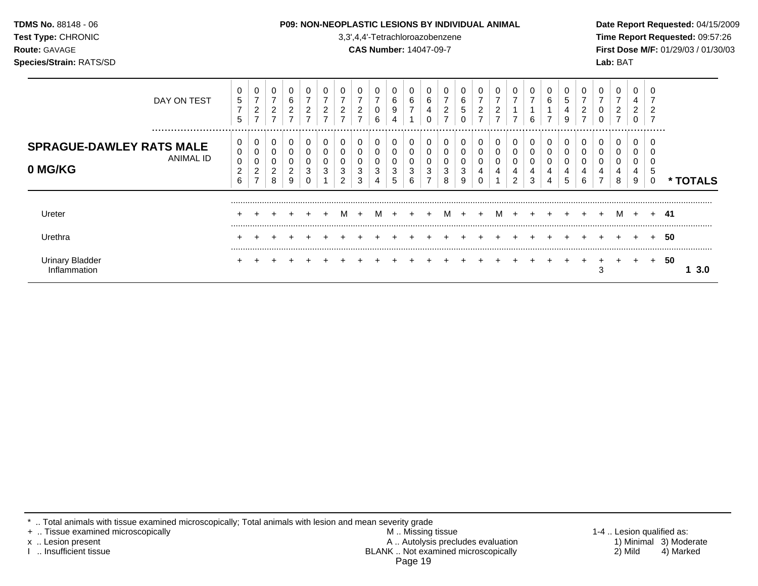**TDMS No.** 88148 - 06
**Test Type:** CHRONIC
**Route:** GAVAGE
**Species/Strain:** RATS/SD

**P09: NON-NEOPLASTIC LESIONS BY INDIVIDUAL ANIMAL**
3,3',4,4'-Tetrachloroazobenzene
**CAS Number:** 14047-09-7

**Date Report Requested:** 04/15/2009
**Time Report Requested:** 09:57:26
**First Dose M/F:** 01/29/03 / 01/30/03
**Lab:** BAT

## SPRAGUE-DAWLEY RATS MALE 0 MG/KG

| DAY ON TEST | 0575 | 0727 | 0727 | 0627 | 0727 | 0727 | 0727 | 0727 | 0706 | 0694 | 0671 | 0640 | 0727 | 0650 | 0727 | 0727 | 0717 | 0716 | 0617 | 0549 | 0727 | 0700 | 0727 | 0420 | 0727 | |
|---|---|---|---|---|---|---|---|---|---|---|---|---|---|---|---|---|---|---|---|---|---|---|---|---|---|---|
| **ANIMAL ID** | 00026 | 00027 | 00028 | 00029 | 00030 | 00031 | 00032 | 00033 | 00034 | 00035 | 00036 | 00037 | 00038 | 00039 | 00040 | 00041 | 00042 | 00043 | 00044 | 00045 | 00046 | 00047 | 00048 | 00049 | 00050 | **\* TOTALS** |
| Ureter | + | + | + | + | + | + | M | + | M | + | + | + | M | + | + | M | + | + | + | + | + | + | M | + | + | **41** |
| Urethra | + | + | + | + | + | + | + | + | + | + | + | + | + | + | + | + | + | + | + | + | + | + | + | + | + | **50** |
| Urinary Bladder | + | + | + | + | + | + | + | + | + | + | + | + | + | + | + | + | + | + | + | + | + | + | + | + | + | **50** |
| Inflammation | | | | | | | | | | | | | | | | | | | | | | 3 | | | | **1 3.0** |

\* .. Total animals with tissue examined microscopically; Total animals with lesion and mean severity grade
\+ .. Tissue examined microscopically
x .. Lesion present
I .. Insufficient tissue

M .. Missing tissue
A .. Autolysis precludes evaluation
BLANK .. Not examined microscopically

1-4 .. Lesion qualified as:
1) Minimal 2) Mild 3) Moderate 4) Marked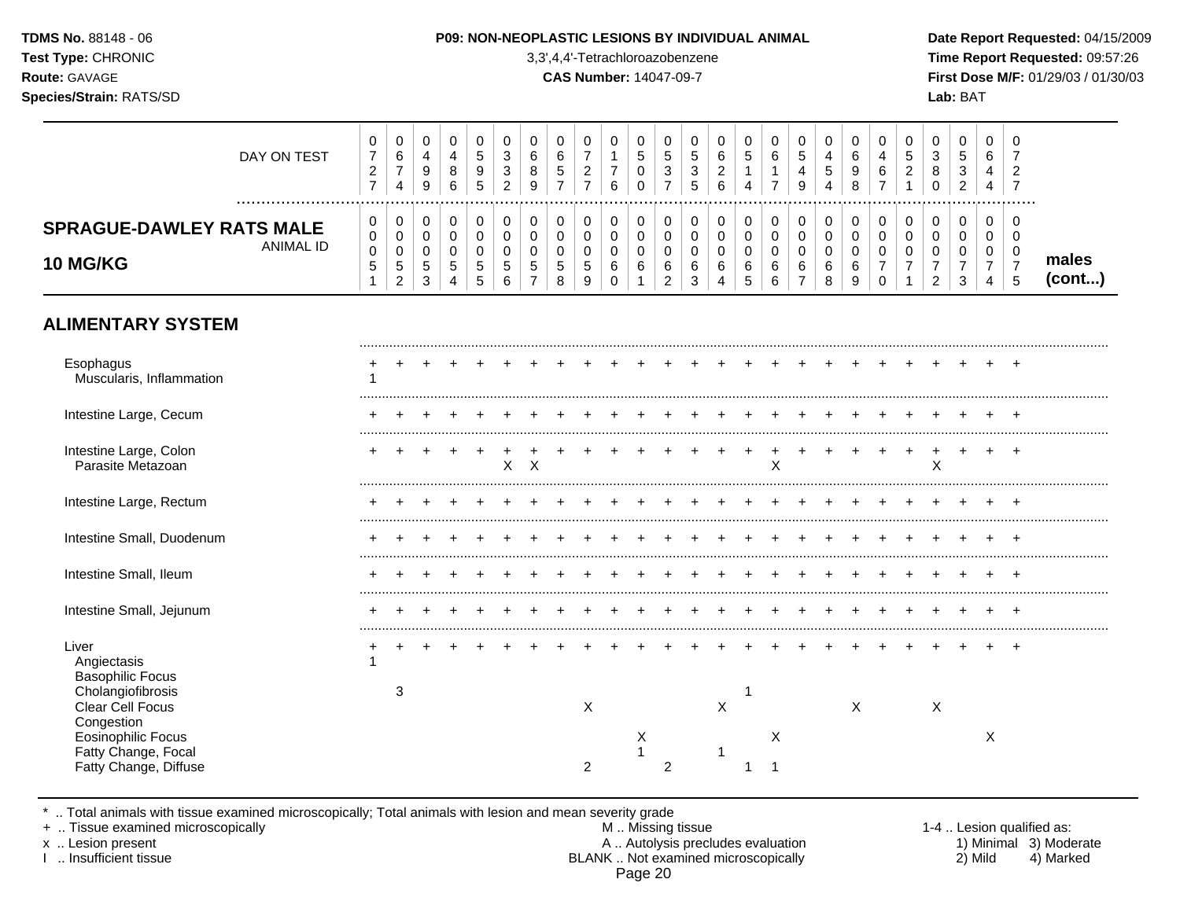**TDMS No.** 88148 - 06
**Test Type:** CHRONIC
**Route:** GAVAGE
**Species/Strain:** RATS/SD

**P09: NON-NEOPLASTIC LESIONS BY INDIVIDUAL ANIMAL**
3,3',4,4'-Tetrachloroazobenzene
**CAS Number:** 14047-09-7

**Date Report Requested:** 04/15/2009
**Time Report Requested:** 09:57:26
**First Dose M/F:** 01/29/03 / 01/30/03
**Lab:** BAT

## SPRAGUE-DAWLEY RATS MALE 10 MG/KG — males (cont...)

| DAY ON TEST | 0727 | 0674 | 0499 | 0486 | 0595 | 0332 | 0689 | 0657 | 0727 | 0176 | 0500 | 0537 | 0535 | 0626 | 0514 | 0617 | 0549 | 0454 | 0698 | 0467 | 0521 | 0380 | 0532 | 0644 | 0727 |
|---|---|---|---|---|---|---|---|---|---|---|---|---|---|---|---|---|---|---|---|---|---|---|---|---|---|
| **ANIMAL ID** | 00051 | 00052 | 00053 | 00054 | 00055 | 00056 | 00057 | 00058 | 00059 | 00060 | 00061 | 00062 | 00063 | 00064 | 00065 | 00066 | 00067 | 00068 | 00069 | 00070 | 00071 | 00072 | 00073 | 00074 | 00075 |
| **ALIMENTARY SYSTEM** | | | | | | | | | | | | | | | | | | | | | | | | | |
| Esophagus | + | + | + | + | + | + | + | + | + | + | + | + | + | + | + | + | + | + | + | + | + | + | + | + | + |
| Muscularis, Inflammation | 1 | | | | | | | | | | | | | | | | | | | | | | | | |
| Intestine Large, Cecum | + | + | + | + | + | + | + | + | + | + | + | + | + | + | + | + | + | + | + | + | + | + | + | + | + |
| Intestine Large, Colon | + | + | + | + | + | + | + | + | + | + | + | + | + | + | + | + | + | + | + | + | + | + | + | + | + |
| Parasite Metazoan | | | | | | X | X | | | | | | | | | X | | | | | | X | | | |
| Intestine Large, Rectum | + | + | + | + | + | + | + | + | + | + | + | + | + | + | + | + | + | + | + | + | + | + | + | + | + |
| Intestine Small, Duodenum | + | + | + | + | + | + | + | + | + | + | + | + | + | + | + | + | + | + | + | + | + | + | + | + | + |
| Intestine Small, Ileum | + | + | + | + | + | + | + | + | + | + | + | + | + | + | + | + | + | + | + | + | + | + | + | + | + |
| Intestine Small, Jejunum | + | + | + | + | + | + | + | + | + | + | + | + | + | + | + | + | + | + | + | + | + | + | + | + | + |
| Liver | + | + | + | + | + | + | + | + | + | + | + | + | + | + | + | + | + | + | + | + | + | + | + | + | + |
| Angiectasis | 1 | | | | | | | | | | | | | | | | | | | | | | | | |
| Basophilic Focus | | | | | | | | | | | | | | | | | | | | | | | | | |
| Cholangiofibrosis | | 3 | | | | | | | | | | | | | 1 | | | | | | | | | | |
| Clear Cell Focus | | | | | | | | | X | | | | | X | | | | | X | | | X | | | |
| Congestion | | | | | | | | | | | | | | | | | | | | | | | | | |
| Eosinophilic Focus | | | | | | | | | | | X | | | | | X | | | | | | | | X | |
| Fatty Change, Focal | | | | | | | | | | | 1 | | | 1 | | | | | | | | | | | |
| Fatty Change, Diffuse | | | | | | | | | 2 | | | 2 | | | 1 | 1 | | | | | | | | | |

\* .. Total animals with tissue examined microscopically; Total animals with lesion and mean severity grade
\+ .. Tissue examined microscopically
x .. Lesion present
I .. Insufficient tissue

M .. Missing tissue
A .. Autolysis precludes evaluation
BLANK .. Not examined microscopically

1-4 .. Lesion qualified as: 1) Minimal 2) Mild 3) Moderate 4) Marked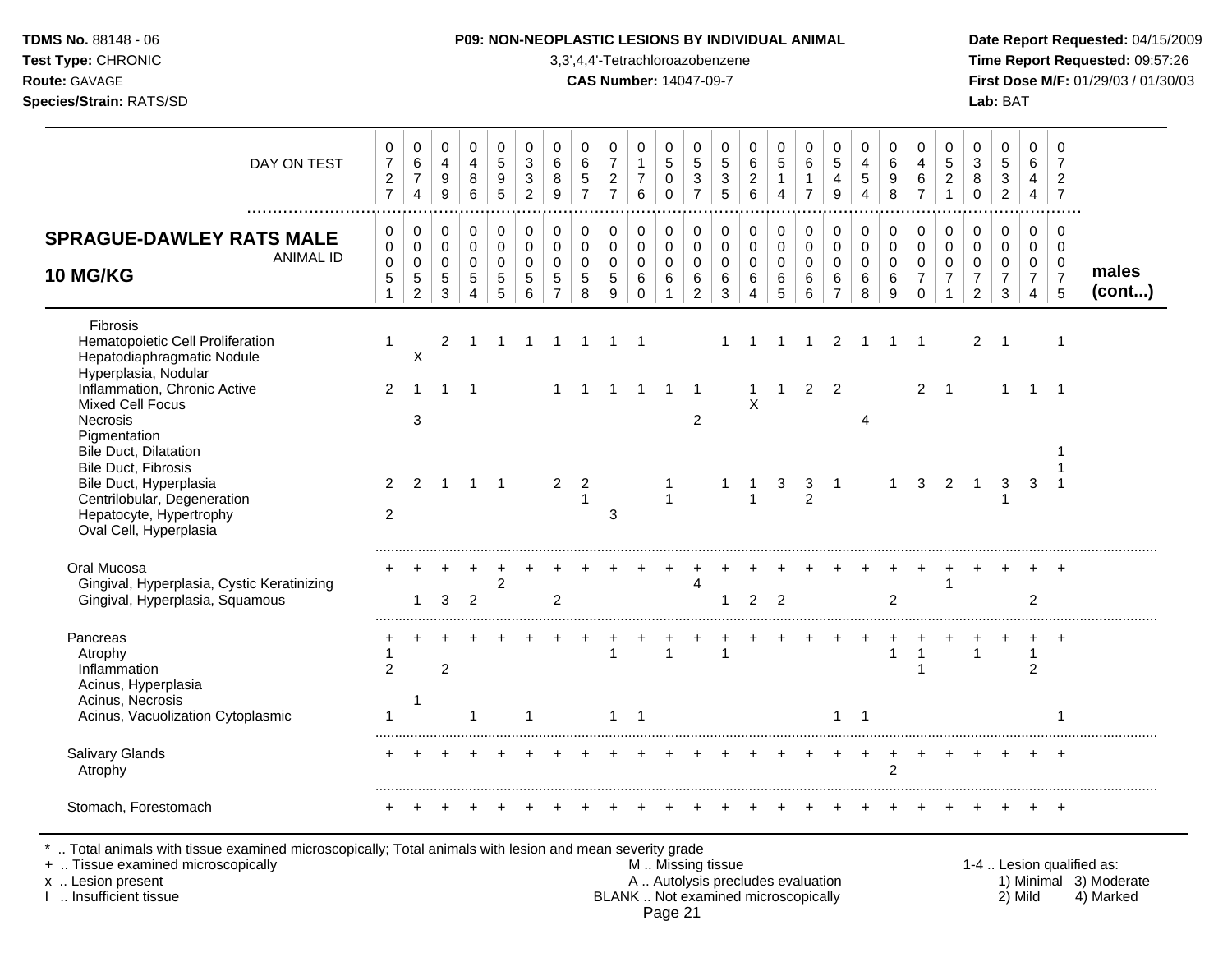**P09: NON-NEOPLASTIC LESIONS BY INDIVIDUAL ANIMAL**

3,3',4,4'-Tetrachloroazobenzene

**CAS Number:** 14047-09-7

**TDMS No.** 88148 - 06
**Test Type:** CHRONIC
**Route:** GAVAGE
**Species/Strain:** RATS/SD

**Date Report Requested:** 04/15/2009
**Time Report Requested:** 09:57:26
**First Dose M/F:** 01/29/03 / 01/30/03
**Lab:** BAT

| DAY ON TEST | 0727 | 0674 | 0499 | 0486 | 0595 | 0332 | 0689 | 0657 | 0727 | 0176 | 0500 | 0537 | 0535 | 0626 | 0514 | 0617 | 0549 | 0454 | 0698 | 0467 | 0521 | 0380 | 0532 | 0644 | 0727 | |
|---|---|---|---|---|---|---|---|---|---|---|---|---|---|---|---|---|---|---|---|---|---|---|---|---|---|---|
| **SPRAGUE-DAWLEY RATS MALE 10 MG/KG** ANIMAL ID | 0051 | 0052 | 0053 | 0054 | 0055 | 0056 | 0057 | 0058 | 0059 | 0060 | 0061 | 0062 | 0063 | 0064 | 0065 | 0066 | 0067 | 0068 | 0069 | 0070 | 0071 | 0072 | 0073 | 0074 | 0075 | **males (cont...)** |
| Fibrosis | | | | | | | | | | | | | | | | | | | | | | | | | | |
| Hematopoietic Cell Proliferation | 1 | | 2 | 1 | 1 | 1 | 1 | 1 | 1 | 1 | | | 1 | 1 | 1 | 1 | 2 | 1 | 1 | 1 | | 2 | 1 | | 1 | |
| Hepatodiaphragmatic Nodule | | X | | | | | | | | | | | | | | | | | | | | | | | | |
| Hyperplasia, Nodular | | | | | | | | | | | | | | | | | | | | | | | | | | |
| Inflammation, Chronic Active | 2 | 1 | 1 | 1 | | | 1 | 1 | 1 | 1 | 1 | 1 | | 1 | 1 | 2 | 2 | | | 2 | 1 | | 1 | 1 | 1 | |
| Mixed Cell Focus | | | | | | | | | | | | | | X | | | | | | | | | | | | |
| Necrosis | | 3 | | | | | | | | | | 2 | | | | | | 4 | | | | | | | | |
| Pigmentation | | | | | | | | | | | | | | | | | | | | | | | | | | |
| Bile Duct, Dilatation | | | | | | | | | | | | | | | | | | | | | | | | | 1 | |
| Bile Duct, Fibrosis | | | | | | | | | | | | | | | | | | | | | | | | | 1 | |
| Bile Duct, Hyperplasia | 2 | 2 | 1 | 1 | 1 | | 2 | 2 | | | 1 | | 1 | 1 | 3 | 3 | 1 | | 1 | 3 | 2 | 1 | 3 | 3 | 1 | |
| Centrilobular, Degeneration | | | | | | | | 1 | | | 1 | | | 1 | | 2 | | | | | | | 1 | | | |
| Hepatocyte, Hypertrophy | 2 | | | | | | | | 3 | | | | | | | | | | | | | | | | | |
| Oval Cell, Hyperplasia | | | | | | | | | | | | | | | | | | | | | | | | | | |
| Oral Mucosa | + | + | + | + | + | + | + | + | + | + | + | + | + | + | + | + | + | + | + | + | + | + | + | + | + | |
| Gingival, Hyperplasia, Cystic Keratinizing | | | | | 2 | | | | | | | 4 | | | | | | | | | 1 | | | | | |
| Gingival, Hyperplasia, Squamous | | 1 | 3 | 2 | | | 2 | | | | | | 1 | 2 | 2 | | | | 2 | | | | | 2 | | |
| Pancreas | + | + | + | + | + | + | + | + | + | + | + | + | + | + | + | + | + | + | + | + | + | + | + | + | + | |
| Atrophy | 1 | | | | | | | | 1 | | 1 | | 1 | | | | | | 1 | 1 | | 1 | | 1 | | |
| Inflammation | 2 | | 2 | | | | | | | | | | | | | | | | | 1 | | | | 2 | | |
| Acinus, Hyperplasia | | | | | | | | | | | | | | | | | | | | | | | | | | |
| Acinus, Necrosis | | 1 | | | | | | | | | | | | | | | | | | | | | | | | |
| Acinus, Vacuolization Cytoplasmic | 1 | | | 1 | | 1 | | | 1 | 1 | | | | | | | 1 | 1 | | | | | | | 1 | |
| Salivary Glands | + | + | + | + | + | + | + | + | + | + | + | + | + | + | + | + | + | + | + | + | + | + | + | + | + | |
| Atrophy | | | | | | | | | | | | | | | | | | | 2 | | | | | | | |
| Stomach, Forestomach | + | + | + | + | + | + | + | + | + | + | + | + | + | + | + | + | + | + | + | + | + | + | + | + | + | |

\* .. Total animals with tissue examined microscopically; Total animals with lesion and mean severity grade
\+ .. Tissue examined microscopically
x .. Lesion present
I .. Insufficient tissue

M .. Missing tissue
A .. Autolysis precludes evaluation
BLANK .. Not examined microscopically

1-4 .. Lesion qualified as:
1) Minimal 3) Moderate
2) Mild 4) Marked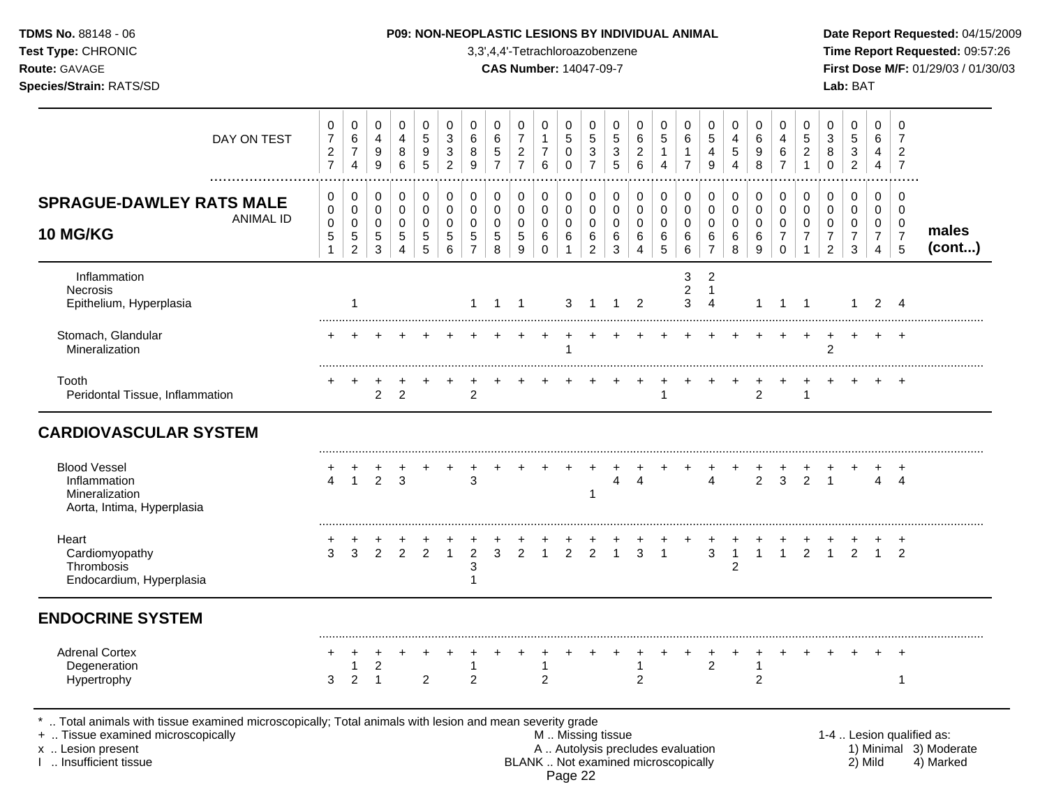**TDMS No.** 88148 - 06
**Test Type:** CHRONIC
**Route:** GAVAGE
**Species/Strain:** RATS/SD

**P09: NON-NEOPLASTIC LESIONS BY INDIVIDUAL ANIMAL**
3,3',4,4'-Tetrachloroazobenzene
**CAS Number:** 14047-09-7

**Date Report Requested:** 04/15/2009
**Time Report Requested:** 09:57:26
**First Dose M/F:** 01/29/03 / 01/30/03
**Lab:** BAT

| DAY ON TEST | 0727 | 0674 | 0499 | 0486 | 0595 | 0332 | 0689 | 0657 | 0727 | 0176 | 0500 | 0537 | 0535 | 0626 | 0514 | 0617 | 0549 | 0454 | 0698 | 0467 | 0521 | 0380 | 0532 | 0644 | 0727 | |
|---|---|---|---|---|---|---|---|---|---|---|---|---|---|---|---|---|---|---|---|---|---|---|---|---|---|---|
| **SPRAGUE-DAWLEY RATS MALE 10 MG/KG** ANIMAL ID | 0051 | 0052 | 0053 | 0054 | 0055 | 0056 | 0057 | 0058 | 0059 | 0060 | 0061 | 0062 | 0063 | 0064 | 0065 | 0066 | 0067 | 0068 | 0069 | 0070 | 0071 | 0072 | 0073 | 0074 | 0075 | **males (cont...)** |
| Inflammation | | | | | | | | | | | | | | | | 3 | 2 | | | | | | | | | |
| Necrosis | | | | | | | | | | | | | | | | 2 | 1 | | | | | | | | | |
| Epithelium, Hyperplasia | | 1 | | | | | 1 | 1 | 1 | | 3 | 1 | 1 | 2 | | 3 | 4 | | 1 | 1 | 1 | | 1 | 2 | 4 | |
| Stomach, Glandular | + | + | + | + | + | + | + | + | + | + | + | + | + | + | + | + | + | + | + | + | + | + | + | + | + | |
| Mineralization | | | | | | | | | | | 1 | | | | | | | | | | | 2 | | | | |
| Tooth | + | + | + | + | + | + | + | + | + | + | + | + | + | + | + | + | + | + | + | + | + | + | + | + | + | |
| Peridontal Tissue, Inflammation | | | 2 | 2 | | | 2 | | | | | | | | 1 | | | | 2 | | 1 | | | | | |
| **CARDIOVASCULAR SYSTEM** | | | | | | | | | | | | | | | | | | | | | | | | | | |
| Blood Vessel | + | + | + | + | + | + | + | + | + | + | + | + | + | + | + | + | + | + | + | + | + | + | + | + | + | |
| Inflammation | 4 | 1 | 2 | 3 | | | 3 | | | | | | 4 | 4 | | | 4 | | 2 | 3 | 2 | 1 | | 4 | 4 | |
| Mineralization | | | | | | | | | | | | 1 | | | | | | | | | | | | | | |
| Aorta, Intima, Hyperplasia | | | | | | | | | | | | | | | | | | | | | | | | | | |
| Heart | + | + | + | + | + | + | + | + | + | + | + | + | + | + | + | + | + | + | + | + | + | + | + | + | + | |
| Cardiomyopathy | 3 | 3 | 2 | 2 | 2 | 1 | 2 | 3 | 2 | 1 | 2 | 2 | 1 | 3 | 1 | | 3 | 1 | 1 | 1 | 2 | 1 | 2 | 1 | 2 | |
| Thrombosis | | | | | | | 3 | | | | | | | | | | | 2 | | | | | | | | |
| Endocardium, Hyperplasia | | | | | | | 1 | | | | | | | | | | | | | | | | | | | |
| **ENDOCRINE SYSTEM** | | | | | | | | | | | | | | | | | | | | | | | | | | |
| Adrenal Cortex | + | + | + | + | + | + | + | + | + | + | + | + | + | + | + | + | + | + | + | + | + | + | + | + | + | |
| Degeneration | | 1 | 2 | | | | 1 | | | 1 | | | | 1 | | | 2 | | 1 | | | | | | | |
| Hypertrophy | 3 | 2 | 1 | | 2 | | 2 | | | 2 | | | | 2 | | | | | 2 | | | | | | 1 | |

\* .. Total animals with tissue examined microscopically; Total animals with lesion and mean severity grade
\+ .. Tissue examined microscopically
x .. Lesion present
I .. Insufficient tissue

M .. Missing tissue
A .. Autolysis precludes evaluation
BLANK .. Not examined microscopically

1-4 .. Lesion qualified as:
1) Minimal 2) Mild 3) Moderate 4) Marked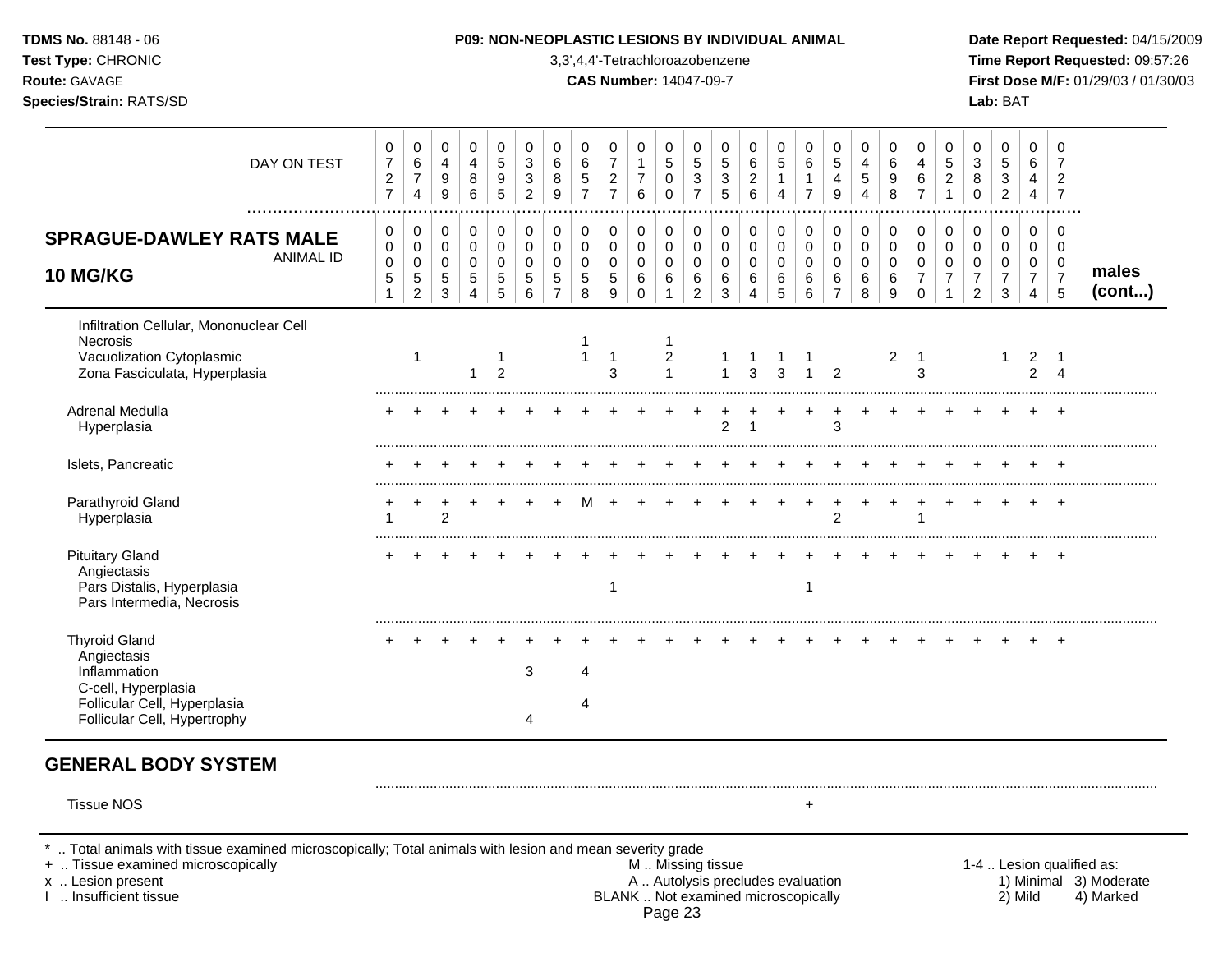**TDMS No.** 88148 - 06
**Test Type:** CHRONIC
**Route:** GAVAGE
**Species/Strain:** RATS/SD

**P09: NON-NEOPLASTIC LESIONS BY INDIVIDUAL ANIMAL**
3,3',4,4'-Tetrachloroazobenzene
**CAS Number:** 14047-09-7

**Date Report Requested:** 04/15/2009
**Time Report Requested:** 09:57:26
**First Dose M/F:** 01/29/03 / 01/30/03
**Lab:** BAT

## SPRAGUE-DAWLEY RATS MALE 10 MG/KG — males (cont...)

| DAY ON TEST | 0727 | 0674 | 0499 | 0486 | 0595 | 0332 | 0689 | 0657 | 0727 | 0176 | 0500 | 0537 | 0535 | 0626 | 0514 | 0617 | 0549 | 0454 | 0698 | 0467 | 0521 | 0380 | 0532 | 0644 | 0727 |
|---|---|---|---|---|---|---|---|---|---|---|---|---|---|---|---|---|---|---|---|---|---|---|---|---|---|
| **ANIMAL ID** | 0051 | 0052 | 0053 | 0054 | 0055 | 0056 | 0057 | 0058 | 0059 | 0060 | 0061 | 0062 | 0063 | 0064 | 0065 | 0066 | 0067 | 0068 | 0069 | 0070 | 0071 | 0072 | 0073 | 0074 | 0075 |
| Infiltration Cellular, Mononuclear Cell | | | | | | | | | | | | | | | | | | | | | | | | | |
| Necrosis | | | | | | | | 1 | | | 1 | | | | | | | | | | | | | | |
| Vacuolization Cytoplasmic | | 1 | | | 1 | | | 1 | 1 | | 2 | | 1 | 1 | 1 | 1 | | | 2 | 1 | | | 1 | 2 | 1 |
| Zona Fasciculata, Hyperplasia | | | | 1 | 2 | | | | 3 | | 1 | | 1 | 3 | 3 | 1 | 2 | | | 3 | | | | 2 | 4 |
| Adrenal Medulla | + | + | + | + | + | + | + | + | + | + | + | + | + | + | + | + | + | + | + | + | + | + | + | + | + |
| Hyperplasia | | | | | | | | | | | | | 2 | 1 | | | 3 | | | | | | | | |
| Islets, Pancreatic | + | + | + | + | + | + | + | + | + | + | + | + | + | + | + | + | + | + | + | + | + | + | + | + | + |
| Parathyroid Gland | + | + | + | + | + | + | + | M | + | + | + | + | + | + | + | + | + | + | + | + | + | + | + | + | + |
| Hyperplasia | 1 | | 2 | | | | | | | | | | | | | | 2 | | | 1 | | | | | |
| Pituitary Gland | + | + | + | + | + | + | + | + | + | + | + | + | + | + | + | + | + | + | + | + | + | + | + | + | + |
| Angiectasis | | | | | | | | | | | | | | | | | | | | | | | | | |
| Pars Distalis, Hyperplasia | | | | | | | | | 1 | | | | | | | 1 | | | | | | | | | |
| Pars Intermedia, Necrosis | | | | | | | | | | | | | | | | | | | | | | | | | |
| Thyroid Gland | + | + | + | + | + | + | + | + | + | + | + | + | + | + | + | + | + | + | + | + | + | + | + | + | + |
| Angiectasis | | | | | | | | | | | | | | | | | | | | | | | | | |
| Inflammation | | | | | | 3 | | 4 | | | | | | | | | | | | | | | | | |
| C-cell, Hyperplasia | | | | | | | | | | | | | | | | | | | | | | | | | |
| Follicular Cell, Hyperplasia | | | | | | | | 4 | | | | | | | | | | | | | | | | | |
| Follicular Cell, Hypertrophy | | | | | | 4 | | | | | | | | | | | | | | | | | | | |
| **GENERAL BODY SYSTEM** | | | | | | | | | | | | | | | | | | | | | | | | | |
| Tissue NOS | | | | | | | | | | | | | | | | + | | | | | | | | | |

\* .. Total animals with tissue examined microscopically; Total animals with lesion and mean severity grade
\+ .. Tissue examined microscopically
x .. Lesion present
I .. Insufficient tissue

M .. Missing tissue
A .. Autolysis precludes evaluation
BLANK .. Not examined microscopically

1-4 .. Lesion qualified as:
1) Minimal 2) Mild 3) Moderate 4) Marked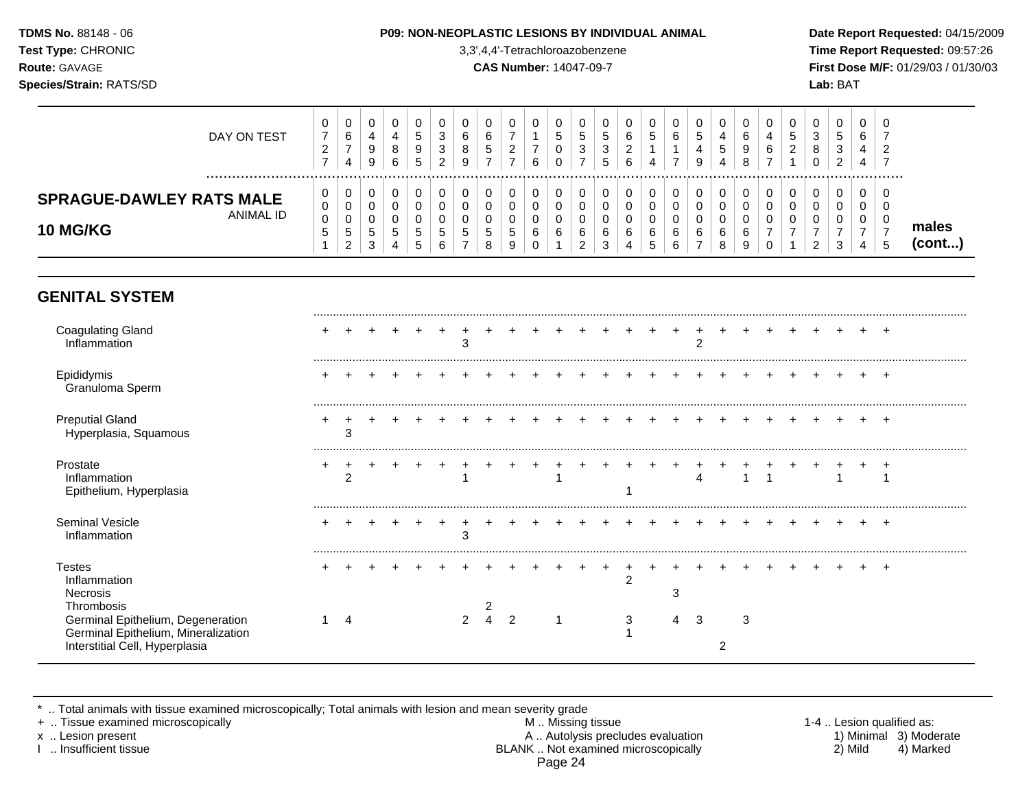P09: NON-NEOPLASTIC LESIONS BY INDIVIDUAL ANIMAL

3,3',4,4'-Tetrachloroazobenzene

**CAS Number:** 14047-09-7

**TDMS No.** 88148 - 06
**Test Type:** CHRONIC
**Route:** GAVAGE
**Species/Strain:** RATS/SD

**Date Report Requested:** 04/15/2009
**Time Report Requested:** 09:57:26
**First Dose M/F:** 01/29/03 / 01/30/03
**Lab:** BAT

| DAY ON TEST | 0727 | 0674 | 0499 | 0486 | 0595 | 0332 | 0689 | 0657 | 0727 | 0176 | 0500 | 0537 | 0535 | 0626 | 0514 | 0617 | 0549 | 0454 | 0698 | 0467 | 0521 | 0380 | 0532 | 0644 | 0727 | |
|---|---|---|---|---|---|---|---|---|---|---|---|---|---|---|---|---|---|---|---|---|---|---|---|---|---|---|
| **SPRAGUE-DAWLEY RATS MALE 10 MG/KG** ANIMAL ID | 00051 | 00052 | 00053 | 00054 | 00055 | 00056 | 00057 | 00058 | 00059 | 00060 | 00061 | 00062 | 00063 | 00064 | 00065 | 00066 | 00067 | 00068 | 00069 | 00070 | 00071 | 00072 | 00073 | 00074 | 00075 | **males (cont...)** |
| **GENITAL SYSTEM** | | | | | | | | | | | | | | | | | | | | | | | | | | |
| Coagulating Gland | + | + | + | + | + | + | + | + | + | + | + | + | + | + | + | + | + | + | + | + | + | + | + | + | + | |
| Inflammation | | | | | | | 3 | | | | | | | | | | 2 | | | | | | | | | |
| Epididymis | + | + | + | + | + | + | + | + | + | + | + | + | + | + | + | + | + | + | + | + | + | + | + | + | + | |
| Granuloma Sperm | | | | | | | | | | | | | | | | | | | | | | | | | | |
| Preputial Gland | + | + | + | + | + | + | + | + | + | + | + | + | + | + | + | + | + | + | + | + | + | + | + | + | + | |
| Hyperplasia, Squamous | | 3 | | | | | | | | | | | | | | | | | | | | | | | | |
| Prostate | + | + | + | + | + | + | + | + | + | + | + | + | + | + | + | + | + | + | + | + | + | + | + | + | + | |
| Inflammation | | 2 | | | | | 1 | | | | 1 | | | | | | 4 | | 1 | 1 | | | 1 | | 1 | |
| Epithelium, Hyperplasia | | | | | | | | | | | | | | 1 | | | | | | | | | | | | |
| Seminal Vesicle | + | + | + | + | + | + | + | + | + | + | + | + | + | + | + | + | + | + | + | + | + | + | + | + | + | |
| Inflammation | | | | | | | 3 | | | | | | | | | | | | | | | | | | | |
| Testes | + | + | + | + | + | + | + | + | + | + | + | + | + | + | + | + | + | + | + | + | + | + | + | + | + | |
| Inflammation | | | | | | | | | | | | | | 2 | | | | | | | | | | | | |
| Necrosis | | | | | | | | | | | | | | | | 3 | | | | | | | | | | |
| Thrombosis | | | | | | | | 2 | | | | | | | | | | | | | | | | | | |
| Germinal Epithelium, Degeneration | 1 | 4 | | | | | 2 | 4 | 2 | | 1 | | | 3 | | 4 | 3 | | 3 | | | | | | | |
| Germinal Epithelium, Mineralization | | | | | | | | | | | | | | 1 | | | | | | | | | | | | |
| Interstitial Cell, Hyperplasia | | | | | | | | | | | | | | | | | | 2 | | | | | | | | |

\* .. Total animals with tissue examined microscopically; Total animals with lesion and mean severity grade
\+ .. Tissue examined microscopically
x .. Lesion present
I .. Insufficient tissue

M .. Missing tissue
A .. Autolysis precludes evaluation
BLANK .. Not examined microscopically

1-4 .. Lesion qualified as:
1) Minimal 2) Mild 3) Moderate 4) Marked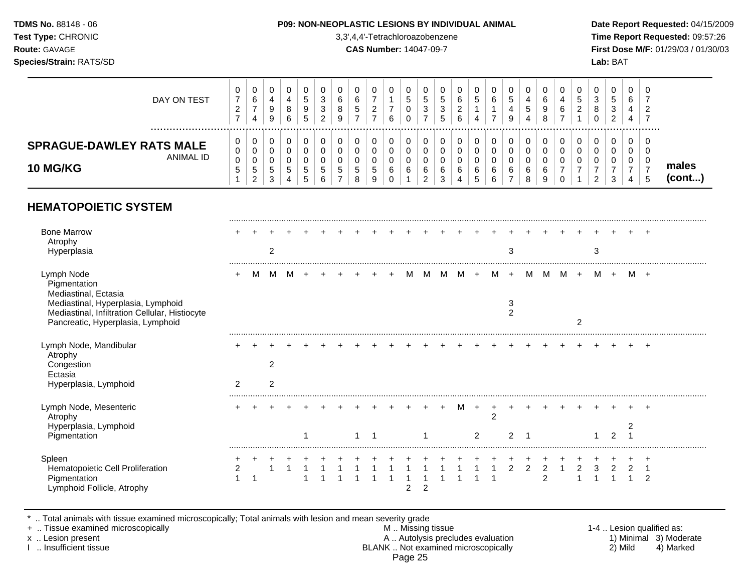**TDMS No.** 88148 - 06
**Test Type:** CHRONIC
**Route:** GAVAGE
**Species/Strain:** RATS/SD

**P09: NON-NEOPLASTIC LESIONS BY INDIVIDUAL ANIMAL**
3,3',4,4'-Tetrachloroazobenzene
**CAS Number:** 14047-09-7

**Date Report Requested:** 04/15/2009
**Time Report Requested:** 09:57:26
**First Dose M/F:** 01/29/03 / 01/30/03
**Lab:** BAT

## SPRAGUE-DAWLEY RATS MALE 10 MG/KG — males (cont...)

| DAY ON TEST | 0727 | 0674 | 0499 | 0486 | 0595 | 0332 | 0689 | 0657 | 0727 | 0176 | 0500 | 0537 | 0535 | 0626 | 0514 | 0617 | 0549 | 0454 | 0698 | 0467 | 0521 | 0380 | 0532 | 0644 | 0727 |
|---|---|---|---|---|---|---|---|---|---|---|---|---|---|---|---|---|---|---|---|---|---|---|---|---|---|
| **ANIMAL ID** | 0051 | 0052 | 0053 | 0054 | 0055 | 0056 | 0057 | 0058 | 0059 | 0060 | 0061 | 0062 | 0063 | 0064 | 0065 | 0066 | 0067 | 0068 | 0069 | 0070 | 0071 | 0072 | 0073 | 0074 | 0075 |
| **HEMATOPOIETIC SYSTEM** | | | | | | | | | | | | | | | | | | | | | | | | | |
| Bone Marrow | + | + | + | + | + | + | + | + | + | + | + | + | + | + | + | + | + | + | + | + | + | + | + | + | + |
| Atrophy | | | | | | | | | | | | | | | | | | | | | | | | | |
| Hyperplasia | | | 2 | | | | | | | | | | | | | | 3 | | | | | 3 | | | |
| Lymph Node | + | M | M | M | + | + | + | + | + | + | M | M | M | M | + | M | + | M | M | M | + | M | + | M | + |
| Pigmentation | | | | | | | | | | | | | | | | | | | | | | | | | |
| Mediastinal, Ectasia | | | | | | | | | | | | | | | | | | | | | | | | | |
| Mediastinal, Hyperplasia, Lymphoid | | | | | | | | | | | | | | | | | 3 | | | | | | | | |
| Mediastinal, Infiltration Cellular, Histiocyte | | | | | | | | | | | | | | | | | 2 | | | | | | | | |
| Pancreatic, Hyperplasia, Lymphoid | | | | | | | | | | | | | | | | | | | | | 2 | | | | |
| Lymph Node, Mandibular | + | + | + | + | + | + | + | + | + | + | + | + | + | + | + | + | + | + | + | + | + | + | + | + | + |
| Atrophy | | | | | | | | | | | | | | | | | | | | | | | | | |
| Congestion | | | 2 | | | | | | | | | | | | | | | | | | | | | | |
| Ectasia | | | | | | | | | | | | | | | | | | | | | | | | | |
| Hyperplasia, Lymphoid | 2 | | 2 | | | | | | | | | | | | | | | | | | | | | | |
| Lymph Node, Mesenteric | + | + | + | + | + | + | + | + | + | + | + | + | + | M | + | + | + | + | + | + | + | + | + | + | + |
| Atrophy | | | | | | | | | | | | | | | | 2 | | | | | | | | | |
| Hyperplasia, Lymphoid | | | | | | | | | | | | | | | | | | | | | | | | 2 | |
| Pigmentation | | | | | 1 | | | 1 | 1 | | | 1 | | | 2 | | 2 | 1 | | | | 1 | 2 | 1 | |
| Spleen | + | + | + | + | + | + | + | + | + | + | + | + | + | + | + | + | + | + | + | + | + | + | + | + | + |
| Hematopoietic Cell Proliferation | 2 | | 1 | 1 | 1 | 1 | 1 | 1 | 1 | 1 | 1 | 1 | 1 | 1 | 1 | 1 | 2 | 2 | 2 | 1 | 2 | 3 | 2 | 2 | 1 |
| Pigmentation | 1 | 1 | | | 1 | 1 | 1 | 1 | 1 | 1 | 1 | 1 | 1 | 1 | 1 | 1 | | | 2 | | 1 | 1 | 1 | 1 | 2 |
| Lymphoid Follicle, Atrophy | | | | | | | | | | | 2 | 2 | | | | | | | | | | | | | |

\* .. Total animals with tissue examined microscopically; Total animals with lesion and mean severity grade
\+ .. Tissue examined microscopically
x .. Lesion present
I .. Insufficient tissue

M .. Missing tissue
A .. Autolysis precludes evaluation
BLANK .. Not examined microscopically

1-4 .. Lesion qualified as:
1) Minimal 2) Mild 3) Moderate 4) Marked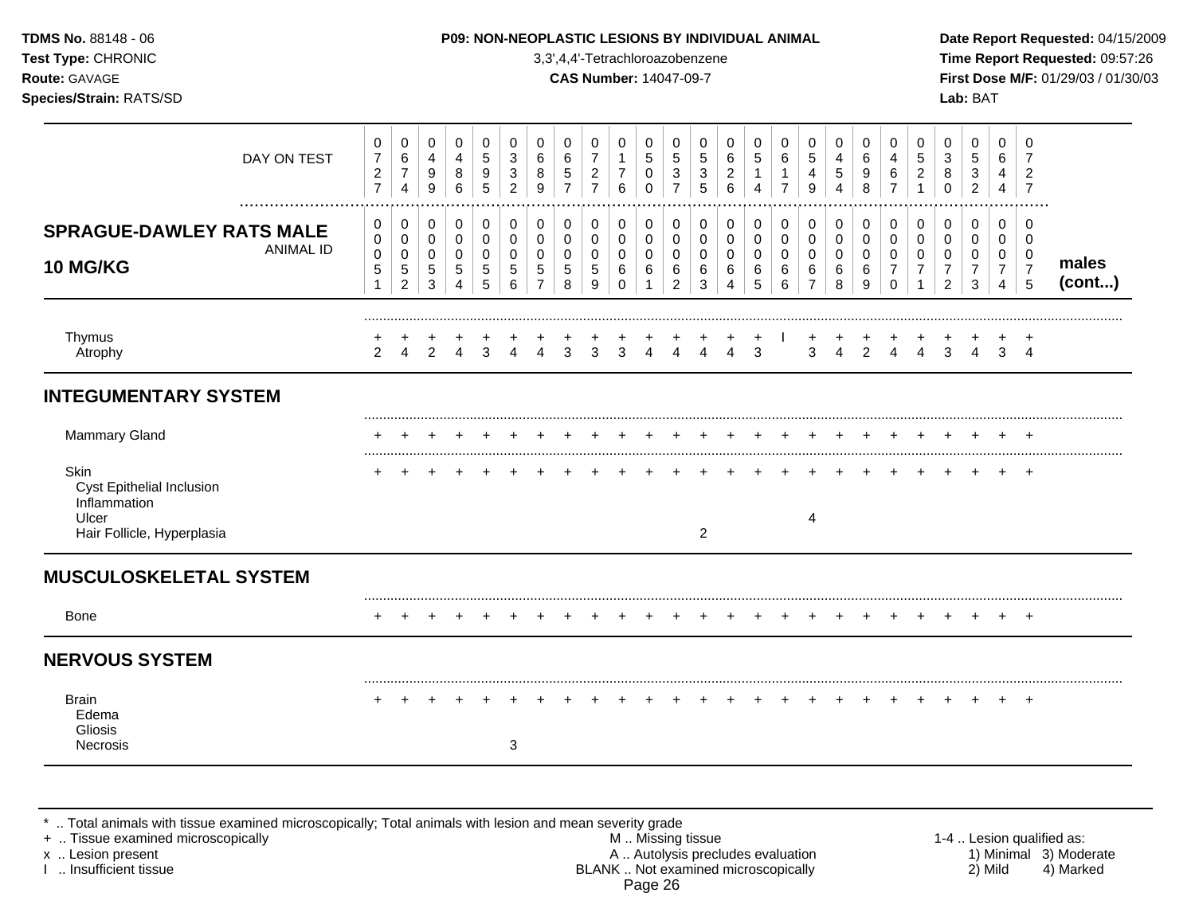**TDMS No.** 88148 - 06
**Test Type:** CHRONIC
**Route:** GAVAGE
**Species/Strain:** RATS/SD

**P09: NON-NEOPLASTIC LESIONS BY INDIVIDUAL ANIMAL**
3,3',4,4'-Tetrachloroazobenzene
**CAS Number:** 14047-09-7

**Date Report Requested:** 04/15/2009
**Time Report Requested:** 09:57:26
**First Dose M/F:** 01/29/03 / 01/30/03
**Lab:** BAT

| DAY ON TEST | 0727 | 0674 | 0499 | 0486 | 0595 | 0332 | 0689 | 0657 | 0727 | 0176 | 0500 | 0537 | 0535 | 0626 | 0514 | 0617 | 0549 | 0454 | 0698 | 0467 | 0521 | 0380 | 0532 | 0644 | 0727 | |
|---|---|---|---|---|---|---|---|---|---|---|---|---|---|---|---|---|---|---|---|---|---|---|---|---|---|---|
| **SPRAGUE-DAWLEY RATS MALE 10 MG/KG** ANIMAL ID | 00051 | 00052 | 00053 | 00054 | 00055 | 00056 | 00057 | 00058 | 00059 | 00060 | 00061 | 00062 | 00063 | 00064 | 00065 | 00066 | 00067 | 00068 | 00069 | 00070 | 00071 | 00072 | 00073 | 00074 | 00075 | **males (cont...)** |
| Thymus | + | + | + | + | + | + | + | + | + | + | + | + | + | + | + | I | + | + | + | + | + | + | + | + | + | |
| Atrophy | 2 | 4 | 2 | 4 | 3 | 4 | 4 | 3 | 3 | 3 | 4 | 4 | 4 | 4 | 3 | | 3 | 4 | 2 | 4 | 4 | 3 | 4 | 3 | 4 | |
| **INTEGUMENTARY SYSTEM** | | | | | | | | | | | | | | | | | | | | | | | | | | |
| Mammary Gland | + | + | + | + | + | + | + | + | + | + | + | + | + | + | + | + | + | + | + | + | + | + | + | + | + | |
| Skin | + | + | + | + | + | + | + | + | + | + | + | + | + | + | + | + | + | + | + | + | + | + | + | + | + | |
| Cyst Epithelial Inclusion | | | | | | | | | | | | | | | | | | | | | | | | | | |
| Inflammation | | | | | | | | | | | | | | | | | | | | | | | | | | |
| Ulcer | | | | | | | | | | | | | | | | | 4 | | | | | | | | | |
| Hair Follicle, Hyperplasia | | | | | | | | | | | | | 2 | | | | | | | | | | | | | |
| **MUSCULOSKELETAL SYSTEM** | | | | | | | | | | | | | | | | | | | | | | | | | | |
| Bone | + | + | + | + | + | + | + | + | + | + | + | + | + | + | + | + | + | + | + | + | + | + | + | + | + | |
| **NERVOUS SYSTEM** | | | | | | | | | | | | | | | | | | | | | | | | | | |
| Brain | + | + | + | + | + | + | + | + | + | + | + | + | + | + | + | + | + | + | + | + | + | + | + | + | + | |
| Edema | | | | | | | | | | | | | | | | | | | | | | | | | | |
| Gliosis | | | | | | | | | | | | | | | | | | | | | | | | | | |
| Necrosis | | | | | | 3 | | | | | | | | | | | | | | | | | | | | |

\* .. Total animals with tissue examined microscopically; Total animals with lesion and mean severity grade
\+ .. Tissue examined microscopically
x .. Lesion present
I .. Insufficient tissue

M .. Missing tissue
A .. Autolysis precludes evaluation
BLANK .. Not examined microscopically

1-4 .. Lesion qualified as:
1) Minimal 2) Mild 3) Moderate 4) Marked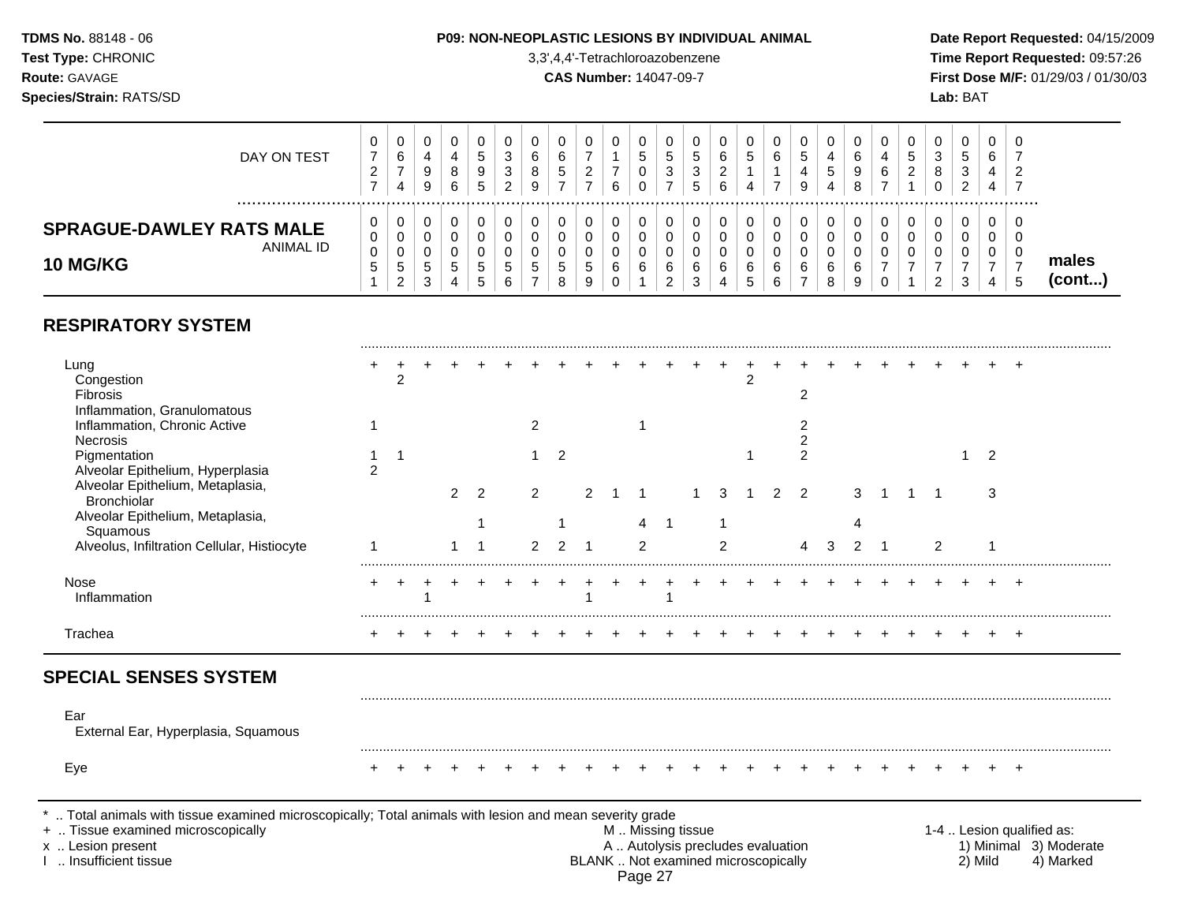**TDMS No.** 88148 - 06
**Test Type:** CHRONIC
**Route:** GAVAGE
**Species/Strain:** RATS/SD

**P09: NON-NEOPLASTIC LESIONS BY INDIVIDUAL ANIMAL**
3,3',4,4'-Tetrachloroazobenzene
**CAS Number:** 14047-09-7

**Date Report Requested:** 04/15/2009
**Time Report Requested:** 09:57:26
**First Dose M/F:** 01/29/03 / 01/30/03
**Lab:** BAT

## SPRAGUE-DAWLEY RATS MALE 10 MG/KG

| DAY ON TEST | 0727 | 0674 | 0499 | 0486 | 0595 | 0332 | 0689 | 0657 | 0727 | 0176 | 0500 | 0537 | 0535 | 0626 | 0514 | 0617 | 0549 | 0454 | 0698 | 0467 | 0521 | 0380 | 0532 | 0644 | 0727 | |
|---|---|---|---|---|---|---|---|---|---|---|---|---|---|---|---|---|---|---|---|---|---|---|---|---|---|---|
| **ANIMAL ID** | 0051 | 0052 | 0053 | 0054 | 0055 | 0056 | 0057 | 0058 | 0059 | 0060 | 0061 | 0062 | 0063 | 0064 | 0065 | 0066 | 0067 | 0068 | 0069 | 0070 | 0071 | 0072 | 0073 | 0074 | 0075 | **males (cont...)** |
| **RESPIRATORY SYSTEM** | | | | | | | | | | | | | | | | | | | | | | | | | | |
| Lung | + | + | + | + | + | + | + | + | + | + | + | + | + | + | + | + | + | + | + | + | + | + | + | + | + | |
| Congestion | | 2 | | | | | | | | | | | | | 2 | | | | | | | | | | | |
| Fibrosis | | | | | | | | | | | | | | | | | 2 | | | | | | | | | |
| Inflammation, Granulomatous | | | | | | | | | | | | | | | | | | | | | | | | | | |
| Inflammation, Chronic Active | 1 | | | | | | 2 | | | | 1 | | | | | | 2 | | | | | | | | | |
| Necrosis | | | | | | | | | | | | | | | | | 2 | | | | | | | | | |
| Pigmentation | 1 | 1 | | | | | 1 | 2 | | | | | | | 1 | | 2 | | | | | | 1 | 2 | | |
| Alveolar Epithelium, Hyperplasia | 2 | | | | | | | | | | | | | | | | | | | | | | | | | |
| Alveolar Epithelium, Metaplasia, Bronchiolar | | | | 2 | 2 | | 2 | | 2 | 1 | 1 | | 1 | 3 | 1 | 2 | 2 | | 3 | 1 | 1 | 1 | | 3 | | |
| Alveolar Epithelium, Metaplasia, Squamous | | | | | 1 | | | 1 | | | 4 | 1 | | 1 | | | | | 4 | | | | | | | |
| Alveolus, Infiltration Cellular, Histiocyte | 1 | | | 1 | 1 | | 2 | 2 | 1 | | 2 | | | 2 | | | 4 | 3 | 2 | 1 | | 2 | | 1 | | |
| Nose | + | + | + | + | + | + | + | + | + | + | + | + | + | + | + | + | + | + | + | + | + | + | + | + | + | |
| Inflammation | | | 1 | | | | | | 1 | | | 1 | | | | | | | | | | | | | | |
| Trachea | + | + | + | + | + | + | + | + | + | + | + | + | + | + | + | + | + | + | + | + | + | + | + | + | + | |
| **SPECIAL SENSES SYSTEM** | | | | | | | | | | | | | | | | | | | | | | | | | | |
| Ear | | | | | | | | | | | | | | | | | | | | | | | | | | |
| External Ear, Hyperplasia, Squamous | | | | | | | | | | | | | | | | | | | | | | | | | | |
| Eye | + | + | + | + | + | + | + | + | + | + | + | + | + | + | + | + | + | + | + | + | + | + | + | + | + | |

\* .. Total animals with tissue examined microscopically; Total animals with lesion and mean severity grade
\+ .. Tissue examined microscopically
x .. Lesion present
I .. Insufficient tissue

M .. Missing tissue
A .. Autolysis precludes evaluation
BLANK .. Not examined microscopically

1-4 .. Lesion qualified as:
1) Minimal 2) Mild 3) Moderate 4) Marked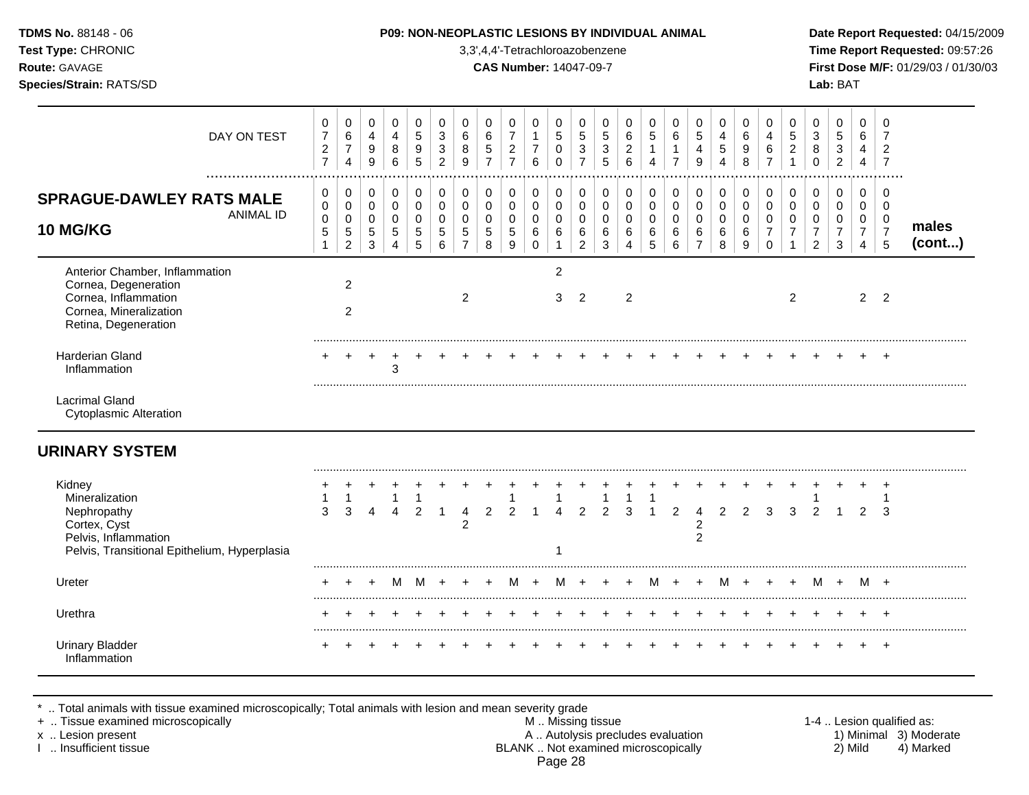**TDMS No.** 88148 - 06
**Test Type:** CHRONIC
**Route:** GAVAGE
**Species/Strain:** RATS/SD

**P09: NON-NEOPLASTIC LESIONS BY INDIVIDUAL ANIMAL**
3,3',4,4'-Tetrachloroazobenzene
**CAS Number:** 14047-09-7

**Date Report Requested:** 04/15/2009
**Time Report Requested:** 09:57:26
**First Dose M/F:** 01/29/03 / 01/30/03
**Lab:** BAT

| DAY ON TEST | 0727 | 0674 | 0499 | 0486 | 0595 | 0332 | 0689 | 0657 | 0727 | 0176 | 0500 | 0537 | 0535 | 0626 | 0514 | 0617 | 0549 | 0454 | 0698 | 0467 | 0521 | 0380 | 0532 | 0644 | 0727 | |
|---|---|---|---|---|---|---|---|---|---|---|---|---|---|---|---|---|---|---|---|---|---|---|---|---|---|---|
| **SPRAGUE-DAWLEY RATS MALE 10 MG/KG** — ANIMAL ID | 00051 | 00052 | 00053 | 00054 | 00055 | 00056 | 00057 | 00058 | 00059 | 00060 | 00061 | 00062 | 00063 | 00064 | 00065 | 00066 | 00067 | 00068 | 00069 | 00070 | 00071 | 00072 | 00073 | 00074 | 00075 | **males (cont...)** |
| Anterior Chamber, Inflammation | | | | | | | | | | | 2 | | | | | | | | | | | | | | | |
| Cornea, Degeneration | | 2 | | | | | | | | | | | | | | | | | | | | | | | | |
| Cornea, Inflammation | | | | | | | 2 | | | | 3 | 2 | | 2 | | | | | | | 2 | | | 2 | 2 | |
| Cornea, Mineralization | | 2 | | | | | | | | | | | | | | | | | | | | | | | | |
| Retina, Degeneration | | | | | | | | | | | | | | | | | | | | | | | | | | |
| Harderian Gland | + | + | + | + | + | + | + | + | + | + | + | + | + | + | + | + | + | + | + | + | + | + | + | + | + | |
| Inflammation | | | | 3 | | | | | | | | | | | | | | | | | | | | | | |
| Lacrimal Gland | | | | | | | | | | | | | | | | | | | | | | | | | | |
| Cytoplasmic Alteration | | | | | | | | | | | | | | | | | | | | | | | | | | |
| **URINARY SYSTEM** | | | | | | | | | | | | | | | | | | | | | | | | | | |
| Kidney | + | + | + | + | + | + | + | + | + | + | + | + | + | + | + | + | + | + | + | + | + | + | + | + | + | |
| Mineralization | 1 | 1 | | 1 | 1 | | | | 1 | | 1 | | 1 | 1 | 1 | | | | | | | 1 | | | 1 | |
| Nephropathy | 3 | 3 | 4 | 4 | 2 | 1 | 4 | 2 | 2 | 1 | 4 | 2 | 2 | 3 | 1 | 2 | 4 | 2 | 2 | 3 | 3 | 2 | 1 | 2 | 3 | |
| Cortex, Cyst | | | | | | | 2 | | | | | | | | | | 2 | | | | | | | | | |
| Pelvis, Inflammation | | | | | | | | | | | | | | | | | 2 | | | | | | | | | |
| Pelvis, Transitional Epithelium, Hyperplasia | | | | | | | | | | | 1 | | | | | | | | | | | | | | | |
| Ureter | + | + | + | M | M | + | + | + | M | + | M | + | + | + | M | + | + | M | + | + | + | M | + | M | + | |
| Urethra | + | + | + | + | + | + | + | + | + | + | + | + | + | + | + | + | + | + | + | + | + | + | + | + | + | |
| Urinary Bladder | + | + | + | + | + | + | + | + | + | + | + | + | + | + | + | + | + | + | + | + | + | + | + | + | + | |
| Inflammation | | | | | | | | | | | | | | | | | | | | | | | | | | |

\* .. Total animals with tissue examined microscopically; Total animals with lesion and mean severity grade
+ .. Tissue examined microscopically
x .. Lesion present
I .. Insufficient tissue

M .. Missing tissue
A .. Autolysis precludes evaluation
BLANK .. Not examined microscopically

1-4 .. Lesion qualified as:
1) Minimal 2) Mild 3) Moderate 4) Marked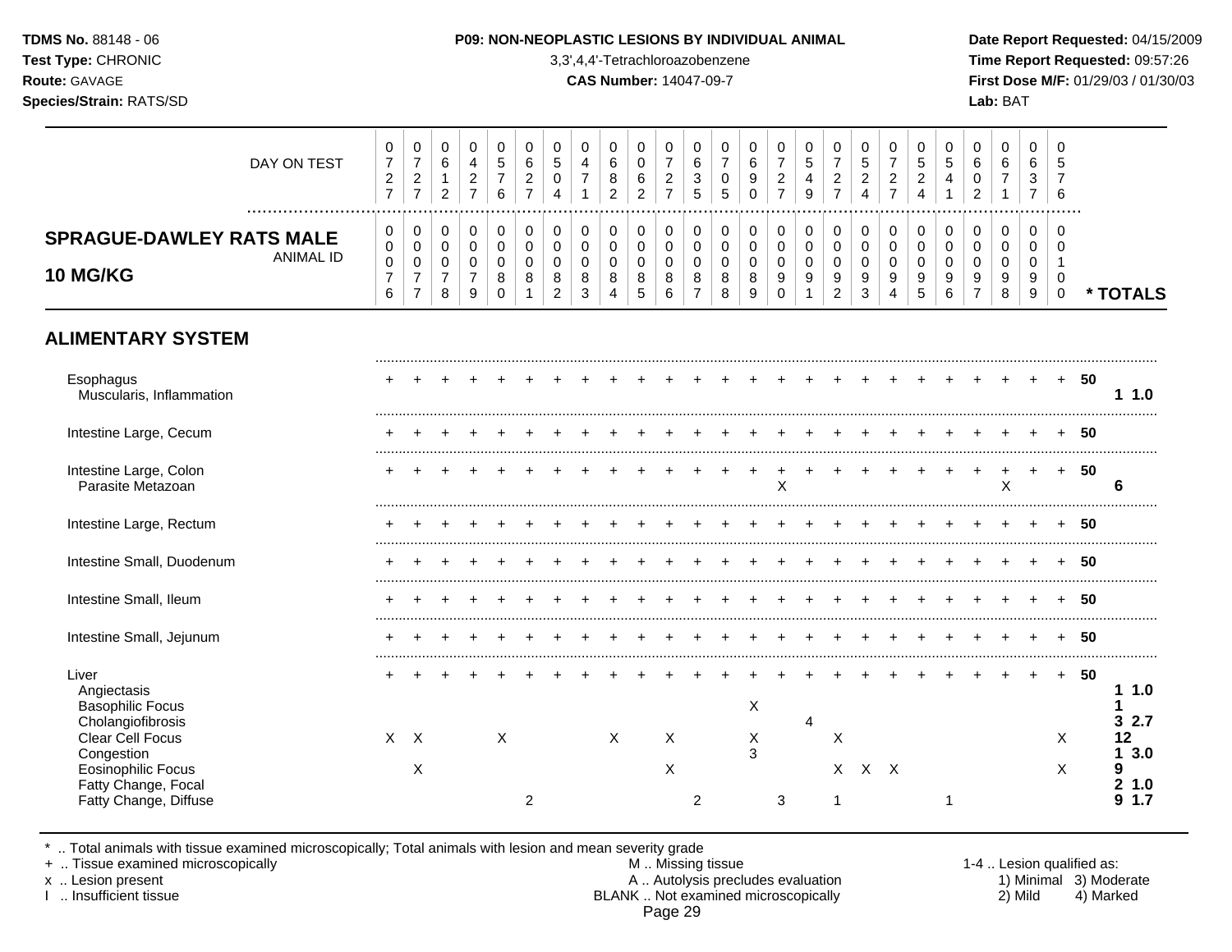**TDMS No.** 88148 - 06
**Test Type:** CHRONIC
**Route:** GAVAGE
**Species/Strain:** RATS/SD

**P09: NON-NEOPLASTIC LESIONS BY INDIVIDUAL ANIMAL**
3,3',4,4'-Tetrachloroazobenzene
**CAS Number:** 14047-09-7

**Date Report Requested:** 04/15/2009
**Time Report Requested:** 09:57:26
**First Dose M/F:** 01/29/03 / 01/30/03
**Lab:** BAT

## SPRAGUE-DAWLEY RATS MALE 10 MG/KG

| DAY ON TEST | 0727 | 0727 | 0612 | 0427 | 0576 | 0627 | 0504 | 0471 | 0682 | 0062 | 0727 | 0635 | 0705 | 0690 | 0727 | 0549 | 0727 | 0524 | 0727 | 0524 | 0541 | 0602 | 0671 | 0637 | 0576 | | |
|---|---|---|---|---|---|---|---|---|---|---|---|---|---|---|---|---|---|---|---|---|---|---|---|---|---|---|---|
| **ANIMAL ID** | 0076 | 0077 | 0078 | 0079 | 0080 | 0081 | 0082 | 0083 | 0084 | 0085 | 0086 | 0087 | 0088 | 0089 | 0090 | 0091 | 0092 | 0093 | 0094 | 0095 | 0096 | 0097 | 0098 | 0099 | 0100 | | *** TOTALS** |
| **ALIMENTARY SYSTEM** | | | | | | | | | | | | | | | | | | | | | | | | | | | |
| Esophagus | + | + | + | + | + | + | + | + | + | + | + | + | + | + | + | + | + | + | + | + | + | + | + | + | + | 50 | |
| Muscularis, Inflammation | | | | | | | | | | | | | | | | | | | | | | | | | | | 1 1.0 |
| Intestine Large, Cecum | + | + | + | + | + | + | + | + | + | + | + | + | + | + | + | + | + | + | + | + | + | + | + | + | + | 50 | |
| Intestine Large, Colon | + | + | + | + | + | + | + | + | + | + | + | + | + | + | + | + | + | + | + | + | + | + | + | + | + | 50 | |
| Parasite Metazoan | | | | | | | | | | | | | | | X | | | | | | | | X | | | | 6 |
| Intestine Large, Rectum | + | + | + | + | + | + | + | + | + | + | + | + | + | + | + | + | + | + | + | + | + | + | + | + | + | 50 | |
| Intestine Small, Duodenum | + | + | + | + | + | + | + | + | + | + | + | + | + | + | + | + | + | + | + | + | + | + | + | + | + | 50 | |
| Intestine Small, Ileum | + | + | + | + | + | + | + | + | + | + | + | + | + | + | + | + | + | + | + | + | + | + | + | + | + | 50 | |
| Intestine Small, Jejunum | + | + | + | + | + | + | + | + | + | + | + | + | + | + | + | + | + | + | + | + | + | + | + | + | + | 50 | |
| Liver | + | + | + | + | + | + | + | + | + | + | + | + | + | + | + | + | + | + | + | + | + | + | + | + | + | 50 | |
| Angiectasis | | | | | | | | | | | | | | | | | | | | | | | | | | | 1 1.0 |
| Basophilic Focus | | | | | | | | | | | | | | X | | | | | | | | | | | | | 1 |
| Cholangiofibrosis | | | | | | | | | | | | | | | | 4 | | | | | | | | | | | 3 2.7 |
| Clear Cell Focus | X | X | | | X | | | | X | | X | | | X | | | X | | | | | | | | X | | 12 |
| Congestion | | | | | | | | | | | | | | 3 | | | | | | | | | | | | | 1 3.0 |
| Eosinophilic Focus | | X | | | | | | | | | X | | | | | | X | X | X | | | | | | X | | 9 |
| Fatty Change, Focal | | | | | | | | | | | | | | | | | | | | | | | | | | | 2 1.0 |
| Fatty Change, Diffuse | | | | | | 2 | | | | | | 2 | | | 3 | | 1 | | | | 1 | | | | | | 9 1.7 |

\* .. Total animals with tissue examined microscopically; Total animals with lesion and mean severity grade
\+ .. Tissue examined microscopically
x .. Lesion present
I .. Insufficient tissue

M .. Missing tissue
A .. Autolysis precludes evaluation
BLANK .. Not examined microscopically

1-4 .. Lesion qualified as:
1) Minimal 2) Mild 3) Moderate 4) Marked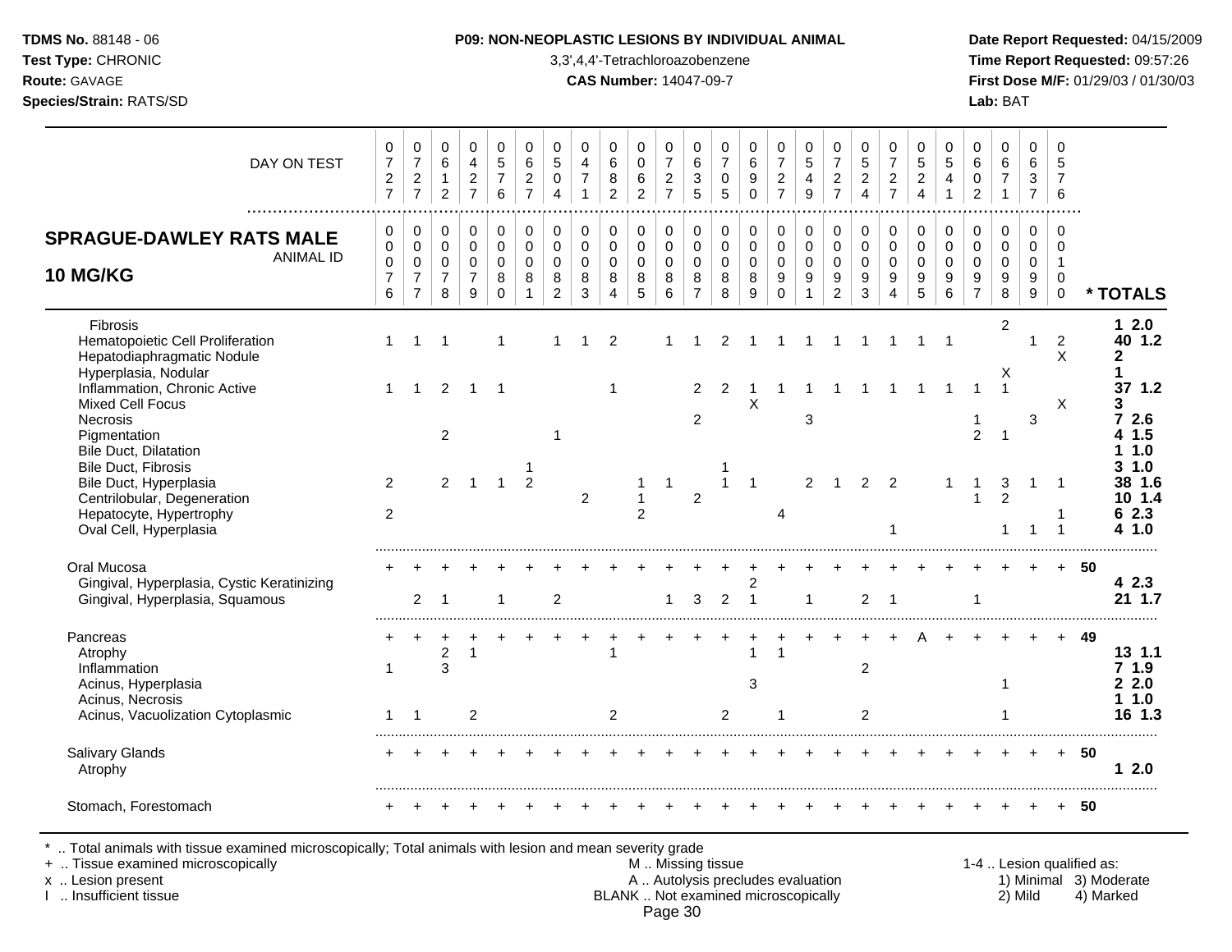**TDMS No.** 88148 - 06
**Test Type:** CHRONIC
**Route:** GAVAGE
**Species/Strain:** RATS/SD

**P09: NON-NEOPLASTIC LESIONS BY INDIVIDUAL ANIMAL**
3,3',4,4'-Tetrachloroazobenzene
**CAS Number:** 14047-09-7

**Date Report Requested:** 04/15/2009
**Time Report Requested:** 09:57:26
**First Dose M/F:** 01/29/03 / 01/30/03
**Lab:** BAT

## SPRAGUE-DAWLEY RATS MALE 10 MG/KG

| DAY ON TEST | 0727 | 0727 | 0612 | 0427 | 0576 | 0627 | 0504 | 0471 | 0682 | 0062 | 0727 | 0635 | 0705 | 0690 | 0727 | 0549 | 0727 | 0524 | 0727 | 0524 | 0541 | 0602 | 0671 | 0637 | 0576 | |
|---|---|---|---|---|---|---|---|---|---|---|---|---|---|---|---|---|---|---|---|---|---|---|---|---|---|---|
| **ANIMAL ID** | 00076 | 00077 | 00078 | 00079 | 00080 | 00081 | 00082 | 00083 | 00084 | 00085 | 00086 | 00087 | 00088 | 00089 | 00090 | 00091 | 00092 | 00093 | 00094 | 00095 | 00096 | 00097 | 00098 | 00099 | 00100 | *** TOTALS** |
| Fibrosis | | | | | | | | | | | | | | | | | | | | | | | 2 | | | 1 2.0 |
| Hematopoietic Cell Proliferation | 1 | 1 | 1 | | 1 | | 1 | 1 | 2 | | 1 | 1 | 2 | 1 | 1 | 1 | 1 | 1 | 1 | 1 | 1 | | | 1 | 2 | 40 1.2 |
| Hepatodiaphragmatic Nodule | | | | | | | | | | | | | | | | | | | | | | | | | X | 2 |
| Hyperplasia, Nodular | | | | | | | | | | | | | | | | | | | | | | | X | | | 1 |
| Inflammation, Chronic Active | 1 | 1 | 2 | 1 | 1 | | | | 1 | | | 2 | 2 | 1 | 1 | 1 | 1 | 1 | 1 | 1 | 1 | 1 | 1 | | | 37 1.2 |
| Mixed Cell Focus | | | | | | | | | | | | | | X | | | | | | | | | | | X | 3 |
| Necrosis | | | | | | | | | | | | 2 | | | | 3 | | | | | | 1 | | 3 | | 7 2.6 |
| Pigmentation | | | 2 | | | | 1 | | | | | | | | | | | | | | | 2 | 1 | | | 4 1.5 |
| Bile Duct, Dilatation | | | | | | | | | | | | | | | | | | | | | | | | | | 1 1.0 |
| Bile Duct, Fibrosis | | | | | | 1 | | | | | | | 1 | | | | | | | | | | | | | 3 1.0 |
| Bile Duct, Hyperplasia | 2 | | 2 | 1 | 1 | 2 | | | | 1 | 1 | | 1 | 1 | | 2 | 1 | 2 | 2 | | 1 | 1 | 3 | 1 | 1 | 38 1.6 |
| Centrilobular, Degeneration | | | | | | | | 2 | | 1 | | 2 | | | | | | | | | | 1 | 2 | | | 10 1.4 |
| Hepatocyte, Hypertrophy | 2 | | | | | | | | | 2 | | | | | 4 | | | | | | | | | | 1 | 6 2.3 |
| Oval Cell, Hyperplasia | | | | | | | | | | | | | | | | | | | 1 | | | | 1 | 1 | 1 | 4 1.0 |
| Oral Mucosa | + | + | + | + | + | + | + | + | + | + | + | + | + | + | + | + | + | + | + | + | + | + | + | + | + | 50 |
| Gingival, Hyperplasia, Cystic Keratinizing | | | | | | | | | | | | | | 2 | | | | | | | | | | | | 4 2.3 |
| Gingival, Hyperplasia, Squamous | | 2 | 1 | | 1 | | 2 | | | | 1 | 3 | 2 | 1 | | 1 | | 2 | 1 | | | 1 | | | | 21 1.7 |
| Pancreas | + | + | + | + | + | + | + | + | + | + | + | + | + | + | + | + | + | + | + | + | A | + | + | + | + | 49 |
| Atrophy | | | 2 | 1 | | | | | 1 | | | | | 1 | 1 | | | | | | | | | | | 13 1.1 |
| Inflammation | 1 | | 3 | | | | | | | | | | | | | | | 2 | | | | | | | | 7 1.9 |
| Acinus, Hyperplasia | | | | | | | | | | | | | | 3 | | | | | | | | | 1 | | | 2 2.0 |
| Acinus, Necrosis | | | | | | | | | | | | | | | | | | | | | | | | | | 1 1.0 |
| Acinus, Vacuolization Cytoplasmic | 1 | 1 | | 2 | | | | | 2 | | | | 2 | | 1 | | | 2 | | | | | 1 | | | 16 1.3 |
| Salivary Glands | + | + | + | + | + | + | + | + | + | + | + | + | + | + | + | + | + | + | + | + | + | + | + | + | + | 50 |
| Atrophy | | | | | | | | | | | | | | | | | | | | | | | | | | 1 2.0 |
| Stomach, Forestomach | + | + | + | + | + | + | + | + | + | + | + | + | + | + | + | + | + | + | + | + | + | + | + | + | + | 50 |

* .. Total animals with tissue examined microscopically; Total animals with lesion and mean severity grade
+ .. Tissue examined microscopically
x .. Lesion present
I .. Insufficient tissue

M .. Missing tissue
A .. Autolysis precludes evaluation
BLANK .. Not examined microscopically

1-4 .. Lesion qualified as:
1) Minimal 2) Mild 3) Moderate 4) Marked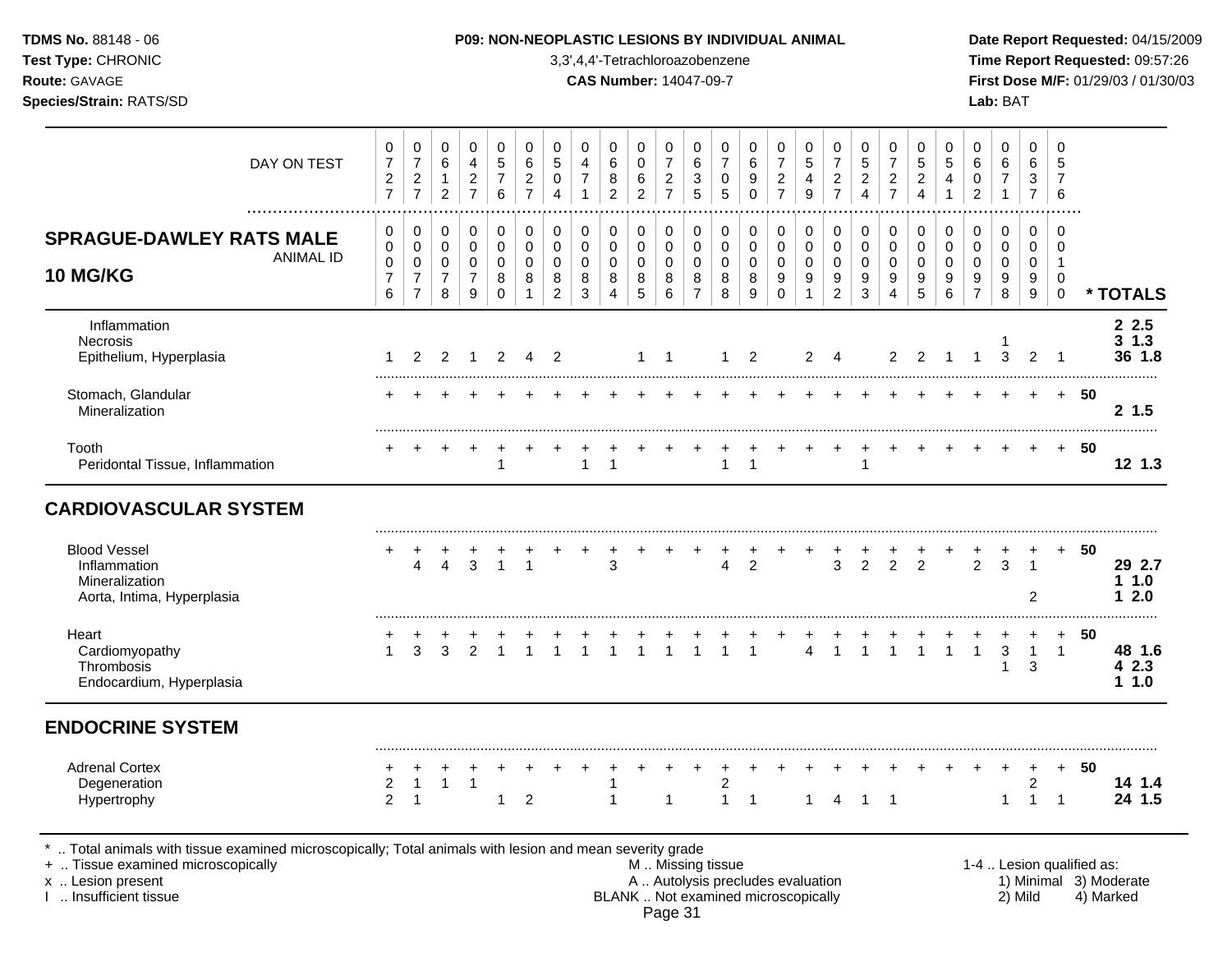**TDMS No.** 88148 - 06
**Test Type:** CHRONIC
**Route:** GAVAGE
**Species/Strain:** RATS/SD

**P09: NON-NEOPLASTIC LESIONS BY INDIVIDUAL ANIMAL**
3,3',4,4'-Tetrachloroazobenzene
**CAS Number:** 14047-09-7

**Date Report Requested:** 04/15/2009
**Time Report Requested:** 09:57:26
**First Dose M/F:** 01/29/03 / 01/30/03
**Lab:** BAT

## SPRAGUE-DAWLEY RATS MALE 10 MG/KG

| DAY ON TEST | 0727 | 0727 | 0612 | 0427 | 0576 | 0627 | 0504 | 0471 | 0682 | 0062 | 0727 | 0635 | 0705 | 0690 | 0727 | 0549 | 0727 | 0524 | 0727 | 0524 | 0541 | 0602 | 0671 | 0637 | 0576 | |
|---|---|---|---|---|---|---|---|---|---|---|---|---|---|---|---|---|---|---|---|---|---|---|---|---|---|---|
| **ANIMAL ID** | 0076 | 0077 | 0078 | 0079 | 0080 | 0081 | 0082 | 0083 | 0084 | 0085 | 0086 | 0087 | 0088 | 0089 | 0090 | 0091 | 0092 | 0093 | 0094 | 0095 | 0096 | 0097 | 0098 | 0099 | 0100 | *** TOTALS** |
| Inflammation | | | | | | | | | | | | | | | | | | | | | | | | | | **2 2.5** |
| Necrosis | | | | | | | | | | | | | | | | | | | | | | | 1 | | | **3 1.3** |
| Epithelium, Hyperplasia | 1 | 2 | 2 | 1 | 2 | 4 | 2 | | | 1 | 1 | | 1 | 2 | | 2 | 4 | | 2 | 2 | 1 | 1 | 3 | 2 | 1 | **36 1.8** |
| Stomach, Glandular | + | + | + | + | + | + | + | + | + | + | + | + | + | + | + | + | + | + | + | + | + | + | + | + | + | **50** |
| Mineralization | | | | | | | | | | | | | | | | | | | | | | | | | | **2 1.5** |
| Tooth | + | + | + | + | + | + | + | + | + | + | + | + | + | + | + | + | + | + | + | + | + | + | + | + | + | **50** |
| Peridontal Tissue, Inflammation | | | | | 1 | | | 1 | 1 | | | | 1 | 1 | | | | 1 | | | | | | | | **12 1.3** |
| **CARDIOVASCULAR SYSTEM** | | | | | | | | | | | | | | | | | | | | | | | | | | |
| Blood Vessel | + | + | + | + | + | + | + | + | + | + | + | + | + | + | + | + | + | + | + | + | + | + | + | + | + | **50** |
| Inflammation | | 4 | 4 | 3 | 1 | 1 | | | 3 | | | | 4 | 2 | | | 3 | 2 | 2 | 2 | | 2 | 3 | 1 | | **29 2.7** |
| Mineralization | | | | | | | | | | | | | | | | | | | | | | | | | | **1 1.0** |
| Aorta, Intima, Hyperplasia | | | | | | | | | | | | | | | | | | | | | | | | 2 | | **1 2.0** |
| Heart | + | + | + | + | + | + | + | + | + | + | + | + | + | + | + | + | + | + | + | + | + | + | + | + | + | **50** |
| Cardiomyopathy | 1 | 3 | 3 | 2 | 1 | 1 | 1 | 1 | 1 | 1 | 1 | 1 | 1 | 1 | | 4 | 1 | 1 | 1 | 1 | 1 | 1 | 3 | 1 | 1 | **48 1.6** |
| Thrombosis | | | | | | | | | | | | | | | | | | | | | | | 1 | 3 | | **4 2.3** |
| Endocardium, Hyperplasia | | | | | | | | | | | | | | | | | | | | | | | | | | **1 1.0** |
| **ENDOCRINE SYSTEM** | | | | | | | | | | | | | | | | | | | | | | | | | | |
| Adrenal Cortex | + | + | + | + | + | + | + | + | + | + | + | + | + | + | + | + | + | + | + | + | + | + | + | + | + | **50** |
| Degeneration | 2 | 1 | 1 | 1 | | | | | 1 | | | | 2 | | | | | | | | | | | 2 | | **14 1.4** |
| Hypertrophy | 2 | 1 | | | 1 | 2 | | | 1 | | 1 | | 1 | 1 | | 1 | 4 | 1 | 1 | | | | 1 | 1 | 1 | **24 1.5** |

\* .. Total animals with tissue examined microscopically; Total animals with lesion and mean severity grade
\+ .. Tissue examined microscopically
x .. Lesion present
I .. Insufficient tissue

M .. Missing tissue
A .. Autolysis precludes evaluation
BLANK .. Not examined microscopically

1-4 .. Lesion qualified as:
1) Minimal 2) Mild 3) Moderate 4) Marked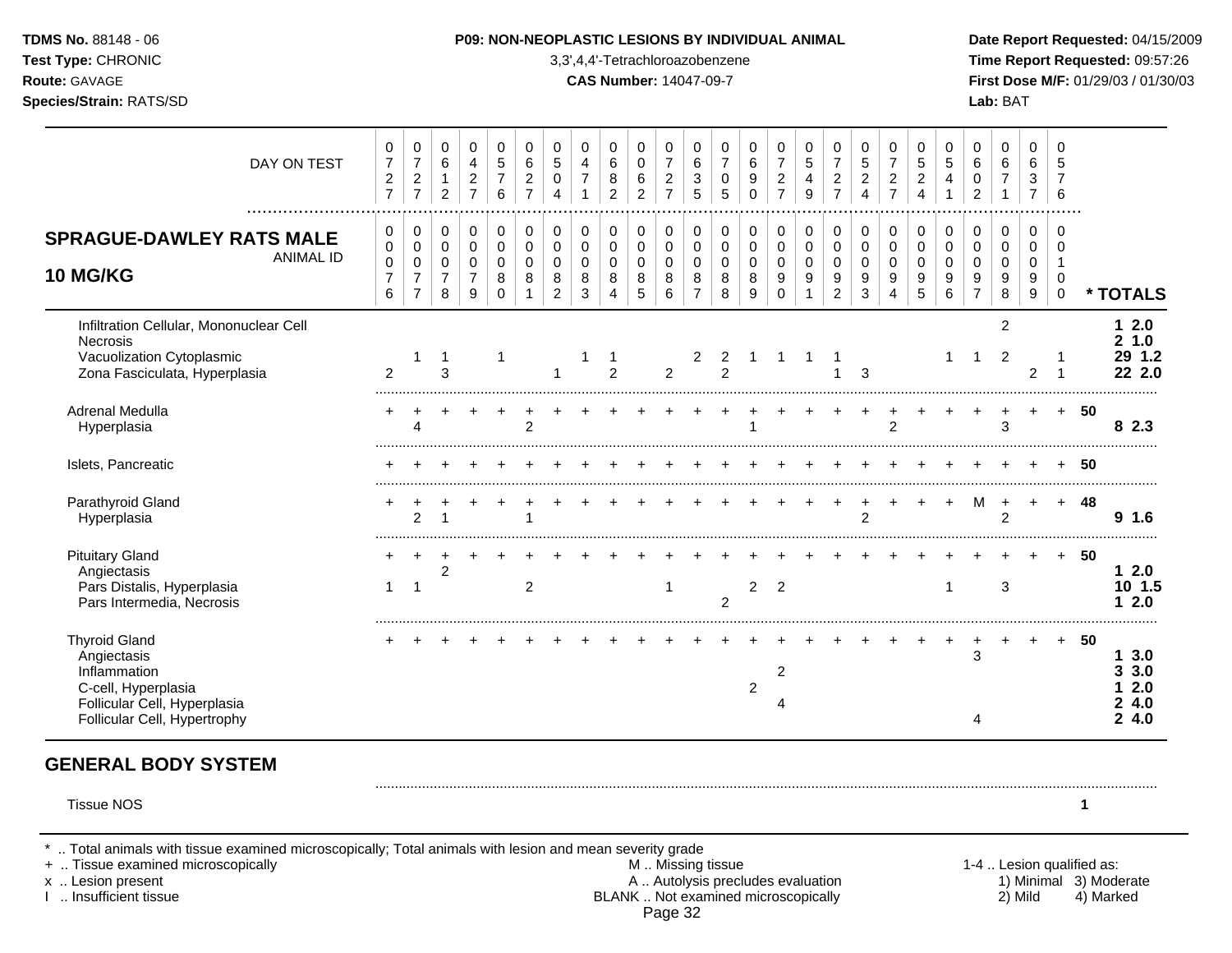**TDMS No.** 88148 - 06
**Test Type:** CHRONIC
**Route:** GAVAGE
**Species/Strain:** RATS/SD

**P09: NON-NEOPLASTIC LESIONS BY INDIVIDUAL ANIMAL**
3,3',4,4'-Tetrachloroazobenzene
**CAS Number:** 14047-09-7

**Date Report Requested:** 04/15/2009
**Time Report Requested:** 09:57:26
**First Dose M/F:** 01/29/03 / 01/30/03
**Lab:** BAT

## SPRAGUE-DAWLEY RATS MALE 10 MG/KG

| DAY ON TEST | 0727 | 0727 | 0612 | 0427 | 0576 | 0627 | 0504 | 0471 | 0682 | 0062 | 0727 | 0635 | 0705 | 0690 | 0727 | 0549 | 0727 | 0524 | 0727 | 0524 | 0541 | 0602 | 0671 | 0637 | 0576 | |
|---|---|---|---|---|---|---|---|---|---|---|---|---|---|---|---|---|---|---|---|---|---|---|---|---|---|---|
| **ANIMAL ID** | 0076 | 0077 | 0078 | 0079 | 0080 | 0081 | 0082 | 0083 | 0084 | 0085 | 0086 | 0087 | 0088 | 0089 | 0090 | 0091 | 0092 | 0093 | 0094 | 0095 | 0096 | 0097 | 0098 | 0099 | 0100 | *** TOTALS** |
| Infiltration Cellular, Mononuclear Cell | | | | | | | | | | | | | | | | | | | | | | | 2 | | | 1 2.0 |
| Necrosis | | | | | | | | | | | | | | | | | | | | | | | | | | 2 1.0 |
| Vacuolization Cytoplasmic | | 1 | 1 | | 1 | | | 1 | 1 | | | 2 | 2 | 1 | 1 | 1 | 1 | | | | 1 | 1 | 2 | | 1 | 29 1.2 |
| Zona Fasciculata, Hyperplasia | 2 | | 3 | | | | 1 | | 2 | | 2 | | 2 | | | | 1 | 3 | | | | | | 2 | 1 | 22 2.0 |
| Adrenal Medulla | + | + | + | + | + | + | + | + | + | + | + | + | + | + | + | + | + | + | + | + | + | + | + | + | + | 50 |
| Hyperplasia | | 4 | | | | 2 | | | | | | | | 1 | | | | | 2 | | | | 3 | | | 8 2.3 |
| Islets, Pancreatic | + | + | + | + | + | + | + | + | + | + | + | + | + | + | + | + | + | + | + | + | + | + | + | + | + | 50 |
| Parathyroid Gland | + | + | + | + | + | + | + | + | + | + | + | + | + | + | + | + | + | + | + | + | + | M | + | + | + | 48 |
| Hyperplasia | | 2 | 1 | | | 1 | | | | | | | | | | | | 2 | | | | | 2 | | | 9 1.6 |
| Pituitary Gland | + | + | + | + | + | + | + | + | + | + | + | + | + | + | + | + | + | + | + | + | + | + | + | + | + | 50 |
| Angiectasis | | | 2 | | | | | | | | | | | | | | | | | | | | | | | 1 2.0 |
| Pars Distalis, Hyperplasia | 1 | 1 | | | | 2 | | | | | 1 | | | 2 | 2 | | | | | | 1 | | 3 | | | 10 1.5 |
| Pars Intermedia, Necrosis | | | | | | | | | | | | | 2 | | | | | | | | | | | | | 1 2.0 |
| Thyroid Gland | + | + | + | + | + | + | + | + | + | + | + | + | + | + | + | + | + | + | + | + | + | + | + | + | + | 50 |
| Angiectasis | | | | | | | | | | | | | | | | | | | | | | 3 | | | | 1 3.0 |
| Inflammation | | | | | | | | | | | | | | | 2 | | | | | | | | | | | 3 3.0 |
| C-cell, Hyperplasia | | | | | | | | | | | | | | 2 | | | | | | | | | | | | 1 2.0 |
| Follicular Cell, Hyperplasia | | | | | | | | | | | | | | | 4 | | | | | | | | | | | 2 4.0 |
| Follicular Cell, Hypertrophy | | | | | | | | | | | | | | | | | | | | | | 4 | | | | 2 4.0 |

## GENERAL BODY SYSTEM

| | | | | | | | | | | | | | | | | | | | | | | | | | | |
|---|---|---|---|---|---|---|---|---|---|---|---|---|---|---|---|---|---|---|---|---|---|---|---|---|---|---|
| Tissue NOS | | | | | | | | | | | | | | | | | | | | | | | | | | 1 |

\* .. Total animals with tissue examined microscopically; Total animals with lesion and mean severity grade
\+ .. Tissue examined microscopically
x .. Lesion present
I .. Insufficient tissue

M .. Missing tissue
A .. Autolysis precludes evaluation
BLANK .. Not examined microscopically

1-4 .. Lesion qualified as: 1) Minimal 2) Mild 3) Moderate 4) Marked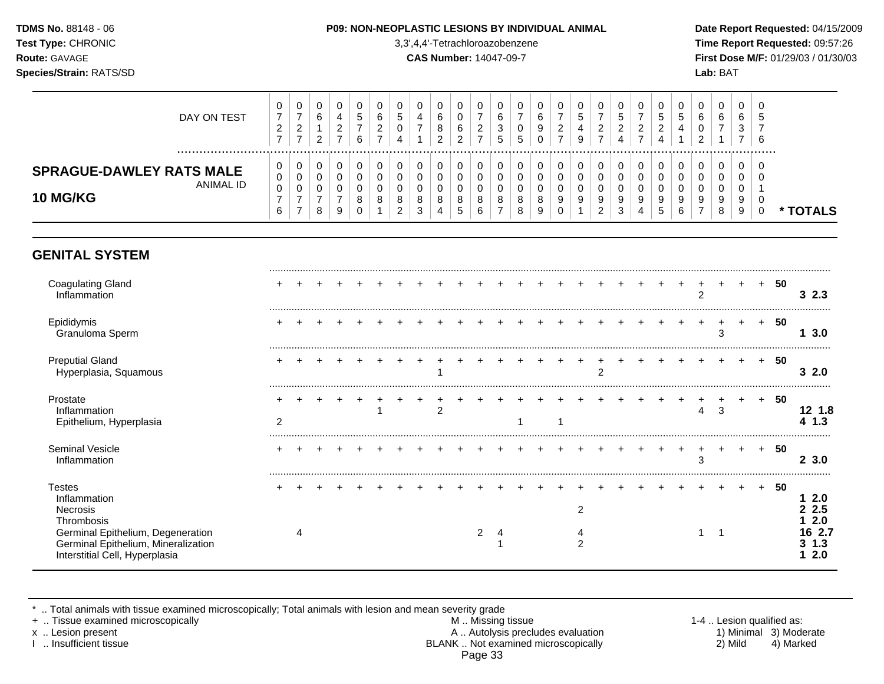**TDMS No.** 88148 - 06
**Test Type:** CHRONIC
**Route:** GAVAGE
**Species/Strain:** RATS/SD

**P09: NON-NEOPLASTIC LESIONS BY INDIVIDUAL ANIMAL**
3,3',4,4'-Tetrachloroazobenzene
**CAS Number:** 14047-09-7

**Date Report Requested:** 04/15/2009
**Time Report Requested:** 09:57:26
**First Dose M/F:** 01/29/03 / 01/30/03
**Lab:** BAT

## SPRAGUE-DAWLEY RATS MALE 10 MG/KG

| DAY ON TEST | 727 | 727 | 612 | 427 | 576 | 627 | 504 | 471 | 682 | 062 | 727 | 635 | 705 | 690 | 727 | 549 | 727 | 524 | 727 | 524 | 541 | 602 | 671 | 637 | 576 | | |
|---|---|---|---|---|---|---|---|---|---|---|---|---|---|---|---|---|---|---|---|---|---|---|---|---|---|---|---|
| **ANIMAL ID** | 0076 | 0077 | 0078 | 0079 | 0080 | 0081 | 0082 | 0083 | 0084 | 0085 | 0086 | 0087 | 0088 | 0089 | 0090 | 0091 | 0092 | 0093 | 0094 | 0095 | 0096 | 0097 | 0098 | 0099 | 0100 | | **\* TOTALS** |
| **GENITAL SYSTEM** | | | | | | | | | | | | | | | | | | | | | | | | | | | |
| Coagulating Gland | + | + | + | + | + | + | + | + | + | + | + | + | + | + | + | + | + | + | + | + | + | + | + | + | + | 50 | |
| Inflammation | | | | | | | | | | | | | | | | | | | | | | 2 | | | | | **3 2.3** |
| Epididymis | + | + | + | + | + | + | + | + | + | + | + | + | + | + | + | + | + | + | + | + | + | + | + | + | + | 50 | |
| Granuloma Sperm | | | | | | | | | | | | | | | | | | | | | | | 3 | | | | **1 3.0** |
| Preputial Gland | + | + | + | + | + | + | + | + | + | + | + | + | + | + | + | + | + | + | + | + | + | + | + | + | + | 50 | |
| Hyperplasia, Squamous | | | | | | | | | 1 | | | | | | | | 2 | | | | | | | | | | **3 2.0** |
| Prostate | + | + | + | + | + | + | + | + | + | + | + | + | + | + | + | + | + | + | + | + | + | + | + | + | + | 50 | |
| Inflammation | | | | | | 1 | | | 2 | | | | | | | | | | | | | 4 | 3 | | | | **12 1.8** |
| Epithelium, Hyperplasia | 2 | | | | | | | | | | | | 1 | | 1 | | | | | | | | | | | | **4 1.3** |
| Seminal Vesicle | + | + | + | + | + | + | + | + | + | + | + | + | + | + | + | + | + | + | + | + | + | + | + | + | + | 50 | |
| Inflammation | | | | | | | | | | | | | | | | | | | | | | 3 | | | | | **2 3.0** |
| Testes | + | + | + | + | + | + | + | + | + | + | + | + | + | + | + | + | + | + | + | + | + | + | + | + | + | 50 | |
| Inflammation | | | | | | | | | | | | | | | | | | | | | | | | | | | **1 2.0** |
| Necrosis | | | | | | | | | | | | | | | | 2 | | | | | | | | | | | **2 2.5** |
| Thrombosis | | | | | | | | | | | | | | | | | | | | | | | | | | | **1 2.0** |
| Germinal Epithelium, Degeneration | | 4 | | | | | | | | | 2 | 4 | | | | 4 | | | | | | 1 | 1 | | | | **16 2.7** |
| Germinal Epithelium, Mineralization | | | | | | | | | | | | 1 | | | | 2 | | | | | | | | | | | **3 1.3** |
| Interstitial Cell, Hyperplasia | | | | | | | | | | | | | | | | | | | | | | | | | | | **1 2.0** |

\* .. Total animals with tissue examined microscopically; Total animals with lesion and mean severity grade
\+ .. Tissue examined microscopically
x .. Lesion present
I .. Insufficient tissue

M .. Missing tissue
A .. Autolysis precludes evaluation
BLANK .. Not examined microscopically

1-4 .. Lesion qualified as:
1) Minimal 2) Mild 3) Moderate 4) Marked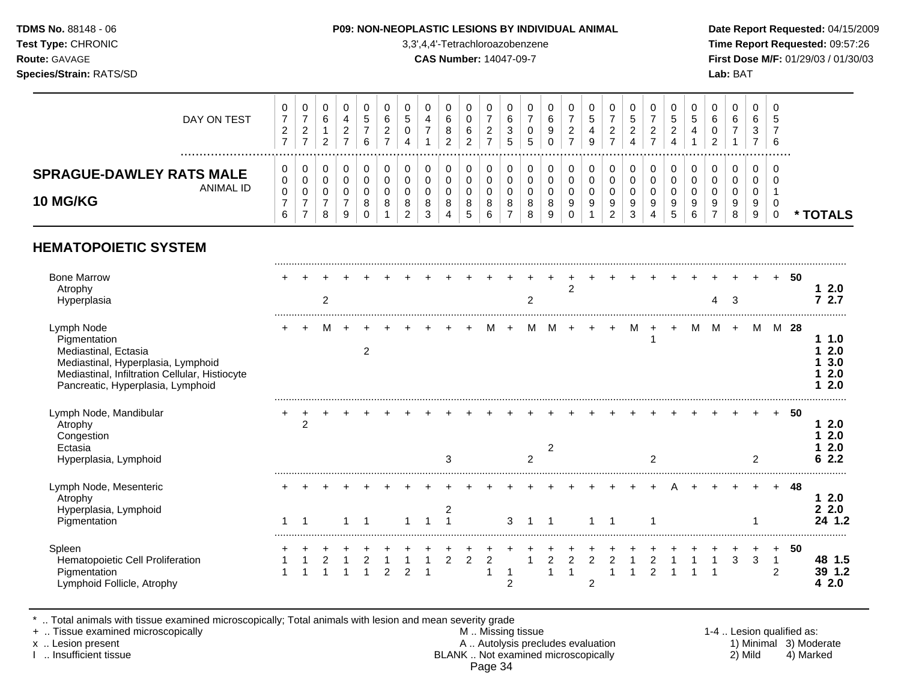**P09: NON-NEOPLASTIC LESIONS BY INDIVIDUAL ANIMAL**

3,3',4,4'-Tetrachloroazobenzene

**CAS Number:** 14047-09-7

| | DAY ON TEST | 0727 | 0727 | 0612 | 0427 | 0576 | 0627 | 0504 | 0471 | 0682 | 0062 | 0727 | 0635 | 0705 | 0690 | 0727 | 0549 | 0727 | 0524 | 0727 | 0524 | 0541 | 0602 | 0671 | 0637 | 0576 | |
|---|---|---|---|---|---|---|---|---|---|---|---|---|---|---|---|---|---|---|---|---|---|---|---|---|---|---|---|
| **SPRAGUE-DAWLEY RATS MALE 10 MG/KG** | ANIMAL ID | 0076 | 0077 | 0078 | 0079 | 0080 | 0081 | 0082 | 0083 | 0084 | 0085 | 0086 | 0087 | 0088 | 0089 | 0090 | 0091 | 0092 | 0093 | 0094 | 0095 | 0096 | 0097 | 0098 | 0099 | 0100 | *** TOTALS** |
| **HEMATOPOIETIC SYSTEM** | | | | | | | | | | | | | | | | | | | | | | | | | | | |
| Bone Marrow | | + | + | + | + | + | + | + | + | + | + | + | + | + | + | + | + | + | + | + | + | + | + | + | + | + | 50 |
| Atrophy | | | | | | | | | | | | | | | | 2 | | | | | | | | | | | 1 2.0 |
| Hyperplasia | | | | 2 | | | | | | | | | | 2 | | | | | | | | | 4 | 3 | | | 7 2.7 |
| Lymph Node | | + | + | M | + | + | + | + | + | + | + | M | + | M | M | + | + | + | M | + | + | M | M | + | M | M | 28 |
| Pigmentation | | | | | | | | | | | | | | | | | | | | 1 | | | | | | | 1 1.0 |
| Mediastinal, Ectasia | | | | | | 2 | | | | | | | | | | | | | | | | | | | | | 1 2.0 |
| Mediastinal, Hyperplasia, Lymphoid | | | | | | | | | | | | | | | | | | | | | | | | | | | 1 3.0 |
| Mediastinal, Infiltration Cellular, Histiocyte | | | | | | | | | | | | | | | | | | | | | | | | | | | 1 2.0 |
| Pancreatic, Hyperplasia, Lymphoid | | | | | | | | | | | | | | | | | | | | | | | | | | | 1 2.0 |
| Lymph Node, Mandibular | | + | + | + | + | + | + | + | + | + | + | + | + | + | + | + | + | + | + | + | + | + | + | + | + | + | 50 |
| Atrophy | | | 2 | | | | | | | | | | | | | | | | | | | | | | | | 1 2.0 |
| Congestion | | | | | | | | | | | | | | | | | | | | | | | | | | | 1 2.0 |
| Ectasia | | | | | | | | | | | | | | | 2 | | | | | | | | | | | | 1 2.0 |
| Hyperplasia, Lymphoid | | | | | | | | | | 3 | | | | 2 | | | | | | 2 | | | | | 2 | | 6 2.2 |
| Lymph Node, Mesenteric | | + | + | + | + | + | + | + | + | + | + | + | + | + | + | + | + | + | + | + | A | + | + | + | + | + | 48 |
| Atrophy | | | | | | | | | | | | | | | | | | | | | | | | | | | 1 2.0 |
| Hyperplasia, Lymphoid | | | | | | | | | | 2 | | | | | | | | | | | | | | | | | 2 2.0 |
| Pigmentation | | 1 | 1 | | 1 | 1 | | 1 | 1 | 1 | | | 3 | 1 | 1 | | 1 | 1 | | 1 | | | | | 1 | | 24 1.2 |
| Spleen | | + | + | + | + | + | + | + | + | + | + | + | + | + | + | + | + | + | + | + | + | + | + | + | + | + | 50 |
| Hematopoietic Cell Proliferation | | 1 | 1 | 2 | 1 | 2 | 1 | 1 | 1 | 2 | 2 | 2 | | 1 | 2 | 2 | 2 | 2 | 1 | 2 | 1 | 1 | 1 | 3 | 3 | 1 | 48 1.5 |
| Pigmentation | | 1 | 1 | 1 | 1 | 1 | 2 | 2 | 1 | | | 1 | 1 | | 1 | 1 | | 1 | 1 | 2 | 1 | 1 | 1 | | | 2 | 39 1.2 |
| Lymphoid Follicle, Atrophy | | | | | | | | | | | | | 2 | | | | 2 | | | | | | | | | | 4 2.0 |

\* .. Total animals with tissue examined microscopically; Total animals with lesion and mean severity grade
\+ .. Tissue examined microscopically
x .. Lesion present
I .. Insufficient tissue
M .. Missing tissue
A .. Autolysis precludes evaluation
BLANK .. Not examined microscopically
1-4 .. Lesion qualified as: 1) Minimal 2) Mild 3) Moderate 4) Marked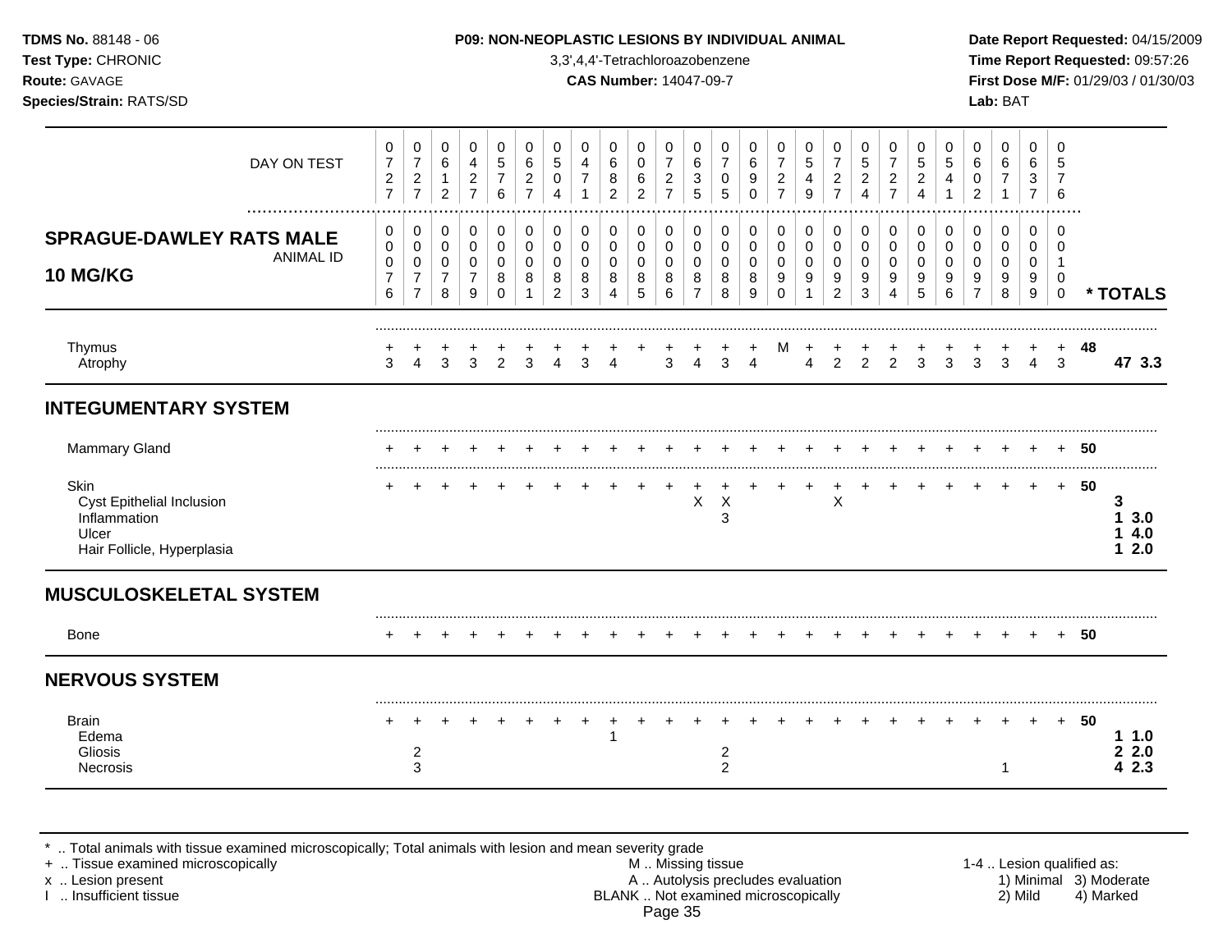**TDMS No.** 88148 - 06
**Test Type:** CHRONIC
**Route:** GAVAGE
**Species/Strain:** RATS/SD

**P09: NON-NEOPLASTIC LESIONS BY INDIVIDUAL ANIMAL**
3,3',4,4'-Tetrachloroazobenzene
**CAS Number:** 14047-09-7

**Date Report Requested:** 04/15/2009
**Time Report Requested:** 09:57:26
**First Dose M/F:** 01/29/03 / 01/30/03
**Lab:** BAT

**SPRAGUE-DAWLEY RATS MALE 10 MG/KG**

| DAY ON TEST | 0727 | 0727 | 0612 | 0427 | 0576 | 0627 | 0504 | 0471 | 0682 | 0062 | 0727 | 0635 | 0705 | 0690 | 0727 | 0549 | 0727 | 0524 | 0727 | 0524 | 0541 | 0602 | 0671 | 0637 | 0576 | |
|---|---|---|---|---|---|---|---|---|---|---|---|---|---|---|---|---|---|---|---|---|---|---|---|---|---|---|
| **ANIMAL ID** | 00076 | 00077 | 00078 | 00079 | 00080 | 00081 | 00082 | 00083 | 00084 | 00085 | 00086 | 00087 | 00088 | 00089 | 00090 | 00091 | 00092 | 00093 | 00094 | 00095 | 00096 | 00097 | 00098 | 00099 | 00100 | *** TOTALS** |
| Thymus | + | + | + | + | + | + | + | + | + | + | + | + | + | + | M | + | + | + | + | + | + | + | + | + | + | 48 |
| Atrophy | 3 | 4 | 3 | 3 | 2 | 3 | 4 | 3 | 4 | | 3 | 4 | 3 | 4 | | 4 | 2 | 2 | 2 | 3 | 3 | 3 | 3 | 4 | 3 | **47 3.3** |
| **INTEGUMENTARY SYSTEM** | | | | | | | | | | | | | | | | | | | | | | | | | | |
| Mammary Gland | + | + | + | + | + | + | + | + | + | + | + | + | + | + | + | + | + | + | + | + | + | + | + | + | + | 50 |
| Skin | + | + | + | + | + | + | + | + | + | + | + | + | + | + | + | + | + | + | + | + | + | + | + | + | + | 50 |
| Cyst Epithelial Inclusion | | | | | | | | | | | | X | X | | | | X | | | | | | | | | **3** |
| Inflammation | | | | | | | | | | | | | 3 | | | | | | | | | | | | | **1 3.0** |
| Ulcer | | | | | | | | | | | | | | | | | | | | | | | | | | **1 4.0** |
| Hair Follicle, Hyperplasia | | | | | | | | | | | | | | | | | | | | | | | | | | **1 2.0** |
| **MUSCULOSKELETAL SYSTEM** | | | | | | | | | | | | | | | | | | | | | | | | | | |
| Bone | + | + | + | + | + | + | + | + | + | + | + | + | + | + | + | + | + | + | + | + | + | + | + | + | + | 50 |
| **NERVOUS SYSTEM** | | | | | | | | | | | | | | | | | | | | | | | | | | |
| Brain | + | + | + | + | + | + | + | + | + | + | + | + | + | + | + | + | + | + | + | + | + | + | + | + | + | 50 |
| Edema | | | | | | | | | 1 | | | | | | | | | | | | | | | | | **1 1.0** |
| Gliosis | | 2 | | | | | | | | | | | 2 | | | | | | | | | | | | | **2 2.0** |
| Necrosis | | 3 | | | | | | | | | | | 2 | | | | | | | | | | | 1 | | **4 2.3** |

\* .. Total animals with tissue examined microscopically; Total animals with lesion and mean severity grade
\+ .. Tissue examined microscopically
x .. Lesion present
I .. Insufficient tissue

M .. Missing tissue
A .. Autolysis precludes evaluation
BLANK .. Not examined microscopically

1-4 .. Lesion qualified as:
1) Minimal 3) Moderate
2) Mild 4) Marked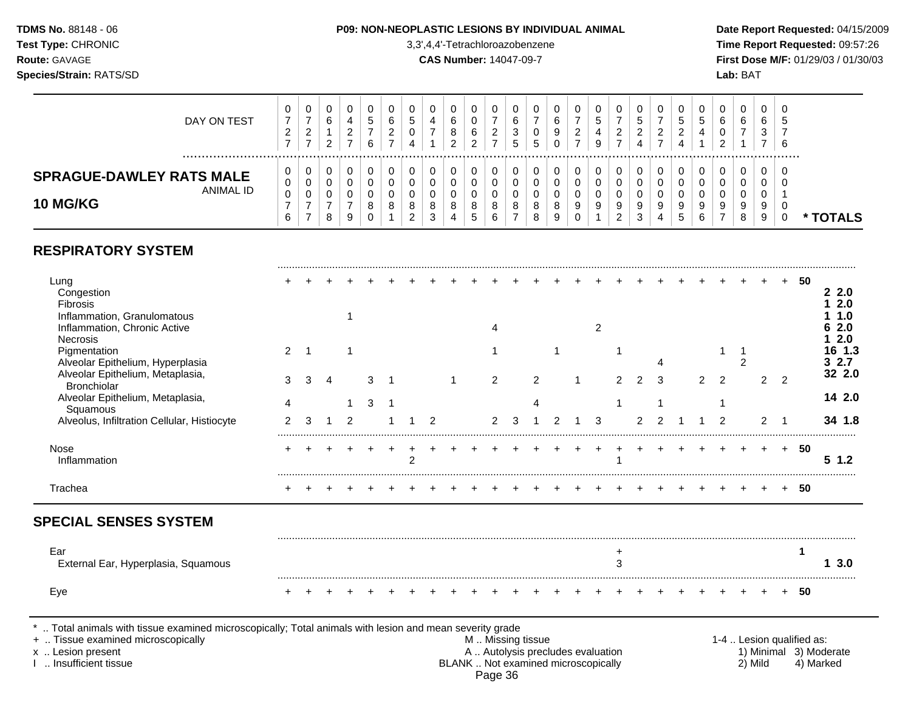**TDMS No.** 88148 - 06
**Test Type:** CHRONIC
**Route:** GAVAGE
**Species/Strain:** RATS/SD

**P09: NON-NEOPLASTIC LESIONS BY INDIVIDUAL ANIMAL**
3,3',4,4'-Tetrachloroazobenzene
**CAS Number:** 14047-09-7

**Date Report Requested:** 04/15/2009
**Time Report Requested:** 09:57:26
**First Dose M/F:** 01/29/03 / 01/30/03
**Lab:** BAT

## SPRAGUE-DAWLEY RATS MALE 10 MG/KG

| DAY ON TEST | 0727 | 0727 | 0612 | 0427 | 0576 | 0627 | 0504 | 0471 | 0682 | 0062 | 0727 | 0635 | 0705 | 0690 | 0727 | 0549 | 0727 | 0524 | 0727 | 0524 | 0541 | 0602 | 0671 | 0637 | 0576 | |
|---|---|---|---|---|---|---|---|---|---|---|---|---|---|---|---|---|---|---|---|---|---|---|---|---|---|---|
| **ANIMAL ID** | 0076 | 0077 | 0078 | 0079 | 0080 | 0081 | 0082 | 0083 | 0084 | 0085 | 0086 | 0087 | 0088 | 0089 | 0090 | 0091 | 0092 | 0093 | 0094 | 0095 | 0096 | 0097 | 0098 | 0099 | 0100 | *** TOTALS** |
| **RESPIRATORY SYSTEM** | | | | | | | | | | | | | | | | | | | | | | | | | | |
| Lung | + | + | + | + | + | + | + | + | + | + | + | + | + | + | + | + | + | + | + | + | + | + | + | + | + | 50 |
| Congestion | | | | | | | | | | | | | | | | | | | | | | | | | | 2 2.0 |
| Fibrosis | | | | | | | | | | | | | | | | | | | | | | | | | | 1 2.0 |
| Inflammation, Granulomatous | | | | 1 | | | | | | | | | | | | | | | | | | | | | | 1 1.0 |
| Inflammation, Chronic Active | | | | | | | | | | | 4 | | | | | 2 | | | | | | | | | | 6 2.0 |
| Necrosis | | | | | | | | | | | | | | | | | | | | | | | | | | 1 2.0 |
| Pigmentation | 2 | 1 | | 1 | | | | | | | 1 | | | 1 | | | 1 | | | | | 1 | 1 | | | 16 1.3 |
| Alveolar Epithelium, Hyperplasia | | | | | | | | | | | | | | | | | | | 4 | | | | 2 | | | 3 2.7 |
| Alveolar Epithelium, Metaplasia, Bronchiolar | 3 | 3 | 4 | | 3 | 1 | | | 1 | | 2 | | 2 | | 1 | | 2 | 2 | 3 | | 2 | 2 | | 2 | 2 | 32 2.0 |
| Alveolar Epithelium, Metaplasia, Squamous | 4 | | | 1 | 3 | 1 | | | | | | | 4 | | | | 1 | | 1 | | | 1 | | | | 14 2.0 |
| Alveolus, Infiltration Cellular, Histiocyte | 2 | 3 | 1 | 2 | | 1 | 1 | 2 | | | 2 | 3 | 1 | 2 | 1 | 3 | | 2 | 2 | 1 | 1 | 2 | | 2 | 1 | 34 1.8 |
| Nose | + | + | + | + | + | + | + | + | + | + | + | + | + | + | + | + | + | + | + | + | + | + | + | + | + | 50 |
| Inflammation | | | | | | | 2 | | | | | | | | | | 1 | | | | | | | | | 5 1.2 |
| Trachea | + | + | + | + | + | + | + | + | + | + | + | + | + | + | + | + | + | + | + | + | + | + | + | + | + | 50 |
| **SPECIAL SENSES SYSTEM** | | | | | | | | | | | | | | | | | | | | | | | | | | |
| Ear | | | | | | | | | | | | | | | | | + | | | | | | | | | 1 |
| External Ear, Hyperplasia, Squamous | | | | | | | | | | | | | | | | | 3 | | | | | | | | | 1 3.0 |
| Eye | + | + | + | + | + | + | + | + | + | + | + | + | + | + | + | + | + | + | + | + | + | + | + | + | + | 50 |

\* .. Total animals with tissue examined microscopically; Total animals with lesion and mean severity grade
\+ .. Tissue examined microscopically
x .. Lesion present
I .. Insufficient tissue

M .. Missing tissue
A .. Autolysis precludes evaluation
BLANK .. Not examined microscopically

1-4 .. Lesion qualified as:
1) Minimal 2) Mild 3) Moderate 4) Marked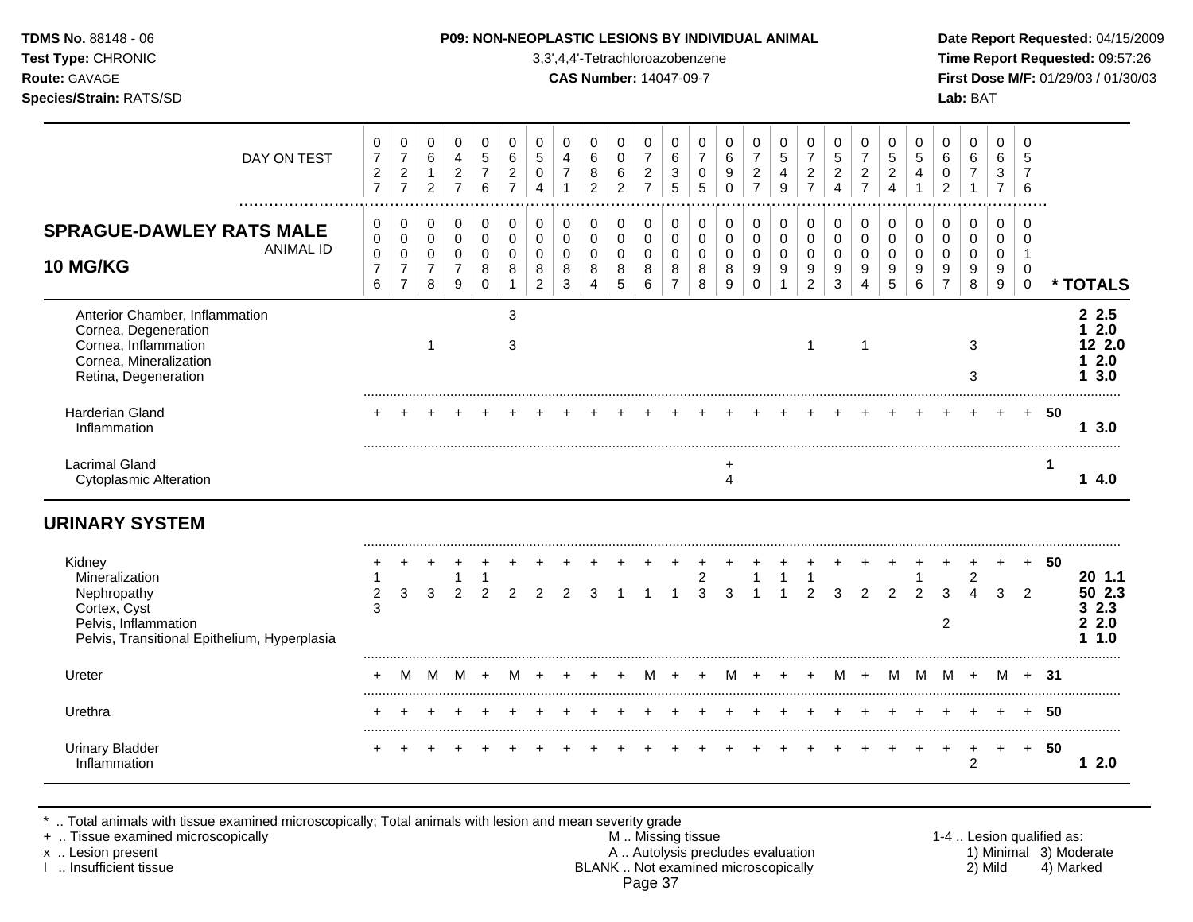**TDMS No.** 88148 - 06
**Test Type:** CHRONIC
**Route:** GAVAGE
**Species/Strain:** RATS/SD

**P09: NON-NEOPLASTIC LESIONS BY INDIVIDUAL ANIMAL**
3,3',4,4'-Tetrachloroazobenzene
**CAS Number:** 14047-09-7

**Date Report Requested:** 04/15/2009
**Time Report Requested:** 09:57:26
**First Dose M/F:** 01/29/03 / 01/30/03
**Lab:** BAT

| DAY ON TEST | 0727 | 0727 | 0612 | 0427 | 0576 | 0627 | 0504 | 0471 | 0682 | 0062 | 0727 | 0635 | 0705 | 0690 | 0727 | 0549 | 0727 | 0524 | 0727 | 0524 | 0541 | 0602 | 0671 | 0637 | 0576 | |
|---|---|---|---|---|---|---|---|---|---|---|---|---|---|---|---|---|---|---|---|---|---|---|---|---|---|---|
| **SPRAGUE-DAWLEY RATS MALE 10 MG/KG** ANIMAL ID | 0076 | 0077 | 0078 | 0079 | 0080 | 0081 | 0082 | 0083 | 0084 | 0085 | 0086 | 0087 | 0088 | 0089 | 0090 | 0091 | 0092 | 0093 | 0094 | 0095 | 0096 | 0097 | 0098 | 0099 | 0100 | **\* TOTALS** |
| Anterior Chamber, Inflammation | | | | | | 3 | | | | | | | | | | | | | | | | | | | | **2 2.5** |
| Cornea, Degeneration | | | | | | | | | | | | | | | | | | | | | | | | | | **1 2.0** |
| Cornea, Inflammation | | | 1 | | | 3 | | | | | | | | | | | 1 | | 1 | | | | 3 | | | **12 2.0** |
| Cornea, Mineralization | | | | | | | | | | | | | | | | | | | | | | | | | | **1 2.0** |
| Retina, Degeneration | | | | | | | | | | | | | | | | | | | | | | | 3 | | | **1 3.0** |
| Harderian Gland | + | + | + | + | + | + | + | + | + | + | + | + | + | + | + | + | + | + | + | + | + | + | + | + | + | **50** |
| Inflammation | | | | | | | | | | | | | | | | | | | | | | | | | | **1 3.0** |
| Lacrimal Gland | | | | | | | | | | | | | | + | | | | | | | | | | | | **1** |
| Cytoplasmic Alteration | | | | | | | | | | | | | | 4 | | | | | | | | | | | | **1 4.0** |
| **URINARY SYSTEM** | | | | | | | | | | | | | | | | | | | | | | | | | | |
| Kidney | + | + | + | + | + | + | + | + | + | + | + | + | + | + | + | + | + | + | + | + | + | + | + | + | + | **50** |
| Mineralization | 1 | | | 1 | 1 | | | | | | | | 2 | | 1 | 1 | 1 | | | | 1 | | 2 | | | **20 1.1** |
| Nephropathy | 2 | 3 | 3 | 2 | 2 | 2 | 2 | 2 | 3 | 1 | 1 | 1 | 3 | 3 | 1 | 1 | 2 | 3 | 2 | 2 | 2 | 3 | 4 | 3 | 2 | **50 2.3** |
| Cortex, Cyst | 3 | | | | | | | | | | | | | | | | | | | | | | | | | **3 2.3** |
| Pelvis, Inflammation | | | | | | | | | | | | | | | | | | | | | | 2 | | | | **2 2.0** |
| Pelvis, Transitional Epithelium, Hyperplasia | | | | | | | | | | | | | | | | | | | | | | | | | | **1 1.0** |
| Ureter | + | M | M | M | + | M | + | + | + | + | M | + | + | M | + | + | + | M | + | M | M | M | + | M | + | **31** |
| Urethra | + | + | + | + | + | + | + | + | + | + | + | + | + | + | + | + | + | + | + | + | + | + | + | + | + | **50** |
| Urinary Bladder | + | + | + | + | + | + | + | + | + | + | + | + | + | + | + | + | + | + | + | + | + | + | + | + | + | **50** |
| Inflammation | | | | | | | | | | | | | | | | | | | | | | | 2 | | | **1 2.0** |

\* .. Total animals with tissue examined microscopically; Total animals with lesion and mean severity grade
\+ .. Tissue examined microscopically
x .. Lesion present
I .. Insufficient tissue

M .. Missing tissue
A .. Autolysis precludes evaluation
BLANK .. Not examined microscopically

1-4 .. Lesion qualified as:
1) Minimal 2) Mild 3) Moderate 4) Marked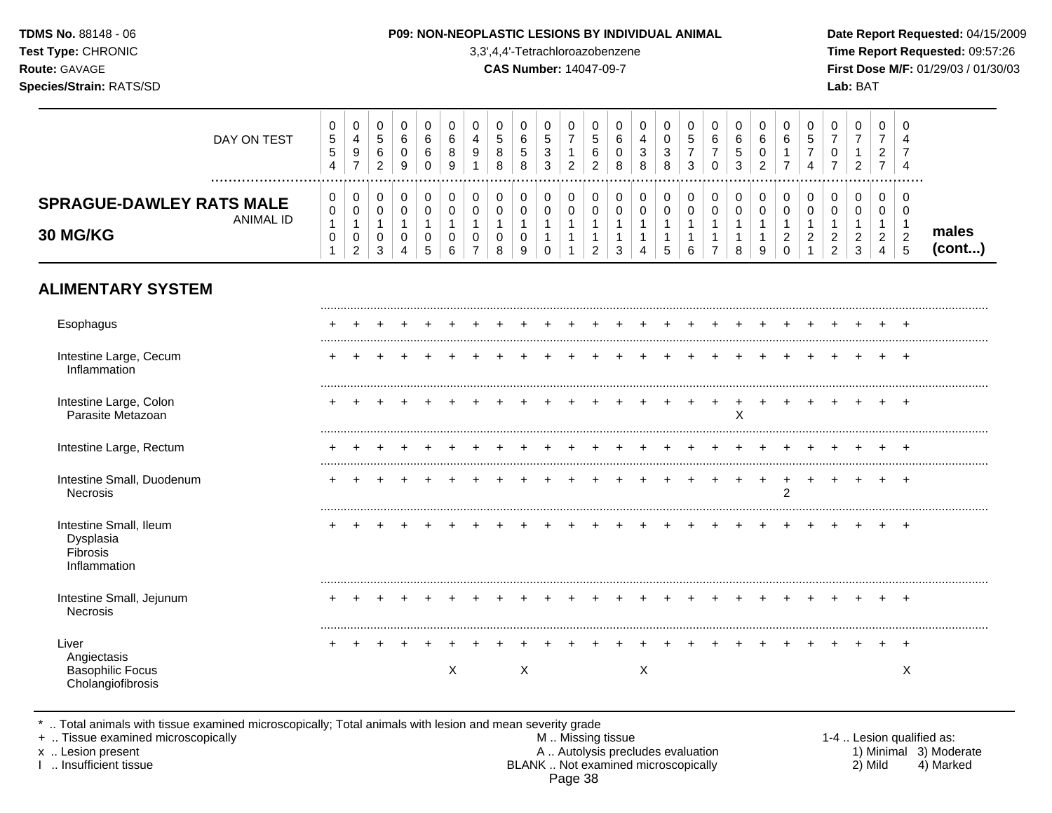**TDMS No.** 88148 - 06
**Test Type:** CHRONIC
**Route:** GAVAGE
**Species/Strain:** RATS/SD

**P09: NON-NEOPLASTIC LESIONS BY INDIVIDUAL ANIMAL**
3,3',4,4'-Tetrachloroazobenzene
**CAS Number:** 14047-09-7

**Date Report Requested:** 04/15/2009
**Time Report Requested:** 09:57:26
**First Dose M/F:** 01/29/03 / 01/30/03
**Lab:** BAT

| DAY ON TEST | 0554 | 0497 | 0562 | 0609 | 0660 | 0689 | 0491 | 0588 | 0658 | 0533 | 0712 | 0562 | 0608 | 0438 | 0038 | 0573 | 0670 | 0653 | 0602 | 0617 | 0574 | 0707 | 0712 | 0727 | 0474 | |
|---|---|---|---|---|---|---|---|---|---|---|---|---|---|---|---|---|---|---|---|---|---|---|---|---|---|---|
| **SPRAGUE-DAWLEY RATS MALE 30 MG/KG** — ANIMAL ID | 00101 | 00102 | 00103 | 00104 | 00105 | 00106 | 00107 | 00108 | 00109 | 00110 | 00111 | 00112 | 00113 | 00114 | 00115 | 00116 | 00117 | 00118 | 00119 | 00120 | 00121 | 00122 | 00123 | 00124 | 00125 | **males (cont...)** |
| **ALIMENTARY SYSTEM** | | | | | | | | | | | | | | | | | | | | | | | | | | |
| Esophagus | + | + | + | + | + | + | + | + | + | + | + | + | + | + | + | + | + | + | + | + | + | + | + | + | + | |
| Intestine Large, Cecum | + | + | + | + | + | + | + | + | + | + | + | + | + | + | + | + | + | + | + | + | + | + | + | + | + | |
| Inflammation | | | | | | | | | | | | | | | | | | | | | | | | | | |
| Intestine Large, Colon | + | + | + | + | + | + | + | + | + | + | + | + | + | + | + | + | + | + | + | + | + | + | + | + | + | |
| Parasite Metazoan | | | | | | | | | | | | | | | | | | X | | | | | | | | |
| Intestine Large, Rectum | + | + | + | + | + | + | + | + | + | + | + | + | + | + | + | + | + | + | + | + | + | + | + | + | + | |
| Intestine Small, Duodenum | + | + | + | + | + | + | + | + | + | + | + | + | + | + | + | + | + | + | + | + | + | + | + | + | + | |
| Necrosis | | | | | | | | | | | | | | | | | | | | 2 | | | | | | |
| Intestine Small, Ileum | + | + | + | + | + | + | + | + | + | + | + | + | + | + | + | + | + | + | + | + | + | + | + | + | + | |
| Dysplasia | | | | | | | | | | | | | | | | | | | | | | | | | | |
| Fibrosis | | | | | | | | | | | | | | | | | | | | | | | | | | |
| Inflammation | | | | | | | | | | | | | | | | | | | | | | | | | | |
| Intestine Small, Jejunum | + | + | + | + | + | + | + | + | + | + | + | + | + | + | + | + | + | + | + | + | + | + | + | + | + | |
| Necrosis | | | | | | | | | | | | | | | | | | | | | | | | | | |
| Liver | + | + | + | + | + | + | + | + | + | + | + | + | + | + | + | + | + | + | + | + | + | + | + | + | + | |
| Angiectasis | | | | | | | | | | | | | | | | | | | | | | | | | | |
| Basophilic Focus | | | | | | X | | | X | | | | | X | | | | | | | | | | | X | |
| Cholangiofibrosis | | | | | | | | | | | | | | | | | | | | | | | | | | |

\* .. Total animals with tissue examined microscopically; Total animals with lesion and mean severity grade
\+ .. Tissue examined microscopically
x .. Lesion present
I .. Insufficient tissue

M .. Missing tissue
A .. Autolysis precludes evaluation
BLANK .. Not examined microscopically

1-4 .. Lesion qualified as:
1) Minimal 3) Moderate
2) Mild 4) Marked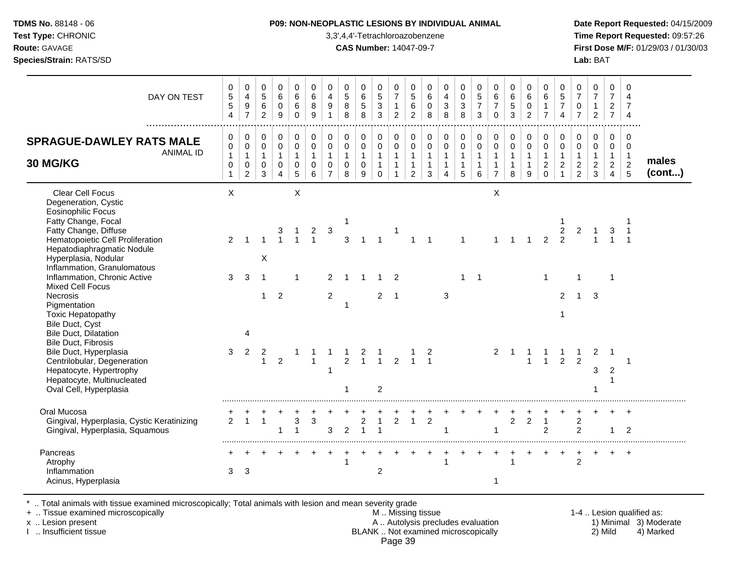**TDMS No.** 88148 - 06
**Test Type:** CHRONIC
**Route:** GAVAGE
**Species/Strain:** RATS/SD

**P09: NON-NEOPLASTIC LESIONS BY INDIVIDUAL ANIMAL**
3,3',4,4'-Tetrachloroazobenzene
**CAS Number:** 14047-09-7

**Date Report Requested:** 04/15/2009
**Time Report Requested:** 09:57:26
**First Dose M/F:** 01/29/03 / 01/30/03
**Lab:** BAT

| DAY ON TEST | 554 | 497 | 562 | 609 | 660 | 689 | 491 | 588 | 658 | 533 | 712 | 562 | 608 | 438 | 038 | 573 | 670 | 653 | 602 | 617 | 574 | 707 | 712 | 727 | 474 | |
|---|---|---|---|---|---|---|---|---|---|---|---|---|---|---|---|---|---|---|---|---|---|---|---|---|---|---|
| **SPRAGUE-DAWLEY RATS MALE 30 MG/KG** ANIMAL ID | 00101 | 00102 | 00103 | 00104 | 00105 | 00106 | 00107 | 00108 | 00109 | 00110 | 00111 | 00112 | 00113 | 00114 | 00115 | 00116 | 00117 | 00118 | 00119 | 00120 | 00121 | 00122 | 00123 | 00124 | 00125 | **males (cont...)** |
| Clear Cell Focus | X | | | | X | | | | | | | | | | | | X | | | | | | | | | |
| Degeneration, Cystic | | | | | | | | | | | | | | | | | | | | | | | | | | |
| Eosinophilic Focus | | | | | | | | | | | | | | | | | | | | | | | | | | |
| Fatty Change, Focal | | | | | | | | 1 | | | | | | | | | | | | | 1 | | | | 1 | |
| Fatty Change, Diffuse | | | | 3 | 1 | 2 | 3 | | | | 1 | | | | | | | | | | 2 | 2 | 1 | 3 | 1 | |
| Hematopoietic Cell Proliferation | 2 | 1 | 1 | 1 | 1 | 1 | | 3 | 1 | 1 | | 1 | 1 | | 1 | | 1 | 1 | 1 | 2 | 2 | | 1 | 1 | 1 | |
| Hepatodiaphragmatic Nodule | | | | | | | | | | | | | | | | | | | | | | | | | | |
| Hyperplasia, Nodular | | | X | | | | | | | | | | | | | | | | | | | | | | | |
| Inflammation, Granulomatous | | | | | | | | | | | | | | | | | | | | | | | | | | |
| Inflammation, Chronic Active | 3 | 3 | 1 | | 1 | | 2 | 1 | 1 | 1 | 2 | | | | 1 | 1 | | | | 1 | | 1 | | 1 | | |
| Mixed Cell Focus | | | | | | | | | | | | | | | | | | | | | | | | | | |
| Necrosis | | | 1 | 2 | | | 2 | | | 2 | 1 | | | 3 | | | | | | | 2 | 1 | 3 | | | |
| Pigmentation | | | | | | | | 1 | | | | | | | | | | | | | | | | | | |
| Toxic Hepatopathy | | | | | | | | | | | | | | | | | | | | | 1 | | | | | |
| Bile Duct, Cyst | | | | | | | | | | | | | | | | | | | | | | | | | | |
| Bile Duct, Dilatation | | 4 | | | | | | | | | | | | | | | | | | | | | | | | |
| Bile Duct, Fibrosis | | | | | | | | | | | | | | | | | | | | | | | | | | |
| Bile Duct, Hyperplasia | 3 | 2 | 2 | | 1 | 1 | 1 | 1 | 2 | 1 | | 1 | 2 | | | | 2 | 1 | 1 | 1 | 1 | 1 | 2 | 1 | | |
| Centrilobular, Degeneration | | | 1 | 2 | | 1 | | 2 | 1 | 1 | 2 | 1 | 1 | | | | | | 1 | 1 | 2 | 2 | | | 1 | |
| Hepatocyte, Hypertrophy | | | | | | | 1 | | | | | | | | | | | | | | | | 3 | 2 | | |
| Hepatocyte, Multinucleated | | | | | | | | | | | | | | | | | | | | | | | | 1 | | |
| Oval Cell, Hyperplasia | | | | | | | | 1 | | 2 | | | | | | | | | | | | | 1 | | | |
| Oral Mucosa | + | + | + | + | + | + | + | + | + | + | + | + | + | + | + | + | + | + | + | + | + | + | + | + | + | |
| Gingival, Hyperplasia, Cystic Keratinizing | 2 | 1 | 1 | | 3 | 3 | | | 2 | 1 | 2 | 1 | 2 | | | | | 2 | 2 | 1 | | 2 | | | | |
| Gingival, Hyperplasia, Squamous | | | | 1 | 1 | | 3 | 2 | 1 | 1 | | | | 1 | | | 1 | | | 2 | | 2 | | 1 | 2 | |
| Pancreas | + | + | + | + | + | + | + | + | + | + | + | + | + | + | + | + | + | + | + | + | + | + | + | + | + | |
| Atrophy | | | | | | | | 1 | | | | | | 1 | | | | 1 | | | | 2 | | | | |
| Inflammation | 3 | 3 | | | | | | | | 2 | | | | | | | | | | | | | | | | |
| Acinus, Hyperplasia | | | | | | | | | | | | | | | | | 1 | | | | | | | | | |

\* .. Total animals with tissue examined microscopically; Total animals with lesion and mean severity grade
+ .. Tissue examined microscopically
x .. Lesion present
I .. Insufficient tissue

M .. Missing tissue
A .. Autolysis precludes evaluation
BLANK .. Not examined microscopically

1-4 .. Lesion qualified as:
1) Minimal 3) Moderate
2) Mild 4) Marked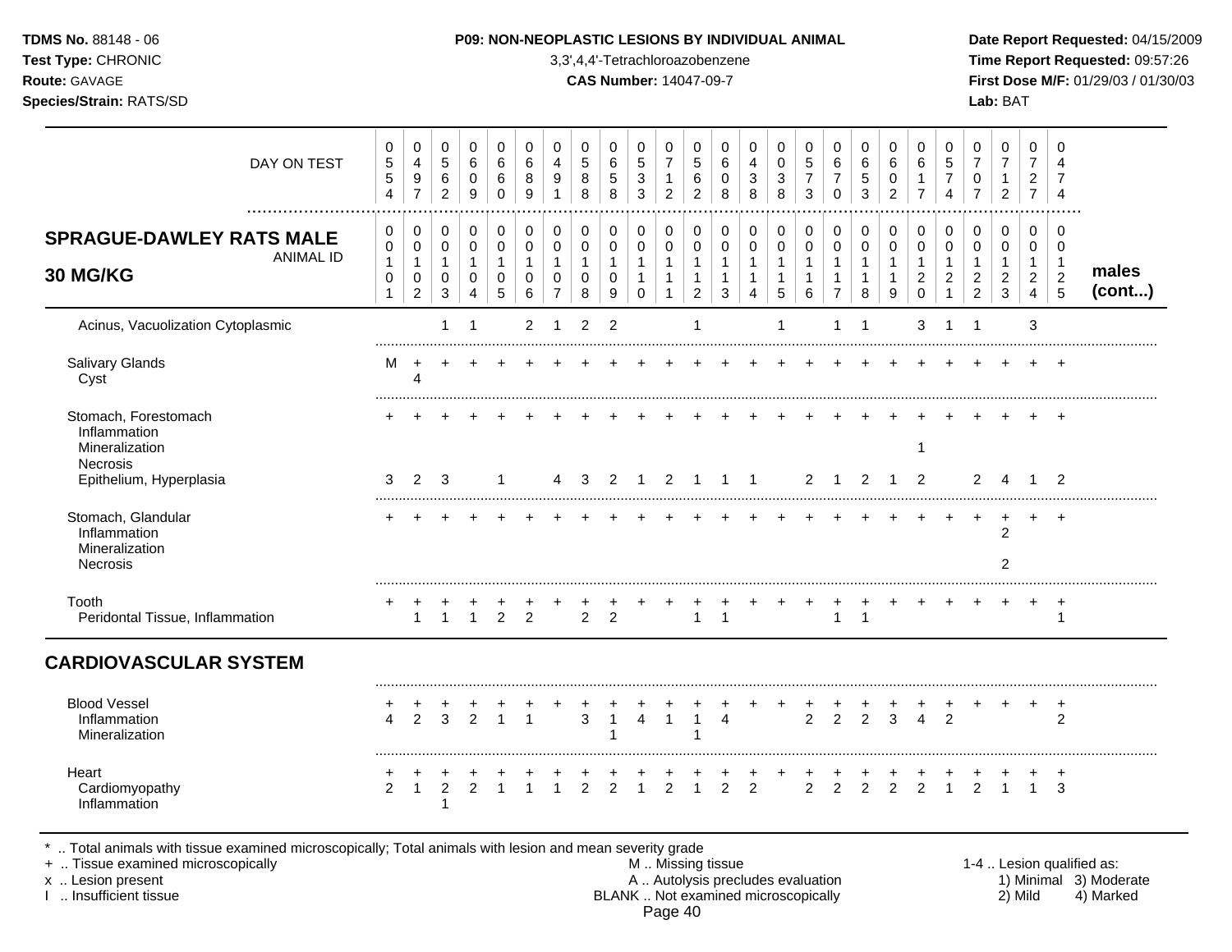**TDMS No.** 88148 - 06
**Test Type:** CHRONIC
**Route:** GAVAGE
**Species/Strain:** RATS/SD

**P09: NON-NEOPLASTIC LESIONS BY INDIVIDUAL ANIMAL**
3,3',4,4'-Tetrachloroazobenzene
**CAS Number:** 14047-09-7

**Date Report Requested:** 04/15/2009
**Time Report Requested:** 09:57:26
**First Dose M/F:** 01/29/03 / 01/30/03
**Lab:** BAT

| DAY ON TEST | 0554 | 0497 | 0562 | 0609 | 0660 | 0689 | 0491 | 0588 | 0658 | 0533 | 0712 | 0562 | 0608 | 0438 | 0038 | 0573 | 0670 | 0653 | 0602 | 0617 | 0574 | 0707 | 0712 | 0727 | 0474 | |
|---|---|---|---|---|---|---|---|---|---|---|---|---|---|---|---|---|---|---|---|---|---|---|---|---|---|---|
| **SPRAGUE-DAWLEY RATS MALE 30 MG/KG** — ANIMAL ID | 0010 1 | 0010 2 | 0010 3 | 0010 4 | 0010 5 | 0010 6 | 0010 7 | 0010 8 | 0010 9 | 0011 0 | 0011 1 | 0011 2 | 0011 3 | 0011 4 | 0011 5 | 0011 6 | 0011 7 | 0011 8 | 0011 9 | 0012 0 | 0012 1 | 0012 2 | 0012 3 | 0012 4 | 0012 5 | **males (cont...)** |
| Acinus, Vacuolization Cytoplasmic | | | 1 | 1 | | 2 | 1 | 2 | 2 | | | 1 | | | 1 | | 1 | 1 | | 3 | 1 | 1 | | 3 | | |
| Salivary Glands | M | + | + | + | + | + | + | + | + | + | + | + | + | + | + | + | + | + | + | + | + | + | + | + | + | |
| Cyst | | 4 | | | | | | | | | | | | | | | | | | | | | | | | |
| Stomach, Forestomach | + | + | + | + | + | + | + | + | + | + | + | + | + | + | + | + | + | + | + | + | + | + | + | + | + | |
| Inflammation | | | | | | | | | | | | | | | | | | | | | | | | | | |
| Mineralization | | | | | | | | | | | | | | | | | | | | 1 | | | | | | |
| Necrosis | | | | | | | | | | | | | | | | | | | | | | | | | | |
| Epithelium, Hyperplasia | 3 | 2 | 3 | | 1 | | 4 | 3 | 2 | 1 | 2 | 1 | 1 | 1 | | 2 | 1 | 2 | 1 | 2 | | 2 | 4 | 1 | 2 | |
| Stomach, Glandular | + | + | + | + | + | + | + | + | + | + | + | + | + | + | + | + | + | + | + | + | + | + | + | + | + | |
| Inflammation | | | | | | | | | | | | | | | | | | | | | | | 2 | | | |
| Mineralization | | | | | | | | | | | | | | | | | | | | | | | | | | |
| Necrosis | | | | | | | | | | | | | | | | | | | | | | | 2 | | | |
| Tooth | + | + | + | + | + | + | + | + | + | + | + | + | + | + | + | + | + | + | + | + | + | + | + | + | + | |
| Peridontal Tissue, Inflammation | | 1 | 1 | 1 | 2 | 2 | | 2 | 2 | | | 1 | 1 | | | | 1 | 1 | | | | | | | 1 | |
| **CARDIOVASCULAR SYSTEM** | | | | | | | | | | | | | | | | | | | | | | | | | | |
| Blood Vessel | + | + | + | + | + | + | + | + | + | + | + | + | + | + | + | + | + | + | + | + | + | + | + | + | + | |
| Inflammation | 4 | 2 | 3 | 2 | 1 | 1 | | 3 | 1 | 4 | 1 | 1 | 4 | | | 2 | 2 | 2 | 3 | 4 | 2 | | | | 2 | |
| Mineralization | | | | | | | | | 1 | | | 1 | | | | | | | | | | | | | | |
| Heart | + | + | + | + | + | + | + | + | + | + | + | + | + | + | + | + | + | + | + | + | + | + | + | + | + | |
| Cardiomyopathy | 2 | 1 | 2 | 2 | 1 | 1 | 1 | 2 | 2 | 1 | 2 | 1 | 2 | 2 | | 2 | 2 | 2 | 2 | 2 | 1 | 2 | 1 | 1 | 3 | |
| Inflammation | | | 1 | | | | | | | | | | | | | | | | | | | | | | | |

\* .. Total animals with tissue examined microscopically; Total animals with lesion and mean severity grade
+ .. Tissue examined microscopically
x .. Lesion present
I .. Insufficient tissue

M .. Missing tissue
A .. Autolysis precludes evaluation
BLANK .. Not examined microscopically

1-4 .. Lesion qualified as:
1) Minimal 2) Mild 3) Moderate 4) Marked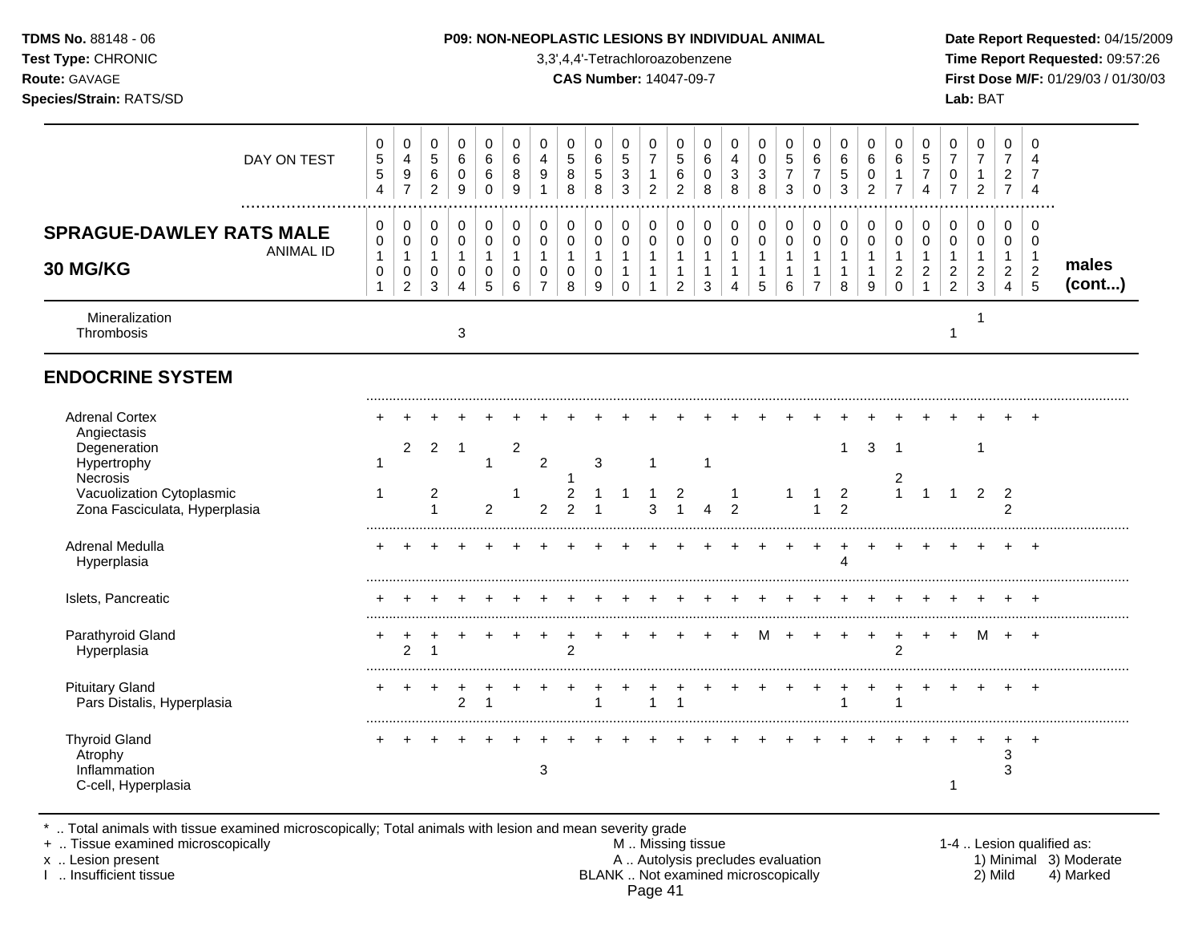**TDMS No.** 88148 - 06
**Test Type:** CHRONIC
**Route:** GAVAGE
**Species/Strain:** RATS/SD

**P09: NON-NEOPLASTIC LESIONS BY INDIVIDUAL ANIMAL**
3,3',4,4'-Tetrachloroazobenzene
**CAS Number:** 14047-09-7

**Date Report Requested:** 04/15/2009
**Time Report Requested:** 09:57:26
**First Dose M/F:** 01/29/03 / 01/30/03
**Lab:** BAT

## SPRAGUE-DAWLEY RATS MALE 30 MG/KG — males (cont...)

| DAY ON TEST | 0554 | 0497 | 0562 | 0609 | 0660 | 0689 | 0491 | 0588 | 0658 | 0533 | 0712 | 0562 | 0608 | 0438 | 0038 | 0573 | 0670 | 0653 | 0602 | 0617 | 0574 | 0707 | 0712 | 0727 | 0474 |
|---|---|---|---|---|---|---|---|---|---|---|---|---|---|---|---|---|---|---|---|---|---|---|---|---|---|
| **ANIMAL ID** | 00101 | 00102 | 00103 | 00104 | 00105 | 00106 | 00107 | 00108 | 00109 | 00110 | 00111 | 00112 | 00113 | 00114 | 00115 | 00116 | 00117 | 00118 | 00119 | 00120 | 00121 | 00122 | 00123 | 00124 | 00125 |
| Mineralization | | | | | | | | | | | | | | | | | | | | | | | 1 | | |
| Thrombosis | | | | 3 | | | | | | | | | | | | | | | | | | 1 | | | |
| **ENDOCRINE SYSTEM** | | | | | | | | | | | | | | | | | | | | | | | | | |
| Adrenal Cortex | + | + | + | + | + | + | + | + | + | + | + | + | + | + | + | + | + | + | + | + | + | + | + | + | + |
| Angiectasis | | | | | | | | | | | | | | | | | | | | | | | | | |
| Degeneration | | 2 | 2 | 1 | | 2 | | | | | | | | | | | | 1 | 3 | 1 | | | 1 | | |
| Hypertrophy | 1 | | | | 1 | | 2 | | 3 | | 1 | | 1 | | | | | | | | | | | | |
| Necrosis | | | | | | | | 1 | | | | | | | | | | | | 2 | | | | | |
| Vacuolization Cytoplasmic | 1 | | 2 | | | 1 | | 2 | 1 | 1 | 1 | 2 | | 1 | | 1 | 1 | 2 | | 1 | 1 | 1 | 2 | 2 | |
| Zona Fasciculata, Hyperplasia | | | 1 | | 2 | | 2 | 2 | 1 | | 3 | 1 | 4 | 2 | | | 1 | 2 | | | | | | 2 | |
| Adrenal Medulla | + | + | + | + | + | + | + | + | + | + | + | + | + | + | + | + | + | + | + | + | + | + | + | + | + |
| Hyperplasia | | | | | | | | | | | | | | | | | | 4 | | | | | | | |
| Islets, Pancreatic | + | + | + | + | + | + | + | + | + | + | + | + | + | + | + | + | + | + | + | + | + | + | + | + | + |
| Parathyroid Gland | + | + | + | + | + | + | + | + | + | + | + | + | + | + | M | + | + | + | + | + | + | + | M | + | + |
| Hyperplasia | | 2 | 1 | | | | | 2 | | | | | | | | | | | | 2 | | | | | |
| Pituitary Gland | + | + | + | + | + | + | + | + | + | + | + | + | + | + | + | + | + | + | + | + | + | + | + | + | + |
| Pars Distalis, Hyperplasia | | | | 2 | 1 | | | | 1 | | 1 | 1 | | | | | | 1 | | 1 | | | | | |
| Thyroid Gland | + | + | + | + | + | + | + | + | + | + | + | + | + | + | + | + | + | + | + | + | + | + | + | + | + |
| Atrophy | | | | | | | | | | | | | | | | | | | | | | | | 3 | |
| Inflammation | | | | | | | 3 | | | | | | | | | | | | | | | | | 3 | |
| C-cell, Hyperplasia | | | | | | | | | | | | | | | | | | | | | | 1 | | | |

\* .. Total animals with tissue examined microscopically; Total animals with lesion and mean severity grade
\+ .. Tissue examined microscopically
x .. Lesion present
I .. Insufficient tissue

M .. Missing tissue
A .. Autolysis precludes evaluation
BLANK .. Not examined microscopically

1-4 .. Lesion qualified as: 1) Minimal 2) Mild 3) Moderate 4) Marked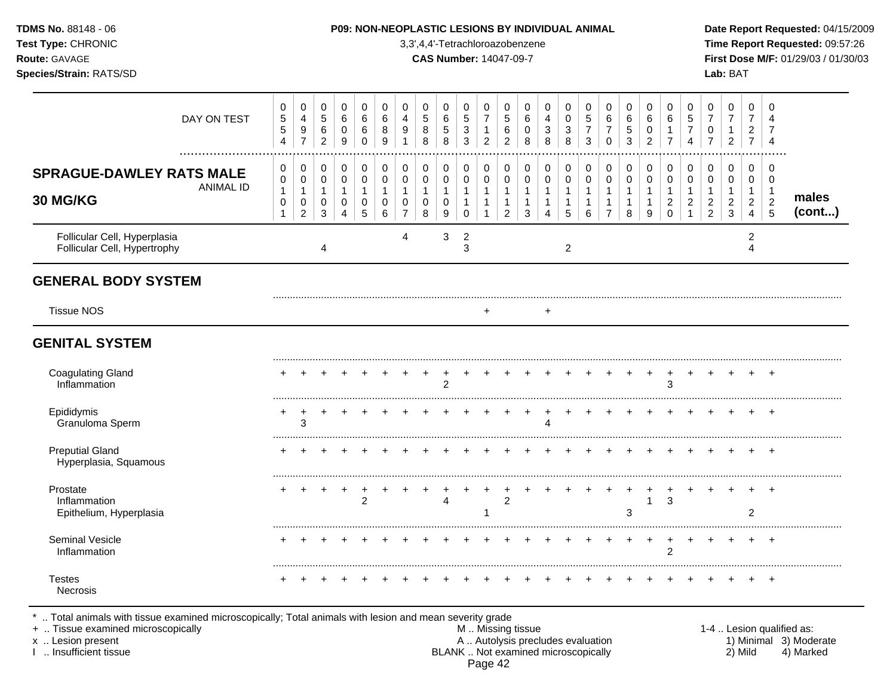**TDMS No.** 88148 - 06
**Test Type:** CHRONIC
**Route:** GAVAGE
**Species/Strain:** RATS/SD

**P09: NON-NEOPLASTIC LESIONS BY INDIVIDUAL ANIMAL**
3,3',4,4'-Tetrachloroazobenzene
**CAS Number:** 14047-09-7

**Date Report Requested:** 04/15/2009
**Time Report Requested:** 09:57:26
**First Dose M/F:** 01/29/03 / 01/30/03
**Lab:** BAT

| DAY ON TEST | 554 | 497 | 562 | 609 | 660 | 689 | 491 | 588 | 658 | 533 | 712 | 562 | 608 | 438 | 038 | 573 | 670 | 653 | 602 | 617 | 574 | 707 | 712 | 727 | 474 | |
|---|---|---|---|---|---|---|---|---|---|---|---|---|---|---|---|---|---|---|---|---|---|---|---|---|---|---|
| **SPRAGUE-DAWLEY RATS MALE 30 MG/KG** — ANIMAL ID | 01101 | 01102 | 01103 | 01104 | 01105 | 01106 | 01107 | 01108 | 01109 | 01110 | 01111 | 01112 | 01113 | 01114 | 01115 | 01116 | 01117 | 01118 | 01119 | 01120 | 01121 | 01122 | 01123 | 01124 | 01125 | **males (cont...)** |
| Follicular Cell, Hyperplasia | | | | | | | 4 | | 3 | 2 | | | | | | | | | | | | | | 2 | | |
| Follicular Cell, Hypertrophy | | | 4 | | | | | | | 3 | | | | | 2 | | | | | | | | | 4 | | |
| **GENERAL BODY SYSTEM** | | | | | | | | | | | | | | | | | | | | | | | | | | |
| Tissue NOS | | | | | | | | | | | + | | | + | | | | | | | | | | | | |
| **GENITAL SYSTEM** | | | | | | | | | | | | | | | | | | | | | | | | | | |
| Coagulating Gland | + | + | + | + | + | + | + | + | + | + | + | + | + | + | + | + | + | + | + | + | + | + | + | + | + | |
| Inflammation | | | | | | | | | 2 | | | | | | | | | | | 3 | | | | | | |
| Epididymis | + | + | + | + | + | + | + | + | + | + | + | + | + | + | + | + | + | + | + | + | + | + | + | + | + | |
| Granuloma Sperm | | 3 | | | | | | | | | | | | 4 | | | | | | | | | | | | |
| Preputial Gland | + | + | + | + | + | + | + | + | + | + | + | + | + | + | + | + | + | + | + | + | + | + | + | + | + | |
| Hyperplasia, Squamous | | | | | | | | | | | | | | | | | | | | | | | | | | |
| Prostate | + | + | + | + | + | + | + | + | + | + | + | + | + | + | + | + | + | + | + | + | + | + | + | + | + | |
| Inflammation | | | | | 2 | | | | 4 | | | 2 | | | | | | | 1 | 3 | | | | | | |
| Epithelium, Hyperplasia | | | | | | | | | | | 1 | | | | | | | 3 | | | | | | 2 | | |
| Seminal Vesicle | + | + | + | + | + | + | + | + | + | + | + | + | + | + | + | + | + | + | + | + | + | + | + | + | + | |
| Inflammation | | | | | | | | | | | | | | | | | | | | 2 | | | | | | |
| Testes | + | + | + | + | + | + | + | + | + | + | + | + | + | + | + | + | + | + | + | + | + | + | + | + | + | |
| Necrosis | | | | | | | | | | | | | | | | | | | | | | | | | | |

\* .. Total animals with tissue examined microscopically; Total animals with lesion and mean severity grade
\+ .. Tissue examined microscopically
x .. Lesion present
I .. Insufficient tissue

M .. Missing tissue
A .. Autolysis precludes evaluation
BLANK .. Not examined microscopically

1-4 .. Lesion qualified as:
1) Minimal 3) Moderate
2) Mild 4) Marked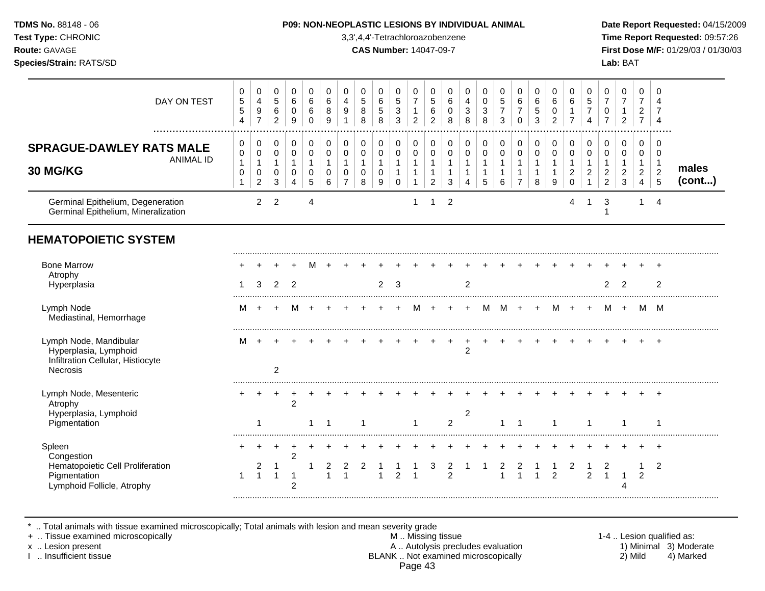**P09: NON-NEOPLASTIC LESIONS BY INDIVIDUAL ANIMAL**

3,3',4,4'-Tetrachloroazobenzene

**CAS Number:** 14047-09-7

## SPRAGUE-DAWLEY RATS MALE 30 MG/KG — males (cont...)

| DAY ON TEST | 0554 | 0497 | 0562 | 0609 | 0660 | 0689 | 0491 | 0588 | 0658 | 0533 | 0712 | 0562 | 0608 | 0438 | 0038 | 0573 | 0670 | 0653 | 0602 | 0617 | 0574 | 0707 | 0712 | 0727 | 0474 |
|---|---|---|---|---|---|---|---|---|---|---|---|---|---|---|---|---|---|---|---|---|---|---|---|---|---|
| **ANIMAL ID** | 0101 | 0102 | 0103 | 0104 | 0105 | 0106 | 0107 | 0108 | 0109 | 0110 | 0111 | 0112 | 0113 | 0114 | 0115 | 0116 | 0117 | 0118 | 0119 | 0120 | 0121 | 0122 | 0123 | 0124 | 0125 |
| Germinal Epithelium, Degeneration | | 2 | 2 | | 4 | | | | | | 1 | 1 | 2 | | | | | | | 4 | 1 | 3 | | 1 | 4 |
| Germinal Epithelium, Mineralization | | | | | | | | | | | | | | | | | | | | | | 1 | | | |
| **HEMATOPOIETIC SYSTEM** | | | | | | | | | | | | | | | | | | | | | | | | | |
| Bone Marrow | + | + | + | + | M | + | + | + | + | + | + | + | + | + | + | + | + | + | + | + | + | + | + | + | + |
| Atrophy | | | | | | | | | | | | | | | | | | | | | | | | | |
| Hyperplasia | 1 | 3 | 2 | 2 | | | | | 2 | 3 | | | | 2 | | | | | | | | 2 | 2 | | 2 |
| Lymph Node | M | + | + | M | + | + | + | + | + | + | M | + | + | + | M | M | + | + | M | + | + | M | + | M | M |
| Mediastinal, Hemorrhage | | | | | | | | | | | | | | | | | | | | | | | | | |
| Lymph Node, Mandibular | M | + | + | + | + | + | + | + | + | + | + | + | + | + | + | + | + | + | + | + | + | + | + | + | + |
| Hyperplasia, Lymphoid | | | | | | | | | | | | | | 2 | | | | | | | | | | | |
| Infiltration Cellular, Histiocyte | | | | | | | | | | | | | | | | | | | | | | | | | |
| Necrosis | | | 2 | | | | | | | | | | | | | | | | | | | | | | |
| Lymph Node, Mesenteric | + | + | + | + | + | + | + | + | + | + | + | + | + | + | + | + | + | + | + | + | + | + | + | + | + |
| Atrophy | | | | 2 | | | | | | | | | | | | | | | | | | | | | |
| Hyperplasia, Lymphoid | | | | | | | | | | | | | | 2 | | | | | | | | | | | |
| Pigmentation | | 1 | | | 1 | 1 | | 1 | | | 1 | | 2 | | | 1 | 1 | | 1 | | 1 | | 1 | | 1 |
| Spleen | + | + | + | + | + | + | + | + | + | + | + | + | + | + | + | + | + | + | + | + | + | + | + | + | + |
| Congestion | | | | 2 | | | | | | | | | | | | | | | | | | | | | |
| Hematopoietic Cell Proliferation | | 2 | 1 | | 1 | 2 | 2 | 2 | 1 | 1 | 1 | 3 | 2 | 1 | 1 | 2 | 2 | 1 | 1 | 2 | 1 | 2 | | 1 | 2 |
| Pigmentation | 1 | 1 | 1 | 1 | | 1 | 1 | | 1 | 2 | 1 | | 2 | | | 1 | 1 | 1 | 2 | | 2 | 1 | 1 | 2 | |
| Lymphoid Follicle, Atrophy | | | | 2 | | | | | | | | | | | | | | | | | | | 4 | | |

\* .. Total animals with tissue examined microscopically; Total animals with lesion and mean severity grade
+ .. Tissue examined microscopically
x .. Lesion present
I .. Insufficient tissue

M .. Missing tissue
A .. Autolysis precludes evaluation
BLANK .. Not examined microscopically

1-4 .. Lesion qualified as: 1) Minimal 2) Mild 3) Moderate 4) Marked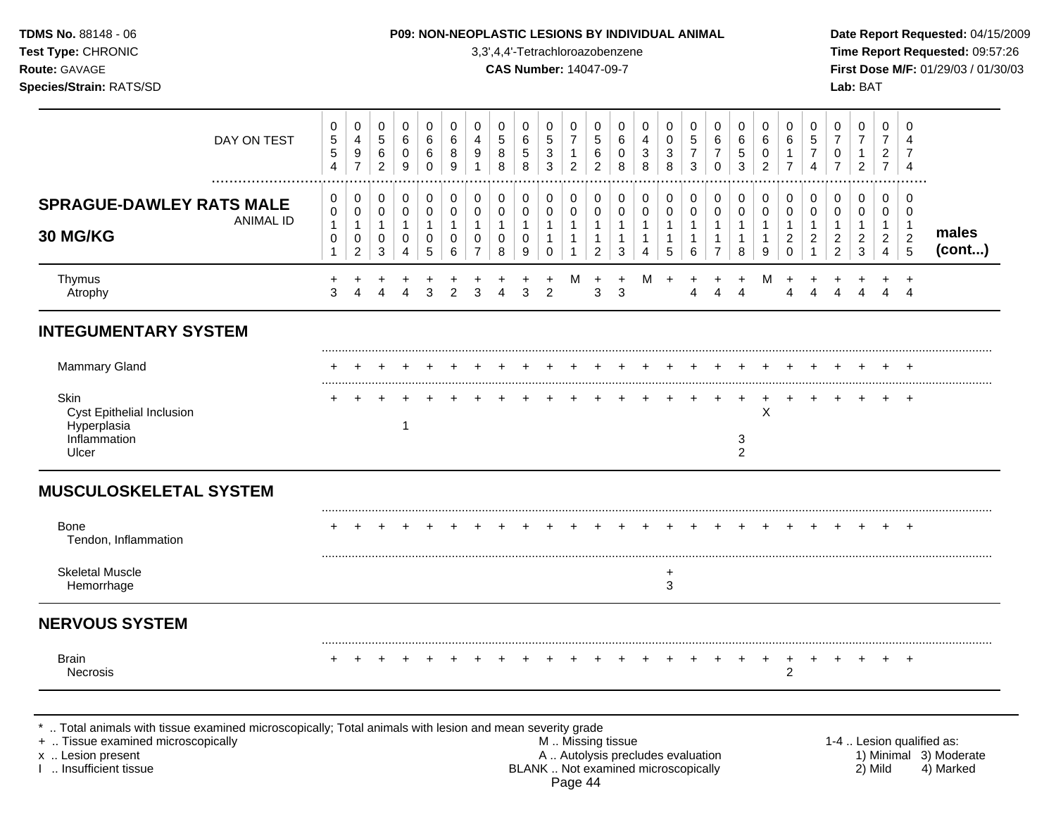**TDMS No.** 88148 - 06
**Test Type:** CHRONIC
**Route:** GAVAGE
**Species/Strain:** RATS/SD

**P09: NON-NEOPLASTIC LESIONS BY INDIVIDUAL ANIMAL**
3,3',4,4'-Tetrachloroazobenzene
**CAS Number:** 14047-09-7

**Date Report Requested:** 04/15/2009
**Time Report Requested:** 09:57:26
**First Dose M/F:** 01/29/03 / 01/30/03
**Lab:** BAT

| DAY ON TEST | 0554 | 0497 | 0562 | 0609 | 0660 | 0689 | 0491 | 0588 | 0658 | 0533 | 0712 | 0562 | 0608 | 0438 | 0038 | 0573 | 0670 | 0653 | 0602 | 0617 | 0574 | 0707 | 0712 | 0727 | 0474 | |
|---|---|---|---|---|---|---|---|---|---|---|---|---|---|---|---|---|---|---|---|---|---|---|---|---|---|---|
| **SPRAGUE-DAWLEY RATS MALE 30 MG/KG** — ANIMAL ID | 0010 1 | 0010 2 | 0010 3 | 0010 4 | 0010 5 | 0010 6 | 0010 7 | 0010 8 | 0010 9 | 0011 0 | 0011 1 | 0011 2 | 0011 3 | 0011 4 | 0011 5 | 0011 6 | 0011 7 | 0011 8 | 0011 9 | 0012 0 | 0012 1 | 0012 2 | 0012 3 | 0012 4 | 0012 5 | **males (cont...)** |
| Thymus | + | + | + | + | + | + | + | + | + | + | M | + | + | M | + | + | + | + | M | + | + | + | + | + | + | |
| Atrophy | 3 | 4 | 4 | 4 | 3 | 2 | 3 | 4 | 3 | 2 | | 3 | 3 | | | 4 | 4 | 4 | | 4 | 4 | 4 | 4 | 4 | 4 | |
| **INTEGUMENTARY SYSTEM** | | | | | | | | | | | | | | | | | | | | | | | | | | |
| Mammary Gland | + | + | + | + | + | + | + | + | + | + | + | + | + | + | + | + | + | + | + | + | + | + | + | + | + | |
| Skin | + | + | + | + | + | + | + | + | + | + | + | + | + | + | + | + | + | + | + | + | + | + | + | + | + | |
| Cyst Epithelial Inclusion | | | | | | | | | | | | | | | | | | | X | | | | | | | |
| Hyperplasia | | | | 1 | | | | | | | | | | | | | | | | | | | | | | |
| Inflammation | | | | | | | | | | | | | | | | | | 3 | | | | | | | | |
| Ulcer | | | | | | | | | | | | | | | | | | 2 | | | | | | | | |
| **MUSCULOSKELETAL SYSTEM** | | | | | | | | | | | | | | | | | | | | | | | | | | |
| Bone | + | + | + | + | + | + | + | + | + | + | + | + | + | + | + | + | + | + | + | + | + | + | + | + | + | |
| Tendon, Inflammation | | | | | | | | | | | | | | | | | | | | | | | | | | |
| Skeletal Muscle | | | | | | | | | | | | | | | + | | | | | | | | | | | |
| Hemorrhage | | | | | | | | | | | | | | | 3 | | | | | | | | | | | |
| **NERVOUS SYSTEM** | | | | | | | | | | | | | | | | | | | | | | | | | | |
| Brain | + | + | + | + | + | + | + | + | + | + | + | + | + | + | + | + | + | + | + | + | + | + | + | + | + | |
| Necrosis | | | | | | | | | | | | | | | | | | | | 2 | | | | | | |

\* .. Total animals with tissue examined microscopically; Total animals with lesion and mean severity grade
\+ .. Tissue examined microscopically
x .. Lesion present
I .. Insufficient tissue

M .. Missing tissue
A .. Autolysis precludes evaluation
BLANK .. Not examined microscopically

1-4 .. Lesion qualified as: 1) Minimal 2) Mild 3) Moderate 4) Marked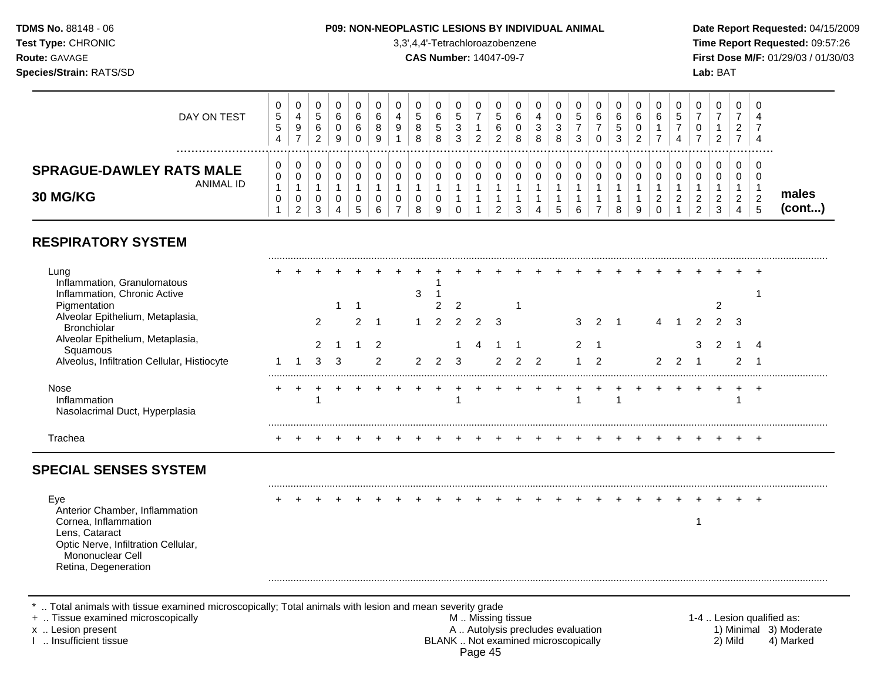**TDMS No.** 88148 - 06
**Test Type:** CHRONIC
**Route:** GAVAGE
**Species/Strain:** RATS/SD

**P09: NON-NEOPLASTIC LESIONS BY INDIVIDUAL ANIMAL**
3,3',4,4'-Tetrachloroazobenzene
**CAS Number:** 14047-09-7

**Date Report Requested:** 04/15/2009
**Time Report Requested:** 09:57:26
**First Dose M/F:** 01/29/03 / 01/30/03
**Lab:** BAT

| DAY ON TEST | 0554 | 0497 | 0562 | 0609 | 0660 | 0689 | 0491 | 0588 | 0658 | 0533 | 0712 | 0562 | 0608 | 0438 | 0038 | 0573 | 0670 | 0653 | 0602 | 0617 | 0574 | 0707 | 0712 | 0727 | 0474 | |
|---|---|---|---|---|---|---|---|---|---|---|---|---|---|---|---|---|---|---|---|---|---|---|---|---|---|---|
| **SPRAGUE-DAWLEY RATS MALE 30 MG/KG** — ANIMAL ID | 00101 | 00102 | 00103 | 00104 | 00105 | 00106 | 00107 | 00108 | 00109 | 00110 | 00111 | 00112 | 00113 | 00114 | 00115 | 00116 | 00117 | 00118 | 00119 | 00120 | 00121 | 00122 | 00123 | 00124 | 00125 | **males (cont...)** |
| **RESPIRATORY SYSTEM** | | | | | | | | | | | | | | | | | | | | | | | | | | |
| Lung | + | + | + | + | + | + | + | + | + | + | + | + | + | + | + | + | + | + | + | + | + | + | + | + | + | |
| Inflammation, Granulomatous | | | | | | | | | 1 | | | | | | | | | | | | | | | | | |
| Inflammation, Chronic Active | | | | | | | | 3 | 1 | | | | | | | | | | | | | | | | 1 | |
| Pigmentation | | | | 1 | 1 | | | | 2 | 2 | | | 1 | | | | | | | | | | 2 | | | |
| Alveolar Epithelium, Metaplasia, Bronchiolar | | | 2 | | 2 | 1 | | 1 | 2 | 2 | 2 | 3 | | | | 3 | 2 | 1 | | 4 | 1 | 2 | 2 | 3 | | |
| Alveolar Epithelium, Metaplasia, Squamous | | | 2 | 1 | 1 | 2 | | | | 1 | 4 | 1 | 1 | | | 2 | 1 | | | | | 3 | 2 | 1 | 4 | |
| Alveolus, Infiltration Cellular, Histiocyte | 1 | 1 | 3 | 3 | | 2 | | 2 | 2 | 3 | | 2 | 2 | 2 | | 1 | 2 | | | 2 | 2 | 1 | | 2 | 1 | |
| Nose | + | + | + | + | + | + | + | + | + | + | + | + | + | + | + | + | + | + | + | + | + | + | + | + | + | |
| Inflammation | | | 1 | | | | | | | 1 | | | | | | 1 | | 1 | | | | | | 1 | | |
| Nasolacrimal Duct, Hyperplasia | | | | | | | | | | | | | | | | | | | | | | | | | | |
| Trachea | + | + | + | + | + | + | + | + | + | + | + | + | + | + | + | + | + | + | + | + | + | + | + | + | + | |
| **SPECIAL SENSES SYSTEM** | | | | | | | | | | | | | | | | | | | | | | | | | | |
| Eye | + | + | + | + | + | + | + | + | + | + | + | + | + | + | + | + | + | + | + | + | + | + | + | + | + | |
| Anterior Chamber, Inflammation | | | | | | | | | | | | | | | | | | | | | | | | | | |
| Cornea, Inflammation | | | | | | | | | | | | | | | | | | | | | | 1 | | | | |
| Lens, Cataract | | | | | | | | | | | | | | | | | | | | | | | | | | |
| Optic Nerve, Infiltration Cellular, Mononuclear Cell | | | | | | | | | | | | | | | | | | | | | | | | | | |
| Retina, Degeneration | | | | | | | | | | | | | | | | | | | | | | | | | | |

* .. Total animals with tissue examined microscopically; Total animals with lesion and mean severity grade
+ .. Tissue examined microscopically
x .. Lesion present
I .. Insufficient tissue

M .. Missing tissue
A .. Autolysis precludes evaluation
BLANK .. Not examined microscopically

1-4 .. Lesion qualified as:
1) Minimal 3) Moderate
2) Mild 4) Marked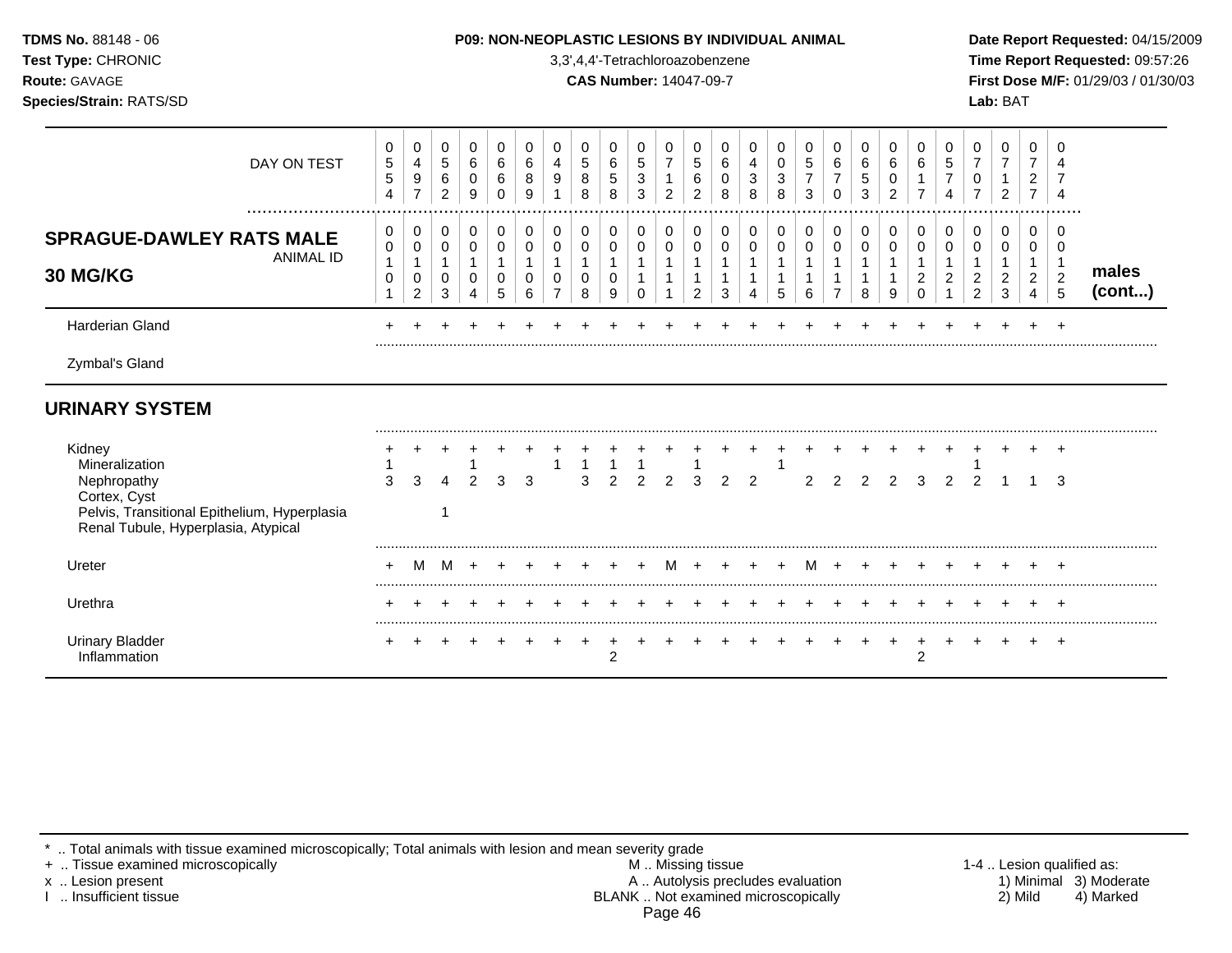**TDMS No.** 88148 - 06
**Test Type:** CHRONIC
**Route:** GAVAGE
**Species/Strain:** RATS/SD

**P09: NON-NEOPLASTIC LESIONS BY INDIVIDUAL ANIMAL**
3,3',4,4'-Tetrachloroazobenzene
**CAS Number:** 14047-09-7

**Date Report Requested:** 04/15/2009
**Time Report Requested:** 09:57:26
**First Dose M/F:** 01/29/03 / 01/30/03
**Lab:** BAT

## SPRAGUE-DAWLEY RATS MALE 30 MG/KG — males (cont...)

| DAY ON TEST | 0554 | 0497 | 0562 | 0609 | 0660 | 0689 | 0491 | 0588 | 0658 | 0533 | 0712 | 0562 | 0608 | 0438 | 0038 | 0573 | 0670 | 0653 | 0602 | 0617 | 0574 | 0707 | 0712 | 0727 | 0474 |
|---|---|---|---|---|---|---|---|---|---|---|---|---|---|---|---|---|---|---|---|---|---|---|---|---|---|
| **ANIMAL ID** | 00101 | 00102 | 00103 | 00104 | 00105 | 00106 | 00107 | 00108 | 00109 | 00110 | 00111 | 00112 | 00113 | 00114 | 00115 | 00116 | 00117 | 00118 | 00119 | 00120 | 00121 | 00122 | 00123 | 00124 | 00125 |
| Harderian Gland | + | + | + | + | + | + | + | + | + | + | + | + | + | + | + | + | + | + | + | + | + | + | + | + | + |
| Zymbal's Gland | | | | | | | | | | | | | | | | | | | | | | | | | |
| **URINARY SYSTEM** | | | | | | | | | | | | | | | | | | | | | | | | | |
| Kidney | + | + | + | + | + | + | + | + | + | + | + | + | + | + | + | + | + | + | + | + | + | + | + | + | + |
| Mineralization | 1 | | | 1 | | | 1 | 1 | 1 | 1 | | 1 | | | 1 | | | | | | | 1 | | | |
| Nephropathy | 3 | 3 | 4 | 2 | 3 | 3 | | 3 | 2 | 2 | 2 | 3 | 2 | 2 | | 2 | 2 | 2 | 2 | 3 | 2 | 2 | 1 | 1 | 3 |
| Cortex, Cyst | | | | | | | | | | | | | | | | | | | | | | | | | |
| Pelvis, Transitional Epithelium, Hyperplasia | | | 1 | | | | | | | | | | | | | | | | | | | | | | |
| Renal Tubule, Hyperplasia, Atypical | | | | | | | | | | | | | | | | | | | | | | | | | |
| Ureter | + | M | M | + | + | + | + | + | + | + | M | + | + | + | + | M | + | + | + | + | + | + | + | + | + |
| Urethra | + | + | + | + | + | + | + | + | + | + | + | + | + | + | + | + | + | + | + | + | + | + | + | + | + |
| Urinary Bladder | + | + | + | + | + | + | + | + | + | + | + | + | + | + | + | + | + | + | + | + | + | + | + | + | + |
| Inflammation | | | | | | | | | 2 | | | | | | | | | | | 2 | | | | | |

\* .. Total animals with tissue examined microscopically; Total animals with lesion and mean severity grade
+ .. Tissue examined microscopically
x .. Lesion present
I .. Insufficient tissue
M .. Missing tissue
A .. Autolysis precludes evaluation
BLANK .. Not examined microscopically
1-4 .. Lesion qualified as: 1) Minimal 2) Mild 3) Moderate 4) Marked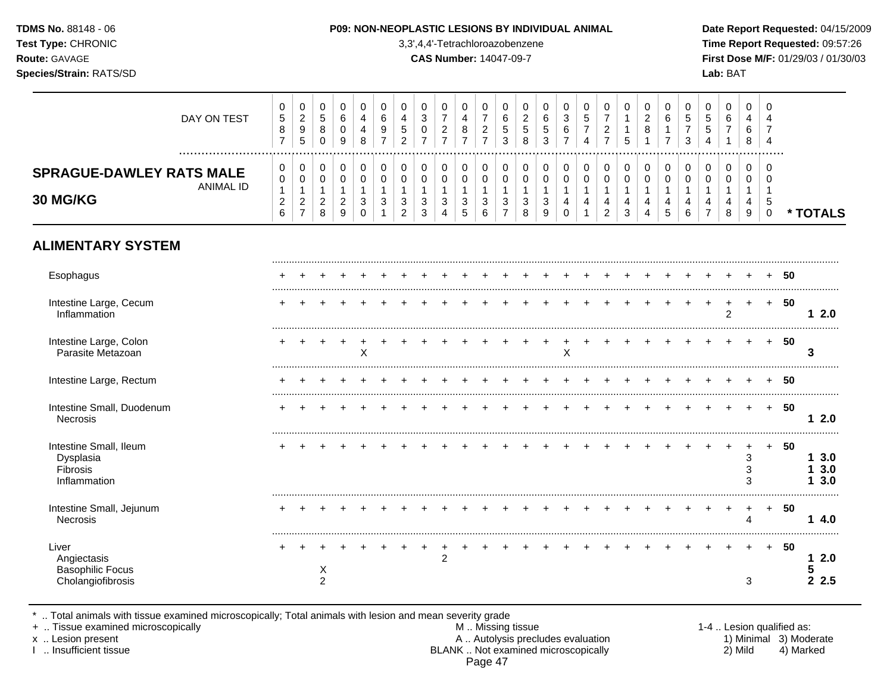**TDMS No.** 88148 - 06
**Test Type:** CHRONIC
**Route:** GAVAGE
**Species/Strain:** RATS/SD

**P09: NON-NEOPLASTIC LESIONS BY INDIVIDUAL ANIMAL**
3,3',4,4'-Tetrachloroazobenzene
**CAS Number:** 14047-09-7

**Date Report Requested:** 04/15/2009
**Time Report Requested:** 09:57:26
**First Dose M/F:** 01/29/03 / 01/30/03
**Lab:** BAT

| DAY ON TEST | 0587 | 0295 | 0580 | 0609 | 0448 | 0697 | 0452 | 0307 | 0727 | 0487 | 0727 | 0653 | 0258 | 0653 | 0367 | 0574 | 0727 | 0115 | 0281 | 0617 | 0573 | 0554 | 0671 | 0468 | 0474 | |
|---|---|---|---|---|---|---|---|---|---|---|---|---|---|---|---|---|---|---|---|---|---|---|---|---|---|---|
| **SPRAGUE-DAWLEY RATS MALE 30 MG/KG** ANIMAL ID | 0126 | 0127 | 0128 | 0129 | 0130 | 0131 | 0132 | 0133 | 0134 | 0135 | 0136 | 0137 | 0138 | 0139 | 0140 | 0141 | 0142 | 0143 | 0144 | 0145 | 0146 | 0147 | 0148 | 0149 | 0150 | *** TOTALS** |
| **ALIMENTARY SYSTEM** | | | | | | | | | | | | | | | | | | | | | | | | | | |
| Esophagus | + | + | + | + | + | + | + | + | + | + | + | + | + | + | + | + | + | + | + | + | + | + | + | + | + | **50** |
| Intestine Large, Cecum | + | + | + | + | + | + | + | + | + | + | + | + | + | + | + | + | + | + | + | + | + | + | + | + | + | **50** |
| Inflammation | | | | | | | | | | | | | | | | | | | | | | | 2 | | | **1 2.0** |
| Intestine Large, Colon | + | + | + | + | + | + | + | + | + | + | + | + | + | + | + | + | + | + | + | + | + | + | + | + | + | **50** |
| Parasite Metazoan | | | | | X | | | | | | | | | | X | | | | | | | | | | | **3** |
| Intestine Large, Rectum | + | + | + | + | + | + | + | + | + | + | + | + | + | + | + | + | + | + | + | + | + | + | + | + | + | **50** |
| Intestine Small, Duodenum | + | + | + | + | + | + | + | + | + | + | + | + | + | + | + | + | + | + | + | + | + | + | + | + | + | **50** |
| Necrosis | | | | | | | | | | | | | | | | | | | | | | | | | | **1 2.0** |
| Intestine Small, Ileum | + | + | + | + | + | + | + | + | + | + | + | + | + | + | + | + | + | + | + | + | + | + | + | + | + | **50** |
| Dysplasia | | | | | | | | | | | | | | | | | | | | | | | | 3 | | **1 3.0** |
| Fibrosis | | | | | | | | | | | | | | | | | | | | | | | | 3 | | **1 3.0** |
| Inflammation | | | | | | | | | | | | | | | | | | | | | | | | 3 | | **1 3.0** |
| Intestine Small, Jejunum | + | + | + | + | + | + | + | + | + | + | + | + | + | + | + | + | + | + | + | + | + | + | + | + | + | **50** |
| Necrosis | | | | | | | | | | | | | | | | | | | | | | | | 4 | | **1 4.0** |
| Liver | + | + | + | + | + | + | + | + | + | + | + | + | + | + | + | + | + | + | + | + | + | + | + | + | + | **50** |
| Angiectasis | | | | | | | | | 2 | | | | | | | | | | | | | | | | | **1 2.0** |
| Basophilic Focus | | | X | | | | | | | | | | | | | | | | | | | | | | | **5** |
| Cholangiofibrosis | | | 2 | | | | | | | | | | | | | | | | | | | | | 3 | | **2 2.5** |

\* .. Total animals with tissue examined microscopically; Total animals with lesion and mean severity grade
\+ .. Tissue examined microscopically
x .. Lesion present
I .. Insufficient tissue

M .. Missing tissue
A .. Autolysis precludes evaluation
BLANK .. Not examined microscopically

1-4 .. Lesion qualified as:
1) Minimal 3) Moderate
2) Mild 4) Marked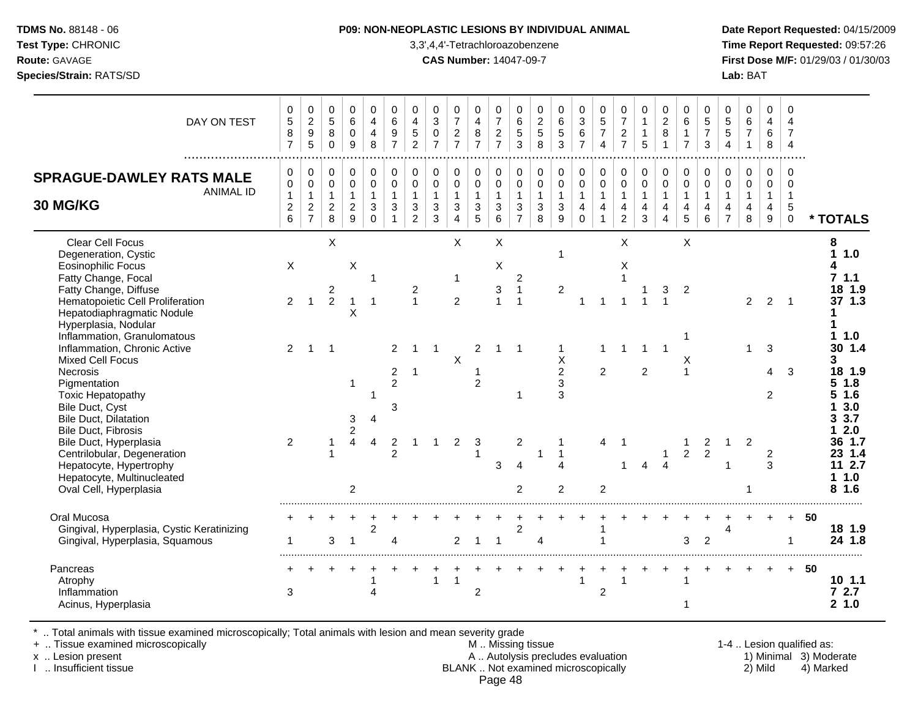**TDMS No.** 88148 - 06
**Test Type:** CHRONIC
**Route:** GAVAGE
**Species/Strain:** RATS/SD

**P09: NON-NEOPLASTIC LESIONS BY INDIVIDUAL ANIMAL**
3,3',4,4'-Tetrachloroazobenzene
**CAS Number:** 14047-09-7

**Date Report Requested:** 04/15/2009
**Time Report Requested:** 09:57:26
**First Dose M/F:** 01/29/03 / 01/30/03
**Lab:** BAT

## SPRAGUE-DAWLEY RATS MALE 30 MG/KG

| DAY ON TEST | 0587 | 0295 | 0580 | 0609 | 0448 | 0697 | 0452 | 0307 | 0727 | 0487 | 0727 | 0653 | 0258 | 0653 | 0367 | 0574 | 0727 | 0115 | 0281 | 0617 | 0573 | 0554 | 0671 | 0468 | 0474 | |
|---|---|---|---|---|---|---|---|---|---|---|---|---|---|---|---|---|---|---|---|---|---|---|---|---|---|---|
| **ANIMAL ID** | 0001126 | 0001127 | 0001128 | 0001129 | 0001130 | 0001131 | 0001132 | 0001133 | 0001134 | 0001135 | 0001136 | 0001137 | 0001138 | 0001139 | 0001140 | 0001141 | 0001142 | 0001143 | 0001144 | 0001145 | 0001146 | 0001147 | 0001148 | 0001149 | 0001150 | *** TOTALS** |
| Clear Cell Focus | | | X | | | | | | X | | X | | | | | | X | | | X | | | | | | 8 |
| Degeneration, Cystic | | | | | | | | | | | | | | 1 | | | | | | | | | | | | 1 1.0 |
| Eosinophilic Focus | X | | | X | | | | | | | X | | | | | | X | | | | | | | | | 4 |
| Fatty Change, Focal | | | | | 1 | | | | 1 | | | 2 | | | | | 1 | | | | | | | | | 7 1.1 |
| Fatty Change, Diffuse | | | 2 | | | | 2 | | | | 3 | 1 | | 2 | | | | 1 | 3 | 2 | | | | | | 18 1.9 |
| Hematopoietic Cell Proliferation | 2 | 1 | 2 | 1 | 1 | | 1 | | 2 | | 1 | 1 | | | 1 | 1 | 1 | 1 | 1 | | | | 2 | 2 | 1 | 37 1.3 |
| Hepatodiaphragmatic Nodule | | | | X | | | | | | | | | | | | | | | | | | | | | | 1 |
| Hyperplasia, Nodular | | | | | | | | | | | | | | | | | | | | | | | | | | 1 |
| Inflammation, Granulomatous | | | | | | | | | | | | | | | | | | | | 1 | | | | | | 1 1.0 |
| Inflammation, Chronic Active | 2 | 1 | 1 | | | 2 | 1 | 1 | | 2 | 1 | 1 | | 1 | | 1 | 1 | 1 | 1 | | | | 1 | 3 | | 30 1.4 |
| Mixed Cell Focus | | | | | | | | | X | | | | | X | | | | | | X | | | | | | 3 |
| Necrosis | | | | | | 2 | 1 | | | 1 | | | | 2 | | 2 | | 2 | | 1 | | | | 4 | 3 | 18 1.9 |
| Pigmentation | | | | 1 | | 2 | | | | 2 | | | | 3 | | | | | | | | | | | | 5 1.8 |
| Toxic Hepatopathy | | | | | 1 | | | | | | | 1 | | 3 | | | | | | | | | | 2 | | 5 1.6 |
| Bile Duct, Cyst | | | | | | 3 | | | | | | | | | | | | | | | | | | | | 1 3.0 |
| Bile Duct, Dilatation | | | | 3 | 4 | | | | | | | | | | | | | | | | | | | | | 3 3.7 |
| Bile Duct, Fibrosis | | | | 2 | | | | | | | | | | | | | | | | | | | | | | 1 2.0 |
| Bile Duct, Hyperplasia | 2 | | 1 | 4 | 4 | 2 | 1 | 1 | 2 | 3 | | 2 | | 1 | | 4 | 1 | | | 1 | 2 | 1 | 2 | | | 36 1.7 |
| Centrilobular, Degeneration | | | 1 | | | 2 | | | | 1 | | | 1 | 1 | | | | | 1 | 2 | 2 | | | 2 | | 23 1.4 |
| Hepatocyte, Hypertrophy | | | | | | | | | | | 3 | 4 | | 4 | | | 1 | 4 | 4 | | | 1 | | 3 | | 11 2.7 |
| Hepatocyte, Multinucleated | | | | | | | | | | | | | | | | | | | | | | | | | | 1 1.0 |
| Oval Cell, Hyperplasia | | | | 2 | | | | | | | | 2 | | 2 | | 2 | | | | | | | 1 | | | 8 1.6 |
| Oral Mucosa | + | + | + | + | + | + | + | + | + | + | + | + | + | + | + | + | + | + | + | + | + | + | + | + | + | 50 |
| Gingival, Hyperplasia, Cystic Keratinizing | | | | | 2 | | | | | | | 2 | | | | 1 | | | | | | 4 | | | | 18 1.9 |
| Gingival, Hyperplasia, Squamous | 1 | | 3 | 1 | | 4 | | | 2 | 1 | 1 | | 4 | | | 1 | | | | 3 | 2 | | | | 1 | 24 1.8 |
| Pancreas | + | + | + | + | + | + | + | + | + | + | + | + | + | + | + | + | + | + | + | + | + | + | + | + | + | 50 |
| Atrophy | | | | | 1 | | | 1 | 1 | | | | | | 1 | | 1 | | | 1 | | | | | | 10 1.1 |
| Inflammation | 3 | | | | 4 | | | | | 2 | | | | | | 2 | | | | | | | | | | 7 2.7 |
| Acinus, Hyperplasia | | | | | | | | | | | | | | | | | | | | 1 | | | | | | 2 1.0 |

\* .. Total animals with tissue examined microscopically; Total animals with lesion and mean severity grade
\+ .. Tissue examined microscopically
x .. Lesion present
I .. Insufficient tissue

M .. Missing tissue
A .. Autolysis precludes evaluation
BLANK .. Not examined microscopically

1-4 .. Lesion qualified as:
1) Minimal 2) Mild 3) Moderate 4) Marked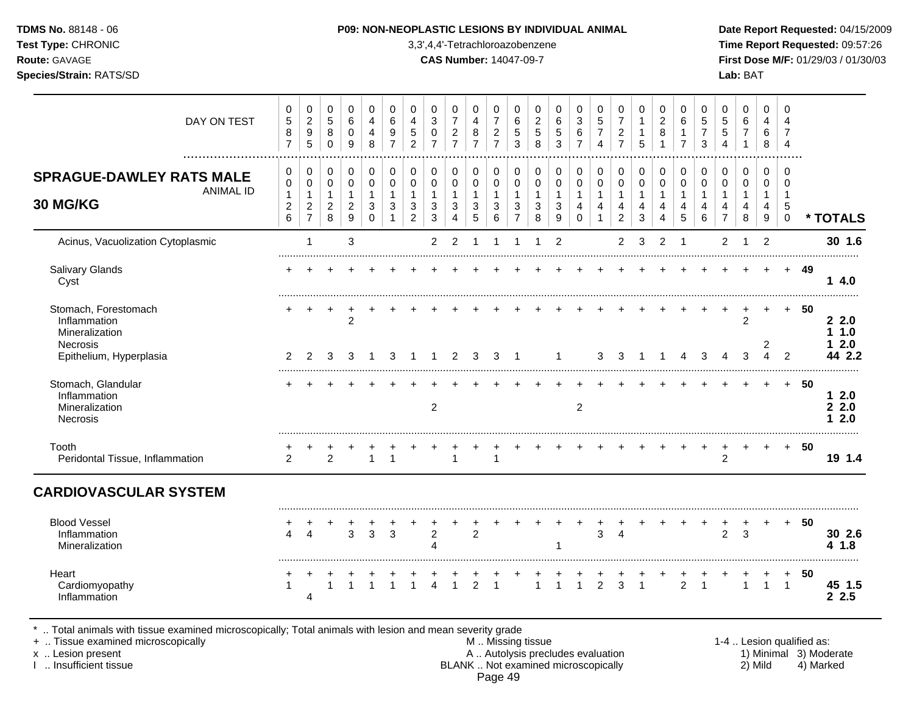## P09: NON-NEOPLASTIC LESIONS BY INDIVIDUAL ANIMAL

3,3',4,4'-Tetrachloroazobenzene

**CAS Number:** 14047-09-7

### SPRAGUE-DAWLEY RATS MALE 30 MG/KG

| DAY ON TEST | 0587 | 0295 | 0580 | 0609 | 0448 | 0697 | 0452 | 0307 | 0727 | 0487 | 0727 | 0653 | 0258 | 0653 | 0367 | 0574 | 0727 | 0115 | 0281 | 0617 | 0573 | 0554 | 0671 | 0468 | 0474 | |
|---|---|---|---|---|---|---|---|---|---|---|---|---|---|---|---|---|---|---|---|---|---|---|---|---|---|---|
| **ANIMAL ID** | **0126** | **0127** | **0128** | **0129** | **0130** | **0131** | **0132** | **0133** | **0134** | **0135** | **0136** | **0137** | **0138** | **0139** | **0140** | **0141** | **0142** | **0143** | **0144** | **0145** | **0146** | **0147** | **0148** | **0149** | **0150** | *** TOTALS** |
| Acinus, Vacuolization Cytoplasmic | | 1 | | 3 | | | | 2 | 2 | 1 | 1 | 1 | 1 | 2 | | | 2 | 3 | 2 | 1 | | 2 | 1 | 2 | | **30 1.6** |
| Salivary Glands | + | + | + | + | + | + | + | + | + | + | + | + | + | + | + | + | + | + | + | + | + | + | + | + | + | **49** |
| Cyst | | | | | | | | | | | | | | | | | | | | | | | | | | **1 4.0** |
| Stomach, Forestomach | + | + | + | + | + | + | + | + | + | + | + | + | + | + | + | + | + | + | + | + | + | + | + | + | + | **50** |
| Inflammation | | | | 2 | | | | | | | | | | | | | | | | | | | 2 | | | **2 2.0** |
| Mineralization | | | | | | | | | | | | | | | | | | | | | | | | | | **1 1.0** |
| Necrosis | | | | | | | | | | | | | | | | | | | | | | | | 2 | | **1 2.0** |
| Epithelium, Hyperplasia | 2 | 2 | 3 | 3 | 1 | 3 | 1 | 1 | 2 | 3 | 3 | 1 | | 1 | | 3 | 3 | 1 | 1 | 4 | 3 | 4 | 3 | 4 | 2 | **44 2.2** |
| Stomach, Glandular | + | + | + | + | + | + | + | + | + | + | + | + | + | + | + | + | + | + | + | + | + | + | + | + | + | **50** |
| Inflammation | | | | | | | | | | | | | | | | | | | | | | | | | | **1 2.0** |
| Mineralization | | | | | | | | 2 | | | | | | | 2 | | | | | | | | | | | **2 2.0** |
| Necrosis | | | | | | | | | | | | | | | | | | | | | | | | | | **1 2.0** |
| Tooth | + | + | + | + | + | + | + | + | + | + | + | + | + | + | + | + | + | + | + | + | + | + | + | + | + | **50** |
| Peridontal Tissue, Inflammation | 2 | | 2 | | 1 | 1 | | | 1 | | 1 | | | | | | | | | | | 2 | | | | **19 1.4** |
| **CARDIOVASCULAR SYSTEM** | | | | | | | | | | | | | | | | | | | | | | | | | | |
| Blood Vessel | + | + | + | + | + | + | + | + | + | + | + | + | + | + | + | + | + | + | + | + | + | + | + | + | + | **50** |
| Inflammation | 4 | 4 | | 3 | 3 | 3 | | 2 | | 2 | | | | | | 3 | 4 | | | | | 2 | 3 | | | **30 2.6** |
| Mineralization | | | | | | | | 4 | | | | | | 1 | | | | | | | | | | | | **4 1.8** |
| Heart | + | + | + | + | + | + | + | + | + | + | + | + | + | + | + | + | + | + | + | + | + | + | + | + | + | **50** |
| Cardiomyopathy | 1 | | 1 | 1 | 1 | 1 | 1 | 4 | 1 | 2 | 1 | | 1 | 1 | 1 | 2 | 3 | 1 | | 2 | 1 | | 1 | 1 | 1 | **45 1.5** |
| Inflammation | | 4 | | | | | | | | | | | | | | | | | | | | | | | | **2 2.5** |

\* .. Total animals with tissue examined microscopically; Total animals with lesion and mean severity grade
+ .. Tissue examined microscopically
x .. Lesion present
I .. Insufficient tissue

M .. Missing tissue
A .. Autolysis precludes evaluation
BLANK .. Not examined microscopically

1-4 .. Lesion qualified as: 1) Minimal 2) Mild 3) Moderate 4) Marked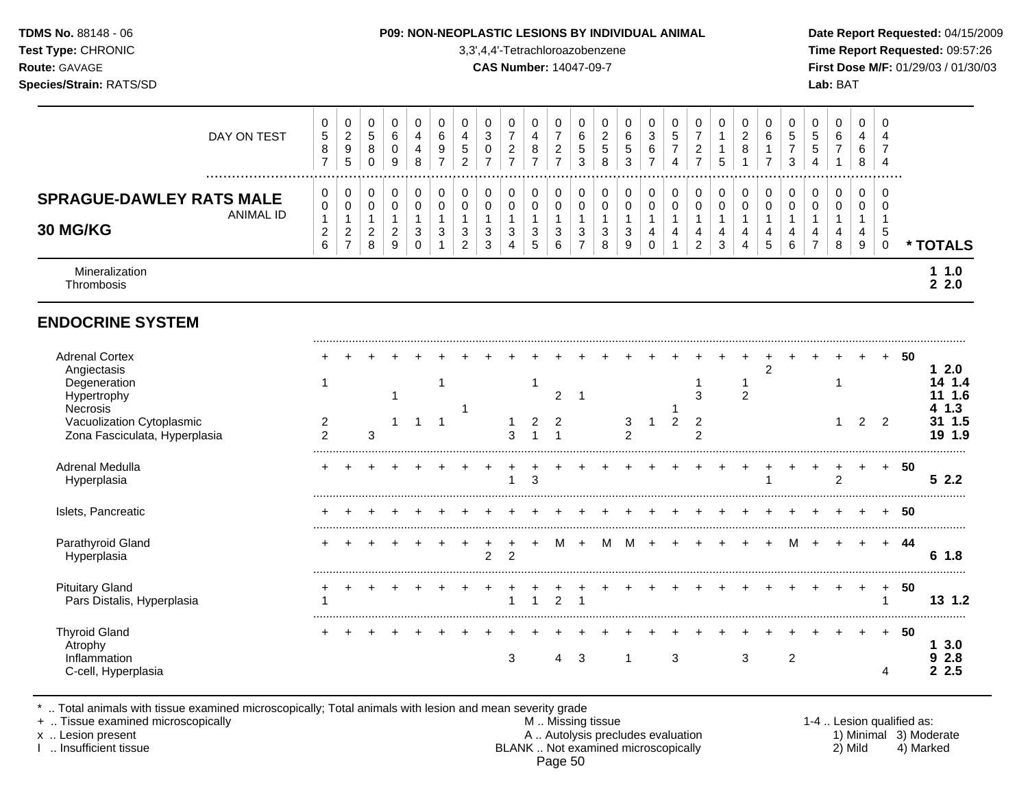**TDMS No.** 88148 - 06
**Test Type:** CHRONIC
**Route:** GAVAGE
**Species/Strain:** RATS/SD

**P09: NON-NEOPLASTIC LESIONS BY INDIVIDUAL ANIMAL**
3,3',4,4'-Tetrachloroazobenzene
**CAS Number:** 14047-09-7

**Date Report Requested:** 04/15/2009
**Time Report Requested:** 09:57:26
**First Dose M/F:** 01/29/03 / 01/30/03
**Lab:** BAT

## SPRAGUE-DAWLEY RATS MALE 30 MG/KG

| DAY ON TEST | 0587 | 0295 | 0580 | 0609 | 0448 | 0697 | 0452 | 0307 | 0727 | 0487 | 0727 | 0653 | 0258 | 0653 | 0367 | 0574 | 0727 | 0115 | 0281 | 0617 | 0573 | 0554 | 0671 | 0468 | 0474 | |
|---|---|---|---|---|---|---|---|---|---|---|---|---|---|---|---|---|---|---|---|---|---|---|---|---|---|---|
| **ANIMAL ID** | 0126 | 0127 | 0128 | 0129 | 0130 | 0131 | 0132 | 0133 | 0134 | 0135 | 0136 | 0137 | 0138 | 0139 | 0140 | 0141 | 0142 | 0143 | 0144 | 0145 | 0146 | 0147 | 0148 | 0149 | 0150 | *** TOTALS** |
| Mineralization | | | | | | | | | | | | | | | | | | | | | | | | | | 1 1.0 |
| Thrombosis | | | | | | | | | | | | | | | | | | | | | | | | | | 2 2.0 |
| **ENDOCRINE SYSTEM** | | | | | | | | | | | | | | | | | | | | | | | | | | |
| Adrenal Cortex | + | + | + | + | + | + | + | + | + | + | + | + | + | + | + | + | + | + | + | + | + | + | + | + | + | 50 |
| Angiectasis | | | | | | | | | | | | | | | | | | | | 2 | | | | | | 1 2.0 |
| Degeneration | 1 | | | | | 1 | | | | 1 | | | | | | | 1 | | 1 | | | | 1 | | | 14 1.4 |
| Hypertrophy | | | | 1 | | | | | | | 2 | 1 | | | | | 3 | | 2 | | | | | | | 11 1.6 |
| Necrosis | | | | | | | 1 | | | | | | | | | 1 | | | | | | | | | | 4 1.3 |
| Vacuolization Cytoplasmic | 2 | | | 1 | 1 | 1 | | | 1 | 2 | 2 | | | 3 | 1 | 2 | 2 | | | | | | 1 | 2 | 2 | 31 1.5 |
| Zona Fasciculata, Hyperplasia | 2 | | 3 | | | | | | 3 | 1 | 1 | | | 2 | | | 2 | | | | | | | | | 19 1.9 |
| Adrenal Medulla | + | + | + | + | + | + | + | + | + | + | + | + | + | + | + | + | + | + | + | + | + | + | + | + | + | 50 |
| Hyperplasia | | | | | | | | | 1 | 3 | | | | | | | | | | 1 | | | 2 | | | 5 2.2 |
| Islets, Pancreatic | + | + | + | + | + | + | + | + | + | + | + | + | + | + | + | + | + | + | + | + | + | + | + | + | + | 50 |
| Parathyroid Gland | + | + | + | + | + | + | + | + | + | + | M | + | M | M | + | + | + | + | + | + | M | + | + | + | + | 44 |
| Hyperplasia | | | | | | | | 2 | 2 | | | | | | | | | | | | | | | | | 6 1.8 |
| Pituitary Gland | + | + | + | + | + | + | + | + | + | + | + | + | + | + | + | + | + | + | + | + | + | + | + | + | + | 50 |
| Pars Distalis, Hyperplasia | 1 | | | | | | | | 1 | 1 | 2 | 1 | | | | | | | | | | | | | 1 | 13 1.2 |
| Thyroid Gland | + | + | + | + | + | + | + | + | + | + | + | + | + | + | + | + | + | + | + | + | + | + | + | + | + | 50 |
| Atrophy | | | | | | | | | | | | | | | | | | | | | | | | | | 1 3.0 |
| Inflammation | | | | | | | | | 3 | | 4 | 3 | | 1 | | 3 | | | 3 | | 2 | | | | | 9 2.8 |
| C-cell, Hyperplasia | | | | | | | | | | | | | | | | | | | | | | | | | 4 | 2 2.5 |

\* .. Total animals with tissue examined microscopically; Total animals with lesion and mean severity grade
\+ .. Tissue examined microscopically
x .. Lesion present
I .. Insufficient tissue

M .. Missing tissue
A .. Autolysis precludes evaluation
BLANK .. Not examined microscopically

1-4 .. Lesion qualified as:
1) Minimal 2) Mild 3) Moderate 4) Marked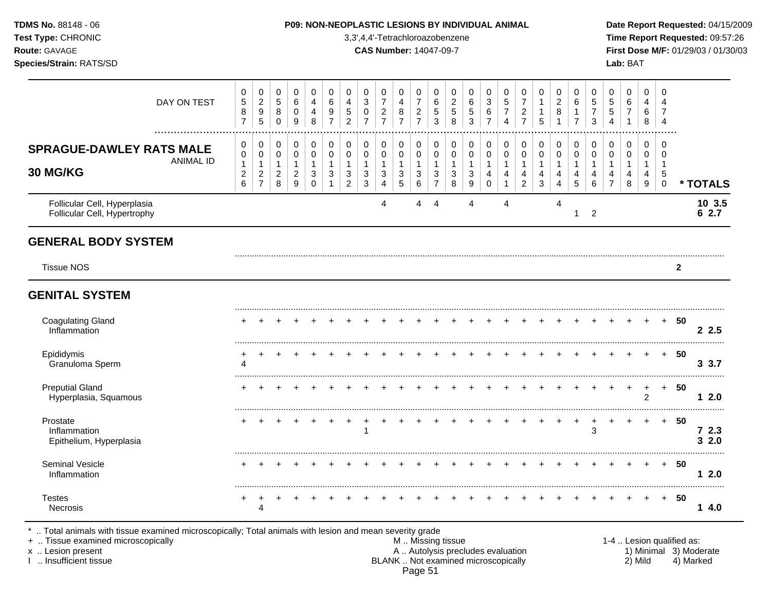**TDMS No.** 88148 - 06
**Test Type:** CHRONIC
**Route:** GAVAGE
**Species/Strain:** RATS/SD

**P09: NON-NEOPLASTIC LESIONS BY INDIVIDUAL ANIMAL**
3,3',4,4'-Tetrachloroazobenzene
**CAS Number:** 14047-09-7

**Date Report Requested:** 04/15/2009
**Time Report Requested:** 09:57:26
**First Dose M/F:** 01/29/03 / 01/30/03
**Lab:** BAT

## SPRAGUE-DAWLEY RATS MALE 30 MG/KG

| DAY ON TEST | 0587 | 0295 | 0580 | 0609 | 0448 | 0697 | 0452 | 0307 | 0727 | 0487 | 0727 | 0653 | 0258 | 0653 | 0367 | 0574 | 0727 | 0115 | 0281 | 0617 | 0573 | 0554 | 0671 | 0468 | 0474 | |
|---|---|---|---|---|---|---|---|---|---|---|---|---|---|---|---|---|---|---|---|---|---|---|---|---|---|---|
| **ANIMAL ID** | 0126 | 0127 | 0128 | 0129 | 0130 | 0131 | 0132 | 0133 | 0134 | 0135 | 0136 | 0137 | 0138 | 0139 | 0140 | 0141 | 0142 | 0143 | 0144 | 0145 | 0146 | 0147 | 0148 | 0149 | 0150 | *** TOTALS** |
| Follicular Cell, Hyperplasia | | | | | | | | | 4 | | 4 | 4 | | 4 | | 4 | | | 4 | | | | | | | **10 3.5** |
| Follicular Cell, Hypertrophy | | | | | | | | | | | | | | | | | | | | 1 | 2 | | | | | **6 2.7** |
| **GENERAL BODY SYSTEM** | | | | | | | | | | | | | | | | | | | | | | | | | | |
| Tissue NOS | | | | | | | | | | | | | | | | | | | | | | | | | | 2 |
| **GENITAL SYSTEM** | | | | | | | | | | | | | | | | | | | | | | | | | | |
| Coagulating Gland | + | + | + | + | + | + | + | + | + | + | + | + | + | + | + | + | + | + | + | + | + | + | + | + | + | 50 |
| Inflammation | | | | | | | | | | | | | | | | | | | | | | | | | | **2 2.5** |
| Epididymis | + | + | + | + | + | + | + | + | + | + | + | + | + | + | + | + | + | + | + | + | + | + | + | + | + | 50 |
| Granuloma Sperm | 4 | | | | | | | | | | | | | | | | | | | | | | | | | **3 3.7** |
| Preputial Gland | + | + | + | + | + | + | + | + | + | + | + | + | + | + | + | + | + | + | + | + | + | + | + | + | + | 50 |
| Hyperplasia, Squamous | | | | | | | | | | | | | | | | | | | | | | | | 2 | | **1 2.0** |
| Prostate | + | + | + | + | + | + | + | + | + | + | + | + | + | + | + | + | + | + | + | + | + | + | + | + | + | 50 |
| Inflammation | | | | | | | | 1 | | | | | | | | | | | | | 3 | | | | | **7 2.3** |
| Epithelium, Hyperplasia | | | | | | | | | | | | | | | | | | | | | | | | | | **3 2.0** |
| Seminal Vesicle | + | + | + | + | + | + | + | + | + | + | + | + | + | + | + | + | + | + | + | + | + | + | + | + | + | 50 |
| Inflammation | | | | | | | | | | | | | | | | | | | | | | | | | | **1 2.0** |
| Testes | + | + | + | + | + | + | + | + | + | + | + | + | + | + | + | + | + | + | + | + | + | + | + | + | + | 50 |
| Necrosis | | 4 | | | | | | | | | | | | | | | | | | | | | | | | **1 4.0** |

\* .. Total animals with tissue examined microscopically; Total animals with lesion and mean severity grade
\+ .. Tissue examined microscopically
x .. Lesion present
I .. Insufficient tissue

M .. Missing tissue
A .. Autolysis precludes evaluation
BLANK .. Not examined microscopically

1-4 .. Lesion qualified as:
1) Minimal 3) Moderate
2) Mild 4) Marked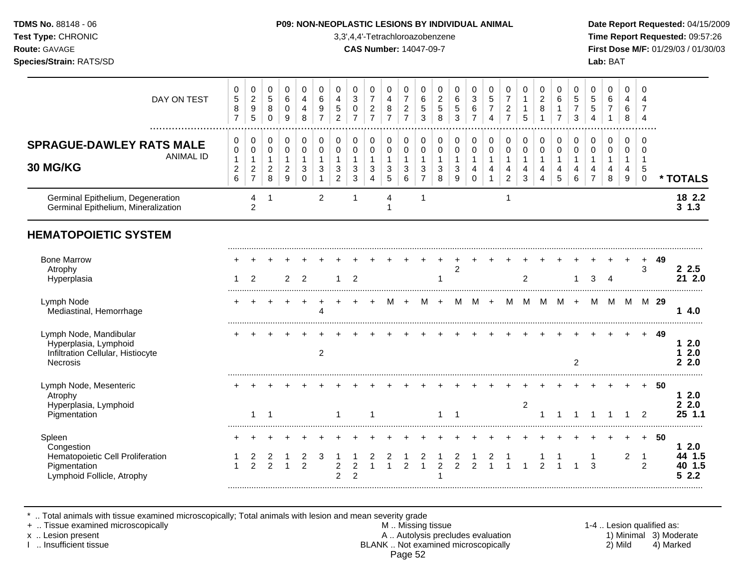**TDMS No.** 88148 - 06
**Test Type:** CHRONIC
**Route:** GAVAGE
**Species/Strain:** RATS/SD

**P09: NON-NEOPLASTIC LESIONS BY INDIVIDUAL ANIMAL**
3,3',4,4'-Tetrachloroazobenzene
**CAS Number:** 14047-09-7

**Date Report Requested:** 04/15/2009
**Time Report Requested:** 09:57:26
**First Dose M/F:** 01/29/03 / 01/30/03
**Lab:** BAT

| DAY ON TEST | 0587 | 0295 | 0580 | 0609 | 0448 | 0697 | 0452 | 0307 | 0727 | 0487 | 0727 | 0653 | 0258 | 0653 | 0367 | 0574 | 0727 | 0115 | 0281 | 0617 | 0573 | 0554 | 0671 | 0468 | 0474 | |
|---|---|---|---|---|---|---|---|---|---|---|---|---|---|---|---|---|---|---|---|---|---|---|---|---|---|---|
| **SPRAGUE-DAWLEY RATS MALE 30 MG/KG** — ANIMAL ID | 00126 | 00127 | 00128 | 00129 | 00130 | 00131 | 00132 | 00133 | 00134 | 00135 | 00136 | 00137 | 00138 | 00139 | 00140 | 00141 | 00142 | 00143 | 00144 | 00145 | 00146 | 00147 | 00148 | 00149 | 00150 | **\* TOTALS** |
| Germinal Epithelium, Degeneration | | 4 | 1 | | | 2 | | 1 | | 4 | | 1 | | | | | 1 | | | | | | | | | **18 2.2** |
| Germinal Epithelium, Mineralization | | 2 | | | | | | | | 1 | | | | | | | | | | | | | | | | **3 1.3** |
| **HEMATOPOIETIC SYSTEM** | | | | | | | | | | | | | | | | | | | | | | | | | | |
| Bone Marrow | + | + | + | + | + | + | + | + | + | + | + | + | + | + | + | + | + | + | + | + | + | + | + | + | + | **49** |
| Atrophy | | | | | | | | | | | | | | 2 | | | | | | | | | | | 3 | **2 2.5** |
| Hyperplasia | 1 | 2 | | 2 | 2 | | 1 | 2 | | | | | 1 | | | | | 2 | | | 1 | 3 | 4 | | | **21 2.0** |
| Lymph Node | + | + | + | + | + | + | + | + | + | M | + | M | + | M | M | + | M | M | M | M | + | M | M | M | M | **29** |
| Mediastinal, Hemorrhage | | | | | | 4 | | | | | | | | | | | | | | | | | | | | **1 4.0** |
| Lymph Node, Mandibular | + | + | + | + | + | + | + | + | + | + | + | + | + | + | + | + | + | + | + | + | + | + | + | + | + | **49** |
| Hyperplasia, Lymphoid | | | | | | | | | | | | | | | | | | | | | | | | | | **1 2.0** |
| Infiltration Cellular, Histiocyte | | | | | | 2 | | | | | | | | | | | | | | | | | | | | **1 2.0** |
| Necrosis | | | | | | | | | | | | | | | | | | | | | 2 | | | | | **2 2.0** |
| Lymph Node, Mesenteric | + | + | + | + | + | + | + | + | + | + | + | + | + | + | + | + | + | + | + | + | + | + | + | + | + | **50** |
| Atrophy | | | | | | | | | | | | | | | | | | | | | | | | | | **1 2.0** |
| Hyperplasia, Lymphoid | | | | | | | | | | | | | | | | | | 2 | | | | | | | | **2 2.0** |
| Pigmentation | | 1 | 1 | | | | 1 | | 1 | | | | 1 | 1 | | | | | 1 | 1 | 1 | 1 | 1 | 1 | 2 | **25 1.1** |
| Spleen | + | + | + | + | + | + | + | + | + | + | + | + | + | + | + | + | + | + | + | + | + | + | + | + | + | **50** |
| Congestion | | | | | | | | | | | | | | | | | | | | | | | | | | **1 2.0** |
| Hematopoietic Cell Proliferation | 1 | 2 | 2 | 1 | 2 | 3 | 1 | 1 | 2 | 2 | 1 | 2 | 1 | 2 | 1 | 2 | 1 | | 1 | 1 | | 1 | | 2 | 1 | **44 1.5** |
| Pigmentation | 1 | 2 | 2 | 1 | 2 | | 2 | 2 | 1 | 1 | 2 | 1 | 2 | 2 | 2 | 1 | 1 | 1 | 2 | 1 | 1 | 3 | | | 2 | **40 1.5** |
| Lymphoid Follicle, Atrophy | | | | | | | 2 | 2 | | | | | 1 | | | | | | | | | | | | | **5 2.2** |

\* .. Total animals with tissue examined microscopically; Total animals with lesion and mean severity grade
\+ .. Tissue examined microscopically
x .. Lesion present
I .. Insufficient tissue

M .. Missing tissue
A .. Autolysis precludes evaluation
BLANK .. Not examined microscopically

1-4 .. Lesion qualified as:
1) Minimal 2) Mild 3) Moderate 4) Marked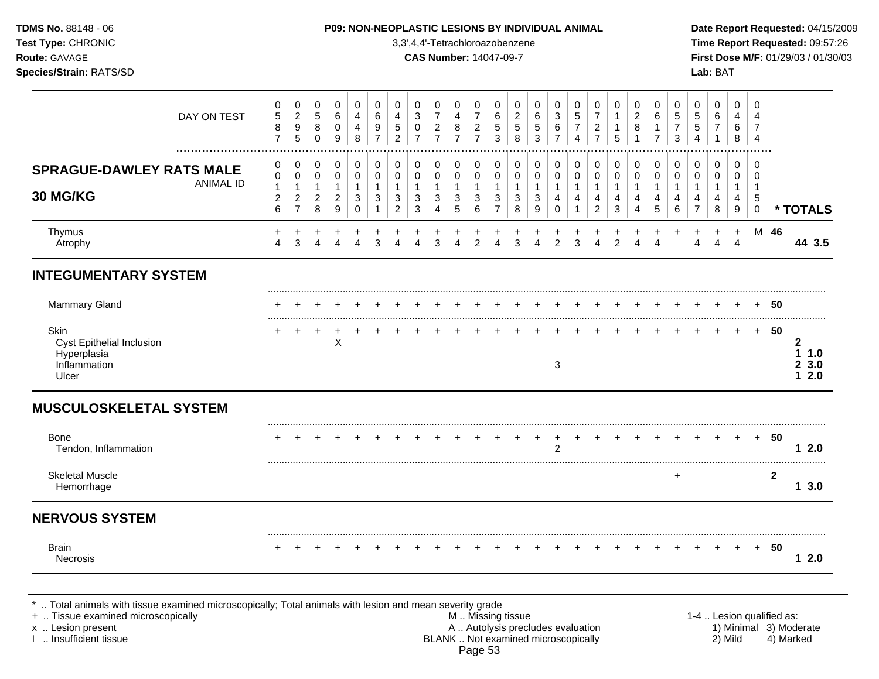**TDMS No.** 88148 - 06
**Test Type:** CHRONIC
**Route:** GAVAGE
**Species/Strain:** RATS/SD

**P09: NON-NEOPLASTIC LESIONS BY INDIVIDUAL ANIMAL**
3,3',4,4'-Tetrachloroazobenzene
**CAS Number:** 14047-09-7

**Date Report Requested:** 04/15/2009
**Time Report Requested:** 09:57:26
**First Dose M/F:** 01/29/03 / 01/30/03
**Lab:** BAT

## SPRAGUE-DAWLEY RATS MALE 30 MG/KG

| DAY ON TEST | 0587 | 0295 | 0580 | 0609 | 0448 | 0697 | 0452 | 0307 | 0727 | 0487 | 0727 | 0653 | 0258 | 0653 | 0367 | 0574 | 0727 | 0115 | 0281 | 0617 | 0573 | 0554 | 0671 | 0468 | 0474 | |
|---|---|---|---|---|---|---|---|---|---|---|---|---|---|---|---|---|---|---|---|---|---|---|---|---|---|---|
| **ANIMAL ID** | 00126 | 00127 | 00128 | 00129 | 00130 | 00131 | 00132 | 00133 | 00134 | 00135 | 00136 | 00137 | 00138 | 00139 | 00140 | 00141 | 00142 | 00143 | 00144 | 00145 | 00146 | 00147 | 00148 | 00149 | 00150 | *** TOTALS** |
| Thymus | + | + | + | + | + | + | + | + | + | + | + | + | + | + | + | + | + | + | + | + | + | + | + | + | M | 46 |
| Atrophy | 4 | 3 | 4 | 4 | 4 | 3 | 4 | 4 | 3 | 4 | 2 | 4 | 3 | 4 | 2 | 3 | 4 | 2 | 4 | 4 | | 4 | 4 | 4 | | 44 3.5 |
| **INTEGUMENTARY SYSTEM** | | | | | | | | | | | | | | | | | | | | | | | | | | |
| Mammary Gland | + | + | + | + | + | + | + | + | + | + | + | + | + | + | + | + | + | + | + | + | + | + | + | + | + | 50 |
| Skin | + | + | + | + | + | + | + | + | + | + | + | + | + | + | + | + | + | + | + | + | + | + | + | + | + | 50 |
| Cyst Epithelial Inclusion | | | | X | | | | | | | | | | | | | | | | | | | | | | 2 |
| Hyperplasia | | | | | | | | | | | | | | | | | | | | | | | | | | 1 1.0 |
| Inflammation | | | | | | | | | | | | | | | 3 | | | | | | | | | | | 2 3.0 |
| Ulcer | | | | | | | | | | | | | | | | | | | | | | | | | | 1 2.0 |
| **MUSCULOSKELETAL SYSTEM** | | | | | | | | | | | | | | | | | | | | | | | | | | |
| Bone | + | + | + | + | + | + | + | + | + | + | + | + | + | + | + | + | + | + | + | + | + | + | + | + | + | 50 |
| Tendon, Inflammation | | | | | | | | | | | | | | | 2 | | | | | | | | | | | 1 2.0 |
| Skeletal Muscle | | | | | | | | | | | | | | | | | | | | | + | | | | | 2 |
| Hemorrhage | | | | | | | | | | | | | | | | | | | | | | | | | | 1 3.0 |
| **NERVOUS SYSTEM** | | | | | | | | | | | | | | | | | | | | | | | | | | |
| Brain | + | + | + | + | + | + | + | + | + | + | + | + | + | + | + | + | + | + | + | + | + | + | + | + | + | 50 |
| Necrosis | | | | | | | | | | | | | | | | | | | | | | | | | | 1 2.0 |

\* .. Total animals with tissue examined microscopically; Total animals with lesion and mean severity grade
\+ .. Tissue examined microscopically
x .. Lesion present
I .. Insufficient tissue

M .. Missing tissue
A .. Autolysis precludes evaluation
BLANK .. Not examined microscopically

1-4 .. Lesion qualified as:
1) Minimal 2) Mild 3) Moderate 4) Marked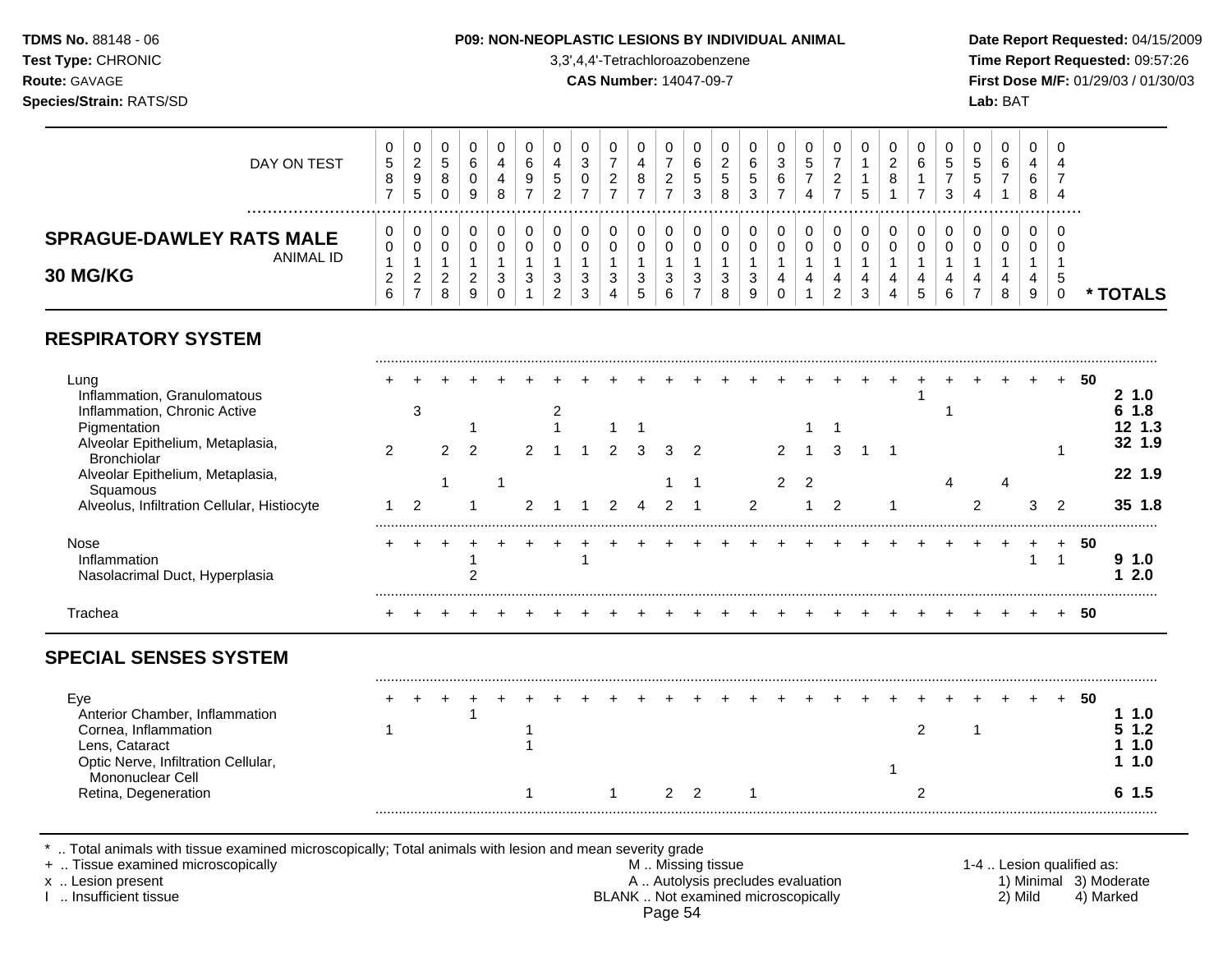**TDMS No.** 88148 - 06
**Test Type:** CHRONIC
**Route:** GAVAGE
**Species/Strain:** RATS/SD

**P09: NON-NEOPLASTIC LESIONS BY INDIVIDUAL ANIMAL**
3,3',4,4'-Tetrachloroazobenzene
**CAS Number:** 14047-09-7

**Date Report Requested:** 04/15/2009
**Time Report Requested:** 09:57:26
**First Dose M/F:** 01/29/03 / 01/30/03
**Lab:** BAT

## SPRAGUE-DAWLEY RATS MALE 30 MG/KG

| DAY ON TEST | 0587 | 0295 | 0580 | 0609 | 0448 | 0697 | 0452 | 0307 | 0727 | 0487 | 0727 | 0653 | 0258 | 0653 | 0367 | 0574 | 0727 | 0115 | 0281 | 0617 | 0573 | 0554 | 0671 | 0468 | 0474 | |
|---|---|---|---|---|---|---|---|---|---|---|---|---|---|---|---|---|---|---|---|---|---|---|---|---|---|---|
| **ANIMAL ID** | 00126 | 00127 | 00128 | 00129 | 00130 | 00131 | 00132 | 00133 | 00134 | 00135 | 00136 | 00137 | 00138 | 00139 | 00140 | 00141 | 00142 | 00143 | 00144 | 00145 | 00146 | 00147 | 00148 | 00149 | 00150 | *** TOTALS** |
| **RESPIRATORY SYSTEM** | | | | | | | | | | | | | | | | | | | | | | | | | | |
| Lung | + | + | + | + | + | + | + | + | + | + | + | + | + | + | + | + | + | + | + | + | + | + | + | + | + | 50 |
| Inflammation, Granulomatous | | | | | | | | | | | | | | | | | | | | 1 | | | | | | 2 1.0 |
| Inflammation, Chronic Active | | 3 | | | | | 2 | | | | | | | | | | | | | | 1 | | | | | 6 1.8 |
| Pigmentation | | | | 1 | | | 1 | | 1 | 1 | | | | | | 1 | 1 | | | | | | | | | 12 1.3 |
| Alveolar Epithelium, Metaplasia, Bronchiolar | 2 | | 2 | 2 | | 2 | 1 | 1 | 2 | 3 | 3 | 2 | | | 2 | 1 | 3 | 1 | 1 | | | | | | 1 | 32 1.9 |
| Alveolar Epithelium, Metaplasia, Squamous | | | 1 | | 1 | | | | | | 1 | 1 | | | 2 | 2 | | | | | 4 | | 4 | | | 22 1.9 |
| Alveolus, Infiltration Cellular, Histiocyte | 1 | 2 | | 1 | | 2 | 1 | 1 | 2 | 4 | 2 | 1 | | 2 | | 1 | 2 | | 1 | | | 2 | | 3 | 2 | 35 1.8 |
| Nose | + | + | + | + | + | + | + | + | + | + | + | + | + | + | + | + | + | + | + | + | + | + | + | + | + | 50 |
| Inflammation | | | | 1 | | | | 1 | | | | | | | | | | | | | | | | 1 | 1 | 9 1.0 |
| Nasolacrimal Duct, Hyperplasia | | | | 2 | | | | | | | | | | | | | | | | | | | | | | 1 2.0 |
| Trachea | + | + | + | + | + | + | + | + | + | + | + | + | + | + | + | + | + | + | + | + | + | + | + | + | + | 50 |
| **SPECIAL SENSES SYSTEM** | | | | | | | | | | | | | | | | | | | | | | | | | | |
| Eye | + | + | + | + | + | + | + | + | + | + | + | + | + | + | + | + | + | + | + | + | + | + | + | + | + | 50 |
| Anterior Chamber, Inflammation | | | | 1 | | | | | | | | | | | | | | | | | | | | | | 1 1.0 |
| Cornea, Inflammation | 1 | | | | | 1 | | | | | | | | | | | | | | 2 | | 1 | | | | 5 1.2 |
| Lens, Cataract | | | | | | 1 | | | | | | | | | | | | | | | | | | | | 1 1.0 |
| Optic Nerve, Infiltration Cellular, Mononuclear Cell | | | | | | | | | | | | | | | | | | | 1 | | | | | | | 1 1.0 |
| Retina, Degeneration | | | | | | 1 | | | 1 | | 2 | 2 | | 1 | | | | | | 2 | | | | | | 6 1.5 |

\* .. Total animals with tissue examined microscopically; Total animals with lesion and mean severity grade
\+ .. Tissue examined microscopically
x .. Lesion present
I .. Insufficient tissue

M .. Missing tissue
A .. Autolysis precludes evaluation
BLANK .. Not examined microscopically

1-4 .. Lesion qualified as:
1) Minimal 2) Mild 3) Moderate 4) Marked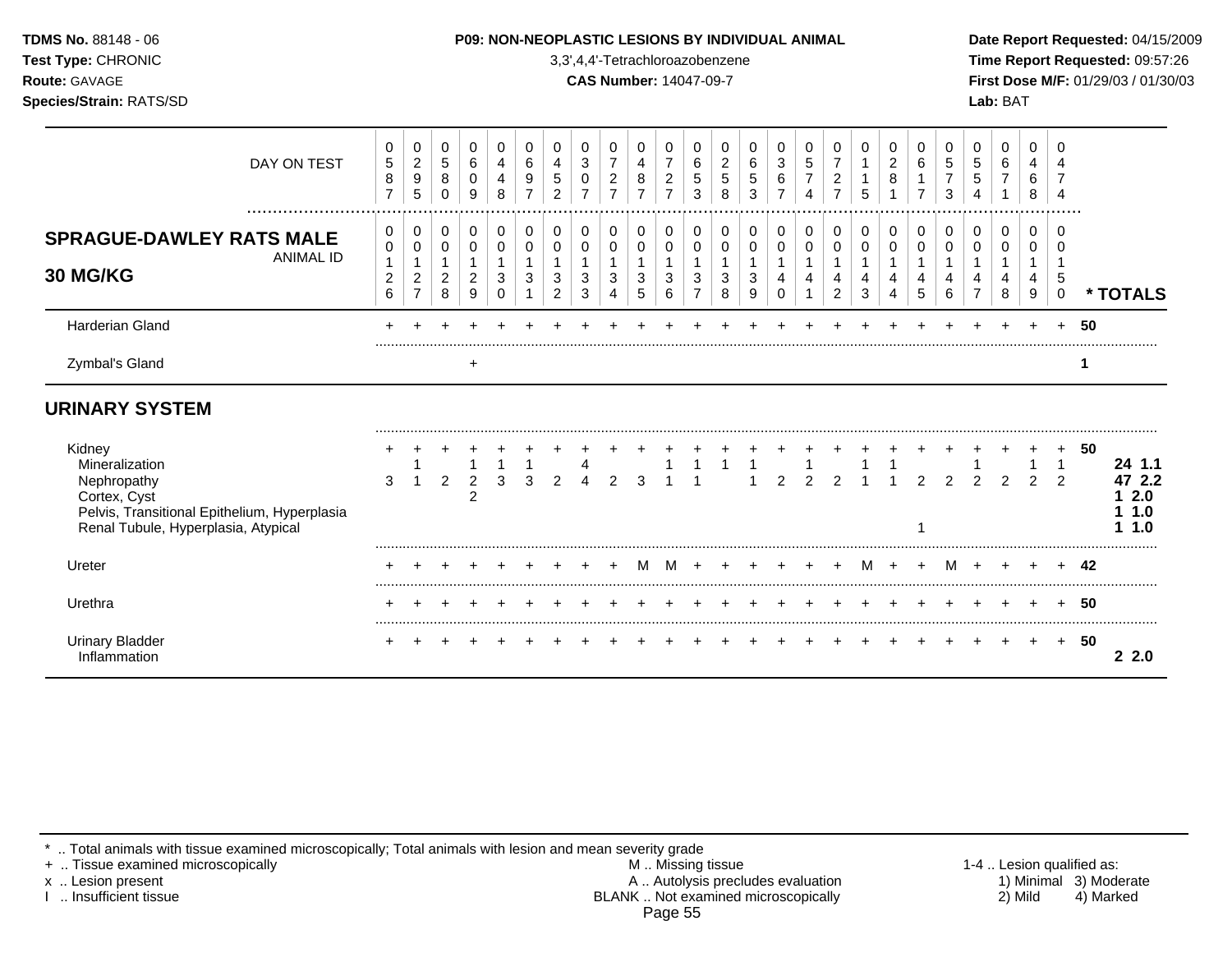**TDMS No.** 88148 - 06
**Test Type:** CHRONIC
**Route:** GAVAGE
**Species/Strain:** RATS/SD

**P09: NON-NEOPLASTIC LESIONS BY INDIVIDUAL ANIMAL**
3,3',4,4'-Tetrachloroazobenzene
**CAS Number:** 14047-09-7

**Date Report Requested:** 04/15/2009
**Time Report Requested:** 09:57:26
**First Dose M/F:** 01/29/03 / 01/30/03
**Lab:** BAT

| DAY ON TEST | 0587 | 0295 | 0580 | 0609 | 0448 | 0697 | 0452 | 0307 | 0727 | 0487 | 0727 | 0653 | 0258 | 0653 | 0367 | 0574 | 0727 | 0115 | 0281 | 0617 | 0573 | 0554 | 0671 | 0468 | 0474 | |
|---|---|---|---|---|---|---|---|---|---|---|---|---|---|---|---|---|---|---|---|---|---|---|---|---|---|---|
| **SPRAGUE-DAWLEY RATS MALE 30 MG/KG** — ANIMAL ID | 0126 | 0127 | 0128 | 0129 | 0130 | 0131 | 0132 | 0133 | 0134 | 0135 | 0136 | 0137 | 0138 | 0139 | 0140 | 0141 | 0142 | 0143 | 0144 | 0145 | 0146 | 0147 | 0148 | 0149 | 0150 | **\* TOTALS** |
| Harderian Gland | + | + | + | + | + | + | + | + | + | + | + | + | + | + | + | + | + | + | + | + | + | + | + | + | + | 50 |
| Zymbal's Gland | | | | + | | | | | | | | | | | | | | | | | | | | | | 1 |
| **URINARY SYSTEM** | | | | | | | | | | | | | | | | | | | | | | | | | | |
| Kidney | + | + | + | + | + | + | + | + | + | + | + | + | + | + | + | + | + | + | + | + | + | + | + | + | + | 50 |
| Mineralization | | 1 | | 1 | 1 | 1 | | 4 | | | 1 | 1 | 1 | 1 | | 1 | | 1 | 1 | | | 1 | | 1 | 1 | **24 1.1** |
| Nephropathy | 3 | 1 | 2 | 2 | 3 | 3 | 2 | 4 | 2 | 3 | 1 | 1 | | 1 | 2 | 2 | 2 | 1 | 1 | 2 | 2 | 2 | 2 | 2 | 2 | **47 2.2** |
| Cortex, Cyst | | | | 2 | | | | | | | | | | | | | | | | | | | | | | **1 2.0** |
| Pelvis, Transitional Epithelium, Hyperplasia | | | | | | | | | | | | | | | | | | | | | | | | | | **1 1.0** |
| Renal Tubule, Hyperplasia, Atypical | | | | | | | | | | | | | | | | | | | | 1 | | | | | | **1 1.0** |
| Ureter | + | + | + | + | + | + | + | + | + | M | M | + | + | + | + | + | + | M | + | + | M | + | + | + | + | 42 |
| Urethra | + | + | + | + | + | + | + | + | + | + | + | + | + | + | + | + | + | + | + | + | + | + | + | + | + | 50 |
| Urinary Bladder | + | + | + | + | + | + | + | + | + | + | + | + | + | + | + | + | + | + | + | + | + | + | + | + | + | 50 |
| Inflammation | | | | | | | | | | | | | | | | | | | | | | | | | | **2 2.0** |

\* .. Total animals with tissue examined microscopically; Total animals with lesion and mean severity grade
\+ .. Tissue examined microscopically
x .. Lesion present
I .. Insufficient tissue

M .. Missing tissue
A .. Autolysis precludes evaluation
BLANK .. Not examined microscopically

1-4 .. Lesion qualified as:
1) Minimal 2) Mild 3) Moderate 4) Marked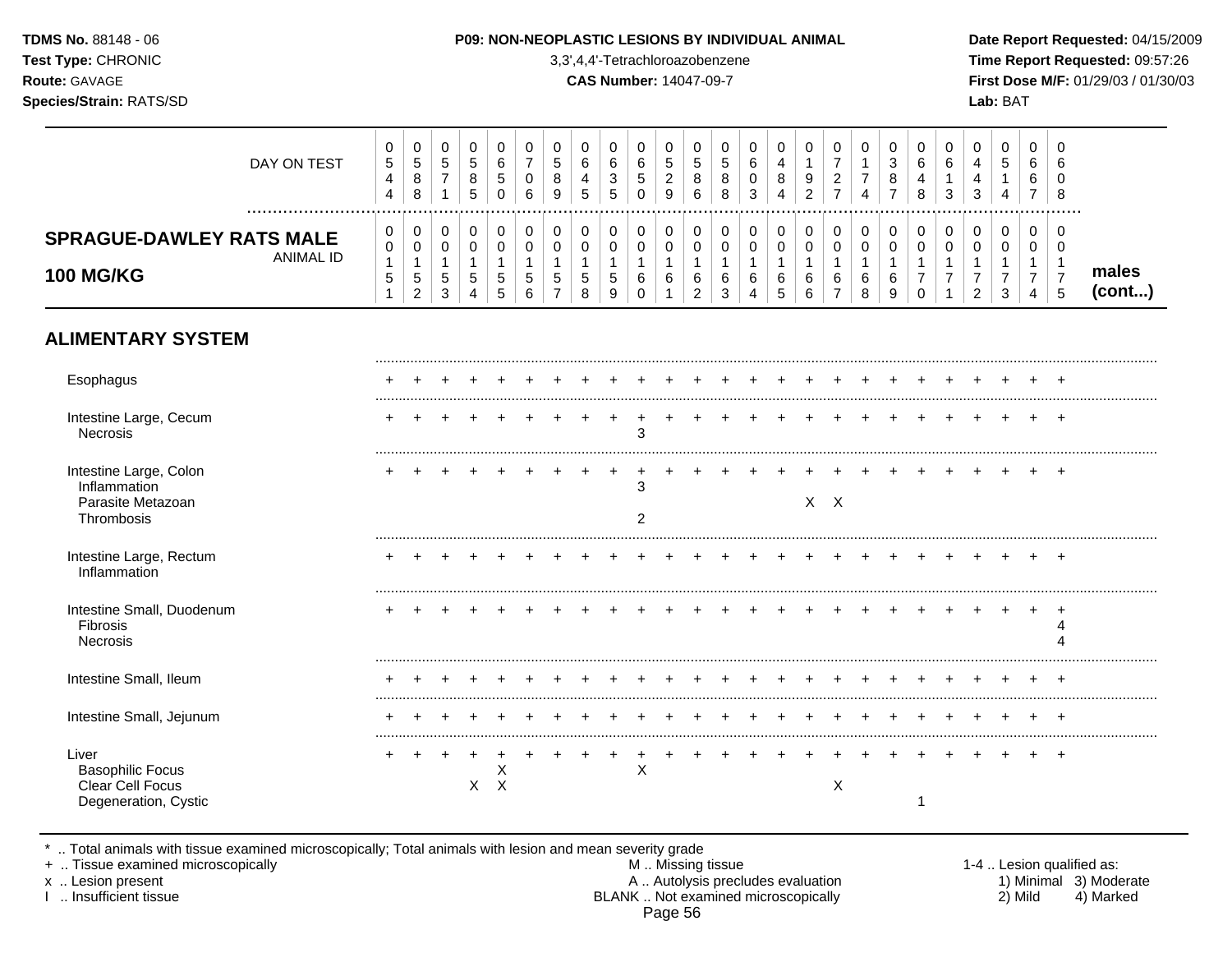**TDMS No.** 88148 - 06
**Test Type:** CHRONIC
**Route:** GAVAGE
**Species/Strain:** RATS/SD

**P09: NON-NEOPLASTIC LESIONS BY INDIVIDUAL ANIMAL**
3,3',4,4'-Tetrachloroazobenzene
**CAS Number:** 14047-09-7

**Date Report Requested:** 04/15/2009
**Time Report Requested:** 09:57:26
**First Dose M/F:** 01/29/03 / 01/30/03
**Lab:** BAT

## SPRAGUE-DAWLEY RATS MALE 100 MG/KG — males (cont...)

| DAY ON TEST | 0544 | 0588 | 0571 | 0585 | 0650 | 0706 | 0589 | 0645 | 0635 | 0650 | 0529 | 0586 | 0588 | 0603 | 0484 | 0192 | 0727 | 0174 | 0387 | 0648 | 0613 | 0443 | 0514 | 0667 | 0608 |
|---|---|---|---|---|---|---|---|---|---|---|---|---|---|---|---|---|---|---|---|---|---|---|---|---|---|
| **ANIMAL ID** | 0015 1 | 0015 2 | 0015 3 | 0015 4 | 0015 5 | 0015 6 | 0015 7 | 0015 8 | 0015 9 | 0016 0 | 0016 1 | 0016 2 | 0016 3 | 0016 4 | 0016 5 | 0016 6 | 0016 7 | 0016 8 | 0016 9 | 0017 0 | 0017 1 | 0017 2 | 0017 3 | 0017 4 | 0017 5 |
| **ALIMENTARY SYSTEM** | | | | | | | | | | | | | | | | | | | | | | | | | |
| Esophagus | + | + | + | + | + | + | + | + | + | + | + | + | + | + | + | + | + | + | + | + | + | + | + | + | + |
| Intestine Large, Cecum | + | + | + | + | + | + | + | + | + | + | + | + | + | + | + | + | + | + | + | + | + | + | + | + | + |
| Necrosis | | | | | | | | | | 3 | | | | | | | | | | | | | | | |
| Intestine Large, Colon | + | + | + | + | + | + | + | + | + | + | + | + | + | + | + | + | + | + | + | + | + | + | + | + | + |
| Inflammation | | | | | | | | | | 3 | | | | | | | | | | | | | | | |
| Parasite Metazoan | | | | | | | | | | | | | | | | X | X | | | | | | | | |
| Thrombosis | | | | | | | | | | 2 | | | | | | | | | | | | | | | |
| Intestine Large, Rectum | + | + | + | + | + | + | + | + | + | + | + | + | + | + | + | + | + | + | + | + | + | + | + | + | + |
| Inflammation | | | | | | | | | | | | | | | | | | | | | | | | | |
| Intestine Small, Duodenum | + | + | + | + | + | + | + | + | + | + | + | + | + | + | + | + | + | + | + | + | + | + | + | + | + |
| Fibrosis | | | | | | | | | | | | | | | | | | | | | | | | | 4 |
| Necrosis | | | | | | | | | | | | | | | | | | | | | | | | | 4 |
| Intestine Small, Ileum | + | + | + | + | + | + | + | + | + | + | + | + | + | + | + | + | + | + | + | + | + | + | + | + | + |
| Intestine Small, Jejunum | + | + | + | + | + | + | + | + | + | + | + | + | + | + | + | + | + | + | + | + | + | + | + | + | + |
| Liver | + | + | + | + | + | + | + | + | + | + | + | + | + | + | + | + | + | + | + | + | + | + | + | + | + |
| Basophilic Focus | | | | | X | | | | | X | | | | | | | | | | | | | | | |
| Clear Cell Focus | | | | X | X | | | | | | | | | | | | X | | | | | | | | |
| Degeneration, Cystic | | | | | | | | | | | | | | | | | | | | 1 | | | | | |

\* .. Total animals with tissue examined microscopically; Total animals with lesion and mean severity grade
\+ .. Tissue examined microscopically
x .. Lesion present
I .. Insufficient tissue

M .. Missing tissue
A .. Autolysis precludes evaluation
BLANK .. Not examined microscopically

1-4 .. Lesion qualified as:
1) Minimal 2) Mild 3) Moderate 4) Marked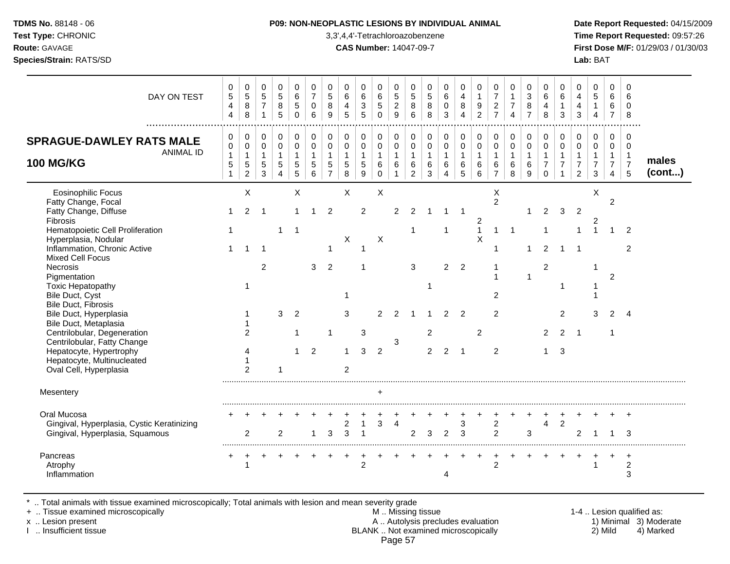**TDMS No.** 88148 - 06
**Test Type:** CHRONIC
**Route:** GAVAGE
**Species/Strain:** RATS/SD

**P09: NON-NEOPLASTIC LESIONS BY INDIVIDUAL ANIMAL**
3,3',4,4'-Tetrachloroazobenzene
**CAS Number:** 14047-09-7

**Date Report Requested:** 04/15/2009
**Time Report Requested:** 09:57:26
**First Dose M/F:** 01/29/03 / 01/30/03
**Lab:** BAT

## SPRAGUE-DAWLEY RATS MALE 100 MG/KG — males (cont...)

| DAY ON TEST | 0544 | 0588 | 0571 | 0585 | 0650 | 0706 | 0589 | 0645 | 0635 | 0650 | 0529 | 0586 | 0588 | 0603 | 0484 | 0192 | 0727 | 0174 | 0387 | 0648 | 0613 | 0443 | 0514 | 0667 | 0608 |
|---|---|---|---|---|---|---|---|---|---|---|---|---|---|---|---|---|---|---|---|---|---|---|---|---|---|
| **ANIMAL ID** | 0151 | 0152 | 0153 | 0154 | 0155 | 0156 | 0157 | 0158 | 0159 | 0160 | 0161 | 0162 | 0163 | 0164 | 0165 | 0166 | 0167 | 0168 | 0169 | 0170 | 0171 | 0172 | 0173 | 0174 | 0175 |
| Eosinophilic Focus | | X | | | X | | | X | | X | | | | | | | X | | | | | | X | | |
| Fatty Change, Focal | | | | | | | | | | | | | | | | | 2 | | | | | | | 2 | |
| Fatty Change, Diffuse | 1 | 2 | 1 | | 1 | 1 | 2 | | 2 | | 2 | 2 | 1 | 1 | 1 | | | | 1 | 2 | 3 | 2 | | | |
| Fibrosis | | | | | | | | | | | | | | | | 2 | | | | | | | 2 | | |
| Hematopoietic Cell Proliferation | 1 | | | 1 | 1 | | | | | | | 1 | | 1 | | 1 | 1 | 1 | | 1 | | 1 | 1 | 1 | 2 |
| Hyperplasia, Nodular | | | | | | | | X | | X | | | | | | X | | | | | | | | | |
| Inflammation, Chronic Active | 1 | 1 | 1 | | | | 1 | | 1 | | | | | | | | 1 | | 1 | 2 | 1 | 1 | | | 2 |
| Mixed Cell Focus | | | | | | | | | | | | | | | | | | | | | | | | | |
| Necrosis | | | 2 | | | 3 | 2 | | 1 | | | 3 | | 2 | 2 | | 1 | | | 2 | | | 1 | | |
| Pigmentation | | | | | | | | | | | | | | | | | 1 | | 1 | | | | | 2 | |
| Toxic Hepatopathy | | 1 | | | | | | | | | | | 1 | | | | | | | | 1 | | 1 | | |
| Bile Duct, Cyst | | | | | | | | 1 | | | | | | | | | 2 | | | | | | 1 | | |
| Bile Duct, Fibrosis | | | | | | | | | | | | | | | | | | | | | | | | | |
| Bile Duct, Hyperplasia | | 1 | | 3 | 2 | | | 3 | | 2 | 2 | 1 | 1 | 2 | 2 | | 2 | | | | 2 | | 3 | 2 | 4 |
| Bile Duct, Metaplasia | | 1 | | | | | | | | | | | | | | | | | | | | | | | |
| Centrilobular, Degeneration | | 2 | | | 1 | | 1 | | 3 | | | | 2 | | | 2 | | | | 2 | 2 | 1 | | 1 | |
| Centrilobular, Fatty Change | | | | | | | | | | | 3 | | | | | | | | | | | | | | |
| Hepatocyte, Hypertrophy | | 4 | | | 1 | 2 | | 1 | 3 | 2 | | | 2 | 2 | 1 | | 2 | | | 1 | 3 | | | | |
| Hepatocyte, Multinucleated | | 1 | | | | | | | | | | | | | | | | | | | | | | | |
| Oval Cell, Hyperplasia | | 2 | | 1 | | | | 2 | | | | | | | | | | | | | | | | | |
| Mesentery | | | | | | | | | | + | | | | | | | | | | | | | | | |
| Oral Mucosa | + | + | + | + | + | + | + | + | + | + | + | + | + | + | + | + | + | + | + | + | + | + | + | + | + |
| Gingival, Hyperplasia, Cystic Keratinizing | | | | | | | | 2 | 1 | 3 | 4 | | | | 3 | | 2 | | | 4 | 2 | | | | |
| Gingival, Hyperplasia, Squamous | | 2 | | 2 | | 1 | 3 | 3 | 1 | | | 2 | 3 | 2 | 3 | | 2 | | 3 | | | 2 | 1 | 1 | 3 |
| Pancreas | + | + | + | + | + | + | + | + | + | + | + | + | + | + | + | + | + | + | + | + | + | + | + | + | + |
| Atrophy | | 1 | | | | | | | 2 | | | | | | | | 2 | | | | | | 1 | | 2 |
| Inflammation | | | | | | | | | | | | | | 4 | | | | | | | | | | | 3 |

\* .. Total animals with tissue examined microscopically; Total animals with lesion and mean severity grade
\+ .. Tissue examined microscopically
x .. Lesion present
I .. Insufficient tissue

M .. Missing tissue
A .. Autolysis precludes evaluation
BLANK .. Not examined microscopically

1-4 .. Lesion qualified as:
1) Minimal 2) Mild 3) Moderate 4) Marked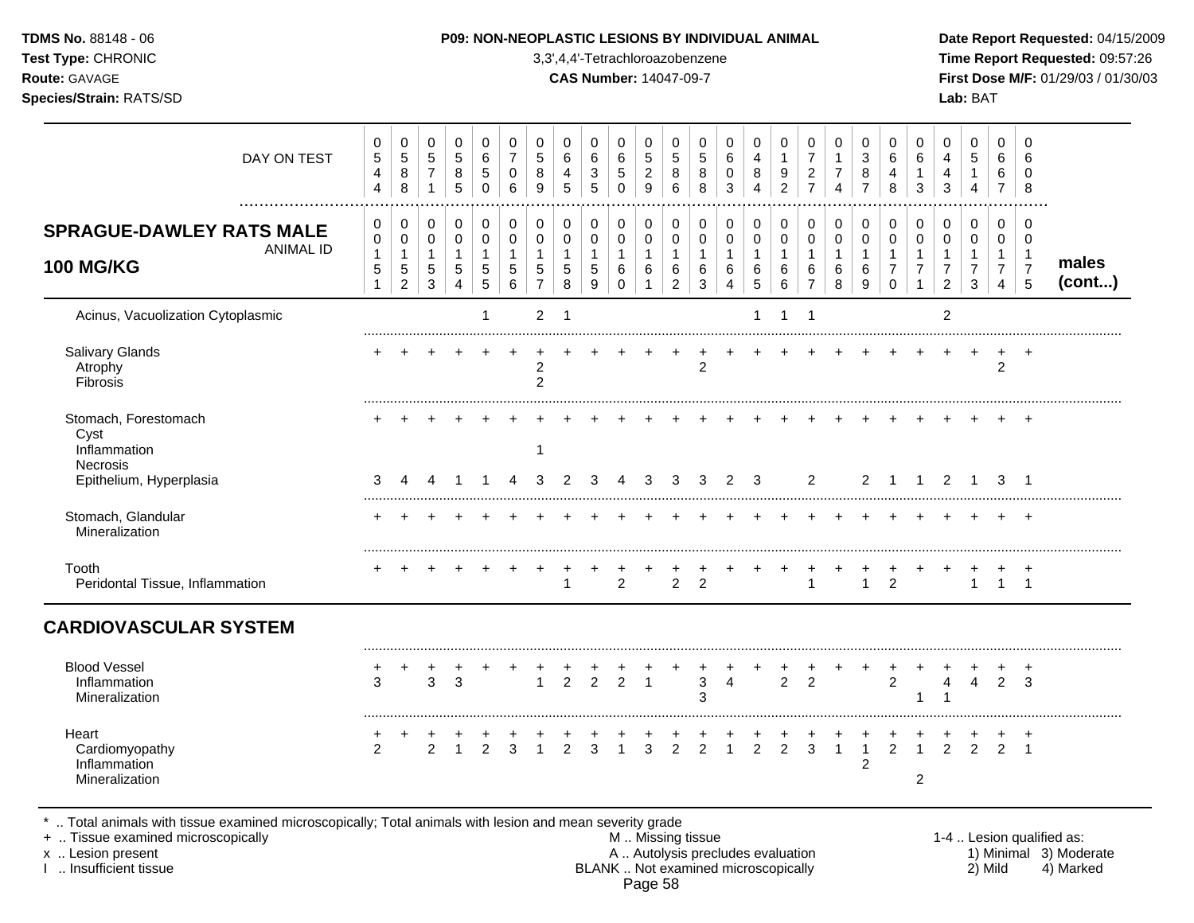**TDMS No.** 88148 - 06
**Test Type:** CHRONIC
**Route:** GAVAGE
**Species/Strain:** RATS/SD

**P09: NON-NEOPLASTIC LESIONS BY INDIVIDUAL ANIMAL**
3,3',4,4'-Tetrachloroazobenzene
**CAS Number:** 14047-09-7

**Date Report Requested:** 04/15/2009
**Time Report Requested:** 09:57:26
**First Dose M/F:** 01/29/03 / 01/30/03
**Lab:** BAT

## SPRAGUE-DAWLEY RATS MALE 100 MG/KG — males (cont...)

| DAY ON TEST | 544 | 588 | 571 | 585 | 650 | 706 | 589 | 645 | 635 | 650 | 529 | 586 | 588 | 603 | 484 | 192 | 727 | 174 | 387 | 648 | 613 | 443 | 514 | 667 | 608 |
|---|---|---|---|---|---|---|---|---|---|---|---|---|---|---|---|---|---|---|---|---|---|---|---|---|---|
| ANIMAL ID | 00151 | 00152 | 00153 | 00154 | 00155 | 00156 | 00157 | 00158 | 00159 | 00160 | 00161 | 00162 | 00163 | 00164 | 00165 | 00166 | 00167 | 00168 | 00169 | 00170 | 00171 | 00172 | 00173 | 00174 | 00175 |
| Acinus, Vacuolization Cytoplasmic | | | | | 1 | | 2 | 1 | | | | | | | 1 | 1 | 1 | | | | | 2 | | | |
| Salivary Glands | + | + | + | + | + | + | + | + | + | + | + | + | + | + | + | + | + | + | + | + | + | + | + | + | + |
| Atrophy | | | | | | | 2 | | | | | | 2 | | | | | | | | | | | 2 | |
| Fibrosis | | | | | | | 2 | | | | | | | | | | | | | | | | | | |
| Stomach, Forestomach | + | + | + | + | + | + | + | + | + | + | + | + | + | + | + | + | + | + | + | + | + | + | + | + | + |
| Cyst | | | | | | | | | | | | | | | | | | | | | | | | | |
| Inflammation | | | | | | | 1 | | | | | | | | | | | | | | | | | | |
| Necrosis | | | | | | | | | | | | | | | | | | | | | | | | | |
| Epithelium, Hyperplasia | 3 | 4 | 4 | 1 | 1 | 4 | 3 | 2 | 3 | 4 | 3 | 3 | 3 | 2 | 3 | | 2 | | 2 | 1 | 1 | 2 | 1 | 3 | 1 |
| Stomach, Glandular | + | + | + | + | + | + | + | + | + | + | + | + | + | + | + | + | + | + | + | + | + | + | + | + | + |
| Mineralization | | | | | | | | | | | | | | | | | | | | | | | | | |
| Tooth | + | + | + | + | + | + | + | + | + | + | + | + | + | + | + | + | + | + | + | + | + | + | + | + | + |
| Peridontal Tissue, Inflammation | | | | | | | | 1 | | 2 | | 2 | 2 | | | | 1 | | 1 | 2 | | | 1 | 1 | 1 |

## CARDIOVASCULAR SYSTEM

| | 544 | 588 | 571 | 585 | 650 | 706 | 589 | 645 | 635 | 650 | 529 | 586 | 588 | 603 | 484 | 192 | 727 | 174 | 387 | 648 | 613 | 443 | 514 | 667 | 608 |
|---|---|---|---|---|---|---|---|---|---|---|---|---|---|---|---|---|---|---|---|---|---|---|---|---|---|
| Blood Vessel | + | + | + | + | + | + | + | + | + | + | + | + | + | + | + | + | + | + | + | + | + | + | + | + | + |
| Inflammation | 3 | | 3 | 3 | | | 1 | 2 | 2 | 2 | 1 | | 3 | 4 | | 2 | 2 | | | 2 | | 4 | 4 | 2 | 3 |
| Mineralization | | | | | | | | | | | | | 3 | | | | | | | | 1 | 1 | | | |
| Heart | + | + | + | + | + | + | + | + | + | + | + | + | + | + | + | + | + | + | + | + | + | + | + | + | + |
| Cardiomyopathy | 2 | | 2 | 1 | 2 | 3 | 1 | 2 | 3 | 1 | 3 | 2 | 2 | 1 | 2 | 2 | 3 | 1 | 1 | 2 | 1 | 2 | 2 | 2 | 1 |
| Inflammation | | | | | | | | | | | | | | | | | | | 2 | | | | | | |
| Mineralization | | | | | | | | | | | | | | | | | | | | | 2 | | | | |

\* .. Total animals with tissue examined microscopically; Total animals with lesion and mean severity grade
\+ .. Tissue examined microscopically
x .. Lesion present
I .. Insufficient tissue

M .. Missing tissue
A .. Autolysis precludes evaluation
BLANK .. Not examined microscopically

1-4 .. Lesion qualified as: 1) Minimal 2) Mild 3) Moderate 4) Marked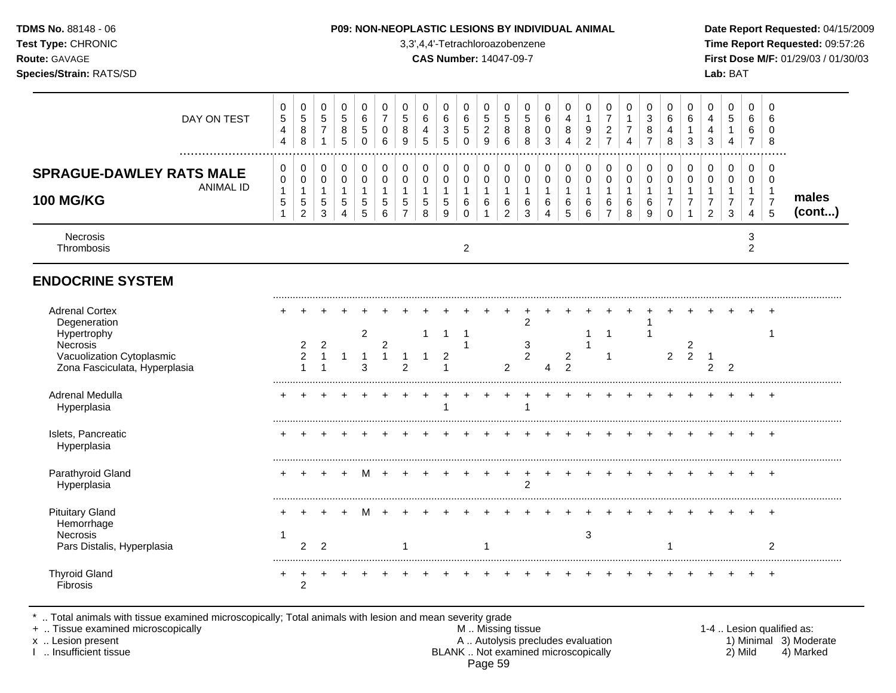**TDMS No.** 88148 - 06
**Test Type:** CHRONIC
**Route:** GAVAGE
**Species/Strain:** RATS/SD

**P09: NON-NEOPLASTIC LESIONS BY INDIVIDUAL ANIMAL**
3,3',4,4'-Tetrachloroazobenzene
**CAS Number:** 14047-09-7

**Date Report Requested:** 04/15/2009
**Time Report Requested:** 09:57:26
**First Dose M/F:** 01/29/03 / 01/30/03
**Lab:** BAT

| DAY ON TEST | 0544 | 0588 | 0571 | 0585 | 0650 | 0706 | 0589 | 0645 | 0635 | 0650 | 0529 | 0586 | 0588 | 0603 | 0484 | 0192 | 0727 | 0174 | 0387 | 0648 | 0613 | 0443 | 0514 | 0667 | 0608 | |
|---|---|---|---|---|---|---|---|---|---|---|---|---|---|---|---|---|---|---|---|---|---|---|---|---|---|---|
| **SPRAGUE-DAWLEY RATS MALE 100 MG/KG** ANIMAL ID | 00151 | 00152 | 00153 | 00154 | 00155 | 00156 | 00157 | 00158 | 00159 | 00160 | 00161 | 00162 | 00163 | 00164 | 00165 | 00166 | 00167 | 00168 | 00169 | 00170 | 00171 | 00172 | 00173 | 00174 | 00175 | **males (cont...)** |
| Necrosis | | | | | | | | | | | | | | | | | | | | | | | | 3 | | |
| Thrombosis | | | | | | | | | | 2 | | | | | | | | | | | | | | 2 | | |
| **ENDOCRINE SYSTEM** | | | | | | | | | | | | | | | | | | | | | | | | | | |
| Adrenal Cortex | + | + | + | + | + | + | + | + | + | + | + | + | + | + | + | + | + | + | + | + | + | + | + | + | + | |
| Degeneration | | | | | | | | | | | | | 2 | | | | | | 1 | | | | | | | |
| Hypertrophy | | | | | 2 | | | 1 | 1 | 1 | | | | | | 1 | 1 | | 1 | | | | | | 1 | |
| Necrosis | | 2 | 2 | | | 2 | | | | 1 | | | 3 | | | 1 | | | | | 2 | | | | | |
| Vacuolization Cytoplasmic | | 2 | 1 | 1 | 1 | 1 | 1 | 1 | 2 | | | | 2 | | 2 | | 1 | | | 2 | 2 | 1 | | | | |
| Zona Fasciculata, Hyperplasia | | 1 | 1 | | 3 | | 2 | | 1 | | | 2 | | 4 | 2 | | | | | | | 2 | 2 | | | |
| Adrenal Medulla | + | + | + | + | + | + | + | + | + | + | + | + | + | + | + | + | + | + | + | + | + | + | + | + | + | |
| Hyperplasia | | | | | | | | | 1 | | | | 1 | | | | | | | | | | | | | |
| Islets, Pancreatic | + | + | + | + | + | + | + | + | + | + | + | + | + | + | + | + | + | + | + | + | + | + | + | + | + | |
| Hyperplasia | | | | | | | | | | | | | | | | | | | | | | | | | | |
| Parathyroid Gland | + | + | + | + | M | + | + | + | + | + | + | + | + | + | + | + | + | + | + | + | + | + | + | + | + | |
| Hyperplasia | | | | | | | | | | | | | 2 | | | | | | | | | | | | | |
| Pituitary Gland | + | + | + | + | M | + | + | + | + | + | + | + | + | + | + | + | + | + | + | + | + | + | + | + | + | |
| Hemorrhage | | | | | | | | | | | | | | | | | | | | | | | | | | |
| Necrosis | 1 | | | | | | | | | | | | | | | 3 | | | | | | | | | | |
| Pars Distalis, Hyperplasia | | 2 | 2 | | | | 1 | | | | 1 | | | | | | | | | 1 | | | | | 2 | |
| Thyroid Gland | + | + | + | + | + | + | + | + | + | + | + | + | + | + | + | + | + | + | + | + | + | + | + | + | + | |
| Fibrosis | | 2 | | | | | | | | | | | | | | | | | | | | | | | | |

\* .. Total animals with tissue examined microscopically; Total animals with lesion and mean severity grade
\+ .. Tissue examined microscopically
x .. Lesion present
I .. Insufficient tissue

M .. Missing tissue
A .. Autolysis precludes evaluation
BLANK .. Not examined microscopically

1-4 .. Lesion qualified as:
1) Minimal 2) Mild 3) Moderate 4) Marked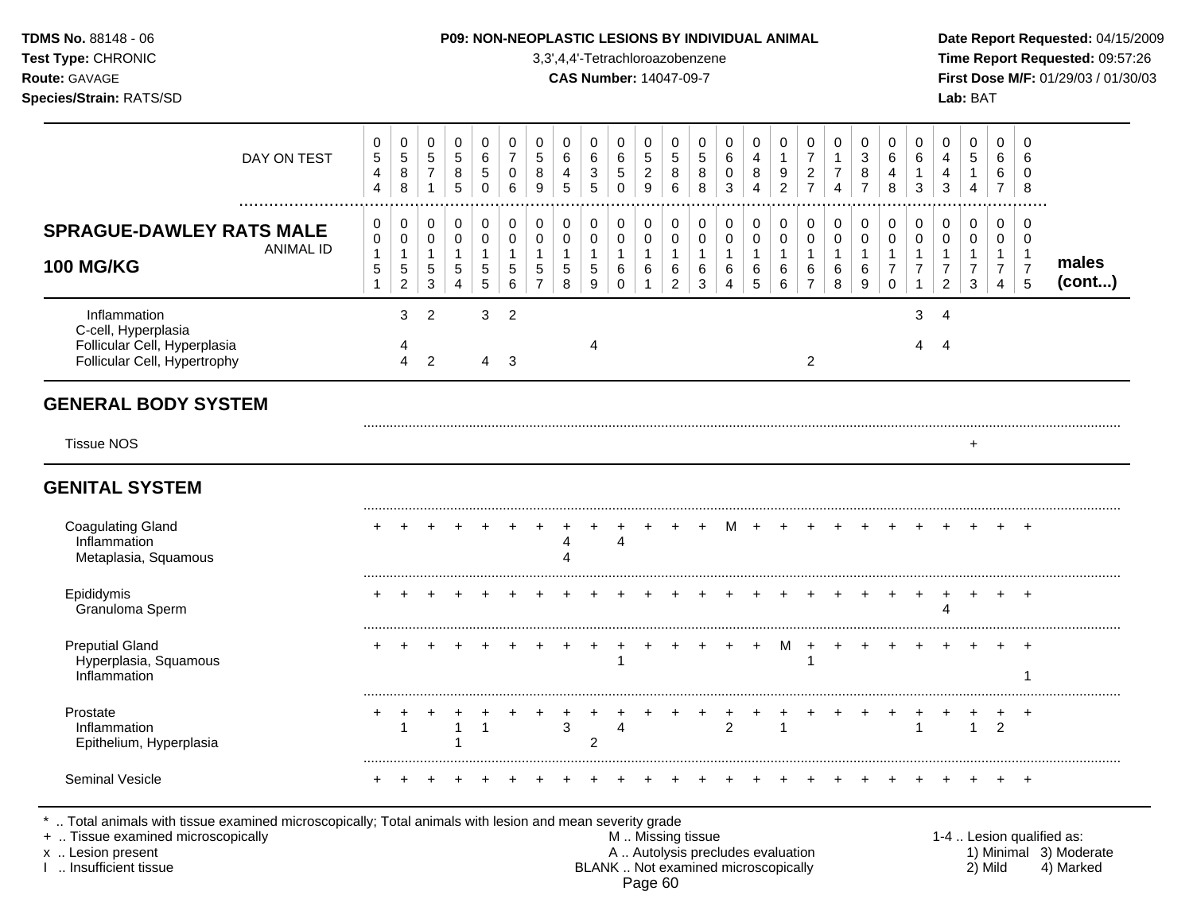**TDMS No.** 88148 - 06
**Test Type:** CHRONIC
**Route:** GAVAGE
**Species/Strain:** RATS/SD

**P09: NON-NEOPLASTIC LESIONS BY INDIVIDUAL ANIMAL**
3,3',4,4'-Tetrachloroazobenzene
**CAS Number:** 14047-09-7

**Date Report Requested:** 04/15/2009
**Time Report Requested:** 09:57:26
**First Dose M/F:** 01/29/03 / 01/30/03
**Lab:** BAT

## SPRAGUE-DAWLEY RATS MALE 100 MG/KG

| DAY ON TEST | 0544 | 0588 | 0571 | 0585 | 0650 | 0706 | 0589 | 0645 | 0635 | 0650 | 0529 | 0586 | 0588 | 0603 | 0484 | 0192 | 0727 | 0174 | 0387 | 0648 | 0613 | 0443 | 0514 | 0667 | 0608 | |
|---|---|---|---|---|---|---|---|---|---|---|---|---|---|---|---|---|---|---|---|---|---|---|---|---|---|---|
| **ANIMAL ID** | 00151 | 00152 | 00153 | 00154 | 00155 | 00156 | 00157 | 00158 | 00159 | 00160 | 00161 | 00162 | 00163 | 00164 | 00165 | 00166 | 00167 | 00168 | 00169 | 00170 | 00171 | 00172 | 00173 | 00174 | 00175 | **males (cont...)** |
| Inflammation | | 3 | 2 | | 3 | 2 | | | | | | | | | | | | | | | 3 | 4 | | | | |
| C-cell, Hyperplasia | | | | | | | | | | | | | | | | | | | | | | | | | | |
| Follicular Cell, Hyperplasia | | 4 | | | | | | | 4 | | | | | | | | | | | | 4 | 4 | | | | |
| Follicular Cell, Hypertrophy | | 4 | 2 | | 4 | 3 | | | | | | | | | | | 2 | | | | | | | | | |
| **GENERAL BODY SYSTEM** | | | | | | | | | | | | | | | | | | | | | | | | | | |
| Tissue NOS | | | | | | | | | | | | | | | | | | | | | | | + | | | |
| **GENITAL SYSTEM** | | | | | | | | | | | | | | | | | | | | | | | | | | |
| Coagulating Gland | + | + | + | + | + | + | + | + | + | + | + | + | + | M | + | + | + | + | + | + | + | + | + | + | + | |
| Inflammation | | | | | | | | 4 | | 4 | | | | | | | | | | | | | | | | |
| Metaplasia, Squamous | | | | | | | | 4 | | | | | | | | | | | | | | | | | | |
| Epididymis | + | + | + | + | + | + | + | + | + | + | + | + | + | + | + | + | + | + | + | + | + | + | + | + | + | |
| Granuloma Sperm | | | | | | | | | | | | | | | | | | | | | | 4 | | | | |
| Preputial Gland | + | + | + | + | + | + | + | + | + | + | + | + | + | + | + | M | + | + | + | + | + | + | + | + | + | |
| Hyperplasia, Squamous | | | | | | | | | | 1 | | | | | | | 1 | | | | | | | | | |
| Inflammation | | | | | | | | | | | | | | | | | | | | | | | | | 1 | |
| Prostate | + | + | + | + | + | + | + | + | + | + | + | + | + | + | + | + | + | + | + | + | + | + | + | + | + | |
| Inflammation | | 1 | | 1 | 1 | | | 3 | | 4 | | | | 2 | | 1 | | | | | 1 | | 1 | 2 | | |
| Epithelium, Hyperplasia | | | | 1 | | | | | 2 | | | | | | | | | | | | | | | | | |
| Seminal Vesicle | + | + | + | + | + | + | + | + | + | + | + | + | + | + | + | + | + | + | + | + | + | + | + | + | + | |

\* .. Total animals with tissue examined microscopically; Total animals with lesion and mean severity grade
\+ .. Tissue examined microscopically
x .. Lesion present
I .. Insufficient tissue

M .. Missing tissue
A .. Autolysis precludes evaluation
BLANK .. Not examined microscopically

1-4 .. Lesion qualified as:
1) Minimal 2) Mild 3) Moderate 4) Marked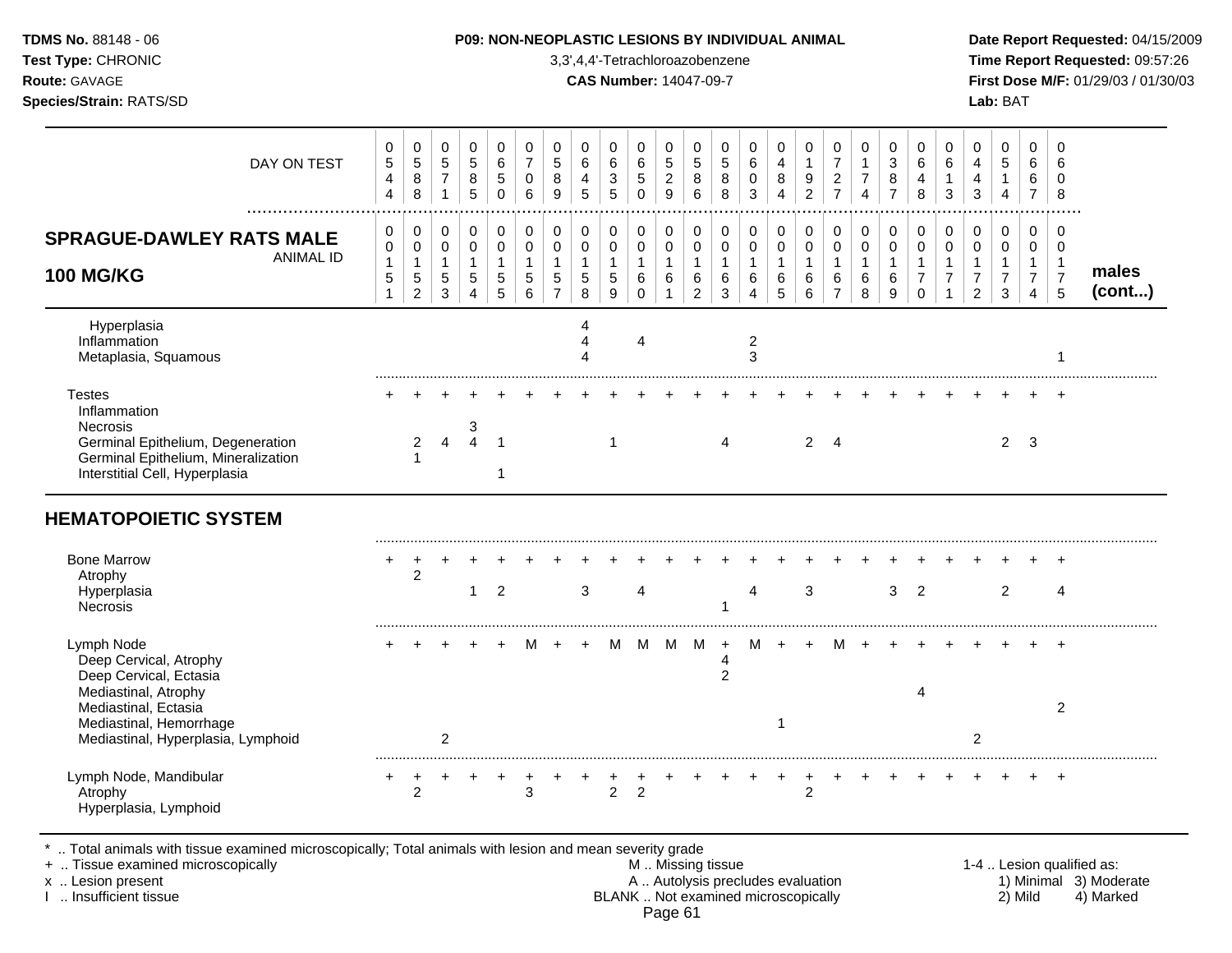**TDMS No.** 88148 - 06
**Test Type:** CHRONIC
**Route:** GAVAGE
**Species/Strain:** RATS/SD

**P09: NON-NEOPLASTIC LESIONS BY INDIVIDUAL ANIMAL**
3,3',4,4'-Tetrachloroazobenzene
**CAS Number:** 14047-09-7

**Date Report Requested:** 04/15/2009
**Time Report Requested:** 09:57:26
**First Dose M/F:** 01/29/03 / 01/30/03
**Lab:** BAT

| DAY ON TEST | 544 | 588 | 571 | 585 | 650 | 706 | 589 | 645 | 635 | 650 | 529 | 586 | 588 | 603 | 484 | 192 | 727 | 174 | 387 | 648 | 613 | 443 | 514 | 667 | 608 | |
|---|---|---|---|---|---|---|---|---|---|---|---|---|---|---|---|---|---|---|---|---|---|---|---|---|---|---|
| **SPRAGUE-DAWLEY RATS MALE 100 MG/KG** — ANIMAL ID | 0151 | 0152 | 0153 | 0154 | 0155 | 0156 | 0157 | 0158 | 0159 | 0160 | 0161 | 0162 | 0163 | 0164 | 0165 | 0166 | 0167 | 0168 | 0169 | 0170 | 0171 | 0172 | 0173 | 0174 | 0175 | **males (cont...)** |
| Hyperplasia | | | | | | | | 4 | | | | | | | | | | | | | | | | | | |
| Inflammation | | | | | | | | 4 | | 4 | | | | 2 | | | | | | | | | | | | |
| Metaplasia, Squamous | | | | | | | | 4 | | | | | | 3 | | | | | | | | | | | 1 | |
| Testes | + | + | + | + | + | + | + | + | + | + | + | + | + | + | + | + | + | + | + | + | + | + | + | + | + | |
| Inflammation | | | | | | | | | | | | | | | | | | | | | | | | | | |
| Necrosis | | | | 3 | | | | | | | | | | | | | | | | | | | | | | |
| Germinal Epithelium, Degeneration | | 2 | 4 | 4 | 1 | | | | 1 | | | | 4 | | | 2 | 4 | | | | | | 2 | 3 | | |
| Germinal Epithelium, Mineralization | | 1 | | | | | | | | | | | | | | | | | | | | | | | | |
| Interstitial Cell, Hyperplasia | | | | | 1 | | | | | | | | | | | | | | | | | | | | | |
| **HEMATOPOIETIC SYSTEM** | | | | | | | | | | | | | | | | | | | | | | | | | | |
| Bone Marrow | + | + | + | + | + | + | + | + | + | + | + | + | + | + | + | + | + | + | + | + | + | + | + | + | + | |
| Atrophy | | 2 | | | | | | | | | | | | | | | | | | | | | | | | |
| Hyperplasia | | | | 1 | 2 | | | 3 | | 4 | | | | 4 | | 3 | | | 3 | 2 | | | 2 | | 4 | |
| Necrosis | | | | | | | | | | | | | 1 | | | | | | | | | | | | | |
| Lymph Node | + | + | + | + | + | M | + | + | M | M | M | M | + | M | + | + | M | + | + | + | + | + | + | + | + | |
| Deep Cervical, Atrophy | | | | | | | | | | | | | 4 | | | | | | | | | | | | | |
| Deep Cervical, Ectasia | | | | | | | | | | | | | 2 | | | | | | | | | | | | | |
| Mediastinal, Atrophy | | | | | | | | | | | | | | | | | | | | 4 | | | | | | |
| Mediastinal, Ectasia | | | | | | | | | | | | | | | | | | | | | | | | | 2 | |
| Mediastinal, Hemorrhage | | | | | | | | | | | | | | | 1 | | | | | | | | | | | |
| Mediastinal, Hyperplasia, Lymphoid | | | 2 | | | | | | | | | | | | | | | | | | | 2 | | | | |
| Lymph Node, Mandibular | + | + | + | + | + | + | + | + | + | + | + | + | + | + | + | + | + | + | + | + | + | + | + | + | + | |
| Atrophy | | 2 | | | | 3 | | | 2 | 2 | | | | | | 2 | | | | | | | | | | |
| Hyperplasia, Lymphoid | | | | | | | | | | | | | | | | | | | | | | | | | | |

\* .. Total animals with tissue examined microscopically; Total animals with lesion and mean severity grade
\+ .. Tissue examined microscopically
x .. Lesion present
I .. Insufficient tissue

M .. Missing tissue
A .. Autolysis precludes evaluation
BLANK .. Not examined microscopically

1-4 .. Lesion qualified as:
1) Minimal 2) Mild 3) Moderate 4) Marked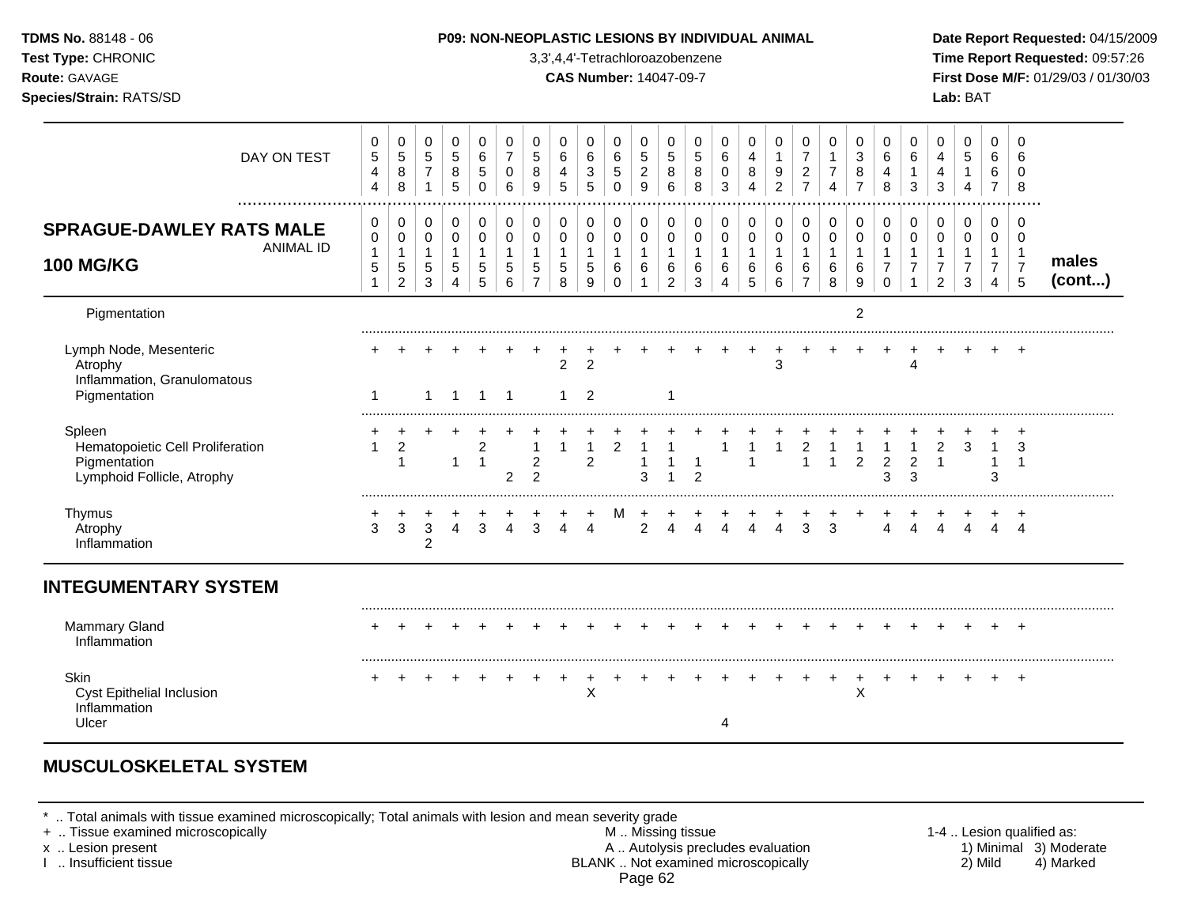**P09: NON-NEOPLASTIC LESIONS BY INDIVIDUAL ANIMAL**

3,3',4,4'-Tetrachloroazobenzene
**CAS Number:** 14047-09-7

**TDMS No.** 88148 - 06
**Test Type:** CHRONIC
**Route:** GAVAGE
**Species/Strain:** RATS/SD

**Date Report Requested:** 04/15/2009
**Time Report Requested:** 09:57:26
**First Dose M/F:** 01/29/03 / 01/30/03
**Lab:** BAT

## SPRAGUE-DAWLEY RATS MALE 100 MG/KG — males (cont...)

| DAY ON TEST | 0544 | 0588 | 0571 | 0585 | 0650 | 0706 | 0589 | 0645 | 0635 | 0650 | 0529 | 0586 | 0588 | 0603 | 0484 | 0192 | 0727 | 0174 | 0387 | 0648 | 0613 | 0443 | 0514 | 0667 | 0608 |
|---|---|---|---|---|---|---|---|---|---|---|---|---|---|---|---|---|---|---|---|---|---|---|---|---|---|
| **ANIMAL ID** | 00151 | 00152 | 00153 | 00154 | 00155 | 00156 | 00157 | 00158 | 00159 | 00160 | 00161 | 00162 | 00163 | 00164 | 00165 | 00166 | 00167 | 00168 | 00169 | 00170 | 00171 | 00172 | 00173 | 00174 | 00175 |
| Pigmentation | | | | | | | | | | | | | | | | | | | 2 | | | | | | |
| Lymph Node, Mesenteric | + | + | + | + | + | + | + | + | + | + | + | + | + | + | + | + | + | + | + | + | + | + | + | + | + |
| Atrophy | | | | | | | | 2 | 2 | | | | | | | 3 | | | | | 4 | | | | |
| Inflammation, Granulomatous | | | | | | | | | | | | | | | | | | | | | | | | | |
| Pigmentation | 1 | | 1 | 1 | 1 | 1 | | 1 | 2 | | | 1 | | | | | | | | | | | | | |
| Spleen | + | + | + | + | + | + | + | + | + | + | + | + | + | + | + | + | + | + | + | + | + | + | + | + | + |
| Hematopoietic Cell Proliferation | 1 | 2 | | | 2 | | 1 | 1 | 1 | 2 | 1 | 1 | | 1 | 1 | 1 | 2 | 1 | 1 | 1 | 1 | 2 | 3 | 1 | 3 |
| Pigmentation | | 1 | | 1 | 1 | | 2 | | 2 | | 1 | 1 | 1 | | 1 | | 1 | 1 | 2 | 2 | 2 | 1 | | 1 | 1 |
| Lymphoid Follicle, Atrophy | | | | | | 2 | 2 | | | | 3 | 1 | 2 | | | | | | | 3 | 3 | | | 3 | |
| Thymus | + | + | + | + | + | + | + | + | + | M | + | + | + | + | + | + | + | + | + | + | + | + | + | + | + |
| Atrophy | 3 | 3 | 3 | 4 | 3 | 4 | 3 | 4 | 4 | | 2 | 4 | 4 | 4 | 4 | 4 | 3 | 3 | | 4 | 4 | 4 | 4 | 4 | 4 |
| Inflammation | | | 2 | | | | | | | | | | | | | | | | | | | | | | |
| **INTEGUMENTARY SYSTEM** | | | | | | | | | | | | | | | | | | | | | | | | | |
| Mammary Gland | + | + | + | + | + | + | + | + | + | + | + | + | + | + | + | + | + | + | + | + | + | + | + | + | + |
| Inflammation | | | | | | | | | | | | | | | | | | | | | | | | | |
| Skin | + | + | + | + | + | + | + | + | + | + | + | + | + | + | + | + | + | + | + | + | + | + | + | + | + |
| Cyst Epithelial Inclusion | | | | | | | | | X | | | | | | | | | | X | | | | | | |
| Inflammation | | | | | | | | | | | | | | | | | | | | | | | | | |
| Ulcer | | | | | | | | | | | | | | 4 | | | | | | | | | | | |

## MUSCULOSKELETAL SYSTEM

\* .. Total animals with tissue examined microscopically; Total animals with lesion and mean severity grade
\+ .. Tissue examined microscopically
x .. Lesion present
I .. Insufficient tissue

M .. Missing tissue
A .. Autolysis precludes evaluation
BLANK .. Not examined microscopically

1-4 .. Lesion qualified as: 1) Minimal 2) Mild 3) Moderate 4) Marked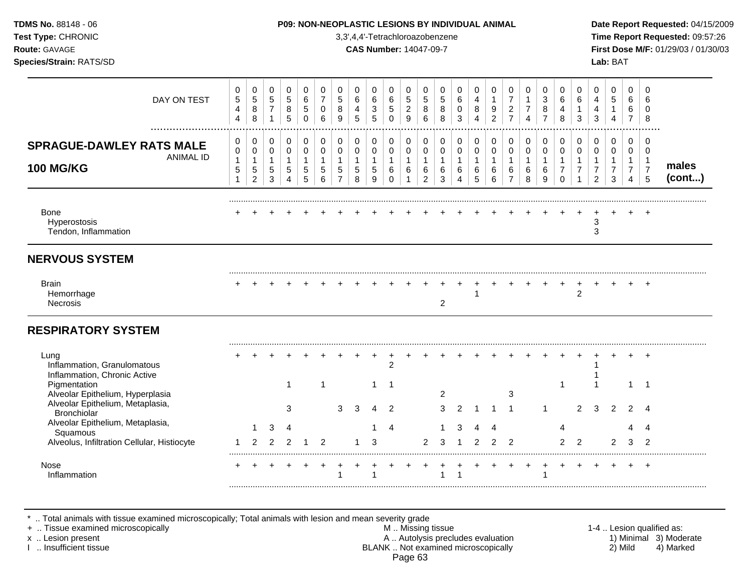**TDMS No.** 88148 - 06
**Test Type:** CHRONIC
**Route:** GAVAGE
**Species/Strain:** RATS/SD

**P09: NON-NEOPLASTIC LESIONS BY INDIVIDUAL ANIMAL**
3,3',4,4'-Tetrachloroazobenzene
**CAS Number:** 14047-09-7

**Date Report Requested:** 04/15/2009
**Time Report Requested:** 09:57:26
**First Dose M/F:** 01/29/03 / 01/30/03
**Lab:** BAT

| DAY ON TEST | 0544 | 0588 | 0571 | 0585 | 0650 | 0706 | 0589 | 0645 | 0635 | 0650 | 0529 | 0586 | 0588 | 0603 | 0484 | 0192 | 0727 | 0174 | 0387 | 0648 | 0613 | 0443 | 0514 | 0667 | 0608 | |
|---|---|---|---|---|---|---|---|---|---|---|---|---|---|---|---|---|---|---|---|---|---|---|---|---|---|---|
| **SPRAGUE-DAWLEY RATS MALE 100 MG/KG** — ANIMAL ID | 00151 | 00152 | 00153 | 00154 | 00155 | 00156 | 00157 | 00158 | 00159 | 00160 | 00161 | 00162 | 00163 | 00164 | 00165 | 00166 | 00167 | 00168 | 00169 | 00170 | 00171 | 00172 | 00173 | 00174 | 00175 | **males (cont...)** |
| Bone | + | + | + | + | + | + | + | + | + | + | + | + | + | + | + | + | + | + | + | + | + | + | + | + | + | |
| Hyperostosis | | | | | | | | | | | | | | | | | | | | | | 3 | | | | |
| Tendon, Inflammation | | | | | | | | | | | | | | | | | | | | | | 3 | | | | |
| **NERVOUS SYSTEM** | | | | | | | | | | | | | | | | | | | | | | | | | | |
| Brain | + | + | + | + | + | + | + | + | + | + | + | + | + | + | + | + | + | + | + | + | + | + | + | + | + | |
| Hemorrhage | | | | | | | | | | | | | | | 1 | | | | | | 2 | | | | | |
| Necrosis | | | | | | | | | | | | | 2 | | | | | | | | | | | | | |
| **RESPIRATORY SYSTEM** | | | | | | | | | | | | | | | | | | | | | | | | | | |
| Lung | + | + | + | + | + | + | + | + | + | + | + | + | + | + | + | + | + | + | + | + | + | + | + | + | + | |
| Inflammation, Granulomatous | | | | | | | | | | 2 | | | | | | | | | | | | 1 | | | | |
| Inflammation, Chronic Active | | | | | | | | | | | | | | | | | | | | | | 1 | | | | |
| Pigmentation | | | | 1 | | 1 | | | 1 | 1 | | | | | | | | | | 1 | | 1 | | 1 | 1 | |
| Alveolar Epithelium, Hyperplasia | | | | | | | | | | | | | 2 | | | | 3 | | | | | | | | | |
| Alveolar Epithelium, Metaplasia, Bronchiolar | | | | 3 | | | 3 | 3 | 4 | 2 | | | 3 | 2 | 1 | 1 | 1 | | 1 | | 2 | 3 | 2 | 2 | 4 | |
| Alveolar Epithelium, Metaplasia, Squamous | | 1 | 3 | 4 | | | | | 1 | 4 | | | 1 | 3 | 4 | 4 | | | | 4 | | | | 4 | 4 | |
| Alveolus, Infiltration Cellular, Histiocyte | 1 | 2 | 2 | 2 | 1 | 2 | | 1 | 3 | | | 2 | 3 | 1 | 2 | 2 | 2 | | | 2 | 2 | | 2 | 3 | 2 | |
| Nose | + | + | + | + | + | + | + | + | + | + | + | + | + | + | + | + | + | + | + | + | + | + | + | + | + | |
| Inflammation | | | | | | | 1 | | 1 | | | | 1 | 1 | | | | | 1 | | | | | | | |

\* .. Total animals with tissue examined microscopically; Total animals with lesion and mean severity grade
\+ .. Tissue examined microscopically
x .. Lesion present
I .. Insufficient tissue

M .. Missing tissue
A .. Autolysis precludes evaluation
BLANK .. Not examined microscopically

1-4 .. Lesion qualified as:
1) Minimal 2) Mild 3) Moderate 4) Marked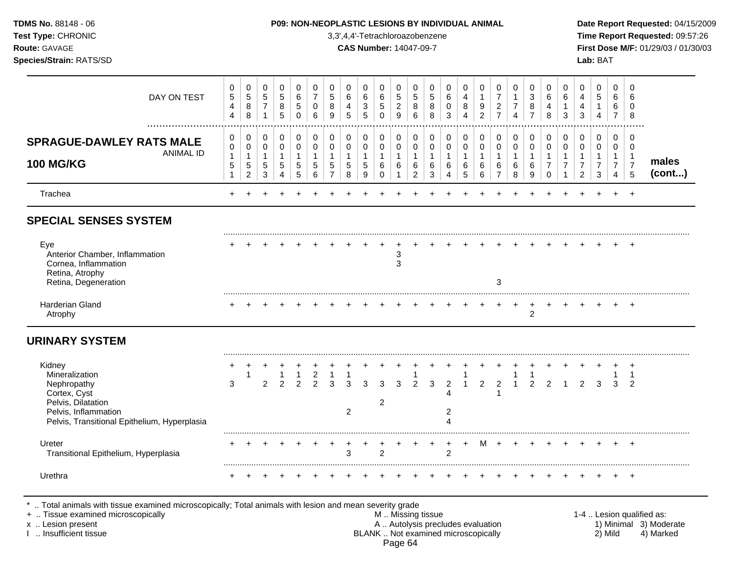**TDMS No.** 88148 - 06
**Test Type:** CHRONIC
**Route:** GAVAGE
**Species/Strain:** RATS/SD

**P09: NON-NEOPLASTIC LESIONS BY INDIVIDUAL ANIMAL**
3,3',4,4'-Tetrachloroazobenzene
**CAS Number:** 14047-09-7

**Date Report Requested:** 04/15/2009
**Time Report Requested:** 09:57:26
**First Dose M/F:** 01/29/03 / 01/30/03
**Lab:** BAT

| DAY ON TEST | 0544 | 0588 | 0571 | 0585 | 0650 | 0706 | 0589 | 0645 | 0635 | 0650 | 0529 | 0586 | 0588 | 0603 | 0484 | 0192 | 0727 | 0174 | 0387 | 0648 | 0613 | 0443 | 0514 | 0667 | 0608 | |
|---|---|---|---|---|---|---|---|---|---|---|---|---|---|---|---|---|---|---|---|---|---|---|---|---|---|---|
| **SPRAGUE-DAWLEY RATS MALE 100 MG/KG** — ANIMAL ID | 0151 | 0152 | 0153 | 0154 | 0155 | 0156 | 0157 | 0158 | 0159 | 0160 | 0161 | 0162 | 0163 | 0164 | 0165 | 0166 | 0167 | 0168 | 0169 | 0170 | 0171 | 0172 | 0173 | 0174 | 0175 | **males (cont...)** |
| Trachea | + | + | + | + | + | + | + | + | + | + | + | + | + | + | + | + | + | + | + | + | + | + | + | + | + | |
| **SPECIAL SENSES SYSTEM** | | | | | | | | | | | | | | | | | | | | | | | | | | |
| Eye | + | + | + | + | + | + | + | + | + | + | + | + | + | + | + | + | + | + | + | + | + | + | + | + | + | |
| Anterior Chamber, Inflammation | | | | | | | | | | | 3 | | | | | | | | | | | | | | | |
| Cornea, Inflammation | | | | | | | | | | | 3 | | | | | | | | | | | | | | | |
| Retina, Atrophy | | | | | | | | | | | | | | | | | | | | | | | | | | |
| Retina, Degeneration | | | | | | | | | | | | | | | | | 3 | | | | | | | | | |
| Harderian Gland | + | + | + | + | + | + | + | + | + | + | + | + | + | + | + | + | + | + | + | + | + | + | + | + | + | |
| Atrophy | | | | | | | | | | | | | | | | | | | 2 | | | | | | | |
| **URINARY SYSTEM** | | | | | | | | | | | | | | | | | | | | | | | | | | |
| Kidney | + | + | + | + | + | + | + | + | + | + | + | + | + | + | + | + | + | + | + | + | + | + | + | + | + | |
| Mineralization | | 1 | | 1 | 1 | 2 | 1 | 1 | | | | 1 | | | 1 | | | 1 | 1 | | | | | 1 | 1 | |
| Nephropathy | 3 | | 2 | 2 | 2 | 2 | 3 | 3 | 3 | 3 | 3 | 2 | 3 | 2 | 1 | 2 | 2 | 1 | 2 | 2 | 1 | 2 | 3 | 3 | 2 | |
| Cortex, Cyst | | | | | | | | | | | | | | 4 | | | 1 | | | | | | | | | |
| Pelvis, Dilatation | | | | | | | | | | 2 | | | | | | | | | | | | | | | | |
| Pelvis, Inflammation | | | | | | | | 2 | | | | | | 2 | | | | | | | | | | | | |
| Pelvis, Transitional Epithelium, Hyperplasia | | | | | | | | | | | | | | 4 | | | | | | | | | | | | |
| Ureter | + | + | + | + | + | + | + | + | + | + | + | + | + | + | + | M | + | + | + | + | + | + | + | + | + | |
| Transitional Epithelium, Hyperplasia | | | | | | | | 3 | | 2 | | | | 2 | | | | | | | | | | | | |
| Urethra | + | + | + | + | + | + | + | + | + | + | + | + | + | + | + | + | + | + | + | + | + | + | + | + | + | |

\* .. Total animals with tissue examined microscopically; Total animals with lesion and mean severity grade
\+ .. Tissue examined microscopically
x .. Lesion present
I .. Insufficient tissue

M .. Missing tissue
A .. Autolysis precludes evaluation
BLANK .. Not examined microscopically

1-4 .. Lesion qualified as:
1) Minimal 2) Mild 3) Moderate 4) Marked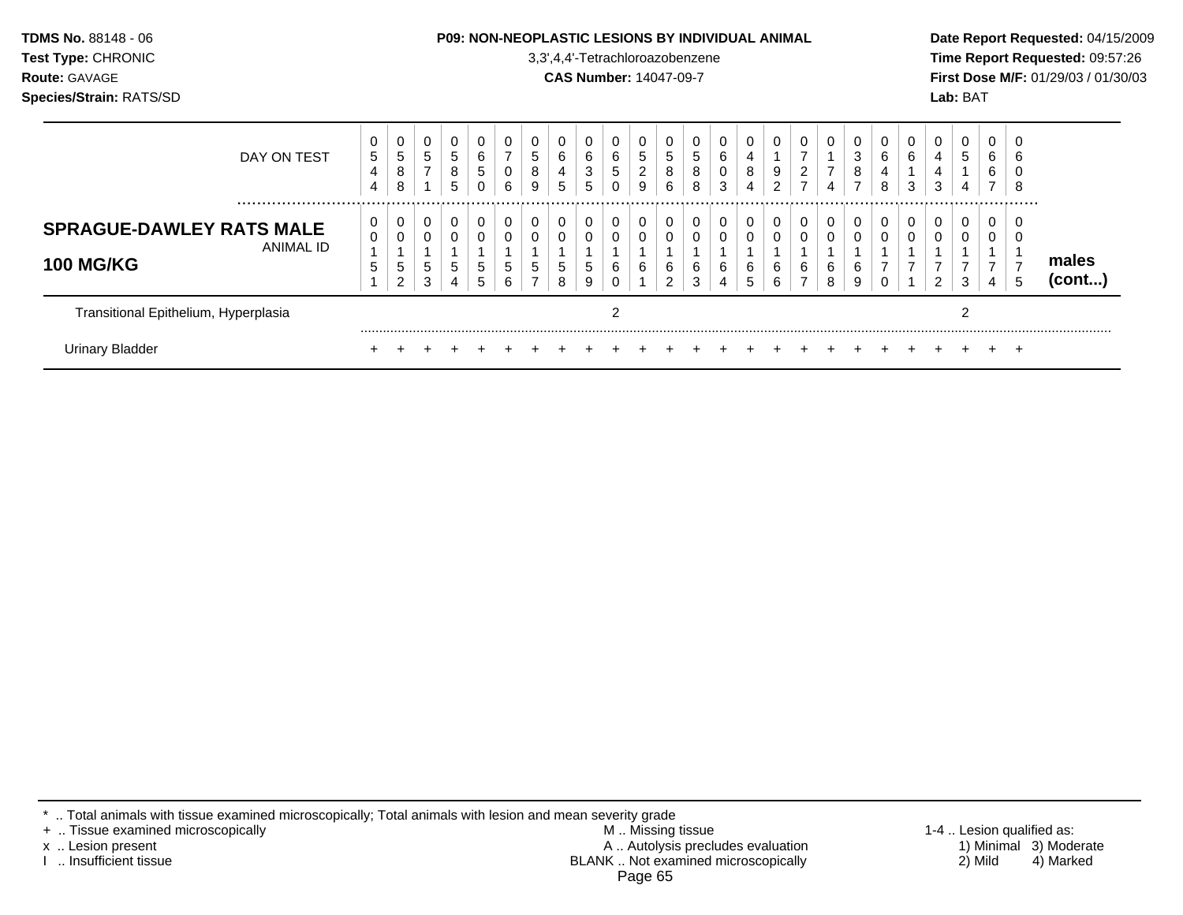**TDMS No.** 88148 - 06
**Test Type:** CHRONIC
**Route:** GAVAGE
**Species/Strain:** RATS/SD

**P09: NON-NEOPLASTIC LESIONS BY INDIVIDUAL ANIMAL**
3,3',4,4'-Tetrachloroazobenzene
**CAS Number:** 14047-09-7

**Date Report Requested:** 04/15/2009
**Time Report Requested:** 09:57:26
**First Dose M/F:** 01/29/03 / 01/30/03
**Lab:** BAT

| DAY ON TEST | 0544 | 0588 | 0571 | 0585 | 0650 | 0706 | 0589 | 0645 | 0635 | 0650 | 0529 | 0586 | 0588 | 0603 | 0484 | 0192 | 0727 | 0174 | 0387 | 0648 | 0613 | 0443 | 0514 | 0667 | 0608 | |
|---|---|---|---|---|---|---|---|---|---|---|---|---|---|---|---|---|---|---|---|---|---|---|---|---|---|---|
| **SPRAGUE-DAWLEY RATS MALE 100 MG/KG** ANIMAL ID | 00151 | 00152 | 00153 | 00154 | 00155 | 00156 | 00157 | 00158 | 00159 | 00160 | 00161 | 00162 | 00163 | 00164 | 00165 | 00166 | 00167 | 00168 | 00169 | 00170 | 00171 | 00172 | 00173 | 00174 | 00175 | **males (cont...)** |
| Transitional Epithelium, Hyperplasia | | | | | | | | | | 2 | | | | | | | | | | | | | 2 | | | |
| Urinary Bladder | + | + | + | + | + | + | + | + | + | + | + | + | + | + | + | + | + | + | + | + | + | + | + | + | + | |

\* .. Total animals with tissue examined microscopically; Total animals with lesion and mean severity grade
\+ .. Tissue examined microscopically
x .. Lesion present
I .. Insufficient tissue

M .. Missing tissue
A .. Autolysis precludes evaluation
BLANK .. Not examined microscopically

1-4 .. Lesion qualified as:
1) Minimal 2) Mild 3) Moderate 4) Marked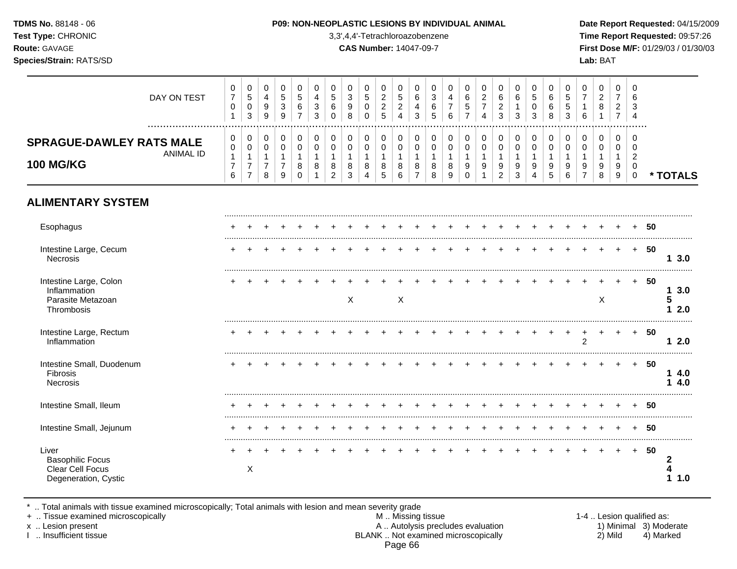**TDMS No.** 88148 - 06
**Test Type:** CHRONIC
**Route:** GAVAGE
**Species/Strain:** RATS/SD

**P09: NON-NEOPLASTIC LESIONS BY INDIVIDUAL ANIMAL**
3,3',4,4'-Tetrachloroazobenzene
**CAS Number:** 14047-09-7

**Date Report Requested:** 04/15/2009
**Time Report Requested:** 09:57:26
**First Dose M/F:** 01/29/03 / 01/30/03
**Lab:** BAT

| DAY ON TEST | 0701 | 0503 | 0499 | 0539 | 0567 | 0433 | 0560 | 0398 | 0500 | 0225 | 0524 | 0643 | 0365 | 0476 | 0657 | 0274 | 0623 | 0613 | 0503 | 0668 | 0553 | 0716 | 0281 | 0727 | 0634 | |
|---|---|---|---|---|---|---|---|---|---|---|---|---|---|---|---|---|---|---|---|---|---|---|---|---|---|---|
| **SPRAGUE-DAWLEY RATS MALE 100 MG/KG** — ANIMAL ID | 0176 | 0177 | 0178 | 0179 | 0180 | 0181 | 0182 | 0183 | 0184 | 0185 | 0186 | 0187 | 0188 | 0189 | 0190 | 0191 | 0192 | 0193 | 0194 | 0195 | 0196 | 0197 | 0198 | 0199 | 0200 | *** TOTALS** |
| **ALIMENTARY SYSTEM** | | | | | | | | | | | | | | | | | | | | | | | | | | |
| Esophagus | + | + | + | + | + | + | + | + | + | + | + | + | + | + | + | + | + | + | + | + | + | + | + | + | + | 50 |
| Intestine Large, Cecum | + | + | + | + | + | + | + | + | + | + | + | + | + | + | + | + | + | + | + | + | + | + | + | + | + | 50 |
| Necrosis | | | | | | | | | | | | | | | | | | | | | | | | | | 1 3.0 |
| Intestine Large, Colon | + | + | + | + | + | + | + | + | + | + | + | + | + | + | + | + | + | + | + | + | + | + | + | + | + | 50 |
| Inflammation | | | | | | | | | | | | | | | | | | | | | | | | | | 1 3.0 |
| Parasite Metazoan | | | | | | | | X | | | X | | | | | | | | | | | | X | | | 5 |
| Thrombosis | | | | | | | | | | | | | | | | | | | | | | | | | | 1 2.0 |
| Intestine Large, Rectum | + | + | + | + | + | + | + | + | + | + | + | + | + | + | + | + | + | + | + | + | + | + | + | + | + | 50 |
| Inflammation | | | | | | | | | | | | | | | | | | | | | | 2 | | | | 1 2.0 |
| Intestine Small, Duodenum | + | + | + | + | + | + | + | + | + | + | + | + | + | + | + | + | + | + | + | + | + | + | + | + | + | 50 |
| Fibrosis | | | | | | | | | | | | | | | | | | | | | | | | | | 1 4.0 |
| Necrosis | | | | | | | | | | | | | | | | | | | | | | | | | | 1 4.0 |
| Intestine Small, Ileum | + | + | + | + | + | + | + | + | + | + | + | + | + | + | + | + | + | + | + | + | + | + | + | + | + | 50 |
| Intestine Small, Jejunum | + | + | + | + | + | + | + | + | + | + | + | + | + | + | + | + | + | + | + | + | + | + | + | + | + | 50 |
| Liver | + | + | + | + | + | + | + | + | + | + | + | + | + | + | + | + | + | + | + | + | + | + | + | + | + | 50 |
| Basophilic Focus | | | | | | | | | | | | | | | | | | | | | | | | | | 2 |
| Clear Cell Focus | | X | | | | | | | | | | | | | | | | | | | | | | | | 4 |
| Degeneration, Cystic | | | | | | | | | | | | | | | | | | | | | | | | | | 1 1.0 |

\* .. Total animals with tissue examined microscopically; Total animals with lesion and mean severity grade
\+ .. Tissue examined microscopically
x .. Lesion present
I .. Insufficient tissue

M .. Missing tissue
A .. Autolysis precludes evaluation
BLANK .. Not examined microscopically

1-4 .. Lesion qualified as:
1) Minimal 2) Mild 3) Moderate 4) Marked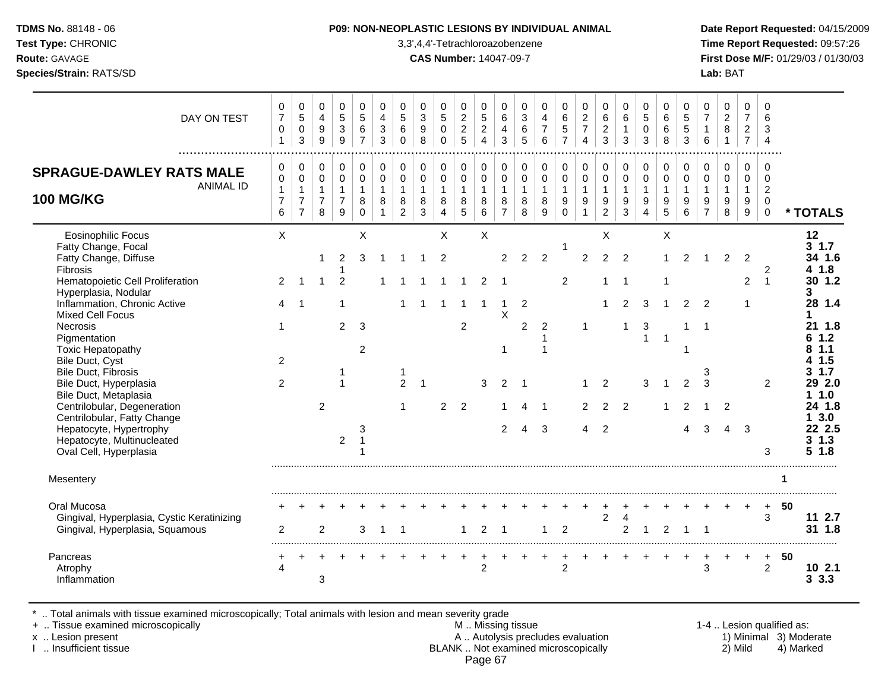**TDMS No.** 88148 - 06
**Test Type:** CHRONIC
**Route:** GAVAGE
**Species/Strain:** RATS/SD

**P09: NON-NEOPLASTIC LESIONS BY INDIVIDUAL ANIMAL**
3,3',4,4'-Tetrachloroazobenzene
**CAS Number:** 14047-09-7

**Date Report Requested:** 04/15/2009
**Time Report Requested:** 09:57:26
**First Dose M/F:** 01/29/03 / 01/30/03
**Lab:** BAT

## SPRAGUE-DAWLEY RATS MALE 100 MG/KG

| DAY ON TEST | 0701 | 0503 | 0499 | 0539 | 0567 | 0433 | 0560 | 0398 | 0500 | 0225 | 0524 | 0643 | 0365 | 0476 | 0657 | 0274 | 0623 | 0613 | 0503 | 0668 | 0553 | 0716 | 0281 | 0727 | 0634 | |
|---|---|---|---|---|---|---|---|---|---|---|---|---|---|---|---|---|---|---|---|---|---|---|---|---|---|---|
| **ANIMAL ID** | 00176 | 00177 | 00178 | 00179 | 00180 | 00181 | 00182 | 00183 | 00184 | 00185 | 00186 | 00187 | 00188 | 00189 | 00190 | 00191 | 00192 | 00193 | 00194 | 00195 | 00196 | 00197 | 00198 | 00199 | 00200 | *** TOTALS** |
| Eosinophilic Focus | X | | | | X | | | | X | | X | | | | | | X | | | X | | | | | | 12 |
| Fatty Change, Focal | | | | | | | | | | | | | | | 1 | | | | | | | | | | | 3 1.7 |
| Fatty Change, Diffuse | | | 1 | 2 | 3 | 1 | 1 | 1 | 2 | | | 2 | 2 | 2 | | 2 | 2 | 2 | | 1 | 2 | 1 | 2 | 2 | | 34 1.6 |
| Fibrosis | | | | 1 | | | | | | | | | | | | | | | | | | | | | 2 | 4 1.8 |
| Hematopoietic Cell Proliferation | 2 | 1 | 1 | 2 | | 1 | 1 | 1 | 1 | 1 | 2 | 1 | | | 2 | | 1 | 1 | | 1 | | | | 2 | 1 | 30 1.2 |
| Hyperplasia, Nodular | | | | | | | | | | | | | | | | | | | | | | | | | | 3 |
| Inflammation, Chronic Active | 4 | 1 | | 1 | | | 1 | 1 | 1 | 1 | 1 | 1 | 2 | | | | 1 | 2 | 3 | 1 | 2 | 2 | | 1 | | 28 1.4 |
| Mixed Cell Focus | | | | | | | | | | | | X | | | | | | | | | | | | | | 1 |
| Necrosis | 1 | | | 2 | 3 | | | | | 2 | | | 2 | 2 | | 1 | | 1 | 3 | | 1 | 1 | | | | 21 1.8 |
| Pigmentation | | | | | | | | | | | | | | 1 | | | | | 1 | 1 | | | | | | 6 1.2 |
| Toxic Hepatopathy | | | | | 2 | | | | | | | 1 | | 1 | | | | | | | 1 | | | | | 8 1.1 |
| Bile Duct, Cyst | 2 | | | | | | | | | | | | | | | | | | | | | | | | | 4 1.5 |
| Bile Duct, Fibrosis | | | | 1 | | | 1 | | | | | | | | | | | | | | | 3 | | | | 3 1.7 |
| Bile Duct, Hyperplasia | 2 | | | 1 | | | 2 | 1 | | | 3 | 2 | 1 | | | 1 | 2 | | 3 | 1 | 2 | 3 | | | 2 | 29 2.0 |
| Bile Duct, Metaplasia | | | | | | | | | | | | | | | | | | | | | | | | | | 1 1.0 |
| Centrilobular, Degeneration | | | 2 | | | | 1 | | 2 | 2 | | 1 | 4 | 1 | | 2 | 2 | 2 | | 1 | 2 | 1 | 2 | | | 24 1.8 |
| Centrilobular, Fatty Change | | | | | | | | | | | | | | | | | | | | | | | | | | 1 3.0 |
| Hepatocyte, Hypertrophy | | | | | 3 | | | | | | | 2 | 4 | 3 | | 4 | 2 | | | | 4 | 3 | 4 | 3 | | 22 2.5 |
| Hepatocyte, Multinucleated | | | | 2 | 1 | | | | | | | | | | | | | | | | | | | | | 3 1.3 |
| Oval Cell, Hyperplasia | | | | | 1 | | | | | | | | | | | | | | | | | | | | 3 | 5 1.8 |
| Mesentery | | | | | | | | | | | | | | | | | | | | | | | | | | 1 |
| Oral Mucosa | + | + | + | + | + | + | + | + | + | + | + | + | + | + | + | + | + | + | + | + | + | + | + | + | + | 50 |
| Gingival, Hyperplasia, Cystic Keratinizing | | | | | | | | | | | | | | | | | 2 | 4 | | | | | | | 3 | 11 2.7 |
| Gingival, Hyperplasia, Squamous | 2 | | 2 | | 3 | 1 | 1 | | | 1 | 2 | 1 | | 1 | 2 | | | 2 | 1 | 2 | 1 | 1 | | | | 31 1.8 |
| Pancreas | + | + | + | + | + | + | + | + | + | + | + | + | + | + | + | + | + | + | + | + | + | + | + | + | + | 50 |
| Atrophy | 4 | | | | | | | | | | 2 | | | | 2 | | | | | | | 3 | | | 2 | 10 2.1 |
| Inflammation | | | 3 | | | | | | | | | | | | | | | | | | | | | | | 3 3.3 |

\* .. Total animals with tissue examined microscopically; Total animals with lesion and mean severity grade
\+ .. Tissue examined microscopically
x .. Lesion present
I .. Insufficient tissue

M .. Missing tissue
A .. Autolysis precludes evaluation
BLANK .. Not examined microscopically

1-4 .. Lesion qualified as: 1) Minimal 2) Mild 3) Moderate 4) Marked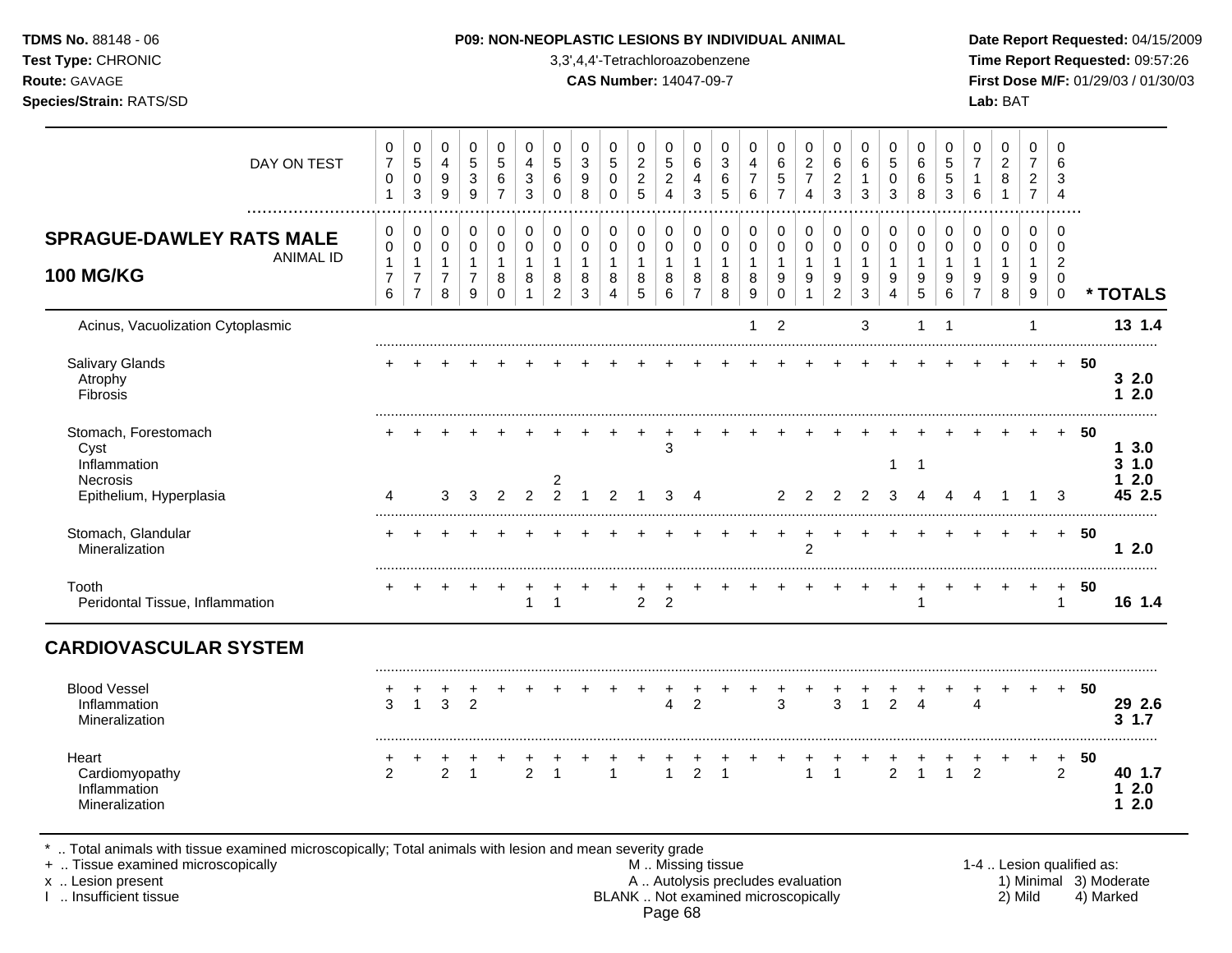**TDMS No.** 88148 - 06
**Test Type:** CHRONIC
**Route:** GAVAGE
**Species/Strain:** RATS/SD

**P09: NON-NEOPLASTIC LESIONS BY INDIVIDUAL ANIMAL**
3,3',4,4'-Tetrachloroazobenzene
**CAS Number:** 14047-09-7

**Date Report Requested:** 04/15/2009
**Time Report Requested:** 09:57:26
**First Dose M/F:** 01/29/03 / 01/30/03
**Lab:** BAT

| DAY ON TEST | 0701 | 0503 | 0499 | 0539 | 0567 | 0433 | 0560 | 0398 | 0500 | 0225 | 0524 | 0643 | 0365 | 0476 | 0657 | 0274 | 0623 | 0613 | 0503 | 0668 | 0553 | 0716 | 0281 | 0727 | 0634 | |
|---|---|---|---|---|---|---|---|---|---|---|---|---|---|---|---|---|---|---|---|---|---|---|---|---|---|---|
| **SPRAGUE-DAWLEY RATS MALE 100 MG/KG** — ANIMAL ID | 00176 | 00177 | 00178 | 00179 | 00180 | 00181 | 00182 | 00183 | 00184 | 00185 | 00186 | 00187 | 00188 | 00189 | 00190 | 00191 | 00192 | 00193 | 00194 | 00195 | 00196 | 00197 | 00198 | 00199 | 00200 | *** TOTALS** |
| Acinus, Vacuolization Cytoplasmic | | | | | | | | | | | | | | 1 | 2 | | | 3 | | 1 | 1 | | | 1 | | **13 1.4** |
| Salivary Glands | + | + | + | + | + | + | + | + | + | + | + | + | + | + | + | + | + | + | + | + | + | + | + | + | + | **50** |
| Atrophy | | | | | | | | | | | | | | | | | | | | | | | | | | **3 2.0** |
| Fibrosis | | | | | | | | | | | | | | | | | | | | | | | | | | **1 2.0** |
| Stomach, Forestomach | + | + | + | + | + | + | + | + | + | + | + | + | + | + | + | + | + | + | + | + | + | + | + | + | + | **50** |
| Cyst | | | | | | | | | | | 3 | | | | | | | | | | | | | | | **1 3.0** |
| Inflammation | | | | | | | | | | | | | | | | | | | 1 | 1 | | | | | | **3 1.0** |
| Necrosis | | | | | | | 2 | | | | | | | | | | | | | | | | | | | **1 2.0** |
| Epithelium, Hyperplasia | 4 | | 3 | 3 | 2 | 2 | 2 | 1 | 2 | 1 | 3 | 4 | | | 2 | 2 | 2 | 2 | 3 | 4 | 4 | 4 | 1 | 1 | 3 | **45 2.5** |
| Stomach, Glandular | + | + | + | + | + | + | + | + | + | + | + | + | + | + | + | + | + | + | + | + | + | + | + | + | + | **50** |
| Mineralization | | | | | | | | | | | | | | | | 2 | | | | | | | | | | **1 2.0** |
| Tooth | + | + | + | + | + | + | + | + | + | + | + | + | + | + | + | + | + | + | + | + | + | + | + | + | + | **50** |
| Peridontal Tissue, Inflammation | | | | | | 1 | 1 | | | 2 | 2 | | | | | | | | | 1 | | | | | 1 | **16 1.4** |
| **CARDIOVASCULAR SYSTEM** | | | | | | | | | | | | | | | | | | | | | | | | | | |
| Blood Vessel | + | + | + | + | + | + | + | + | + | + | + | + | + | + | + | + | + | + | + | + | + | + | + | + | + | **50** |
| Inflammation | 3 | 1 | 3 | 2 | | | | | | | 4 | 2 | | | 3 | | 3 | 1 | 2 | 4 | | 4 | | | | **29 2.6** |
| Mineralization | | | | | | | | | | | | | | | | | | | | | | | | | | **3 1.7** |
| Heart | + | + | + | + | + | + | + | + | + | + | + | + | + | + | + | + | + | + | + | + | + | + | + | + | + | **50** |
| Cardiomyopathy | 2 | | 2 | 1 | | 2 | 1 | | 1 | | 1 | 2 | 1 | | | 1 | 1 | | 2 | 1 | 1 | 2 | | | 2 | **40 1.7** |
| Inflammation | | | | | | | | | | | | | | | | | | | | | | | | | | **1 2.0** |
| Mineralization | | | | | | | | | | | | | | | | | | | | | | | | | | **1 2.0** |

\* .. Total animals with tissue examined microscopically; Total animals with lesion and mean severity grade
\+ .. Tissue examined microscopically
x .. Lesion present
I .. Insufficient tissue

M .. Missing tissue
A .. Autolysis precludes evaluation
BLANK .. Not examined microscopically

1-4 .. Lesion qualified as: 1) Minimal 2) Mild 3) Moderate 4) Marked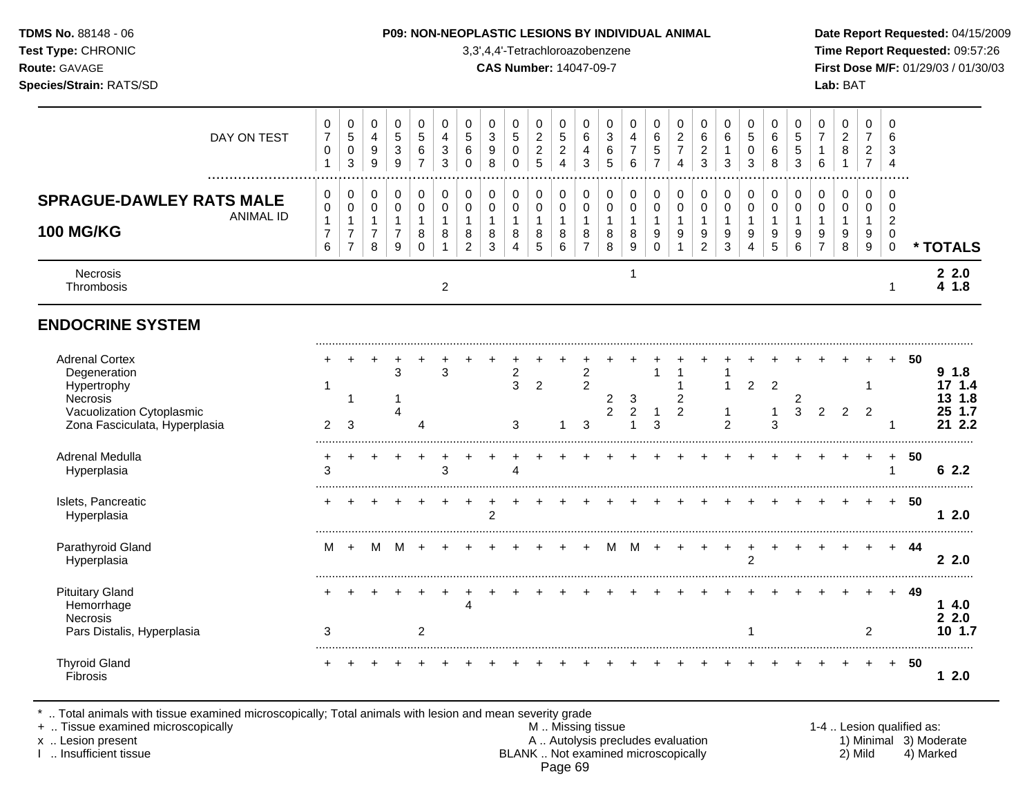**P09: NON-NEOPLASTIC LESIONS BY INDIVIDUAL ANIMAL**

3,3',4,4'-Tetrachloroazobenzene

**CAS Number:** 14047-09-7

| DAY ON TEST | 0701 | 0503 | 0499 | 0539 | 0567 | 0433 | 0560 | 0398 | 0500 | 0225 | 0524 | 0643 | 0365 | 0476 | 0657 | 0274 | 0623 | 0613 | 0503 | 0668 | 0553 | 0716 | 0281 | 0727 | 0634 | |
|---|---|---|---|---|---|---|---|---|---|---|---|---|---|---|---|---|---|---|---|---|---|---|---|---|---|---|
| **SPRAGUE-DAWLEY RATS MALE 100 MG/KG** — ANIMAL ID | 0176 | 0177 | 0178 | 0179 | 0180 | 0181 | 0182 | 0183 | 0184 | 0185 | 0186 | 0187 | 0188 | 0189 | 0190 | 0191 | 0192 | 0193 | 0194 | 0195 | 0196 | 0197 | 0198 | 0199 | 0200 | *** TOTALS** |
| Necrosis | | | | | | | | | | | | | | 1 | | | | | | | | | | | | **2 2.0** |
| Thrombosis | | | | | | 2 | | | | | | | | | | | | | | | | | | | 1 | **4 1.8** |
| **ENDOCRINE SYSTEM** | | | | | | | | | | | | | | | | | | | | | | | | | | |
| Adrenal Cortex | + | + | + | + | + | + | + | + | + | + | + | + | + | + | + | + | + | + | + | + | + | + | + | + | + | **50** |
| Degeneration | | | | 3 | | 3 | | | 2 | | | 2 | | | 1 | 1 | | 1 | | | | | | | | **9 1.8** |
| Hypertrophy | 1 | | | | | | | | 3 | 2 | | 2 | | | | 1 | | 1 | 2 | 2 | | | | 1 | | **17 1.4** |
| Necrosis | | 1 | | 1 | | | | | | | | | 2 | 3 | | 2 | | | | | 2 | | | | | **13 1.8** |
| Vacuolization Cytoplasmic | | | | 4 | | | | | | | | | 2 | 2 | 1 | 2 | | 1 | | 1 | 3 | 2 | 2 | 2 | | **25 1.7** |
| Zona Fasciculata, Hyperplasia | 2 | 3 | | | 4 | | | | 3 | | 1 | 3 | | 1 | 3 | | | 2 | | 3 | | | | | 1 | **21 2.2** |
| Adrenal Medulla | + | + | + | + | + | + | + | + | + | + | + | + | + | + | + | + | + | + | + | + | + | + | + | + | + | **50** |
| Hyperplasia | 3 | | | | | 3 | | | 4 | | | | | | | | | | | | | | | | 1 | **6 2.2** |
| Islets, Pancreatic | + | + | + | + | + | + | + | + | + | + | + | + | + | + | + | + | + | + | + | + | + | + | + | + | + | **50** |
| Hyperplasia | | | | | | | | 2 | | | | | | | | | | | | | | | | | | **1 2.0** |
| Parathyroid Gland | M | + | M | M | + | + | + | + | + | + | + | + | M | M | + | + | + | + | + | + | + | + | + | + | + | **44** |
| Hyperplasia | | | | | | | | | | | | | | | | | | | 2 | | | | | | | **2 2.0** |
| Pituitary Gland | + | + | + | + | + | + | + | + | + | + | + | + | + | + | + | + | + | + | + | + | + | + | + | + | + | **49** |
| Hemorrhage | | | | | | | 4 | | | | | | | | | | | | | | | | | | | **1 4.0** |
| Necrosis | | | | | | | | | | | | | | | | | | | | | | | | | | **2 2.0** |
| Pars Distalis, Hyperplasia | 3 | | | | 2 | | | | | | | | | | | | | | 1 | | | | | 2 | | **10 1.7** |
| Thyroid Gland | + | + | + | + | + | + | + | + | + | + | + | + | + | + | + | + | + | + | + | + | + | + | + | + | + | **50** |
| Fibrosis | | | | | | | | | | | | | | | | | | | | | | | | | | **1 2.0** |

\* .. Total animals with tissue examined microscopically; Total animals with lesion and mean severity grade
\+ .. Tissue examined microscopically
x .. Lesion present
I .. Insufficient tissue

M .. Missing tissue
A .. Autolysis precludes evaluation
BLANK .. Not examined microscopically

1-4 .. Lesion qualified as:
1) Minimal 2) Mild 3) Moderate 4) Marked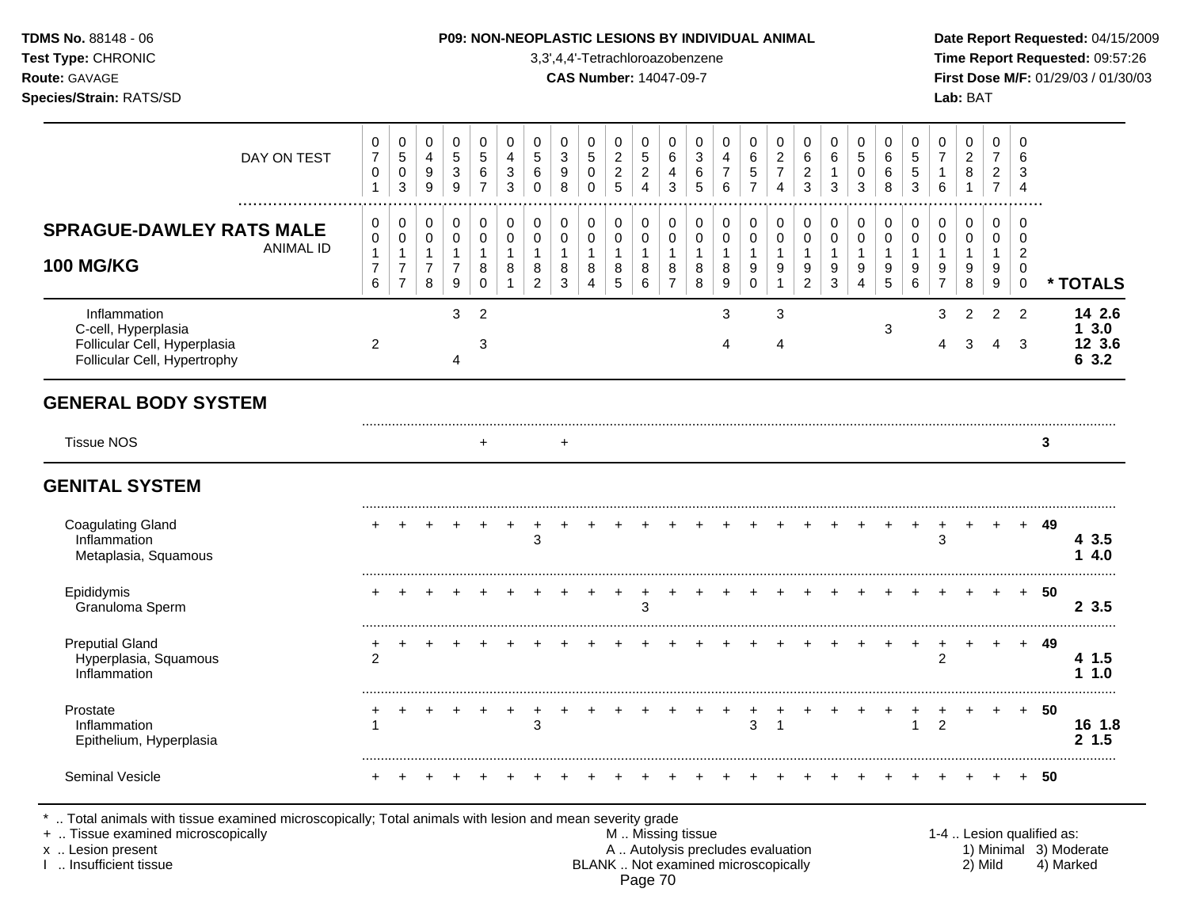**TDMS No.** 88148 - 06
**Test Type:** CHRONIC
**Route:** GAVAGE
**Species/Strain:** RATS/SD

**P09: NON-NEOPLASTIC LESIONS BY INDIVIDUAL ANIMAL**
3,3',4,4'-Tetrachloroazobenzene
**CAS Number:** 14047-09-7

**Date Report Requested:** 04/15/2009
**Time Report Requested:** 09:57:26
**First Dose M/F:** 01/29/03 / 01/30/03
**Lab:** BAT

## SPRAGUE-DAWLEY RATS MALE 100 MG/KG

| DAY ON TEST | 0701 | 0503 | 0499 | 0539 | 0567 | 0433 | 0560 | 0398 | 0500 | 0225 | 0524 | 0643 | 0365 | 0476 | 0657 | 0274 | 0623 | 0613 | 0503 | 0668 | 0553 | 0716 | 0281 | 0727 | 0634 | |
|---|---|---|---|---|---|---|---|---|---|---|---|---|---|---|---|---|---|---|---|---|---|---|---|---|---|---|
| **ANIMAL ID** | 00176 | 00177 | 00178 | 00179 | 00180 | 00181 | 00182 | 00183 | 00184 | 00185 | 00186 | 00187 | 00188 | 00189 | 00190 | 00191 | 00192 | 00193 | 00194 | 00195 | 00196 | 00197 | 00198 | 00199 | 00200 | *** TOTALS** |
| Inflammation | | | | 3 | 2 | | | | | | | | | 3 | | 3 | | | | | | 3 | 2 | 2 | 2 | **14 2.6** |
| C-cell, Hyperplasia | | | | | | | | | | | | | | | | | | | | 3 | | | | | | **1 3.0** |
| Follicular Cell, Hyperplasia | 2 | | | | 3 | | | | | | | | | 4 | | 4 | | | | | | 4 | 3 | 4 | 3 | **12 3.6** |
| Follicular Cell, Hypertrophy | | | | 4 | | | | | | | | | | | | | | | | | | | | | | **6 3.2** |
| **GENERAL BODY SYSTEM** | | | | | | | | | | | | | | | | | | | | | | | | | | |
| Tissue NOS | | | | | + | | | + | | | | | | | | | | | | | | | | | | 3 |
| **GENITAL SYSTEM** | | | | | | | | | | | | | | | | | | | | | | | | | | |
| Coagulating Gland | + | + | + | + | + | + | + | + | + | + | + | + | + | + | + | + | + | + | + | + | + | + | + | + | + | 49 |
| Inflammation | | | | | | | 3 | | | | | | | | | | | | | | | 3 | | | | **4 3.5** |
| Metaplasia, Squamous | | | | | | | | | | | | | | | | | | | | | | | | | | **1 4.0** |
| Epididymis | + | + | + | + | + | + | + | + | + | + | + | + | + | + | + | + | + | + | + | + | + | + | + | + | + | 50 |
| Granuloma Sperm | | | | | | | | | | | 3 | | | | | | | | | | | | | | | **2 3.5** |
| Preputial Gland | + | + | + | + | + | + | + | + | + | + | + | + | + | + | + | + | + | + | + | + | + | + | + | + | + | 49 |
| Hyperplasia, Squamous | 2 | | | | | | | | | | | | | | | | | | | | | 2 | | | | **4 1.5** |
| Inflammation | | | | | | | | | | | | | | | | | | | | | | | | | | **1 1.0** |
| Prostate | + | + | + | + | + | + | + | + | + | + | + | + | + | + | + | + | + | + | + | + | + | + | + | + | + | 50 |
| Inflammation | 1 | | | | | | 3 | | | | | | | | 3 | 1 | | | | | 1 | 2 | | | | **16 1.8** |
| Epithelium, Hyperplasia | | | | | | | | | | | | | | | | | | | | | | | | | | **2 1.5** |
| Seminal Vesicle | + | + | + | + | + | + | + | + | + | + | + | + | + | + | + | + | + | + | + | + | + | + | + | + | + | 50 |

\* .. Total animals with tissue examined microscopically; Total animals with lesion and mean severity grade
\+ .. Tissue examined microscopically
x .. Lesion present
I .. Insufficient tissue

M .. Missing tissue
A .. Autolysis precludes evaluation
BLANK .. Not examined microscopically

1-4 .. Lesion qualified as:
1) Minimal 2) Mild 3) Moderate 4) Marked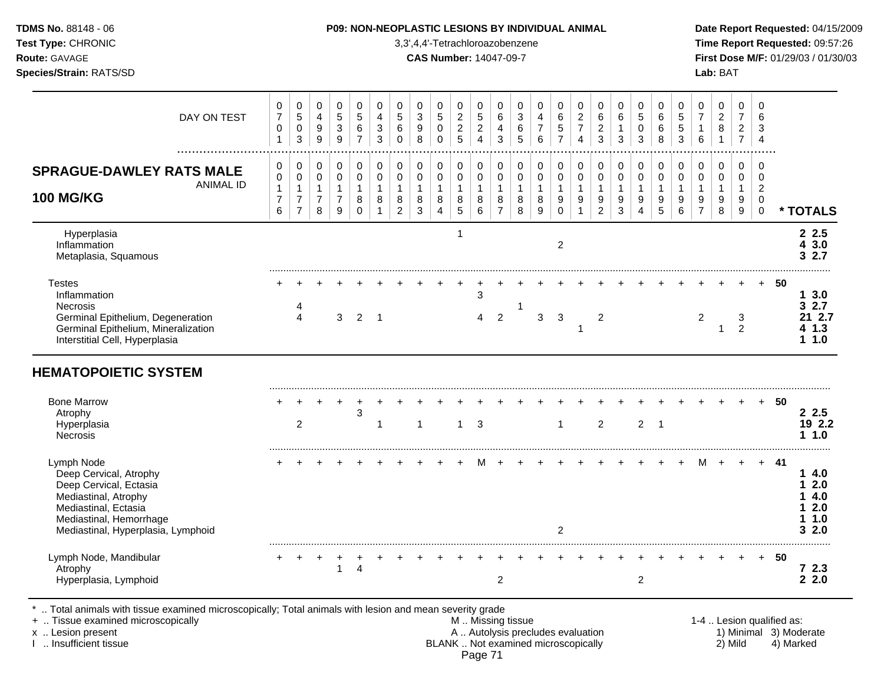**TDMS No.** 88148 - 06
**Test Type:** CHRONIC
**Route:** GAVAGE
**Species/Strain:** RATS/SD

**P09: NON-NEOPLASTIC LESIONS BY INDIVIDUAL ANIMAL**
3,3',4,4'-Tetrachloroazobenzene
**CAS Number:** 14047-09-7

**Date Report Requested:** 04/15/2009
**Time Report Requested:** 09:57:26
**First Dose M/F:** 01/29/03 / 01/30/03
**Lab:** BAT

| DAY ON TEST | 0701 | 0503 | 0499 | 0539 | 0567 | 0433 | 0560 | 0398 | 0500 | 0225 | 0524 | 0643 | 0365 | 0476 | 0657 | 0274 | 0623 | 0613 | 0503 | 0668 | 0553 | 0716 | 0281 | 0727 | 0634 | |
|---|---|---|---|---|---|---|---|---|---|---|---|---|---|---|---|---|---|---|---|---|---|---|---|---|---|---|
| **SPRAGUE-DAWLEY RATS MALE 100 MG/KG** ANIMAL ID | 0176 | 0177 | 0178 | 0179 | 0180 | 0181 | 0182 | 0183 | 0184 | 0185 | 0186 | 0187 | 0188 | 0189 | 0190 | 0191 | 0192 | 0193 | 0194 | 0195 | 0196 | 0197 | 0198 | 0199 | 0200 | *** TOTALS** |
| Hyperplasia | | | | | | | | | | 1 | | | | | | | | | | | | | | | | **2 2.5** |
| Inflammation | | | | | | | | | | | | | | | 2 | | | | | | | | | | | **4 3.0** |
| Metaplasia, Squamous | | | | | | | | | | | | | | | | | | | | | | | | | | **3 2.7** |
| Testes | + | + | + | + | + | + | + | + | + | + | + | + | + | + | + | + | + | + | + | + | + | + | + | + | + | **50** |
| Inflammation | | | | | | | | | | | 3 | | | | | | | | | | | | | | | **1 3.0** |
| Necrosis | | 4 | | | | | | | | | | | 1 | | | | | | | | | | | | | **3 2.7** |
| Germinal Epithelium, Degeneration | | 4 | | 3 | 2 | 1 | | | | | 4 | 2 | | 3 | 3 | | 2 | | | | | 2 | | 3 | | **21 2.7** |
| Germinal Epithelium, Mineralization | | | | | | | | | | | | | | | | 1 | | | | | | | 1 | 2 | | **4 1.3** |
| Interstitial Cell, Hyperplasia | | | | | | | | | | | | | | | | | | | | | | | | | | **1 1.0** |
| **HEMATOPOIETIC SYSTEM** | | | | | | | | | | | | | | | | | | | | | | | | | | |
| Bone Marrow | + | + | + | + | + | + | + | + | + | + | + | + | + | + | + | + | + | + | + | + | + | + | + | + | + | **50** |
| Atrophy | | | | | 3 | | | | | | | | | | | | | | | | | | | | | **2 2.5** |
| Hyperplasia | | 2 | | | | 1 | | 1 | | 1 | 3 | | | | 1 | | 2 | | 2 | 1 | | | | | | **19 2.2** |
| Necrosis | | | | | | | | | | | | | | | | | | | | | | | | | | **1 1.0** |
| Lymph Node | + | + | + | + | + | + | + | + | + | + | M | + | + | + | + | + | + | + | + | + | + | M | + | + | + | **41** |
| Deep Cervical, Atrophy | | | | | | | | | | | | | | | | | | | | | | | | | | **1 4.0** |
| Deep Cervical, Ectasia | | | | | | | | | | | | | | | | | | | | | | | | | | **1 2.0** |
| Mediastinal, Atrophy | | | | | | | | | | | | | | | | | | | | | | | | | | **1 4.0** |
| Mediastinal, Ectasia | | | | | | | | | | | | | | | | | | | | | | | | | | **1 2.0** |
| Mediastinal, Hemorrhage | | | | | | | | | | | | | | | | | | | | | | | | | | **1 1.0** |
| Mediastinal, Hyperplasia, Lymphoid | | | | | | | | | | | | | | | 2 | | | | | | | | | | | **3 2.0** |
| Lymph Node, Mandibular | + | + | + | + | + | + | + | + | + | + | + | + | + | + | + | + | + | + | + | + | + | + | + | + | + | **50** |
| Atrophy | | | | 1 | 4 | | | | | | | | | | | | | | | | | | | | | **7 2.3** |
| Hyperplasia, Lymphoid | | | | | | | | | | | | 2 | | | | | | | 2 | | | | | | | **2 2.0** |

\* .. Total animals with tissue examined microscopically; Total animals with lesion and mean severity grade
\+ .. Tissue examined microscopically
x .. Lesion present
I .. Insufficient tissue

M .. Missing tissue
A .. Autolysis precludes evaluation
BLANK .. Not examined microscopically

1-4 .. Lesion qualified as:
1) Minimal 3) Moderate
2) Mild 4) Marked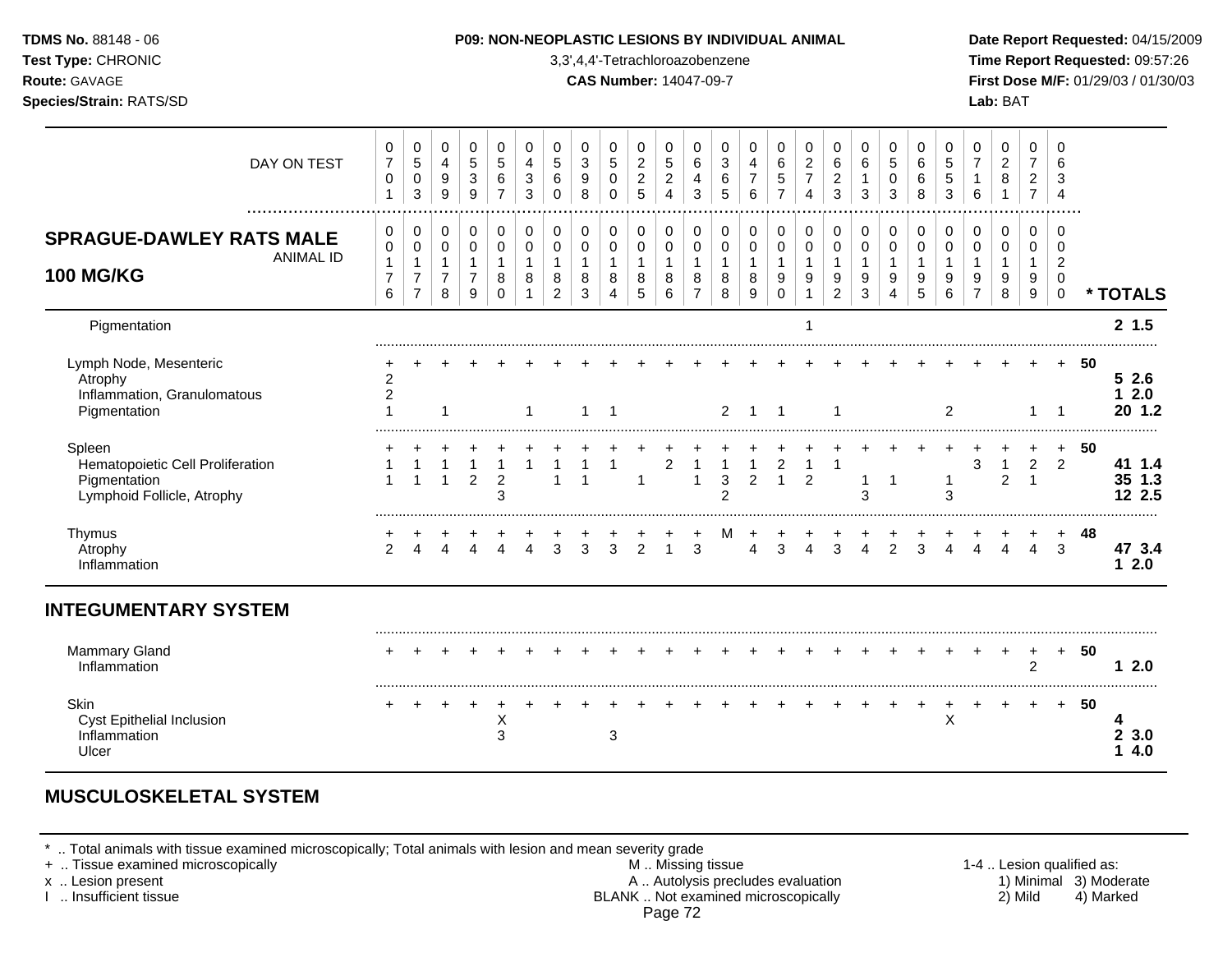**TDMS No.** 88148 - 06
**Test Type:** CHRONIC
**Route:** GAVAGE
**Species/Strain:** RATS/SD

**P09: NON-NEOPLASTIC LESIONS BY INDIVIDUAL ANIMAL**
3,3',4,4'-Tetrachloroazobenzene
**CAS Number:** 14047-09-7

**Date Report Requested:** 04/15/2009
**Time Report Requested:** 09:57:26
**First Dose M/F:** 01/29/03 / 01/30/03
**Lab:** BAT

| DAY ON TEST | 0701 | 0503 | 0499 | 0539 | 0567 | 0433 | 0560 | 0398 | 0500 | 0225 | 0524 | 0643 | 0365 | 0476 | 0657 | 0274 | 0623 | 0613 | 0503 | 0668 | 0553 | 0716 | 0281 | 0727 | 0634 | | |
|---|---|---|---|---|---|---|---|---|---|---|---|---|---|---|---|---|---|---|---|---|---|---|---|---|---|---|---|
| **SPRAGUE-DAWLEY RATS MALE 100 MG/KG** — ANIMAL ID | 0176 | 0177 | 0178 | 0179 | 0180 | 0181 | 0182 | 0183 | 0184 | 0185 | 0186 | 0187 | 0188 | 0189 | 0190 | 0191 | 0192 | 0193 | 0194 | 0195 | 0196 | 0197 | 0198 | 0199 | 0200 | | *** TOTALS** |
| Pigmentation | | | | | | | | | | | | | | | | 1 | | | | | | | | | | | **2 1.5** |
| Lymph Node, Mesenteric | + | + | + | + | + | + | + | + | + | + | + | + | + | + | + | + | + | + | + | + | + | + | + | + | + | **50** | |
| Atrophy | 2 | | | | | | | | | | | | | | | | | | | | | | | | | | **5 2.6** |
| Inflammation, Granulomatous | 2 | | | | | | | | | | | | | | | | | | | | | | | | | | **1 2.0** |
| Pigmentation | 1 | | 1 | | | 1 | | 1 | 1 | | | | 2 | 1 | 1 | | 1 | | | | 2 | | | 1 | 1 | | **20 1.2** |
| Spleen | + | + | + | + | + | + | + | + | + | + | + | + | + | + | + | + | + | + | + | + | + | + | + | + | + | **50** | |
| Hematopoietic Cell Proliferation | 1 | 1 | 1 | 1 | 1 | 1 | 1 | 1 | 1 | | 2 | 1 | 1 | 1 | 2 | 1 | 1 | | | | | 3 | 1 | 2 | 2 | | **41 1.4** |
| Pigmentation | 1 | 1 | 1 | 2 | 2 | | 1 | 1 | | 1 | | 1 | 3 | 2 | 1 | 2 | | 1 | 1 | | 1 | | 2 | 1 | | | **35 1.3** |
| Lymphoid Follicle, Atrophy | | | | | 3 | | | | | | | | 2 | | | | | 3 | | | 3 | | | | | | **12 2.5** |
| Thymus | + | + | + | + | + | + | + | + | + | + | + | + | M | + | + | + | + | + | + | + | + | + | + | + | + | **48** | |
| Atrophy | 2 | 4 | 4 | 4 | 4 | 4 | 3 | 3 | 3 | 2 | 1 | 3 | | 4 | 3 | 4 | 3 | 4 | 2 | 3 | 4 | 4 | 4 | 4 | 3 | | **47 3.4** |
| Inflammation | | | | | | | | | | | | | | | | | | | | | | | | | | | **1 2.0** |
| **INTEGUMENTARY SYSTEM** | | | | | | | | | | | | | | | | | | | | | | | | | | | |
| Mammary Gland | + | + | + | + | + | + | + | + | + | + | + | + | + | + | + | + | + | + | + | + | + | + | + | + | + | **50** | |
| Inflammation | | | | | | | | | | | | | | | | | | | | | | | | 2 | | | **1 2.0** |
| Skin | + | + | + | + | + | + | + | + | + | + | + | + | + | + | + | + | + | + | + | + | + | + | + | + | + | **50** | |
| Cyst Epithelial Inclusion | | | | | X | | | | | | | | | | | | | | | | X | | | | | | **4** |
| Inflammation | | | | | 3 | | | | 3 | | | | | | | | | | | | | | | | | | **2 3.0** |
| Ulcer | | | | | | | | | | | | | | | | | | | | | | | | | | | **1 4.0** |

## MUSCULOSKELETAL SYSTEM

\* .. Total animals with tissue examined microscopically; Total animals with lesion and mean severity grade
\+ .. Tissue examined microscopically
x .. Lesion present
I .. Insufficient tissue

M .. Missing tissue
A .. Autolysis precludes evaluation
BLANK .. Not examined microscopically

1-4 .. Lesion qualified as:
1) Minimal 2) Mild 3) Moderate 4) Marked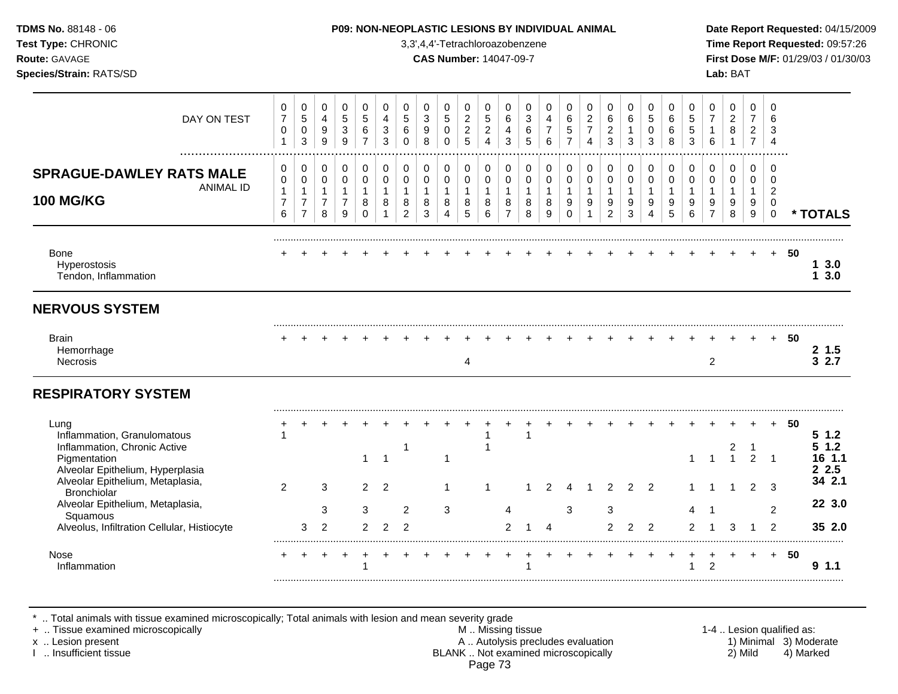**TDMS No.** 88148 - 06
**Test Type:** CHRONIC
**Route:** GAVAGE
**Species/Strain:** RATS/SD

**P09: NON-NEOPLASTIC LESIONS BY INDIVIDUAL ANIMAL**
3,3',4,4'-Tetrachloroazobenzene
**CAS Number:** 14047-09-7

**Date Report Requested:** 04/15/2009
**Time Report Requested:** 09:57:26
**First Dose M/F:** 01/29/03 / 01/30/03
**Lab:** BAT

**SPRAGUE-DAWLEY RATS MALE 100 MG/KG**

| DAY ON TEST | 0701 | 0503 | 0499 | 0539 | 0567 | 0433 | 0560 | 0398 | 0500 | 0225 | 0524 | 0643 | 0365 | 0476 | 0657 | 0274 | 0623 | 0613 | 0503 | 0668 | 0553 | 0716 | 0281 | 0727 | 0634 | |
|---|---|---|---|---|---|---|---|---|---|---|---|---|---|---|---|---|---|---|---|---|---|---|---|---|---|---|
| **ANIMAL ID** | 0176 | 0177 | 0178 | 0179 | 0180 | 0181 | 0182 | 0183 | 0184 | 0185 | 0186 | 0187 | 0188 | 0189 | 0190 | 0191 | 0192 | 0193 | 0194 | 0195 | 0196 | 0197 | 0198 | 0199 | 0200 | *** TOTALS** |
| Bone | + | + | + | + | + | + | + | + | + | + | + | + | + | + | + | + | + | + | + | + | + | + | + | + | + | **50** |
| Hyperostosis | | | | | | | | | | | | | | | | | | | | | | | | | | **1 3.0** |
| Tendon, Inflammation | | | | | | | | | | | | | | | | | | | | | | | | | | **1 3.0** |
| **NERVOUS SYSTEM** | | | | | | | | | | | | | | | | | | | | | | | | | | |
| Brain | + | + | + | + | + | + | + | + | + | + | + | + | + | + | + | + | + | + | + | + | + | + | + | + | + | **50** |
| Hemorrhage | | | | | | | | | | | | | | | | | | | | | | | | | | **2 1.5** |
| Necrosis | | | | | | | | | | 4 | | | | | | | | | | | | 2 | | | | **3 2.7** |
| **RESPIRATORY SYSTEM** | | | | | | | | | | | | | | | | | | | | | | | | | | |
| Lung | + | + | + | + | + | + | + | + | + | + | + | + | + | + | + | + | + | + | + | + | + | + | + | + | + | **50** |
| Inflammation, Granulomatous | 1 | | | | | | | | | | 1 | | 1 | | | | | | | | | | | | | **5 1.2** |
| Inflammation, Chronic Active | | | | | | | 1 | | | | 1 | | | | | | | | | | | | 2 | 1 | | **5 1.2** |
| Pigmentation | | | | | 1 | 1 | | | 1 | | | | | | | | | | | | 1 | 1 | 1 | 2 | 1 | **16 1.1** |
| Alveolar Epithelium, Hyperplasia | | | | | | | | | | | | | | | | | | | | | | | | | | **2 2.5** |
| Alveolar Epithelium, Metaplasia, Bronchiolar | 2 | | 3 | | 2 | 2 | | | 1 | | 1 | | 1 | 2 | 4 | 1 | 2 | 2 | 2 | | 1 | 1 | 1 | 2 | 3 | **34 2.1** |
| Alveolar Epithelium, Metaplasia, Squamous | | | 3 | | 3 | | 2 | | 3 | | | 4 | | | 3 | | 3 | | | | 4 | 1 | | | 2 | **22 3.0** |
| Alveolus, Infiltration Cellular, Histiocyte | | 3 | 2 | | 2 | 2 | 2 | | | | | 2 | 1 | 4 | | | 2 | 2 | 2 | | 2 | 1 | 3 | 1 | 2 | **35 2.0** |
| Nose | + | + | + | + | + | + | + | + | + | + | + | + | + | + | + | + | + | + | + | + | + | + | + | + | + | **50** |
| Inflammation | | | | | 1 | | | | | | | | 1 | | | | | | | | 1 | 2 | | | | **9 1.1** |

\* .. Total animals with tissue examined microscopically; Total animals with lesion and mean severity grade
\+ .. Tissue examined microscopically
x .. Lesion present
I .. Insufficient tissue

M .. Missing tissue
A .. Autolysis precludes evaluation
BLANK .. Not examined microscopically

1-4 .. Lesion qualified as: 1) Minimal 2) Mild 3) Moderate 4) Marked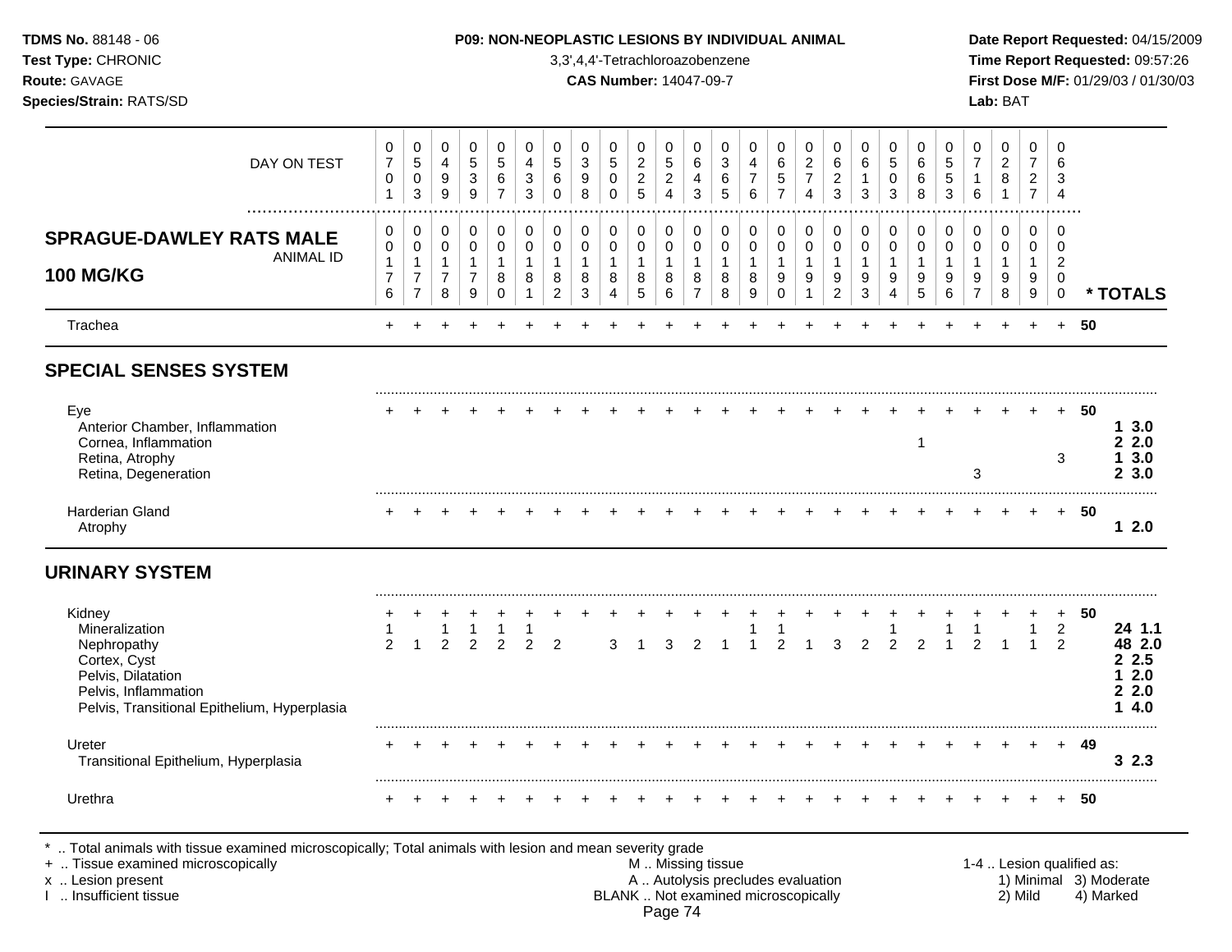**TDMS No.** 88148 - 06
**Test Type:** CHRONIC
**Route:** GAVAGE
**Species/Strain:** RATS/SD

**P09: NON-NEOPLASTIC LESIONS BY INDIVIDUAL ANIMAL**
3,3',4,4'-Tetrachloroazobenzene
**CAS Number:** 14047-09-7

**Date Report Requested:** 04/15/2009
**Time Report Requested:** 09:57:26
**First Dose M/F:** 01/29/03 / 01/30/03
**Lab:** BAT

| DAY ON TEST | 0701 | 0503 | 0499 | 0539 | 0567 | 0433 | 0560 | 0398 | 0500 | 0225 | 0524 | 0643 | 0365 | 0476 | 0657 | 0274 | 0623 | 0613 | 0503 | 0668 | 0553 | 0716 | 0281 | 0727 | 0634 | |
|---|---|---|---|---|---|---|---|---|---|---|---|---|---|---|---|---|---|---|---|---|---|---|---|---|---|---|
| **SPRAGUE-DAWLEY RATS MALE 100 MG/KG** — ANIMAL ID | 00176 | 00177 | 00178 | 00179 | 00180 | 00181 | 00182 | 00183 | 00184 | 00185 | 00186 | 00187 | 00188 | 00189 | 00190 | 00191 | 00192 | 00193 | 00194 | 00195 | 00196 | 00197 | 00198 | 00199 | 00200 | *** TOTALS** |
| Trachea | + | + | + | + | + | + | + | + | + | + | + | + | + | + | + | + | + | + | + | + | + | + | + | + | + | 50 |
| **SPECIAL SENSES SYSTEM** | | | | | | | | | | | | | | | | | | | | | | | | | | |
| Eye | + | + | + | + | + | + | + | + | + | + | + | + | + | + | + | + | + | + | + | + | + | + | + | + | + | 50 |
| Anterior Chamber, Inflammation | | | | | | | | | | | | | | | | | | | | | | | | | | 1 3.0 |
| Cornea, Inflammation | | | | | | | | | | | | | | | | | | | | 1 | | | | | | 2 2.0 |
| Retina, Atrophy | | | | | | | | | | | | | | | | | | | | | | | | | 3 | 1 3.0 |
| Retina, Degeneration | | | | | | | | | | | | | | | | | | | | | | 3 | | | | 2 3.0 |
| Harderian Gland | + | + | + | + | + | + | + | + | + | + | + | + | + | + | + | + | + | + | + | + | + | + | + | + | + | 50 |
| Atrophy | | | | | | | | | | | | | | | | | | | | | | | | | | 1 2.0 |
| **URINARY SYSTEM** | | | | | | | | | | | | | | | | | | | | | | | | | | |
| Kidney | + | + | + | + | + | + | + | + | + | + | + | + | + | + | + | + | + | + | + | + | + | + | + | + | + | 50 |
| Mineralization | 1 | | 1 | 1 | 1 | 1 | | | | | | | | 1 | 1 | | | | 1 | | 1 | 1 | | 1 | 2 | 24 1.1 |
| Nephropathy | 2 | 1 | 2 | 2 | 2 | 2 | 2 | | 3 | 1 | 3 | 2 | 1 | 1 | 2 | 1 | 3 | 2 | 2 | 2 | 1 | 2 | 1 | 1 | 2 | 48 2.0 |
| Cortex, Cyst | | | | | | | | | | | | | | | | | | | | | | | | | | 2 2.5 |
| Pelvis, Dilatation | | | | | | | | | | | | | | | | | | | | | | | | | | 1 2.0 |
| Pelvis, Inflammation | | | | | | | | | | | | | | | | | | | | | | | | | | 2 2.0 |
| Pelvis, Transitional Epithelium, Hyperplasia | | | | | | | | | | | | | | | | | | | | | | | | | | 1 4.0 |
| Ureter | + | + | + | + | + | + | + | + | + | + | + | + | + | + | + | + | + | + | + | + | + | + | + | + | + | 49 |
| Transitional Epithelium, Hyperplasia | | | | | | | | | | | | | | | | | | | | | | | | | | 3 2.3 |
| Urethra | + | + | + | + | + | + | + | + | + | + | + | + | + | + | + | + | + | + | + | + | + | + | + | + | + | 50 |

\* .. Total animals with tissue examined microscopically; Total animals with lesion and mean severity grade
\+ .. Tissue examined microscopically
x .. Lesion present
I .. Insufficient tissue

M .. Missing tissue
A .. Autolysis precludes evaluation
BLANK .. Not examined microscopically

1-4 .. Lesion qualified as:
1) Minimal 2) Mild 3) Moderate 4) Marked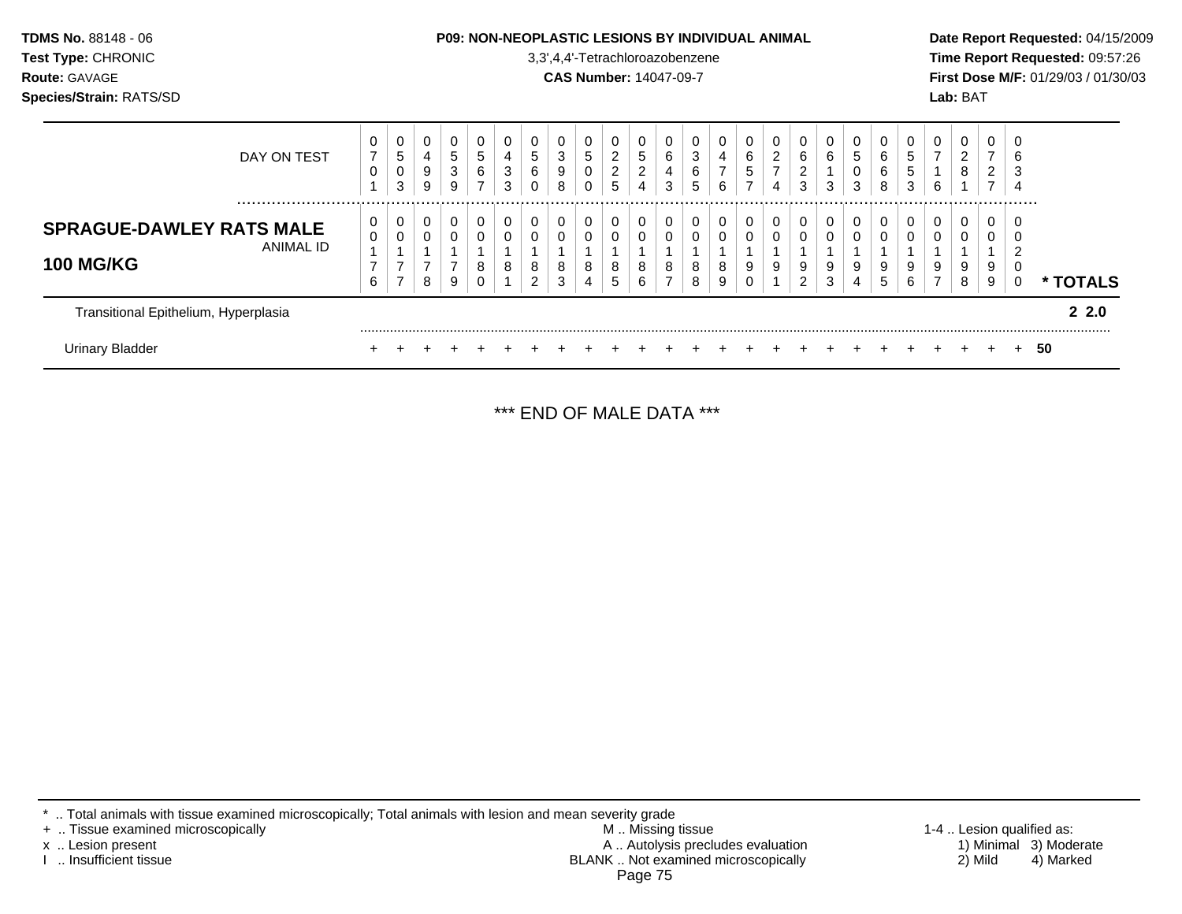**TDMS No.** 88148 - 06
**Test Type:** CHRONIC
**Route:** GAVAGE
**Species/Strain:** RATS/SD

**P09: NON-NEOPLASTIC LESIONS BY INDIVIDUAL ANIMAL**
3,3',4,4'-Tetrachloroazobenzene
**CAS Number:** 14047-09-7

**Date Report Requested:** 04/15/2009
**Time Report Requested:** 09:57:26
**First Dose M/F:** 01/29/03 / 01/30/03
**Lab:** BAT

| DAY ON TEST | 0701 | 0503 | 0499 | 0539 | 0567 | 0433 | 0560 | 0398 | 0500 | 0225 | 0524 | 0643 | 0365 | 0476 | 0657 | 0274 | 0623 | 0613 | 0503 | 0668 | 0553 | 0716 | 0281 | 0727 | 0634 | |
|---|---|---|---|---|---|---|---|---|---|---|---|---|---|---|---|---|---|---|---|---|---|---|---|---|---|---|
| **SPRAGUE-DAWLEY RATS MALE 100 MG/KG** ANIMAL ID | 00176 | 00177 | 00178 | 00179 | 00180 | 00181 | 00182 | 00183 | 00184 | 00185 | 00186 | 00187 | 00188 | 00189 | 00190 | 00191 | 00192 | 00193 | 00194 | 00195 | 00196 | 00197 | 00198 | 00199 | 00200 | * TOTALS |
| Transitional Epithelium, Hyperplasia | | | | | | | | | | | | | | | | | | | | | | | | | | 2 2.0 |
| Urinary Bladder | + | + | + | + | + | + | + | + | + | + | + | + | + | + | + | + | + | + | + | + | + | + | + | + | + | 50 |

*** END OF MALE DATA ***

\* .. Total animals with tissue examined microscopically; Total animals with lesion and mean severity grade
\+ .. Tissue examined microscopically
x .. Lesion present
I .. Insufficient tissue

M .. Missing tissue
A .. Autolysis precludes evaluation
BLANK .. Not examined microscopically

1-4 .. Lesion qualified as:
1) Minimal 2) Mild 3) Moderate 4) Marked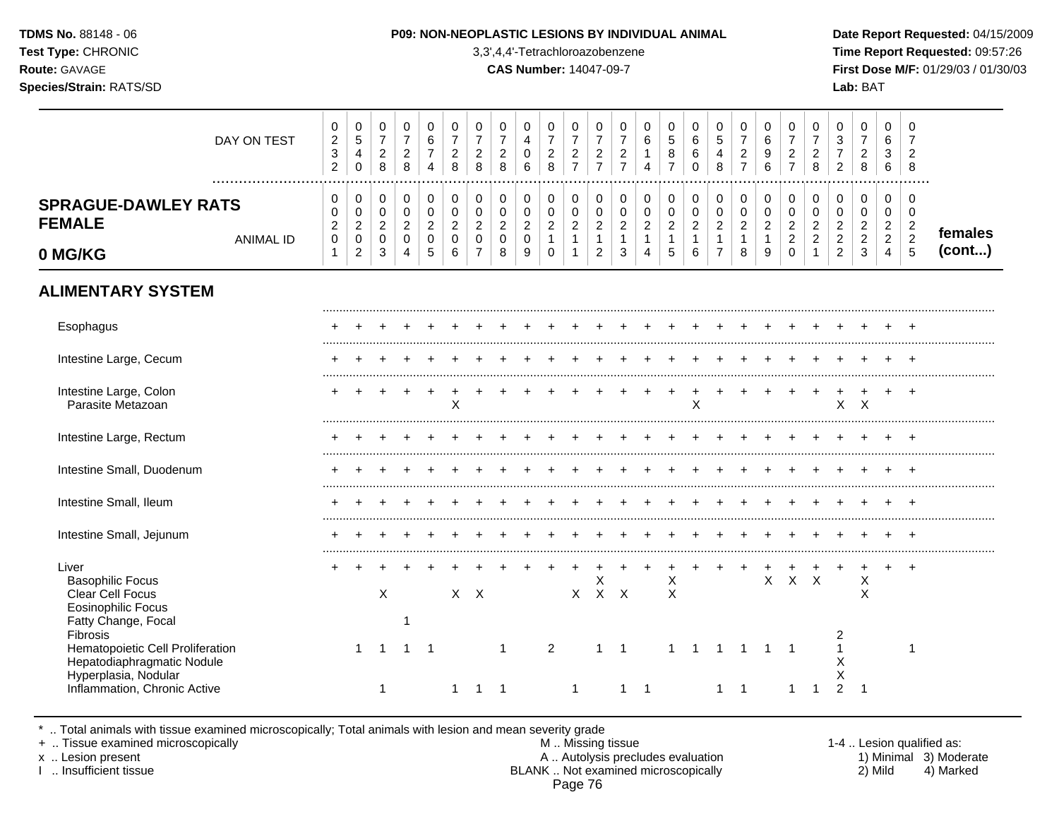**TDMS No.** 88148 - 06
**Test Type:** CHRONIC
**Route:** GAVAGE
**Species/Strain:** RATS/SD

**P09: NON-NEOPLASTIC LESIONS BY INDIVIDUAL ANIMAL**
3,3',4,4'-Tetrachloroazobenzene
**CAS Number:** 14047-09-7

**Date Report Requested:** 04/15/2009
**Time Report Requested:** 09:57:26
**First Dose M/F:** 01/29/03 / 01/30/03
**Lab:** BAT

| DAY ON TEST | 0232 | 0540 | 0728 | 0728 | 0674 | 0728 | 0728 | 0728 | 0406 | 0728 | 0727 | 0727 | 0727 | 0614 | 0587 | 0660 | 0548 | 0727 | 0696 | 0727 | 0728 | 0372 | 0728 | 0636 | 0728 | |
|---|---|---|---|---|---|---|---|---|---|---|---|---|---|---|---|---|---|---|---|---|---|---|---|---|---|---|
| **SPRAGUE-DAWLEY RATS FEMALE 0 MG/KG** ANIMAL ID | 00201 | 00202 | 00203 | 00204 | 00205 | 00206 | 00207 | 00208 | 00209 | 00210 | 00211 | 00212 | 00213 | 00214 | 00215 | 00216 | 00217 | 00218 | 00219 | 00220 | 00221 | 00222 | 00223 | 00224 | 00225 | **females (cont...)** |
| **ALIMENTARY SYSTEM** | | | | | | | | | | | | | | | | | | | | | | | | | | |
| Esophagus | + | + | + | + | + | + | + | + | + | + | + | + | + | + | + | + | + | + | + | + | + | + | + | + | + | |
| Intestine Large, Cecum | + | + | + | + | + | + | + | + | + | + | + | + | + | + | + | + | + | + | + | + | + | + | + | + | + | |
| Intestine Large, Colon | + | + | + | + | + | + | + | + | + | + | + | + | + | + | + | + | + | + | + | + | + | + | + | + | + | |
| Parasite Metazoan | | | | | | X | | | | | | | | | | X | | | | | | X | X | | | |
| Intestine Large, Rectum | + | + | + | + | + | + | + | + | + | + | + | + | + | + | + | + | + | + | + | + | + | + | + | + | + | |
| Intestine Small, Duodenum | + | + | + | + | + | + | + | + | + | + | + | + | + | + | + | + | + | + | + | + | + | + | + | + | + | |
| Intestine Small, Ileum | + | + | + | + | + | + | + | + | + | + | + | + | + | + | + | + | + | + | + | + | + | + | + | + | + | |
| Intestine Small, Jejunum | + | + | + | + | + | + | + | + | + | + | + | + | + | + | + | + | + | + | + | + | + | + | + | + | + | |
| Liver | + | + | + | + | + | + | + | + | + | + | + | + | + | + | + | + | + | + | + | + | + | + | + | + | + | |
| Basophilic Focus | | | | | | | | | | | | X | | | X | | | | X | X | X | | X | | | |
| Clear Cell Focus | | | X | | | X | X | | | | X | X | X | | X | | | | | | | | X | | | |
| Eosinophilic Focus | | | | | | | | | | | | | | | | | | | | | | | | | | |
| Fatty Change, Focal | | | | 1 | | | | | | | | | | | | | | | | | | | | | | |
| Fibrosis | | | | | | | | | | | | | | | | | | | | | | 2 | | | | |
| Hematopoietic Cell Proliferation | | 1 | 1 | 1 | 1 | | | 1 | | 2 | | 1 | 1 | | 1 | 1 | 1 | 1 | 1 | 1 | | 1 | | | 1 | |
| Hepatodiaphragmatic Nodule | | | | | | | | | | | | | | | | | | | | | | X | | | | |
| Hyperplasia, Nodular | | | | | | | | | | | | | | | | | | | | | | X | | | | |
| Inflammation, Chronic Active | | | 1 | | | 1 | 1 | 1 | | | 1 | | 1 | 1 | | | 1 | 1 | | 1 | 1 | 2 | 1 | | | |

\* .. Total animals with tissue examined microscopically; Total animals with lesion and mean severity grade
\+ .. Tissue examined microscopically
x .. Lesion present
I .. Insufficient tissue

M .. Missing tissue
A .. Autolysis precludes evaluation
BLANK .. Not examined microscopically

1-4 .. Lesion qualified as:
1) Minimal 3) Moderate
2) Mild 4) Marked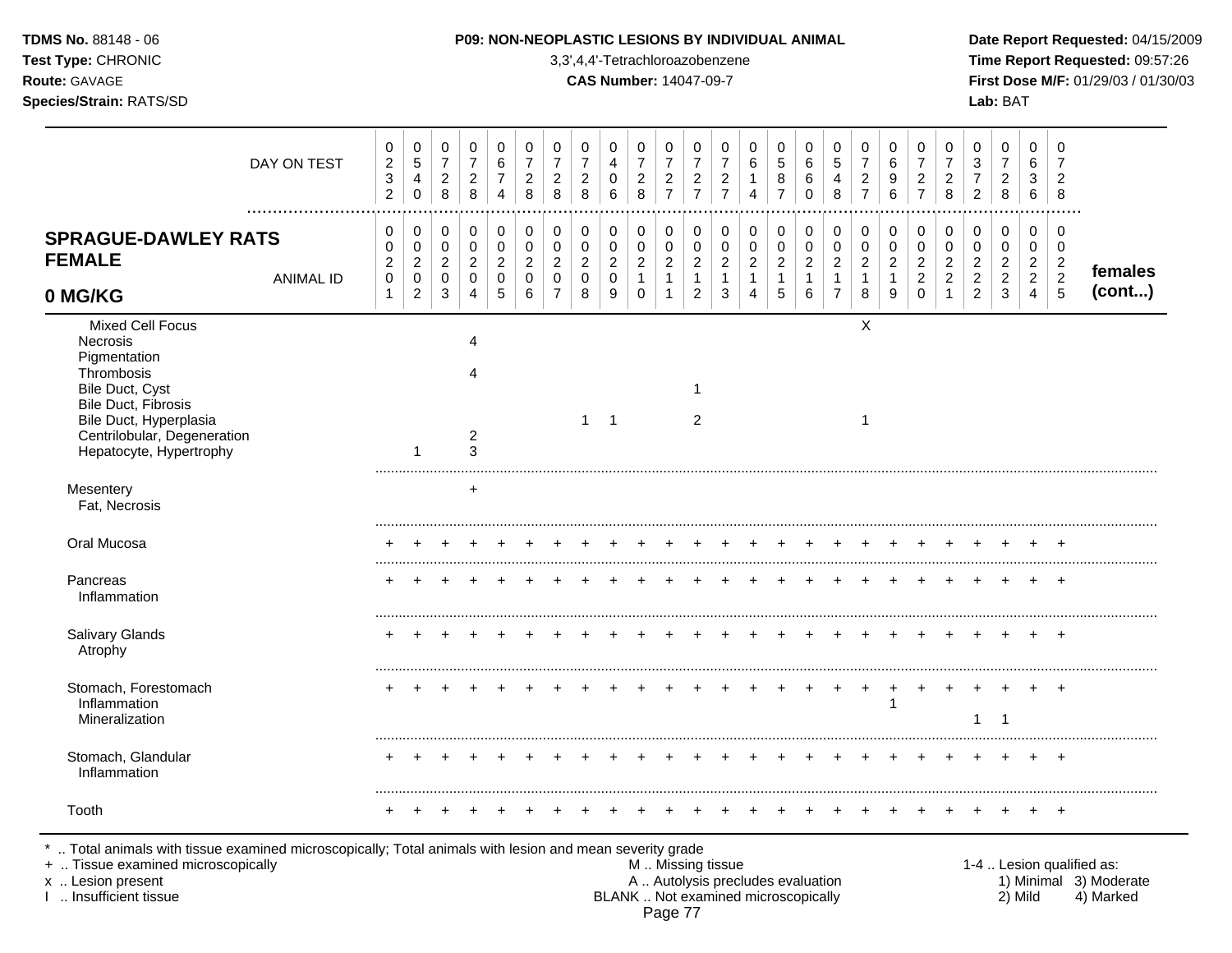**TDMS No.** 88148 - 06
**Test Type:** CHRONIC
**Route:** GAVAGE
**Species/Strain:** RATS/SD

**P09: NON-NEOPLASTIC LESIONS BY INDIVIDUAL ANIMAL**
3,3',4,4'-Tetrachloroazobenzene
**CAS Number:** 14047-09-7

**Date Report Requested:** 04/15/2009
**Time Report Requested:** 09:57:26
**First Dose M/F:** 01/29/03 / 01/30/03
**Lab:** BAT

## SPRAGUE-DAWLEY RATS FEMALE 0 MG/KG — females (cont...)

| DAY ON TEST | 0232 | 0540 | 0728 | 0728 | 0674 | 0728 | 0728 | 0728 | 0406 | 0728 | 0727 | 0727 | 0727 | 0614 | 0587 | 0660 | 0548 | 0727 | 0696 | 0727 | 0728 | 0372 | 0728 | 0636 | 0728 |
|---|---|---|---|---|---|---|---|---|---|---|---|---|---|---|---|---|---|---|---|---|---|---|---|---|---|
| **ANIMAL ID** | 00201 | 00202 | 00203 | 00204 | 00205 | 00206 | 00207 | 00208 | 00209 | 00210 | 00211 | 00212 | 00213 | 00214 | 00215 | 00216 | 00217 | 00218 | 00219 | 00220 | 00221 | 00222 | 00223 | 00224 | 00225 |
| Mixed Cell Focus | | | | | | | | | | | | | | | | | | X | | | | | | | |
| Necrosis | | | | 4 | | | | | | | | | | | | | | | | | | | | | |
| Pigmentation | | | | | | | | | | | | | | | | | | | | | | | | | |
| Thrombosis | | | | 4 | | | | | | | | | | | | | | | | | | | | | |
| Bile Duct, Cyst | | | | | | | | | | | | 1 | | | | | | | | | | | | | |
| Bile Duct, Fibrosis | | | | | | | | | | | | | | | | | | | | | | | | | |
| Bile Duct, Hyperplasia | | | | | | | | 1 | 1 | | | 2 | | | | | | 1 | | | | | | | |
| Centrilobular, Degeneration | | | | 2 | | | | | | | | | | | | | | | | | | | | | |
| Hepatocyte, Hypertrophy | | 1 | | 3 | | | | | | | | | | | | | | | | | | | | | |
| Mesentery | | | | + | | | | | | | | | | | | | | | | | | | | | |
| Fat, Necrosis | | | | | | | | | | | | | | | | | | | | | | | | | |
| Oral Mucosa | + | + | + | + | + | + | + | + | + | + | + | + | + | + | + | + | + | + | + | + | + | + | + | + | + |
| Pancreas | + | + | + | + | + | + | + | + | + | + | + | + | + | + | + | + | + | + | + | + | + | + | + | + | + |
| Inflammation | | | | | | | | | | | | | | | | | | | | | | | | | |
| Salivary Glands | + | + | + | + | + | + | + | + | + | + | + | + | + | + | + | + | + | + | + | + | + | + | + | + | + |
| Atrophy | | | | | | | | | | | | | | | | | | | | | | | | | |
| Stomach, Forestomach | + | + | + | + | + | + | + | + | + | + | + | + | + | + | + | + | + | + | + | + | + | + | + | + | + |
| Inflammation | | | | | | | | | | | | | | | | | | | 1 | | | | | | |
| Mineralization | | | | | | | | | | | | | | | | | | | | | | 1 | 1 | | |
| Stomach, Glandular | + | + | + | + | + | + | + | + | + | + | + | + | + | + | + | + | + | + | + | + | + | + | + | + | + |
| Inflammation | | | | | | | | | | | | | | | | | | | | | | | | | |
| Tooth | + | + | + | + | + | + | + | + | + | + | + | + | + | + | + | + | + | + | + | + | + | + | + | + | + |

\* .. Total animals with tissue examined microscopically; Total animals with lesion and mean severity grade
\+ .. Tissue examined microscopically
x .. Lesion present
I .. Insufficient tissue

M .. Missing tissue
A .. Autolysis precludes evaluation
BLANK .. Not examined microscopically

1-4 .. Lesion qualified as:
1) Minimal 2) Mild 3) Moderate 4) Marked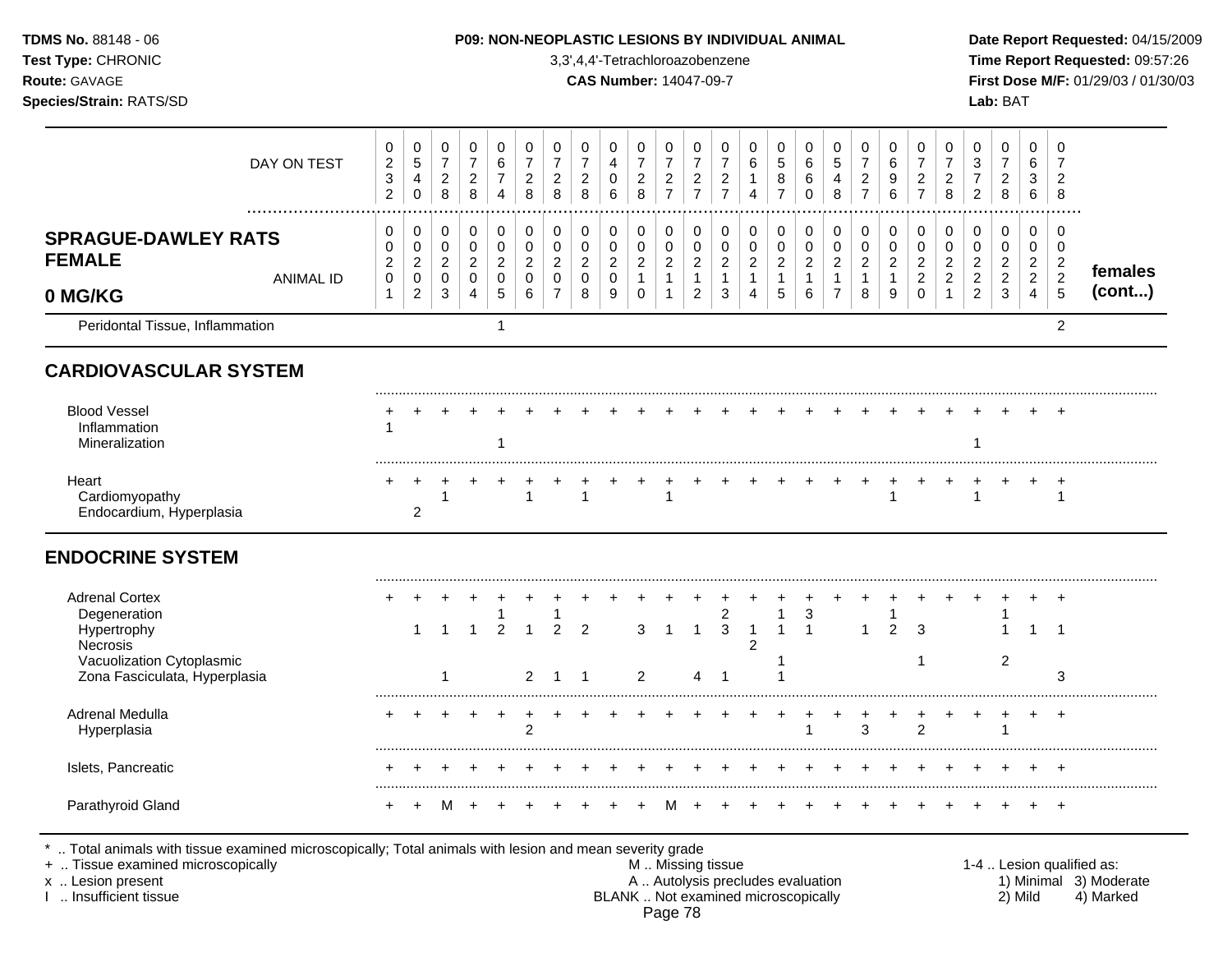**TDMS No.** 88148 - 06
**Test Type:** CHRONIC
**Route:** GAVAGE
**Species/Strain:** RATS/SD

**P09: NON-NEOPLASTIC LESIONS BY INDIVIDUAL ANIMAL**
3,3',4,4'-Tetrachloroazobenzene
**CAS Number:** 14047-09-7

**Date Report Requested:** 04/15/2009
**Time Report Requested:** 09:57:26
**First Dose M/F:** 01/29/03 / 01/30/03
**Lab:** BAT

| DAY ON TEST | 0232 | 0540 | 0728 | 0728 | 0674 | 0728 | 0728 | 0728 | 0406 | 0728 | 0727 | 0727 | 0727 | 0614 | 0587 | 0660 | 0548 | 0727 | 0696 | 0727 | 0728 | 0372 | 0728 | 0636 | 0728 | |
|---|---|---|---|---|---|---|---|---|---|---|---|---|---|---|---|---|---|---|---|---|---|---|---|---|---|---|
| **SPRAGUE-DAWLEY RATS FEMALE 0 MG/KG** — ANIMAL ID | 0201 | 0202 | 0203 | 0204 | 0205 | 0206 | 0207 | 0208 | 0209 | 0210 | 0211 | 0212 | 0213 | 0214 | 0215 | 0216 | 0217 | 0218 | 0219 | 0220 | 0221 | 0222 | 0223 | 0224 | 0225 | **females (cont...)** |
| Peridontal Tissue, Inflammation | | | | | 1 | | | | | | | | | | | | | | | | | | | | 2 | |
| **CARDIOVASCULAR SYSTEM** | | | | | | | | | | | | | | | | | | | | | | | | | | |
| Blood Vessel | + | + | + | + | + | + | + | + | + | + | + | + | + | + | + | + | + | + | + | + | + | + | + | + | + | |
| Inflammation | 1 | | | | | | | | | | | | | | | | | | | | | | | | | |
| Mineralization | | | | | 1 | | | | | | | | | | | | | | | | | 1 | | | | |
| Heart | + | + | + | + | + | + | + | + | + | + | + | + | + | + | + | + | + | + | + | + | + | + | + | + | + | |
| Cardiomyopathy | | | 1 | | | 1 | | 1 | | | 1 | | | | | | | | 1 | | | 1 | | | 1 | |
| Endocardium, Hyperplasia | | 2 | | | | | | | | | | | | | | | | | | | | | | | | |
| **ENDOCRINE SYSTEM** | | | | | | | | | | | | | | | | | | | | | | | | | | |
| Adrenal Cortex | + | + | + | + | + | + | + | + | + | + | + | + | + | + | + | + | + | + | + | + | + | + | + | + | + | |
| Degeneration | | | | | 1 | | 1 | | | | | | 2 | | 1 | 3 | | | 1 | | | | 1 | | | |
| Hypertrophy | | 1 | 1 | 1 | 2 | 1 | 2 | 2 | | 3 | 1 | 1 | 3 | 1 | 1 | 1 | | 1 | 2 | 3 | | | 1 | 1 | 1 | |
| Necrosis | | | | | | | | | | | | | | 2 | | | | | | | | | | | | |
| Vacuolization Cytoplasmic | | | | | | | | | | | | | | | 1 | | | | | 1 | | | 2 | | | |
| Zona Fasciculata, Hyperplasia | | | 1 | | | 2 | 1 | 1 | | 2 | | 4 | 1 | | 1 | | | | | | | | | | 3 | |
| Adrenal Medulla | + | + | + | + | + | + | + | + | + | + | + | + | + | + | + | + | + | + | + | + | + | + | + | + | + | |
| Hyperplasia | | | | | | 2 | | | | | | | | | | 1 | | 3 | | 2 | | | 1 | | | |
| Islets, Pancreatic | + | + | + | + | + | + | + | + | + | + | + | + | + | + | + | + | + | + | + | + | + | + | + | + | + | |
| Parathyroid Gland | + | + | M | + | + | + | + | + | + | + | M | + | + | + | + | + | + | + | + | + | + | + | + | + | + | |

\* .. Total animals with tissue examined microscopically; Total animals with lesion and mean severity grade
+ .. Tissue examined microscopically
x .. Lesion present
I .. Insufficient tissue

M .. Missing tissue
A .. Autolysis precludes evaluation
BLANK .. Not examined microscopically

1-4 .. Lesion qualified as:
1) Minimal 2) Mild 3) Moderate 4) Marked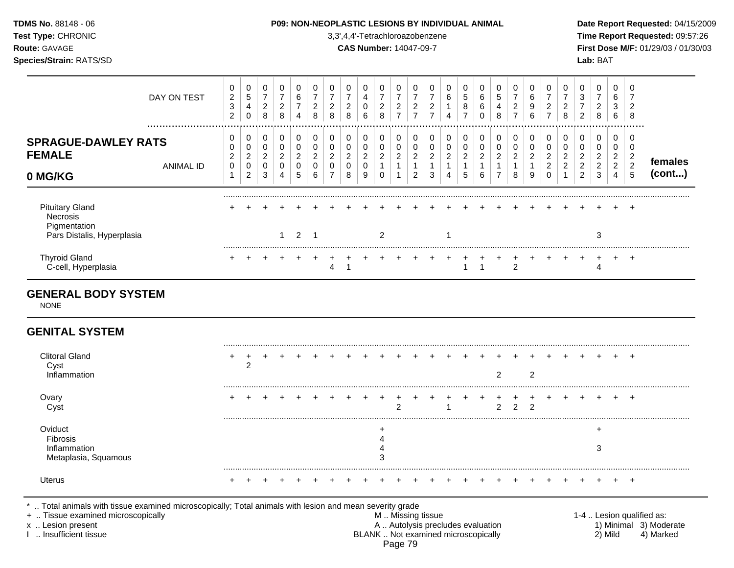**TDMS No.** 88148 - 06
**Test Type:** CHRONIC
**Route:** GAVAGE
**Species/Strain:** RATS/SD

**P09: NON-NEOPLASTIC LESIONS BY INDIVIDUAL ANIMAL**
3,3',4,4'-Tetrachloroazobenzene
**CAS Number:** 14047-09-7

**Date Report Requested:** 04/15/2009
**Time Report Requested:** 09:57:26
**First Dose M/F:** 01/29/03 / 01/30/03
**Lab:** BAT

## SPRAGUE-DAWLEY RATS FEMALE 0 MG/KG

| DAY ON TEST | 0232 | 0540 | 0728 | 0728 | 0674 | 0728 | 0728 | 0728 | 0406 | 0728 | 0727 | 0727 | 0727 | 0614 | 0587 | 0660 | 0548 | 0727 | 0696 | 0727 | 0728 | 0372 | 0728 | 0636 | 0728 | |
|---|---|---|---|---|---|---|---|---|---|---|---|---|---|---|---|---|---|---|---|---|---|---|---|---|---|---|
| **ANIMAL ID** | 00201 | 00202 | 00203 | 00204 | 00205 | 00206 | 00207 | 00208 | 00209 | 00210 | 00211 | 00212 | 00213 | 00214 | 00215 | 00216 | 00217 | 00218 | 00219 | 00220 | 00221 | 00222 | 00223 | 00224 | 00225 | **females (cont...)** |
| Pituitary Gland | + | + | + | + | + | + | + | + | + | + | + | + | + | + | + | + | + | + | + | + | + | + | + | + | + | |
| Necrosis | | | | | | | | | | | | | | | | | | | | | | | | | | |
| Pigmentation | | | | | | | | | | | | | | | | | | | | | | | | | | |
| Pars Distalis, Hyperplasia | | | | 1 | 2 | 1 | | | | 2 | | | | 1 | | | | | | | | | 3 | | | |
| Thyroid Gland | + | + | + | + | + | + | + | + | + | + | + | + | + | + | + | + | + | + | + | + | + | + | + | + | + | |
| C-cell, Hyperplasia | | | | | | | 4 | 1 | | | | | | | 1 | 1 | | 2 | | | | | 4 | | | |

## GENERAL BODY SYSTEM

NONE

## GENITAL SYSTEM

| ANIMAL ID | 00201 | 00202 | 00203 | 00204 | 00205 | 00206 | 00207 | 00208 | 00209 | 00210 | 00211 | 00212 | 00213 | 00214 | 00215 | 00216 | 00217 | 00218 | 00219 | 00220 | 00221 | 00222 | 00223 | 00224 | 00225 |
|---|---|---|---|---|---|---|---|---|---|---|---|---|---|---|---|---|---|---|---|---|---|---|---|---|---|
| Clitoral Gland | + | + | + | + | + | + | + | + | + | + | + | + | + | + | + | + | + | + | + | + | + | + | + | + | + |
| Cyst | | 2 | | | | | | | | | | | | | | | | | | | | | | | |
| Inflammation | | | | | | | | | | | | | | | | | 2 | | 2 | | | | | | |
| Ovary | + | + | + | + | + | + | + | + | + | + | + | + | + | + | + | + | + | + | + | + | + | + | + | + | + |
| Cyst | | | | | | | | | | | 2 | | | 1 | | | 2 | 2 | 2 | | | | | | |
| Oviduct | | | | | | | | | | + | | | | | | | | | | | | | + | | |
| Fibrosis | | | | | | | | | | 4 | | | | | | | | | | | | | | | |
| Inflammation | | | | | | | | | | 4 | | | | | | | | | | | | | 3 | | |
| Metaplasia, Squamous | | | | | | | | | | 3 | | | | | | | | | | | | | | | |
| Uterus | + | + | + | + | + | + | + | + | + | + | + | + | + | + | + | + | + | + | + | + | + | + | + | + | + |

\* .. Total animals with tissue examined microscopically; Total animals with lesion and mean severity grade
\+ .. Tissue examined microscopically
x .. Lesion present
I .. Insufficient tissue

M .. Missing tissue
A .. Autolysis precludes evaluation
BLANK .. Not examined microscopically

1-4 .. Lesion qualified as: 1) Minimal 2) Mild 3) Moderate 4) Marked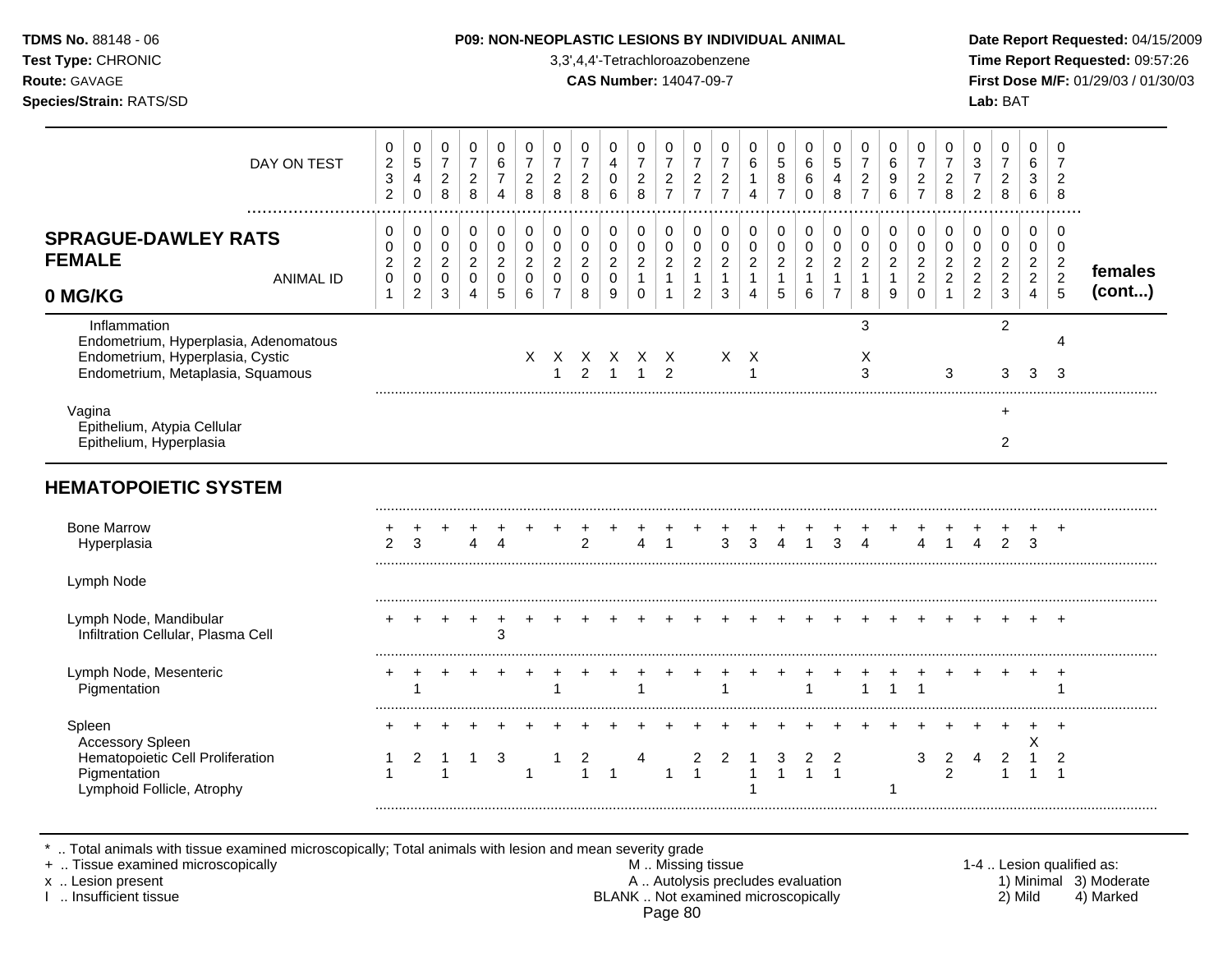**TDMS No.** 88148 - 06
**Test Type:** CHRONIC
**Route:** GAVAGE
**Species/Strain:** RATS/SD

**P09: NON-NEOPLASTIC LESIONS BY INDIVIDUAL ANIMAL**
3,3',4,4'-Tetrachloroazobenzene
**CAS Number:** 14047-09-7

**Date Report Requested:** 04/15/2009
**Time Report Requested:** 09:57:26
**First Dose M/F:** 01/29/03 / 01/30/03
**Lab:** BAT

## SPRAGUE-DAWLEY RATS FEMALE 0 MG/KG — females (cont...)

| DAY ON TEST | 0232 | 0540 | 0728 | 0728 | 0674 | 0728 | 0728 | 0728 | 0406 | 0728 | 0727 | 0727 | 0727 | 0614 | 0587 | 0660 | 0548 | 0727 | 0696 | 0727 | 0728 | 0372 | 0728 | 0636 | 0728 |
|---|---|---|---|---|---|---|---|---|---|---|---|---|---|---|---|---|---|---|---|---|---|---|---|---|---|
| **ANIMAL ID** | 0201 | 0202 | 0203 | 0204 | 0205 | 0206 | 0207 | 0208 | 0209 | 0210 | 0211 | 0212 | 0213 | 0214 | 0215 | 0216 | 0217 | 0218 | 0219 | 0220 | 0221 | 0222 | 0223 | 0224 | 0225 |
| Inflammation | | | | | | | | | | | | | | | | | | 3 | | | | | 2 | | |
| Endometrium, Hyperplasia, Adenomatous | | | | | | | | | | | | | | | | | | | | | | | | | 4 |
| Endometrium, Hyperplasia, Cystic | | | | | | X | X | X | X | X | X | | X | X | | | | X | | | | | | | |
| Endometrium, Metaplasia, Squamous | | | | | | | 1 | 2 | 1 | 1 | 2 | | | 1 | | | | 3 | | | 3 | | 3 | 3 | 3 |
| Vagina | | | | | | | | | | | | | | | | | | | | | | | + | | |
| Epithelium, Atypia Cellular | | | | | | | | | | | | | | | | | | | | | | | | | |
| Epithelium, Hyperplasia | | | | | | | | | | | | | | | | | | | | | | | 2 | | |
| **HEMATOPOIETIC SYSTEM** | | | | | | | | | | | | | | | | | | | | | | | | | |
| Bone Marrow | + | + | + | + | + | + | + | + | + | + | + | + | + | + | + | + | + | + | + | + | + | + | + | + | + |
| Hyperplasia | 2 | 3 | | 4 | 4 | | | 2 | | 4 | 1 | | 3 | 3 | 4 | 1 | 3 | 4 | | 4 | 1 | 4 | 2 | 3 | |
| Lymph Node | | | | | | | | | | | | | | | | | | | | | | | | | |
| Lymph Node, Mandibular | + | + | + | + | + | + | + | + | + | + | + | + | + | + | + | + | + | + | + | + | + | + | + | + | + |
| Infiltration Cellular, Plasma Cell | | | | | 3 | | | | | | | | | | | | | | | | | | | | |
| Lymph Node, Mesenteric | + | + | + | + | + | + | + | + | + | + | + | + | + | + | + | + | + | + | + | + | + | + | + | + | + |
| Pigmentation | | 1 | | | | | 1 | | | 1 | | | 1 | | | 1 | | 1 | 1 | 1 | | | | | 1 |
| Spleen | + | + | + | + | + | + | + | + | + | + | + | + | + | + | + | + | + | + | + | + | + | + | + | + | + |
| Accessory Spleen | | | | | | | | | | | | | | | | | | | | | | | | X | |
| Hematopoietic Cell Proliferation | 1 | 2 | 1 | 1 | 3 | | 1 | 2 | | 4 | | 2 | 2 | 1 | 3 | 2 | 2 | | | 3 | 2 | 4 | 2 | 1 | 2 |
| Pigmentation | 1 | | 1 | | | 1 | | 1 | 1 | | 1 | 1 | | 1 | 1 | 1 | 1 | | | | 2 | | 1 | 1 | 1 |
| Lymphoid Follicle, Atrophy | | | | | | | | | | | | | | 1 | | | | | 1 | | | | | | |

\* .. Total animals with tissue examined microscopically; Total animals with lesion and mean severity grade
\+ .. Tissue examined microscopically
x .. Lesion present
I .. Insufficient tissue

M .. Missing tissue
A .. Autolysis precludes evaluation
BLANK .. Not examined microscopically

1-4 .. Lesion qualified as:
1) Minimal 2) Mild 3) Moderate 4) Marked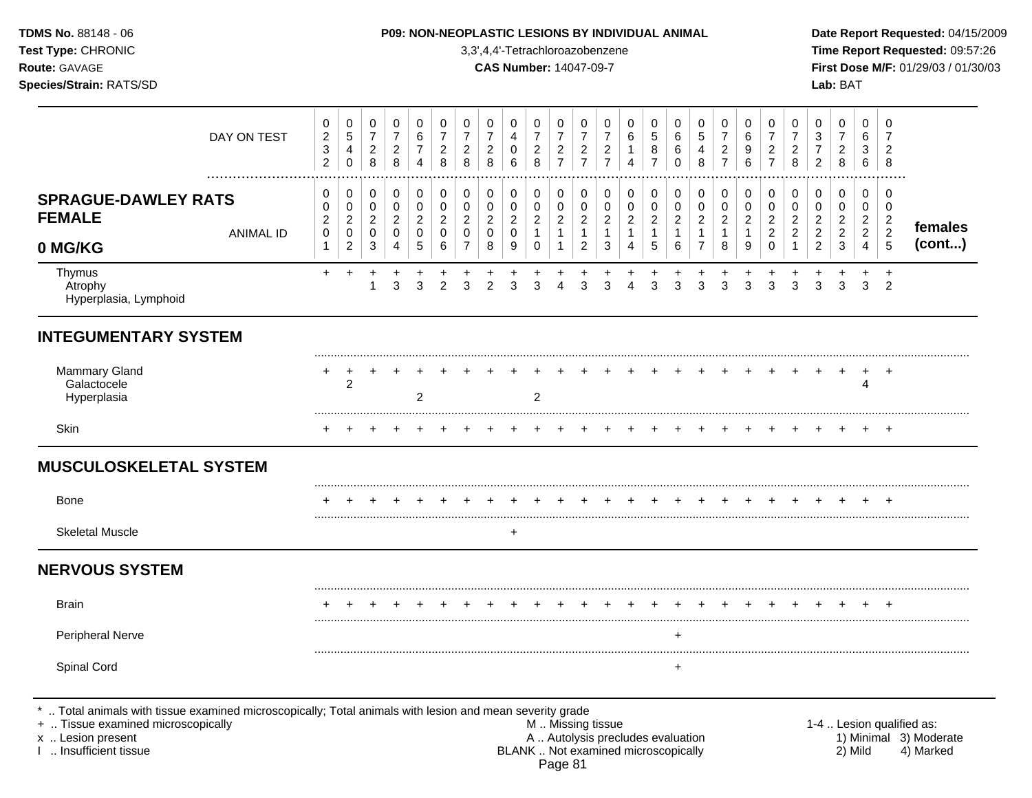**TDMS No.** 88148 - 06
**Test Type:** CHRONIC
**Route:** GAVAGE
**Species/Strain:** RATS/SD

**P09: NON-NEOPLASTIC LESIONS BY INDIVIDUAL ANIMAL**
3,3',4,4'-Tetrachloroazobenzene
**CAS Number:** 14047-09-7

**Date Report Requested:** 04/15/2009
**Time Report Requested:** 09:57:26
**First Dose M/F:** 01/29/03 / 01/30/03
**Lab:** BAT

## SPRAGUE-DAWLEY RATS FEMALE 0 MG/KG — females (cont...)

| DAY ON TEST | 0232 | 0540 | 0728 | 0728 | 0674 | 0728 | 0728 | 0728 | 0406 | 0728 | 0727 | 0727 | 0727 | 0614 | 0587 | 0660 | 0548 | 0727 | 0696 | 0727 | 0728 | 0372 | 0728 | 0636 | 0728 |
|---|---|---|---|---|---|---|---|---|---|---|---|---|---|---|---|---|---|---|---|---|---|---|---|---|---|
| **ANIMAL ID** | 00201 | 00202 | 00203 | 00204 | 00205 | 00206 | 00207 | 00208 | 00209 | 00210 | 00211 | 00212 | 00213 | 00214 | 00215 | 00216 | 00217 | 00218 | 00219 | 00220 | 00221 | 00222 | 00223 | 00224 | 00225 |
| Thymus | + | + | + | + | + | + | + | + | + | + | + | + | + | + | + | + | + | + | + | + | + | + | + | + | + |
| Atrophy | | | 1 | 3 | 3 | 2 | 3 | 2 | 3 | 3 | 4 | 3 | 3 | 4 | 3 | 3 | 3 | 3 | 3 | 3 | 3 | 3 | 3 | 3 | 2 |
| Hyperplasia, Lymphoid | | | | | | | | | | | | | | | | | | | | | | | | | |
| **INTEGUMENTARY SYSTEM** | | | | | | | | | | | | | | | | | | | | | | | | | |
| Mammary Gland | + | + | + | + | + | + | + | + | + | + | + | + | + | + | + | + | + | + | + | + | + | + | + | + | + |
| Galactocele | | 2 | | | | | | | | | | | | | | | | | | | | | | 4 | |
| Hyperplasia | | | | | 2 | | | | | 2 | | | | | | | | | | | | | | | |
| Skin | + | + | + | + | + | + | + | + | + | + | + | + | + | + | + | + | + | + | + | + | + | + | + | + | + |
| **MUSCULOSKELETAL SYSTEM** | | | | | | | | | | | | | | | | | | | | | | | | | |
| Bone | + | + | + | + | + | + | + | + | + | + | + | + | + | + | + | + | + | + | + | + | + | + | + | + | + |
| Skeletal Muscle | | | | | | | | | + | | | | | | | | | | | | | | | | |
| **NERVOUS SYSTEM** | | | | | | | | | | | | | | | | | | | | | | | | | |
| Brain | + | + | + | + | + | + | + | + | + | + | + | + | + | + | + | + | + | + | + | + | + | + | + | + | + |
| Peripheral Nerve | | | | | | | | | | | | | | | | + | | | | | | | | | |
| Spinal Cord | | | | | | | | | | | | | | | | + | | | | | | | | | |

\* .. Total animals with tissue examined microscopically; Total animals with lesion and mean severity grade
\+ .. Tissue examined microscopically
x .. Lesion present
I .. Insufficient tissue

M .. Missing tissue
A .. Autolysis precludes evaluation
BLANK .. Not examined microscopically

1-4 .. Lesion qualified as:
1) Minimal 2) Mild 3) Moderate 4) Marked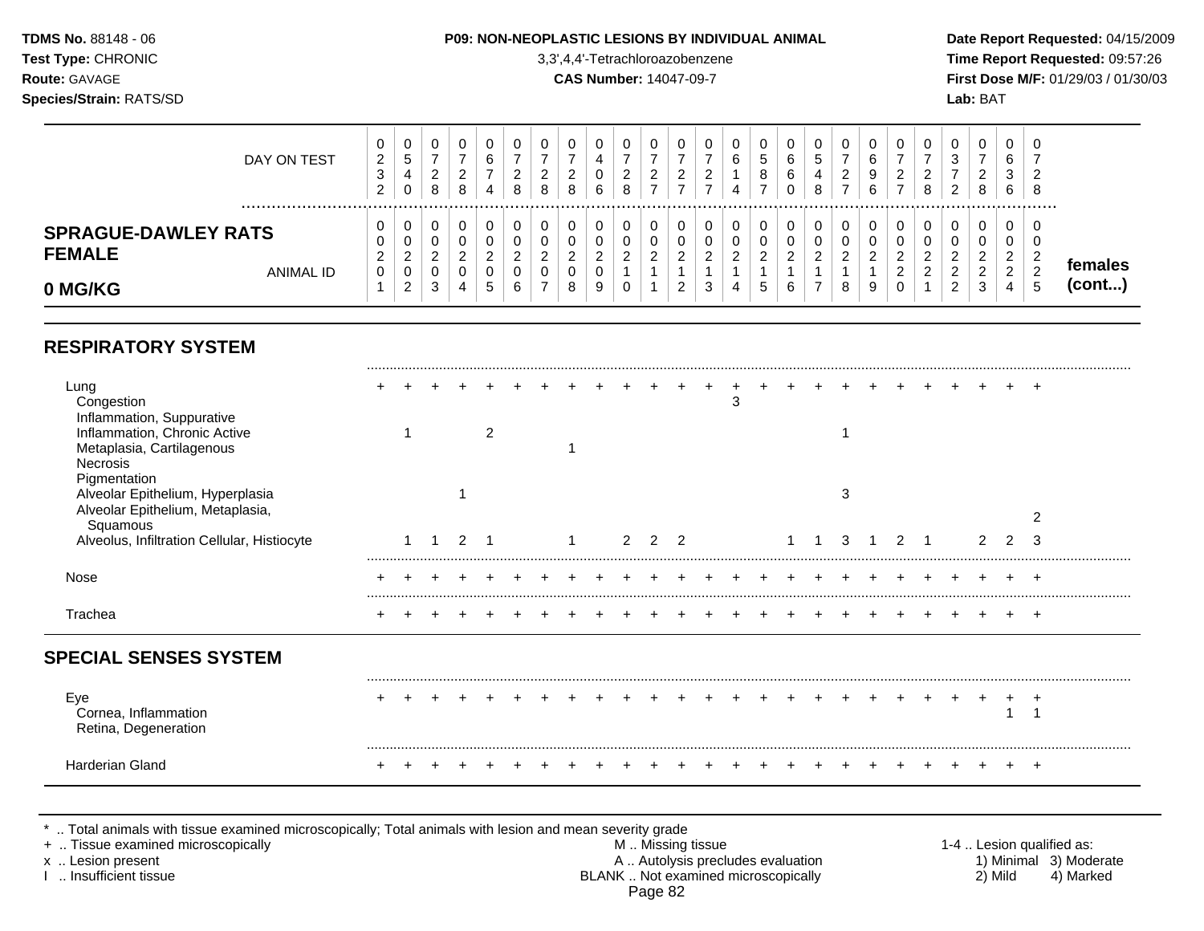**TDMS No.** 88148 - 06
**Test Type:** CHRONIC
**Route:** GAVAGE
**Species/Strain:** RATS/SD

**P09: NON-NEOPLASTIC LESIONS BY INDIVIDUAL ANIMAL**
3,3',4,4'-Tetrachloroazobenzene
**CAS Number:** 14047-09-7

**Date Report Requested:** 04/15/2009
**Time Report Requested:** 09:57:26
**First Dose M/F:** 01/29/03 / 01/30/03
**Lab:** BAT

## SPRAGUE-DAWLEY RATS FEMALE 0 MG/KG — females (cont...)

| | 1 | 2 | 3 | 4 | 5 | 6 | 7 | 8 | 9 | 10 | 11 | 12 | 13 | 14 | 15 | 16 | 17 | 18 | 19 | 20 | 21 | 22 | 23 | 24 | 25 |
|---|---|---|---|---|---|---|---|---|---|---|---|---|---|---|---|---|---|---|---|---|---|---|---|---|---|
| DAY ON TEST | 0232 | 0540 | 0728 | 0728 | 0674 | 0728 | 0728 | 0728 | 0406 | 0728 | 0727 | 0727 | 0727 | 0614 | 0587 | 0660 | 0548 | 0727 | 0696 | 0727 | 0728 | 0372 | 0728 | 0636 | 0728 |
| ANIMAL ID | 00201 | 00202 | 00203 | 00204 | 00205 | 00206 | 00207 | 00208 | 00209 | 00210 | 00211 | 00212 | 00213 | 00214 | 00215 | 00216 | 00217 | 00218 | 00219 | 00220 | 00221 | 00222 | 00223 | 00224 | 00225 |
| **RESPIRATORY SYSTEM** | | | | | | | | | | | | | | | | | | | | | | | | | |
| Lung | + | + | + | + | + | + | + | + | + | + | + | + | + | + | + | + | + | + | + | + | + | + | + | + | + |
| Congestion | | | | | | | | | | | | | | 3 | | | | | | | | | | | |
| Inflammation, Suppurative | | | | | | | | | | | | | | | | | | | | | | | | | |
| Inflammation, Chronic Active | | 1 | | | 2 | | | | | | | | | | | | | 1 | | | | | | | |
| Metaplasia, Cartilagenous | | | | | | | | 1 | | | | | | | | | | | | | | | | | |
| Necrosis | | | | | | | | | | | | | | | | | | | | | | | | | |
| Pigmentation | | | | | | | | | | | | | | | | | | | | | | | | | |
| Alveolar Epithelium, Hyperplasia | | | | 1 | | | | | | | | | | | | | | 3 | | | | | | | |
| Alveolar Epithelium, Metaplasia, Squamous | | | | | | | | | | | | | | | | | | | | | | | | | 2 |
| Alveolus, Infiltration Cellular, Histiocyte | | 1 | 1 | 2 | 1 | | | 1 | | 2 | 2 | 2 | | | | 1 | 1 | 3 | 1 | 2 | 1 | | 2 | 2 | 3 |
| Nose | + | + | + | + | + | + | + | + | + | + | + | + | + | + | + | + | + | + | + | + | + | + | + | + | + |
| Trachea | + | + | + | + | + | + | + | + | + | + | + | + | + | + | + | + | + | + | + | + | + | + | + | + | + |
| **SPECIAL SENSES SYSTEM** | | | | | | | | | | | | | | | | | | | | | | | | | |
| Eye | + | + | + | + | + | + | + | + | + | + | + | + | + | + | + | + | + | + | + | + | + | + | + | + | + |
| Cornea, Inflammation | | | | | | | | | | | | | | | | | | | | | | | | 1 | 1 |
| Retina, Degeneration | | | | | | | | | | | | | | | | | | | | | | | | | |
| Harderian Gland | + | + | + | + | + | + | + | + | + | + | + | + | + | + | + | + | + | + | + | + | + | + | + | + | + |

\* .. Total animals with tissue examined microscopically; Total animals with lesion and mean severity grade
\+ .. Tissue examined microscopically
x .. Lesion present
I .. Insufficient tissue

M .. Missing tissue
A .. Autolysis precludes evaluation
BLANK .. Not examined microscopically

1-4 .. Lesion qualified as:
1) Minimal 2) Mild 3) Moderate 4) Marked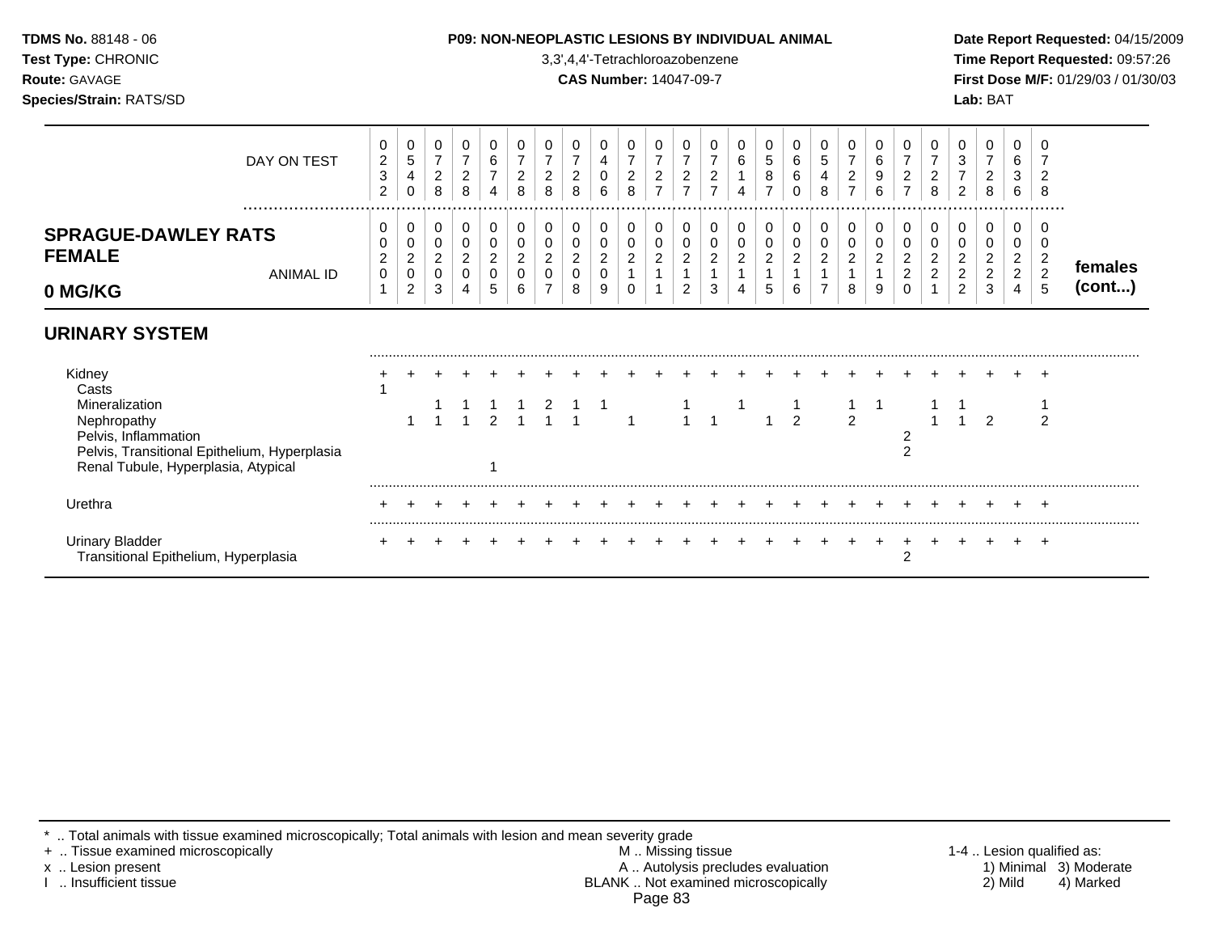**TDMS No.** 88148 - 06
**Test Type:** CHRONIC
**Route:** GAVAGE
**Species/Strain:** RATS/SD

**P09: NON-NEOPLASTIC LESIONS BY INDIVIDUAL ANIMAL**
3,3',4,4'-Tetrachloroazobenzene
**CAS Number:** 14047-09-7

**Date Report Requested:** 04/15/2009
**Time Report Requested:** 09:57:26
**First Dose M/F:** 01/29/03 / 01/30/03
**Lab:** BAT

**SPRAGUE-DAWLEY RATS FEMALE 0 MG/KG** — females (cont...)

| DAY ON TEST | 0232 | 0540 | 0728 | 0728 | 0674 | 0728 | 0728 | 0728 | 0406 | 0728 | 0727 | 0727 | 0727 | 0614 | 0587 | 0660 | 0548 | 0727 | 0696 | 0727 | 0728 | 0372 | 0728 | 0636 | 0728 |
|---|---|---|---|---|---|---|---|---|---|---|---|---|---|---|---|---|---|---|---|---|---|---|---|---|---|
| **ANIMAL ID** | 0201 | 0202 | 0203 | 0204 | 0205 | 0206 | 0207 | 0208 | 0209 | 0210 | 0211 | 0212 | 0213 | 0214 | 0215 | 0216 | 0217 | 0218 | 0219 | 0220 | 0221 | 0222 | 0223 | 0224 | 0225 |
| **URINARY SYSTEM** | | | | | | | | | | | | | | | | | | | | | | | | | |
| Kidney | + | + | + | + | + | + | + | + | + | + | + | + | + | + | + | + | + | + | + | + | + | + | + | + | + |
| Casts | 1 | | | | | | | | | | | | | | | | | | | | | | | | |
| Mineralization | | | 1 | 1 | 1 | 1 | 2 | 1 | 1 | | | 1 | | 1 | | 1 | | 1 | 1 | | 1 | 1 | | | 1 |
| Nephropathy | | 1 | 1 | 1 | 2 | 1 | 1 | 1 | | 1 | | 1 | 1 | | 1 | 2 | | 2 | | | 1 | 1 | 2 | | 2 |
| Pelvis, Inflammation | | | | | | | | | | | | | | | | | | | | 2 | | | | | |
| Pelvis, Transitional Epithelium, Hyperplasia | | | | | | | | | | | | | | | | | | | | 2 | | | | | |
| Renal Tubule, Hyperplasia, Atypical | | | | | 1 | | | | | | | | | | | | | | | | | | | | |
| Urethra | + | + | + | + | + | + | + | + | + | + | + | + | + | + | + | + | + | + | + | + | + | + | + | + | + |
| Urinary Bladder | + | + | + | + | + | + | + | + | + | + | + | + | + | + | + | + | + | + | + | + | + | + | + | + | + |
| Transitional Epithelium, Hyperplasia | | | | | | | | | | | | | | | | | | | | 2 | | | | | |

\* .. Total animals with tissue examined microscopically; Total animals with lesion and mean severity grade
\+ .. Tissue examined microscopically
x .. Lesion present
I .. Insufficient tissue
M .. Missing tissue
A .. Autolysis precludes evaluation
BLANK .. Not examined microscopically

1-4 .. Lesion qualified as: 1) Minimal 2) Mild 3) Moderate 4) Marked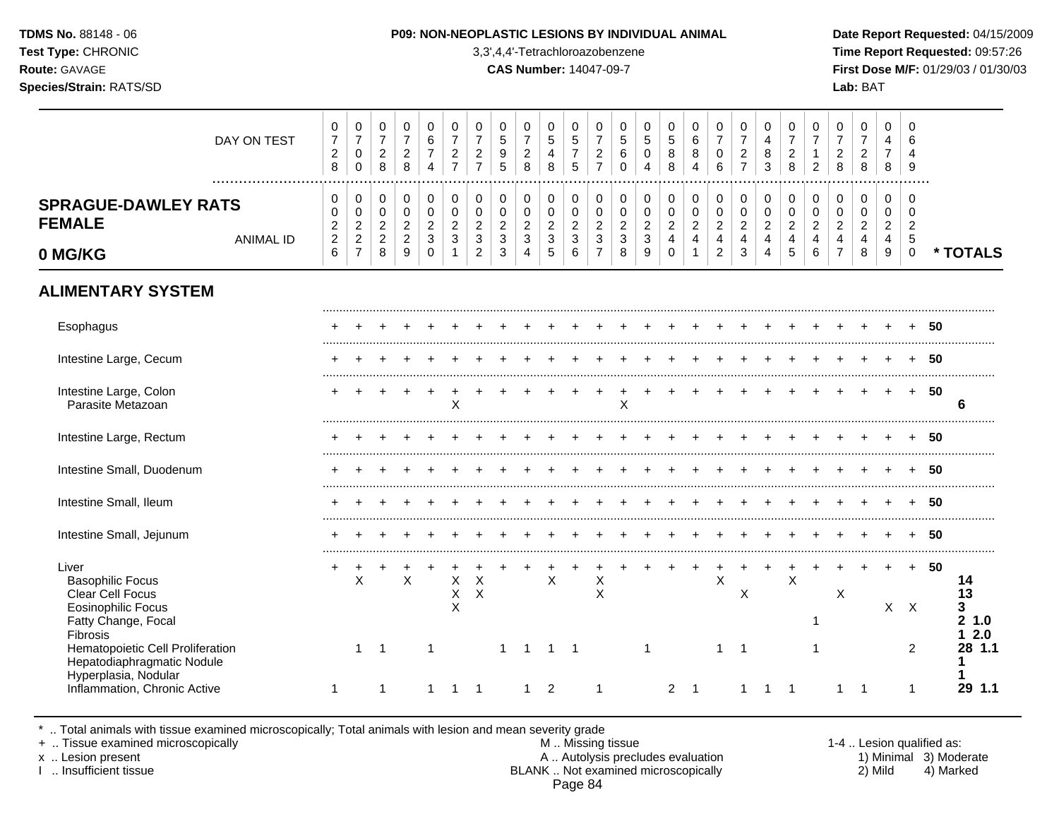**TDMS No.** 88148 - 06
**Test Type:** CHRONIC
**Route:** GAVAGE
**Species/Strain:** RATS/SD

**P09: NON-NEOPLASTIC LESIONS BY INDIVIDUAL ANIMAL**
3,3',4,4'-Tetrachloroazobenzene
**CAS Number:** 14047-09-7

**Date Report Requested:** 04/15/2009
**Time Report Requested:** 09:57:26
**First Dose M/F:** 01/29/03 / 01/30/03
**Lab:** BAT

| DAY ON TEST | 0728 | 0700 | 0728 | 0728 | 0674 | 0727 | 0727 | 0595 | 0728 | 0548 | 0575 | 0727 | 0560 | 0504 | 0588 | 0684 | 0706 | 0727 | 0483 | 0728 | 0712 | 0728 | 0728 | 0478 | 0649 | |
|---|---|---|---|---|---|---|---|---|---|---|---|---|---|---|---|---|---|---|---|---|---|---|---|---|---|---|
| **SPRAGUE-DAWLEY RATS FEMALE 0 MG/KG** — ANIMAL ID | 0226 | 0227 | 0228 | 0229 | 0230 | 0231 | 0232 | 0233 | 0234 | 0235 | 0236 | 0237 | 0238 | 0239 | 0240 | 0241 | 0242 | 0243 | 0244 | 0245 | 0246 | 0247 | 0248 | 0249 | 0250 | *** TOTALS** |
| **ALIMENTARY SYSTEM** | | | | | | | | | | | | | | | | | | | | | | | | | | |
| Esophagus | + | + | + | + | + | + | + | + | + | + | + | + | + | + | + | + | + | + | + | + | + | + | + | + | + | **50** |
| Intestine Large, Cecum | + | + | + | + | + | + | + | + | + | + | + | + | + | + | + | + | + | + | + | + | + | + | + | + | + | **50** |
| Intestine Large, Colon | + | + | + | + | + | + | + | + | + | + | + | + | + | + | + | + | + | + | + | + | + | + | + | + | + | **50** |
| Parasite Metazoan | | | | | | X | | | | | | | X | | | | | | | | | | | | | **6** |
| Intestine Large, Rectum | + | + | + | + | + | + | + | + | + | + | + | + | + | + | + | + | + | + | + | + | + | + | + | + | + | **50** |
| Intestine Small, Duodenum | + | + | + | + | + | + | + | + | + | + | + | + | + | + | + | + | + | + | + | + | + | + | + | + | + | **50** |
| Intestine Small, Ileum | + | + | + | + | + | + | + | + | + | + | + | + | + | + | + | + | + | + | + | + | + | + | + | + | + | **50** |
| Intestine Small, Jejunum | + | + | + | + | + | + | + | + | + | + | + | + | + | + | + | + | + | + | + | + | + | + | + | + | + | **50** |
| Liver | + | + | + | + | + | + | + | + | + | + | + | + | + | + | + | + | + | + | + | + | + | + | + | + | + | **50** |
| Basophilic Focus | | X | | X | | X | X | | | X | | X | | | | | X | | | X | | | | | | **14** |
| Clear Cell Focus | | | | | | X | X | | | | | X | | | | | | X | | | | X | | | | **13** |
| Eosinophilic Focus | | | | | | X | | | | | | | | | | | | | | | | | | X | X | **3** |
| Fatty Change, Focal | | | | | | | | | | | | | | | | | | | | | 1 | | | | | **2 1.0** |
| Fibrosis | | | | | | | | | | | | | | | | | | | | | | | | | | **1 2.0** |
| Hematopoietic Cell Proliferation | | 1 | 1 | | 1 | | | 1 | 1 | 1 | 1 | | | 1 | | | 1 | 1 | | | 1 | | | | 2 | **28 1.1** |
| Hepatodiaphragmatic Nodule | | | | | | | | | | | | | | | | | | | | | | | | | | **1** |
| Hyperplasia, Nodular | | | | | | | | | | | | | | | | | | | | | | | | | | **1** |
| Inflammation, Chronic Active | 1 | | 1 | | 1 | 1 | 1 | | 1 | 2 | | 1 | | | 2 | 1 | | 1 | 1 | 1 | | 1 | 1 | | 1 | **29 1.1** |

\* .. Total animals with tissue examined microscopically; Total animals with lesion and mean severity grade
\+ .. Tissue examined microscopically
x .. Lesion present
I .. Insufficient tissue

M .. Missing tissue
A .. Autolysis precludes evaluation
BLANK .. Not examined microscopically

1-4 .. Lesion qualified as:
1) Minimal 3) Moderate
2) Mild 4) Marked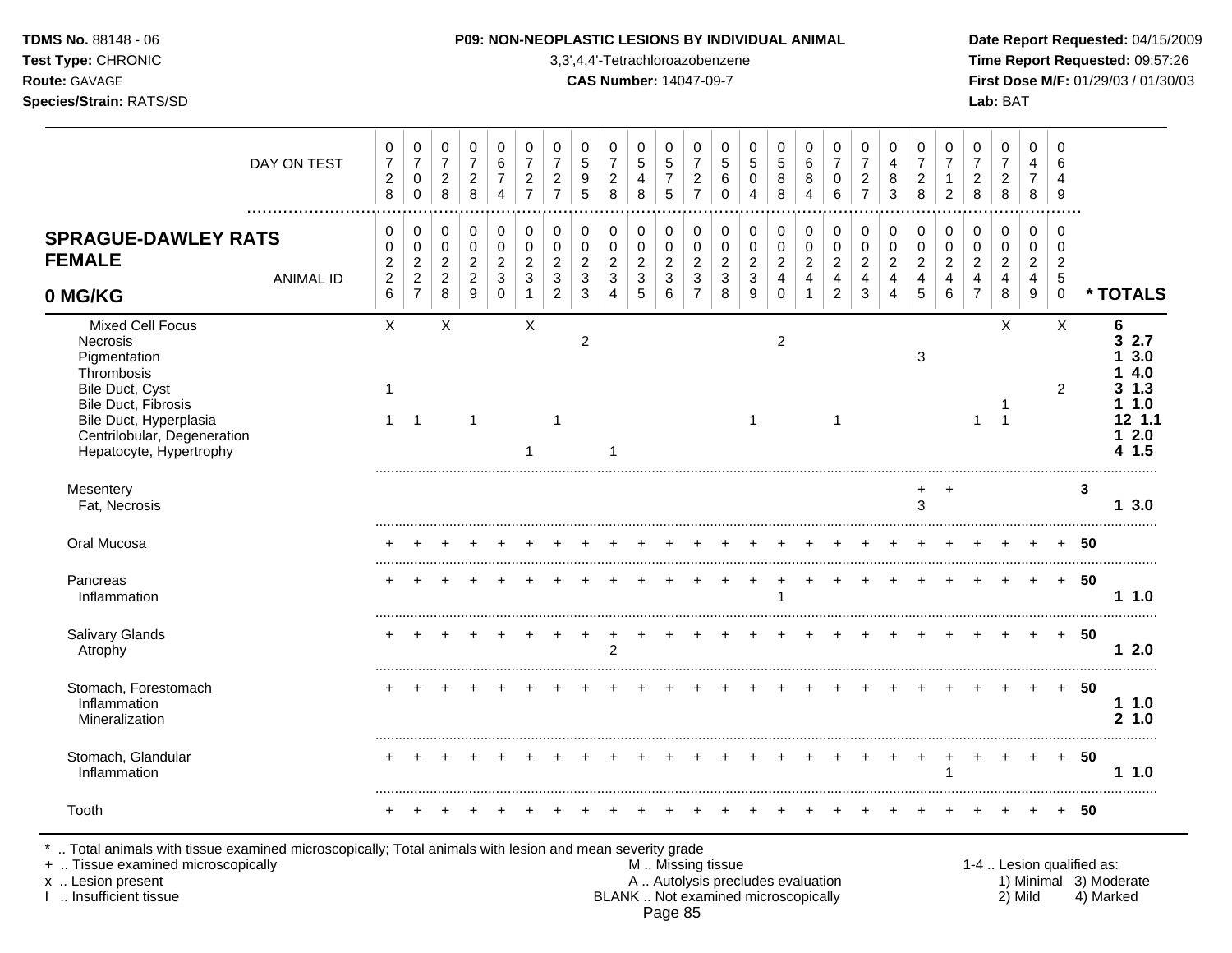**TDMS No.** 88148 - 06
**Test Type:** CHRONIC
**Route:** GAVAGE
**Species/Strain:** RATS/SD

**P09: NON-NEOPLASTIC LESIONS BY INDIVIDUAL ANIMAL**
3,3',4,4'-Tetrachloroazobenzene
**CAS Number:** 14047-09-7

**Date Report Requested:** 04/15/2009
**Time Report Requested:** 09:57:26
**First Dose M/F:** 01/29/03 / 01/30/03
**Lab:** BAT

## SPRAGUE-DAWLEY RATS FEMALE 0 MG/KG

| DAY ON TEST | 0728 | 0700 | 0728 | 0728 | 0674 | 0727 | 0727 | 0595 | 0728 | 0548 | 0575 | 0727 | 0560 | 0504 | 0588 | 0684 | 0706 | 0727 | 0483 | 0728 | 0712 | 0728 | 0728 | 0478 | 0649 | |
|---|---|---|---|---|---|---|---|---|---|---|---|---|---|---|---|---|---|---|---|---|---|---|---|---|---|---|
| **ANIMAL ID** | 0226 | 0227 | 0228 | 0229 | 0230 | 0231 | 0232 | 0233 | 0234 | 0235 | 0236 | 0237 | 0238 | 0239 | 0240 | 0241 | 0242 | 0243 | 0244 | 0245 | 0246 | 0247 | 0248 | 0249 | 0250 | *** TOTALS** |
| Mixed Cell Focus | X | | X | | | X | | | | | | | | | | | | | | | | | X | | X | 6 |
| Necrosis | | | | | | | | 2 | | | | | | | 2 | | | | | | | | | | | 3 2.7 |
| Pigmentation | | | | | | | | | | | | | | | | | | | | 3 | | | | | | 1 3.0 |
| Thrombosis | | | | | | | | | | | | | | | | | | | | | | | | | | 1 4.0 |
| Bile Duct, Cyst | 1 | | | | | | | | | | | | | | | | | | | | | | | | 2 | 3 1.3 |
| Bile Duct, Fibrosis | | | | | | | | | | | | | | | | | | | | | | | 1 | | | 1 1.0 |
| Bile Duct, Hyperplasia | 1 | 1 | | 1 | | | 1 | | | | | | | 1 | | | 1 | | | | | 1 | 1 | | | 12 1.1 |
| Centrilobular, Degeneration | | | | | | | | | | | | | | | | | | | | | | | | | | 1 2.0 |
| Hepatocyte, Hypertrophy | | | | | | 1 | | | 1 | | | | | | | | | | | | | | | | | 4 1.5 |
| Mesentery | | | | | | | | | | | | | | | | | | | | + | + | | | | | 3 |
| Fat, Necrosis | | | | | | | | | | | | | | | | | | | | 3 | | | | | | 1 3.0 |
| Oral Mucosa | + | + | + | + | + | + | + | + | + | + | + | + | + | + | + | + | + | + | + | + | + | + | + | + | + | 50 |
| Pancreas | + | + | + | + | + | + | + | + | + | + | + | + | + | + | + | + | + | + | + | + | + | + | + | + | + | 50 |
| Inflammation | | | | | | | | | | | | | | | 1 | | | | | | | | | | | 1 1.0 |
| Salivary Glands | + | + | + | + | + | + | + | + | + | + | + | + | + | + | + | + | + | + | + | + | + | + | + | + | + | 50 |
| Atrophy | | | | | | | | | 2 | | | | | | | | | | | | | | | | | 1 2.0 |
| Stomach, Forestomach | + | + | + | + | + | + | + | + | + | + | + | + | + | + | + | + | + | + | + | + | + | + | + | + | + | 50 |
| Inflammation | | | | | | | | | | | | | | | | | | | | | | | | | | 1 1.0 |
| Mineralization | | | | | | | | | | | | | | | | | | | | | | | | | | 2 1.0 |
| Stomach, Glandular | + | + | + | + | + | + | + | + | + | + | + | + | + | + | + | + | + | + | + | + | + | + | + | + | + | 50 |
| Inflammation | | | | | | | | | | | | | | | | | | | | | 1 | | | | | 1 1.0 |
| Tooth | + | + | + | + | + | + | + | + | + | + | + | + | + | + | + | + | + | + | + | + | + | + | + | + | + | 50 |

\* .. Total animals with tissue examined microscopically; Total animals with lesion and mean severity grade
\+ .. Tissue examined microscopically
x .. Lesion present
I .. Insufficient tissue

M .. Missing tissue
A .. Autolysis precludes evaluation
BLANK .. Not examined microscopically

1-4 .. Lesion qualified as:
1) Minimal 2) Mild 3) Moderate 4) Marked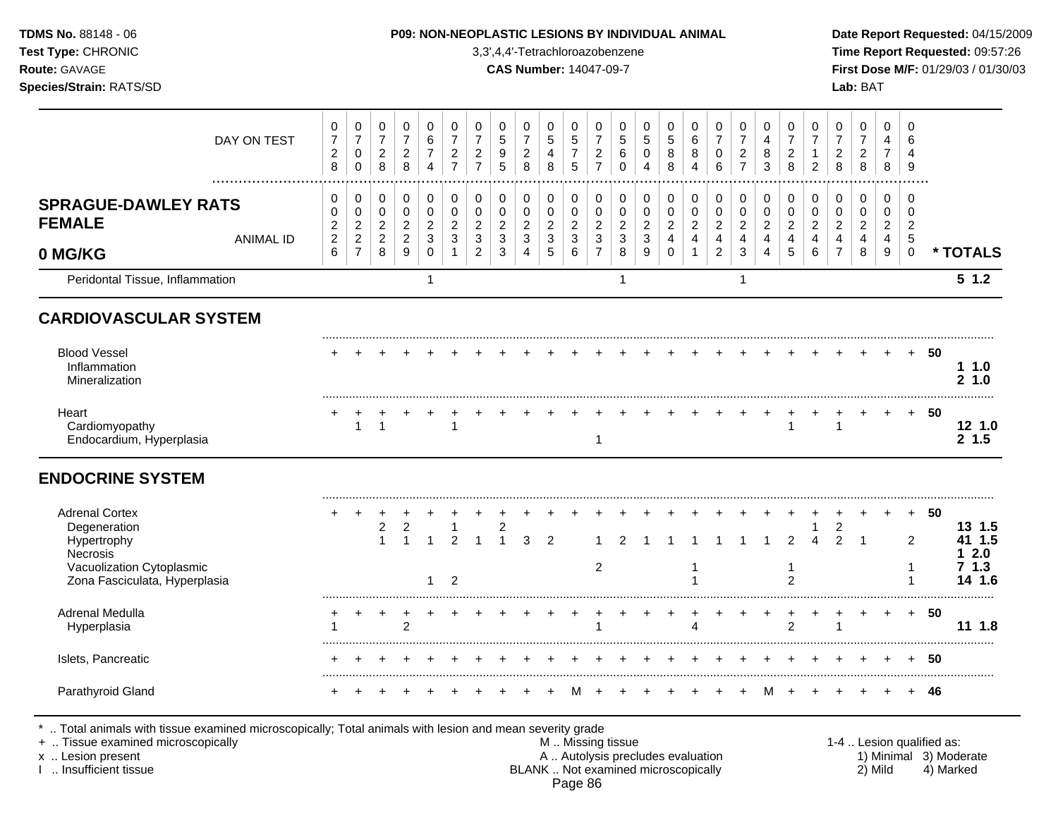**TDMS No.** 88148 - 06
**Test Type:** CHRONIC
**Route:** GAVAGE
**Species/Strain:** RATS/SD

**P09: NON-NEOPLASTIC LESIONS BY INDIVIDUAL ANIMAL**
3,3',4,4'-Tetrachloroazobenzene
**CAS Number:** 14047-09-7

**Date Report Requested:** 04/15/2009
**Time Report Requested:** 09:57:26
**First Dose M/F:** 01/29/03 / 01/30/03
**Lab:** BAT

| DAY ON TEST | 0728 | 0700 | 0728 | 0728 | 0674 | 0727 | 0727 | 0595 | 0728 | 0548 | 0575 | 0727 | 0560 | 0504 | 0588 | 0684 | 0706 | 0727 | 0483 | 0728 | 0712 | 0728 | 0728 | 0478 | 0649 | |
|---|---|---|---|---|---|---|---|---|---|---|---|---|---|---|---|---|---|---|---|---|---|---|---|---|---|---|
| **SPRAGUE-DAWLEY RATS FEMALE 0 MG/KG** — ANIMAL ID | 0226 | 0227 | 0228 | 0229 | 0230 | 0231 | 0232 | 0233 | 0234 | 0235 | 0236 | 0237 | 0238 | 0239 | 0240 | 0241 | 0242 | 0243 | 0244 | 0245 | 0246 | 0247 | 0248 | 0249 | 0250 | *** TOTALS** |
| Peridontal Tissue, Inflammation | | | | | 1 | | | | | | | | 1 | | | | | 1 | | | | | | | | **5 1.2** |
| **CARDIOVASCULAR SYSTEM** | | | | | | | | | | | | | | | | | | | | | | | | | | |
| Blood Vessel | + | + | + | + | + | + | + | + | + | + | + | + | + | + | + | + | + | + | + | + | + | + | + | + | + | **50** |
| Inflammation | | | | | | | | | | | | | | | | | | | | | | | | | | **1 1.0** |
| Mineralization | | | | | | | | | | | | | | | | | | | | | | | | | | **2 1.0** |
| Heart | + | + | + | + | + | + | + | + | + | + | + | + | + | + | + | + | + | + | + | + | + | + | + | + | + | **50** |
| Cardiomyopathy | | 1 | 1 | | | 1 | | | | | | | | | | | | | | 1 | | 1 | | | | **12 1.0** |
| Endocardium, Hyperplasia | | | | | | | | | | | | 1 | | | | | | | | | | | | | | **2 1.5** |
| **ENDOCRINE SYSTEM** | | | | | | | | | | | | | | | | | | | | | | | | | | |
| Adrenal Cortex | + | + | + | + | + | + | + | + | + | + | + | + | + | + | + | + | + | + | + | + | + | + | + | + | + | **50** |
| Degeneration | | | 2 | 2 | | 1 | | 2 | | | | | | | | | | | | | 1 | 2 | | | | **13 1.5** |
| Hypertrophy | | | 1 | 1 | 1 | 2 | 1 | 1 | 3 | 2 | | 1 | 2 | 1 | 1 | 1 | 1 | 1 | 1 | 2 | 4 | 2 | 1 | | 2 | **41 1.5** |
| Necrosis | | | | | | | | | | | | | | | | | | | | | | | | | | **1 2.0** |
| Vacuolization Cytoplasmic | | | | | | | | | | | | 2 | | | | 1 | | | | 1 | | | | | 1 | **7 1.3** |
| Zona Fasciculata, Hyperplasia | | | | | 1 | 2 | | | | | | | | | | 1 | | | | 2 | | | | | 1 | **14 1.6** |
| Adrenal Medulla | + | + | + | + | + | + | + | + | + | + | + | + | + | + | + | + | + | + | + | + | + | + | + | + | + | **50** |
| Hyperplasia | 1 | | | 2 | | | | | | | | 1 | | | | 4 | | | | 2 | | 1 | | | | **11 1.8** |
| Islets, Pancreatic | + | + | + | + | + | + | + | + | + | + | + | + | + | + | + | + | + | + | + | + | + | + | + | + | + | **50** |
| Parathyroid Gland | + | + | + | + | + | + | + | + | + | + | M | + | + | + | + | + | + | + | M | + | + | + | + | + | + | **46** |

\* .. Total animals with tissue examined microscopically; Total animals with lesion and mean severity grade
\+ .. Tissue examined microscopically
x .. Lesion present
I .. Insufficient tissue

M .. Missing tissue
A .. Autolysis precludes evaluation
BLANK .. Not examined microscopically

1-4 .. Lesion qualified as:
1) Minimal 2) Mild 3) Moderate 4) Marked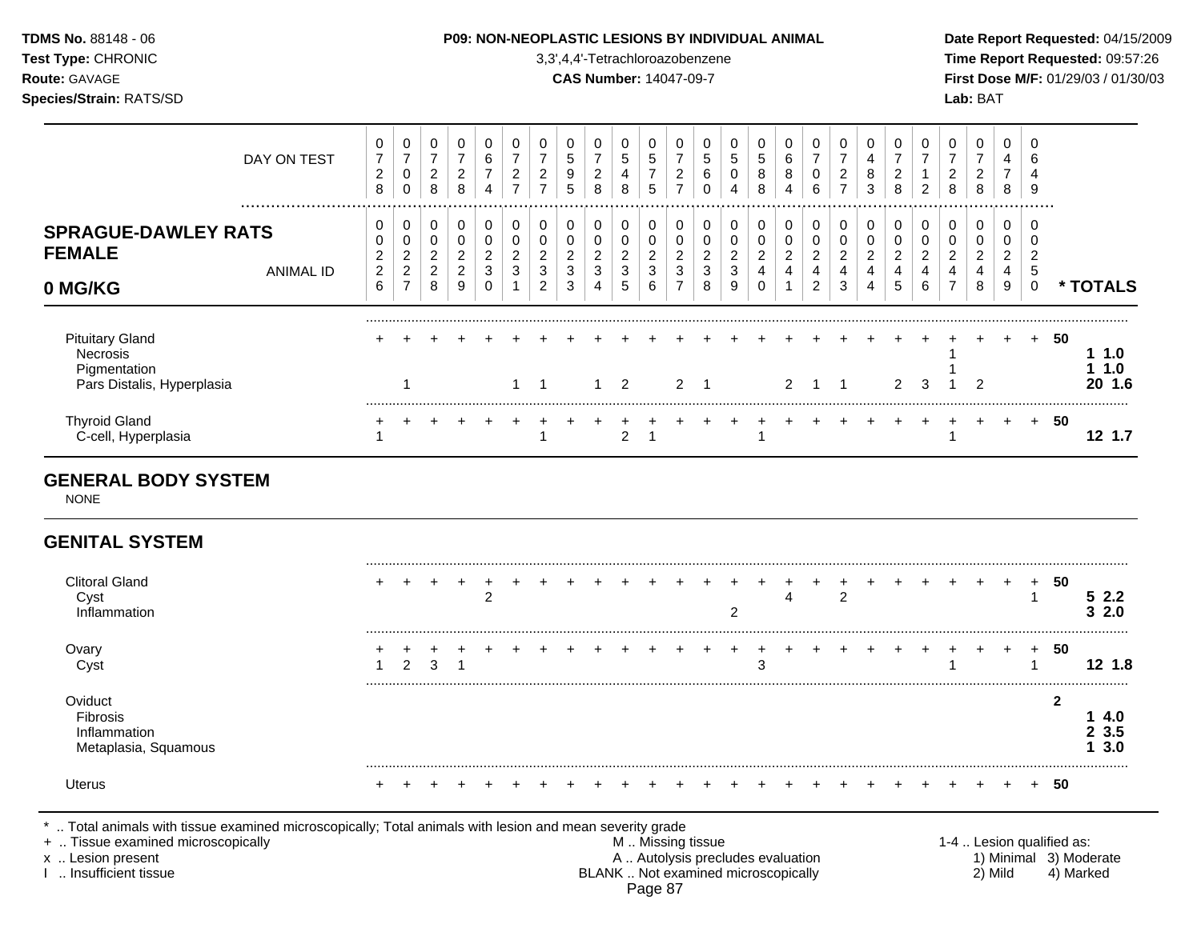**TDMS No.** 88148 - 06
**Test Type:** CHRONIC
**Route:** GAVAGE
**Species/Strain:** RATS/SD

**P09: NON-NEOPLASTIC LESIONS BY INDIVIDUAL ANIMAL**
3,3',4,4'-Tetrachloroazobenzene
**CAS Number:** 14047-09-7

**Date Report Requested:** 04/15/2009
**Time Report Requested:** 09:57:26
**First Dose M/F:** 01/29/03 / 01/30/03
**Lab:** BAT

| | 1 | 2 | 3 | 4 | 5 | 6 | 7 | 8 | 9 | 10 | 11 | 12 | 13 | 14 | 15 | 16 | 17 | 18 | 19 | 20 | 21 | 22 | 23 | 24 | 25 | * TOTALS |
|---|---|---|---|---|---|---|---|---|---|---|---|---|---|---|---|---|---|---|---|---|---|---|---|---|---|---|
| DAY ON TEST | 0728 | 0700 | 0728 | 0728 | 0674 | 0727 | 0727 | 0595 | 0728 | 0548 | 0575 | 0727 | 0560 | 0504 | 0588 | 0684 | 0706 | 0727 | 0483 | 0728 | 0712 | 0728 | 0728 | 0478 | 0649 | |
| **SPRAGUE-DAWLEY RATS FEMALE 0 MG/KG** ANIMAL ID | 00226 | 00227 | 00228 | 00229 | 00230 | 00231 | 00232 | 00233 | 00234 | 00235 | 00236 | 00237 | 00238 | 00239 | 00240 | 00241 | 00242 | 00243 | 00244 | 00245 | 00246 | 00247 | 00248 | 00249 | 00250 | |
| Pituitary Gland | + | + | + | + | + | + | + | + | + | + | + | + | + | + | + | + | + | + | + | + | + | + | + | + | + | 50 |
| Necrosis | | | | | | | | | | | | | | | | | | | | | | 1 | | | | 1 1.0 |
| Pigmentation | | | | | | | | | | | | | | | | | | | | | | 1 | | | | 1 1.0 |
| Pars Distalis, Hyperplasia | | 1 | | | | 1 | 1 | | 1 | 2 | | 2 | 1 | | | 2 | 1 | 1 | | 2 | 3 | 1 | 2 | | | 20 1.6 |
| Thyroid Gland | + | + | + | + | + | + | + | + | + | + | + | + | + | + | + | + | + | + | + | + | + | + | + | + | + | 50 |
| C-cell, Hyperplasia | 1 | | | | | | 1 | | | 2 | 1 | | | | 1 | | | | | | | 1 | | | | 12 1.7 |

## GENERAL BODY SYSTEM

NONE

## GENITAL SYSTEM

| | 1 | 2 | 3 | 4 | 5 | 6 | 7 | 8 | 9 | 10 | 11 | 12 | 13 | 14 | 15 | 16 | 17 | 18 | 19 | 20 | 21 | 22 | 23 | 24 | 25 | * TOTALS |
|---|---|---|---|---|---|---|---|---|---|---|---|---|---|---|---|---|---|---|---|---|---|---|---|---|---|---|
| Clitoral Gland | + | + | + | + | + | + | + | + | + | + | + | + | + | + | + | + | + | + | + | + | + | + | + | + | + | 50 |
| Cyst | | | | | 2 | | | | | | | | | | | 4 | | 2 | | | | | | | 1 | 5 2.2 |
| Inflammation | | | | | | | | | | | | | | 2 | | | | | | | | | | | | 3 2.0 |
| Ovary | + | + | + | + | + | + | + | + | + | + | + | + | + | + | + | + | + | + | + | + | + | + | + | + | + | 50 |
| Cyst | 1 | 2 | 3 | 1 | | | | | | | | | | | 3 | | | | | | | 1 | | | 1 | 12 1.8 |
| Oviduct | | | | | | | | | | | | | | | | | | | | | | | | | | 2 |
| Fibrosis | | | | | | | | | | | | | | | | | | | | | | | | | | 1 4.0 |
| Inflammation | | | | | | | | | | | | | | | | | | | | | | | | | | 2 3.5 |
| Metaplasia, Squamous | | | | | | | | | | | | | | | | | | | | | | | | | | 1 3.0 |
| Uterus | + | + | + | + | + | + | + | + | + | + | + | + | + | + | + | + | + | + | + | + | + | + | + | + | + | 50 |

\* .. Total animals with tissue examined microscopically; Total animals with lesion and mean severity grade
+ .. Tissue examined microscopically
x .. Lesion present
I .. Insufficient tissue

M .. Missing tissue
A .. Autolysis precludes evaluation
BLANK .. Not examined microscopically

1-4 .. Lesion qualified as:
1) Minimal 2) Mild 3) Moderate 4) Marked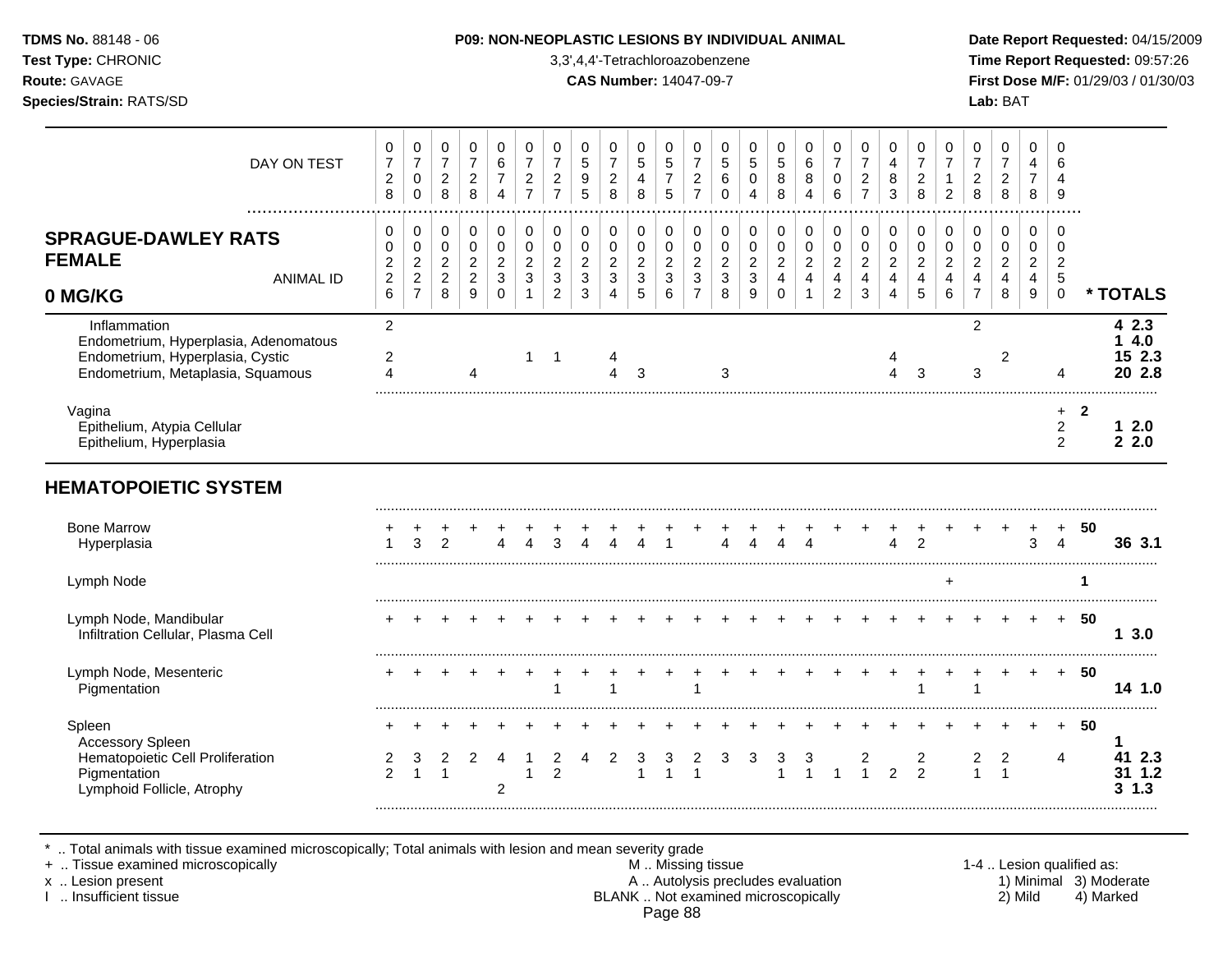**TDMS No.** 88148 - 06
**Test Type:** CHRONIC
**Route:** GAVAGE
**Species/Strain:** RATS/SD

**P09: NON-NEOPLASTIC LESIONS BY INDIVIDUAL ANIMAL**
3,3',4,4'-Tetrachloroazobenzene
**CAS Number:** 14047-09-7

**Date Report Requested:** 04/15/2009
**Time Report Requested:** 09:57:26
**First Dose M/F:** 01/29/03 / 01/30/03
**Lab:** BAT

## SPRAGUE-DAWLEY RATS FEMALE 0 MG/KG

| DAY ON TEST | 0728 | 0700 | 0728 | 0728 | 0674 | 0727 | 0727 | 0595 | 0728 | 0548 | 0575 | 0727 | 0560 | 0504 | 0588 | 0684 | 0706 | 0727 | 0483 | 0728 | 0712 | 0728 | 0728 | 0478 | 0649 | |
|---|---|---|---|---|---|---|---|---|---|---|---|---|---|---|---|---|---|---|---|---|---|---|---|---|---|---|
| **ANIMAL ID** | 0226 | 0227 | 0228 | 0229 | 0230 | 0231 | 0232 | 0233 | 0234 | 0235 | 0236 | 0237 | 0238 | 0239 | 0240 | 0241 | 0242 | 0243 | 0244 | 0245 | 0246 | 0247 | 0248 | 0249 | 0250 | *** TOTALS** |
| Inflammation | 2 | | | | | | | | | | | | | | | | | | | | | 2 | | | | **4 2.3** |
| Endometrium, Hyperplasia, Adenomatous | | | | | | | | | | | | | | | | | | | | | | | | | | **1 4.0** |
| Endometrium, Hyperplasia, Cystic | 2 | | | | | 1 | 1 | | 4 | | | | | | | | | | 4 | | | | 2 | | | **15 2.3** |
| Endometrium, Metaplasia, Squamous | 4 | | | 4 | | | | | 4 | 3 | | | 3 | | | | | | 4 | 3 | | 3 | | | 4 | **20 2.8** |
| Vagina | | | | | | | | | | | | | | | | | | | | | | | | | + | **2** |
| Epithelium, Atypia Cellular | | | | | | | | | | | | | | | | | | | | | | | | | 2 | **1 2.0** |
| Epithelium, Hyperplasia | | | | | | | | | | | | | | | | | | | | | | | | | 2 | **2 2.0** |
| **HEMATOPOIETIC SYSTEM** | | | | | | | | | | | | | | | | | | | | | | | | | | |
| Bone Marrow | + | + | + | + | + | + | + | + | + | + | + | + | + | + | + | + | + | + | + | + | + | + | + | + | + | **50** |
| Hyperplasia | 1 | 3 | 2 | | 4 | 4 | 3 | 4 | 4 | 4 | 1 | | 4 | 4 | 4 | 4 | | | 4 | 2 | | | | 3 | 4 | **36 3.1** |
| Lymph Node | | | | | | | | | | | | | | | | | | | | | + | | | | | **1** |
| Lymph Node, Mandibular | + | + | + | + | + | + | + | + | + | + | + | + | + | + | + | + | + | + | + | + | + | + | + | + | + | **50** |
| Infiltration Cellular, Plasma Cell | | | | | | | | | | | | | | | | | | | | | | | | | | **1 3.0** |
| Lymph Node, Mesenteric | + | + | + | + | + | + | + | + | + | + | + | + | + | + | + | + | + | + | + | + | + | + | + | + | + | **50** |
| Pigmentation | | | | | | | 1 | | 1 | | | 1 | | | | | | | | 1 | | 1 | | | | **14 1.0** |
| Spleen | + | + | + | + | + | + | + | + | + | + | + | + | + | + | + | + | + | + | + | + | + | + | + | + | + | **50** |
| Accessory Spleen | | | | | | | | | | | | | | | | | | | | | | | | | | **1** |
| Hematopoietic Cell Proliferation | 2 | 3 | 2 | 2 | 4 | 1 | 2 | 4 | 2 | 3 | 3 | 2 | 3 | 3 | 3 | 3 | | 2 | | 2 | | 2 | 2 | | 4 | **41 2.3** |
| Pigmentation | 2 | 1 | 1 | | | 1 | 2 | | | 1 | 1 | 1 | | | 1 | 1 | 1 | 1 | 2 | 2 | | 1 | 1 | | | **31 1.2** |
| Lymphoid Follicle, Atrophy | | | | | 2 | | | | | | | | | | | | | | | | | | | | | **3 1.3** |

\* .. Total animals with tissue examined microscopically; Total animals with lesion and mean severity grade
\+ .. Tissue examined microscopically
x .. Lesion present
I .. Insufficient tissue

M .. Missing tissue
A .. Autolysis precludes evaluation
BLANK .. Not examined microscopically

1-4 .. Lesion qualified as: 1) Minimal 2) Mild 3) Moderate 4) Marked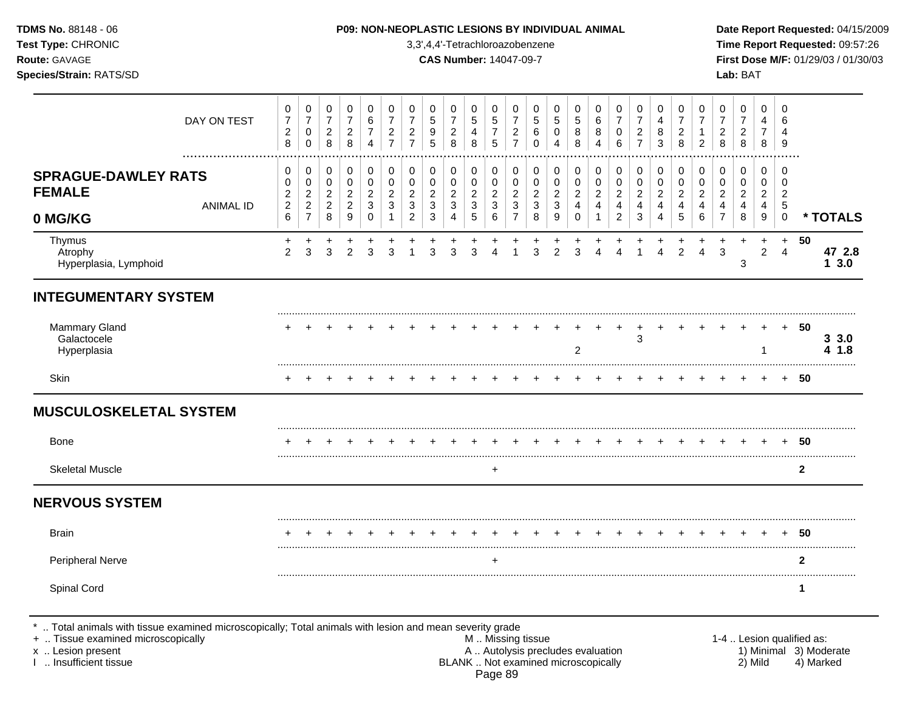**TDMS No.** 88148 - 06
**Test Type:** CHRONIC
**Route:** GAVAGE
**Species/Strain:** RATS/SD

**P09: NON-NEOPLASTIC LESIONS BY INDIVIDUAL ANIMAL**
3,3',4,4'-Tetrachloroazobenzene
**CAS Number:** 14047-09-7

**Date Report Requested:** 04/15/2009
**Time Report Requested:** 09:57:26
**First Dose M/F:** 01/29/03 / 01/30/03
**Lab:** BAT

| DAY ON TEST | 0728 | 0700 | 0728 | 0728 | 0674 | 0727 | 0727 | 0595 | 0728 | 0548 | 0575 | 0727 | 0560 | 0504 | 0588 | 0684 | 0706 | 0727 | 0483 | 0728 | 0712 | 0728 | 0728 | 0478 | 0649 | |
|---|---|---|---|---|---|---|---|---|---|---|---|---|---|---|---|---|---|---|---|---|---|---|---|---|---|---|
| **SPRAGUE-DAWLEY RATS FEMALE 0 MG/KG** — ANIMAL ID | 0022 6 | 0022 7 | 0022 8 | 0022 9 | 0023 0 | 0023 1 | 0023 2 | 0023 3 | 0023 4 | 0023 5 | 0023 6 | 0023 7 | 0023 8 | 0023 9 | 0024 0 | 0024 1 | 0024 2 | 0024 3 | 0024 4 | 0024 5 | 0024 6 | 0024 7 | 0024 8 | 0024 9 | 0025 0 | **\* TOTALS** |
| Thymus | + | + | + | + | + | + | + | + | + | + | + | + | + | + | + | + | + | + | + | + | + | + | + | + | + | 50 |
| Atrophy | 2 | 3 | 3 | 2 | 3 | 3 | 1 | 3 | 3 | 3 | 4 | 1 | 3 | 2 | 3 | 4 | 4 | 1 | 4 | 2 | 4 | 3 | | 2 | 4 | **47 2.8** |
| Hyperplasia, Lymphoid | | | | | | | | | | | | | | | | | | | | | | | 3 | | | **1 3.0** |
| **INTEGUMENTARY SYSTEM** | | | | | | | | | | | | | | | | | | | | | | | | | | |
| Mammary Gland | + | + | + | + | + | + | + | + | + | + | + | + | + | + | + | + | + | + | + | + | + | + | + | + | + | 50 |
| Galactocele | | | | | | | | | | | | | | | | | | 3 | | | | | | | | **3 3.0** |
| Hyperplasia | | | | | | | | | | | | | | | 2 | | | | | | | | | 1 | | **4 1.8** |
| Skin | + | + | + | + | + | + | + | + | + | + | + | + | + | + | + | + | + | + | + | + | + | + | + | + | + | 50 |
| **MUSCULOSKELETAL SYSTEM** | | | | | | | | | | | | | | | | | | | | | | | | | | |
| Bone | + | + | + | + | + | + | + | + | + | + | + | + | + | + | + | + | + | + | + | + | + | + | + | + | + | 50 |
| Skeletal Muscle | | | | | | | | | | | + | | | | | | | | | | | | | | | 2 |
| **NERVOUS SYSTEM** | | | | | | | | | | | | | | | | | | | | | | | | | | |
| Brain | + | + | + | + | + | + | + | + | + | + | + | + | + | + | + | + | + | + | + | + | + | + | + | + | + | 50 |
| Peripheral Nerve | | | | | | | | | | | + | | | | | | | | | | | | | | | 2 |
| Spinal Cord | | | | | | | | | | | | | | | | | | | | | | | | | | 1 |

\* .. Total animals with tissue examined microscopically; Total animals with lesion and mean severity grade
\+ .. Tissue examined microscopically
x .. Lesion present
I .. Insufficient tissue

M .. Missing tissue
A .. Autolysis precludes evaluation
BLANK .. Not examined microscopically

1-4 .. Lesion qualified as:
1) Minimal 2) Mild 3) Moderate 4) Marked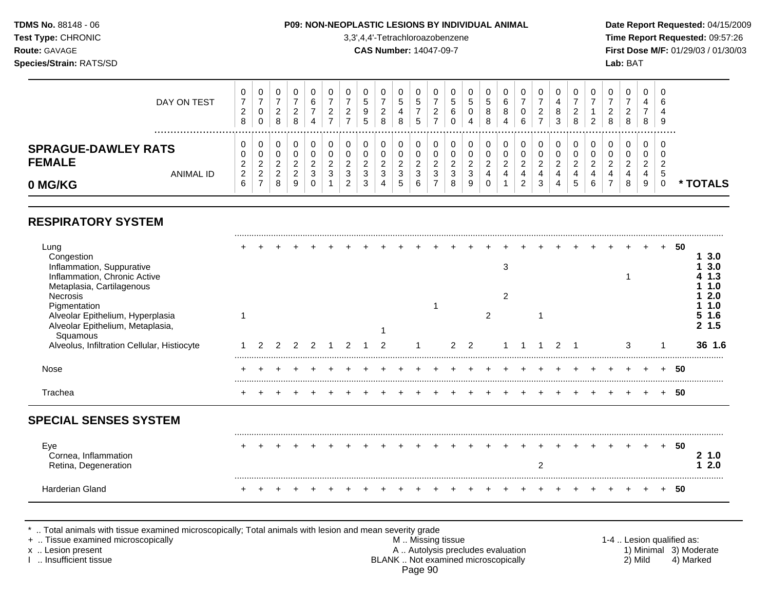**TDMS No.** 88148 - 06
**Test Type:** CHRONIC
**Route:** GAVAGE
**Species/Strain:** RATS/SD

**P09: NON-NEOPLASTIC LESIONS BY INDIVIDUAL ANIMAL**
3,3',4,4'-Tetrachloroazobenzene
**CAS Number:** 14047-09-7

**Date Report Requested:** 04/15/2009
**Time Report Requested:** 09:57:26
**First Dose M/F:** 01/29/03 / 01/30/03
**Lab:** BAT

**SPRAGUE-DAWLEY RATS FEMALE 0 MG/KG**

| | | | | | | | | | | | | | | | | | | | | | | | | | | |
|---|---|---|---|---|---|---|---|---|---|---|---|---|---|---|---|---|---|---|---|---|---|---|---|---|---|---|
| DAY ON TEST | 0728 | 0700 | 0728 | 0728 | 0674 | 0727 | 0727 | 0595 | 0728 | 0548 | 0575 | 0727 | 0560 | 0504 | 0588 | 0684 | 0706 | 0727 | 0483 | 0728 | 0712 | 0728 | 0728 | 0478 | 0649 | |
| ANIMAL ID | 0226 | 0227 | 0228 | 0229 | 0230 | 0231 | 0232 | 0233 | 0234 | 0235 | 0236 | 0237 | 0238 | 0239 | 0240 | 0241 | 0242 | 0243 | 0244 | 0245 | 0246 | 0247 | 0248 | 0249 | 0250 | * TOTALS |
| **RESPIRATORY SYSTEM** | | | | | | | | | | | | | | | | | | | | | | | | | | |
| Lung | + | + | + | + | + | + | + | + | + | + | + | + | + | + | + | + | + | + | + | + | + | + | + | + | + | 50 |
| Congestion | | | | | | | | | | | | | | | | | | | | | | | | | | 1 3.0 |
| Inflammation, Suppurative | | | | | | | | | | | | | | | | 3 | | | | | | | | | | 1 3.0 |
| Inflammation, Chronic Active | | | | | | | | | | | | | | | | | | | | | | | 1 | | | 4 1.3 |
| Metaplasia, Cartilagenous | | | | | | | | | | | | | | | | | | | | | | | | | | 1 1.0 |
| Necrosis | | | | | | | | | | | | | | | | 2 | | | | | | | | | | 1 2.0 |
| Pigmentation | | | | | | | | | | | | 1 | | | | | | | | | | | | | | 1 1.0 |
| Alveolar Epithelium, Hyperplasia | 1 | | | | | | | | | | | | | | 2 | | | 1 | | | | | | | | 5 1.6 |
| Alveolar Epithelium, Metaplasia, Squamous | | | | | | | | | 1 | | | | | | | | | | | | | | | | | 2 1.5 |
| Alveolus, Infiltration Cellular, Histiocyte | 1 | 2 | 2 | 2 | 2 | 1 | 2 | 1 | 2 | | 1 | | 2 | 2 | | 1 | 1 | 1 | 2 | 1 | | | 3 | | 1 | 36 1.6 |
| Nose | + | + | + | + | + | + | + | + | + | + | + | + | + | + | + | + | + | + | + | + | + | + | + | + | + | 50 |
| Trachea | + | + | + | + | + | + | + | + | + | + | + | + | + | + | + | + | + | + | + | + | + | + | + | + | + | 50 |
| **SPECIAL SENSES SYSTEM** | | | | | | | | | | | | | | | | | | | | | | | | | | |
| Eye | + | + | + | + | + | + | + | + | + | + | + | + | + | + | + | + | + | + | + | + | + | + | + | + | + | 50 |
| Cornea, Inflammation | | | | | | | | | | | | | | | | | | | | | | | | | | 2 1.0 |
| Retina, Degeneration | | | | | | | | | | | | | | | | | | 2 | | | | | | | | 1 2.0 |
| Harderian Gland | + | + | + | + | + | + | + | + | + | + | + | + | + | + | + | + | + | + | + | + | + | + | + | + | + | 50 |

\* .. Total animals with tissue examined microscopically; Total animals with lesion and mean severity grade
+ .. Tissue examined microscopically
x .. Lesion present
I .. Insufficient tissue

M .. Missing tissue
A .. Autolysis precludes evaluation
BLANK .. Not examined microscopically

1-4 .. Lesion qualified as:
1) Minimal 2) Mild 3) Moderate 4) Marked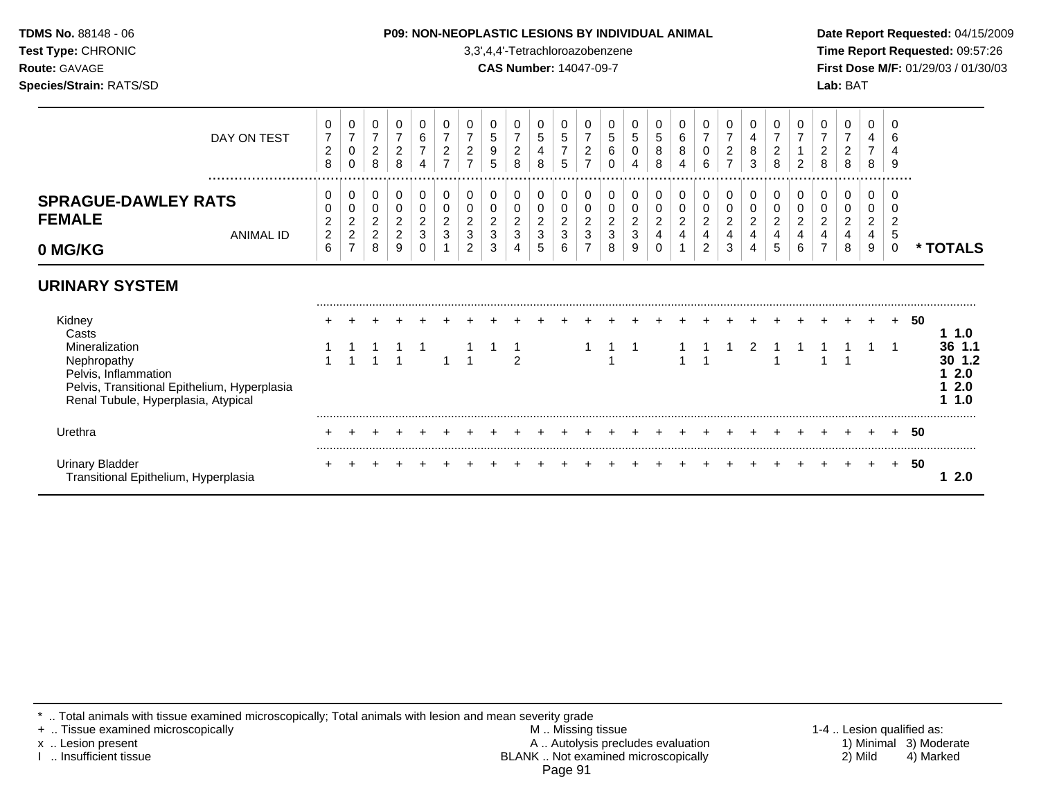**TDMS No.** 88148 - 06
**Test Type:** CHRONIC
**Route:** GAVAGE
**Species/Strain:** RATS/SD

**P09: NON-NEOPLASTIC LESIONS BY INDIVIDUAL ANIMAL**
3,3',4,4'-Tetrachloroazobenzene
**CAS Number:** 14047-09-7

**Date Report Requested:** 04/15/2009
**Time Report Requested:** 09:57:26
**First Dose M/F:** 01/29/03 / 01/30/03
**Lab:** BAT

## SPRAGUE-DAWLEY RATS FEMALE 0 MG/KG

| DAY ON TEST | 0728 | 0700 | 0728 | 0728 | 0674 | 0727 | 0727 | 0595 | 0728 | 0548 | 0575 | 0727 | 0560 | 0504 | 0588 | 0684 | 0706 | 0727 | 0483 | 0728 | 0712 | 0728 | 0728 | 0478 | 0649 | |
|---|---|---|---|---|---|---|---|---|---|---|---|---|---|---|---|---|---|---|---|---|---|---|---|---|---|---|
| **ANIMAL ID** | 0226 | 0227 | 0228 | 0229 | 0230 | 0231 | 0232 | 0233 | 0234 | 0235 | 0236 | 0237 | 0238 | 0239 | 0240 | 0241 | 0242 | 0243 | 0244 | 0245 | 0246 | 0247 | 0248 | 0249 | 0250 | *** TOTALS** |
| **URINARY SYSTEM** | | | | | | | | | | | | | | | | | | | | | | | | | | |
| Kidney | + | + | + | + | + | + | + | + | + | + | + | + | + | + | + | + | + | + | + | + | + | + | + | + | + | 50 |
| Casts | | | | | | | | | | | | | | | | | | | | | | | | | | 1 1.0 |
| Mineralization | 1 | 1 | 1 | 1 | 1 | | 1 | 1 | 1 | | | 1 | 1 | 1 | | 1 | 1 | 1 | 2 | 1 | 1 | 1 | 1 | 1 | 1 | 36 1.1 |
| Nephropathy | 1 | 1 | 1 | 1 | | 1 | 1 | | 2 | | | | 1 | | | 1 | 1 | | | 1 | | 1 | 1 | | | 30 1.2 |
| Pelvis, Inflammation | | | | | | | | | | | | | | | | | | | | | | | | | | 1 2.0 |
| Pelvis, Transitional Epithelium, Hyperplasia | | | | | | | | | | | | | | | | | | | | | | | | | | 1 2.0 |
| Renal Tubule, Hyperplasia, Atypical | | | | | | | | | | | | | | | | | | | | | | | | | | 1 1.0 |
| Urethra | + | + | + | + | + | + | + | + | + | + | + | + | + | + | + | + | + | + | + | + | + | + | + | + | + | 50 |
| Urinary Bladder | + | + | + | + | + | + | + | + | + | + | + | + | + | + | + | + | + | + | + | + | + | + | + | + | + | 50 |
| Transitional Epithelium, Hyperplasia | | | | | | | | | | | | | | | | | | | | | | | | | | 1 2.0 |

\* .. Total animals with tissue examined microscopically; Total animals with lesion and mean severity grade
\+ .. Tissue examined microscopically
x .. Lesion present
I .. Insufficient tissue

M .. Missing tissue
A .. Autolysis precludes evaluation
BLANK .. Not examined microscopically

1-4 .. Lesion qualified as:
1) Minimal 2) Mild 3) Moderate 4) Marked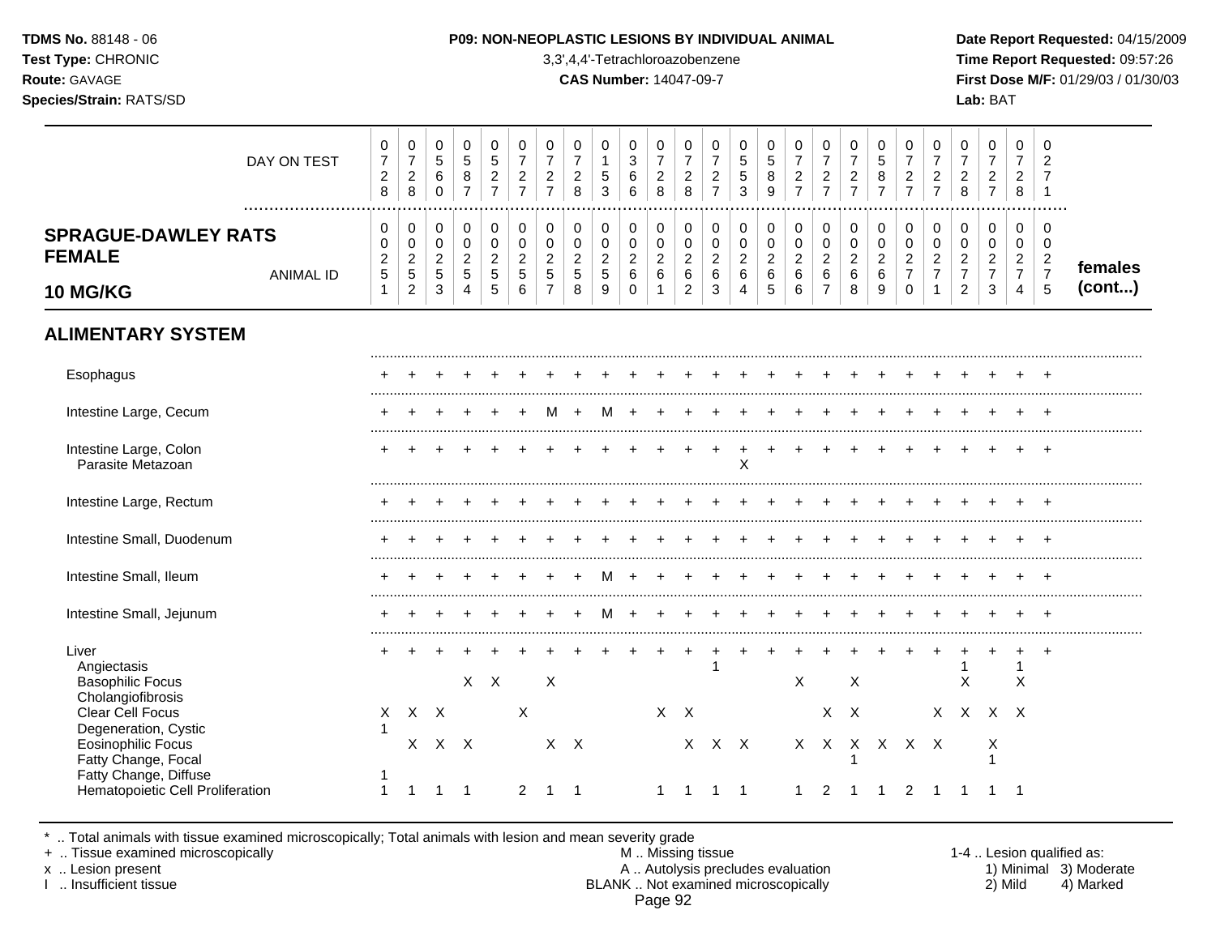**TDMS No.** 88148 - 06
**Test Type:** CHRONIC
**Route:** GAVAGE
**Species/Strain:** RATS/SD

**P09: NON-NEOPLASTIC LESIONS BY INDIVIDUAL ANIMAL**
3,3',4,4'-Tetrachloroazobenzene
**CAS Number:** 14047-09-7

**Date Report Requested:** 04/15/2009
**Time Report Requested:** 09:57:26
**First Dose M/F:** 01/29/03 / 01/30/03
**Lab:** BAT

## SPRAGUE-DAWLEY RATS FEMALE 10 MG/KG — females (cont...)

| DAY ON TEST | 0728 | 0728 | 0560 | 0587 | 0527 | 0727 | 0727 | 0728 | 0153 | 0366 | 0728 | 0728 | 0727 | 0553 | 0589 | 0727 | 0727 | 0727 | 0587 | 0727 | 0727 | 0728 | 0727 | 0728 | 0271 |
|---|---|---|---|---|---|---|---|---|---|---|---|---|---|---|---|---|---|---|---|---|---|---|---|---|---|
| **ANIMAL ID** | 00251 | 00252 | 00253 | 00254 | 00255 | 00256 | 00257 | 00258 | 00259 | 00260 | 00261 | 00262 | 00263 | 00264 | 00265 | 00266 | 00267 | 00268 | 00269 | 00270 | 00271 | 00272 | 00273 | 00274 | 00275 |
| **ALIMENTARY SYSTEM** | | | | | | | | | | | | | | | | | | | | | | | | | |
| Esophagus | + | + | + | + | + | + | + | + | + | + | + | + | + | + | + | + | + | + | + | + | + | + | + | + | + |
| Intestine Large, Cecum | + | + | + | + | + | + | M | + | M | + | + | + | + | + | + | + | + | + | + | + | + | + | + | + | + |
| Intestine Large, Colon | + | + | + | + | + | + | + | + | + | + | + | + | + | + | + | + | + | + | + | + | + | + | + | + | + |
| Parasite Metazoan | | | | | | | | | | | | | | X | | | | | | | | | | | |
| Intestine Large, Rectum | + | + | + | + | + | + | + | + | + | + | + | + | + | + | + | + | + | + | + | + | + | + | + | + | + |
| Intestine Small, Duodenum | + | + | + | + | + | + | + | + | + | + | + | + | + | + | + | + | + | + | + | + | + | + | + | + | + |
| Intestine Small, Ileum | + | + | + | + | + | + | + | + | M | + | + | + | + | + | + | + | + | + | + | + | + | + | + | + | + |
| Intestine Small, Jejunum | + | + | + | + | + | + | + | + | M | + | + | + | + | + | + | + | + | + | + | + | + | + | + | + | + |
| Liver | + | + | + | + | + | + | + | + | + | + | + | + | + | + | + | + | + | + | + | + | + | + | + | + | + |
| Angiectasis | | | | | | | | | | | | | 1 | | | | | | | | | 1 | | 1 | |
| Basophilic Focus | | | | X | X | | X | | | | | | | | | X | | X | | | | X | | X | |
| Cholangiofibrosis | | | | | | | | | | | | | | | | | | | | | | | | | |
| Clear Cell Focus | X | X | X | | | X | | | | | X | X | | | | | X | X | | | X | X | X | X | |
| Degeneration, Cystic | 1 | | | | | | | | | | | | | | | | | | | | | | | | |
| Eosinophilic Focus | | X | X | X | | | X | X | | | | X | X | X | | X | X | X | X | X | X | | X | | |
| Fatty Change, Focal | | | | | | | | | | | | | | | | | | 1 | | | | | 1 | | |
| Fatty Change, Diffuse | 1 | | | | | | | | | | | | | | | | | | | | | | | | |
| Hematopoietic Cell Proliferation | 1 | 1 | 1 | 1 | | 2 | 1 | 1 | | | 1 | 1 | 1 | 1 | | 1 | 2 | 1 | 1 | 2 | 1 | 1 | 1 | 1 | |

\* .. Total animals with tissue examined microscopically; Total animals with lesion and mean severity grade
\+ .. Tissue examined microscopically
x .. Lesion present
I .. Insufficient tissue

M .. Missing tissue
A .. Autolysis precludes evaluation
BLANK .. Not examined microscopically

1-4 .. Lesion qualified as:
1) Minimal 2) Mild 3) Moderate 4) Marked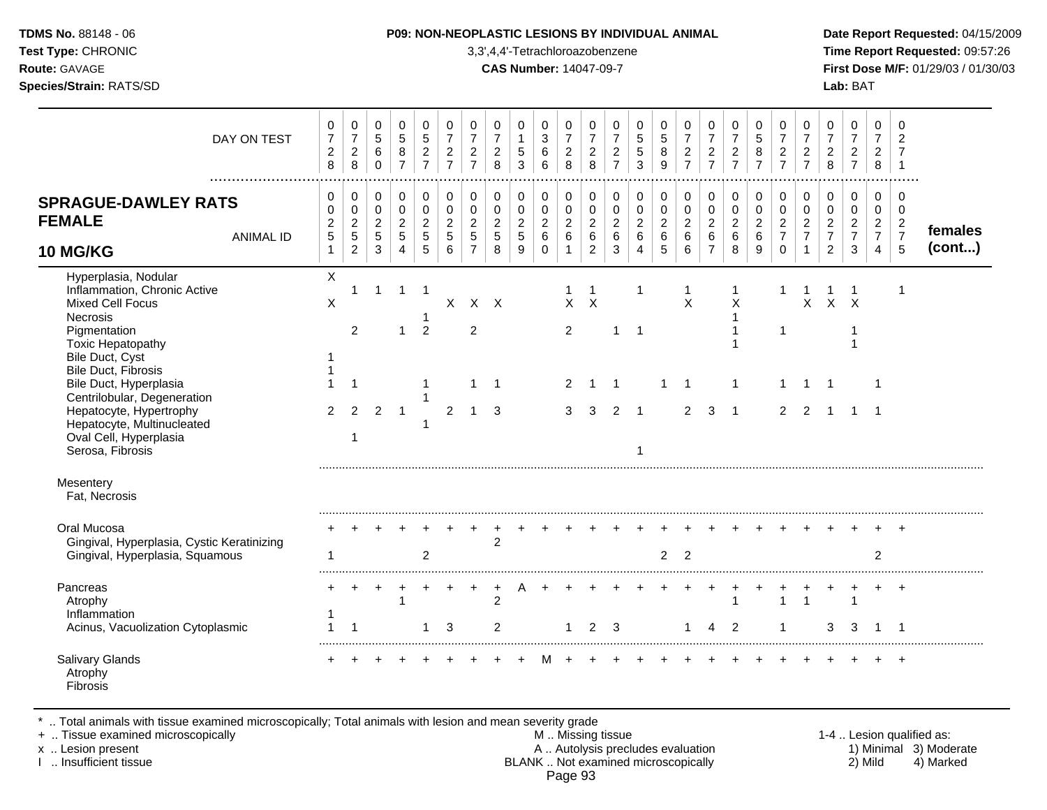**TDMS No.** 88148 - 06
**Test Type:** CHRONIC
**Route:** GAVAGE
**Species/Strain:** RATS/SD

**P09: NON-NEOPLASTIC LESIONS BY INDIVIDUAL ANIMAL**
3,3',4,4'-Tetrachloroazobenzene
**CAS Number:** 14047-09-7

**Date Report Requested:** 04/15/2009
**Time Report Requested:** 09:57:26
**First Dose M/F:** 01/29/03 / 01/30/03
**Lab:** BAT

## SPRAGUE-DAWLEY RATS FEMALE 10 MG/KG — females (cont...)

| DAY ON TEST | 0728 | 0728 | 0560 | 0587 | 0527 | 0727 | 0727 | 0728 | 0153 | 0366 | 0728 | 0728 | 0727 | 0553 | 0589 | 0727 | 0727 | 0727 | 0587 | 0727 | 0727 | 0728 | 0727 | 0728 | 0271 |
|---|---|---|---|---|---|---|---|---|---|---|---|---|---|---|---|---|---|---|---|---|---|---|---|---|---|
| **ANIMAL ID** | 0251 | 0252 | 0253 | 0254 | 0255 | 0256 | 0257 | 0258 | 0259 | 0260 | 0261 | 0262 | 0263 | 0264 | 0265 | 0266 | 0267 | 0268 | 0269 | 0270 | 0271 | 0272 | 0273 | 0274 | 0275 |
| Hyperplasia, Nodular | X | | | | | | | | | | | | | | | | | | | | | | | | |
| Inflammation, Chronic Active | | 1 | 1 | 1 | 1 | | | | | | 1 | 1 | | 1 | | 1 | | 1 | | 1 | 1 | 1 | 1 | | 1 |
| Mixed Cell Focus | X | | | | | X | X | X | | | X | X | | | | X | | X | | | X | X | X | | |
| Necrosis | | | | | 1 | | | | | | | | | | | | | 1 | | | | | | | |
| Pigmentation | | 2 | | 1 | 2 | | 2 | | | | 2 | | 1 | 1 | | | | 1 | | 1 | | | 1 | | |
| Toxic Hepatopathy | | | | | | | | | | | | | | | | | | 1 | | | | | 1 | | |
| Bile Duct, Cyst | 1 | | | | | | | | | | | | | | | | | | | | | | | | |
| Bile Duct, Fibrosis | 1 | | | | | | | | | | | | | | | | | | | | | | | | |
| Bile Duct, Hyperplasia | 1 | 1 | | | 1 | | 1 | 1 | | | 2 | 1 | 1 | | 1 | 1 | | 1 | | 1 | 1 | 1 | | 1 | |
| Centrilobular, Degeneration | | | | | 1 | | | | | | | | | | | | | | | | | | | | |
| Hepatocyte, Hypertrophy | 2 | 2 | 2 | 1 | | 2 | 1 | 3 | | | 3 | 3 | 2 | 1 | | 2 | 3 | 1 | | 2 | 2 | 1 | 1 | 1 | |
| Hepatocyte, Multinucleated | | | | | 1 | | | | | | | | | | | | | | | | | | | | |
| Oval Cell, Hyperplasia | | 1 | | | | | | | | | | | | | | | | | | | | | | | |
| Serosa, Fibrosis | | | | | | | | | | | | | | 1 | | | | | | | | | | | |
| **Mesentery** | | | | | | | | | | | | | | | | | | | | | | | | | |
| Fat, Necrosis | | | | | | | | | | | | | | | | | | | | | | | | | |
| **Oral Mucosa** | + | + | + | + | + | + | + | + | + | + | + | + | + | + | + | + | + | + | + | + | + | + | + | + | + |
| Gingival, Hyperplasia, Cystic Keratinizing | | | | | | | | 2 | | | | | | | | | | | | | | | | | |
| Gingival, Hyperplasia, Squamous | 1 | | | | 2 | | | | | | | | | | 2 | 2 | | | | | | | | 2 | |
| **Pancreas** | + | + | + | + | + | + | + | + | A | + | + | + | + | + | + | + | + | + | + | + | + | + | + | + | + |
| Atrophy | | | | 1 | | | | 2 | | | | | | | | | | 1 | | 1 | 1 | | 1 | | |
| Inflammation | 1 | | | | | | | | | | | | | | | | | | | | | | | | |
| Acinus, Vacuolization Cytoplasmic | 1 | 1 | | | 1 | 3 | | 2 | | | 1 | 2 | 3 | | | 1 | 4 | 2 | | 1 | | 3 | 3 | 1 | 1 |
| **Salivary Glands** | + | + | + | + | + | + | + | + | + | M | + | + | + | + | + | + | + | + | + | + | + | + | + | + | + |
| Atrophy | | | | | | | | | | | | | | | | | | | | | | | | | |
| Fibrosis | | | | | | | | | | | | | | | | | | | | | | | | | |

\* .. Total animals with tissue examined microscopically; Total animals with lesion and mean severity grade
+ .. Tissue examined microscopically
x .. Lesion present
I .. Insufficient tissue

M .. Missing tissue
A .. Autolysis precludes evaluation
BLANK .. Not examined microscopically

1-4 .. Lesion qualified as:
1) Minimal 2) Mild 3) Moderate 4) Marked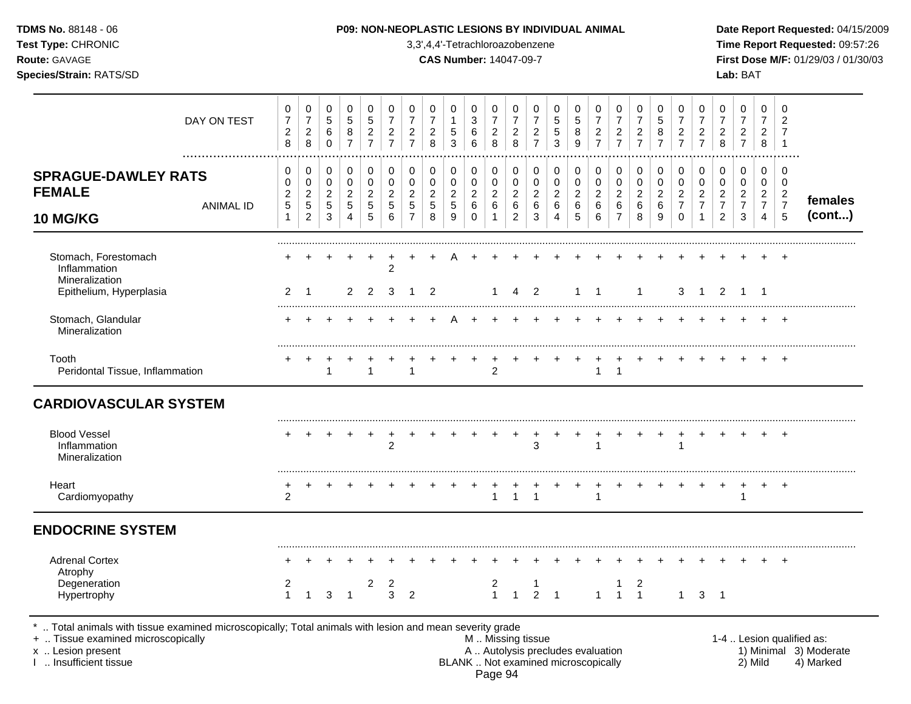**TDMS No.** 88148 - 06
**Test Type:** CHRONIC
**Route:** GAVAGE
**Species/Strain:** RATS/SD

**P09: NON-NEOPLASTIC LESIONS BY INDIVIDUAL ANIMAL**
3,3',4,4'-Tetrachloroazobenzene
**CAS Number:** 14047-09-7

**Date Report Requested:** 04/15/2009
**Time Report Requested:** 09:57:26
**First Dose M/F:** 01/29/03 / 01/30/03
**Lab:** BAT

## SPRAGUE-DAWLEY RATS FEMALE 10 MG/KG — females (cont...)

| | 1 | 2 | 3 | 4 | 5 | 6 | 7 | 8 | 9 | 10 | 11 | 12 | 13 | 14 | 15 | 16 | 17 | 18 | 19 | 20 | 21 | 22 | 23 | 24 | 25 |
|---|---|---|---|---|---|---|---|---|---|---|---|---|---|---|---|---|---|---|---|---|---|---|---|---|---|
| DAY ON TEST | 0728 | 0728 | 0560 | 0587 | 0527 | 0727 | 0727 | 0728 | 0153 | 0366 | 0728 | 0728 | 0727 | 0553 | 0589 | 0727 | 0727 | 0727 | 0587 | 0727 | 0727 | 0728 | 0727 | 0728 | 0271 |
| ANIMAL ID | 0251 | 0252 | 0253 | 0254 | 0255 | 0256 | 0257 | 0258 | 0259 | 0260 | 0261 | 0262 | 0263 | 0264 | 0265 | 0266 | 0267 | 0268 | 0269 | 0270 | 0271 | 0272 | 0273 | 0274 | 0275 |
| Stomach, Forestomach | + | + | + | + | + | + | + | + | A | + | + | + | + | + | + | + | + | + | + | + | + | + | + | + | + |
| Inflammation | | | | | | 2 | | | | | | | | | | | | | | | | | | | |
| Mineralization | | | | | | | | | | | | | | | | | | | | | | | | | |
| Epithelium, Hyperplasia | 2 | 1 | | 2 | 2 | 3 | 1 | 2 | | | 1 | 4 | 2 | | 1 | 1 | | 1 | | 3 | 1 | 2 | 1 | 1 | |
| Stomach, Glandular | + | + | + | + | + | + | + | + | A | + | + | + | + | + | + | + | + | + | + | + | + | + | + | + | + |
| Mineralization | | | | | | | | | | | | | | | | | | | | | | | | | |
| Tooth | + | + | + | + | + | + | + | + | + | + | + | + | + | + | + | + | + | + | + | + | + | + | + | + | + |
| Peridontal Tissue, Inflammation | | | 1 | | 1 | | 1 | | | | 2 | | | | | 1 | 1 | | | | | | | | |
| **CARDIOVASCULAR SYSTEM** | | | | | | | | | | | | | | | | | | | | | | | | | |
| Blood Vessel | + | + | + | + | + | + | + | + | + | + | + | + | + | + | + | + | + | + | + | + | + | + | + | + | + |
| Inflammation | | | | | | 2 | | | | | | | 3 | | | 1 | | | | 1 | | | | | |
| Mineralization | | | | | | | | | | | | | | | | | | | | | | | | | |
| Heart | + | + | + | + | + | + | + | + | + | + | + | + | + | + | + | + | + | + | + | + | + | + | + | + | + |
| Cardiomyopathy | 2 | | | | | | | | | | 1 | 1 | 1 | | | 1 | | | | | | | 1 | | |
| **ENDOCRINE SYSTEM** | | | | | | | | | | | | | | | | | | | | | | | | | |
| Adrenal Cortex | + | + | + | + | + | + | + | + | + | + | + | + | + | + | + | + | + | + | + | + | + | + | + | + | + |
| Atrophy | | | | | | | | | | | | | | | | | | | | | | | | | |
| Degeneration | 2 | | | | 2 | 2 | | | | | 2 | | 1 | | | | 1 | 2 | | | | | | | |
| Hypertrophy | 1 | 1 | 3 | 1 | | 3 | 2 | | | | 1 | 1 | 2 | 1 | | 1 | 1 | 1 | | 1 | 3 | 1 | | | |

\* .. Total animals with tissue examined microscopically; Total animals with lesion and mean severity grade
\+ .. Tissue examined microscopically
x .. Lesion present
I .. Insufficient tissue

M .. Missing tissue
A .. Autolysis precludes evaluation
BLANK .. Not examined microscopically

1-4 .. Lesion qualified as: 1) Minimal 2) Mild 3) Moderate 4) Marked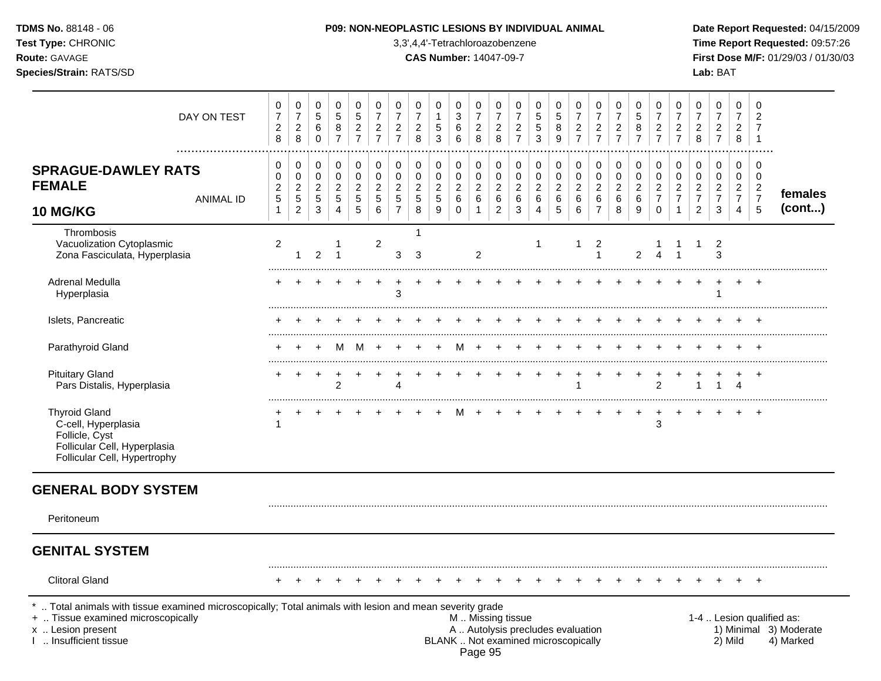**TDMS No.** 88148 - 06
**Test Type:** CHRONIC
**Route:** GAVAGE
**Species/Strain:** RATS/SD

**P09: NON-NEOPLASTIC LESIONS BY INDIVIDUAL ANIMAL**
3,3',4,4'-Tetrachloroazobenzene
**CAS Number:** 14047-09-7

**Date Report Requested:** 04/15/2009
**Time Report Requested:** 09:57:26
**First Dose M/F:** 01/29/03 / 01/30/03
**Lab:** BAT

| DAY ON TEST | 0728 | 0728 | 0560 | 0587 | 0527 | 0727 | 0727 | 0728 | 0153 | 0366 | 0728 | 0728 | 0727 | 0553 | 0589 | 0727 | 0727 | 0727 | 0587 | 0727 | 0727 | 0728 | 0727 | 0728 | 0271 | |
|---|---|---|---|---|---|---|---|---|---|---|---|---|---|---|---|---|---|---|---|---|---|---|---|---|---|---|
| **SPRAGUE-DAWLEY RATS FEMALE 10 MG/KG** — ANIMAL ID | 00251 | 00252 | 00253 | 00254 | 00255 | 00256 | 00257 | 00258 | 00259 | 00260 | 00261 | 00262 | 00263 | 00264 | 00265 | 00266 | 00267 | 00268 | 00269 | 00270 | 00271 | 00272 | 00273 | 00274 | 00275 | **females (cont...)** |
| Thrombosis | | | | | | | | 1 | | | | | | | | | | | | | | | | | | |
| Vacuolization Cytoplasmic | 2 | | | 1 | | 2 | | | | | | | | 1 | | 1 | 2 | | | 1 | 1 | 1 | 2 | | | |
| Zona Fasciculata, Hyperplasia | | 1 | 2 | 1 | | | 3 | 3 | | | 2 | | | | | | 1 | | 2 | 4 | 1 | | 3 | | | |
| Adrenal Medulla | + | + | + | + | + | + | + | + | + | + | + | + | + | + | + | + | + | + | + | + | + | + | + | + | + | |
| Hyperplasia | | | | | | | 3 | | | | | | | | | | | | | | | | 1 | | | |
| Islets, Pancreatic | + | + | + | + | + | + | + | + | + | + | + | + | + | + | + | + | + | + | + | + | + | + | + | + | + | |
| Parathyroid Gland | + | + | + | M | M | + | + | + | + | M | + | + | + | + | + | + | + | + | + | + | + | + | + | + | + | |
| Pituitary Gland | + | + | + | + | + | + | + | + | + | + | + | + | + | + | + | + | + | + | + | + | + | + | + | + | + | |
| Pars Distalis, Hyperplasia | | | | 2 | | | 4 | | | | | | | | | 1 | | | | 2 | | 1 | 1 | 4 | | |
| Thyroid Gland | + | + | + | + | + | + | + | + | + | M | + | + | + | + | + | + | + | + | + | + | + | + | + | + | + | |
| C-cell, Hyperplasia | 1 | | | | | | | | | | | | | | | | | | | 3 | | | | | | |
| Follicle, Cyst | | | | | | | | | | | | | | | | | | | | | | | | | | |
| Follicular Cell, Hyperplasia | | | | | | | | | | | | | | | | | | | | | | | | | | |
| Follicular Cell, Hypertrophy | | | | | | | | | | | | | | | | | | | | | | | | | | |
| **GENERAL BODY SYSTEM** | | | | | | | | | | | | | | | | | | | | | | | | | | |
| Peritoneum | | | | | | | | | | | | | | | | | | | | | | | | | | |
| **GENITAL SYSTEM** | | | | | | | | | | | | | | | | | | | | | | | | | | |
| Clitoral Gland | + | + | + | + | + | + | + | + | + | + | + | + | + | + | + | + | + | + | + | + | + | + | + | + | + | |

\* .. Total animals with tissue examined microscopically; Total animals with lesion and mean severity grade
\+ .. Tissue examined microscopically
x .. Lesion present
I .. Insufficient tissue

M .. Missing tissue
A .. Autolysis precludes evaluation
BLANK .. Not examined microscopically

1-4 .. Lesion qualified as:
1) Minimal 2) Mild 3) Moderate 4) Marked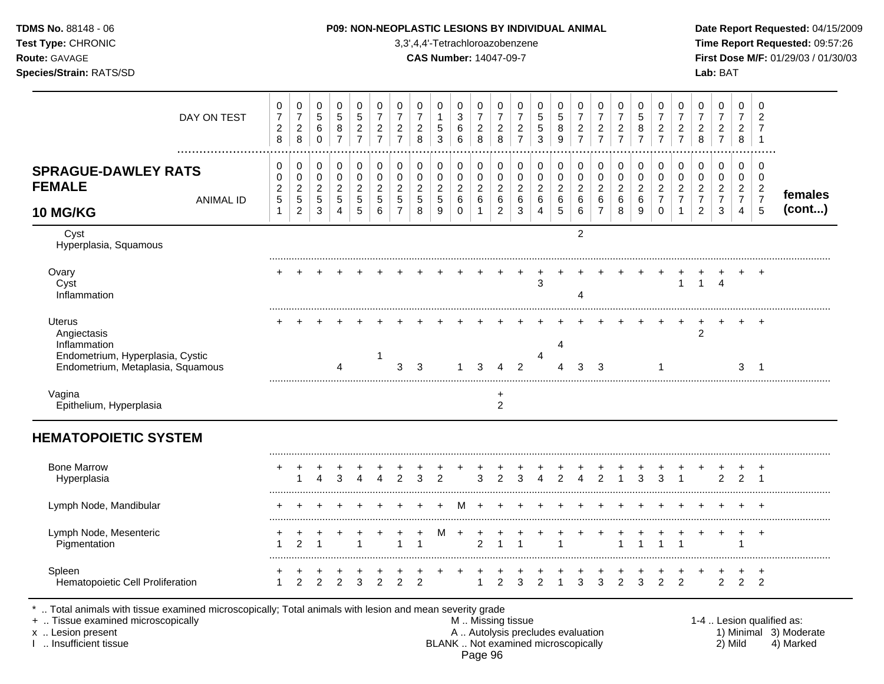## P09: NON-NEOPLASTIC LESIONS BY INDIVIDUAL ANIMAL

| SPRAGUE-DAWLEY RATS FEMALE 10 MG/KG | | | | | | | | | | | | | | | | | | | | | | | | | | |
|---|---|---|---|---|---|---|---|---|---|---|---|---|---|---|---|---|---|---|---|---|---|---|---|---|---|---|
| DAY ON TEST | 0728 | 0728 | 0560 | 0587 | 0527 | 0727 | 0727 | 0728 | 0153 | 0366 | 0728 | 0728 | 0727 | 0553 | 0589 | 0727 | 0727 | 0727 | 0587 | 0727 | 0727 | 0728 | 0727 | 0728 | 0271 | |
| ANIMAL ID | 00251 | 00252 | 00253 | 00254 | 00255 | 00256 | 00257 | 00258 | 00259 | 00260 | 00261 | 00262 | 00263 | 00264 | 00265 | 00266 | 00267 | 00268 | 00269 | 00270 | 00271 | 00272 | 00273 | 00274 | 00275 | females (cont...) |
| Cyst | | | | | | | | | | | | | | | | 2 | | | | | | | | | | |
| Hyperplasia, Squamous | | | | | | | | | | | | | | | | | | | | | | | | | | |
| Ovary | + | + | + | + | + | + | + | + | + | + | + | + | + | + | + | + | + | + | + | + | + | + | + | + | + | |
| Cyst | | | | | | | | | | | | | | 3 | | | | | | | 1 | 1 | 4 | | | |
| Inflammation | | | | | | | | | | | | | | | | 4 | | | | | | | | | | |
| Uterus | + | + | + | + | + | + | + | + | + | + | + | + | + | + | + | + | + | + | + | + | + | + | + | + | + | |
| Angiectasis | | | | | | | | | | | | | | | | | | | | | | 2 | | | | |
| Inflammation | | | | | | | | | | | | | | | 4 | | | | | | | | | | | |
| Endometrium, Hyperplasia, Cystic | | | | | | 1 | | | | | | | | 4 | | | | | | | | | | | | |
| Endometrium, Metaplasia, Squamous | | | | 4 | | | 3 | 3 | | 1 | 3 | 4 | 2 | | 4 | 3 | 3 | | | 1 | | | | 3 | 1 | |
| Vagina | | | | | | | | | | | | + | | | | | | | | | | | | | | |
| Epithelium, Hyperplasia | | | | | | | | | | | | 2 | | | | | | | | | | | | | | |
| **HEMATOPOIETIC SYSTEM** | | | | | | | | | | | | | | | | | | | | | | | | | | |
| Bone Marrow | + | + | + | + | + | + | + | + | + | + | + | + | + | + | + | + | + | + | + | + | + | + | + | + | + | |
| Hyperplasia | | 1 | 4 | 3 | 4 | 4 | 2 | 3 | 2 | | 3 | 2 | 3 | 4 | 2 | 4 | 2 | 1 | 3 | 3 | 1 | | 2 | 2 | 1 | |
| Lymph Node, Mandibular | + | + | + | + | + | + | + | + | + | M | + | + | + | + | + | + | + | + | + | + | + | + | + | + | + | |
| Lymph Node, Mesenteric | + | + | + | + | + | + | + | + | M | + | + | + | + | + | + | + | + | + | + | + | + | + | + | + | + | |
| Pigmentation | 1 | 2 | 1 | | 1 | | 1 | 1 | | | 2 | 1 | 1 | | 1 | | | 1 | 1 | 1 | 1 | | | 1 | | |
| Spleen | + | + | + | + | + | + | + | + | + | + | + | + | + | + | + | + | + | + | + | + | + | + | + | + | + | |
| Hematopoietic Cell Proliferation | 1 | 2 | 2 | 2 | 3 | 2 | 2 | 2 | | | 1 | 2 | 3 | 2 | 1 | 3 | 3 | 2 | 3 | 2 | 2 | | 2 | 2 | 2 | |

\* .. Total animals with tissue examined microscopically; Total animals with lesion and mean severity grade
+ .. Tissue examined microscopically
x .. Lesion present
I .. Insufficient tissue
M .. Missing tissue
A .. Autolysis precludes evaluation
BLANK .. Not examined microscopically
1-4 .. Lesion qualified as: 1) Minimal 2) Mild 3) Moderate 4) Marked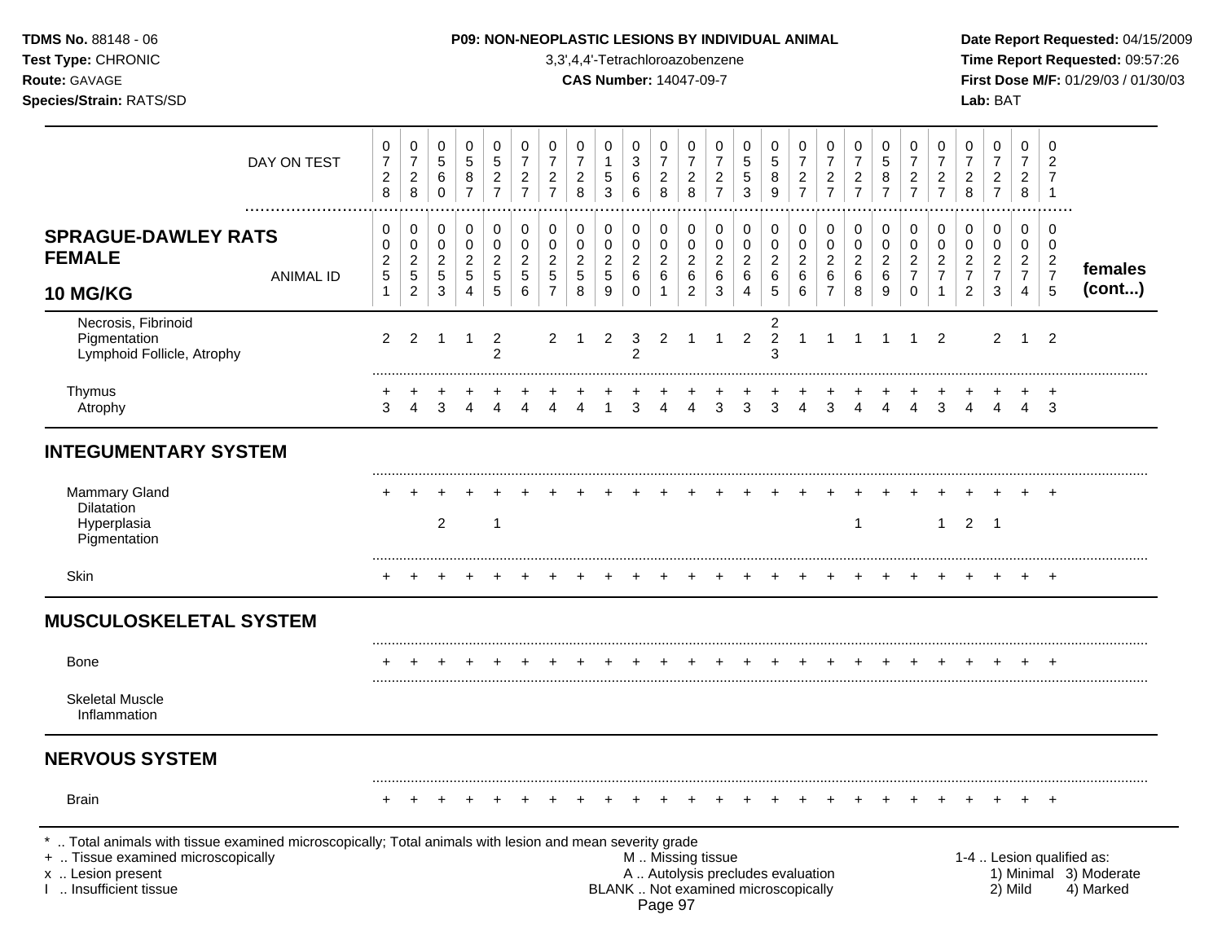**TDMS No.** 88148 - 06
**Test Type:** CHRONIC
**Route:** GAVAGE
**Species/Strain:** RATS/SD

**P09: NON-NEOPLASTIC LESIONS BY INDIVIDUAL ANIMAL**
3,3',4,4'-Tetrachloroazobenzene
**CAS Number:** 14047-09-7

**Date Report Requested:** 04/15/2009
**Time Report Requested:** 09:57:26
**First Dose M/F:** 01/29/03 / 01/30/03
**Lab:** BAT

| DAY ON TEST | 0728 | 0728 | 0560 | 0587 | 0527 | 0727 | 0727 | 0728 | 0153 | 0366 | 0728 | 0728 | 0727 | 0553 | 0589 | 0727 | 0727 | 0727 | 0587 | 0727 | 0727 | 0728 | 0727 | 0728 | 0271 | |
|---|---|---|---|---|---|---|---|---|---|---|---|---|---|---|---|---|---|---|---|---|---|---|---|---|---|---|
| **SPRAGUE-DAWLEY RATS FEMALE 10 MG/KG** ANIMAL ID | 00251 | 00252 | 00253 | 00254 | 00255 | 00256 | 00257 | 00258 | 00259 | 00260 | 00261 | 00262 | 00263 | 00264 | 00265 | 00266 | 00267 | 00268 | 00269 | 00270 | 00271 | 00272 | 00273 | 00274 | 00275 | **females (cont...)** |
| Necrosis, Fibrinoid | | | | | | | | | | | | | | | 2 | | | | | | | | | | | |
| Pigmentation | 2 | 2 | 1 | 1 | 2 | | 2 | 1 | 2 | 3 | 2 | 1 | 1 | 2 | 2 | 1 | 1 | 1 | 1 | 1 | 2 | | 2 | 1 | 2 | |
| Lymphoid Follicle, Atrophy | | | | | 2 | | | | | 2 | | | | | 3 | | | | | | | | | | | |
| Thymus | + | + | + | + | + | + | + | + | + | + | + | + | + | + | + | + | + | + | + | + | + | + | + | + | + | |
| Atrophy | 3 | 4 | 3 | 4 | 4 | 4 | 4 | 4 | 1 | 3 | 4 | 4 | 3 | 3 | 3 | 4 | 3 | 4 | 4 | 4 | 3 | 4 | 4 | 4 | 3 | |
| **INTEGUMENTARY SYSTEM** | | | | | | | | | | | | | | | | | | | | | | | | | | |
| Mammary Gland | + | + | + | + | + | + | + | + | + | + | + | + | + | + | + | + | + | + | + | + | + | + | + | + | + | |
| Dilatation | | | | | | | | | | | | | | | | | | | | | | | | | | |
| Hyperplasia | | | 2 | | 1 | | | | | | | | | | | | | 1 | | | 1 | 2 | 1 | | | |
| Pigmentation | | | | | | | | | | | | | | | | | | | | | | | | | | |
| Skin | + | + | + | + | + | + | + | + | + | + | + | + | + | + | + | + | + | + | + | + | + | + | + | + | + | |
| **MUSCULOSKELETAL SYSTEM** | | | | | | | | | | | | | | | | | | | | | | | | | | |
| Bone | + | + | + | + | + | + | + | + | + | + | + | + | + | + | + | + | + | + | + | + | + | + | + | + | + | |
| Skeletal Muscle | | | | | | | | | | | | | | | | | | | | | | | | | | |
| Inflammation | | | | | | | | | | | | | | | | | | | | | | | | | | |
| **NERVOUS SYSTEM** | | | | | | | | | | | | | | | | | | | | | | | | | | |
| Brain | + | + | + | + | + | + | + | + | + | + | + | + | + | + | + | + | + | + | + | + | + | + | + | + | + | |

\* .. Total animals with tissue examined microscopically; Total animals with lesion and mean severity grade
\+ .. Tissue examined microscopically
x .. Lesion present
I .. Insufficient tissue

M .. Missing tissue
A .. Autolysis precludes evaluation
BLANK .. Not examined microscopically

1-4 .. Lesion qualified as: 1) Minimal 2) Mild 3) Moderate 4) Marked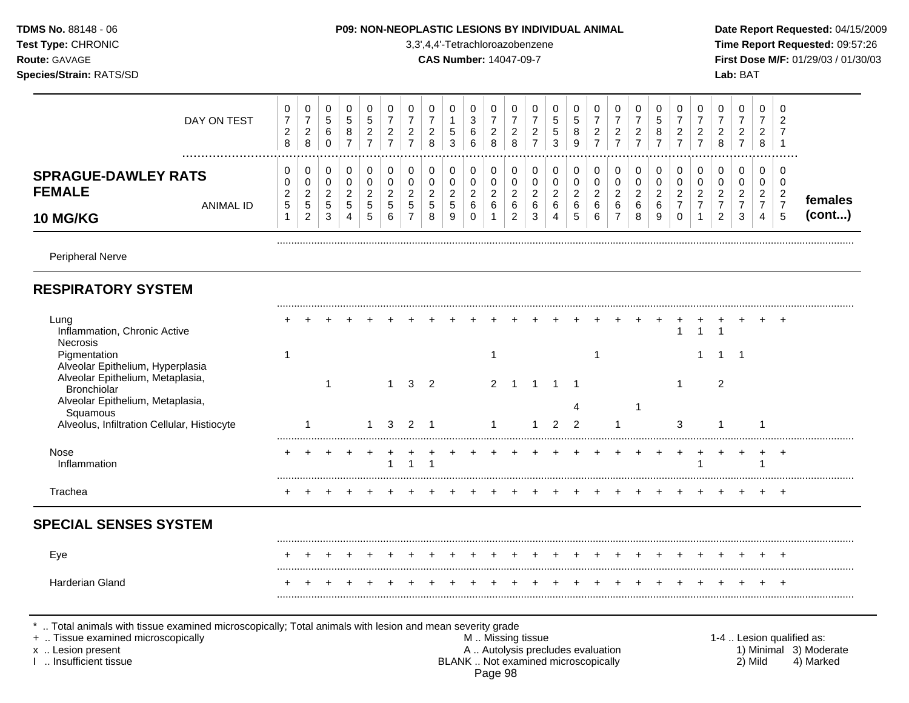**TDMS No.** 88148 - 06
**Test Type:** CHRONIC
**Route:** GAVAGE
**Species/Strain:** RATS/SD

**P09: NON-NEOPLASTIC LESIONS BY INDIVIDUAL ANIMAL**
3,3',4,4'-Tetrachloroazobenzene
**CAS Number:** 14047-09-7

**Date Report Requested:** 04/15/2009
**Time Report Requested:** 09:57:26
**First Dose M/F:** 01/29/03 / 01/30/03
**Lab:** BAT

**SPRAGUE-DAWLEY RATS FEMALE 10 MG/KG**

| DAY ON TEST | 0728 | 0728 | 0560 | 0587 | 0527 | 0727 | 0727 | 0728 | 0153 | 0366 | 0728 | 0728 | 0727 | 0553 | 0589 | 0727 | 0727 | 0727 | 0587 | 0727 | 0727 | 0728 | 0727 | 0728 | 0271 | |
|---|---|---|---|---|---|---|---|---|---|---|---|---|---|---|---|---|---|---|---|---|---|---|---|---|---|---|
| **ANIMAL ID** | 0251 | 0252 | 0253 | 0254 | 0255 | 0256 | 0257 | 0258 | 0259 | 0260 | 0261 | 0262 | 0263 | 0264 | 0265 | 0266 | 0267 | 0268 | 0269 | 0270 | 0271 | 0272 | 0273 | 0274 | 0275 | **females (cont...)** |
| Peripheral Nerve | | | | | | | | | | | | | | | | | | | | | | | | | | |
| **RESPIRATORY SYSTEM** | | | | | | | | | | | | | | | | | | | | | | | | | | |
| Lung | + | + | + | + | + | + | + | + | + | + | + | + | + | + | + | + | + | + | + | + | + | + | + | + | + | |
| Inflammation, Chronic Active | | | | | | | | | | | | | | | | | | | | 1 | 1 | 1 | | | | |
| Necrosis | | | | | | | | | | | | | | | | | | | | | | | | | | |
| Pigmentation | 1 | | | | | | | | | | 1 | | | | | 1 | | | | | 1 | 1 | 1 | | | |
| Alveolar Epithelium, Hyperplasia | | | | | | | | | | | | | | | | | | | | | | | | | | |
| Alveolar Epithelium, Metaplasia, Bronchiolar | | | 1 | | | 1 | 3 | 2 | | | 2 | 1 | 1 | 1 | 1 | | | | | 1 | | 2 | | | | |
| Alveolar Epithelium, Metaplasia, Squamous | | | | | | | | | | | | | | | 4 | | | 1 | | | | | | | | |
| Alveolus, Infiltration Cellular, Histiocyte | | 1 | | | 1 | 3 | 2 | 1 | | | 1 | | 1 | 2 | 2 | | 1 | | | 3 | | 1 | | 1 | | |
| Nose | + | + | + | + | + | + | + | + | + | + | + | + | + | + | + | + | + | + | + | + | + | + | + | + | + | |
| Inflammation | | | | | | 1 | 1 | 1 | | | | | | | | | | | | | 1 | | | 1 | | |
| Trachea | + | + | + | + | + | + | + | + | + | + | + | + | + | + | + | + | + | + | + | + | + | + | + | + | + | |
| **SPECIAL SENSES SYSTEM** | | | | | | | | | | | | | | | | | | | | | | | | | | |
| Eye | + | + | + | + | + | + | + | + | + | + | + | + | + | + | + | + | + | + | + | + | + | + | + | + | + | |
| Harderian Gland | + | + | + | + | + | + | + | + | + | + | + | + | + | + | + | + | + | + | + | + | + | + | + | + | + | |

\* .. Total animals with tissue examined microscopically; Total animals with lesion and mean severity grade
\+ .. Tissue examined microscopically
x .. Lesion present
I .. Insufficient tissue

M .. Missing tissue
A .. Autolysis precludes evaluation
BLANK .. Not examined microscopically

1-4 .. Lesion qualified as:
1) Minimal 2) Mild 3) Moderate 4) Marked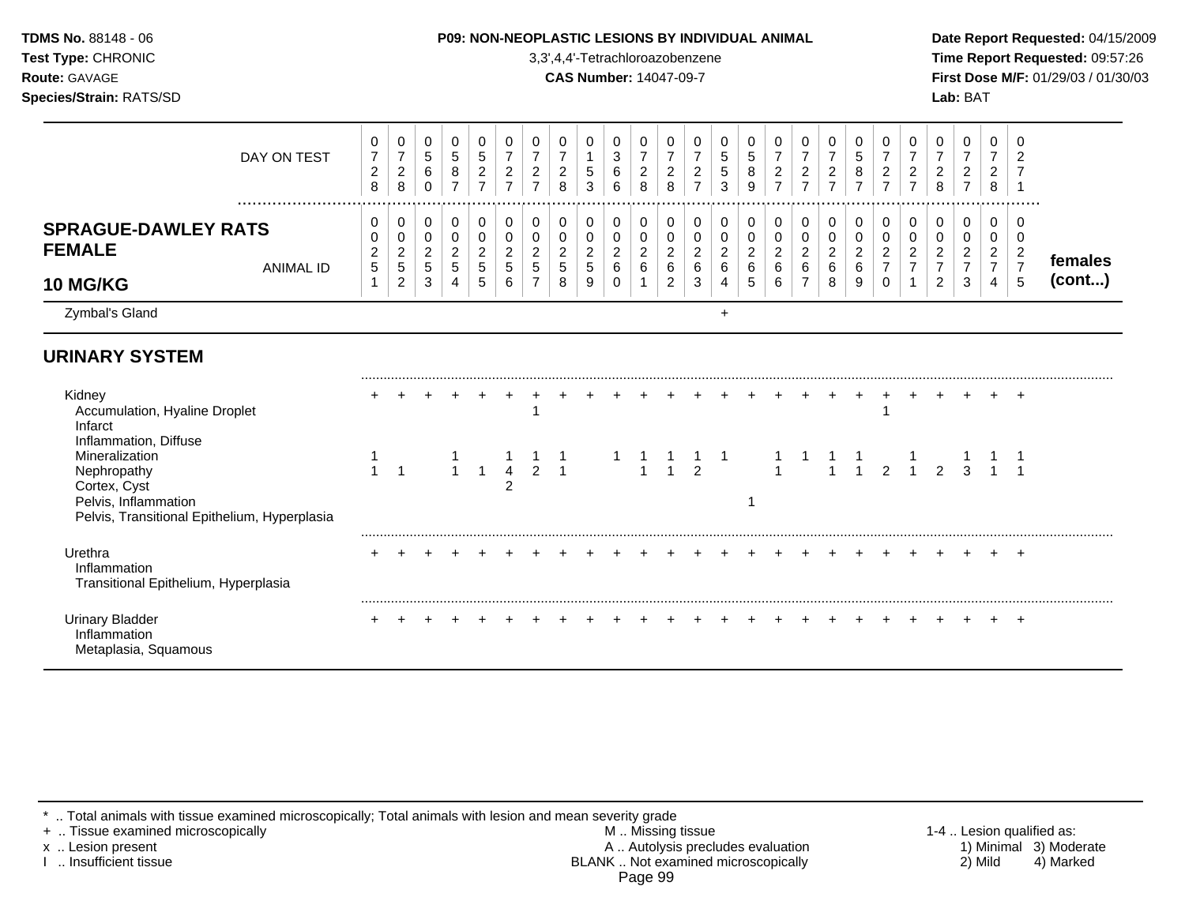# P09: NON-NEOPLASTIC LESIONS BY INDIVIDUAL ANIMAL

**TDMS No.** 88148 - 06
**Test Type:** CHRONIC
**Route:** GAVAGE
**Species/Strain:** RATS/SD

3,3',4,4'-Tetrachloroazobenzene
**CAS Number:** 14047-09-7

**Date Report Requested:** 04/15/2009
**Time Report Requested:** 09:57:26
**First Dose M/F:** 01/29/03 / 01/30/03
**Lab:** BAT

**SPRAGUE-DAWLEY RATS FEMALE 10 MG/KG** — females (cont...)

| DAY ON TEST | 0728 | 0728 | 0560 | 0587 | 0527 | 0727 | 0727 | 0728 | 0153 | 0366 | 0728 | 0728 | 0727 | 0553 | 0589 | 0727 | 0727 | 0727 | 0587 | 0727 | 0727 | 0728 | 0727 | 0728 | 0271 |
|---|---|---|---|---|---|---|---|---|---|---|---|---|---|---|---|---|---|---|---|---|---|---|---|---|---|
| ANIMAL ID | 0251 | 0252 | 0253 | 0254 | 0255 | 0256 | 0257 | 0258 | 0259 | 0260 | 0261 | 0262 | 0263 | 0264 | 0265 | 0266 | 0267 | 0268 | 0269 | 0270 | 0271 | 0272 | 0273 | 0274 | 0275 |
| Zymbal's Gland | | | | | | | | | | | | | | + | | | | | | | | | | | |
| **URINARY SYSTEM** | | | | | | | | | | | | | | | | | | | | | | | | | |
| Kidney | + | + | + | + | + | + | + | + | + | + | + | + | + | + | + | + | + | + | + | + | + | + | + | + | + |
| Accumulation, Hyaline Droplet | | | | | | | 1 | | | | | | | | | | | | | 1 | | | | | |
| Infarct | | | | | | | | | | | | | | | | | | | | | | | | | |
| Inflammation, Diffuse | | | | | | | | | | | | | | | | | | | | | | | | | |
| Mineralization | 1 | | | 1 | | 1 | 1 | 1 | | 1 | 1 | 1 | 1 | 1 | | 1 | 1 | 1 | 1 | | 1 | | 1 | 1 | 1 |
| Nephropathy | 1 | 1 | | 1 | 1 | 4 | 2 | 1 | | | 1 | 1 | 2 | | | 1 | | 1 | 1 | 2 | 1 | 2 | 3 | 1 | 1 |
| Cortex, Cyst | | | | | | 2 | | | | | | | | | | | | | | | | | | | |
| Pelvis, Inflammation | | | | | | | | | | | | | | | 1 | | | | | | | | | | |
| Pelvis, Transitional Epithelium, Hyperplasia | | | | | | | | | | | | | | | | | | | | | | | | | |
| Urethra | + | + | + | + | + | + | + | + | + | + | + | + | + | + | + | + | + | + | + | + | + | + | + | + | + |
| Inflammation | | | | | | | | | | | | | | | | | | | | | | | | | |
| Transitional Epithelium, Hyperplasia | | | | | | | | | | | | | | | | | | | | | | | | | |
| Urinary Bladder | + | + | + | + | + | + | + | + | + | + | + | + | + | + | + | + | + | + | + | + | + | + | + | + | + |
| Inflammation | | | | | | | | | | | | | | | | | | | | | | | | | |
| Metaplasia, Squamous | | | | | | | | | | | | | | | | | | | | | | | | | |

* .. Total animals with tissue examined microscopically; Total animals with lesion and mean severity grade
+ .. Tissue examined microscopically
x .. Lesion present
I .. Insufficient tissue

M .. Missing tissue
A .. Autolysis precludes evaluation
BLANK .. Not examined microscopically

1-4 .. Lesion qualified as:
1) Minimal 2) Mild 3) Moderate 4) Marked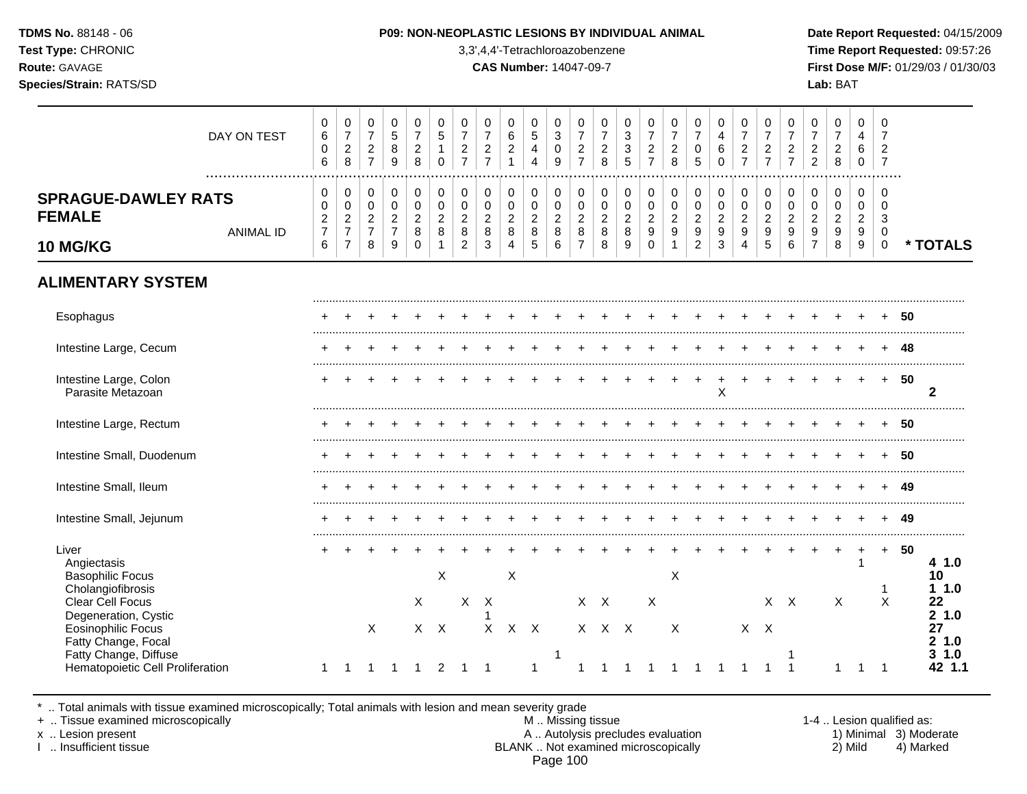**TDMS No.** 88148 - 06
**Test Type:** CHRONIC
**Route:** GAVAGE
**Species/Strain:** RATS/SD

**P09: NON-NEOPLASTIC LESIONS BY INDIVIDUAL ANIMAL**
3,3',4,4'-Tetrachloroazobenzene
**CAS Number:** 14047-09-7

**Date Report Requested:** 04/15/2009
**Time Report Requested:** 09:57:26
**First Dose M/F:** 01/29/03 / 01/30/03
**Lab:** BAT

**SPRAGUE-DAWLEY RATS FEMALE 10 MG/KG**

| DAY ON TEST | 0606 | 0728 | 0727 | 0589 | 0728 | 0510 | 0727 | 0727 | 0621 | 0544 | 0309 | 0727 | 0728 | 0335 | 0727 | 0728 | 0705 | 0460 | 0727 | 0727 | 0727 | 0722 | 0728 | 0460 | 0727 | |
|---|---|---|---|---|---|---|---|---|---|---|---|---|---|---|---|---|---|---|---|---|---|---|---|---|---|---|
| **ANIMAL ID** | 0276 | 0277 | 0278 | 0279 | 0280 | 0281 | 0282 | 0283 | 0284 | 0285 | 0286 | 0287 | 0288 | 0289 | 0290 | 0291 | 0292 | 0293 | 0294 | 0295 | 0296 | 0297 | 0298 | 0299 | 0300 | *** TOTALS** |
| **ALIMENTARY SYSTEM** | | | | | | | | | | | | | | | | | | | | | | | | | | |
| Esophagus | + | + | + | + | + | + | + | + | + | + | + | + | + | + | + | + | + | + | + | + | + | + | + | + | + | 50 |
| Intestine Large, Cecum | + | + | + | + | + | + | + | + | + | + | + | + | + | + | + | + | + | + | + | + | + | + | + | + | + | 48 |
| Intestine Large, Colon | + | + | + | + | + | + | + | + | + | + | + | + | + | + | + | + | + | + | + | + | + | + | + | + | + | 50 |
| Parasite Metazoan | | | | | | | | | | | | | | | | | | X | | | | | | | | 2 |
| Intestine Large, Rectum | + | + | + | + | + | + | + | + | + | + | + | + | + | + | + | + | + | + | + | + | + | + | + | + | + | 50 |
| Intestine Small, Duodenum | + | + | + | + | + | + | + | + | + | + | + | + | + | + | + | + | + | + | + | + | + | + | + | + | + | 50 |
| Intestine Small, Ileum | + | + | + | + | + | + | + | + | + | + | + | + | + | + | + | + | + | + | + | + | + | + | + | + | + | 49 |
| Intestine Small, Jejunum | + | + | + | + | + | + | + | + | + | + | + | + | + | + | + | + | + | + | + | + | + | + | + | + | + | 49 |
| Liver | + | + | + | + | + | + | + | + | + | + | + | + | + | + | + | + | + | + | + | + | + | + | + | + | + | 50 |
| Angiectasis | | | | | | | | | | | | | | | | | | | | | | | | 1 | | 4 1.0 |
| Basophilic Focus | | | | | | X | | | X | | | | | | | X | | | | | | | | | | 10 |
| Cholangiofibrosis | | | | | | | | | | | | | | | | | | | | | | | | | 1 | 1 1.0 |
| Clear Cell Focus | | | | | X | | X | X | | | | X | X | | X | | | | | X | X | | X | | X | 22 |
| Degeneration, Cystic | | | | | | | | 1 | | | | | | | | | | | | | | | | | | 2 1.0 |
| Eosinophilic Focus | | | X | | X | X | | X | X | X | | X | X | X | | X | | | X | X | | | | | | 27 |
| Fatty Change, Focal | | | | | | | | | | | | | | | | | | | | | | | | | | 2 1.0 |
| Fatty Change, Diffuse | | | | | | | | | | | 1 | | | | | | | | | | 1 | | | | | 3 1.0 |
| Hematopoietic Cell Proliferation | 1 | 1 | 1 | 1 | 1 | 2 | 1 | 1 | | 1 | | 1 | 1 | 1 | 1 | 1 | 1 | 1 | 1 | 1 | 1 | | 1 | 1 | 1 | 42 1.1 |

\* .. Total animals with tissue examined microscopically; Total animals with lesion and mean severity grade
\+ .. Tissue examined microscopically
x .. Lesion present
I .. Insufficient tissue

M .. Missing tissue
A .. Autolysis precludes evaluation
BLANK .. Not examined microscopically

1-4 .. Lesion qualified as:
1) Minimal 2) Mild 3) Moderate 4) Marked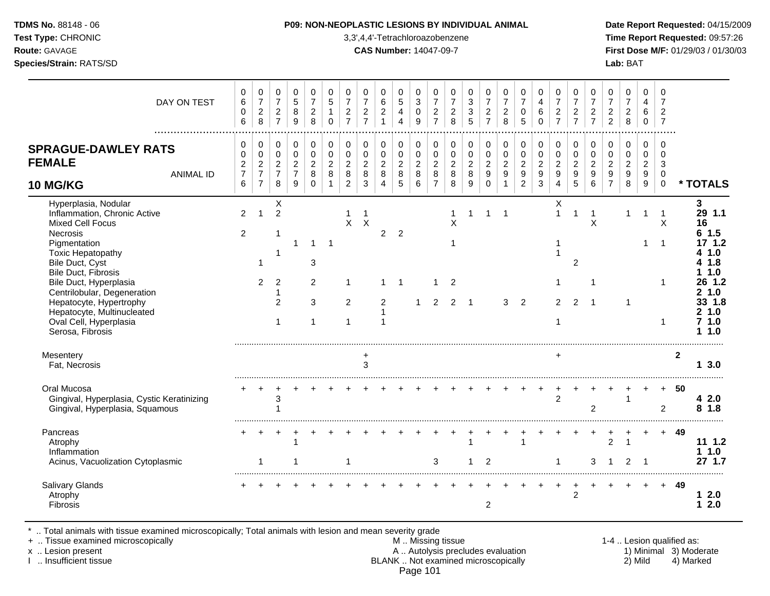**TDMS No.** 88148 - 06
**Test Type:** CHRONIC
**Route:** GAVAGE
**Species/Strain:** RATS/SD

**P09: NON-NEOPLASTIC LESIONS BY INDIVIDUAL ANIMAL**
3,3',4,4'-Tetrachloroazobenzene
**CAS Number:** 14047-09-7

**Date Report Requested:** 04/15/2009
**Time Report Requested:** 09:57:26
**First Dose M/F:** 01/29/03 / 01/30/03
**Lab:** BAT

## SPRAGUE-DAWLEY RATS FEMALE 10 MG/KG

| DAY ON TEST | 0606 | 0728 | 0727 | 0589 | 0728 | 0510 | 0727 | 0727 | 0621 | 0544 | 0309 | 0727 | 0728 | 0335 | 0727 | 0728 | 0705 | 0460 | 0727 | 0727 | 0727 | 0722 | 0728 | 0460 | 0727 | |
|---|---|---|---|---|---|---|---|---|---|---|---|---|---|---|---|---|---|---|---|---|---|---|---|---|---|---|
| **ANIMAL ID** | 0276 | 0277 | 0278 | 0279 | 0280 | 0281 | 0282 | 0283 | 0284 | 0285 | 0286 | 0287 | 0288 | 0289 | 0290 | 0291 | 0292 | 0293 | 0294 | 0295 | 0296 | 0297 | 0298 | 0299 | 0300 | *** TOTALS** |
| Hyperplasia, Nodular | | | X | | | | | | | | | | | | | | | | X | | | | | | | 3 |
| Inflammation, Chronic Active | 2 | 1 | 2 | | | | 1 | 1 | | | | | 1 | 1 | 1 | 1 | | | 1 | 1 | 1 | | 1 | 1 | 1 | 29 1.1 |
| Mixed Cell Focus | | | | | | | X | X | | | | | X | | | | | | | | X | | | | X | 16 |
| Necrosis | 2 | | 1 | | | | | | 2 | 2 | | | | | | | | | | | | | | | | 6 1.5 |
| Pigmentation | | | | 1 | 1 | 1 | | | | | | | 1 | | | | | | 1 | | | | | 1 | 1 | 17 1.2 |
| Toxic Hepatopathy | | | 1 | | | | | | | | | | | | | | | | 1 | | | | | | | 4 1.0 |
| Bile Duct, Cyst | | 1 | | | 3 | | | | | | | | | | | | | | | 2 | | | | | | 4 1.8 |
| Bile Duct, Fibrosis | | | | | | | | | | | | | | | | | | | | | | | | | | 1 1.0 |
| Bile Duct, Hyperplasia | | 2 | 2 | | 2 | | 1 | | 1 | 1 | | 1 | 2 | | | | | | 1 | | 1 | | | | 1 | 26 1.2 |
| Centrilobular, Degeneration | | | 1 | | | | | | | | | | | | | | | | | | | | | | | 2 1.0 |
| Hepatocyte, Hypertrophy | | | 2 | | 3 | | 2 | | 2 | | 1 | 2 | 2 | 1 | | 3 | 2 | | 2 | 2 | 1 | | 1 | | | 33 1.8 |
| Hepatocyte, Multinucleated | | | | | | | | | 1 | | | | | | | | | | | | | | | | | 2 1.0 |
| Oval Cell, Hyperplasia | | | 1 | | 1 | | 1 | | 1 | | | | | | | | | | 1 | | | | | | 1 | 7 1.0 |
| Serosa, Fibrosis | | | | | | | | | | | | | | | | | | | | | | | | | | 1 1.0 |
| Mesentery | | | | | | | | + | | | | | | | | | | | + | | | | | | | 2 |
| Fat, Necrosis | | | | | | | | 3 | | | | | | | | | | | | | | | | | | 1 3.0 |
| Oral Mucosa | + | + | + | + | + | + | + | + | + | + | + | + | + | + | + | + | + | + | + | + | + | + | + | + | + | 50 |
| Gingival, Hyperplasia, Cystic Keratinizing | | | 3 | | | | | | | | | | | | | | | | 2 | | | | 1 | | | 4 2.0 |
| Gingival, Hyperplasia, Squamous | | | 1 | | | | | | | | | | | | | | | | | | 2 | | | | 2 | 8 1.8 |
| Pancreas | + | + | + | + | + | + | + | + | + | + | + | + | + | + | + | + | + | + | + | + | + | + | + | + | + | 49 |
| Atrophy | | | | 1 | | | | | | | | | | 1 | | | 1 | | | | | 2 | 1 | | | 11 1.2 |
| Inflammation | | | | | | | | | | | | | | | | | | | | | | | | | | 1 1.0 |
| Acinus, Vacuolization Cytoplasmic | | 1 | | 1 | | | 1 | | | | | 3 | | 1 | 2 | | | | 1 | | 3 | 1 | 2 | 1 | | 27 1.7 |
| Salivary Glands | + | + | + | + | + | + | + | + | + | + | + | + | + | + | + | + | + | + | + | + | + | + | + | + | + | 49 |
| Atrophy | | | | | | | | | | | | | | | | | | | | 2 | | | | | | 1 2.0 |
| Fibrosis | | | | | | | | | | | | | | | 2 | | | | | | | | | | | 1 2.0 |

\* .. Total animals with tissue examined microscopically; Total animals with lesion and mean severity grade
\+ .. Tissue examined microscopically
x .. Lesion present
I .. Insufficient tissue

M .. Missing tissue
A .. Autolysis precludes evaluation
BLANK .. Not examined microscopically

1-4 .. Lesion qualified as:
1) Minimal 2) Mild 3) Moderate 4) Marked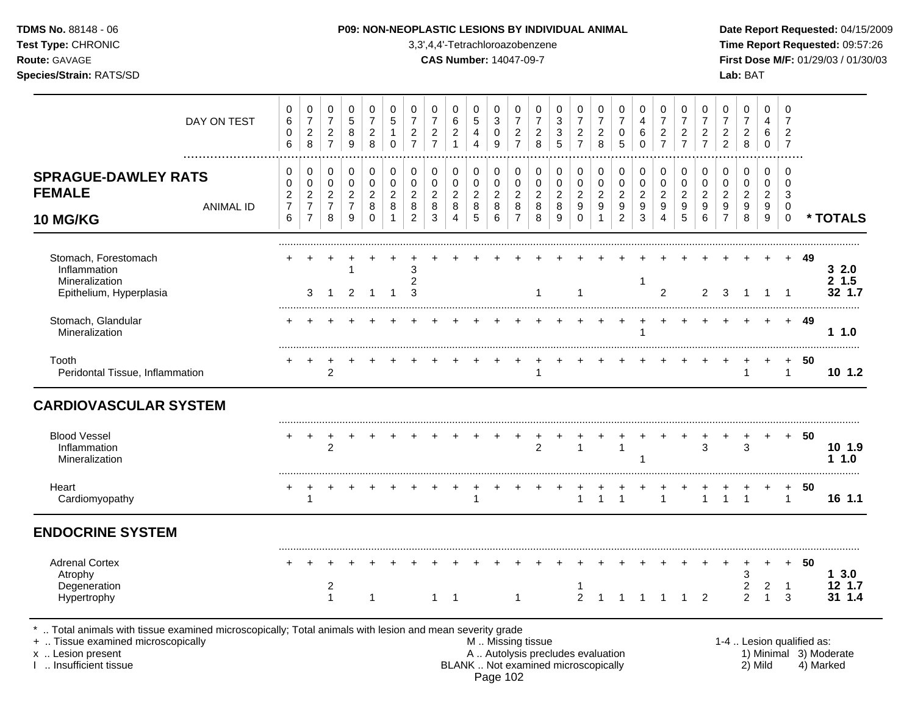**TDMS No.** 88148 - 06
**Test Type:** CHRONIC
**Route:** GAVAGE
**Species/Strain:** RATS/SD

**P09: NON-NEOPLASTIC LESIONS BY INDIVIDUAL ANIMAL**
3,3',4,4'-Tetrachloroazobenzene
**CAS Number:** 14047-09-7

**Date Report Requested:** 04/15/2009
**Time Report Requested:** 09:57:26
**First Dose M/F:** 01/29/03 / 01/30/03
**Lab:** BAT

## SPRAGUE-DAWLEY RATS FEMALE 10 MG/KG

| | 1 | 2 | 3 | 4 | 5 | 6 | 7 | 8 | 9 | 10 | 11 | 12 | 13 | 14 | 15 | 16 | 17 | 18 | 19 | 20 | 21 | 22 | 23 | 24 | 25 | * TOTALS |
|---|---|---|---|---|---|---|---|---|---|---|---|---|---|---|---|---|---|---|---|---|---|---|---|---|---|---|
| DAY ON TEST | 0606 | 0728 | 0727 | 0589 | 0728 | 0510 | 0727 | 0727 | 0621 | 0544 | 0309 | 0727 | 0728 | 0335 | 0727 | 0728 | 0705 | 0460 | 0727 | 0727 | 0727 | 0722 | 0728 | 0460 | 0727 | |
| ANIMAL ID | 00276 | 00277 | 00278 | 00279 | 00280 | 00281 | 00282 | 00283 | 00284 | 00285 | 00286 | 00287 | 00288 | 00289 | 00290 | 00291 | 00292 | 00293 | 00294 | 00295 | 00296 | 00297 | 00298 | 00299 | 00300 | |
| Stomach, Forestomach | + | + | + | + | + | + | + | + | + | + | + | + | + | + | + | + | + | + | + | + | + | + | + | + | + | **49** |
| Inflammation | | | | 1 | | | 3 | | | | | | | | | | | | | | | | | | | **3 2.0** |
| Mineralization | | | | | | | 2 | | | | | | | | | | | 1 | | | | | | | | **2 1.5** |
| Epithelium, Hyperplasia | | 3 | 1 | 2 | 1 | 1 | 3 | | | | | | 1 | | 1 | | | | 2 | | 2 | 3 | 1 | 1 | 1 | **32 1.7** |
| Stomach, Glandular | + | + | + | + | + | + | + | + | + | + | + | + | + | + | + | + | + | + | + | + | + | + | + | + | + | **49** |
| Mineralization | | | | | | | | | | | | | | | | | | 1 | | | | | | | | **1 1.0** |
| Tooth | + | + | + | + | + | + | + | + | + | + | + | + | + | + | + | + | + | + | + | + | + | + | + | + | + | **50** |
| Peridontal Tissue, Inflammation | | | 2 | | | | | | | | | | 1 | | | | | | | | | | 1 | | 1 | **10 1.2** |
| **CARDIOVASCULAR SYSTEM** | | | | | | | | | | | | | | | | | | | | | | | | | | |
| Blood Vessel | + | + | + | + | + | + | + | + | + | + | + | + | + | + | + | + | + | + | + | + | + | + | + | + | + | **50** |
| Inflammation | | | 2 | | | | | | | | | | 2 | | 1 | | 1 | | | | 3 | | 3 | | | **10 1.9** |
| Mineralization | | | | | | | | | | | | | | | | | | 1 | | | | | | | | **1 1.0** |
| Heart | + | + | + | + | + | + | + | + | + | + | + | + | + | + | + | + | + | + | + | + | + | + | + | + | + | **50** |
| Cardiomyopathy | | 1 | | | | | | | | 1 | | | | | 1 | 1 | 1 | | 1 | | 1 | 1 | 1 | | 1 | **16 1.1** |
| **ENDOCRINE SYSTEM** | | | | | | | | | | | | | | | | | | | | | | | | | | |
| Adrenal Cortex | + | + | + | + | + | + | + | + | + | + | + | + | + | + | + | + | + | + | + | + | + | + | + | + | + | **50** |
| Atrophy | | | | | | | | | | | | | | | | | | | | | | | 3 | | | **1 3.0** |
| Degeneration | | | 2 | | | | | | | | | | | | 1 | | | | | | | | 2 | 2 | 1 | **12 1.7** |
| Hypertrophy | | | 1 | | 1 | | | 1 | 1 | | | 1 | | | 2 | 1 | 1 | 1 | 1 | 1 | 2 | | 2 | 1 | 3 | **31 1.4** |

\* .. Total animals with tissue examined microscopically; Total animals with lesion and mean severity grade
\+ .. Tissue examined microscopically
x .. Lesion present
I .. Insufficient tissue

M .. Missing tissue
A .. Autolysis precludes evaluation
BLANK .. Not examined microscopically

1-4 .. Lesion qualified as: 1) Minimal 2) Mild 3) Moderate 4) Marked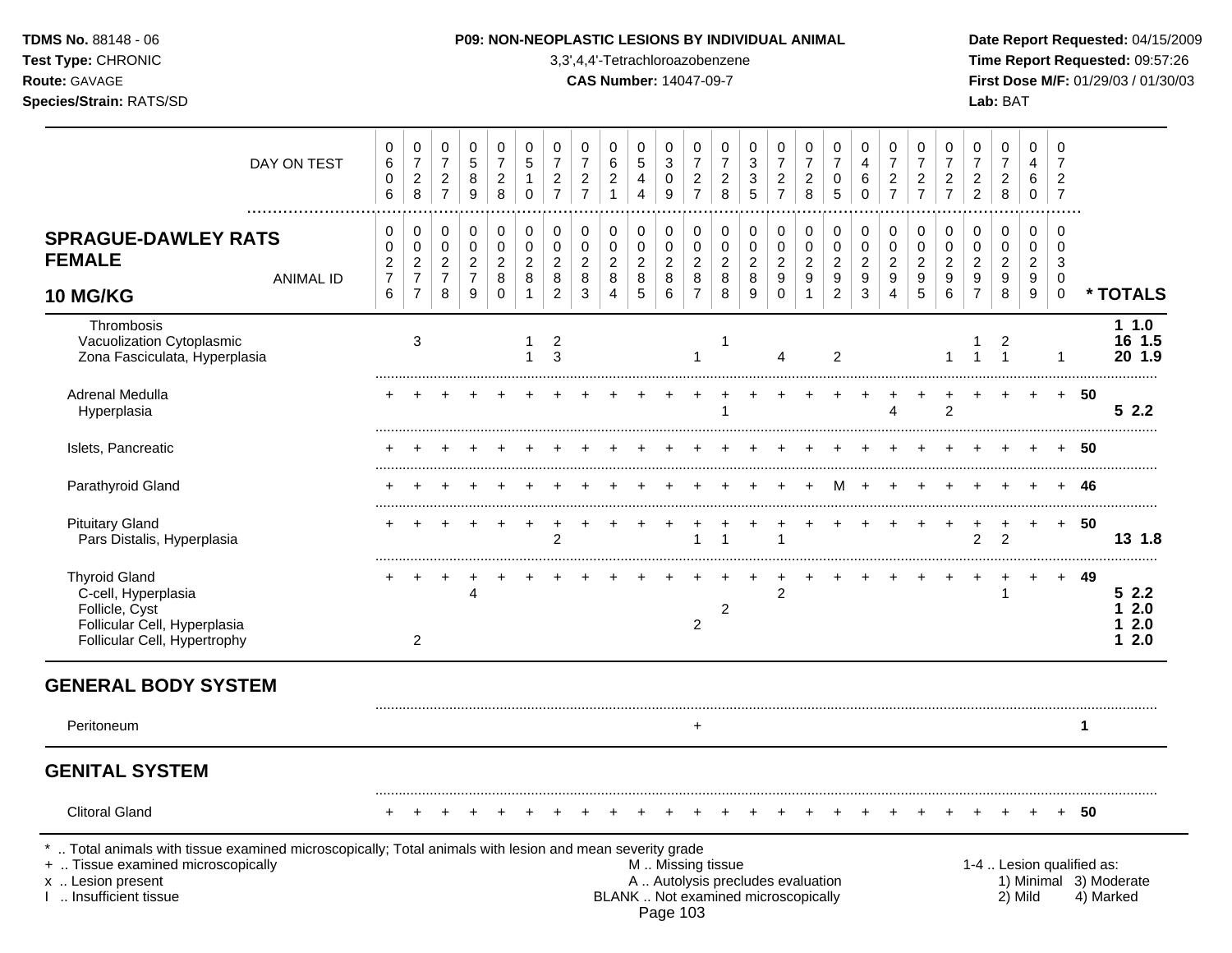**TDMS No.** 88148 - 06
**Test Type:** CHRONIC
**Route:** GAVAGE
**Species/Strain:** RATS/SD

**P09: NON-NEOPLASTIC LESIONS BY INDIVIDUAL ANIMAL**
3,3',4,4'-Tetrachloroazobenzene
**CAS Number:** 14047-09-7

**Date Report Requested:** 04/15/2009
**Time Report Requested:** 09:57:26
**First Dose M/F:** 01/29/03 / 01/30/03
**Lab:** BAT

**SPRAGUE-DAWLEY RATS FEMALE 10 MG/KG**

| DAY ON TEST | 0606 | 0728 | 0727 | 0589 | 0728 | 0510 | 0727 | 0727 | 0621 | 0544 | 0309 | 0727 | 0728 | 0335 | 0727 | 0728 | 0705 | 0460 | 0727 | 0727 | 0727 | 0722 | 0728 | 0460 | 0727 | |
|---|---|---|---|---|---|---|---|---|---|---|---|---|---|---|---|---|---|---|---|---|---|---|---|---|---|---|
| **ANIMAL ID** | 00276 | 00277 | 00278 | 00279 | 00280 | 00281 | 00282 | 00283 | 00284 | 00285 | 00286 | 00287 | 00288 | 00289 | 00290 | 00291 | 00292 | 00293 | 00294 | 00295 | 00296 | 00297 | 00298 | 00299 | 00300 | *** TOTALS** |
| Thrombosis | | | | | | | | | | | | | | | | | | | | | | | | | | **1 1.0** |
| Vacuolization Cytoplasmic | | 3 | | | | 1 | 2 | | | | | | 1 | | | | | | | | | 1 | 2 | | | **16 1.5** |
| Zona Fasciculata, Hyperplasia | | | | | | 1 | 3 | | | | | 1 | | | 4 | | 2 | | | | 1 | 1 | 1 | | 1 | **20 1.9** |
| Adrenal Medulla | + | + | + | + | + | + | + | + | + | + | + | + | + | + | + | + | + | + | + | + | + | + | + | + | + | **50** |
| Hyperplasia | | | | | | | | | | | | | 1 | | | | | | 4 | | 2 | | | | | **5 2.2** |
| Islets, Pancreatic | + | + | + | + | + | + | + | + | + | + | + | + | + | + | + | + | + | + | + | + | + | + | + | + | + | **50** |
| Parathyroid Gland | + | + | + | + | + | + | + | + | + | + | + | + | + | + | + | + | M | + | + | + | + | + | + | + | + | **46** |
| Pituitary Gland | + | + | + | + | + | + | + | + | + | + | + | + | + | + | + | + | + | + | + | + | + | + | + | + | + | **50** |
| Pars Distalis, Hyperplasia | | | | | | | 2 | | | | | 1 | 1 | | 1 | | | | | | | 2 | 2 | | | **13 1.8** |
| Thyroid Gland | + | + | + | + | + | + | + | + | + | + | + | + | + | + | + | + | + | + | + | + | + | + | + | + | + | **49** |
| C-cell, Hyperplasia | | | | 4 | | | | | | | | | | | 2 | | | | | | | | 1 | | | **5 2.2** |
| Follicle, Cyst | | | | | | | | | | | | | 2 | | | | | | | | | | | | | **1 2.0** |
| Follicular Cell, Hyperplasia | | | | | | | | | | | | 2 | | | | | | | | | | | | | | **1 2.0** |
| Follicular Cell, Hypertrophy | | 2 | | | | | | | | | | | | | | | | | | | | | | | | **1 2.0** |
| **GENERAL BODY SYSTEM** | | | | | | | | | | | | | | | | | | | | | | | | | | |
| Peritoneum | | | | | | | | | | | | + | | | | | | | | | | | | | | **1** |
| **GENITAL SYSTEM** | | | | | | | | | | | | | | | | | | | | | | | | | | |
| Clitoral Gland | + | + | + | + | + | + | + | + | + | + | + | + | + | + | + | + | + | + | + | + | + | + | + | + | + | **50** |

\* .. Total animals with tissue examined microscopically; Total animals with lesion and mean severity grade
\+ .. Tissue examined microscopically
x .. Lesion present
I .. Insufficient tissue

M .. Missing tissue
A .. Autolysis precludes evaluation
BLANK .. Not examined microscopically

1-4 .. Lesion qualified as: 1) Minimal 2) Mild 3) Moderate 4) Marked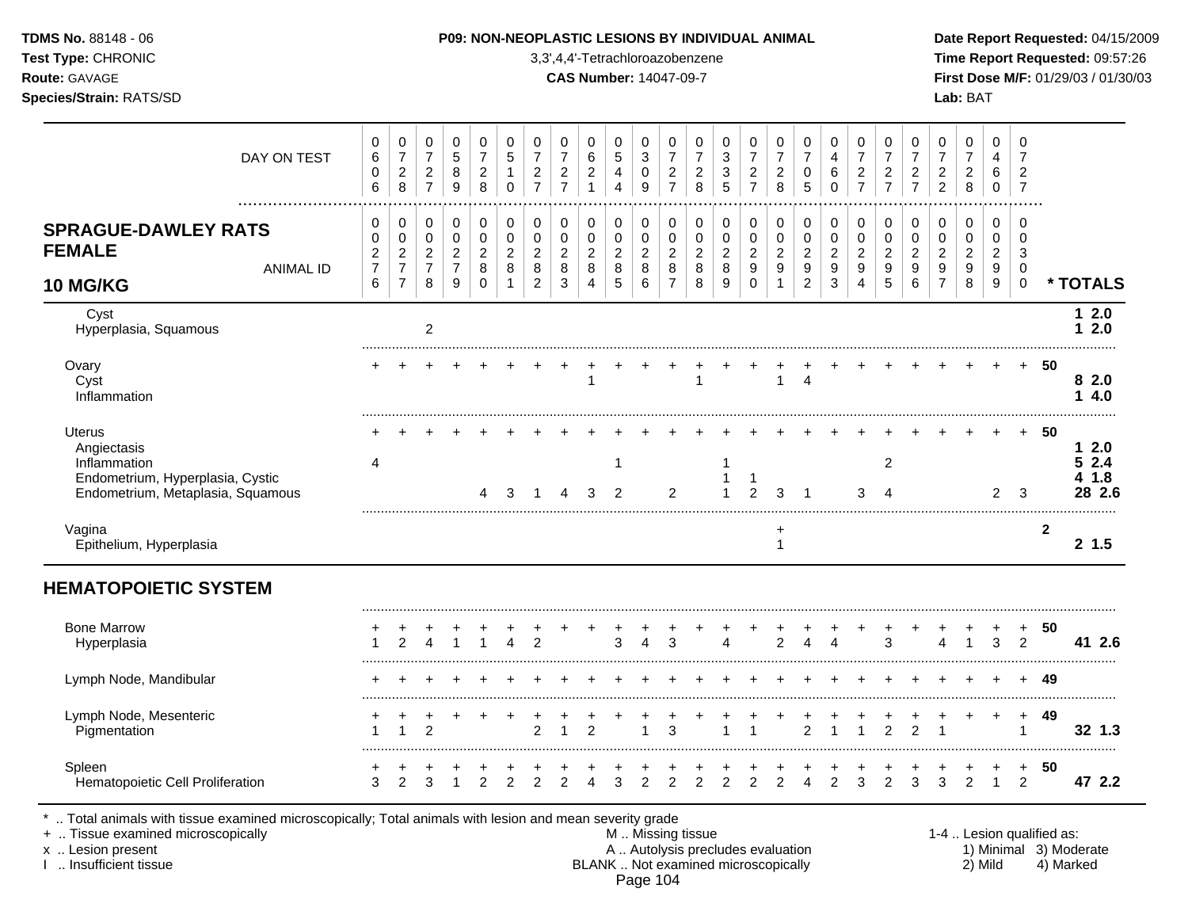**TDMS No.** 88148 - 06
**Test Type:** CHRONIC
**Route:** GAVAGE
**Species/Strain:** RATS/SD

**P09: NON-NEOPLASTIC LESIONS BY INDIVIDUAL ANIMAL**
3,3',4,4'-Tetrachloroazobenzene
**CAS Number:** 14047-09-7

**Date Report Requested:** 04/15/2009
**Time Report Requested:** 09:57:26
**First Dose M/F:** 01/29/03 / 01/30/03
**Lab:** BAT

| DAY ON TEST | 0606 | 0728 | 0727 | 0589 | 0728 | 0510 | 0727 | 0727 | 0621 | 0544 | 0309 | 0727 | 0728 | 0335 | 0727 | 0728 | 0705 | 0460 | 0727 | 0727 | 0727 | 0722 | 0728 | 0460 | 0727 | |
|---|---|---|---|---|---|---|---|---|---|---|---|---|---|---|---|---|---|---|---|---|---|---|---|---|---|---|
| **SPRAGUE-DAWLEY RATS FEMALE 10 MG/KG** — ANIMAL ID | 0276 | 0277 | 0278 | 0279 | 0280 | 0281 | 0282 | 0283 | 0284 | 0285 | 0286 | 0287 | 0288 | 0289 | 0290 | 0291 | 0292 | 0293 | 0294 | 0295 | 0296 | 0297 | 0298 | 0299 | 0300 | *** TOTALS** |
| Cyst | | | | | | | | | | | | | | | | | | | | | | | | | | **1 2.0** |
| Hyperplasia, Squamous | | | 2 | | | | | | | | | | | | | | | | | | | | | | | **1 2.0** |
| Ovary | + | + | + | + | + | + | + | + | + | + | + | + | + | + | + | + | + | + | + | + | + | + | + | + | + | **50** |
| Cyst | | | | | | | | | 1 | | | | 1 | | | 1 | 4 | | | | | | | | | **8 2.0** |
| Inflammation | | | | | | | | | | | | | | | | | | | | | | | | | | **1 4.0** |
| Uterus | + | + | + | + | + | + | + | + | + | + | + | + | + | + | + | + | + | + | + | + | + | + | + | + | + | **50** |
| Angiectasis | | | | | | | | | | | | | | | | | | | | | | | | | | **1 2.0** |
| Inflammation | 4 | | | | | | | | | 1 | | | | 1 | | | | | | 2 | | | | | | **5 2.4** |
| Endometrium, Hyperplasia, Cystic | | | | | | | | | | | | | | 1 | 1 | | | | | | | | | | | **4 1.8** |
| Endometrium, Metaplasia, Squamous | | | | | 4 | 3 | 1 | 4 | 3 | 2 | | 2 | | 1 | 2 | 3 | 1 | | 3 | 4 | | | | 2 | 3 | **28 2.6** |
| Vagina | | | | | | | | | | | | | | | | + | | | | | | | | | | **2** |
| Epithelium, Hyperplasia | | | | | | | | | | | | | | | | 1 | | | | | | | | | | **2 1.5** |
| **HEMATOPOIETIC SYSTEM** | | | | | | | | | | | | | | | | | | | | | | | | | | |
| Bone Marrow | + | + | + | + | + | + | + | + | + | + | + | + | + | + | + | + | + | + | + | + | + | + | + | + | + | **50** |
| Hyperplasia | 1 | 2 | 4 | 1 | 1 | 4 | 2 | | | 3 | 4 | 3 | | 4 | | 2 | 4 | 4 | | 3 | | 4 | 1 | 3 | 2 | **41 2.6** |
| Lymph Node, Mandibular | + | + | + | + | + | + | + | + | + | + | + | + | + | + | + | + | + | + | + | + | + | + | + | + | + | **49** |
| Lymph Node, Mesenteric | + | + | + | + | + | + | + | + | + | + | + | + | + | + | + | + | + | + | + | + | + | + | + | + | + | **49** |
| Pigmentation | 1 | 1 | 2 | | | | 2 | 1 | 2 | | 1 | 3 | | 1 | 1 | | 2 | 1 | 1 | 2 | 2 | 1 | | | 1 | **32 1.3** |
| Spleen | + | + | + | + | + | + | + | + | + | + | + | + | + | + | + | + | + | + | + | + | + | + | + | + | + | **50** |
| Hematopoietic Cell Proliferation | 3 | 2 | 3 | 1 | 2 | 2 | 2 | 2 | 4 | 3 | 2 | 2 | 2 | 2 | 2 | 2 | 4 | 2 | 3 | 2 | 3 | 3 | 2 | 1 | 2 | **47 2.2** |

\* .. Total animals with tissue examined microscopically; Total animals with lesion and mean severity grade
\+ .. Tissue examined microscopically
x .. Lesion present
I .. Insufficient tissue

M .. Missing tissue
A .. Autolysis precludes evaluation
BLANK .. Not examined microscopically

1-4 .. Lesion qualified as:
1) Minimal 2) Mild 3) Moderate 4) Marked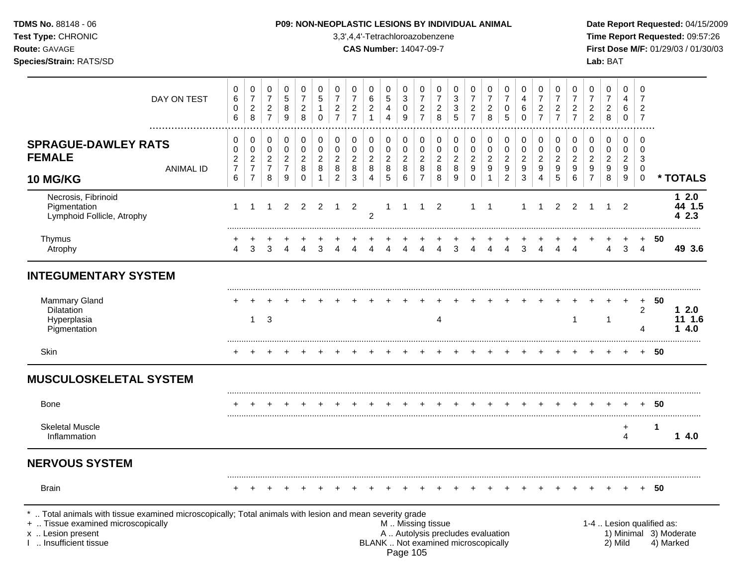**TDMS No.** 88148 - 06
**Test Type:** CHRONIC
**Route:** GAVAGE
**Species/Strain:** RATS/SD

**P09: NON-NEOPLASTIC LESIONS BY INDIVIDUAL ANIMAL**
3,3',4,4'-Tetrachloroazobenzene
**CAS Number:** 14047-09-7

**Date Report Requested:** 04/15/2009
**Time Report Requested:** 09:57:26
**First Dose M/F:** 01/29/03 / 01/30/03
**Lab:** BAT

| DAY ON TEST | 606 | 728 | 727 | 589 | 728 | 510 | 727 | 727 | 621 | 544 | 309 | 727 | 728 | 335 | 727 | 728 | 705 | 460 | 727 | 727 | 727 | 722 | 728 | 460 | 727 | |
|---|---|---|---|---|---|---|---|---|---|---|---|---|---|---|---|---|---|---|---|---|---|---|---|---|---|---|
| **SPRAGUE-DAWLEY RATS FEMALE 10 MG/KG** — ANIMAL ID | 0276 | 0277 | 0278 | 0279 | 0280 | 0281 | 0282 | 0283 | 0284 | 0285 | 0286 | 0287 | 0288 | 0289 | 0290 | 0291 | 0292 | 0293 | 0294 | 0295 | 0296 | 0297 | 0298 | 0299 | 0300 | *** TOTALS** |
| Necrosis, Fibrinoid | | | | | | | | | | | | | | | | | | | | | | | | | | **1 2.0** |
| Pigmentation | 1 | 1 | 1 | 2 | 2 | 2 | 1 | 2 | | 1 | 1 | 1 | 2 | | 1 | 1 | | 1 | 1 | 2 | 2 | 1 | 1 | 2 | | **44 1.5** |
| Lymphoid Follicle, Atrophy | | | | | | | | | 2 | | | | | | | | | | | | | | | | | **4 2.3** |
| Thymus | + | + | + | + | + | + | + | + | + | + | + | + | + | + | + | + | + | + | + | + | + | + | + | + | + | **50** |
| Atrophy | 4 | 3 | 3 | 4 | 4 | 3 | 4 | 4 | 4 | 4 | 4 | 4 | 4 | 3 | 4 | 4 | 4 | 3 | 4 | 4 | 4 | | 4 | 3 | 4 | **49 3.6** |
| **INTEGUMENTARY SYSTEM** | | | | | | | | | | | | | | | | | | | | | | | | | | |
| Mammary Gland | + | + | + | + | + | + | + | + | + | + | + | + | + | + | + | + | + | + | + | + | + | + | + | + | + | **50** |
| Dilatation | | | | | | | | | | | | | | | | | | | | | | | | | 2 | **1 2.0** |
| Hyperplasia | | 1 | 3 | | | | | | | | | | 4 | | | | | | | | 1 | | 1 | | | **11 1.6** |
| Pigmentation | | | | | | | | | | | | | | | | | | | | | | | | | 4 | **1 4.0** |
| Skin | + | + | + | + | + | + | + | + | + | + | + | + | + | + | + | + | + | + | + | + | + | + | + | + | + | **50** |
| **MUSCULOSKELETAL SYSTEM** | | | | | | | | | | | | | | | | | | | | | | | | | | |
| Bone | + | + | + | + | + | + | + | + | + | + | + | + | + | + | + | + | + | + | + | + | + | + | + | + | + | **50** |
| Skeletal Muscle | | | | | | | | | | | | | | | | | | | | | | | | + | | **1** |
| Inflammation | | | | | | | | | | | | | | | | | | | | | | | | 4 | | **1 4.0** |
| **NERVOUS SYSTEM** | | | | | | | | | | | | | | | | | | | | | | | | | | |
| Brain | + | + | + | + | + | + | + | + | + | + | + | + | + | + | + | + | + | + | + | + | + | + | + | + | + | **50** |

\* .. Total animals with tissue examined microscopically; Total animals with lesion and mean severity grade
\+ .. Tissue examined microscopically
x .. Lesion present
I .. Insufficient tissue

M .. Missing tissue
A .. Autolysis precludes evaluation
BLANK .. Not examined microscopically

1-4 .. Lesion qualified as:
1) Minimal 3) Moderate
2) Mild 4) Marked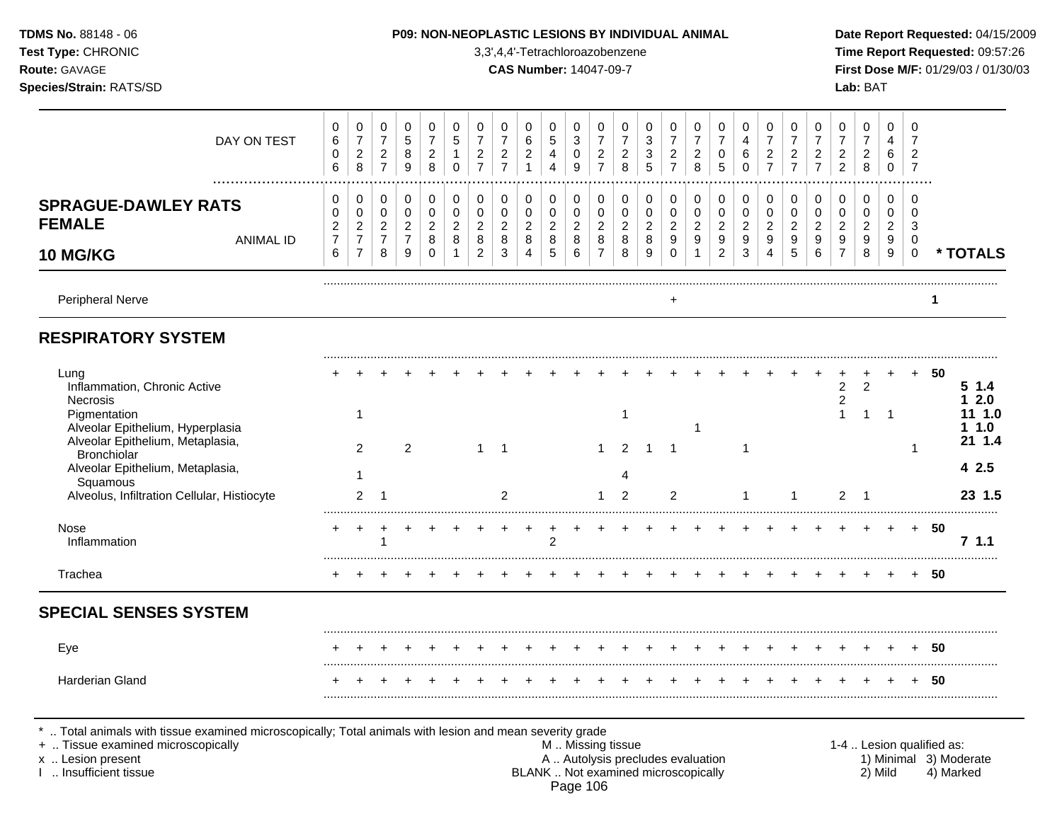**P09: NON-NEOPLASTIC LESIONS BY INDIVIDUAL ANIMAL**

3,3',4,4'-Tetrachloroazobenzene

**CAS Number:** 14047-09-7

**TDMS No.** 88148 - 06
**Test Type:** CHRONIC
**Route:** GAVAGE
**Species/Strain:** RATS/SD

**Date Report Requested:** 04/15/2009
**Time Report Requested:** 09:57:26
**First Dose M/F:** 01/29/03 / 01/30/03
**Lab:** BAT

| DAY ON TEST | 0606 | 0728 | 0727 | 0589 | 0728 | 0510 | 0727 | 0727 | 0621 | 0544 | 0309 | 0727 | 0728 | 0335 | 0727 | 0728 | 0705 | 0460 | 0727 | 0727 | 0727 | 0722 | 0728 | 0460 | 0727 | |
|---|---|---|---|---|---|---|---|---|---|---|---|---|---|---|---|---|---|---|---|---|---|---|---|---|---|---|
| **SPRAGUE-DAWLEY RATS FEMALE 10 MG/KG** — ANIMAL ID | 0276 | 0277 | 0278 | 0279 | 0280 | 0281 | 0282 | 0283 | 0284 | 0285 | 0286 | 0287 | 0288 | 0289 | 0290 | 0291 | 0292 | 0293 | 0294 | 0295 | 0296 | 0297 | 0298 | 0299 | 0300 | *** TOTALS** |
| Peripheral Nerve | | | | | | | | | | | | | | | + | | | | | | | | | | | 1 |
| **RESPIRATORY SYSTEM** | | | | | | | | | | | | | | | | | | | | | | | | | | |
| Lung | + | + | + | + | + | + | + | + | + | + | + | + | + | + | + | + | + | + | + | + | + | + | + | + | + | 50 |
| Inflammation, Chronic Active | | | | | | | | | | | | | | | | | | | | | | 2 | 2 | | | 5 1.4 |
| Necrosis | | | | | | | | | | | | | | | | | | | | | | 2 | | | | 1 2.0 |
| Pigmentation | | 1 | | | | | | | | | | | 1 | | | | | | | | | 1 | 1 | 1 | | 11 1.0 |
| Alveolar Epithelium, Hyperplasia | | | | | | | | | | | | | | | | 1 | | | | | | | | | | 1 1.0 |
| Alveolar Epithelium, Metaplasia, Bronchiolar | | 2 | | 2 | | | 1 | 1 | | | | 1 | 2 | 1 | 1 | | | 1 | | | | | | | 1 | 21 1.4 |
| Alveolar Epithelium, Metaplasia, Squamous | | 1 | | | | | | | | | | | 4 | | | | | | | | | | | | | 4 2.5 |
| Alveolus, Infiltration Cellular, Histiocyte | | 2 | 1 | | | | | 2 | | | | 1 | 2 | | 2 | | | 1 | | 1 | | 2 | 1 | | | 23 1.5 |
| Nose | + | + | + | + | + | + | + | + | + | + | + | + | + | + | + | + | + | + | + | + | + | + | + | + | + | 50 |
| Inflammation | | | 1 | | | | | | | 2 | | | | | | | | | | | | | | | | 7 1.1 |
| Trachea | + | + | + | + | + | + | + | + | + | + | + | + | + | + | + | + | + | + | + | + | + | + | + | + | + | 50 |
| **SPECIAL SENSES SYSTEM** | | | | | | | | | | | | | | | | | | | | | | | | | | |
| Eye | + | + | + | + | + | + | + | + | + | + | + | + | + | + | + | + | + | + | + | + | + | + | + | + | + | 50 |
| Harderian Gland | + | + | + | + | + | + | + | + | + | + | + | + | + | + | + | + | + | + | + | + | + | + | + | + | + | 50 |

\* .. Total animals with tissue examined microscopically; Total animals with lesion and mean severity grade
\+ .. Tissue examined microscopically
x .. Lesion present
I .. Insufficient tissue

M .. Missing tissue
A .. Autolysis precludes evaluation
BLANK .. Not examined microscopically

1-4 .. Lesion qualified as:
1) Minimal 2) Mild 3) Moderate 4) Marked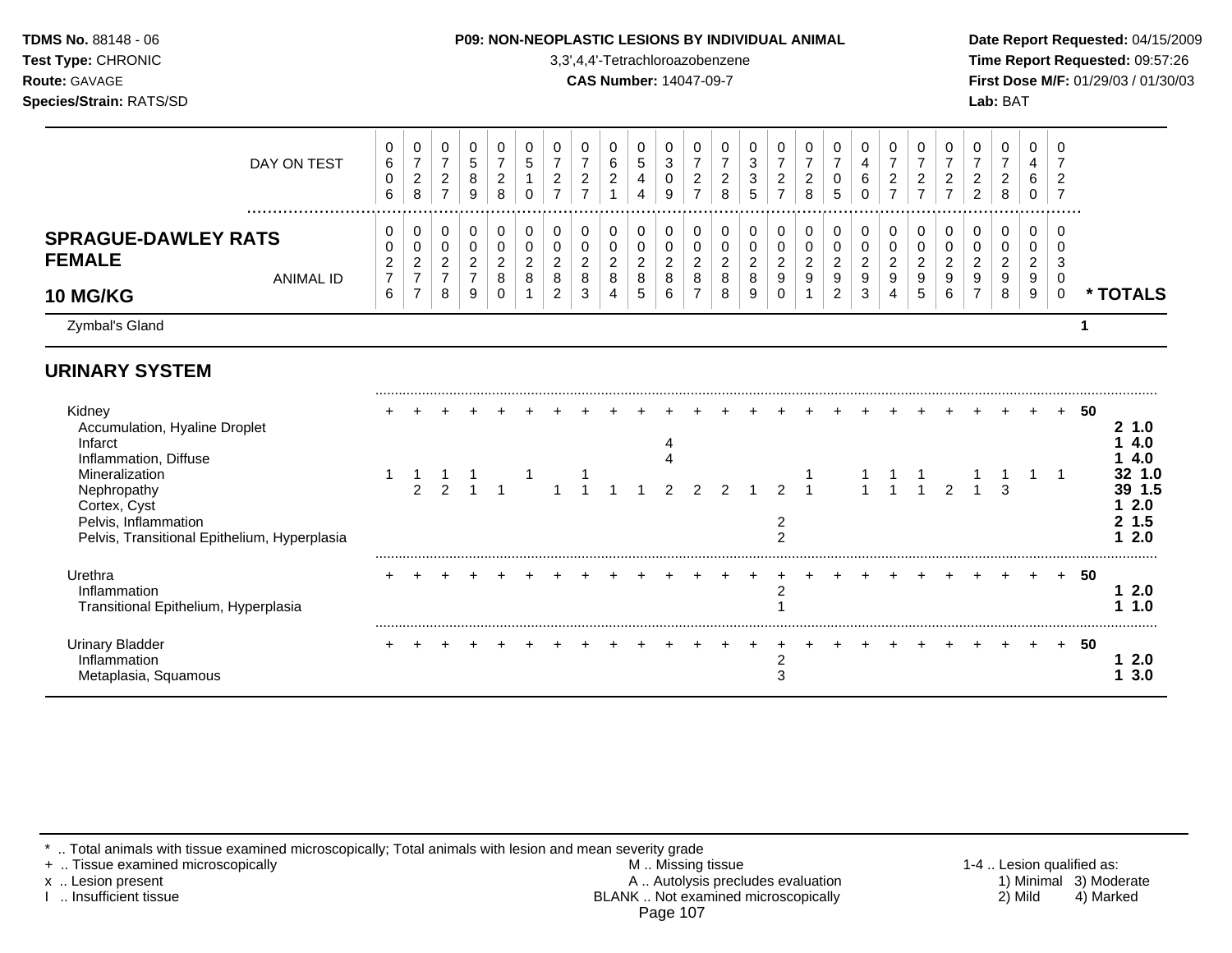**TDMS No.** 88148 - 06
**Test Type:** CHRONIC
**Route:** GAVAGE
**Species/Strain:** RATS/SD

**P09: NON-NEOPLASTIC LESIONS BY INDIVIDUAL ANIMAL**
3,3',4,4'-Tetrachloroazobenzene
**CAS Number:** 14047-09-7

**Date Report Requested:** 04/15/2009
**Time Report Requested:** 09:57:26
**First Dose M/F:** 01/29/03 / 01/30/03
**Lab:** BAT

| DAY ON TEST | 0606 | 0728 | 0727 | 0589 | 0728 | 0510 | 0727 | 0727 | 0621 | 0544 | 0309 | 0727 | 0728 | 0335 | 0727 | 0728 | 0705 | 0460 | 0727 | 0727 | 0727 | 0722 | 0728 | 0460 | 0727 | |
|---|---|---|---|---|---|---|---|---|---|---|---|---|---|---|---|---|---|---|---|---|---|---|---|---|---|---|
| **SPRAGUE-DAWLEY RATS FEMALE 10 MG/KG** ANIMAL ID | 0276 | 0277 | 0278 | 0279 | 0280 | 0281 | 0282 | 0283 | 0284 | 0285 | 0286 | 0287 | 0288 | 0289 | 0290 | 0291 | 0292 | 0293 | 0294 | 0295 | 0296 | 0297 | 0298 | 0299 | 0300 | *** TOTALS** |
| Zymbal's Gland | | | | | | | | | | | | | | | | | | | | | | | | | | 1 |
| **URINARY SYSTEM** | | | | | | | | | | | | | | | | | | | | | | | | | | |
| Kidney | + | + | + | + | + | + | + | + | + | + | + | + | + | + | + | + | + | + | + | + | + | + | + | + | + | 50 |
| Accumulation, Hyaline Droplet | | | | | | | | | | | | | | | | | | | | | | | | | | **2 1.0** |
| Infarct | | | | | | | | | | | 4 | | | | | | | | | | | | | | | **1 4.0** |
| Inflammation, Diffuse | | | | | | | | | | | 4 | | | | | | | | | | | | | | | **1 4.0** |
| Mineralization | 1 | 1 | 1 | 1 | | 1 | | 1 | | | | | | | | 1 | | 1 | 1 | 1 | | 1 | 1 | 1 | 1 | **32 1.0** |
| Nephropathy | | 2 | 2 | 1 | 1 | | 1 | 1 | 1 | 1 | 2 | 2 | 2 | 1 | 2 | 1 | | 1 | 1 | 1 | 2 | 1 | 3 | | | **39 1.5** |
| Cortex, Cyst | | | | | | | | | | | | | | | | | | | | | | | | | | **1 2.0** |
| Pelvis, Inflammation | | | | | | | | | | | | | | | 2 | | | | | | | | | | | **2 1.5** |
| Pelvis, Transitional Epithelium, Hyperplasia | | | | | | | | | | | | | | | 2 | | | | | | | | | | | **1 2.0** |
| Urethra | + | + | + | + | + | + | + | + | + | + | + | + | + | + | + | + | + | + | + | + | + | + | + | + | + | 50 |
| Inflammation | | | | | | | | | | | | | | | 2 | | | | | | | | | | | **1 2.0** |
| Transitional Epithelium, Hyperplasia | | | | | | | | | | | | | | | 1 | | | | | | | | | | | **1 1.0** |
| Urinary Bladder | + | + | + | + | + | + | + | + | + | + | + | + | + | + | + | + | + | + | + | + | + | + | + | + | + | 50 |
| Inflammation | | | | | | | | | | | | | | | 2 | | | | | | | | | | | **1 2.0** |
| Metaplasia, Squamous | | | | | | | | | | | | | | | 3 | | | | | | | | | | | **1 3.0** |

* .. Total animals with tissue examined microscopically; Total animals with lesion and mean severity grade
+ .. Tissue examined microscopically
x .. Lesion present
I .. Insufficient tissue

M .. Missing tissue
A .. Autolysis precludes evaluation
BLANK .. Not examined microscopically

1-4 .. Lesion qualified as:
1) Minimal 2) Mild 3) Moderate 4) Marked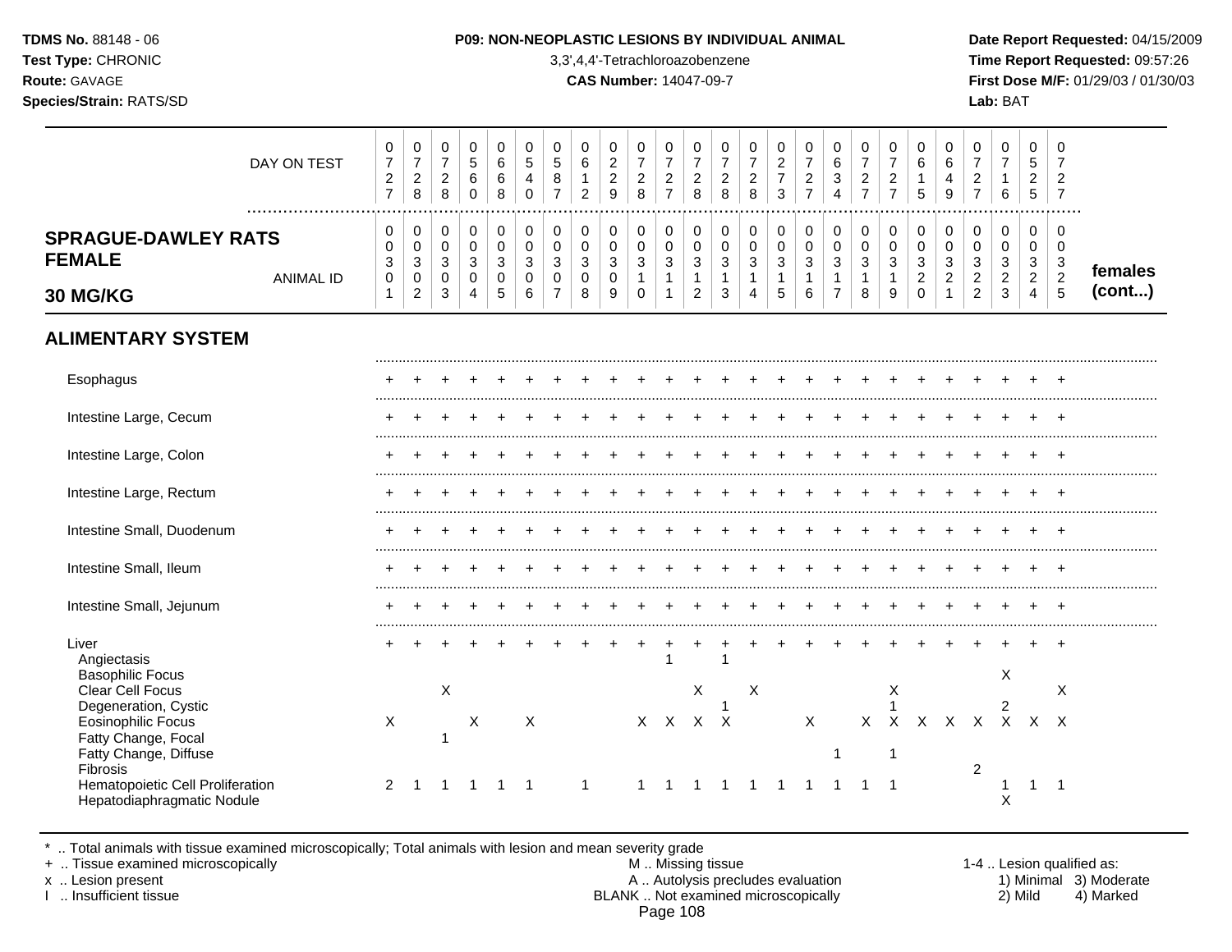**TDMS No.** 88148 - 06
**Test Type:** CHRONIC
**Route:** GAVAGE
**Species/Strain:** RATS/SD

**P09: NON-NEOPLASTIC LESIONS BY INDIVIDUAL ANIMAL**
3,3',4,4'-Tetrachloroazobenzene
**CAS Number:** 14047-09-7

**Date Report Requested:** 04/15/2009
**Time Report Requested:** 09:57:26
**First Dose M/F:** 01/29/03 / 01/30/03
**Lab:** BAT

## SPRAGUE-DAWLEY RATS FEMALE 30 MG/KG

| DAY ON TEST | 0727 | 0728 | 0728 | 0560 | 0668 | 0540 | 0587 | 0612 | 0229 | 0728 | 0727 | 0728 | 0728 | 0728 | 0273 | 0727 | 0634 | 0727 | 0727 | 0615 | 0649 | 0727 | 0716 | 0525 | 0727 | |
|---|---|---|---|---|---|---|---|---|---|---|---|---|---|---|---|---|---|---|---|---|---|---|---|---|---|---|
| **ANIMAL ID** | 00301 | 00302 | 00303 | 00304 | 00305 | 00306 | 00307 | 00308 | 00309 | 00310 | 00311 | 00312 | 00313 | 00314 | 00315 | 00316 | 00317 | 00318 | 00319 | 00320 | 00321 | 00322 | 00323 | 00324 | 00325 | **females (cont...)** |
| **ALIMENTARY SYSTEM** | | | | | | | | | | | | | | | | | | | | | | | | | | |
| Esophagus | + | + | + | + | + | + | + | + | + | + | + | + | + | + | + | + | + | + | + | + | + | + | + | + | + | |
| Intestine Large, Cecum | + | + | + | + | + | + | + | + | + | + | + | + | + | + | + | + | + | + | + | + | + | + | + | + | + | |
| Intestine Large, Colon | + | + | + | + | + | + | + | + | + | + | + | + | + | + | + | + | + | + | + | + | + | + | + | + | + | |
| Intestine Large, Rectum | + | + | + | + | + | + | + | + | + | + | + | + | + | + | + | + | + | + | + | + | + | + | + | + | + | |
| Intestine Small, Duodenum | + | + | + | + | + | + | + | + | + | + | + | + | + | + | + | + | + | + | + | + | + | + | + | + | + | |
| Intestine Small, Ileum | + | + | + | + | + | + | + | + | + | + | + | + | + | + | + | + | + | + | + | + | + | + | + | + | + | |
| Intestine Small, Jejunum | + | + | + | + | + | + | + | + | + | + | + | + | + | + | + | + | + | + | + | + | + | + | + | + | + | |
| Liver | + | + | + | + | + | + | + | + | + | + | + | + | + | + | + | + | + | + | + | + | + | + | + | + | + | |
| Angiectasis | | | | | | | | | | | 1 | | 1 | | | | | | | | | | | | | |
| Basophilic Focus | | | | | | | | | | | | | | | | | | | | | | | X | | | |
| Clear Cell Focus | | | X | | | | | | | | | X | | X | | | | | X | | | | | | X | |
| Degeneration, Cystic | | | | | | | | | | | | | 1 | | | | | | 1 | | | | 2 | | | |
| Eosinophilic Focus | X | | | X | | X | | | | X | X | X | X | | | X | | X | X | X | X | X | X | X | X | |
| Fatty Change, Focal | | | 1 | | | | | | | | | | | | | | | | | | | | | | | |
| Fatty Change, Diffuse | | | | | | | | | | | | | | | | | 1 | | 1 | | | | | | | |
| Fibrosis | | | | | | | | | | | | | | | | | | | | | | 2 | | | | |
| Hematopoietic Cell Proliferation | 2 | 1 | 1 | 1 | 1 | 1 | | 1 | | 1 | 1 | 1 | 1 | 1 | 1 | 1 | 1 | 1 | 1 | | | | 1 | 1 | 1 | |
| Hepatodiaphragmatic Nodule | | | | | | | | | | | | | | | | | | | | | | | X | | | |

\* .. Total animals with tissue examined microscopically; Total animals with lesion and mean severity grade
\+ .. Tissue examined microscopically
x .. Lesion present
I .. Insufficient tissue

M .. Missing tissue
A .. Autolysis precludes evaluation
BLANK .. Not examined microscopically

1-4 .. Lesion qualified as:
1) Minimal 2) Mild 3) Moderate 4) Marked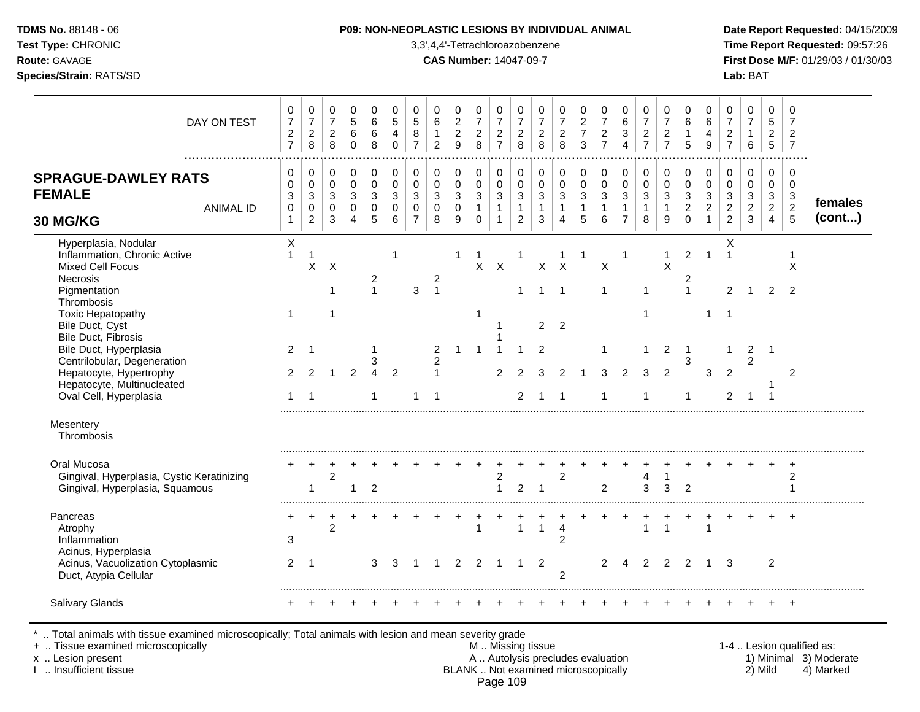**TDMS No.** 88148 - 06
**Test Type:** CHRONIC
**Route:** GAVAGE
**Species/Strain:** RATS/SD

**P09: NON-NEOPLASTIC LESIONS BY INDIVIDUAL ANIMAL**
3,3',4,4'-Tetrachloroazobenzene
**CAS Number:** 14047-09-7

**Date Report Requested:** 04/15/2009
**Time Report Requested:** 09:57:26
**First Dose M/F:** 01/29/03 / 01/30/03
**Lab:** BAT

## SPRAGUE-DAWLEY RATS FEMALE 30 MG/KG — females (cont...)

| DAY ON TEST | 0727 | 0728 | 0728 | 0560 | 0668 | 0540 | 0587 | 0612 | 0229 | 0728 | 0727 | 0728 | 0728 | 0728 | 0273 | 0727 | 0634 | 0727 | 0727 | 0615 | 0649 | 0727 | 0716 | 0525 | 0727 |
|---|---|---|---|---|---|---|---|---|---|---|---|---|---|---|---|---|---|---|---|---|---|---|---|---|---|
| **ANIMAL ID** | 00301 | 00302 | 00303 | 00304 | 00305 | 00306 | 00307 | 00308 | 00309 | 00310 | 00311 | 00312 | 00313 | 00314 | 00315 | 00316 | 00317 | 00318 | 00319 | 00320 | 00321 | 00322 | 00323 | 00324 | 00325 |
| Hyperplasia, Nodular | X | | | | | | | | | | | | | | | | | | | | | X | | | |
| Inflammation, Chronic Active | 1 | 1 | | | | 1 | | | 1 | 1 | | 1 | | 1 | 1 | | 1 | | 1 | 2 | 1 | 1 | | | 1 |
| Mixed Cell Focus | | X | X | | | | | | | X | X | | X | X | | X | | | X | | | | | | X |
| Necrosis | | | | | 2 | | | 2 | | | | | | | | | | | | 2 | | | | | |
| Pigmentation | | | 1 | | 1 | | 3 | 1 | | | | 1 | 1 | 1 | | 1 | | 1 | | 1 | | 2 | 1 | 2 | 2 |
| Thrombosis | | | | | | | | | | | | | | | | | | | | | | | | | |
| Toxic Hepatopathy | 1 | | 1 | | | | | | | 1 | | | | | | | | 1 | | | 1 | 1 | | | |
| Bile Duct, Cyst | | | | | | | | | | | 1 | | 2 | 2 | | | | | | | | | | | |
| Bile Duct, Fibrosis | | | | | | | | | | | 1 | | | | | | | | | | | | | | |
| Bile Duct, Hyperplasia | 2 | 1 | | | 1 | | | 2 | 1 | 1 | 1 | 1 | 2 | | | 1 | | 1 | 2 | 1 | | 1 | 2 | 1 | |
| Centrilobular, Degeneration | | | | | 3 | | | 2 | | | | | | | | | | | | 3 | | | 2 | | |
| Hepatocyte, Hypertrophy | 2 | 2 | 1 | 2 | 4 | 2 | | 1 | | | 2 | 2 | 3 | 2 | 1 | 3 | 2 | 3 | 2 | | 3 | 2 | | | 2 |
| Hepatocyte, Multinucleated | | | | | | | | | | | | | | | | | | | | | | | | 1 | |
| Oval Cell, Hyperplasia | 1 | 1 | | | 1 | | 1 | 1 | | | | 2 | 1 | 1 | | 1 | | 1 | | 1 | | 2 | 1 | 1 | |
| **Mesentery** | | | | | | | | | | | | | | | | | | | | | | | | | |
| Thrombosis | | | | | | | | | | | | | | | | | | | | | | | | | |
| **Oral Mucosa** | + | + | + | + | + | + | + | + | + | + | + | + | + | + | + | + | + | + | + | + | + | + | + | + | + |
| Gingival, Hyperplasia, Cystic Keratinizing | | | 2 | | | | | | | | 2 | | | 2 | | | | 4 | 1 | | | | | | 2 |
| Gingival, Hyperplasia, Squamous | | 1 | | 1 | 2 | | | | | | 1 | 2 | 1 | | | 2 | | 3 | 3 | 2 | | | | | 1 |
| **Pancreas** | + | + | + | + | + | + | + | + | + | + | + | + | + | + | + | + | + | + | + | + | + | + | + | + | + |
| Atrophy | | | 2 | | | | | | | 1 | | 1 | 1 | 4 | | | | 1 | 1 | | 1 | | | | |
| Inflammation | 3 | | | | | | | | | | | | | 2 | | | | | | | | | | | |
| Acinus, Hyperplasia | | | | | | | | | | | | | | | | | | | | | | | | | |
| Acinus, Vacuolization Cytoplasmic | 2 | 1 | | | 3 | 3 | 1 | 1 | 2 | 2 | 1 | 1 | 2 | | | 2 | 4 | 2 | 2 | 2 | 1 | 3 | | 2 | |
| Duct, Atypia Cellular | | | | | | | | | | | | | | 2 | | | | | | | | | | | |
| **Salivary Glands** | + | + | + | + | + | + | + | + | + | + | + | + | + | + | + | + | + | + | + | + | + | + | + | + | + |

\* .. Total animals with tissue examined microscopically; Total animals with lesion and mean severity grade
\+ .. Tissue examined microscopically
x .. Lesion present
I .. Insufficient tissue

M .. Missing tissue
A .. Autolysis precludes evaluation
BLANK .. Not examined microscopically

1-4 .. Lesion qualified as:
1) Minimal 3) Moderate
2) Mild 4) Marked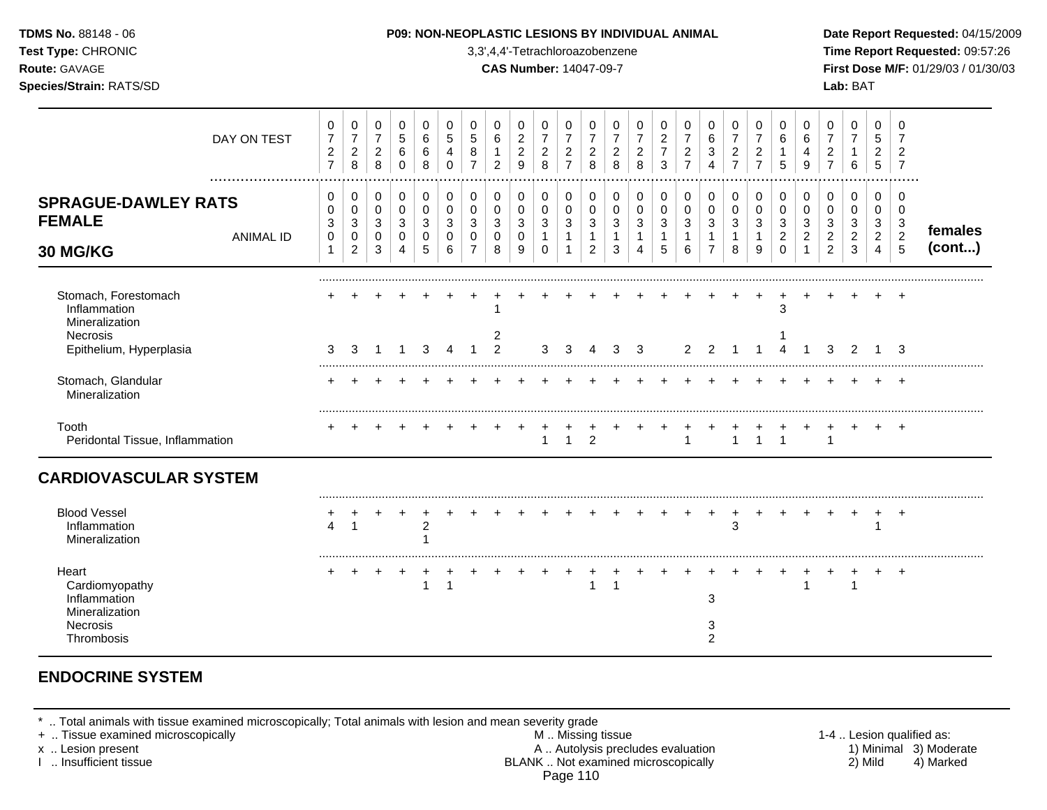**TDMS No.** 88148 - 06
**Test Type:** CHRONIC
**Route:** GAVAGE
**Species/Strain:** RATS/SD

**P09: NON-NEOPLASTIC LESIONS BY INDIVIDUAL ANIMAL**
3,3',4,4'-Tetrachloroazobenzene
**CAS Number:** 14047-09-7

**Date Report Requested:** 04/15/2009
**Time Report Requested:** 09:57:26
**First Dose M/F:** 01/29/03 / 01/30/03
**Lab:** BAT

## SPRAGUE-DAWLEY RATS FEMALE 30 MG/KG — females (cont...)

| DAY ON TEST | 0727 | 0728 | 0728 | 0560 | 0668 | 0540 | 0587 | 0612 | 0229 | 0728 | 0727 | 0728 | 0728 | 0728 | 0273 | 0727 | 0634 | 0727 | 0727 | 0615 | 0649 | 0727 | 0716 | 0525 | 0727 |
|---|---|---|---|---|---|---|---|---|---|---|---|---|---|---|---|---|---|---|---|---|---|---|---|---|---|
| **ANIMAL ID** | 0030 1 | 0030 2 | 0030 3 | 0030 4 | 0030 5 | 0030 6 | 0030 7 | 0030 8 | 0030 9 | 0031 0 | 0031 1 | 0031 2 | 0031 3 | 0031 4 | 0031 5 | 0031 6 | 0031 7 | 0031 8 | 0031 9 | 0032 0 | 0032 1 | 0032 2 | 0032 3 | 0032 4 | 0032 5 |
| Stomach, Forestomach | + | + | + | + | + | + | + | + | + | + | + | + | + | + | + | + | + | + | + | + | + | + | + | + | + |
| Inflammation | | | | | | | | 1 | | | | | | | | | | | | 3 | | | | | |
| Mineralization | | | | | | | | | | | | | | | | | | | | | | | | | |
| Necrosis | | | | | | | | 2 | | | | | | | | | | | | 1 | | | | | |
| Epithelium, Hyperplasia | 3 | 3 | 1 | 1 | 3 | 4 | 1 | 2 | | 3 | 3 | 4 | 3 | 3 | | 2 | 2 | 1 | 1 | 4 | 1 | 3 | 2 | 1 | 3 |
| Stomach, Glandular | + | + | + | + | + | + | + | + | + | + | + | + | + | + | + | + | + | + | + | + | + | + | + | + | + |
| Mineralization | | | | | | | | | | | | | | | | | | | | | | | | | |
| Tooth | + | + | + | + | + | + | + | + | + | + | + | + | + | + | + | + | + | + | + | + | + | + | + | + | + |
| Peridontal Tissue, Inflammation | | | | | | | | | | 1 | 1 | 2 | | | | 1 | | 1 | 1 | 1 | | 1 | | | |

## CARDIOVASCULAR SYSTEM

| | 0301 | 0302 | 0303 | 0304 | 0305 | 0306 | 0307 | 0308 | 0309 | 0310 | 0311 | 0312 | 0313 | 0314 | 0315 | 0316 | 0317 | 0318 | 0319 | 0320 | 0321 | 0322 | 0323 | 0324 | 0325 |
|---|---|---|---|---|---|---|---|---|---|---|---|---|---|---|---|---|---|---|---|---|---|---|---|---|---|
| Blood Vessel | + | + | + | + | + | + | + | + | + | + | + | + | + | + | + | + | + | + | + | + | + | + | + | + | + |
| Inflammation | 4 | 1 | | | 2 | | | | | | | | | | | | | 3 | | | | | | 1 | |
| Mineralization | | | | | 1 | | | | | | | | | | | | | | | | | | | | |
| Heart | + | + | + | + | + | + | + | + | + | + | + | + | + | + | + | + | + | + | + | + | + | + | + | + | + |
| Cardiomyopathy | | | | | 1 | 1 | | | | | | 1 | 1 | | | | | | | | 1 | | 1 | | |
| Inflammation | | | | | | | | | | | | | | | | | 3 | | | | | | | | |
| Mineralization | | | | | | | | | | | | | | | | | | | | | | | | | |
| Necrosis | | | | | | | | | | | | | | | | | 3 | | | | | | | | |
| Thrombosis | | | | | | | | | | | | | | | | | 2 | | | | | | | | |

## ENDOCRINE SYSTEM

\* .. Total animals with tissue examined microscopically; Total animals with lesion and mean severity grade
\+ .. Tissue examined microscopically
x .. Lesion present
I .. Insufficient tissue

M .. Missing tissue
A .. Autolysis precludes evaluation
BLANK .. Not examined microscopically

1-4 .. Lesion qualified as: 1) Minimal 2) Mild 3) Moderate 4) Marked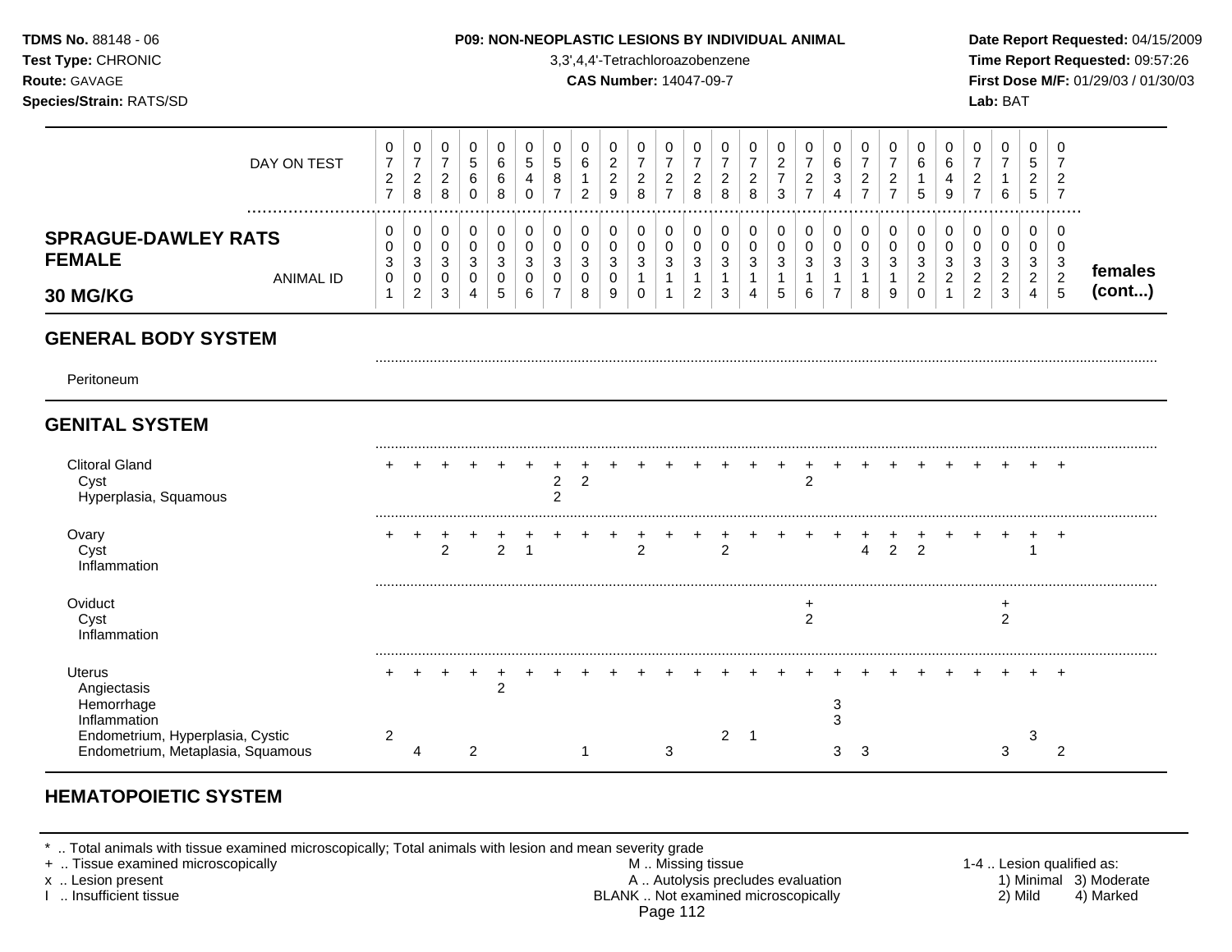**SPRAGUE-DAWLEY RATS FEMALE 30 MG/KG** — females (cont...)

| | 0301 | 0302 | 0303 | 0304 | 0305 | 0306 | 0307 | 0308 | 0309 | 0310 | 0311 | 0312 | 0313 | 0314 | 0315 | 0316 | 0317 | 0318 | 0319 | 0320 | 0321 | 0322 | 0323 | 0324 | 0325 |
|---|---|---|---|---|---|---|---|---|---|---|---|---|---|---|---|---|---|---|---|---|---|---|---|---|---|
| **DAY ON TEST** | 0727 | 0728 | 0728 | 0560 | 0668 | 0540 | 0587 | 0612 | 0229 | 0728 | 0727 | 0728 | 0728 | 0728 | 0273 | 0727 | 0634 | 0727 | 0727 | 0615 | 0649 | 0727 | 0716 | 0525 | 0727 |
| **GENERAL BODY SYSTEM** | | | | | | | | | | | | | | | | | | | | | | | | | |
| Peritoneum | | | | | | | | | | | | | | | | | | | | | | | | | |
| **GENITAL SYSTEM** | | | | | | | | | | | | | | | | | | | | | | | | | |
| Clitoral Gland | + | + | + | + | + | + | + | + | + | + | + | + | + | + | + | + | + | + | + | + | + | + | + | + | + |
| Cyst | | | | | | | 2 | 2 | | | | | | | | 2 | | | | | | | | | |
| Hyperplasia, Squamous | | | | | | | 2 | | | | | | | | | | | | | | | | | | |
| Ovary | + | + | + | + | + | + | + | + | + | + | + | + | + | + | + | + | + | + | + | + | + | + | + | + | + |
| Cyst | | | 2 | | 2 | 1 | | | | 2 | | | 2 | | | | | 4 | 2 | 2 | | | | 1 | |
| Inflammation | | | | | | | | | | | | | | | | | | | | | | | | | |
| Oviduct | | | | | | | | | | | | | | | | + | | | | | | | + | | |
| Cyst | | | | | | | | | | | | | | | | 2 | | | | | | | 2 | | |
| Inflammation | | | | | | | | | | | | | | | | | | | | | | | | | |
| Uterus | + | + | + | + | + | + | + | + | + | + | + | + | + | + | + | + | + | + | + | + | + | + | + | + | + |
| Angiectasis | | | | | 2 | | | | | | | | | | | | | | | | | | | | |
| Hemorrhage | | | | | | | | | | | | | | | | | 3 | | | | | | | | |
| Inflammation | | | | | | | | | | | | | | | | | 3 | | | | | | | | |
| Endometrium, Hyperplasia, Cystic | 2 | | | | | | | | | | | | 2 | 1 | | | | | | | | | | 3 | |
| Endometrium, Metaplasia, Squamous | | 4 | | 2 | | | | 1 | | | 3 | | | | | | 3 | 3 | | | | | 3 | | 2 |

## HEMATOPOIETIC SYSTEM

\* .. Total animals with tissue examined microscopically; Total animals with lesion and mean severity grade
+ .. Tissue examined microscopically
x .. Lesion present
I .. Insufficient tissue
M .. Missing tissue
A .. Autolysis precludes evaluation
BLANK .. Not examined microscopically
1-4 .. Lesion qualified as: 1) Minimal 2) Mild 3) Moderate 4) Marked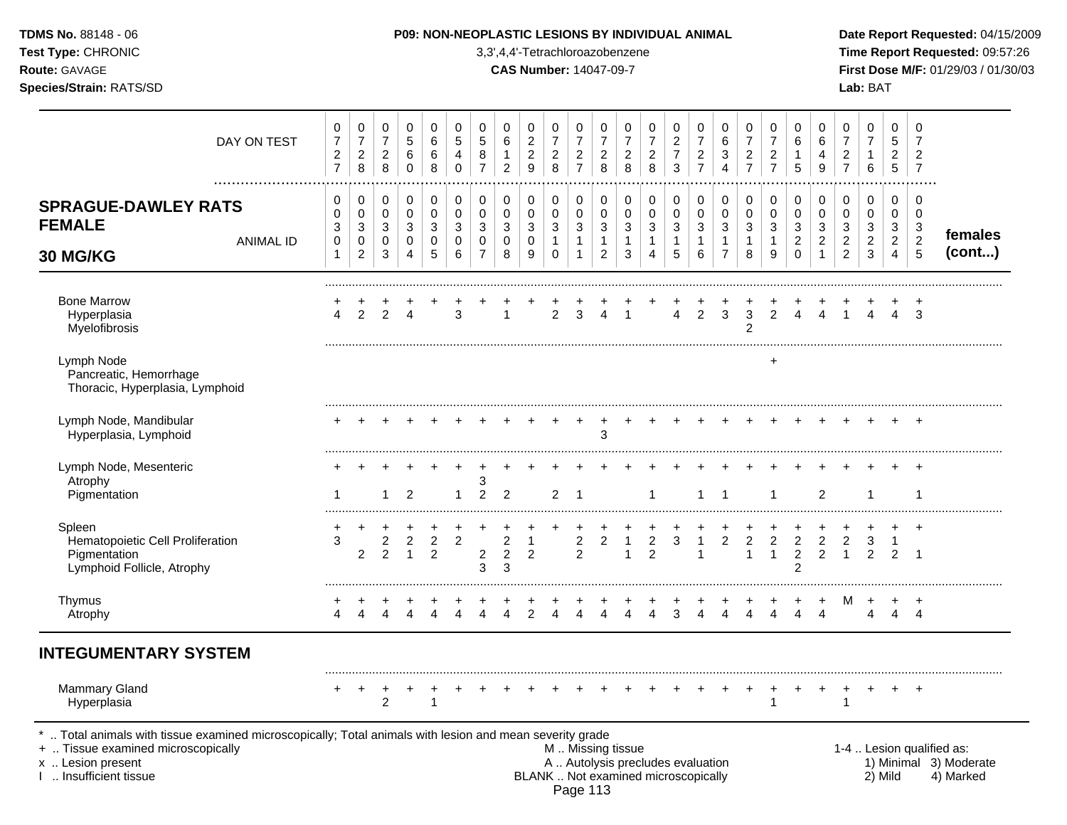| | 0727 | 0728 | 0728 | 0560 | 0668 | 0540 | 0587 | 0612 | 0229 | 0728 | 0727 | 0728 | 0728 | 0728 | 0273 | 0727 | 0634 | 0727 | 0727 | 0615 | 0649 | 0727 | 0716 | 0525 | 0727 | |
|---|---|---|---|---|---|---|---|---|---|---|---|---|---|---|---|---|---|---|---|---|---|---|---|---|---|---|
| **SPRAGUE-DAWLEY RATS FEMALE 30 MG/KG** — ANIMAL ID | 0301 | 0302 | 0303 | 0304 | 0305 | 0306 | 0307 | 0308 | 0309 | 0310 | 0311 | 0312 | 0313 | 0314 | 0315 | 0316 | 0317 | 0318 | 0319 | 0320 | 0321 | 0322 | 0323 | 0324 | 0325 | **females (cont...)** |
| Bone Marrow | + | + | + | + | + | + | + | + | + | + | + | + | + | + | + | + | + | + | + | + | + | + | + | + | + | |
| Hyperplasia | 4 | 2 | 2 | 4 | | 3 | | 1 | | 2 | 3 | 4 | 1 | | 4 | 2 | 3 | 3 | 2 | 4 | 4 | 1 | 4 | 4 | 3 | |
| Myelofibrosis | | | | | | | | | | | | | | | | | | 2 | | | | | | | | |
| Lymph Node | | | | | | | | | | | | | | | | | | | + | | | | | | | |
| Pancreatic, Hemorrhage | | | | | | | | | | | | | | | | | | | | | | | | | | |
| Thoracic, Hyperplasia, Lymphoid | | | | | | | | | | | | | | | | | | | | | | | | | | |
| Lymph Node, Mandibular | + | + | + | + | + | + | + | + | + | + | + | + | + | + | + | + | + | + | + | + | + | + | + | + | + | |
| Hyperplasia, Lymphoid | | | | | | | | | | | | 3 | | | | | | | | | | | | | | |
| Lymph Node, Mesenteric | + | + | + | + | + | + | + | + | + | + | + | + | + | + | + | + | + | + | + | + | + | + | + | + | + | |
| Atrophy | | | | | | | 3 | | | | | | | | | | | | | | | | | | | |
| Pigmentation | 1 | | 1 | 2 | | 1 | 2 | 2 | | 2 | 1 | | | 1 | | 1 | 1 | | 1 | | 2 | | 1 | | 1 | |
| Spleen | + | + | + | + | + | + | + | + | + | + | + | + | + | + | + | + | + | + | + | + | + | + | + | + | + | |
| Hematopoietic Cell Proliferation | 3 | | 2 | 2 | 2 | 2 | | 2 | 1 | | 2 | 2 | 1 | 2 | 3 | 1 | 2 | 2 | 2 | 2 | 2 | 2 | 3 | 1 | | |
| Pigmentation | | 2 | 2 | 1 | 2 | | 2 | 2 | 2 | | 2 | | 1 | 2 | | 1 | | 1 | 1 | 2 | 2 | 1 | 2 | 2 | 1 | |
| Lymphoid Follicle, Atrophy | | | | | | | 3 | 3 | | | | | | | | | | | | 2 | | | | | | |
| Thymus | + | + | + | + | + | + | + | + | + | + | + | + | + | + | + | + | + | + | + | + | + | M | + | + | + | |
| Atrophy | 4 | 4 | 4 | 4 | 4 | 4 | 4 | 4 | 2 | 4 | 4 | 4 | 4 | 4 | 3 | 4 | 4 | 4 | 4 | 4 | 4 | | 4 | 4 | 4 | |
| **INTEGUMENTARY SYSTEM** | | | | | | | | | | | | | | | | | | | | | | | | | | |
| Mammary Gland | + | + | + | + | + | + | + | + | + | + | + | + | + | + | + | + | + | + | + | + | + | + | + | + | + | |
| Hyperplasia | | | 2 | | 1 | | | | | | | | | | | | | | 1 | | | 1 | | | | |

\* .. Total animals with tissue examined microscopically; Total animals with lesion and mean severity grade
+ .. Tissue examined microscopically
x .. Lesion present
I .. Insufficient tissue

M .. Missing tissue
A .. Autolysis precludes evaluation
BLANK .. Not examined microscopically

1-4 .. Lesion qualified as: 1) Minimal 2) Mild 3) Moderate 4) Marked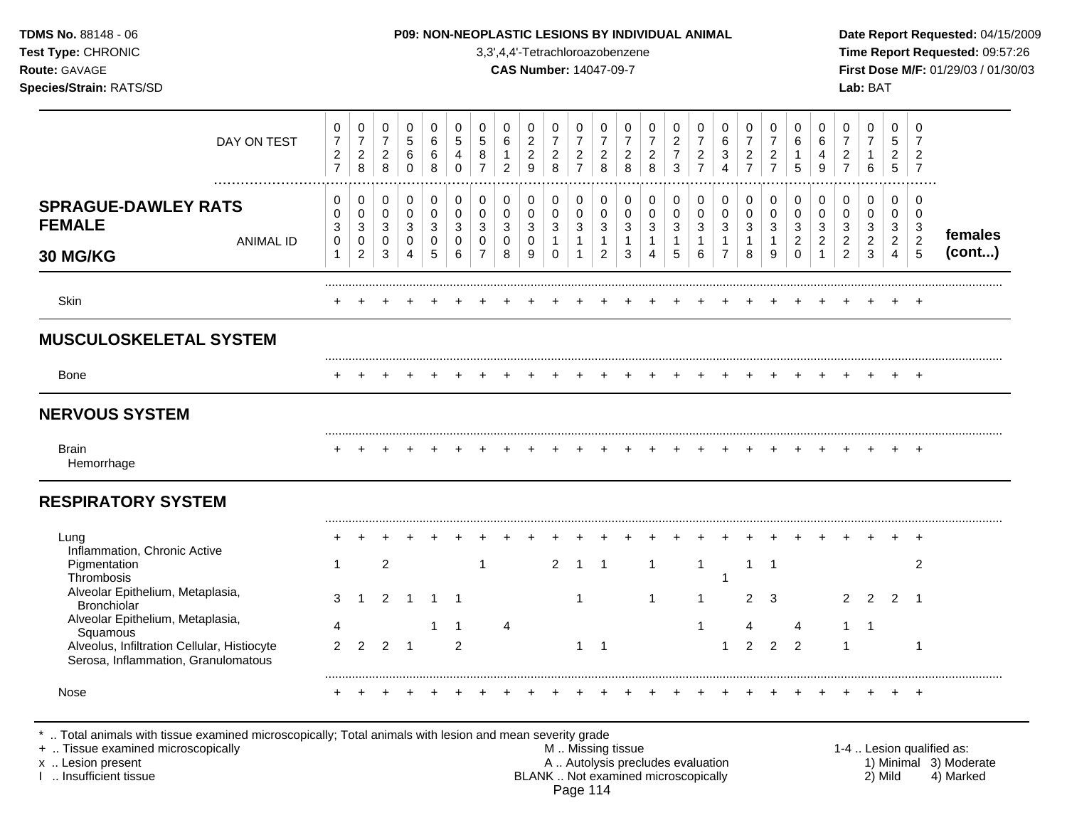**TDMS No.** 88148 - 06
**Test Type:** CHRONIC
**Route:** GAVAGE
**Species/Strain:** RATS/SD

**P09: NON-NEOPLASTIC LESIONS BY INDIVIDUAL ANIMAL**
3,3',4,4'-Tetrachloroazobenzene
**CAS Number:** 14047-09-7

**Date Report Requested:** 04/15/2009
**Time Report Requested:** 09:57:26
**First Dose M/F:** 01/29/03 / 01/30/03
**Lab:** BAT

## SPRAGUE-DAWLEY RATS FEMALE 30 MG/KG — females (cont...)

| DAY ON TEST | 0727 | 0728 | 0728 | 0560 | 0668 | 0540 | 0587 | 0612 | 0229 | 0728 | 0727 | 0728 | 0728 | 0728 | 0273 | 0727 | 0634 | 0727 | 0727 | 0615 | 0649 | 0727 | 0716 | 0525 | 0727 |
|---|---|---|---|---|---|---|---|---|---|---|---|---|---|---|---|---|---|---|---|---|---|---|---|---|---|
| **ANIMAL ID** | 0301 | 0302 | 0303 | 0304 | 0305 | 0306 | 0307 | 0308 | 0309 | 0310 | 0311 | 0312 | 0313 | 0314 | 0315 | 0316 | 0317 | 0318 | 0319 | 0320 | 0321 | 0322 | 0323 | 0324 | 0325 |
| Skin | + | + | + | + | + | + | + | + | + | + | + | + | + | + | + | + | + | + | + | + | + | + | + | + | + |
| **MUSCULOSKELETAL SYSTEM** | | | | | | | | | | | | | | | | | | | | | | | | | |
| Bone | + | + | + | + | + | + | + | + | + | + | + | + | + | + | + | + | + | + | + | + | + | + | + | + | + |
| **NERVOUS SYSTEM** | | | | | | | | | | | | | | | | | | | | | | | | | |
| Brain | + | + | + | + | + | + | + | + | + | + | + | + | + | + | + | + | + | + | + | + | + | + | + | + | + |
| Hemorrhage | | | | | | | | | | | | | | | | | | | | | | | | | |
| **RESPIRATORY SYSTEM** | | | | | | | | | | | | | | | | | | | | | | | | | |
| Lung | + | + | + | + | + | + | + | + | + | + | + | + | + | + | + | + | + | + | + | + | + | + | + | + | + |
| Inflammation, Chronic Active | | | | | | | | | | | | | | | | | | | | | | | | | |
| Pigmentation | 1 | | 2 | | | | 1 | | | 2 | 1 | 1 | | 1 | | 1 | | 1 | 1 | | | | | | 2 |
| Thrombosis | | | | | | | | | | | | | | | | | 1 | | | | | | | | |
| Alveolar Epithelium, Metaplasia, Bronchiolar | 3 | 1 | 2 | 1 | 1 | 1 | | | | | 1 | | | 1 | | 1 | | 2 | 3 | | | 2 | 2 | 2 | 1 |
| Alveolar Epithelium, Metaplasia, Squamous | 4 | | | | 1 | 1 | | 4 | | | | | | | | 1 | | 4 | | 4 | | 1 | 1 | | |
| Alveolus, Infiltration Cellular, Histiocyte | 2 | 2 | 2 | 1 | | 2 | | | | | 1 | 1 | | | | | 1 | 2 | 2 | 2 | | 1 | | | 1 |
| Serosa, Inflammation, Granulomatous | | | | | | | | | | | | | | | | | | | | | | | | | |
| Nose | + | + | + | + | + | + | + | + | + | + | + | + | + | + | + | + | + | + | + | + | + | + | + | + | + |

\* .. Total animals with tissue examined microscopically; Total animals with lesion and mean severity grade
\+ .. Tissue examined microscopically
x .. Lesion present
I .. Insufficient tissue

M .. Missing tissue
A .. Autolysis precludes evaluation
BLANK .. Not examined microscopically

1-4 .. Lesion qualified as: 1) Minimal 2) Mild 3) Moderate 4) Marked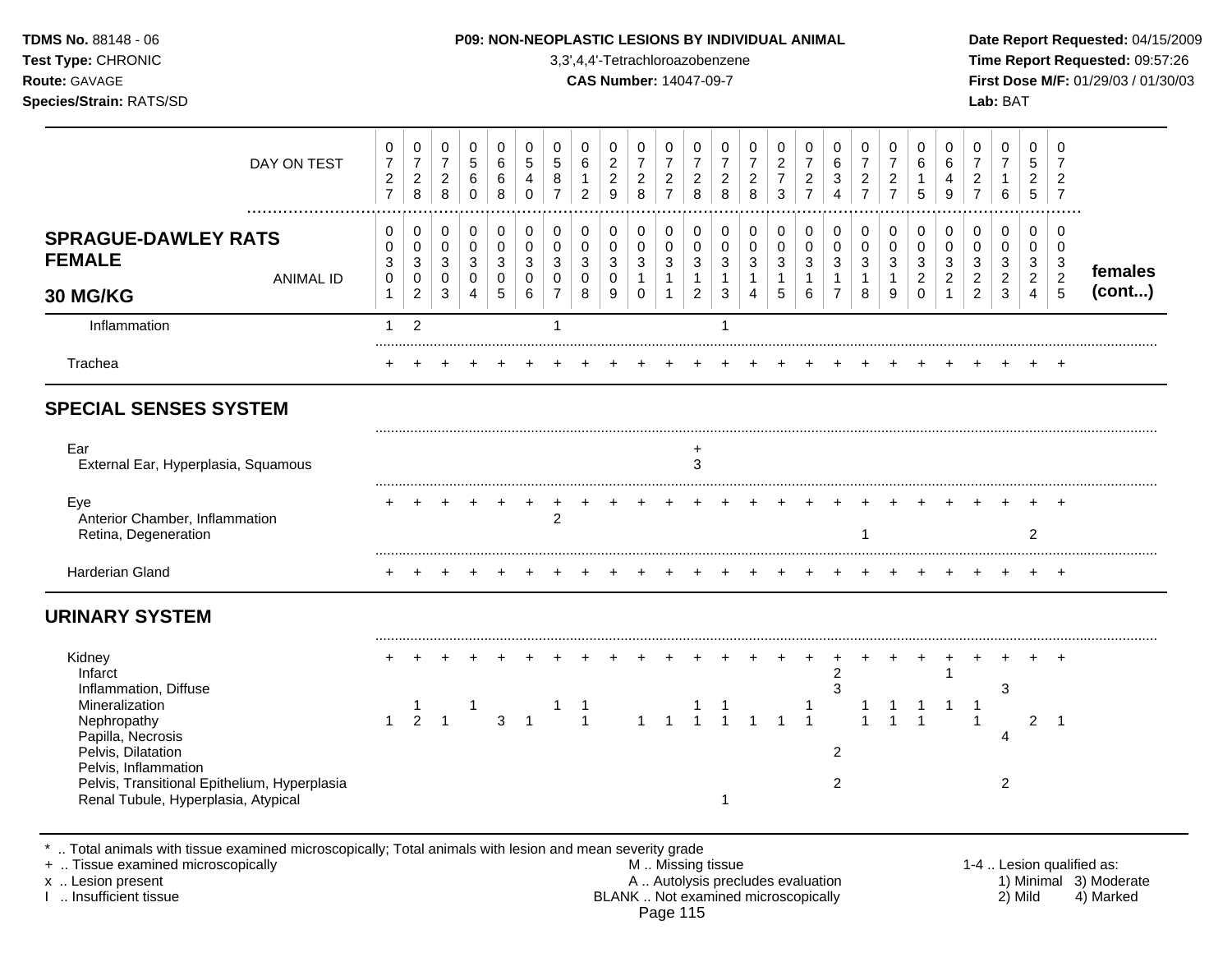**TDMS No.** 88148 - 06
**Test Type:** CHRONIC
**Route:** GAVAGE
**Species/Strain:** RATS/SD

**P09: NON-NEOPLASTIC LESIONS BY INDIVIDUAL ANIMAL**
3,3',4,4'-Tetrachloroazobenzene
**CAS Number:** 14047-09-7

**Date Report Requested:** 04/15/2009
**Time Report Requested:** 09:57:26
**First Dose M/F:** 01/29/03 / 01/30/03
**Lab:** BAT

## SPRAGUE-DAWLEY RATS FEMALE 30 MG/KG

| | | | | | | | | | | | | | | | | | | | | | | | | | | females (cont...) |
|---|---|---|---|---|---|---|---|---|---|---|---|---|---|---|---|---|---|---|---|---|---|---|---|---|---|---|
| DAY ON TEST | 0727 | 0728 | 0728 | 0560 | 0668 | 0540 | 0587 | 0612 | 0229 | 0728 | 0727 | 0728 | 0728 | 0728 | 0273 | 0727 | 0634 | 0727 | 0727 | 0615 | 0649 | 0727 | 0716 | 0525 | 0727 | |
| ANIMAL ID | 0030 1 | 0030 2 | 0030 3 | 0030 4 | 0030 5 | 0030 6 | 0030 7 | 0030 8 | 0030 9 | 0031 0 | 0031 1 | 0031 2 | 0031 3 | 0031 4 | 0031 5 | 0031 6 | 0031 7 | 0031 8 | 0031 9 | 0032 0 | 0032 1 | 0032 2 | 0032 3 | 0032 4 | 0032 5 | |
| Inflammation | 1 | 2 | | | | | 1 | | | | | | 1 | | | | | | | | | | | | | |
| Trachea | + | + | + | + | + | + | + | + | + | + | + | + | + | + | + | + | + | + | + | + | + | + | + | + | + | |
| **SPECIAL SENSES SYSTEM** | | | | | | | | | | | | | | | | | | | | | | | | | | |
| Ear | | | | | | | | | | | | + | | | | | | | | | | | | | | |
| External Ear, Hyperplasia, Squamous | | | | | | | | | | | | 3 | | | | | | | | | | | | | | |
| Eye | + | + | + | + | + | + | + | + | + | + | + | + | + | + | + | + | + | + | + | + | + | + | + | + | + | |
| Anterior Chamber, Inflammation | | | | | | | 2 | | | | | | | | | | | | | | | | | | | |
| Retina, Degeneration | | | | | | | | | | | | | | | | | | 1 | | | | | | 2 | | |
| Harderian Gland | + | + | + | + | + | + | + | + | + | + | + | + | + | + | + | + | + | + | + | + | + | + | + | + | + | |
| **URINARY SYSTEM** | | | | | | | | | | | | | | | | | | | | | | | | | | |
| Kidney | + | + | + | + | + | + | + | + | + | + | + | + | + | + | + | + | + | + | + | + | + | + | + | + | + | |
| Infarct | | | | | | | | | | | | | | | | | 2 | | | | 1 | | | | | |
| Inflammation, Diffuse | | | | | | | | | | | | | | | | | 3 | | | | | | 3 | | | |
| Mineralization | | 1 | | 1 | | | 1 | 1 | | | | 1 | 1 | | | 1 | | 1 | 1 | 1 | 1 | 1 | | | | |
| Nephropathy | 1 | 2 | 1 | | 3 | 1 | | 1 | | 1 | 1 | 1 | 1 | 1 | 1 | 1 | | 1 | 1 | 1 | | 1 | | 2 | 1 | |
| Papilla, Necrosis | | | | | | | | | | | | | | | | | | | | | | | 4 | | | |
| Pelvis, Dilatation | | | | | | | | | | | | | | | | | 2 | | | | | | | | | |
| Pelvis, Inflammation | | | | | | | | | | | | | | | | | | | | | | | | | | |
| Pelvis, Transitional Epithelium, Hyperplasia | | | | | | | | | | | | | | | | | 2 | | | | | | 2 | | | |
| Renal Tubule, Hyperplasia, Atypical | | | | | | | | | | | | | 1 | | | | | | | | | | | | | |

\* .. Total animals with tissue examined microscopically; Total animals with lesion and mean severity grade
\+ .. Tissue examined microscopically
x .. Lesion present
I .. Insufficient tissue

M .. Missing tissue
A .. Autolysis precludes evaluation
BLANK .. Not examined microscopically

1-4 .. Lesion qualified as:
1) Minimal 2) Mild 3) Moderate 4) Marked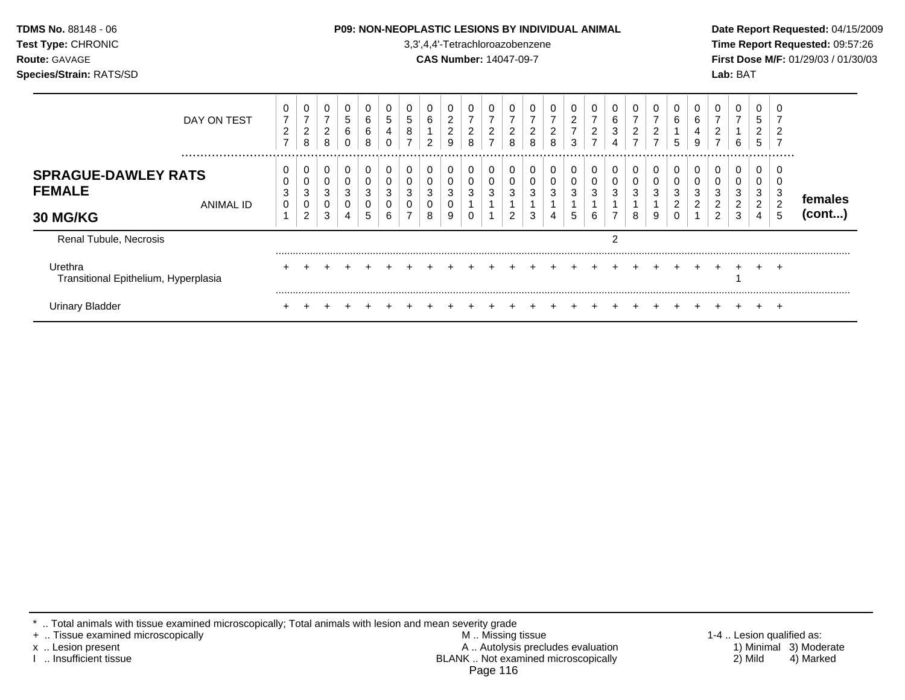**TDMS No.** 88148 - 06
**Test Type:** CHRONIC
**Route:** GAVAGE
**Species/Strain:** RATS/SD

**P09: NON-NEOPLASTIC LESIONS BY INDIVIDUAL ANIMAL**
3,3',4,4'-Tetrachloroazobenzene
**CAS Number:** 14047-09-7

**Date Report Requested:** 04/15/2009
**Time Report Requested:** 09:57:26
**First Dose M/F:** 01/29/03 / 01/30/03
**Lab:** BAT

| DAY ON TEST | 0727 | 0728 | 0728 | 0560 | 0668 | 0540 | 0587 | 0612 | 0229 | 0728 | 0727 | 0728 | 0728 | 0728 | 0273 | 0727 | 0634 | 0727 | 0727 | 0615 | 0649 | 0727 | 0716 | 0525 | 0727 | |
|---|---|---|---|---|---|---|---|---|---|---|---|---|---|---|---|---|---|---|---|---|---|---|---|---|---|---|
| **SPRAGUE-DAWLEY RATS FEMALE 30 MG/KG** — ANIMAL ID | 0030 1 | 0030 2 | 0030 3 | 0030 4 | 0030 5 | 0030 6 | 0030 7 | 0030 8 | 0030 9 | 0031 0 | 0031 1 | 0031 2 | 0031 3 | 0031 4 | 0031 5 | 0031 6 | 0031 7 | 0031 8 | 0031 9 | 0032 0 | 0032 1 | 0032 2 | 0032 3 | 0032 4 | 0032 5 | **females (cont...)** |
| Renal Tubule, Necrosis | | | | | | | | | | | | | | | | | 2 | | | | | | | | | |
| Urethra | + | + | + | + | + | + | + | + | + | + | + | + | + | + | + | + | + | + | + | + | + | + | + | + | + | |
| Transitional Epithelium, Hyperplasia | | | | | | | | | | | | | | | | | | | | | | | 1 | | | |
| Urinary Bladder | + | + | + | + | + | + | + | + | + | + | + | + | + | + | + | + | + | + | + | + | + | + | + | + | + | |

\* .. Total animals with tissue examined microscopically; Total animals with lesion and mean severity grade
\+ .. Tissue examined microscopically
x .. Lesion present
I .. Insufficient tissue

M .. Missing tissue
A .. Autolysis precludes evaluation
BLANK .. Not examined microscopically

1-4 .. Lesion qualified as:
1) Minimal 2) Mild 3) Moderate 4) Marked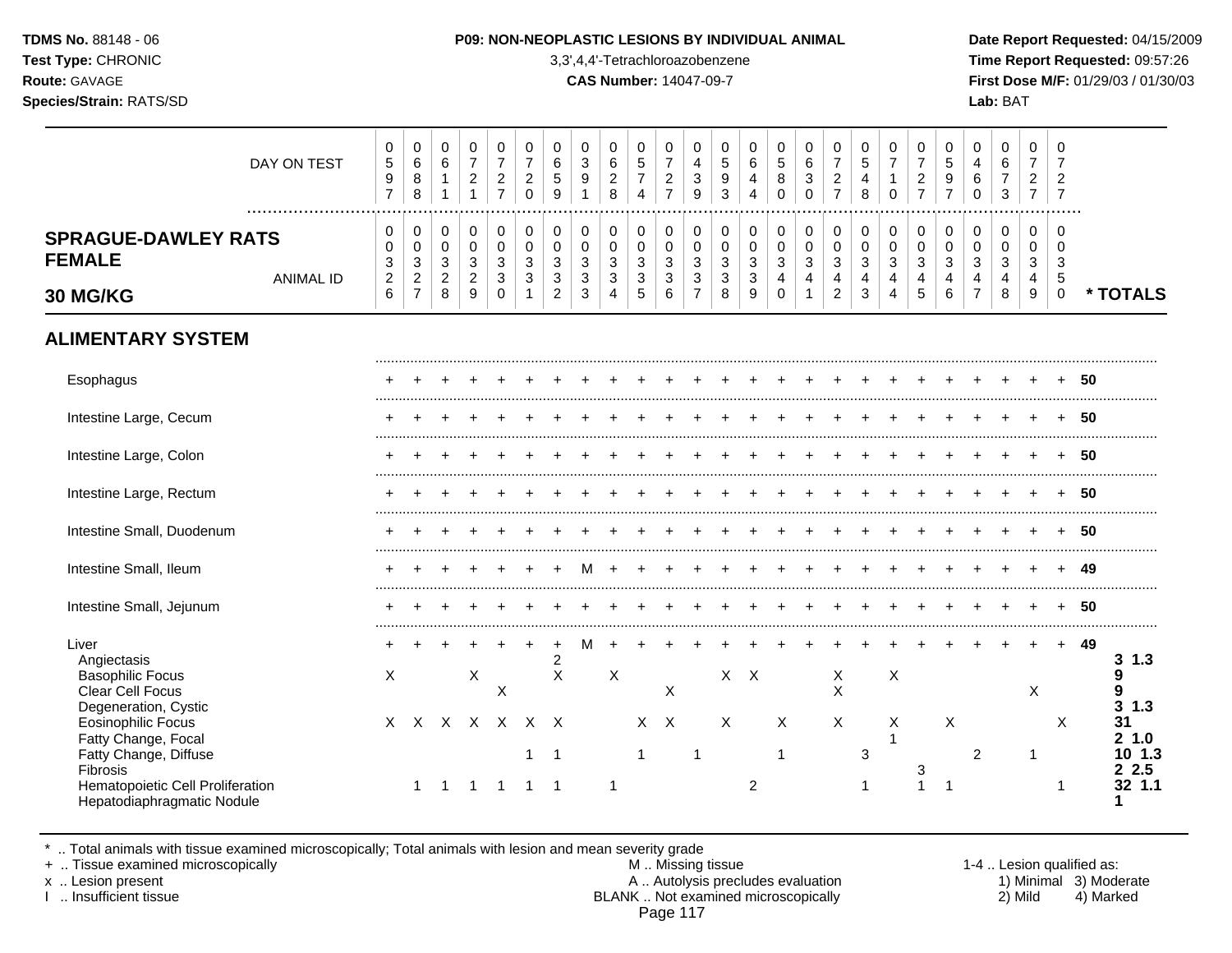**TDMS No.** 88148 - 06
**Test Type:** CHRONIC
**Route:** GAVAGE
**Species/Strain:** RATS/SD

**P09: NON-NEOPLASTIC LESIONS BY INDIVIDUAL ANIMAL**
3,3',4,4'-Tetrachloroazobenzene
**CAS Number:** 14047-09-7

**Date Report Requested:** 04/15/2009
**Time Report Requested:** 09:57:26
**First Dose M/F:** 01/29/03 / 01/30/03
**Lab:** BAT

## SPRAGUE-DAWLEY RATS FEMALE 30 MG/KG

| | | | | | | | | | | | | | | | | | | | | | | | | | | |
|---|---|---|---|---|---|---|---|---|---|---|---|---|---|---|---|---|---|---|---|---|---|---|---|---|---|---|
| **DAY ON TEST** | 0597 | 0688 | 0611 | 0721 | 0727 | 0720 | 0659 | 0391 | 0628 | 0574 | 0727 | 0439 | 0593 | 0644 | 0580 | 0630 | 0727 | 0548 | 0710 | 0727 | 0597 | 0460 | 0673 | 0727 | 0727 | |
| **ANIMAL ID** | 0326 | 0327 | 0328 | 0329 | 0330 | 0331 | 0332 | 0333 | 0334 | 0335 | 0336 | 0337 | 0338 | 0339 | 0340 | 0341 | 0342 | 0343 | 0344 | 0345 | 0346 | 0347 | 0348 | 0349 | 0350 | *** TOTALS** |
| **ALIMENTARY SYSTEM** | | | | | | | | | | | | | | | | | | | | | | | | | | |
| Esophagus | + | + | + | + | + | + | + | + | + | + | + | + | + | + | + | + | + | + | + | + | + | + | + | + | + | **50** |
| Intestine Large, Cecum | + | + | + | + | + | + | + | + | + | + | + | + | + | + | + | + | + | + | + | + | + | + | + | + | + | **50** |
| Intestine Large, Colon | + | + | + | + | + | + | + | + | + | + | + | + | + | + | + | + | + | + | + | + | + | + | + | + | + | **50** |
| Intestine Large, Rectum | + | + | + | + | + | + | + | + | + | + | + | + | + | + | + | + | + | + | + | + | + | + | + | + | + | **50** |
| Intestine Small, Duodenum | + | + | + | + | + | + | + | + | + | + | + | + | + | + | + | + | + | + | + | + | + | + | + | + | + | **50** |
| Intestine Small, Ileum | + | + | + | + | + | + | + | M | + | + | + | + | + | + | + | + | + | + | + | + | + | + | + | + | + | **49** |
| Intestine Small, Jejunum | + | + | + | + | + | + | + | + | + | + | + | + | + | + | + | + | + | + | + | + | + | + | + | + | + | **50** |
| Liver | + | + | + | + | + | + | + | M | + | + | + | + | + | + | + | + | + | + | + | + | + | + | + | + | + | **49** |
| Angiectasis | | | | | | | 2 | | | | | | | | | | | | | | | | | | | **3 1.3** |
| Basophilic Focus | X | | | X | | | X | | X | | | | X | X | | | X | | X | | | | | | | **9** |
| Clear Cell Focus | | | | | X | | | | | | X | | | | | | X | | | | | | | X | | **9** |
| Degeneration, Cystic | | | | | | | | | | | | | | | | | | | | | | | | | | **3 1.3** |
| Eosinophilic Focus | X | X | X | X | X | X | X | | | X | X | | X | | X | | X | | X | | X | | | | X | **31** |
| Fatty Change, Focal | | | | | | | | | | | | | | | | | | | 1 | | | | | | | **2 1.0** |
| Fatty Change, Diffuse | | | | | | 1 | 1 | | | 1 | | 1 | | | 1 | | | 3 | | | | 2 | | 1 | | **10 1.3** |
| Fibrosis | | | | | | | | | | | | | | | | | | | | 3 | | | | | | **2 2.5** |
| Hematopoietic Cell Proliferation | | 1 | 1 | 1 | 1 | 1 | 1 | | 1 | | | | | 2 | | | | 1 | | 1 | 1 | | | | 1 | **32 1.1** |
| Hepatodiaphragmatic Nodule | | | | | | | | | | | | | | | | | | | | | | | | | | **1** |

\* .. Total animals with tissue examined microscopically; Total animals with lesion and mean severity grade
\+ .. Tissue examined microscopically
x .. Lesion present
I .. Insufficient tissue

M .. Missing tissue
A .. Autolysis precludes evaluation
BLANK .. Not examined microscopically

1-4 .. Lesion qualified as:
1) Minimal 2) Mild 3) Moderate 4) Marked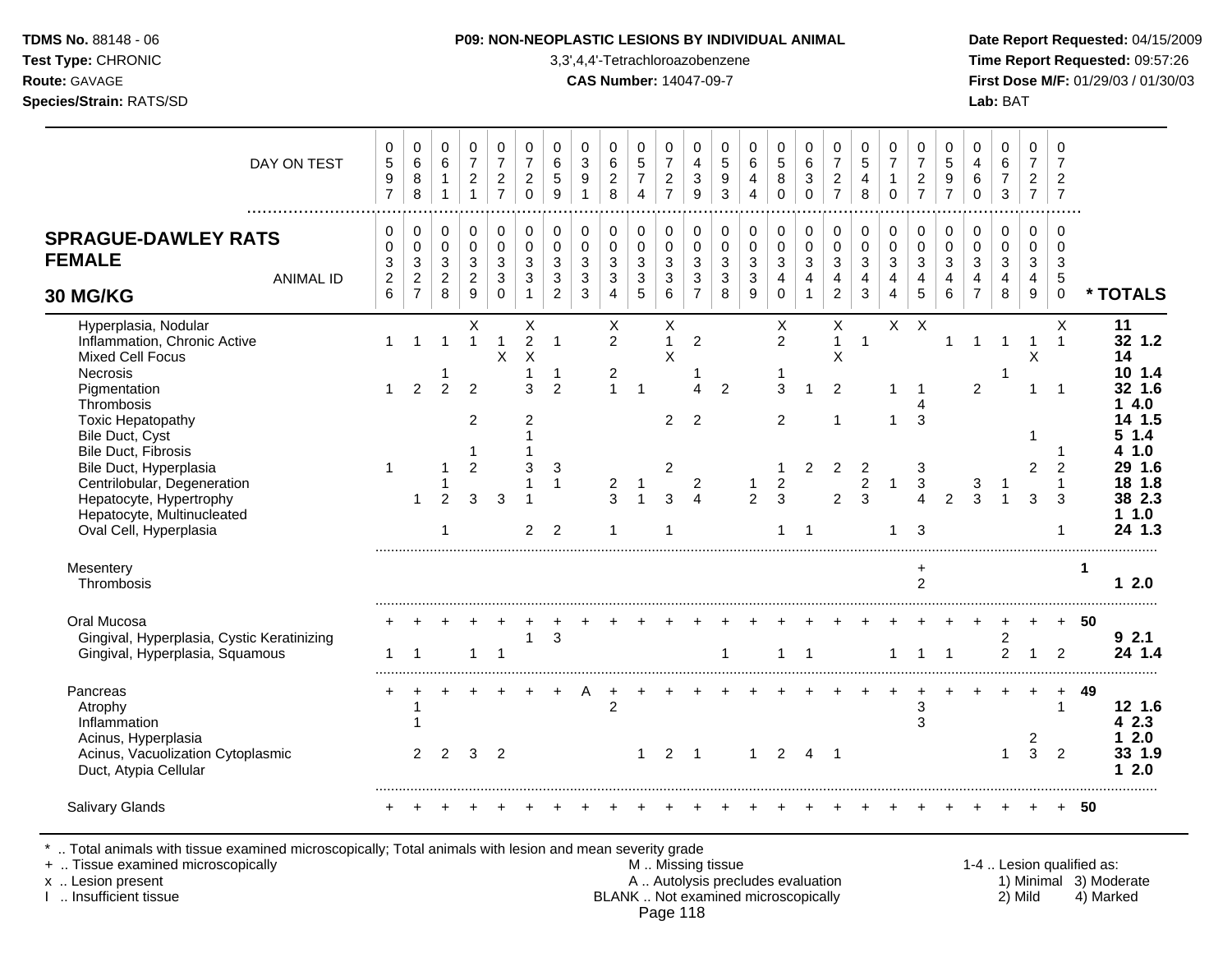**P09: NON-NEOPLASTIC LESIONS BY INDIVIDUAL ANIMAL**

3,3',4,4'-Tetrachloroazobenzene

**CAS Number:** 14047-09-7

**TDMS No.** 88148 - 06
**Test Type:** CHRONIC
**Route:** GAVAGE
**Species/Strain:** RATS/SD

**SPRAGUE-DAWLEY RATS FEMALE 30 MG/KG**

| DAY ON TEST | 597 | 688 | 611 | 721 | 727 | 720 | 659 | 391 | 628 | 574 | 727 | 439 | 593 | 644 | 580 | 630 | 727 | 548 | 710 | 727 | 597 | 460 | 673 | 727 | 727 | |
|---|---|---|---|---|---|---|---|---|---|---|---|---|---|---|---|---|---|---|---|---|---|---|---|---|---|---|
| **ANIMAL ID** | 0326 | 0327 | 0328 | 0329 | 0330 | 0331 | 0332 | 0333 | 0334 | 0335 | 0336 | 0337 | 0338 | 0339 | 0340 | 0341 | 0342 | 0343 | 0344 | 0345 | 0346 | 0347 | 0348 | 0349 | 0350 | *** TOTALS** |
| Hyperplasia, Nodular | | | | X | | X | | | X | | X | | | | X | | X | | X | X | | | | | X | 11 |
| Inflammation, Chronic Active | 1 | 1 | 1 | 1 | 1 | 2 | 1 | | 2 | | 1 | 2 | | | 2 | | 1 | 1 | | | 1 | 1 | 1 | 1 | 1 | 32 1.2 |
| Mixed Cell Focus | | | | | X | X | | | | | X | | | | | | X | | | | | | | X | | 14 |
| Necrosis | | | 1 | | | 1 | 1 | | 2 | | | 1 | | | 1 | | | | | | | | 1 | | | 10 1.4 |
| Pigmentation | 1 | 2 | 2 | 2 | | 3 | 2 | | 1 | 1 | | 4 | 2 | | 3 | 1 | 2 | | 1 | 1 | | 2 | | 1 | 1 | 32 1.6 |
| Thrombosis | | | | | | | | | | | | | | | | | | | | 4 | | | | | | 1 4.0 |
| Toxic Hepatopathy | | | | 2 | | 2 | | | | | 2 | 2 | | | 2 | | 1 | | 1 | 3 | | | | | | 14 1.5 |
| Bile Duct, Cyst | | | | | | 1 | | | | | | | | | | | | | | | | | | 1 | | 5 1.4 |
| Bile Duct, Fibrosis | | | | 1 | | 1 | | | | | | | | | | | | | | | | | | | 1 | 4 1.0 |
| Bile Duct, Hyperplasia | 1 | | 1 | 2 | | 3 | 3 | | | | 2 | | | | 1 | 2 | 2 | 2 | | 3 | | | | 2 | 2 | 29 1.6 |
| Centrilobular, Degeneration | | | 1 | | | 1 | 1 | | 2 | 1 | | 2 | | 1 | 2 | | | 2 | 1 | 3 | | 3 | 1 | | 1 | 18 1.8 |
| Hepatocyte, Hypertrophy | | 1 | 2 | 3 | 3 | 1 | | | 3 | 1 | 3 | 4 | | 2 | 3 | | 2 | 3 | | 4 | 2 | 3 | 1 | 3 | 3 | 38 2.3 |
| Hepatocyte, Multinucleated | | | | | | | | | | | | | | | | | | | | | | | | | | 1 1.0 |
| Oval Cell, Hyperplasia | | | 1 | | | 2 | 2 | | 1 | | 1 | | | | 1 | 1 | | | 1 | 3 | | | | | 1 | 24 1.3 |
| Mesentery | | | | | | | | | | | | | | | | | | | | + | | | | | | 1 |
| Thrombosis | | | | | | | | | | | | | | | | | | | | 2 | | | | | | 1 2.0 |
| Oral Mucosa | + | + | + | + | + | + | + | + | + | + | + | + | + | + | + | + | + | + | + | + | + | + | + | + | + | 50 |
| Gingival, Hyperplasia, Cystic Keratinizing | | | | | | 1 | 3 | | | | | | | | | | | | | | | | 2 | | | 9 2.1 |
| Gingival, Hyperplasia, Squamous | 1 | 1 | | 1 | 1 | | | | | | | | 1 | | 1 | 1 | | | 1 | 1 | 1 | | 2 | 1 | 2 | 24 1.4 |
| Pancreas | + | + | + | + | + | + | + | A | + | + | + | + | + | + | + | + | + | + | + | + | + | + | + | + | + | 49 |
| Atrophy | | 1 | | | | | | | 2 | | | | | | | | | | | 3 | | | | | 1 | 12 1.6 |
| Inflammation | | 1 | | | | | | | | | | | | | | | | | | 3 | | | | | | 4 2.3 |
| Acinus, Hyperplasia | | | | | | | | | | | | | | | | | | | | | | | | 2 | | 1 2.0 |
| Acinus, Vacuolization Cytoplasmic | | 2 | 2 | 3 | 2 | | | | | 1 | 2 | 1 | | 1 | 2 | 4 | 1 | | | | | | 1 | 3 | 2 | 33 1.9 |
| Duct, Atypia Cellular | | | | | | | | | | | | | | | | | | | | | | | | | | 1 2.0 |
| Salivary Glands | + | + | + | + | + | + | + | + | + | + | + | + | + | + | + | + | + | + | + | + | + | + | + | + | + | 50 |

\* .. Total animals with tissue examined microscopically; Total animals with lesion and mean severity grade
\+ .. Tissue examined microscopically
x .. Lesion present
I .. Insufficient tissue

M .. Missing tissue
A .. Autolysis precludes evaluation
BLANK .. Not examined microscopically

1-4 .. Lesion qualified as: 1) Minimal 2) Mild 3) Moderate 4) Marked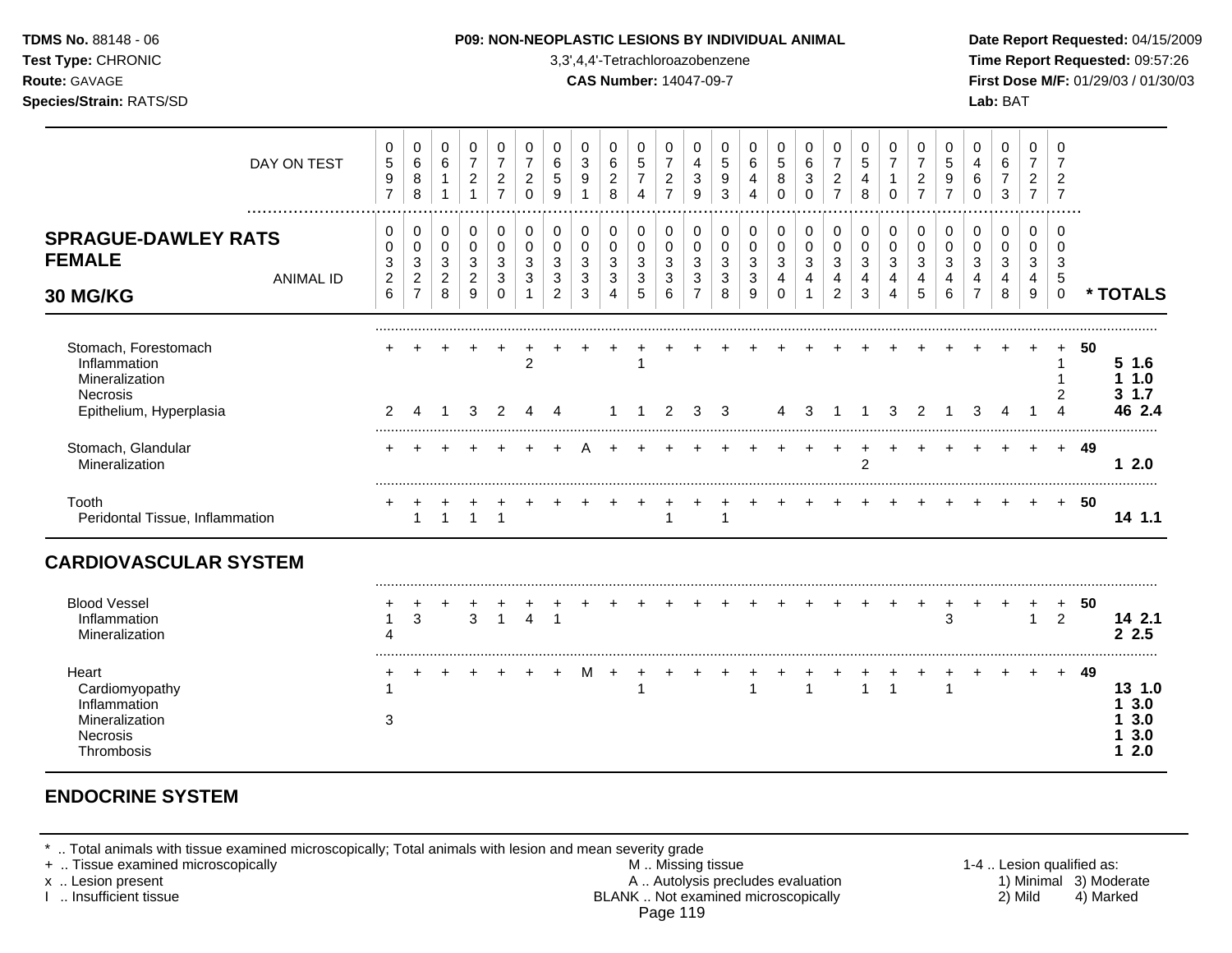**TDMS No.** 88148 - 06
**Test Type:** CHRONIC
**Route:** GAVAGE
**Species/Strain:** RATS/SD

**P09: NON-NEOPLASTIC LESIONS BY INDIVIDUAL ANIMAL**
3,3',4,4'-Tetrachloroazobenzene
**CAS Number:** 14047-09-7

**Date Report Requested:** 04/15/2009
**Time Report Requested:** 09:57:26
**First Dose M/F:** 01/29/03 / 01/30/03
**Lab:** BAT

## SPRAGUE-DAWLEY RATS FEMALE 30 MG/KG

| DAY ON TEST | 0597 | 0688 | 0611 | 0721 | 0727 | 0720 | 0659 | 0391 | 0628 | 0574 | 0727 | 0439 | 0593 | 0644 | 0580 | 0630 | 0727 | 0548 | 0710 | 0727 | 0597 | 0460 | 0673 | 0727 | 0727 | |
|---|---|---|---|---|---|---|---|---|---|---|---|---|---|---|---|---|---|---|---|---|---|---|---|---|---|---|
| **ANIMAL ID** | 00326 | 00327 | 00328 | 00329 | 00330 | 00331 | 00332 | 00333 | 00334 | 00335 | 00336 | 00337 | 00338 | 00339 | 00340 | 00341 | 00342 | 00343 | 00344 | 00345 | 00346 | 00347 | 00348 | 00349 | 00350 | *** TOTALS** |
| Stomach, Forestomach | + | + | + | + | + | + | + | + | + | + | + | + | + | + | + | + | + | + | + | + | + | + | + | + | + | **50** |
| Inflammation | | | | | | 2 | | | | 1 | | | | | | | | | | | | | | | 1 | **5 1.6** |
| Mineralization | | | | | | | | | | | | | | | | | | | | | | | | | 1 | **1 1.0** |
| Necrosis | | | | | | | | | | | | | | | | | | | | | | | | | 2 | **3 1.7** |
| Epithelium, Hyperplasia | 2 | 4 | 1 | 3 | 2 | 4 | 4 | | 1 | 1 | 2 | 3 | 3 | | 4 | 3 | 1 | 1 | 3 | 2 | 1 | 3 | 4 | 1 | 4 | **46 2.4** |
| Stomach, Glandular | + | + | + | + | + | + | + | A | + | + | + | + | + | + | + | + | + | + | + | + | + | + | + | + | + | **49** |
| Mineralization | | | | | | | | | | | | | | | | | | 2 | | | | | | | | **1 2.0** |
| Tooth | + | + | + | + | + | + | + | + | + | + | + | + | + | + | + | + | + | + | + | + | + | + | + | + | + | **50** |
| Peridontal Tissue, Inflammation | | 1 | 1 | 1 | 1 | | | | | | 1 | | 1 | | | | | | | | | | | | | **14 1.1** |

## CARDIOVASCULAR SYSTEM

| | | | | | | | | | | | | | | | | | | | | | | | | | | |
|---|---|---|---|---|---|---|---|---|---|---|---|---|---|---|---|---|---|---|---|---|---|---|---|---|---|---|
| Blood Vessel | + | + | + | + | + | + | + | + | + | + | + | + | + | + | + | + | + | + | + | + | + | + | + | + | + | **50** |
| Inflammation | 1 | 3 | | 3 | 1 | 4 | 1 | | | | | | | | | | | | | | 3 | | | 1 | 2 | **14 2.1** |
| Mineralization | 4 | | | | | | | | | | | | | | | | | | | | | | | | | **2 2.5** |
| Heart | + | + | + | + | + | + | + | M | + | + | + | + | + | + | + | + | + | + | + | + | + | + | + | + | + | **49** |
| Cardiomyopathy | 1 | | | | | | | | | 1 | | | | 1 | | 1 | | 1 | 1 | | 1 | | | | | **13 1.0** |
| Inflammation | | | | | | | | | | | | | | | | | | | | | | | | | | **1 3.0** |
| Mineralization | 3 | | | | | | | | | | | | | | | | | | | | | | | | | **1 3.0** |
| Necrosis | | | | | | | | | | | | | | | | | | | | | | | | | | **1 3.0** |
| Thrombosis | | | | | | | | | | | | | | | | | | | | | | | | | | **1 2.0** |

## ENDOCRINE SYSTEM

\* .. Total animals with tissue examined microscopically; Total animals with lesion and mean severity grade
\+ .. Tissue examined microscopically
x .. Lesion present
I .. Insufficient tissue

M .. Missing tissue
A .. Autolysis precludes evaluation
BLANK .. Not examined microscopically

1-4 .. Lesion qualified as:
1) Minimal 2) Mild 3) Moderate 4) Marked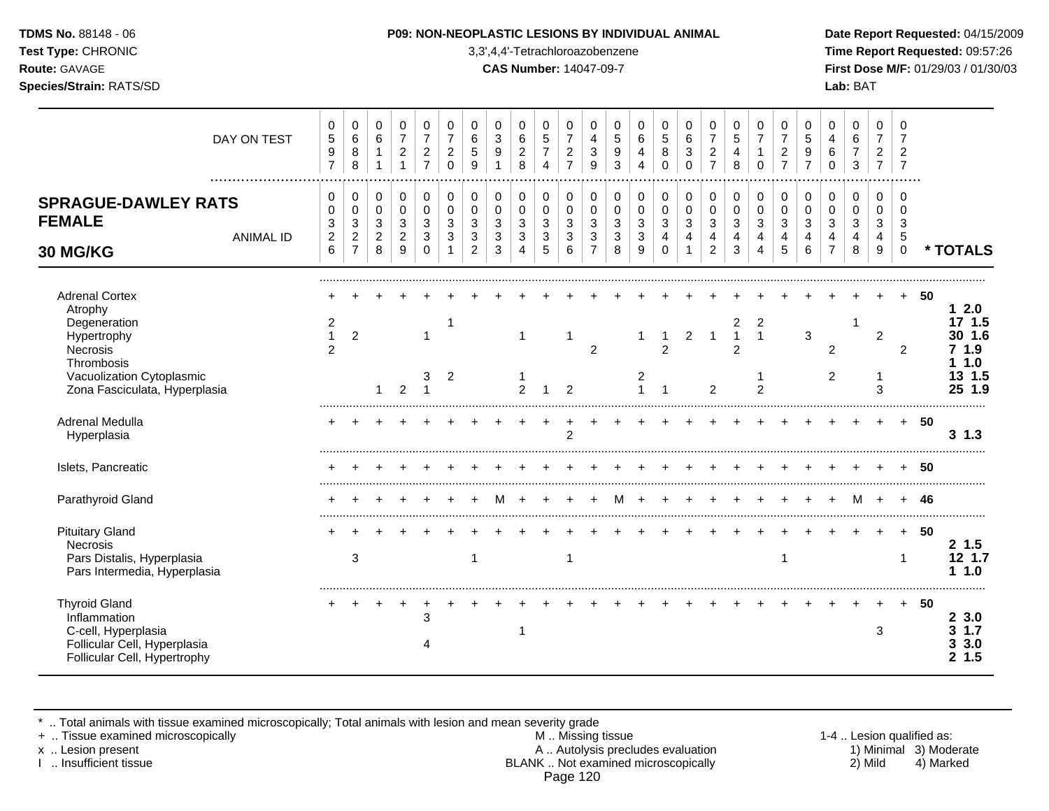**TDMS No.** 88148 - 06
**Test Type:** CHRONIC
**Route:** GAVAGE
**Species/Strain:** RATS/SD

**P09: NON-NEOPLASTIC LESIONS BY INDIVIDUAL ANIMAL**
3,3',4,4'-Tetrachloroazobenzene
**CAS Number:** 14047-09-7

**Date Report Requested:** 04/15/2009
**Time Report Requested:** 09:57:26
**First Dose M/F:** 01/29/03 / 01/30/03
**Lab:** BAT

## SPRAGUE-DAWLEY RATS FEMALE 30 MG/KG

| DAY ON TEST | 0597 | 0688 | 0611 | 0721 | 0727 | 0720 | 0659 | 0391 | 0628 | 0574 | 0727 | 0439 | 0593 | 0644 | 0580 | 0630 | 0727 | 0548 | 0710 | 0727 | 0597 | 0460 | 0673 | 0727 | 0727 | |
|---|---|---|---|---|---|---|---|---|---|---|---|---|---|---|---|---|---|---|---|---|---|---|---|---|---|---|
| **ANIMAL ID** | 0326 | 0327 | 0328 | 0329 | 0330 | 0331 | 0332 | 0333 | 0334 | 0335 | 0336 | 0337 | 0338 | 0339 | 0340 | 0341 | 0342 | 0343 | 0344 | 0345 | 0346 | 0347 | 0348 | 0349 | 0350 | *** TOTALS** |
| Adrenal Cortex | + | + | + | + | + | + | + | + | + | + | + | + | + | + | + | + | + | + | + | + | + | + | + | + | + | 50 |
| Atrophy | | | | | | | | | | | | | | | | | | | | | | | | | | 1 2.0 |
| Degeneration | 2 | | | | | 1 | | | | | | | | | | | | 2 | 2 | | | | 1 | | | 17 1.5 |
| Hypertrophy | 1 | 2 | | | 1 | | | | 1 | | 1 | | | 1 | 1 | 2 | 1 | 1 | 1 | | 3 | | | 2 | | 30 1.6 |
| Necrosis | 2 | | | | | | | | | | | 2 | | | 2 | | | 2 | | | | 2 | | | 2 | 7 1.9 |
| Thrombosis | | | | | | | | | | | | | | | | | | | | | | | | | | 1 1.0 |
| Vacuolization Cytoplasmic | | | | | 3 | 2 | | | 1 | | | | | 2 | | | | | 1 | | | 2 | | 1 | | 13 1.5 |
| Zona Fasciculata, Hyperplasia | | | 1 | 2 | 1 | | | | 2 | 1 | 2 | | | 1 | 1 | | 2 | | 2 | | | | | 3 | | 25 1.9 |
| Adrenal Medulla | + | + | + | + | + | + | + | + | + | + | + | + | + | + | + | + | + | + | + | + | + | + | + | + | + | 50 |
| Hyperplasia | | | | | | | | | | | 2 | | | | | | | | | | | | | | | 3 1.3 |
| Islets, Pancreatic | + | + | + | + | + | + | + | + | + | + | + | + | + | + | + | + | + | + | + | + | + | + | + | + | + | 50 |
| Parathyroid Gland | + | + | + | + | + | + | + | M | + | + | + | + | M | + | + | + | + | + | + | + | + | + | M | + | + | 46 |
| Pituitary Gland | + | + | + | + | + | + | + | + | + | + | + | + | + | + | + | + | + | + | + | + | + | + | + | + | + | 50 |
| Necrosis | | | | | | | | | | | | | | | | | | | | | | | | | | 2 1.5 |
| Pars Distalis, Hyperplasia | | 3 | | | | | 1 | | | | 1 | | | | | | | | | 1 | | | | | 1 | 12 1.7 |
| Pars Intermedia, Hyperplasia | | | | | | | | | | | | | | | | | | | | | | | | | | 1 1.0 |
| Thyroid Gland | + | + | + | + | + | + | + | + | + | + | + | + | + | + | + | + | + | + | + | + | + | + | + | + | + | 50 |
| Inflammation | | | | | 3 | | | | | | | | | | | | | | | | | | | | | 2 3.0 |
| C-cell, Hyperplasia | | | | | | | | | 1 | | | | | | | | | | | | | | | 3 | | 3 1.7 |
| Follicular Cell, Hyperplasia | | | | | 4 | | | | | | | | | | | | | | | | | | | | | 3 3.0 |
| Follicular Cell, Hypertrophy | | | | | | | | | | | | | | | | | | | | | | | | | | 2 1.5 |

\* .. Total animals with tissue examined microscopically; Total animals with lesion and mean severity grade
\+ .. Tissue examined microscopically
x .. Lesion present
I .. Insufficient tissue

M .. Missing tissue
A .. Autolysis precludes evaluation
BLANK .. Not examined microscopically

1-4 .. Lesion qualified as: 1) Minimal 2) Mild 3) Moderate 4) Marked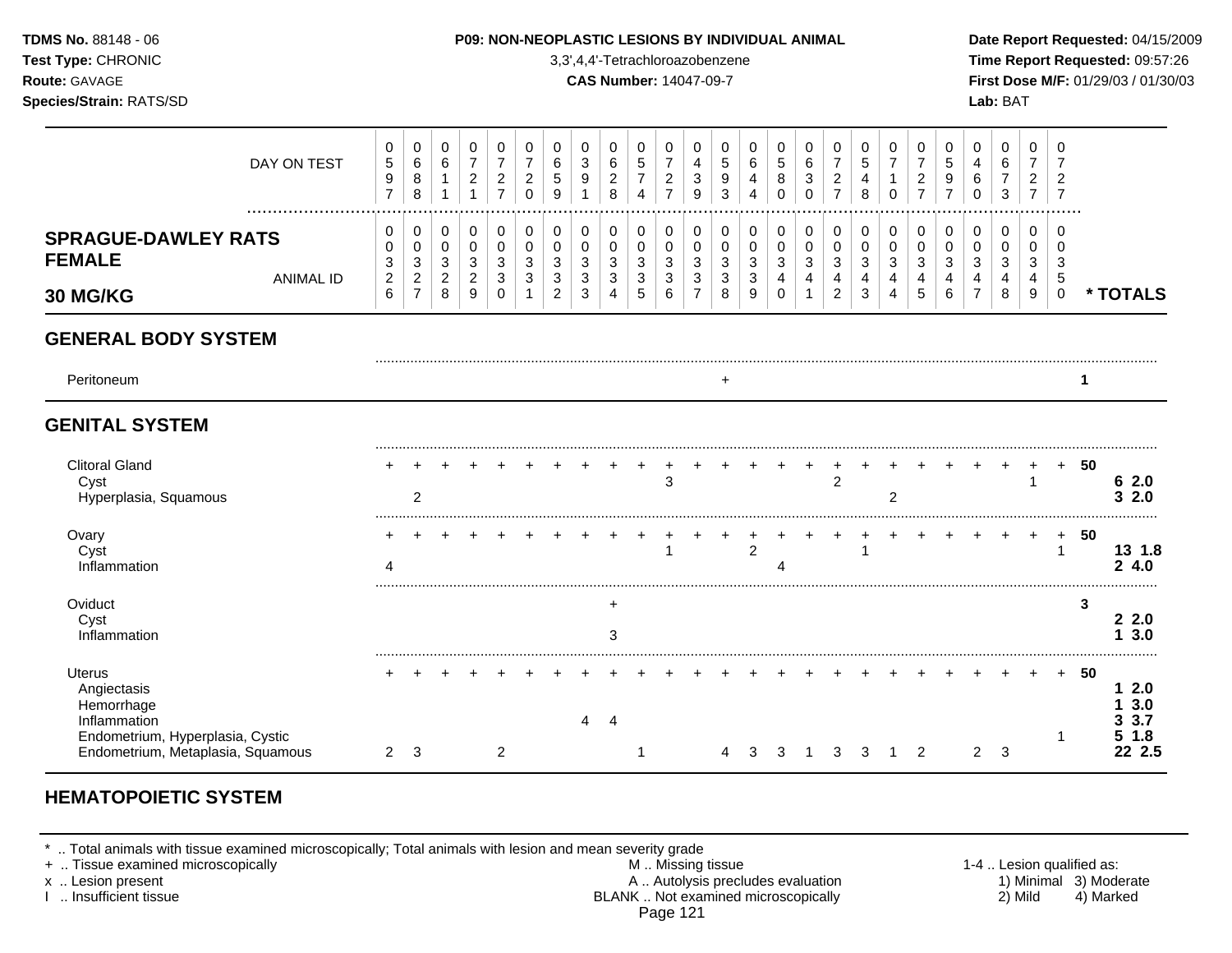**TDMS No.** 88148 - 06
**Test Type:** CHRONIC
**Route:** GAVAGE
**Species/Strain:** RATS/SD

**P09: NON-NEOPLASTIC LESIONS BY INDIVIDUAL ANIMAL**
3,3',4,4'-Tetrachloroazobenzene
**CAS Number:** 14047-09-7

**Date Report Requested:** 04/15/2009
**Time Report Requested:** 09:57:26
**First Dose M/F:** 01/29/03 / 01/30/03
**Lab:** BAT

**SPRAGUE-DAWLEY RATS FEMALE 30 MG/KG**

| DAY ON TEST | 0597 | 0688 | 0611 | 0721 | 0727 | 0720 | 0659 | 0391 | 0628 | 0574 | 0727 | 0439 | 0593 | 0644 | 0580 | 0630 | 0727 | 0548 | 0710 | 0727 | 0597 | 0460 | 0673 | 0727 | 0727 | |
|---|---|---|---|---|---|---|---|---|---|---|---|---|---|---|---|---|---|---|---|---|---|---|---|---|---|---|
| **ANIMAL ID** | 0326 | 0327 | 0328 | 0329 | 0330 | 0331 | 0332 | 0333 | 0334 | 0335 | 0336 | 0337 | 0338 | 0339 | 0340 | 0341 | 0342 | 0343 | 0344 | 0345 | 0346 | 0347 | 0348 | 0349 | 0350 | *** TOTALS** |
| **GENERAL BODY SYSTEM** | | | | | | | | | | | | | | | | | | | | | | | | | | |
| Peritoneum | | | | | | | | | | | | | + | | | | | | | | | | | | | 1 |
| **GENITAL SYSTEM** | | | | | | | | | | | | | | | | | | | | | | | | | | |
| Clitoral Gland | + | + | + | + | + | + | + | + | + | + | + | + | + | + | + | + | + | + | + | + | + | + | + | + | + | 50 |
| Cyst | | | | | | | | | | | 3 | | | | | | 2 | | | | | | | 1 | | 6 2.0 |
| Hyperplasia, Squamous | | 2 | | | | | | | | | | | | | | | | | 2 | | | | | | | 3 2.0 |
| Ovary | + | + | + | + | + | + | + | + | + | + | + | + | + | + | + | + | + | + | + | + | + | + | + | + | + | 50 |
| Cyst | | | | | | | | | | | 1 | | | 2 | | | | 1 | | | | | | | 1 | 13 1.8 |
| Inflammation | 4 | | | | | | | | | | | | | | 4 | | | | | | | | | | | 2 4.0 |
| Oviduct | | | | | | | | | + | | | | | | | | | | | | | | | | | 3 |
| Cyst | | | | | | | | | | | | | | | | | | | | | | | | | | 2 2.0 |
| Inflammation | | | | | | | | | 3 | | | | | | | | | | | | | | | | | 1 3.0 |
| Uterus | + | + | + | + | + | + | + | + | + | + | + | + | + | + | + | + | + | + | + | + | + | + | + | + | + | 50 |
| Angiectasis | | | | | | | | | | | | | | | | | | | | | | | | | | 1 2.0 |
| Hemorrhage | | | | | | | | | | | | | | | | | | | | | | | | | | 1 3.0 |
| Inflammation | | | | | | | | 4 | 4 | | | | | | | | | | | | | | | | | 3 3.7 |
| Endometrium, Hyperplasia, Cystic | | | | | | | | | | | | | | | | | | | | | | | | | 1 | 5 1.8 |
| Endometrium, Metaplasia, Squamous | 2 | 3 | | | 2 | | | | | 1 | | | 4 | 3 | 3 | 1 | 3 | 3 | 1 | 2 | | 2 | 3 | | | 22 2.5 |

**HEMATOPOIETIC SYSTEM**

\* .. Total animals with tissue examined microscopically; Total animals with lesion and mean severity grade
\+ .. Tissue examined microscopically
x .. Lesion present
I .. Insufficient tissue

M .. Missing tissue
A .. Autolysis precludes evaluation
BLANK .. Not examined microscopically

1-4 .. Lesion qualified as: 1) Minimal 2) Mild 3) Moderate 4) Marked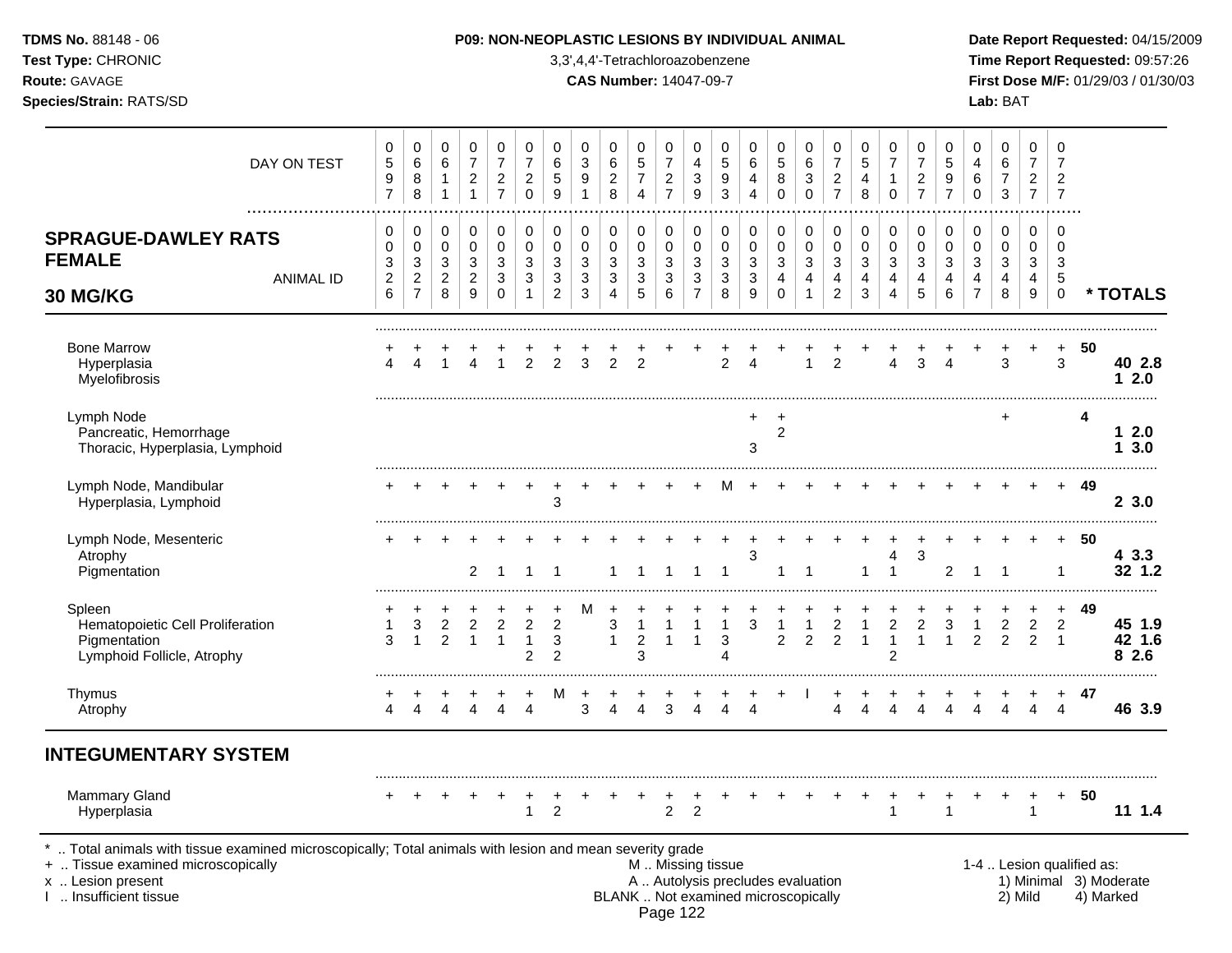**TDMS No.** 88148 - 06
**Test Type:** CHRONIC
**Route:** GAVAGE
**Species/Strain:** RATS/SD

**P09: NON-NEOPLASTIC LESIONS BY INDIVIDUAL ANIMAL**
3,3',4,4'-Tetrachloroazobenzene
**CAS Number:** 14047-09-7

**Date Report Requested:** 04/15/2009
**Time Report Requested:** 09:57:26
**First Dose M/F:** 01/29/03 / 01/30/03
**Lab:** BAT

## SPRAGUE-DAWLEY RATS FEMALE 30 MG/KG

| DAY ON TEST | 0597 | 0688 | 0611 | 0721 | 0727 | 0720 | 0659 | 0391 | 0628 | 0574 | 0727 | 0439 | 0593 | 0644 | 0580 | 0630 | 0727 | 0548 | 0710 | 0727 | 0597 | 0460 | 0673 | 0727 | 0727 | |
|---|---|---|---|---|---|---|---|---|---|---|---|---|---|---|---|---|---|---|---|---|---|---|---|---|---|---|
| **ANIMAL ID** | 00326 | 00327 | 00328 | 00329 | 00330 | 00331 | 00332 | 00333 | 00334 | 00335 | 00336 | 00337 | 00338 | 00339 | 00340 | 00341 | 00342 | 00343 | 00344 | 00345 | 00346 | 00347 | 00348 | 00349 | 00350 | *** TOTALS** |
| Bone Marrow | + | + | + | + | + | + | + | + | + | + | + | + | + | + | + | + | + | + | + | + | + | + | + | + | + | 50 |
| Hyperplasia | 4 | 4 | 1 | 4 | 1 | 2 | 2 | 3 | 2 | 2 | | | 2 | 4 | | 1 | 2 | | 4 | 3 | 4 | | 3 | | 3 | **40 2.8** |
| Myelofibrosis | | | | | | | | | | | | | | | | | | | | | | | | | | **1 2.0** |
| Lymph Node | | | | | | | | | | | | | | + | + | | | | | | | | + | | | 4 |
| Pancreatic, Hemorrhage | | | | | | | | | | | | | | | 2 | | | | | | | | | | | **1 2.0** |
| Thoracic, Hyperplasia, Lymphoid | | | | | | | | | | | | | | 3 | | | | | | | | | | | | **1 3.0** |
| Lymph Node, Mandibular | + | + | + | + | + | + | + | + | + | + | + | + | M | + | + | + | + | + | + | + | + | + | + | + | + | 49 |
| Hyperplasia, Lymphoid | | | | | | | 3 | | | | | | | | | | | | | | | | | | | **2 3.0** |
| Lymph Node, Mesenteric | + | + | + | + | + | + | + | + | + | + | + | + | + | + | + | + | + | + | + | + | + | + | + | + | + | 50 |
| Atrophy | | | | | | | | | | | | | | 3 | | | | | 4 | 3 | | | | | | **4 3.3** |
| Pigmentation | | | | 2 | 1 | 1 | 1 | | 1 | 1 | 1 | 1 | 1 | | 1 | 1 | | 1 | 1 | | 2 | 1 | 1 | | 1 | **32 1.2** |
| Spleen | + | + | + | + | + | + | + | M | + | + | + | + | + | + | + | + | + | + | + | + | + | + | + | + | + | 49 |
| Hematopoietic Cell Proliferation | 1 | 3 | 2 | 2 | 2 | 2 | 2 | | 3 | 1 | 1 | 1 | 1 | 3 | 1 | 1 | 2 | 1 | 2 | 2 | 3 | 1 | 2 | 2 | 2 | **45 1.9** |
| Pigmentation | 3 | 1 | 2 | 1 | 1 | 1 | 3 | | 1 | 2 | 1 | 1 | 3 | | 2 | 2 | 2 | 1 | 1 | 1 | 1 | 2 | 2 | 2 | 1 | **42 1.6** |
| Lymphoid Follicle, Atrophy | | | | | | 2 | 2 | | | 3 | | | 4 | | | | | | 2 | | | | | | | **8 2.6** |
| Thymus | + | + | + | + | + | + | M | + | + | + | + | + | + | + | + | I | + | + | + | + | + | + | + | + | + | 47 |
| Atrophy | 4 | 4 | 4 | 4 | 4 | 4 | | 3 | 4 | 4 | 3 | 4 | 4 | 4 | | | 4 | 4 | 4 | 4 | 4 | 4 | 4 | 4 | 4 | **46 3.9** |

## INTEGUMENTARY SYSTEM

| | | | | | | | | | | | | | | | | | | | | | | | | | | |
|---|---|---|---|---|---|---|---|---|---|---|---|---|---|---|---|---|---|---|---|---|---|---|---|---|---|---|
| Mammary Gland | + | + | + | + | + | + | + | + | + | + | + | + | + | + | + | + | + | + | + | + | + | + | + | + | + | 50 |
| Hyperplasia | | | | | | 1 | 2 | | | | 2 | 2 | | | | | | | 1 | | 1 | | | 1 | | **11 1.4** |

\* .. Total animals with tissue examined microscopically; Total animals with lesion and mean severity grade
\+ .. Tissue examined microscopically
x .. Lesion present
I .. Insufficient tissue

M .. Missing tissue
A .. Autolysis precludes evaluation
BLANK .. Not examined microscopically

1-4 .. Lesion qualified as: 1) Minimal 2) Mild 3) Moderate 4) Marked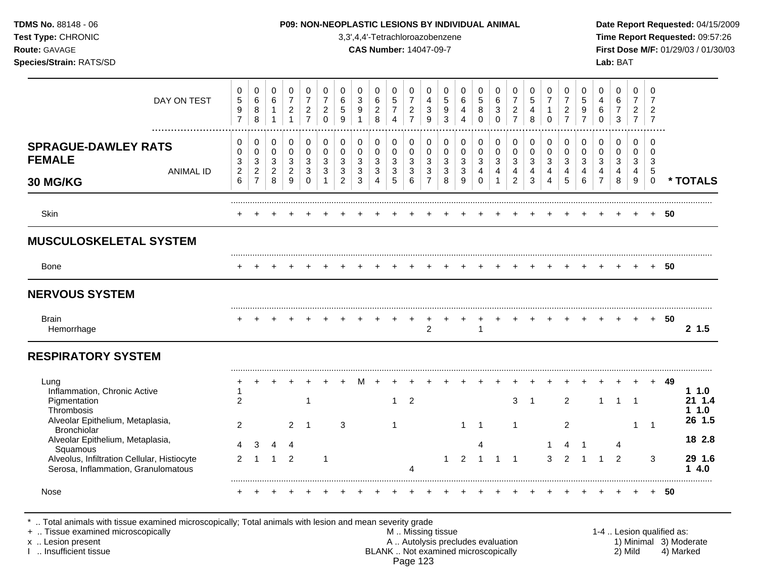**TDMS No.** 88148 - 06
**Test Type:** CHRONIC
**Route:** GAVAGE
**Species/Strain:** RATS/SD

**P09: NON-NEOPLASTIC LESIONS BY INDIVIDUAL ANIMAL**
3,3',4,4'-Tetrachloroazobenzene
**CAS Number:** 14047-09-7

**Date Report Requested:** 04/15/2009
**Time Report Requested:** 09:57:26
**First Dose M/F:** 01/29/03 / 01/30/03
**Lab:** BAT

**SPRAGUE-DAWLEY RATS FEMALE 30 MG/KG**

| ANIMAL ID | 0326 | 0327 | 0328 | 0329 | 0330 | 0331 | 0332 | 0333 | 0334 | 0335 | 0336 | 0337 | 0338 | 0339 | 0340 | 0341 | 0342 | 0343 | 0344 | 0345 | 0346 | 0347 | 0348 | 0349 | 0350 | * TOTALS |
|---|---|---|---|---|---|---|---|---|---|---|---|---|---|---|---|---|---|---|---|---|---|---|---|---|---|---|
| DAY ON TEST | 0597 | 0688 | 0611 | 0721 | 0727 | 0720 | 0659 | 0391 | 0628 | 0574 | 0727 | 0439 | 0593 | 0644 | 0580 | 0630 | 0727 | 0548 | 0710 | 0727 | 0597 | 0460 | 0673 | 0727 | 0727 | |
| Skin | + | + | + | + | + | + | + | + | + | + | + | + | + | + | + | + | + | + | + | + | + | + | + | + | + | 50 |
| **MUSCULOSKELETAL SYSTEM** | | | | | | | | | | | | | | | | | | | | | | | | | | |
| Bone | + | + | + | + | + | + | + | + | + | + | + | + | + | + | + | + | + | + | + | + | + | + | + | + | + | 50 |
| **NERVOUS SYSTEM** | | | | | | | | | | | | | | | | | | | | | | | | | | |
| Brain | + | + | + | + | + | + | + | + | + | + | + | + | + | + | + | + | + | + | + | + | + | + | + | + | + | 50 |
| Hemorrhage | | | | | | | | | | | | 2 | | | 1 | | | | | | | | | | | 2 1.5 |
| **RESPIRATORY SYSTEM** | | | | | | | | | | | | | | | | | | | | | | | | | | |
| Lung | + | + | + | + | + | + | + | M | + | + | + | + | + | + | + | + | + | + | + | + | + | + | + | + | + | 49 |
| Inflammation, Chronic Active | 1 | | | | | | | | | | | | | | | | | | | | | | | | | 1 1.0 |
| Pigmentation | 2 | | | | 1 | | | | | 1 | 2 | | | | | | 3 | 1 | | 2 | | 1 | 1 | 1 | | 21 1.4 |
| Thrombosis | | | | | | | | | | | | | | | | | | | | | | | | | | 1 1.0 |
| Alveolar Epithelium, Metaplasia, Bronchiolar | 2 | | | 2 | 1 | | 3 | | | 1 | | | | 1 | 1 | | 1 | | | 2 | | | | 1 | 1 | 26 1.5 |
| Alveolar Epithelium, Metaplasia, Squamous | 4 | 3 | 4 | 4 | | | | | | | | | | | 4 | | | | 1 | 4 | 1 | | 4 | | | 18 2.8 |
| Alveolus, Infiltration Cellular, Histiocyte | 2 | 1 | 1 | 2 | | 1 | | | | | | | 1 | 2 | 1 | 1 | 1 | | 3 | 2 | 1 | 1 | 2 | | 3 | 29 1.6 |
| Serosa, Inflammation, Granulomatous | | | | | | | | | | | 4 | | | | | | | | | | | | | | | 1 4.0 |
| Nose | + | + | + | + | + | + | + | + | + | + | + | + | + | + | + | + | + | + | + | + | + | + | + | + | + | 50 |

\* .. Total animals with tissue examined microscopically; Total animals with lesion and mean severity grade
\+ .. Tissue examined microscopically
x .. Lesion present
I .. Insufficient tissue

M .. Missing tissue
A .. Autolysis precludes evaluation
BLANK .. Not examined microscopically

1-4 .. Lesion qualified as:
1) Minimal 2) Mild 3) Moderate 4) Marked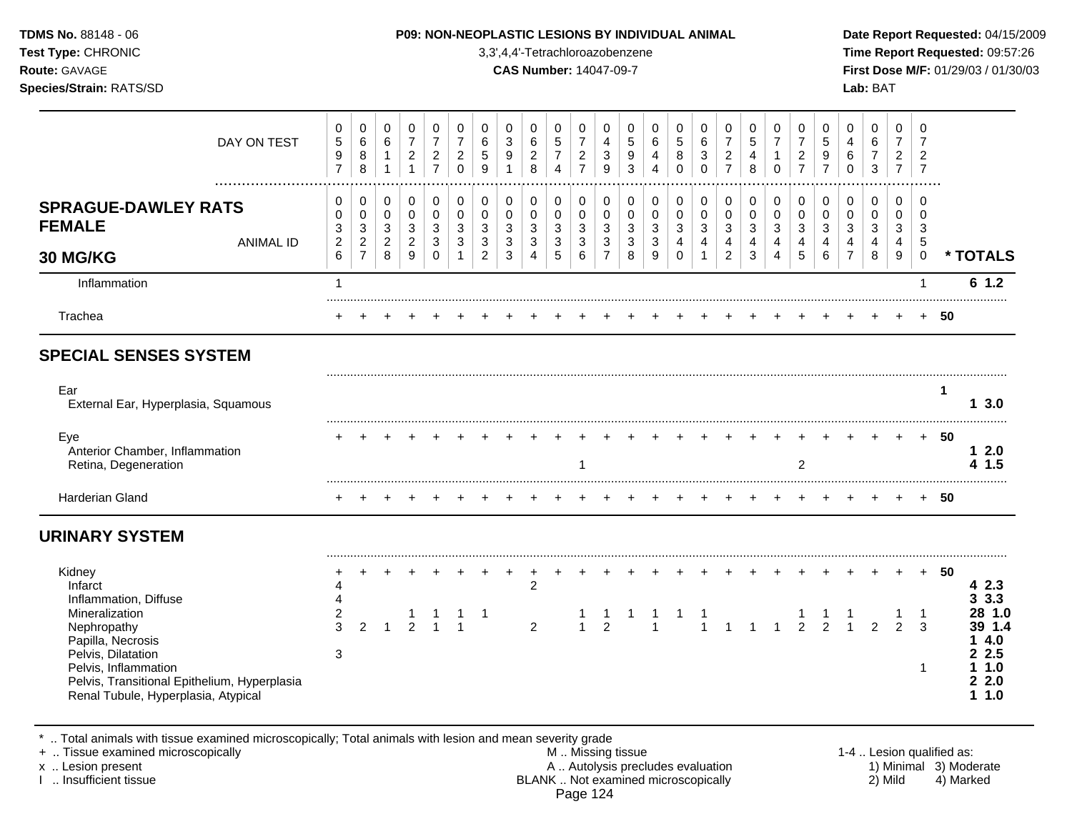**TDMS No.** 88148 - 06
**Test Type:** CHRONIC
**Route:** GAVAGE
**Species/Strain:** RATS/SD

**P09: NON-NEOPLASTIC LESIONS BY INDIVIDUAL ANIMAL**
3,3',4,4'-Tetrachloroazobenzene
**CAS Number:** 14047-09-7

**Date Report Requested:** 04/15/2009
**Time Report Requested:** 09:57:26
**First Dose M/F:** 01/29/03 / 01/30/03
**Lab:** BAT

| DAY ON TEST | 0597 | 0688 | 0611 | 0721 | 0727 | 0720 | 0659 | 0391 | 0628 | 0574 | 0727 | 0439 | 0593 | 0644 | 0580 | 0630 | 0727 | 0548 | 0710 | 0727 | 0597 | 0460 | 0673 | 0727 | 0727 | |
|---|---|---|---|---|---|---|---|---|---|---|---|---|---|---|---|---|---|---|---|---|---|---|---|---|---|---|
| **SPRAGUE-DAWLEY RATS FEMALE 30 MG/KG** — ANIMAL ID | 0326 | 0327 | 0328 | 0329 | 0330 | 0331 | 0332 | 0333 | 0334 | 0335 | 0336 | 0337 | 0338 | 0339 | 0340 | 0341 | 0342 | 0343 | 0344 | 0345 | 0346 | 0347 | 0348 | 0349 | 0350 | **\* TOTALS** |
| Inflammation | 1 | | | | | | | | | | | | | | | | | | | | | | | | 1 | **6 1.2** |
| Trachea | + | + | + | + | + | + | + | + | + | + | + | + | + | + | + | + | + | + | + | + | + | + | + | + | + | **50** |
| **SPECIAL SENSES SYSTEM** | | | | | | | | | | | | | | | | | | | | | | | | | | |
| Ear | | | | | | | | | | | | | | | | | | | | | | | | | | **1** |
| External Ear, Hyperplasia, Squamous | | | | | | | | | | | | | | | | | | | | | | | | | | **1 3.0** |
| Eye | + | + | + | + | + | + | + | + | + | + | + | + | + | + | + | + | + | + | + | + | + | + | + | + | + | **50** |
| Anterior Chamber, Inflammation | | | | | | | | | | | | | | | | | | | | | | | | | | **1 2.0** |
| Retina, Degeneration | | | | | | | | | | | 1 | | | | | | | | | 2 | | | | | | **4 1.5** |
| Harderian Gland | + | + | + | + | + | + | + | + | + | + | + | + | + | + | + | + | + | + | + | + | + | + | + | + | + | **50** |
| **URINARY SYSTEM** | | | | | | | | | | | | | | | | | | | | | | | | | | |
| Kidney | + | + | + | + | + | + | + | + | + | + | + | + | + | + | + | + | + | + | + | + | + | + | + | + | + | **50** |
| Infarct | 4 | | | | | | | | 2 | | | | | | | | | | | | | | | | | **4 2.3** |
| Inflammation, Diffuse | 4 | | | | | | | | | | | | | | | | | | | | | | | | | **3 3.3** |
| Mineralization | 2 | | | 1 | 1 | 1 | 1 | | | | 1 | 1 | 1 | 1 | 1 | 1 | | | | 1 | 1 | 1 | | 1 | 1 | **28 1.0** |
| Nephropathy | 3 | 2 | 1 | 2 | 1 | 1 | | | 2 | | 1 | 2 | | 1 | | 1 | 1 | 1 | 1 | 2 | 2 | 1 | 2 | 2 | 3 | **39 1.4** |
| Papilla, Necrosis | | | | | | | | | | | | | | | | | | | | | | | | | | **1 4.0** |
| Pelvis, Dilatation | 3 | | | | | | | | | | | | | | | | | | | | | | | | | **2 2.5** |
| Pelvis, Inflammation | | | | | | | | | | | | | | | | | | | | | | | | | 1 | **1 1.0** |
| Pelvis, Transitional Epithelium, Hyperplasia | | | | | | | | | | | | | | | | | | | | | | | | | | **2 2.0** |
| Renal Tubule, Hyperplasia, Atypical | | | | | | | | | | | | | | | | | | | | | | | | | | **1 1.0** |

\* .. Total animals with tissue examined microscopically; Total animals with lesion and mean severity grade
\+ .. Tissue examined microscopically
x .. Lesion present
I .. Insufficient tissue

M .. Missing tissue
A .. Autolysis precludes evaluation
BLANK .. Not examined microscopically

1-4 .. Lesion qualified as: 1) Minimal 2) Mild 3) Moderate 4) Marked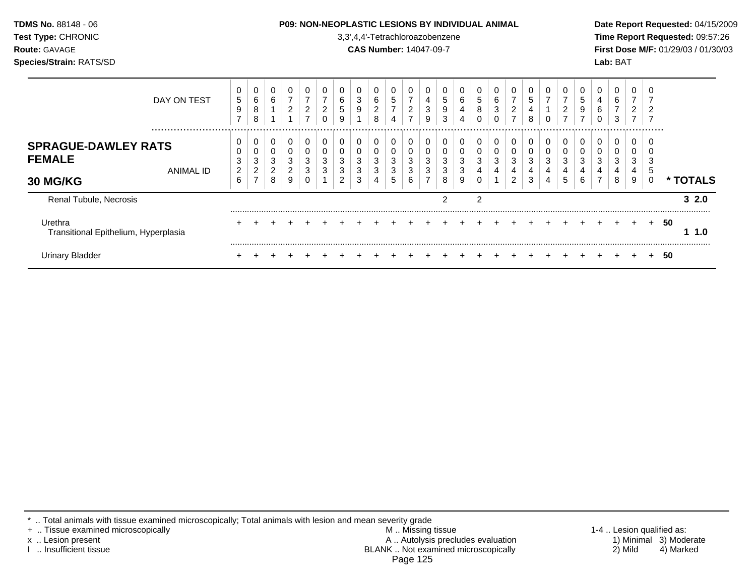**TDMS No.** 88148 - 06
**Test Type:** CHRONIC
**Route:** GAVAGE
**Species/Strain:** RATS/SD

**P09: NON-NEOPLASTIC LESIONS BY INDIVIDUAL ANIMAL**
3,3',4,4'-Tetrachloroazobenzene
**CAS Number:** 14047-09-7

**Date Report Requested:** 04/15/2009
**Time Report Requested:** 09:57:26
**First Dose M/F:** 01/29/03 / 01/30/03
**Lab:** BAT

| DAY ON TEST | 0597 | 0688 | 0611 | 0721 | 0727 | 0720 | 0659 | 0391 | 0628 | 0574 | 0727 | 0439 | 0593 | 0644 | 0580 | 0630 | 0727 | 0548 | 0710 | 0727 | 0597 | 0460 | 0673 | 0727 | 0727 | |
|---|---|---|---|---|---|---|---|---|---|---|---|---|---|---|---|---|---|---|---|---|---|---|---|---|---|---|
| **SPRAGUE-DAWLEY RATS FEMALE 30 MG/KG** — ANIMAL ID | 0032 6 | 0032 7 | 0032 8 | 0032 9 | 0033 0 | 0033 1 | 0033 2 | 0033 3 | 0033 4 | 0033 5 | 0033 6 | 0033 7 | 0033 8 | 0033 9 | 0034 0 | 0034 1 | 0034 2 | 0034 3 | 0034 4 | 0034 5 | 0034 6 | 0034 7 | 0034 8 | 0034 9 | 0035 0 | *** TOTALS** |
| Renal Tubule, Necrosis | | | | | | | | | | | | | 2 | | 2 | | | | | | | | | | | **3 2.0** |
| Urethra | + | + | + | + | + | + | + | + | + | + | + | + | + | + | + | + | + | + | + | + | + | + | + | + | + | **50** |
| Transitional Epithelium, Hyperplasia | | | | | | | | | | | | | | | | | | | | | | | | | | **1 1.0** |
| Urinary Bladder | + | + | + | + | + | + | + | + | + | + | + | + | + | + | + | + | + | + | + | + | + | + | + | + | + | **50** |

\* .. Total animals with tissue examined microscopically; Total animals with lesion and mean severity grade
\+ .. Tissue examined microscopically
x .. Lesion present
I .. Insufficient tissue

M .. Missing tissue
A .. Autolysis precludes evaluation
BLANK .. Not examined microscopically

1-4 .. Lesion qualified as:
1) Minimal 2) Mild 3) Moderate 4) Marked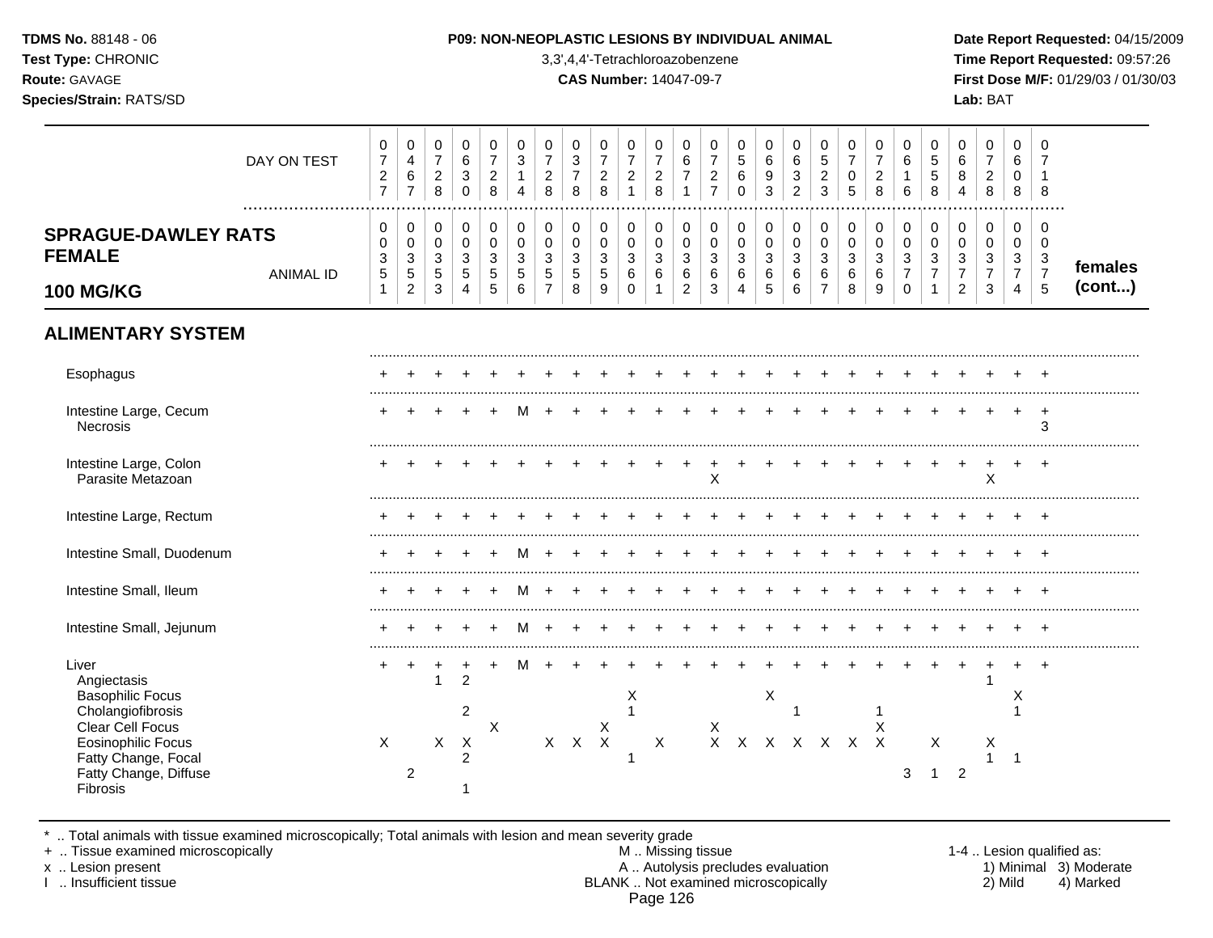**TDMS No.** 88148 - 06
**Test Type:** CHRONIC
**Route:** GAVAGE
**Species/Strain:** RATS/SD

**P09: NON-NEOPLASTIC LESIONS BY INDIVIDUAL ANIMAL**
3,3',4,4'-Tetrachloroazobenzene
**CAS Number:** 14047-09-7

**Date Report Requested:** 04/15/2009
**Time Report Requested:** 09:57:26
**First Dose M/F:** 01/29/03 / 01/30/03
**Lab:** BAT

| DAY ON TEST | 0727 | 0467 | 0728 | 0630 | 0728 | 0314 | 0728 | 0378 | 0728 | 0721 | 0728 | 0671 | 0727 | 0560 | 0693 | 0632 | 0523 | 0705 | 0728 | 0616 | 0558 | 0684 | 0728 | 0608 | 0718 | |
|---|---|---|---|---|---|---|---|---|---|---|---|---|---|---|---|---|---|---|---|---|---|---|---|---|---|---|
| **SPRAGUE-DAWLEY RATS FEMALE 100 MG/KG** — ANIMAL ID | 0351 | 0352 | 0353 | 0354 | 0355 | 0356 | 0357 | 0358 | 0359 | 0360 | 0361 | 0362 | 0363 | 0364 | 0365 | 0366 | 0367 | 0368 | 0369 | 0370 | 0371 | 0372 | 0373 | 0374 | 0375 | **females (cont...)** |
| **ALIMENTARY SYSTEM** | | | | | | | | | | | | | | | | | | | | | | | | | | |
| Esophagus | + | + | + | + | + | + | + | + | + | + | + | + | + | + | + | + | + | + | + | + | + | + | + | + | + | |
| Intestine Large, Cecum | + | + | + | + | + | M | + | + | + | + | + | + | + | + | + | + | + | + | + | + | + | + | + | + | + | |
| Necrosis | | | | | | | | | | | | | | | | | | | | | | | | | 3 | |
| Intestine Large, Colon | + | + | + | + | + | + | + | + | + | + | + | + | + | + | + | + | + | + | + | + | + | + | + | + | + | |
| Parasite Metazoan | | | | | | | | | | | | | X | | | | | | | | | | X | | | |
| Intestine Large, Rectum | + | + | + | + | + | + | + | + | + | + | + | + | + | + | + | + | + | + | + | + | + | + | + | + | + | |
| Intestine Small, Duodenum | + | + | + | + | + | M | + | + | + | + | + | + | + | + | + | + | + | + | + | + | + | + | + | + | + | |
| Intestine Small, Ileum | + | + | + | + | + | M | + | + | + | + | + | + | + | + | + | + | + | + | + | + | + | + | + | + | + | |
| Intestine Small, Jejunum | + | + | + | + | + | M | + | + | + | + | + | + | + | + | + | + | + | + | + | + | + | + | + | + | + | |
| Liver | + | + | + | + | + | M | + | + | + | + | + | + | + | + | + | + | + | + | + | + | + | + | + | + | + | |
| Angiectasis | | | 1 | 2 | | | | | | | | | | | | | | | | | | | 1 | | | |
| Basophilic Focus | | | | | | | | | | X | | | | | X | | | | | | | | | X | | |
| Cholangiofibrosis | | | | 2 | | | | | | 1 | | | | | | 1 | | | 1 | | | | | 1 | | |
| Clear Cell Focus | | | | | X | | | | X | | | | X | | | | | | X | | | | | | | |
| Eosinophilic Focus | X | | X | X | | | X | X | X | | X | | X | X | X | X | X | X | X | | X | | X | | | |
| Fatty Change, Focal | | | | 2 | | | | | | 1 | | | | | | | | | | | | | 1 | 1 | | |
| Fatty Change, Diffuse | | 2 | | | | | | | | | | | | | | | | | | 3 | 1 | 2 | | | | |
| Fibrosis | | | | 1 | | | | | | | | | | | | | | | | | | | | | | |

\* .. Total animals with tissue examined microscopically; Total animals with lesion and mean severity grade
\+ .. Tissue examined microscopically
x .. Lesion present
I .. Insufficient tissue

M .. Missing tissue
A .. Autolysis precludes evaluation
BLANK .. Not examined microscopically

1-4 .. Lesion qualified as:
1) Minimal 3) Moderate
2) Mild 4) Marked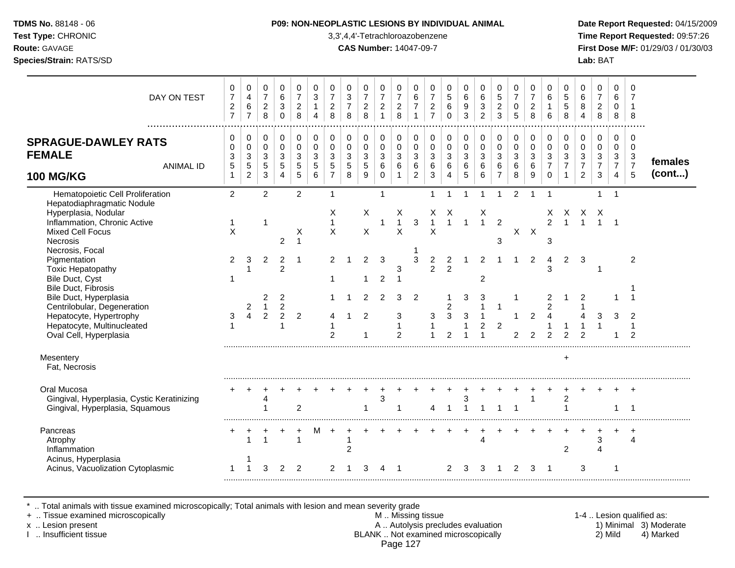**TDMS No.** 88148 - 06
**Test Type:** CHRONIC
**Route:** GAVAGE
**Species/Strain:** RATS/SD

**P09: NON-NEOPLASTIC LESIONS BY INDIVIDUAL ANIMAL**
3,3',4,4'-Tetrachloroazobenzene
**CAS Number:** 14047-09-7

**Date Report Requested:** 04/15/2009
**Time Report Requested:** 09:57:26
**First Dose M/F:** 01/29/03 / 01/30/03
**Lab:** BAT

## SPRAGUE-DAWLEY RATS FEMALE 100 MG/KG — females (cont...)

| DAY ON TEST | 0727 | 0467 | 0728 | 0630 | 0728 | 0314 | 0728 | 0378 | 0728 | 0721 | 0728 | 0671 | 0727 | 0560 | 0693 | 0632 | 0523 | 0705 | 0728 | 0616 | 0558 | 0684 | 0728 | 0608 | 0718 |
|---|---|---|---|---|---|---|---|---|---|---|---|---|---|---|---|---|---|---|---|---|---|---|---|---|---|
| **ANIMAL ID** | 0351 | 0352 | 0353 | 0354 | 0355 | 0356 | 0357 | 0358 | 0359 | 0360 | 0361 | 0362 | 0363 | 0364 | 0365 | 0366 | 0367 | 0368 | 0369 | 0370 | 0371 | 0372 | 0373 | 0374 | 0375 |
| Hematopoietic Cell Proliferation | 2 | | 2 | | 2 | | 1 | | | 1 | | | 1 | 1 | 1 | 1 | 1 | 2 | 1 | 1 | | | 1 | 1 | |
| Hepatodiaphragmatic Nodule | | | | | | | | | | | | | | | | | | | | | | | | | |
| Hyperplasia, Nodular | | | | | | | X | | X | | X | | X | X | | X | | | | X | X | X | X | | |
| Inflammation, Chronic Active | 1 | | 1 | | | | 1 | | | 1 | 1 | 3 | 1 | 1 | 1 | 1 | 2 | | | 2 | 1 | 1 | 1 | 1 | |
| Mixed Cell Focus | X | | | | X | | X | | X | | X | | X | | | | | X | X | | | | | | |
| Necrosis | | | | 2 | 1 | | | | | | | | | | | | 3 | | | 3 | | | | | |
| Necrosis, Focal | | | | | | | | | | | | 1 | | | | | | | | | | | | | |
| Pigmentation | 2 | 3 | 2 | 2 | 1 | | 2 | 1 | 2 | 3 | | 3 | 2 | 2 | 1 | 2 | 1 | 1 | 2 | 4 | 2 | 3 | | | 2 |
| Toxic Hepatopathy | | 1 | | 2 | | | | | | | 3 | | 2 | 2 | | | | | | 3 | | | 1 | | |
| Bile Duct, Cyst | 1 | | | | | | 1 | | 1 | 2 | 1 | | | | | 2 | | | | | | | | | |
| Bile Duct, Fibrosis | | | | | | | | | | | | | | | | | | | | | | | | | 1 |
| Bile Duct, Hyperplasia | | | 2 | 2 | | | 1 | 1 | 2 | 2 | 3 | 2 | | 1 | 3 | 3 | | 1 | | 2 | 1 | 2 | | 1 | 1 |
| Centrilobular, Degeneration | | 2 | 1 | 2 | | | | | | | | | | 2 | | 1 | 1 | | | 2 | | 1 | | | |
| Hepatocyte, Hypertrophy | 3 | 4 | 2 | 2 | 2 | | 4 | 1 | 2 | | 3 | | 3 | 3 | 3 | 1 | | 1 | 2 | 4 | | 4 | 3 | 3 | 2 |
| Hepatocyte, Multinucleated | 1 | | | 1 | | | 1 | | | | 1 | | 1 | | 1 | 2 | 2 | | | 1 | 1 | 1 | 1 | | 1 |
| Oval Cell, Hyperplasia | | | | | | | 2 | | 1 | | 2 | | 1 | 2 | 1 | 1 | | 2 | 2 | 2 | 2 | 2 | | 1 | 2 |
| **Mesentery** | | | | | | | | | | | | | | | | | | | | | + | | | | |
| Fat, Necrosis | | | | | | | | | | | | | | | | | | | | | | | | | |
| **Oral Mucosa** | + | + | + | + | + | + | + | + | + | + | + | + | + | + | + | + | + | + | + | + | + | + | + | + | + |
| Gingival, Hyperplasia, Cystic Keratinizing | | | 4 | | | | | | | 3 | | | | | 3 | | | | 1 | | 2 | | | | |
| Gingival, Hyperplasia, Squamous | | | 1 | | 2 | | | | 1 | | 1 | | 4 | 1 | 1 | 1 | 1 | 1 | | | 1 | | | 1 | 1 |
| **Pancreas** | + | + | + | + | + | M | + | + | + | + | + | + | + | + | + | + | + | + | + | + | + | + | + | + | + |
| Atrophy | | 1 | 1 | | 1 | | | 1 | | | | | | | | 4 | | | | | | | 3 | | 4 |
| Inflammation | | | | | | | | 2 | | | | | | | | | | | | | 2 | | 4 | | |
| Acinus, Hyperplasia | | 1 | | | | | | | | | | | | | | | | | | | | | | | |
| Acinus, Vacuolization Cytoplasmic | 1 | 1 | 3 | 2 | 2 | | 2 | 1 | 3 | 4 | 1 | | | 2 | 3 | 3 | 1 | 2 | 3 | 1 | | 3 | | 1 | |

\* .. Total animals with tissue examined microscopically; Total animals with lesion and mean severity grade
\+ .. Tissue examined microscopically
x .. Lesion present
I .. Insufficient tissue

M .. Missing tissue
A .. Autolysis precludes evaluation
BLANK .. Not examined microscopically

1-4 .. Lesion qualified as:
1) Minimal 2) Mild 3) Moderate 4) Marked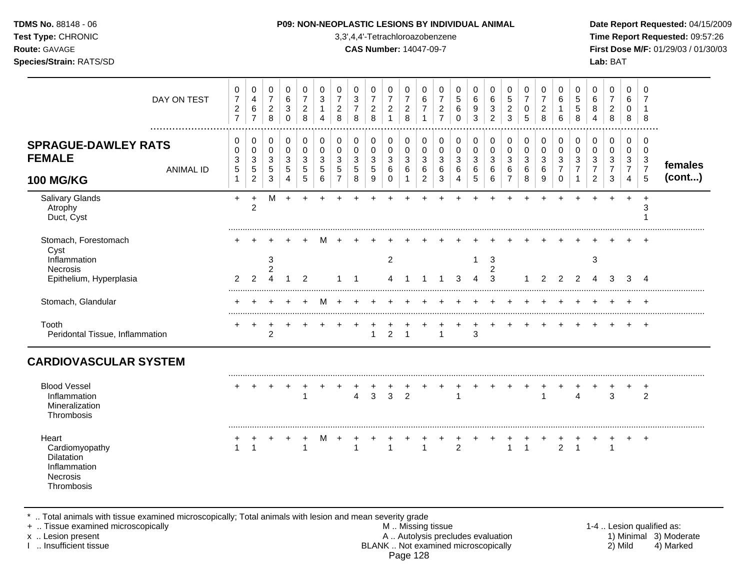**TDMS No.** 88148 - 06
**Test Type:** CHRONIC
**Route:** GAVAGE
**Species/Strain:** RATS/SD

**P09: NON-NEOPLASTIC LESIONS BY INDIVIDUAL ANIMAL**
3,3',4,4'-Tetrachloroazobenzene
**CAS Number:** 14047-09-7

**Date Report Requested:** 04/15/2009
**Time Report Requested:** 09:57:26
**First Dose M/F:** 01/29/03 / 01/30/03
**Lab:** BAT

| DAY ON TEST | 0727 | 0467 | 0728 | 0630 | 0728 | 0314 | 0728 | 0378 | 0728 | 0721 | 0728 | 0671 | 0727 | 0560 | 0693 | 0632 | 0523 | 0705 | 0728 | 0616 | 0558 | 0684 | 0728 | 0608 | 0718 | |
|---|---|---|---|---|---|---|---|---|---|---|---|---|---|---|---|---|---|---|---|---|---|---|---|---|---|---|
| **SPRAGUE-DAWLEY RATS FEMALE 100 MG/KG** — ANIMAL ID | 0351 | 0352 | 0353 | 0354 | 0355 | 0356 | 0357 | 0358 | 0359 | 0360 | 0361 | 0362 | 0363 | 0364 | 0365 | 0366 | 0367 | 0368 | 0369 | 0370 | 0371 | 0372 | 0373 | 0374 | 0375 | **females (cont...)** |
| Salivary Glands | + | + | M | + | + | + | + | + | + | + | + | + | + | + | + | + | + | + | + | + | + | + | + | + | + | |
| Atrophy | | 2 | | | | | | | | | | | | | | | | | | | | | | | 3 | |
| Duct, Cyst | | | | | | | | | | | | | | | | | | | | | | | | | 1 | |
| Stomach, Forestomach | + | + | + | + | + | M | + | + | + | + | + | + | + | + | + | + | + | + | + | + | + | + | + | + | + | |
| Cyst | | | | | | | | | | | | | | | | | | | | | | | | | | |
| Inflammation | | | 3 | | | | | | | 2 | | | | | 1 | 3 | | | | | | 3 | | | | |
| Necrosis | | | 2 | | | | | | | | | | | | | 2 | | | | | | | | | | |
| Epithelium, Hyperplasia | 2 | 2 | 4 | 1 | 2 | | 1 | 1 | | 4 | 1 | 1 | 1 | 3 | 4 | 3 | | 1 | 2 | 2 | 2 | 4 | 3 | 3 | 4 | |
| Stomach, Glandular | + | + | + | + | + | M | + | + | + | + | + | + | + | + | + | + | + | + | + | + | + | + | + | + | + | |
| Tooth | + | + | + | + | + | + | + | + | + | + | + | + | + | + | + | + | + | + | + | + | + | + | + | + | + | |
| Peridontal Tissue, Inflammation | | | 2 | | | | | | 1 | 2 | 1 | | 1 | | 3 | | | | | | | | | | | |
| **CARDIOVASCULAR SYSTEM** | | | | | | | | | | | | | | | | | | | | | | | | | | |
| Blood Vessel | + | + | + | + | + | + | + | + | + | + | + | + | + | + | + | + | + | + | + | + | + | + | + | + | + | |
| Inflammation | | | | | 1 | | | 4 | 3 | 3 | 2 | | | 1 | | | | | 1 | | 4 | | 3 | | 2 | |
| Mineralization | | | | | | | | | | | | | | | | | | | | | | | | | | |
| Thrombosis | | | | | | | | | | | | | | | | | | | | | | | | | | |
| Heart | + | + | + | + | + | M | + | + | + | + | + | + | + | + | + | + | + | + | + | + | + | + | + | + | + | |
| Cardiomyopathy | 1 | 1 | | | 1 | | | 1 | | 1 | | 1 | | 2 | | | 1 | 1 | | 2 | 1 | | 1 | | | |
| Dilatation | | | | | | | | | | | | | | | | | | | | | | | | | | |
| Inflammation | | | | | | | | | | | | | | | | | | | | | | | | | | |
| Necrosis | | | | | | | | | | | | | | | | | | | | | | | | | | |
| Thrombosis | | | | | | | | | | | | | | | | | | | | | | | | | | |

\* .. Total animals with tissue examined microscopically; Total animals with lesion and mean severity grade
\+ .. Tissue examined microscopically
x .. Lesion present
I .. Insufficient tissue

M .. Missing tissue
A .. Autolysis precludes evaluation
BLANK .. Not examined microscopically

1-4 .. Lesion qualified as: 1) Minimal 2) Mild 3) Moderate 4) Marked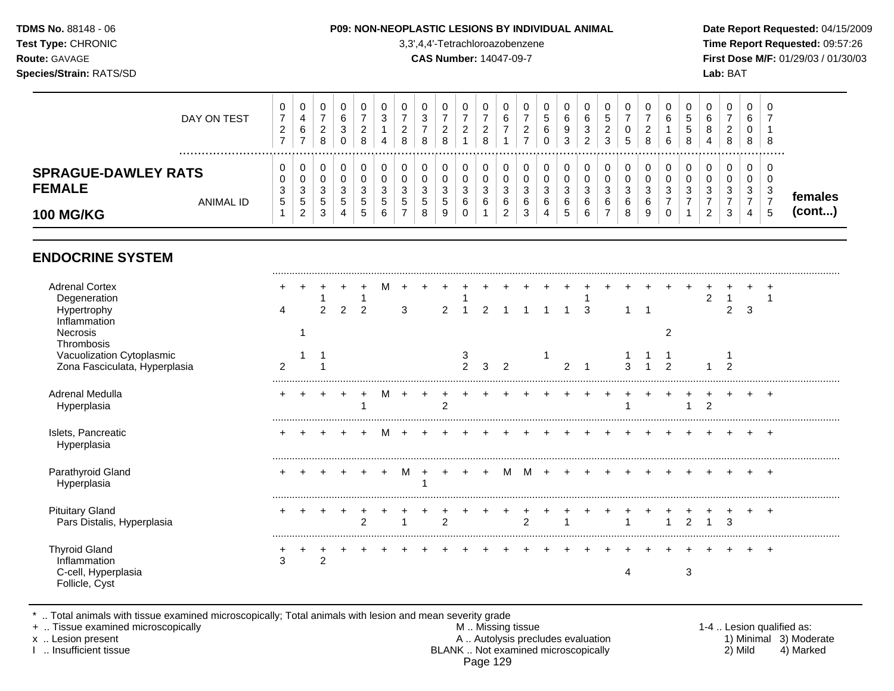**TDMS No.** 88148 - 06
**Test Type:** CHRONIC
**Route:** GAVAGE
**Species/Strain:** RATS/SD

**P09: NON-NEOPLASTIC LESIONS BY INDIVIDUAL ANIMAL**
3,3',4,4'-Tetrachloroazobenzene
**CAS Number:** 14047-09-7

**Date Report Requested:** 04/15/2009
**Time Report Requested:** 09:57:26
**First Dose M/F:** 01/29/03 / 01/30/03
**Lab:** BAT

## SPRAGUE-DAWLEY RATS FEMALE 100 MG/KG

| | | | | | | | | | | | | | | | | | | | | | | | | | | |
|---|---|---|---|---|---|---|---|---|---|---|---|---|---|---|---|---|---|---|---|---|---|---|---|---|---|---|
| DAY ON TEST | 0727 | 0467 | 0728 | 0630 | 0728 | 0314 | 0728 | 0378 | 0728 | 0721 | 0728 | 0671 | 0727 | 0560 | 0693 | 0632 | 0523 | 0705 | 0728 | 0616 | 0558 | 0684 | 0728 | 0608 | 0718 | |
| ANIMAL ID | 0351 | 0352 | 0353 | 0354 | 0355 | 0356 | 0357 | 0358 | 0359 | 0360 | 0361 | 0362 | 0363 | 0364 | 0365 | 0366 | 0367 | 0368 | 0369 | 0370 | 0371 | 0372 | 0373 | 0374 | 0375 | females (cont...) |
| **ENDOCRINE SYSTEM** | | | | | | | | | | | | | | | | | | | | | | | | | | |
| Adrenal Cortex | + | + | + | + | + | M | + | + | + | + | + | + | + | + | + | + | + | + | + | + | + | + | + | + | + | |
| Degeneration | | | 1 | | 1 | | | | | 1 | | | | | | 1 | | | | | | 2 | 1 | | 1 | |
| Hypertrophy | 4 | | 2 | 2 | 2 | | 3 | | 2 | 1 | 2 | 1 | 1 | 1 | 1 | 3 | | 1 | 1 | | | | 2 | 3 | | |
| Inflammation | | | | | | | | | | | | | | | | | | | | | | | | | | |
| Necrosis | | 1 | | | | | | | | | | | | | | | | | | 2 | | | | | | |
| Thrombosis | | | | | | | | | | | | | | | | | | | | | | | | | | |
| Vacuolization Cytoplasmic | | 1 | 1 | | | | | | | 3 | | | | 1 | | | | 1 | 1 | 1 | | | 1 | | | |
| Zona Fasciculata, Hyperplasia | 2 | | 1 | | | | | | | 2 | 3 | 2 | | | 2 | 1 | | 3 | 1 | 2 | | 1 | 2 | | | |
| Adrenal Medulla | + | + | + | + | + | M | + | + | + | + | + | + | + | + | + | + | + | + | + | + | + | + | + | + | + | |
| Hyperplasia | | | | | 1 | | | | 2 | | | | | | | | | 1 | | | 1 | 2 | | | | |
| Islets, Pancreatic | + | + | + | + | + | M | + | + | + | + | + | + | + | + | + | + | + | + | + | + | + | + | + | + | + | |
| Hyperplasia | | | | | | | | | | | | | | | | | | | | | | | | | | |
| Parathyroid Gland | + | + | + | + | + | + | M | + | + | + | + | M | M | + | + | + | + | + | + | + | + | + | + | + | + | |
| Hyperplasia | | | | | | | | 1 | | | | | | | | | | | | | | | | | | |
| Pituitary Gland | + | + | + | + | + | + | + | + | + | + | + | + | + | + | + | + | + | + | + | + | + | + | + | + | + | |
| Pars Distalis, Hyperplasia | | | | | 2 | | 1 | | 2 | | | | 2 | | 1 | | | 1 | | 1 | 2 | 1 | 3 | | | |
| Thyroid Gland | + | + | + | + | + | + | + | + | + | + | + | + | + | + | + | + | + | + | + | + | + | + | + | + | + | |
| Inflammation | 3 | | 2 | | | | | | | | | | | | | | | | | | | | | | | |
| C-cell, Hyperplasia | | | | | | | | | | | | | | | | | | 4 | | | 3 | | | | | |
| Follicle, Cyst | | | | | | | | | | | | | | | | | | | | | | | | | | |

\* .. Total animals with tissue examined microscopically; Total animals with lesion and mean severity grade
\+ .. Tissue examined microscopically
x .. Lesion present
I .. Insufficient tissue

M .. Missing tissue
A .. Autolysis precludes evaluation
BLANK .. Not examined microscopically

1-4 .. Lesion qualified as: 1) Minimal 2) Mild 3) Moderate 4) Marked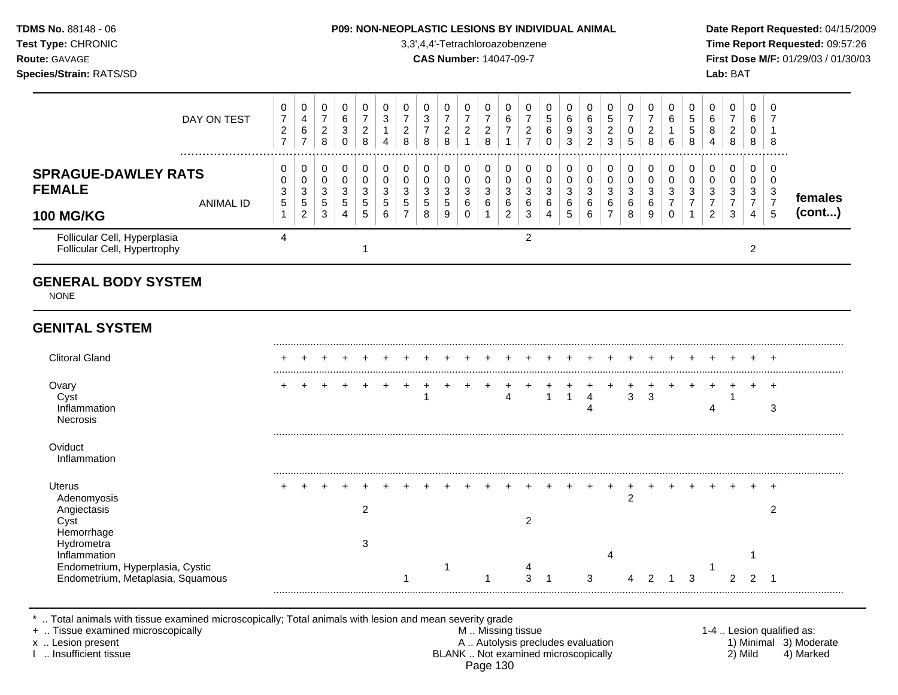**TDMS No.** 88148 - 06
**Test Type:** CHRONIC
**Route:** GAVAGE
**Species/Strain:** RATS/SD

**P09: NON-NEOPLASTIC LESIONS BY INDIVIDUAL ANIMAL**
3,3',4,4'-Tetrachloroazobenzene
**CAS Number:** 14047-09-7

**Date Report Requested:** 04/15/2009
**Time Report Requested:** 09:57:26
**First Dose M/F:** 01/29/03 / 01/30/03
**Lab:** BAT

| DAY ON TEST | 0727 | 0467 | 0728 | 0630 | 0728 | 0314 | 0728 | 0378 | 0728 | 0721 | 0728 | 0671 | 0727 | 0560 | 0693 | 0632 | 0523 | 0705 | 0728 | 0616 | 0558 | 0684 | 0728 | 0608 | 0718 | |
|---|---|---|---|---|---|---|---|---|---|---|---|---|---|---|---|---|---|---|---|---|---|---|---|---|---|---|
| **SPRAGUE-DAWLEY RATS FEMALE 100 MG/KG** — ANIMAL ID | 0351 | 0352 | 0353 | 0354 | 0355 | 0356 | 0357 | 0358 | 0359 | 0360 | 0361 | 0362 | 0363 | 0364 | 0365 | 0366 | 0367 | 0368 | 0369 | 0370 | 0371 | 0372 | 0373 | 0374 | 0375 | **females (cont...)** |
| Follicular Cell, Hyperplasia | 4 | | | | | | | | | | | | 2 | | | | | | | | | | | | | |
| Follicular Cell, Hypertrophy | | | | | 1 | | | | | | | | | | | | | | | | | | | 2 | | |
| **GENERAL BODY SYSTEM** | | | | | | | | | | | | | | | | | | | | | | | | | | |
| NONE | | | | | | | | | | | | | | | | | | | | | | | | | | |
| **GENITAL SYSTEM** | | | | | | | | | | | | | | | | | | | | | | | | | | |
| Clitoral Gland | + | + | + | + | + | + | + | + | + | + | + | + | + | + | + | + | + | + | + | + | + | + | + | + | + | |
| Ovary | + | + | + | + | + | + | + | + | + | + | + | + | + | + | + | + | + | + | + | + | + | + | + | + | + | |
| Cyst | | | | | | | | 1 | | | | 4 | | 1 | 1 | 4 | | 3 | 3 | | | | 1 | | | |
| Inflammation | | | | | | | | | | | | | | | | 4 | | | | | | 4 | | | 3 | |
| Necrosis | | | | | | | | | | | | | | | | | | | | | | | | | | |
| Oviduct | | | | | | | | | | | | | | | | | | | | | | | | | | |
| Inflammation | | | | | | | | | | | | | | | | | | | | | | | | | | |
| Uterus | + | + | + | + | + | + | + | + | + | + | + | + | + | + | + | + | + | + | + | + | + | + | + | + | + | |
| Adenomyosis | | | | | | | | | | | | | | | | | | 2 | | | | | | | | |
| Angiectasis | | | | | 2 | | | | | | | | | | | | | | | | | | | | 2 | |
| Cyst | | | | | | | | | | | | | 2 | | | | | | | | | | | | | |
| Hemorrhage | | | | | | | | | | | | | | | | | | | | | | | | | | |
| Hydrometra | | | | | 3 | | | | | | | | | | | | | | | | | | | | | |
| Inflammation | | | | | | | | | | | | | | | | | 4 | | | | | | | 1 | | |
| Endometrium, Hyperplasia, Cystic | | | | | | | | | 1 | | | | 4 | | | | | | | | | 1 | | | | |
| Endometrium, Metaplasia, Squamous | | | | | | | 1 | | | | 1 | | 3 | 1 | | 3 | | 4 | 2 | 1 | 3 | | 2 | 2 | 1 | |

\* .. Total animals with tissue examined microscopically; Total animals with lesion and mean severity grade
\+ .. Tissue examined microscopically
x .. Lesion present
I .. Insufficient tissue

M .. Missing tissue
A .. Autolysis precludes evaluation
BLANK .. Not examined microscopically

1-4 .. Lesion qualified as:
1) Minimal 3) Moderate
2) Mild 4) Marked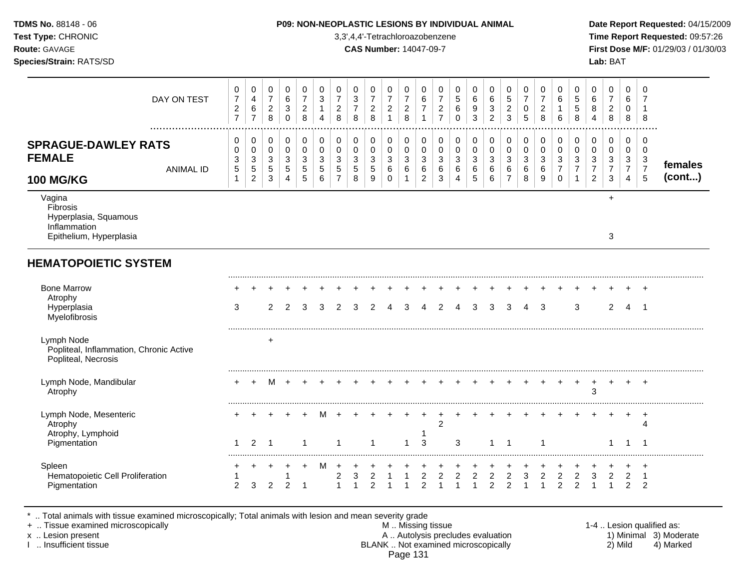**TDMS No.** 88148 - 06
**Test Type:** CHRONIC
**Route:** GAVAGE
**Species/Strain:** RATS/SD

**P09: NON-NEOPLASTIC LESIONS BY INDIVIDUAL ANIMAL**
3,3',4,4'-Tetrachloroazobenzene
**CAS Number:** 14047-09-7

**Date Report Requested:** 04/15/2009
**Time Report Requested:** 09:57:26
**First Dose M/F:** 01/29/03 / 01/30/03
**Lab:** BAT

## SPRAGUE-DAWLEY RATS FEMALE 100 MG/KG

| DAY ON TEST | 0727 | 0467 | 0728 | 0630 | 0728 | 0314 | 0728 | 0378 | 0728 | 0721 | 0728 | 0671 | 0727 | 0560 | 0693 | 0632 | 0523 | 0705 | 0728 | 0616 | 0558 | 0684 | 0728 | 0608 | 0718 | |
|---|---|---|---|---|---|---|---|---|---|---|---|---|---|---|---|---|---|---|---|---|---|---|---|---|---|---|
| **ANIMAL ID** | 0351 | 0352 | 0353 | 0354 | 0355 | 0356 | 0357 | 0358 | 0359 | 0360 | 0361 | 0362 | 0363 | 0364 | 0365 | 0366 | 0367 | 0368 | 0369 | 0370 | 0371 | 0372 | 0373 | 0374 | 0375 | **females (cont...)** |
| Vagina | | | | | | | | | | | | | | | | | | | | | | | + | | | |
| Fibrosis | | | | | | | | | | | | | | | | | | | | | | | | | | |
| Hyperplasia, Squamous | | | | | | | | | | | | | | | | | | | | | | | | | | |
| Inflammation | | | | | | | | | | | | | | | | | | | | | | | | | | |
| Epithelium, Hyperplasia | | | | | | | | | | | | | | | | | | | | | | | 3 | | | |
| **HEMATOPOIETIC SYSTEM** | | | | | | | | | | | | | | | | | | | | | | | | | | |
| Bone Marrow | + | + | + | + | + | + | + | + | + | + | + | + | + | + | + | + | + | + | + | + | + | + | + | + | + | |
| Atrophy | | | | | | | | | | | | | | | | | | | | | | | | | | |
| Hyperplasia | 3 | | 2 | 2 | 3 | 3 | 2 | 3 | 2 | 4 | 3 | 4 | 2 | 4 | 3 | 3 | 3 | 4 | 3 | | 3 | | 2 | 4 | 1 | |
| Myelofibrosis | | | | | | | | | | | | | | | | | | | | | | | | | | |
| Lymph Node | | | + | | | | | | | | | | | | | | | | | | | | | | | |
| Popliteal, Inflammation, Chronic Active | | | | | | | | | | | | | | | | | | | | | | | | | | |
| Popliteal, Necrosis | | | | | | | | | | | | | | | | | | | | | | | | | | |
| Lymph Node, Mandibular | + | + | M | + | + | + | + | + | + | + | + | + | + | + | + | + | + | + | + | + | + | + | + | + | + | |
| Atrophy | | | | | | | | | | | | | | | | | | | | | | 3 | | | | |
| Lymph Node, Mesenteric | + | + | + | + | + | M | + | + | + | + | + | + | + | + | + | + | + | + | + | + | + | + | + | + | + | |
| Atrophy | | | | | | | | | | | | | 2 | | | | | | | | | | | | 4 | |
| Atrophy, Lymphoid | | | | | | | | | | | | 1 | | | | | | | | | | | | | | |
| Pigmentation | 1 | 2 | 1 | | 1 | | 1 | | 1 | | 1 | 3 | | 3 | | 1 | 1 | | 1 | | | | 1 | 1 | 1 | |
| Spleen | + | + | + | + | + | M | + | + | + | + | + | + | + | + | + | + | + | + | + | + | + | + | + | + | + | |
| Hematopoietic Cell Proliferation | 1 | | | 1 | | | 2 | 3 | 2 | 1 | 1 | 2 | 2 | 2 | 2 | 2 | 2 | 3 | 2 | 2 | 2 | 3 | 2 | 2 | 1 | |
| Pigmentation | 2 | 3 | 2 | 2 | 1 | | 1 | 1 | 2 | 1 | 1 | 2 | 1 | 1 | 1 | 2 | 2 | 1 | 1 | 2 | 2 | 1 | 1 | 2 | 2 | |

\* .. Total animals with tissue examined microscopically; Total animals with lesion and mean severity grade
\+ .. Tissue examined microscopically
x .. Lesion present
I .. Insufficient tissue

M .. Missing tissue
A .. Autolysis precludes evaluation
BLANK .. Not examined microscopically

1-4 .. Lesion qualified as:
1) Minimal 2) Mild 3) Moderate 4) Marked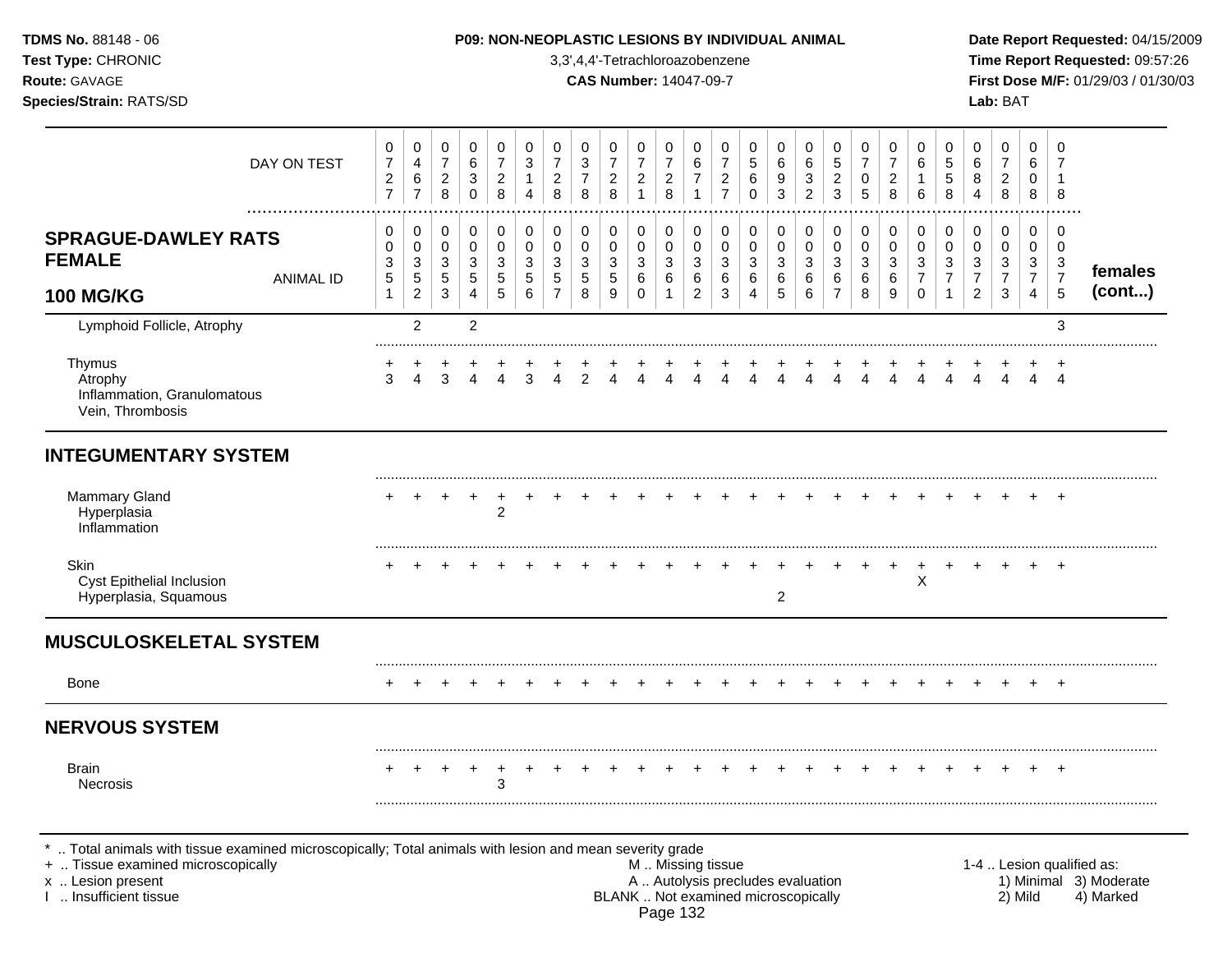**TDMS No.** 88148 - 06
**Test Type:** CHRONIC
**Route:** GAVAGE
**Species/Strain:** RATS/SD

**P09: NON-NEOPLASTIC LESIONS BY INDIVIDUAL ANIMAL**
3,3',4,4'-Tetrachloroazobenzene
**CAS Number:** 14047-09-7

**Date Report Requested:** 04/15/2009
**Time Report Requested:** 09:57:26
**First Dose M/F:** 01/29/03 / 01/30/03
**Lab:** BAT

| DAY ON TEST | 0727 | 0467 | 0728 | 0630 | 0728 | 0314 | 0728 | 0378 | 0728 | 0721 | 0728 | 0671 | 0727 | 0560 | 0693 | 0632 | 0523 | 0705 | 0728 | 0616 | 0558 | 0684 | 0728 | 0608 | 0718 | |
|---|---|---|---|---|---|---|---|---|---|---|---|---|---|---|---|---|---|---|---|---|---|---|---|---|---|---|
| **SPRAGUE-DAWLEY RATS FEMALE 100 MG/KG** ANIMAL ID | 00351 | 00352 | 00353 | 00354 | 00355 | 00356 | 00357 | 00358 | 00359 | 00360 | 00361 | 00362 | 00363 | 00364 | 00365 | 00366 | 00367 | 00368 | 00369 | 00370 | 00371 | 00372 | 00373 | 00374 | 00375 | **females (cont...)** |
| Lymphoid Follicle, Atrophy | | 2 | | 2 | | | | | | | | | | | | | | | | | | | | | 3 | |
| Thymus | + | + | + | + | + | + | + | + | + | + | + | + | + | + | + | + | + | + | + | + | + | + | + | + | + | |
| Atrophy | 3 | 4 | 3 | 4 | 4 | 3 | 4 | 2 | 4 | 4 | 4 | 4 | 4 | 4 | 4 | 4 | 4 | 4 | 4 | 4 | 4 | 4 | 4 | 4 | 4 | |
| Inflammation, Granulomatous | | | | | | | | | | | | | | | | | | | | | | | | | | |
| Vein, Thrombosis | | | | | | | | | | | | | | | | | | | | | | | | | | |
| **INTEGUMENTARY SYSTEM** | | | | | | | | | | | | | | | | | | | | | | | | | | |
| Mammary Gland | + | + | + | + | + | + | + | + | + | + | + | + | + | + | + | + | + | + | + | + | + | + | + | + | + | |
| Hyperplasia | | | | | 2 | | | | | | | | | | | | | | | | | | | | | |
| Inflammation | | | | | | | | | | | | | | | | | | | | | | | | | | |
| Skin | + | + | + | + | + | + | + | + | + | + | + | + | + | + | + | + | + | + | + | + | + | + | + | + | + | |
| Cyst Epithelial Inclusion | | | | | | | | | | | | | | | | | | | | X | | | | | | |
| Hyperplasia, Squamous | | | | | | | | | | | | | | | 2 | | | | | | | | | | | |
| **MUSCULOSKELETAL SYSTEM** | | | | | | | | | | | | | | | | | | | | | | | | | | |
| Bone | + | + | + | + | + | + | + | + | + | + | + | + | + | + | + | + | + | + | + | + | + | + | + | + | + | |
| **NERVOUS SYSTEM** | | | | | | | | | | | | | | | | | | | | | | | | | | |
| Brain | + | + | + | + | + | + | + | + | + | + | + | + | + | + | + | + | + | + | + | + | + | + | + | + | + | |
| Necrosis | | | | | 3 | | | | | | | | | | | | | | | | | | | | | |

\* .. Total animals with tissue examined microscopically; Total animals with lesion and mean severity grade
+ .. Tissue examined microscopically
x .. Lesion present
I .. Insufficient tissue

M .. Missing tissue
A .. Autolysis precludes evaluation
BLANK .. Not examined microscopically

1-4 .. Lesion qualified as:
1) Minimal 2) Mild 3) Moderate 4) Marked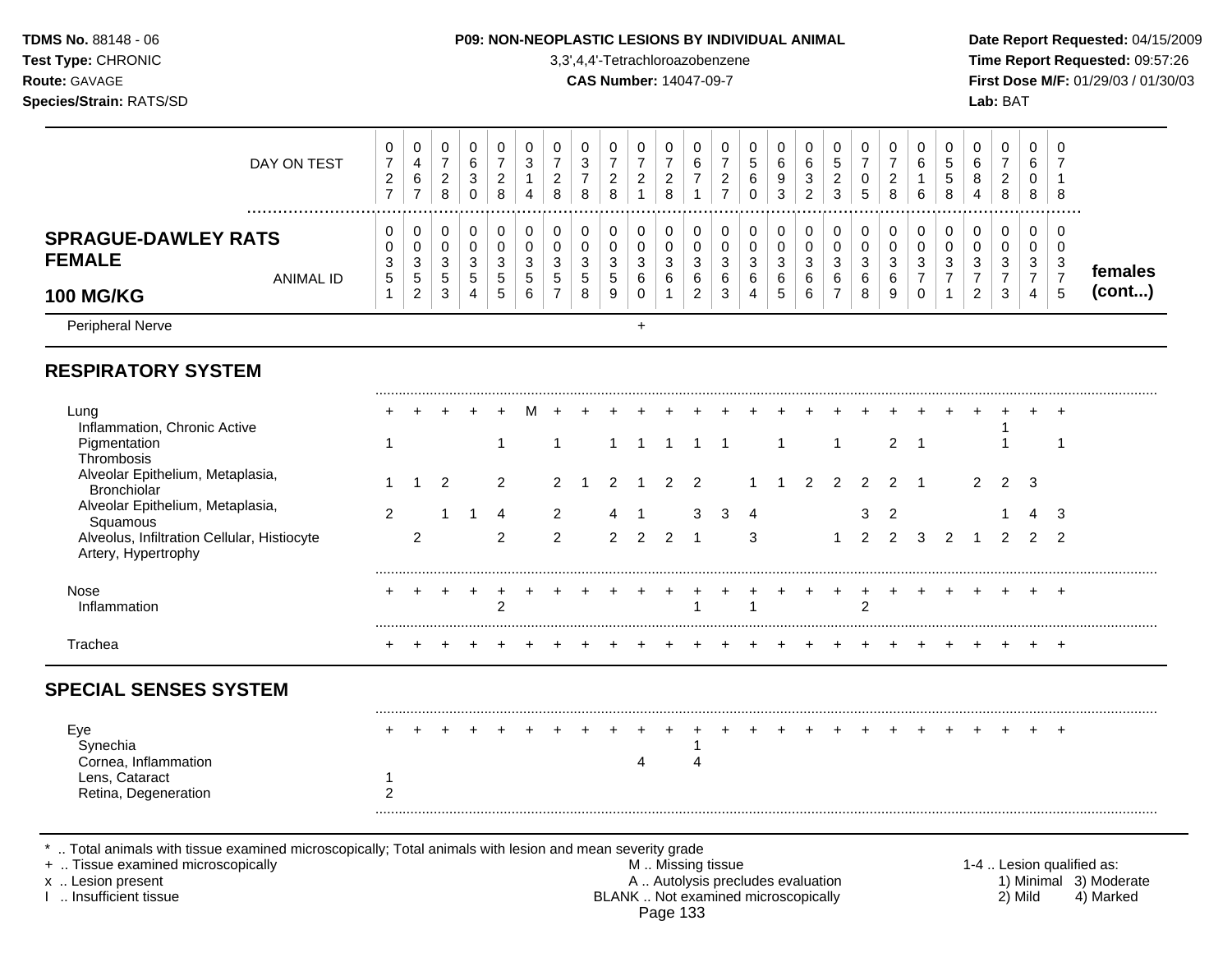**TDMS No.** 88148 - 06
**Test Type:** CHRONIC
**Route:** GAVAGE
**Species/Strain:** RATS/SD

**P09: NON-NEOPLASTIC LESIONS BY INDIVIDUAL ANIMAL**
3,3',4,4'-Tetrachloroazobenzene
**CAS Number:** 14047-09-7

**Date Report Requested:** 04/15/2009
**Time Report Requested:** 09:57:26
**First Dose M/F:** 01/29/03 / 01/30/03
**Lab:** BAT

**SPRAGUE-DAWLEY RATS FEMALE 100 MG/KG** — females (cont...)

| DAY ON TEST | 0727 | 0467 | 0728 | 0630 | 0728 | 0314 | 0728 | 0378 | 0728 | 0721 | 0728 | 0671 | 0727 | 0560 | 0693 | 0632 | 0523 | 0705 | 0728 | 0616 | 0558 | 0684 | 0728 | 0608 | 0718 |
|---|---|---|---|---|---|---|---|---|---|---|---|---|---|---|---|---|---|---|---|---|---|---|---|---|---|
| **ANIMAL ID** | 0351 | 0352 | 0353 | 0354 | 0355 | 0356 | 0357 | 0358 | 0359 | 0360 | 0361 | 0362 | 0363 | 0364 | 0365 | 0366 | 0367 | 0368 | 0369 | 0370 | 0371 | 0372 | 0373 | 0374 | 0375 |
| Peripheral Nerve | | | | | | | | | | + | | | | | | | | | | | | | | | |
| **RESPIRATORY SYSTEM** | | | | | | | | | | | | | | | | | | | | | | | | | |
| Lung | + | + | + | + | + | M | + | + | + | + | + | + | + | + | + | + | + | + | + | + | + | + | + | + | + |
| Inflammation, Chronic Active | | | | | | | | | | | | | | | | | | | | | | | 1 | | |
| Pigmentation | 1 | | | | 1 | | 1 | | 1 | 1 | 1 | 1 | 1 | | 1 | | 1 | | 2 | 1 | | | 1 | | 1 |
| Thrombosis | | | | | | | | | | | | | | | | | | | | | | | | | |
| Alveolar Epithelium, Metaplasia, Bronchiolar | 1 | 1 | 2 | | 2 | | 2 | 1 | 2 | 1 | 2 | 2 | | 1 | 1 | 2 | 2 | 2 | 2 | 1 | | 2 | 2 | 3 | |
| Alveolar Epithelium, Metaplasia, Squamous | 2 | | 1 | 1 | 4 | | 2 | | 4 | 1 | | 3 | 3 | 4 | | | | 3 | 2 | | | | 1 | 4 | 3 |
| Alveolus, Infiltration Cellular, Histiocyte | | 2 | | | 2 | | 2 | | 2 | 2 | 2 | 1 | | 3 | | | 1 | 2 | 2 | 3 | 2 | 1 | 2 | 2 | 2 |
| Artery, Hypertrophy | | | | | | | | | | | | | | | | | | | | | | | | | |
| Nose | + | + | + | + | + | + | + | + | + | + | + | + | + | + | + | + | + | + | + | + | + | + | + | + | + |
| Inflammation | | | | | 2 | | | | | | | 1 | | 1 | | | | 2 | | | | | | | |
| Trachea | + | + | + | + | + | + | + | + | + | + | + | + | + | + | + | + | + | + | + | + | + | + | + | + | + |
| **SPECIAL SENSES SYSTEM** | | | | | | | | | | | | | | | | | | | | | | | | | |
| Eye | + | + | + | + | + | + | + | + | + | + | + | + | + | + | + | + | + | + | + | + | + | + | + | + | + |
| Synechia | | | | | | | | | | | | 1 | | | | | | | | | | | | | |
| Cornea, Inflammation | | | | | | | | | | 4 | | 4 | | | | | | | | | | | | | |
| Lens, Cataract | 1 | | | | | | | | | | | | | | | | | | | | | | | | |
| Retina, Degeneration | 2 | | | | | | | | | | | | | | | | | | | | | | | | |

\* .. Total animals with tissue examined microscopically; Total animals with lesion and mean severity grade
\+ .. Tissue examined microscopically
x .. Lesion present
I .. Insufficient tissue

M .. Missing tissue
A .. Autolysis precludes evaluation
BLANK .. Not examined microscopically

1-4 .. Lesion qualified as:
1) Minimal 2) Mild 3) Moderate 4) Marked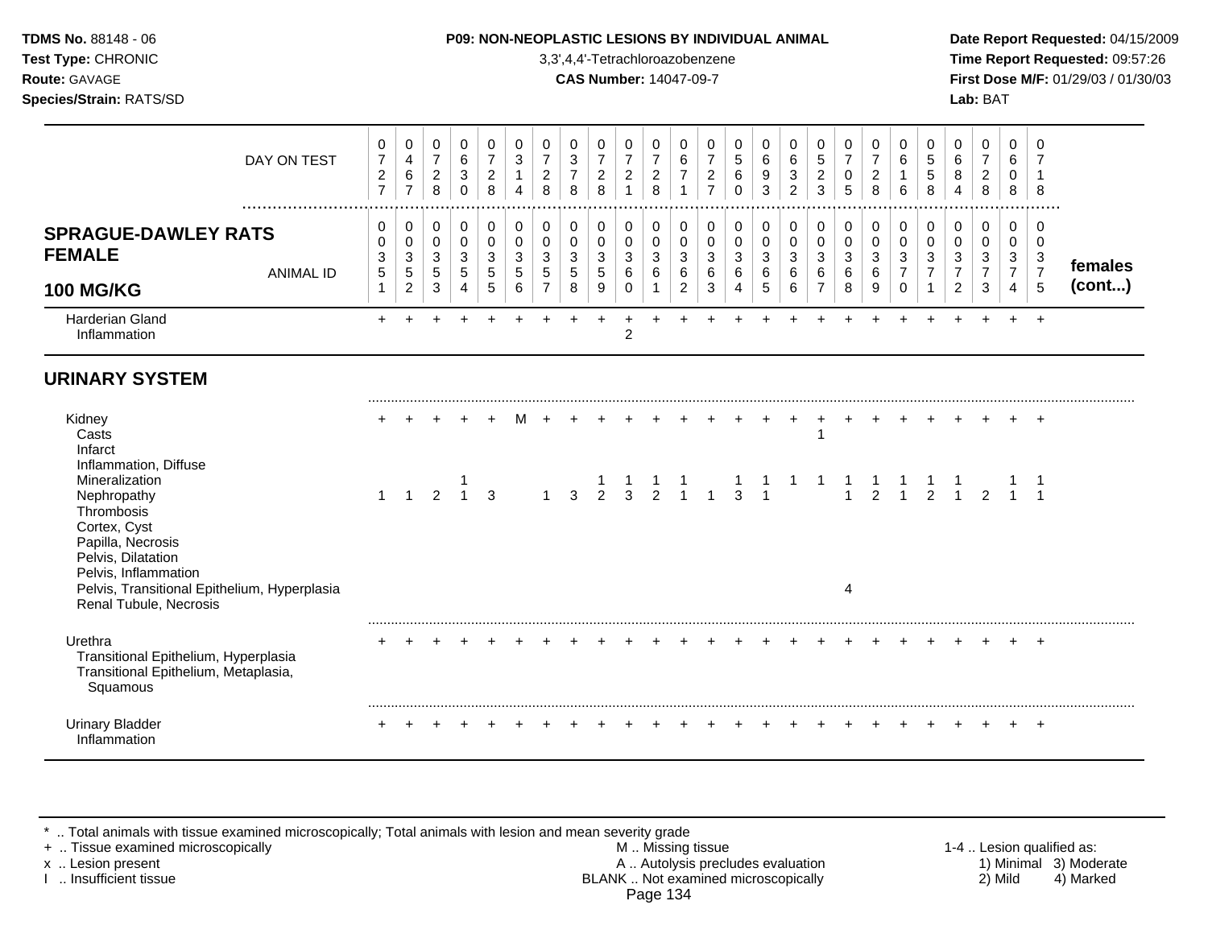**P09: NON-NEOPLASTIC LESIONS BY INDIVIDUAL ANIMAL**

3,3',4,4'-Tetrachloroazobenzene

**CAS Number:** 14047-09-7

**TDMS No.** 88148 - 06
**Test Type:** CHRONIC
**Route:** GAVAGE
**Species/Strain:** RATS/SD

**Date Report Requested:** 04/15/2009
**Time Report Requested:** 09:57:26
**First Dose M/F:** 01/29/03 / 01/30/03
**Lab:** BAT

| DAY ON TEST | 0727 | 0467 | 0728 | 0630 | 0728 | 0314 | 0728 | 0378 | 0728 | 0721 | 0728 | 0671 | 0727 | 0560 | 0693 | 0632 | 0523 | 0705 | 0728 | 0616 | 0558 | 0684 | 0728 | 0608 | 0718 | |
|---|---|---|---|---|---|---|---|---|---|---|---|---|---|---|---|---|---|---|---|---|---|---|---|---|---|---|
| **SPRAGUE-DAWLEY RATS FEMALE 100 MG/KG** ANIMAL ID | 00351 | 00352 | 00353 | 00354 | 00355 | 00356 | 00357 | 00358 | 00359 | 00360 | 00361 | 00362 | 00363 | 00364 | 00365 | 00366 | 00367 | 00368 | 00369 | 00370 | 00371 | 00372 | 00373 | 00374 | 00375 | **females (cont...)** |
| Harderian Gland | + | + | + | + | + | + | + | + | + | + | + | + | + | + | + | + | + | + | + | + | + | + | + | + | + | |
| Inflammation | | | | | | | | | | 2 | | | | | | | | | | | | | | | | |
| **URINARY SYSTEM** | | | | | | | | | | | | | | | | | | | | | | | | | | |
| Kidney | + | + | + | + | + | M | + | + | + | + | + | + | + | + | + | + | + | + | + | + | + | + | + | + | + | |
| Casts | | | | | | | | | | | | | | | | | 1 | | | | | | | | | |
| Infarct | | | | | | | | | | | | | | | | | | | | | | | | | | |
| Inflammation, Diffuse | | | | | | | | | | | | | | | | | | | | | | | | | | |
| Mineralization | | | | 1 | | | | | 1 | 1 | 1 | 1 | | 1 | 1 | 1 | 1 | 1 | 1 | 1 | 1 | 1 | | 1 | 1 | |
| Nephropathy | 1 | 1 | 2 | 1 | 3 | | 1 | 3 | 2 | 3 | 2 | 1 | 1 | 3 | 1 | | | 1 | 2 | 1 | 2 | 1 | 2 | 1 | 1 | |
| Thrombosis | | | | | | | | | | | | | | | | | | | | | | | | | | |
| Cortex, Cyst | | | | | | | | | | | | | | | | | | | | | | | | | | |
| Papilla, Necrosis | | | | | | | | | | | | | | | | | | | | | | | | | | |
| Pelvis, Dilatation | | | | | | | | | | | | | | | | | | | | | | | | | | |
| Pelvis, Inflammation | | | | | | | | | | | | | | | | | | | | | | | | | | |
| Pelvis, Transitional Epithelium, Hyperplasia | | | | | | | | | | | | | | | | | | 4 | | | | | | | | |
| Renal Tubule, Necrosis | | | | | | | | | | | | | | | | | | | | | | | | | | |
| Urethra | + | + | + | + | + | + | + | + | + | + | + | + | + | + | + | + | + | + | + | + | + | + | + | + | + | |
| Transitional Epithelium, Hyperplasia | | | | | | | | | | | | | | | | | | | | | | | | | | |
| Transitional Epithelium, Metaplasia, Squamous | | | | | | | | | | | | | | | | | | | | | | | | | | |
| Urinary Bladder | + | + | + | + | + | + | + | + | + | + | + | + | + | + | + | + | + | + | + | + | + | + | + | + | + | |
| Inflammation | | | | | | | | | | | | | | | | | | | | | | | | | | |

* .. Total animals with tissue examined microscopically; Total animals with lesion and mean severity grade
+ .. Tissue examined microscopically
x .. Lesion present
I .. Insufficient tissue

M .. Missing tissue
A .. Autolysis precludes evaluation
BLANK .. Not examined microscopically

1-4 .. Lesion qualified as: 1) Minimal 2) Mild 3) Moderate 4) Marked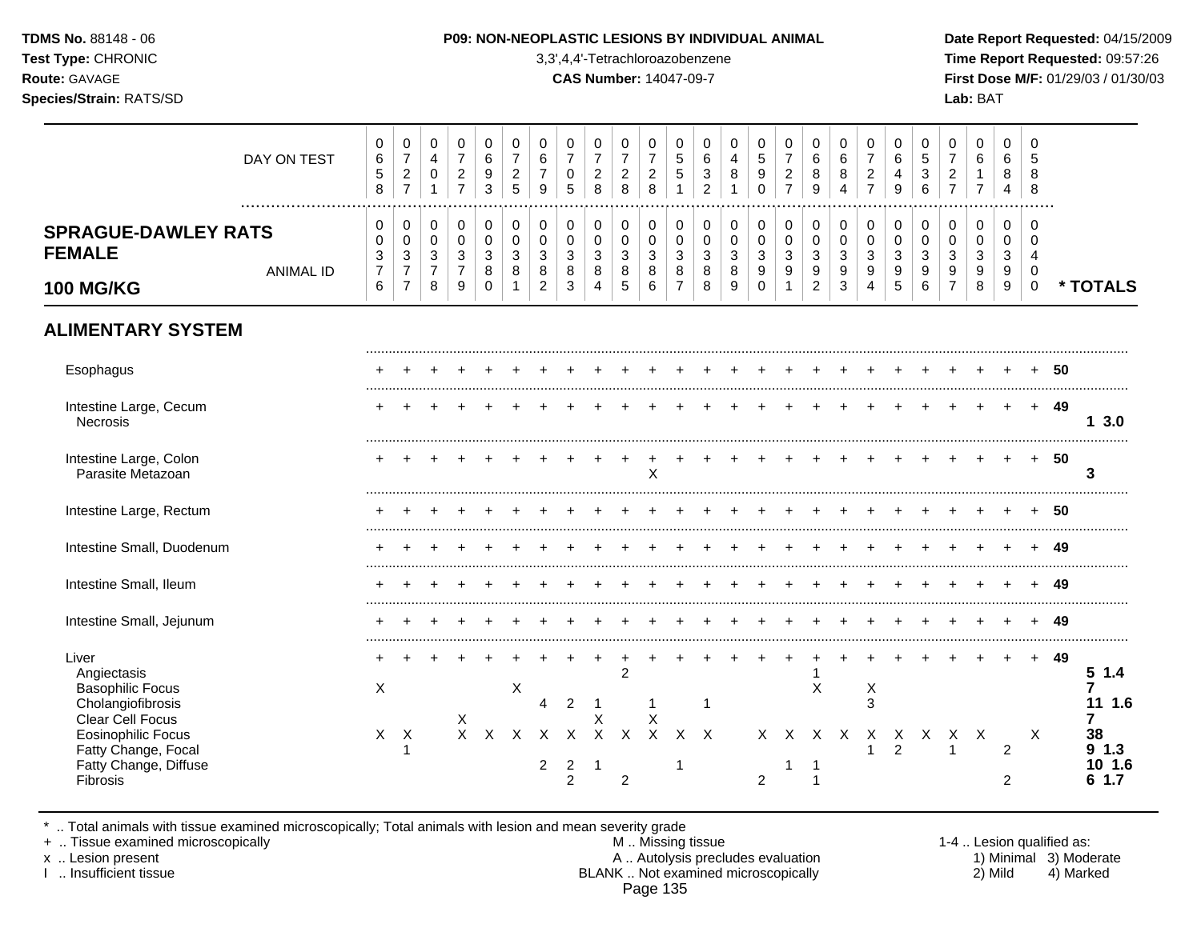# P09: NON-NEOPLASTIC LESIONS BY INDIVIDUAL ANIMAL

3,3',4,4'-Tetrachloroazobenzene

**CAS Number:** 14047-09-7

TDMS No. 88148 - 06 | Test Type: CHRONIC | Route: GAVAGE | Species/Strain: RATS/SD | Lab: BAT

**SPRAGUE-DAWLEY RATS FEMALE 100 MG/KG**

| DAY ON TEST | 0658 | 0727 | 0401 | 0727 | 0693 | 0725 | 0679 | 0705 | 0728 | 0728 | 0728 | 0551 | 0632 | 0481 | 0590 | 0727 | 0689 | 0684 | 0727 | 0649 | 0536 | 0727 | 0617 | 0684 | 0588 | | |
|---|---|---|---|---|---|---|---|---|---|---|---|---|---|---|---|---|---|---|---|---|---|---|---|---|---|---|---|
| **ANIMAL ID** | 0376 | 0377 | 0378 | 0379 | 0380 | 0381 | 0382 | 0383 | 0384 | 0385 | 0386 | 0387 | 0388 | 0389 | 0390 | 0391 | 0392 | 0393 | 0394 | 0395 | 0396 | 0397 | 0398 | 0399 | 0400 | | *** TOTALS** |
| **ALIMENTARY SYSTEM** | | | | | | | | | | | | | | | | | | | | | | | | | | | |
| Esophagus | + | + | + | + | + | + | + | + | + | + | + | + | + | + | + | + | + | + | + | + | + | + | + | + | + | 50 | |
| Intestine Large, Cecum | + | + | + | + | + | + | + | + | + | + | + | + | + | + | + | + | + | + | + | + | + | + | + | + | + | 49 | |
| Necrosis | | | | | | | | | | | | | | | | | | | | | | | | | | | 1 3.0 |
| Intestine Large, Colon | + | + | + | + | + | + | + | + | + | + | + | + | + | + | + | + | + | + | + | + | + | + | + | + | + | 50 | |
| Parasite Metazoan | | | | | | | | | | | X | | | | | | | | | | | | | | | | 3 |
| Intestine Large, Rectum | + | + | + | + | + | + | + | + | + | + | + | + | + | + | + | + | + | + | + | + | + | + | + | + | + | 50 | |
| Intestine Small, Duodenum | + | + | + | + | + | + | + | + | + | + | + | + | + | + | + | + | + | + | + | + | + | + | + | + | + | 49 | |
| Intestine Small, Ileum | + | + | + | + | + | + | + | + | + | + | + | + | + | + | + | + | + | + | + | + | + | + | + | + | + | 49 | |
| Intestine Small, Jejunum | + | + | + | + | + | + | + | + | + | + | + | + | + | + | + | + | + | + | + | + | + | + | + | + | + | 49 | |
| Liver | + | + | + | + | + | + | + | + | + | + | + | + | + | + | + | + | + | + | + | + | + | + | + | + | + | 49 | |
| Angiectasis | | | | | | | | | | 2 | | | | | | | 1 | | | | | | | | | | 5 1.4 |
| Basophilic Focus | X | | | | | X | | | | | | | | | | | X | | X | | | | | | | | 7 |
| Cholangiofibrosis | | | | | | | 4 | 2 | 1 | | 1 | | 1 | | | | | | 3 | | | | | | | | 11 1.6 |
| Clear Cell Focus | | | | X | | | | | X | | X | | | | | | | | | | | | | | | | 7 |
| Eosinophilic Focus | X | X | | X | X | X | X | X | X | X | X | X | X | | X | X | X | X | X | X | X | X | X | | X | | 38 |
| Fatty Change, Focal | | 1 | | | | | | | | | | | | | | | | | 1 | 2 | | 1 | | 2 | | | 9 1.3 |
| Fatty Change, Diffuse | | | | | | | 2 | 2 | 1 | | | 1 | | | | 1 | 1 | | | | | | | | | | 10 1.6 |
| Fibrosis | | | | | | | | 2 | | 2 | | | | | 2 | | 1 | | | | | | | 2 | | | 6 1.7 |

\* .. Total animals with tissue examined microscopically; Total animals with lesion and mean severity grade
\+ .. Tissue examined microscopically
x .. Lesion present
I .. Insufficient tissue
M .. Missing tissue
A .. Autolysis precludes evaluation
BLANK .. Not examined microscopically
1-4 .. Lesion qualified as: 1) Minimal 2) Mild 3) Moderate 4) Marked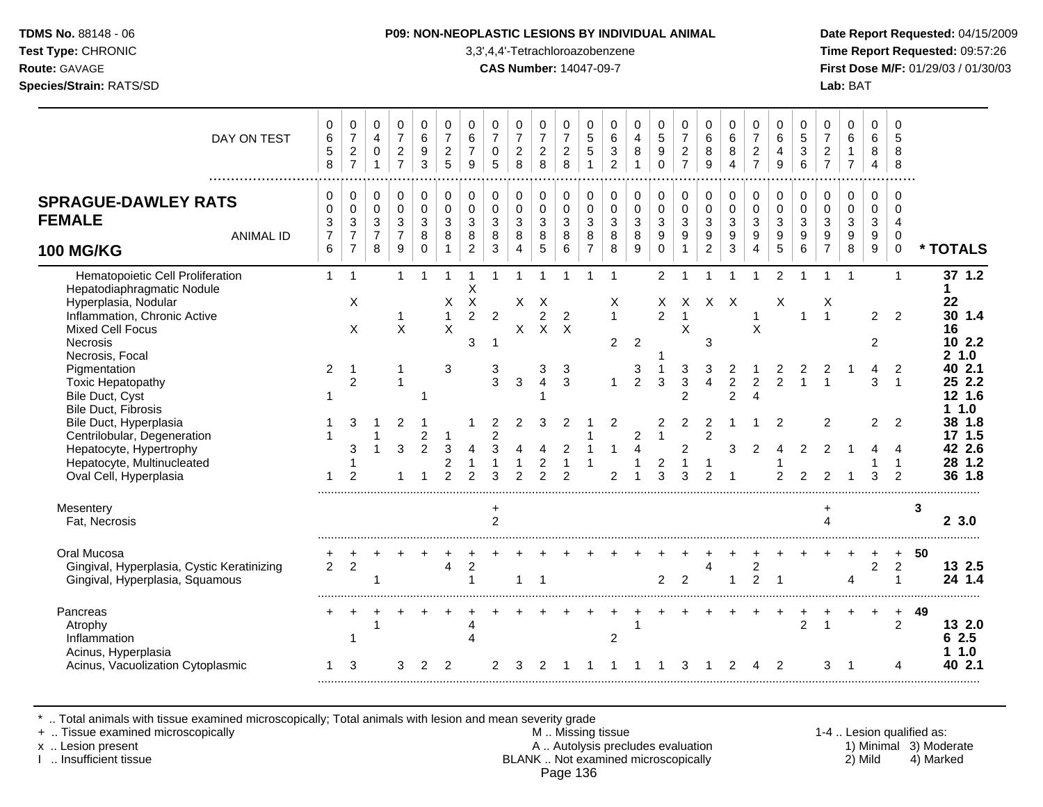**TDMS No.** 88148 - 06
**Test Type:** CHRONIC
**Route:** GAVAGE
**Species/Strain:** RATS/SD

**P09: NON-NEOPLASTIC LESIONS BY INDIVIDUAL ANIMAL**
3,3',4,4'-Tetrachloroazobenzene
**CAS Number:** 14047-09-7

**Date Report Requested:** 04/15/2009
**Time Report Requested:** 09:57:26
**First Dose M/F:** 01/29/03 / 01/30/03
**Lab:** BAT

## SPRAGUE-DAWLEY RATS FEMALE 100 MG/KG

| DAY ON TEST | 0658 | 0727 | 0401 | 0727 | 0693 | 0725 | 0679 | 0705 | 0728 | 0728 | 0728 | 0551 | 0632 | 0481 | 0590 | 0727 | 0689 | 0684 | 0727 | 0649 | 0536 | 0727 | 0617 | 0684 | 0588 | |
|---|---|---|---|---|---|---|---|---|---|---|---|---|---|---|---|---|---|---|---|---|---|---|---|---|---|---|
| **ANIMAL ID** | 0376 | 0377 | 0378 | 0379 | 0380 | 0381 | 0382 | 0383 | 0384 | 0385 | 0386 | 0387 | 0388 | 0389 | 0390 | 0391 | 0392 | 0393 | 0394 | 0395 | 0396 | 0397 | 0398 | 0399 | 0400 | *** TOTALS** |
| Hematopoietic Cell Proliferation | 1 | 1 | | 1 | 1 | 1 | 1 | 1 | 1 | 1 | 1 | 1 | 1 | | 2 | 1 | 1 | 1 | 1 | 2 | 1 | 1 | 1 | | 1 | **37 1.2** |
| Hepatodiaphragmatic Nodule | | | | | | | X | | | | | | | | | | | | | | | | | | | **1** |
| Hyperplasia, Nodular | | X | | | | X | X | | X | X | | | X | | X | X | X | X | | X | | X | | | | **22** |
| Inflammation, Chronic Active | | | | 1 | | 1 | 2 | 2 | | 2 | 2 | | 1 | | 2 | 1 | | | 1 | | 1 | 1 | | 2 | 2 | **30 1.4** |
| Mixed Cell Focus | | X | | X | | X | | | X | X | X | | | | | X | | | X | | | | | | | **16** |
| Necrosis | | | | | | | 3 | 1 | | | | | 2 | 2 | | | 3 | | | | | | | 2 | | **10 2.2** |
| Necrosis, Focal | | | | | | | | | | | | | | | 1 | | | | | | | | | | | **2 1.0** |
| Pigmentation | 2 | 1 | | 1 | | 3 | | 3 | | 3 | 3 | | | 3 | 1 | 3 | 3 | 2 | 1 | 2 | 2 | 2 | 1 | 4 | 2 | **40 2.1** |
| Toxic Hepatopathy | | 2 | | 1 | | | | 3 | 3 | 4 | 3 | | 1 | 2 | 3 | 3 | 4 | 2 | 2 | 2 | 1 | 1 | | 3 | 1 | **25 2.2** |
| Bile Duct, Cyst | 1 | | | | 1 | | | | | 1 | | | | | | 2 | | 2 | 4 | | | | | | | **12 1.6** |
| Bile Duct, Fibrosis | | | | | | | | | | | | | | | | | | | | | | | | | | **1 1.0** |
| Bile Duct, Hyperplasia | 1 | 3 | 1 | 2 | 1 | | 1 | 2 | 2 | 3 | 2 | 1 | 2 | | 2 | 2 | 2 | 1 | 1 | 2 | | 2 | | 2 | 2 | **38 1.8** |
| Centrilobular, Degeneration | 1 | | 1 | | 2 | 1 | | 2 | | | | 1 | | 2 | 1 | | 2 | | | | | | | | | **17 1.5** |
| Hepatocyte, Hypertrophy | | 3 | 1 | 3 | 2 | 3 | 4 | 3 | 4 | 4 | 2 | 1 | 1 | 4 | | 2 | | 3 | 2 | 4 | 2 | 2 | 1 | 4 | 4 | **42 2.6** |
| Hepatocyte, Multinucleated | | 1 | | | | 2 | 1 | 1 | 1 | 2 | 1 | 1 | | 1 | 2 | 1 | 1 | | | 1 | | | | 1 | 1 | **28 1.2** |
| Oval Cell, Hyperplasia | 1 | 2 | | 1 | 1 | 2 | 2 | 3 | 2 | 2 | 2 | | 2 | 1 | 3 | 3 | 2 | 1 | | 2 | 2 | 2 | 1 | 3 | 2 | **36 1.8** |
| Mesentery | | | | | | | | + | | | | | | | | | | | | | | + | | | | **3** |
| Fat, Necrosis | | | | | | | | 2 | | | | | | | | | | | | | | 4 | | | | **2 3.0** |
| Oral Mucosa | + | + | + | + | + | + | + | + | + | + | + | + | + | + | + | + | + | + | + | + | + | + | + | + | + | **50** |
| Gingival, Hyperplasia, Cystic Keratinizing | 2 | 2 | | | | 4 | 2 | | | | | | | | | | 4 | | 2 | | | | | 2 | 2 | **13 2.5** |
| Gingival, Hyperplasia, Squamous | | | 1 | | | | 1 | | 1 | 1 | | | | | 2 | 2 | | 1 | 2 | 1 | | | 4 | | 1 | **24 1.4** |
| Pancreas | + | + | + | + | + | + | + | + | + | + | + | + | + | + | + | + | + | + | + | + | + | + | + | + | + | **49** |
| Atrophy | | | 1 | | | | 4 | | | | | | | 1 | | | | | | | 2 | 1 | | | 2 | **13 2.0** |
| Inflammation | | 1 | | | | | 4 | | | | | | 2 | | | | | | | | | | | | | **6 2.5** |
| Acinus, Hyperplasia | | | | | | | | | | | | | | | | | | | | | | | | | | **1 1.0** |
| Acinus, Vacuolization Cytoplasmic | 1 | 3 | | 3 | 2 | 2 | | 2 | 3 | 2 | 1 | 1 | 1 | 1 | 1 | 3 | 1 | 2 | 4 | 2 | | 3 | 1 | | 4 | **40 2.1** |

\* .. Total animals with tissue examined microscopically; Total animals with lesion and mean severity grade
\+ .. Tissue examined microscopically
x .. Lesion present
I .. Insufficient tissue

M .. Missing tissue
A .. Autolysis precludes evaluation
BLANK .. Not examined microscopically

1-4 .. Lesion qualified as: 1) Minimal 2) Mild 3) Moderate 4) Marked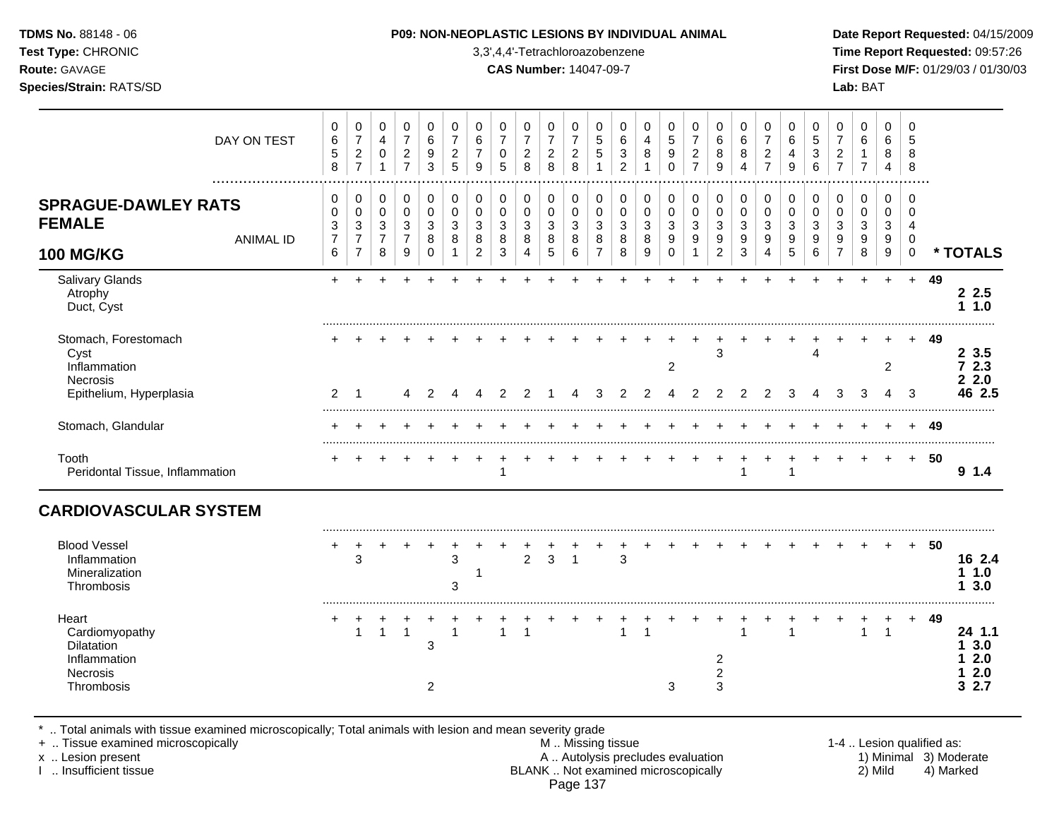**TDMS No.** 88148 - 06
**Test Type:** CHRONIC
**Route:** GAVAGE
**Species/Strain:** RATS/SD

**P09: NON-NEOPLASTIC LESIONS BY INDIVIDUAL ANIMAL**
3,3',4,4'-Tetrachloroazobenzene
**CAS Number:** 14047-09-7

**Date Report Requested:** 04/15/2009
**Time Report Requested:** 09:57:26
**First Dose M/F:** 01/29/03 / 01/30/03
**Lab:** BAT

## SPRAGUE-DAWLEY RATS FEMALE 100 MG/KG

| DAY ON TEST | 0658 | 0727 | 0401 | 0727 | 0693 | 0725 | 0679 | 0705 | 0728 | 0728 | 0728 | 0551 | 0632 | 0481 | 0590 | 0727 | 0689 | 0684 | 0727 | 0649 | 0536 | 0727 | 0617 | 0684 | 0588 | | |
|---|---|---|---|---|---|---|---|---|---|---|---|---|---|---|---|---|---|---|---|---|---|---|---|---|---|---|---|
| **ANIMAL ID** | 0376 | 0377 | 0378 | 0379 | 0380 | 0381 | 0382 | 0383 | 0384 | 0385 | 0386 | 0387 | 0388 | 0389 | 0390 | 0391 | 0392 | 0393 | 0394 | 0395 | 0396 | 0397 | 0398 | 0399 | 0400 | | **\* TOTALS** |
| Salivary Glands | + | + | + | + | + | + | + | + | + | + | + | + | + | + | + | + | + | + | + | + | + | + | + | + | + | 49 | |
| Atrophy | | | | | | | | | | | | | | | | | | | | | | | | | | | 2 2.5 |
| Duct, Cyst | | | | | | | | | | | | | | | | | | | | | | | | | | | 1 1.0 |
| Stomach, Forestomach | + | + | + | + | + | + | + | + | + | + | + | + | + | + | + | + | + | + | + | + | + | + | + | + | + | 49 | |
| Cyst | | | | | | | | | | | | | | | | | 3 | | | | 4 | | | | | | 2 3.5 |
| Inflammation | | | | | | | | | | | | | | | 2 | | | | | | | | | 2 | | | 7 2.3 |
| Necrosis | | | | | | | | | | | | | | | | | | | | | | | | | | | 2 2.0 |
| Epithelium, Hyperplasia | 2 | 1 | | 4 | 2 | 4 | 4 | 2 | 2 | 1 | 4 | 3 | 2 | 2 | 4 | 2 | 2 | 2 | 2 | 3 | 4 | 3 | 3 | 4 | 3 | | 46 2.5 |
| Stomach, Glandular | + | + | + | + | + | + | + | + | + | + | + | + | + | + | + | + | + | + | + | + | + | + | + | + | + | 49 | |
| Tooth | + | + | + | + | + | + | + | + | + | + | + | + | + | + | + | + | + | + | + | + | + | + | + | + | + | 50 | |
| Peridontal Tissue, Inflammation | | | | | | | | 1 | | | | | | | | | | 1 | | 1 | | | | | | | 9 1.4 |

## CARDIOVASCULAR SYSTEM

| | | | | | | | | | | | | | | | | | | | | | | | | | | | |
|---|---|---|---|---|---|---|---|---|---|---|---|---|---|---|---|---|---|---|---|---|---|---|---|---|---|---|---|
| Blood Vessel | + | + | + | + | + | + | + | + | + | + | + | + | + | + | + | + | + | + | + | + | + | + | + | + | + | 50 | |
| Inflammation | | 3 | | | | 3 | | | 2 | 3 | 1 | | 3 | | | | | | | | | | | | | | 16 2.4 |
| Mineralization | | | | | | | 1 | | | | | | | | | | | | | | | | | | | | 1 1.0 |
| Thrombosis | | | | | | 3 | | | | | | | | | | | | | | | | | | | | | 1 3.0 |
| Heart | + | + | + | + | + | + | + | + | + | + | + | + | + | + | + | + | + | + | + | + | + | + | + | + | + | 49 | |
| Cardiomyopathy | | 1 | 1 | 1 | | 1 | | 1 | 1 | | | | 1 | 1 | | | | 1 | | 1 | | | 1 | 1 | | | 24 1.1 |
| Dilatation | | | | | 3 | | | | | | | | | | | | | | | | | | | | | | 1 3.0 |
| Inflammation | | | | | | | | | | | | | | | | | 2 | | | | | | | | | | 1 2.0 |
| Necrosis | | | | | | | | | | | | | | | | | 2 | | | | | | | | | | 1 2.0 |
| Thrombosis | | | | | 2 | | | | | | | | | | 3 | | 3 | | | | | | | | | | 3 2.7 |

\* .. Total animals with tissue examined microscopically; Total animals with lesion and mean severity grade
\+ .. Tissue examined microscopically
x .. Lesion present
I .. Insufficient tissue

M .. Missing tissue
A .. Autolysis precludes evaluation
BLANK .. Not examined microscopically

1-4 .. Lesion qualified as:
1) Minimal 2) Mild 3) Moderate 4) Marked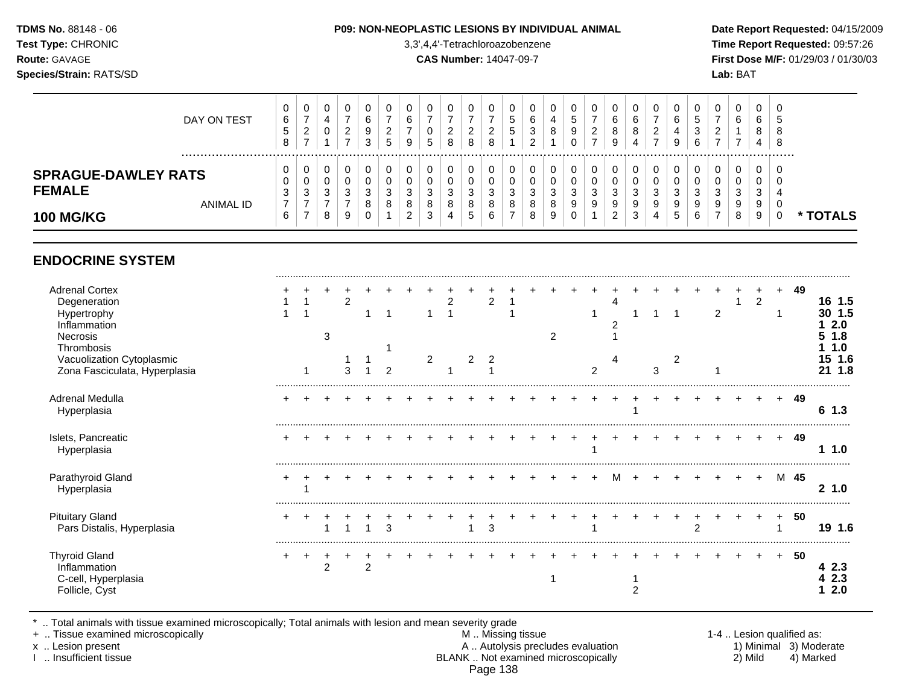**TDMS No.** 88148 - 06
**Test Type:** CHRONIC
**Route:** GAVAGE
**Species/Strain:** RATS/SD

**P09: NON-NEOPLASTIC LESIONS BY INDIVIDUAL ANIMAL**
3,3',4,4'-Tetrachloroazobenzene
**CAS Number:** 14047-09-7

**Date Report Requested:** 04/15/2009
**Time Report Requested:** 09:57:26
**First Dose M/F:** 01/29/03 / 01/30/03
**Lab:** BAT

**SPRAGUE-DAWLEY RATS FEMALE 100 MG/KG**

| | 1 | 2 | 3 | 4 | 5 | 6 | 7 | 8 | 9 | 10 | 11 | 12 | 13 | 14 | 15 | 16 | 17 | 18 | 19 | 20 | 21 | 22 | 23 | 24 | 25 | | * TOTALS |
|---|---|---|---|---|---|---|---|---|---|---|---|---|---|---|---|---|---|---|---|---|---|---|---|---|---|---|---|
| DAY ON TEST | 0658 | 0727 | 0401 | 0727 | 0693 | 0725 | 0679 | 0705 | 0728 | 0728 | 0728 | 0551 | 0632 | 0481 | 0590 | 0727 | 0689 | 0684 | 0727 | 0649 | 0536 | 0727 | 0617 | 0684 | 0588 | | |
| ANIMAL ID | 0376 | 0377 | 0378 | 0379 | 0380 | 0381 | 0382 | 0383 | 0384 | 0385 | 0386 | 0387 | 0388 | 0389 | 0390 | 0391 | 0392 | 0393 | 0394 | 0395 | 0396 | 0397 | 0398 | 0399 | 0400 | | |
| **ENDOCRINE SYSTEM** | | | | | | | | | | | | | | | | | | | | | | | | | | | |
| Adrenal Cortex | + | + | + | + | + | + | + | + | + | + | + | + | + | + | + | + | + | + | + | + | + | + | + | + | + | 49 | |
| Degeneration | 1 | 1 | | 2 | | | | | 2 | | 2 | 1 | | | | | 4 | | | | | | 1 | 2 | | | **16 1.5** |
| Hypertrophy | 1 | 1 | | | 1 | 1 | | 1 | 1 | | | 1 | | | | 1 | | 1 | 1 | 1 | | 2 | | | 1 | | **30 1.5** |
| Inflammation | | | | | | | | | | | | | | | | | 2 | | | | | | | | | | **1 2.0** |
| Necrosis | | | 3 | | | | | | | | | | | 2 | | | 1 | | | | | | | | | | **5 1.8** |
| Thrombosis | | | | | | 1 | | | | | | | | | | | | | | | | | | | | | **1 1.0** |
| Vacuolization Cytoplasmic | | | | 1 | 1 | | | 2 | | 2 | 2 | | | | | | 4 | | | 2 | | | | | | | **15 1.6** |
| Zona Fasciculata, Hyperplasia | | 1 | | 3 | 1 | 2 | | | 1 | | 1 | | | | | 2 | | | 3 | | | 1 | | | | | **21 1.8** |
| Adrenal Medulla | + | + | + | + | + | + | + | + | + | + | + | + | + | + | + | + | + | + | + | + | + | + | + | + | + | 49 | |
| Hyperplasia | | | | | | | | | | | | | | | | | | 1 | | | | | | | | | **6 1.3** |
| Islets, Pancreatic | + | + | + | + | + | + | + | + | + | + | + | + | + | + | + | + | + | + | + | + | + | + | + | + | + | 49 | |
| Hyperplasia | | | | | | | | | | | | | | | | 1 | | | | | | | | | | | **1 1.0** |
| Parathyroid Gland | + | + | + | + | + | + | + | + | + | + | + | + | + | + | + | + | M | + | + | + | + | + | + | + | M | 45 | |
| Hyperplasia | | 1 | | | | | | | | | | | | | | | | | | | | | | | | | **2 1.0** |
| Pituitary Gland | + | + | + | + | + | + | + | + | + | + | + | + | + | + | + | + | + | + | + | + | + | + | + | + | + | 50 | |
| Pars Distalis, Hyperplasia | | | 1 | 1 | 1 | 3 | | | | 1 | 3 | | | | | 1 | | | | | 2 | | | | 1 | | **19 1.6** |
| Thyroid Gland | + | + | + | + | + | + | + | + | + | + | + | + | + | + | + | + | + | + | + | + | + | + | + | + | + | 50 | |
| Inflammation | | | 2 | | 2 | | | | | | | | | | | | | | | | | | | | | | **4 2.3** |
| C-cell, Hyperplasia | | | | | | | | | | | | | | 1 | | | | 1 | | | | | | | | | **4 2.3** |
| Follicle, Cyst | | | | | | | | | | | | | | | | | | 2 | | | | | | | | | **1 2.0** |

\* .. Total animals with tissue examined microscopically; Total animals with lesion and mean severity grade
\+ .. Tissue examined microscopically
x .. Lesion present
I .. Insufficient tissue

M .. Missing tissue
A .. Autolysis precludes evaluation
BLANK .. Not examined microscopically

1-4 .. Lesion qualified as:
1) Minimal 2) Mild 3) Moderate 4) Marked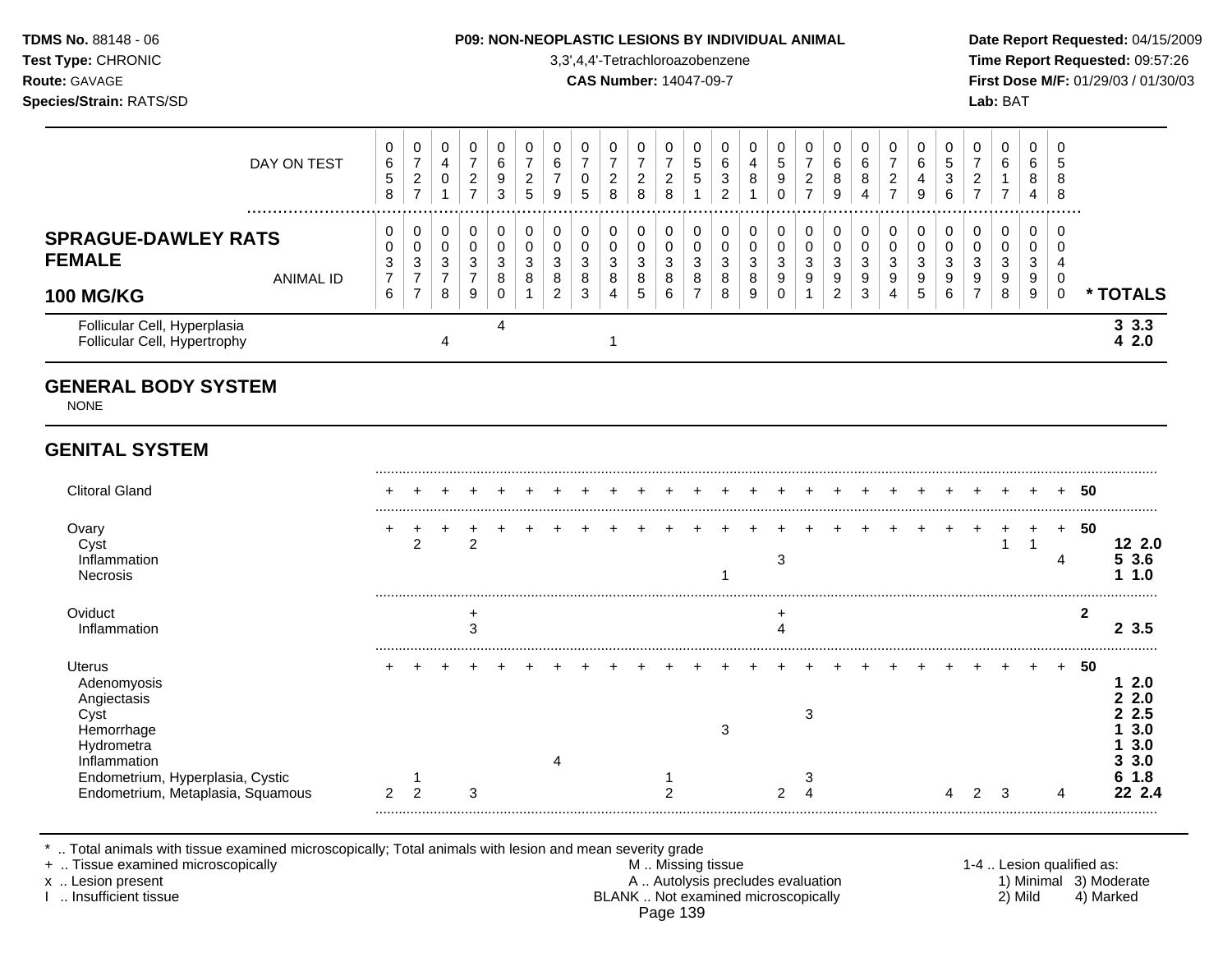**TDMS No.** 88148 - 06
**Test Type:** CHRONIC
**Route:** GAVAGE
**Species/Strain:** RATS/SD

**P09: NON-NEOPLASTIC LESIONS BY INDIVIDUAL ANIMAL**
3,3',4,4'-Tetrachloroazobenzene
**CAS Number:** 14047-09-7

**Date Report Requested:** 04/15/2009
**Time Report Requested:** 09:57:26
**First Dose M/F:** 01/29/03 / 01/30/03
**Lab:** BAT

**SPRAGUE-DAWLEY RATS FEMALE 100 MG/KG**

| DAY ON TEST | 0658 | 0727 | 0401 | 0727 | 0693 | 0725 | 0679 | 0705 | 0728 | 0728 | 0728 | 0551 | 0632 | 0481 | 0590 | 0727 | 0689 | 0684 | 0727 | 0649 | 0536 | 0727 | 0617 | 0684 | 0588 | |
|---|---|---|---|---|---|---|---|---|---|---|---|---|---|---|---|---|---|---|---|---|---|---|---|---|---|---|
| **ANIMAL ID** | 0376 | 0377 | 0378 | 0379 | 0380 | 0381 | 0382 | 0383 | 0384 | 0385 | 0386 | 0387 | 0388 | 0389 | 0390 | 0391 | 0392 | 0393 | 0394 | 0395 | 0396 | 0397 | 0398 | 0399 | 0400 | *** TOTALS** |
| Follicular Cell, Hyperplasia | | | | | 4 | | | | | | | | | | | | | | | | | | | | | **3 3.3** |
| Follicular Cell, Hypertrophy | | | 4 | | | | | | 1 | | | | | | | | | | | | | | | | | **4 2.0** |
| **GENERAL BODY SYSTEM** | | | | | | | | | | | | | | | | | | | | | | | | | | |
| NONE | | | | | | | | | | | | | | | | | | | | | | | | | | |
| **GENITAL SYSTEM** | | | | | | | | | | | | | | | | | | | | | | | | | | |
| Clitoral Gland | + | + | + | + | + | + | + | + | + | + | + | + | + | + | + | + | + | + | + | + | + | + | + | + | + | **50** |
| Ovary | + | + | + | + | + | + | + | + | + | + | + | + | + | + | + | + | + | + | + | + | + | + | + | + | + | **50** |
| Cyst | | 2 | | 2 | | | | | | | | | | | | | | | | | | | 1 | 1 | | **12 2.0** |
| Inflammation | | | | | | | | | | | | | | | 3 | | | | | | | | | | 4 | **5 3.6** |
| Necrosis | | | | | | | | | | | | | 1 | | | | | | | | | | | | | **1 1.0** |
| Oviduct | | | | + | | | | | | | | | | | + | | | | | | | | | | | **2** |
| Inflammation | | | | 3 | | | | | | | | | | | 4 | | | | | | | | | | | **2 3.5** |
| Uterus | + | + | + | + | + | + | + | + | + | + | + | + | + | + | + | + | + | + | + | + | + | + | + | + | + | **50** |
| Adenomyosis | | | | | | | | | | | | | | | | | | | | | | | | | | **1 2.0** |
| Angiectasis | | | | | | | | | | | | | | | | | | | | | | | | | | **2 2.0** |
| Cyst | | | | | | | | | | | | | | | | 3 | | | | | | | | | | **2 2.5** |
| Hemorrhage | | | | | | | | | | | | | 3 | | | | | | | | | | | | | **1 3.0** |
| Hydrometra | | | | | | | | | | | | | | | | | | | | | | | | | | **1 3.0** |
| Inflammation | | | | | | | 4 | | | | | | | | | | | | | | | | | | | **3 3.0** |
| Endometrium, Hyperplasia, Cystic | | 1 | | | | | | | | | 1 | | | | | 3 | | | | | | | | | | **6 1.8** |
| Endometrium, Metaplasia, Squamous | 2 | 2 | | 3 | | | | | | | 2 | | | | 2 | 4 | | | | | 4 | 2 | 3 | | 4 | **22 2.4** |

\* .. Total animals with tissue examined microscopically; Total animals with lesion and mean severity grade
\+ .. Tissue examined microscopically
x .. Lesion present
I .. Insufficient tissue

M .. Missing tissue
A .. Autolysis precludes evaluation
BLANK .. Not examined microscopically

1-4 .. Lesion qualified as: 1) Minimal 2) Mild 3) Moderate 4) Marked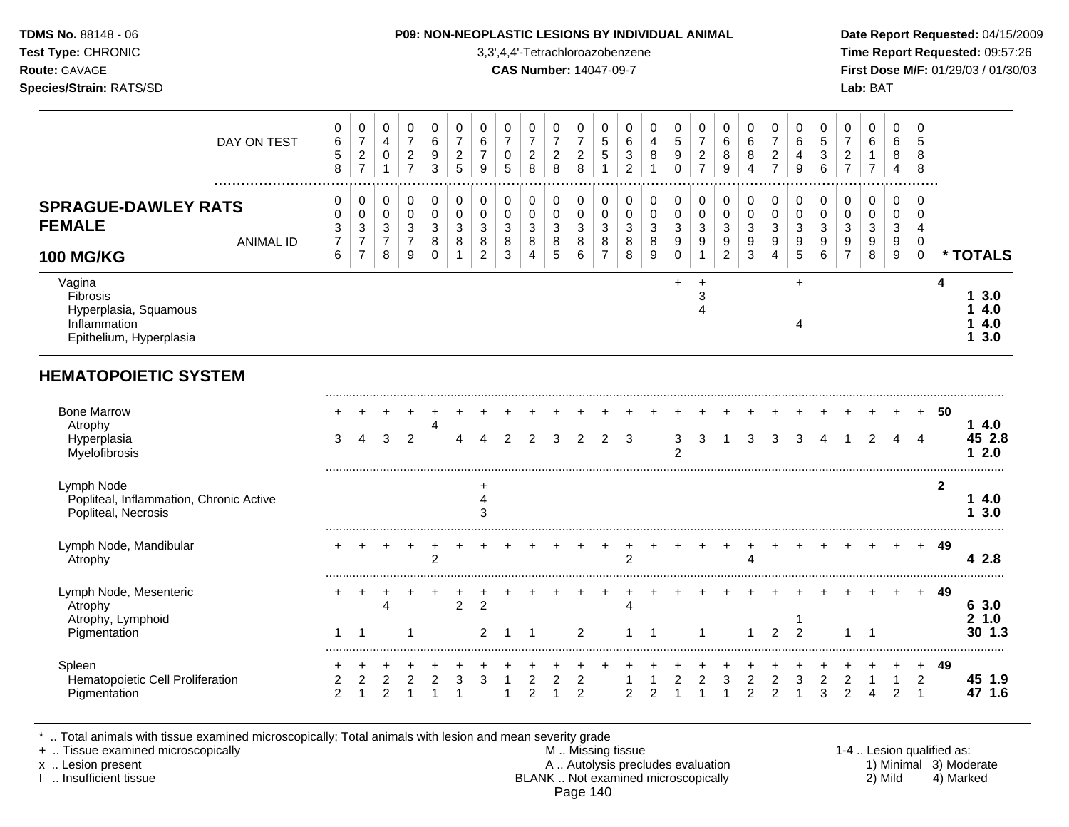**TDMS No.** 88148 - 06
**Test Type:** CHRONIC
**Route:** GAVAGE
**Species/Strain:** RATS/SD

**P09: NON-NEOPLASTIC LESIONS BY INDIVIDUAL ANIMAL**
3,3',4,4'-Tetrachloroazobenzene
**CAS Number:** 14047-09-7

**Date Report Requested:** 04/15/2009
**Time Report Requested:** 09:57:26
**First Dose M/F:** 01/29/03 / 01/30/03
**Lab:** BAT

## SPRAGUE-DAWLEY RATS FEMALE 100 MG/KG

| DAY ON TEST | 0658 | 0727 | 0401 | 0727 | 0693 | 0725 | 0679 | 0705 | 0728 | 0728 | 0728 | 0551 | 0632 | 0481 | 0590 | 0727 | 0689 | 0684 | 0727 | 0649 | 0536 | 0727 | 0617 | 0684 | 0588 | |
|---|---|---|---|---|---|---|---|---|---|---|---|---|---|---|---|---|---|---|---|---|---|---|---|---|---|---|
| **ANIMAL ID** | 0376 | 0377 | 0378 | 0379 | 0380 | 0381 | 0382 | 0383 | 0384 | 0385 | 0386 | 0387 | 0388 | 0389 | 0390 | 0391 | 0392 | 0393 | 0394 | 0395 | 0396 | 0397 | 0398 | 0399 | 0400 | *** TOTALS** |
| Vagina | | | | | | | | | | | | | | | + | + | | | | + | | | | | | **4** |
| Fibrosis | | | | | | | | | | | | | | | | 3 | | | | | | | | | | **1 3.0** |
| Hyperplasia, Squamous | | | | | | | | | | | | | | | | 4 | | | | | | | | | | **1 4.0** |
| Inflammation | | | | | | | | | | | | | | | | | | | | 4 | | | | | | **1 4.0** |
| Epithelium, Hyperplasia | | | | | | | | | | | | | | | | | | | | | | | | | | **1 3.0** |
| **HEMATOPOIETIC SYSTEM** | | | | | | | | | | | | | | | | | | | | | | | | | | |
| Bone Marrow | + | + | + | + | + | + | + | + | + | + | + | + | + | + | + | + | + | + | + | + | + | + | + | + | + | **50** |
| Atrophy | | | | | 4 | | | | | | | | | | | | | | | | | | | | | **1 4.0** |
| Hyperplasia | 3 | 4 | 3 | 2 | | 4 | 4 | 2 | 2 | 3 | 2 | 2 | 3 | | 3 | 3 | 1 | 3 | 3 | 3 | 4 | 1 | 2 | 4 | 4 | **45 2.8** |
| Myelofibrosis | | | | | | | | | | | | | | | 2 | | | | | | | | | | | **1 2.0** |
| Lymph Node | | | | | | | + | | | | | | | | | | | | | | | | | | | **2** |
| Popliteal, Inflammation, Chronic Active | | | | | | | 4 | | | | | | | | | | | | | | | | | | | **1 4.0** |
| Popliteal, Necrosis | | | | | | | 3 | | | | | | | | | | | | | | | | | | | **1 3.0** |
| Lymph Node, Mandibular | + | + | + | + | + | + | + | + | + | + | + | + | + | + | + | + | + | + | + | + | + | + | + | + | + | **49** |
| Atrophy | | | | | 2 | | | | | | | | 2 | | | | | 4 | | | | | | | | **4 2.8** |
| Lymph Node, Mesenteric | + | + | + | + | + | + | + | + | + | + | + | + | + | + | + | + | + | + | + | + | + | + | + | + | + | **49** |
| Atrophy | | | 4 | | | 2 | 2 | | | | | | 4 | | | | | | | | | | | | | **6 3.0** |
| Atrophy, Lymphoid | | | | | | | | | | | | | | | | | | | | 1 | | | | | | **2 1.0** |
| Pigmentation | 1 | 1 | | 1 | | | 2 | 1 | 1 | | 2 | | 1 | 1 | | 1 | | 1 | 2 | 2 | | 1 | 1 | | | **30 1.3** |
| Spleen | + | + | + | + | + | + | + | + | + | + | + | + | + | + | + | + | + | + | + | + | + | + | + | + | + | **49** |
| Hematopoietic Cell Proliferation | 2 | 2 | 2 | 2 | 2 | 3 | 3 | 1 | 2 | 2 | 2 | | 1 | 1 | 2 | 2 | 3 | 2 | 2 | 3 | 2 | 2 | 1 | 1 | 2 | **45 1.9** |
| Pigmentation | 2 | 1 | 2 | 1 | 1 | 1 | | 1 | 2 | 1 | 2 | | 2 | 2 | 1 | 1 | 1 | 2 | 2 | 1 | 3 | 2 | 4 | 2 | 1 | **47 1.6** |

\* .. Total animals with tissue examined microscopically; Total animals with lesion and mean severity grade
\+ .. Tissue examined microscopically
x .. Lesion present
I .. Insufficient tissue

M .. Missing tissue
A .. Autolysis precludes evaluation
BLANK .. Not examined microscopically

1-4 .. Lesion qualified as: 1) Minimal 2) Mild 3) Moderate 4) Marked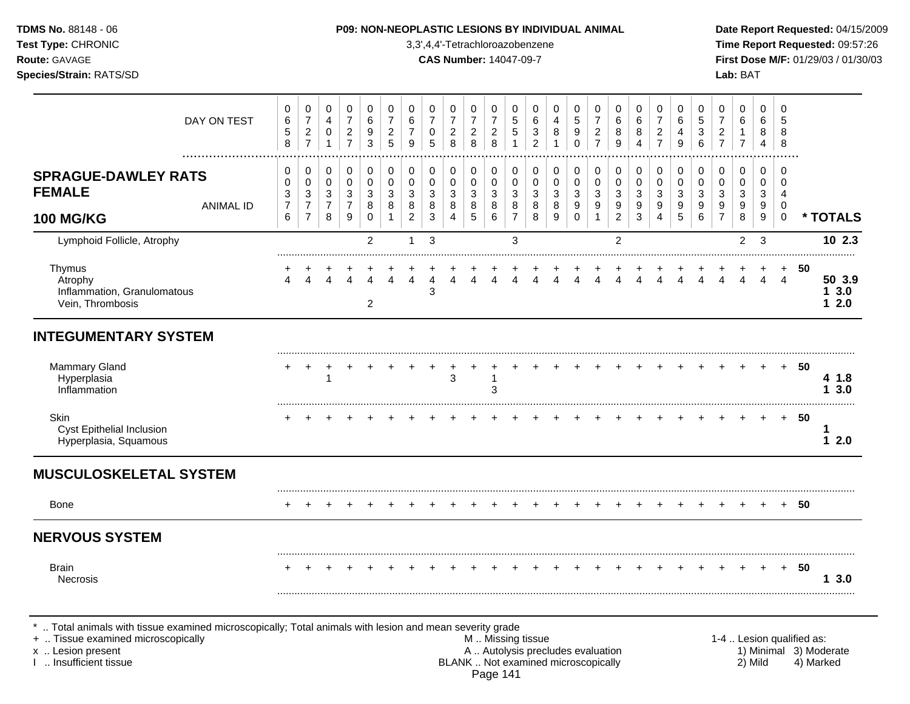## SPRAGUE-DAWLEY RATS FEMALE 100 MG/KG

| DAY ON TEST | 658 | 727 | 401 | 727 | 693 | 725 | 679 | 705 | 728 | 728 | 728 | 551 | 632 | 481 | 590 | 727 | 689 | 684 | 727 | 649 | 536 | 727 | 617 | 684 | 588 | |
|---|---|---|---|---|---|---|---|---|---|---|---|---|---|---|---|---|---|---|---|---|---|---|---|---|---|---|
| **ANIMAL ID** | 0376 | 0377 | 0378 | 0379 | 0380 | 0381 | 0382 | 0383 | 0384 | 0385 | 0386 | 0387 | 0388 | 0389 | 0390 | 0391 | 0392 | 0393 | 0394 | 0395 | 0396 | 0397 | 0398 | 0399 | 0400 | *** TOTALS** |
| Lymphoid Follicle, Atrophy | | | | | 2 | | 1 | 3 | | | | 3 | | | | | 2 | | | | | | 2 | 3 | | **10 2.3** |
| Thymus | + | + | + | + | + | + | + | + | + | + | + | + | + | + | + | + | + | + | + | + | + | + | + | + | + | **50** |
| Atrophy | 4 | 4 | 4 | 4 | 4 | 4 | 4 | 4 | 4 | 4 | 4 | 4 | 4 | 4 | 4 | 4 | 4 | 4 | 4 | 4 | 4 | 4 | 4 | 4 | 4 | **50 3.9** |
| Inflammation, Granulomatous | | | | | | | | 3 | | | | | | | | | | | | | | | | | | **1 3.0** |
| Vein, Thrombosis | | | | | 2 | | | | | | | | | | | | | | | | | | | | | **1 2.0** |
| **INTEGUMENTARY SYSTEM** | | | | | | | | | | | | | | | | | | | | | | | | | | |
| Mammary Gland | + | + | + | + | + | + | + | + | + | + | + | + | + | + | + | + | + | + | + | + | + | + | + | + | + | **50** |
| Hyperplasia | | | 1 | | | | | | 3 | | 1 | | | | | | | | | | | | | | | **4 1.8** |
| Inflammation | | | | | | | | | | | 3 | | | | | | | | | | | | | | | **1 3.0** |
| Skin | + | + | + | + | + | + | + | + | + | + | + | + | + | + | + | + | + | + | + | + | + | + | + | + | + | **50** |
| Cyst Epithelial Inclusion | | | | | | | | | | | | | | | | | | | | | | | | | | **1** |
| Hyperplasia, Squamous | | | | | | | | | | | | | | | | | | | | | | | | | | **1 2.0** |
| **MUSCULOSKELETAL SYSTEM** | | | | | | | | | | | | | | | | | | | | | | | | | | |
| Bone | + | + | + | + | + | + | + | + | + | + | + | + | + | + | + | + | + | + | + | + | + | + | + | + | + | **50** |
| **NERVOUS SYSTEM** | | | | | | | | | | | | | | | | | | | | | | | | | | |
| Brain | + | + | + | + | + | + | + | + | + | + | + | + | + | + | + | + | + | + | + | + | + | + | + | + | + | **50** |
| Necrosis | | | | | | | | | | | | | | | | | | | | | | | | | | **1 3.0** |

\* .. Total animals with tissue examined microscopically; Total animals with lesion and mean severity grade
\+ .. Tissue examined microscopically
x .. Lesion present
I .. Insufficient tissue
M .. Missing tissue
A .. Autolysis precludes evaluation
BLANK .. Not examined microscopically
1-4 .. Lesion qualified as: 1) Minimal 2) Mild 3) Moderate 4) Marked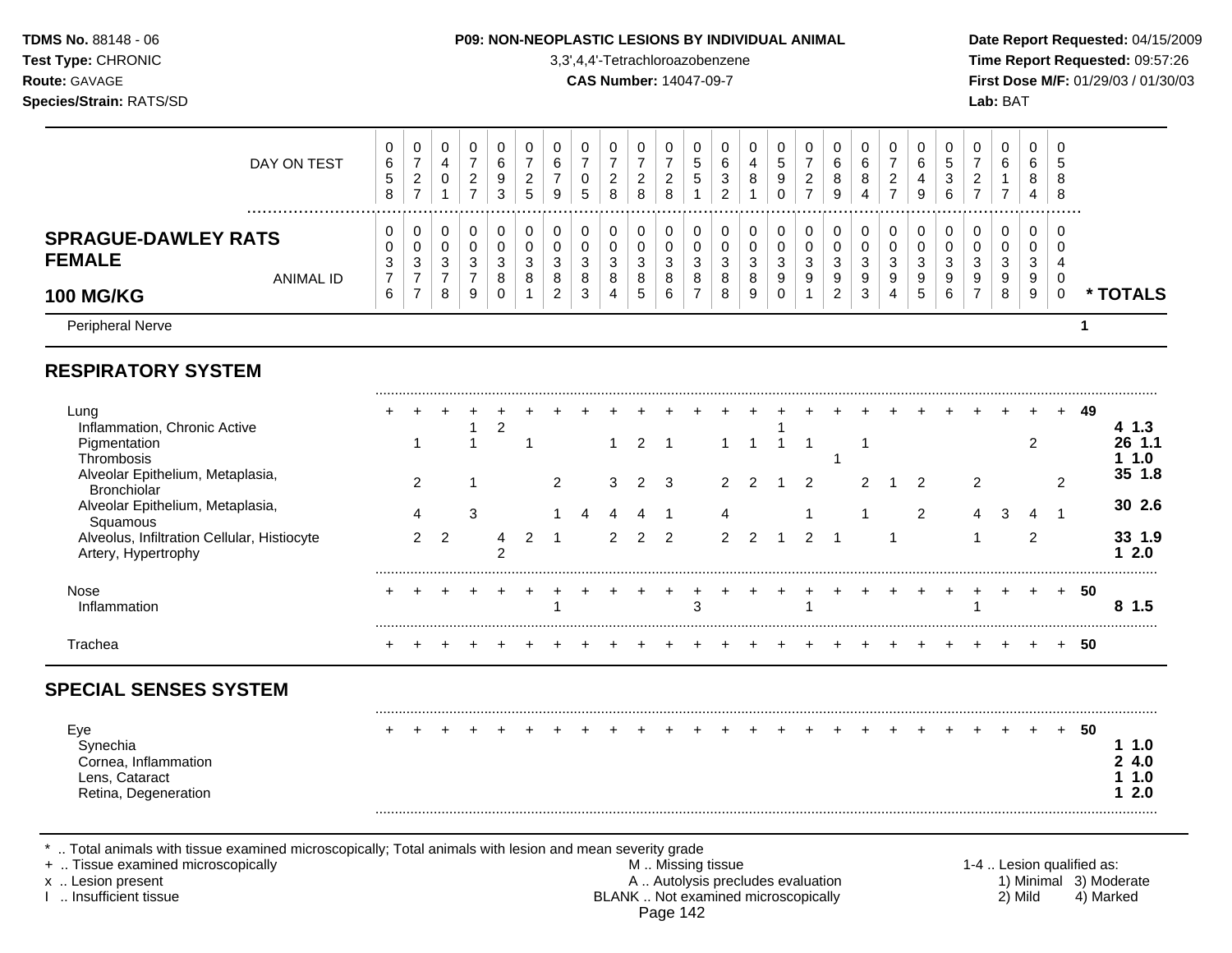**TDMS No.** 88148 - 06
**Test Type:** CHRONIC
**Route:** GAVAGE
**Species/Strain:** RATS/SD

**P09: NON-NEOPLASTIC LESIONS BY INDIVIDUAL ANIMAL**
3,3',4,4'-Tetrachloroazobenzene
**CAS Number:** 14047-09-7

**Date Report Requested:** 04/15/2009
**Time Report Requested:** 09:57:26
**First Dose M/F:** 01/29/03 / 01/30/03
**Lab:** BAT

**SPRAGUE-DAWLEY RATS FEMALE 100 MG/KG**

| DAY ON TEST | 0658 | 0727 | 0401 | 0727 | 0693 | 0725 | 0679 | 0705 | 0728 | 0728 | 0728 | 0551 | 0632 | 0481 | 0590 | 0727 | 0689 | 0684 | 0727 | 0649 | 0536 | 0727 | 0617 | 0684 | 0588 | |
|---|---|---|---|---|---|---|---|---|---|---|---|---|---|---|---|---|---|---|---|---|---|---|---|---|---|---|
| **ANIMAL ID** | 0376 | 0377 | 0378 | 0379 | 0380 | 0381 | 0382 | 0383 | 0384 | 0385 | 0386 | 0387 | 0388 | 0389 | 0390 | 0391 | 0392 | 0393 | 0394 | 0395 | 0396 | 0397 | 0398 | 0399 | 0400 | *** TOTALS** |
| Peripheral Nerve | | | | | | | | | | | | | | | | | | | | | | | | | | 1 |
| **RESPIRATORY SYSTEM** | | | | | | | | | | | | | | | | | | | | | | | | | | |
| Lung | + | + | + | + | + | + | + | + | + | + | + | + | + | + | + | + | + | + | + | + | + | + | + | + | + | 49 |
| Inflammation, Chronic Active | | | | 1 | 2 | | | | | | | | | | 1 | | | | | | | | | | | 4 1.3 |
| Pigmentation | | 1 | | 1 | | 1 | | | 1 | 2 | 1 | | 1 | 1 | 1 | 1 | | 1 | | | | | | 2 | | 26 1.1 |
| Thrombosis | | | | | | | | | | | | | | | | | 1 | | | | | | | | | 1 1.0 |
| Alveolar Epithelium, Metaplasia, Bronchiolar | | 2 | | 1 | | | 2 | | 3 | 2 | 3 | | 2 | 2 | 1 | 2 | | 2 | 1 | 2 | | 2 | | | 2 | 35 1.8 |
| Alveolar Epithelium, Metaplasia, Squamous | | 4 | | 3 | | | 1 | 4 | 4 | 4 | 1 | | 4 | | | 1 | | 1 | | 2 | | 4 | 3 | 4 | 1 | 30 2.6 |
| Alveolus, Infiltration Cellular, Histiocyte | | 2 | 2 | | 4 | 2 | 1 | | 2 | 2 | 2 | | 2 | 2 | 1 | 2 | 1 | | 1 | | | 1 | | 2 | | 33 1.9 |
| Artery, Hypertrophy | | | | | 2 | | | | | | | | | | | | | | | | | | | | | 1 2.0 |
| Nose | + | + | + | + | + | + | + | + | + | + | + | + | + | + | + | + | + | + | + | + | + | + | + | + | + | 50 |
| Inflammation | | | | | | | 1 | | | | | 3 | | | | 1 | | | | | | 1 | | | | 8 1.5 |
| Trachea | + | + | + | + | + | + | + | + | + | + | + | + | + | + | + | + | + | + | + | + | + | + | + | + | + | 50 |
| **SPECIAL SENSES SYSTEM** | | | | | | | | | | | | | | | | | | | | | | | | | | |
| Eye | + | + | + | + | + | + | + | + | + | + | + | + | + | + | + | + | + | + | + | + | + | + | + | + | + | 50 |
| Synechia | | | | | | | | | | | | | | | | | | | | | | | | | | 1 1.0 |
| Cornea, Inflammation | | | | | | | | | | | | | | | | | | | | | | | | | | 2 4.0 |
| Lens, Cataract | | | | | | | | | | | | | | | | | | | | | | | | | | 1 1.0 |
| Retina, Degeneration | | | | | | | | | | | | | | | | | | | | | | | | | | 1 2.0 |

* .. Total animals with tissue examined microscopically; Total animals with lesion and mean severity grade
+ .. Tissue examined microscopically
x .. Lesion present
I .. Insufficient tissue

M .. Missing tissue
A .. Autolysis precludes evaluation
BLANK .. Not examined microscopically

1-4 .. Lesion qualified as:
1) Minimal 2) Mild 3) Moderate 4) Marked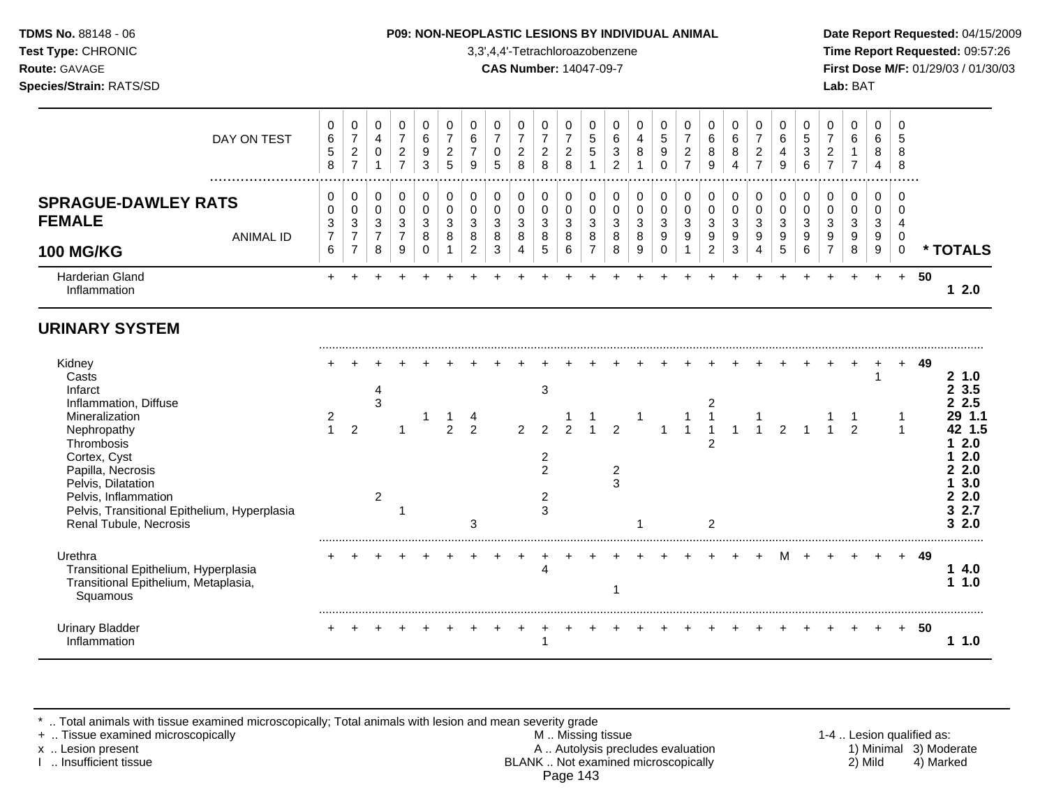**TDMS No.** 88148 - 06
**Test Type:** CHRONIC
**Route:** GAVAGE
**Species/Strain:** RATS/SD

**P09: NON-NEOPLASTIC LESIONS BY INDIVIDUAL ANIMAL**
3,3',4,4'-Tetrachloroazobenzene
**CAS Number:** 14047-09-7

**Date Report Requested:** 04/15/2009
**Time Report Requested:** 09:57:26
**First Dose M/F:** 01/29/03 / 01/30/03
**Lab:** BAT

| DAY ON TEST | 0658 | 0727 | 0401 | 0727 | 0693 | 0725 | 0679 | 0705 | 0728 | 0728 | 0728 | 0551 | 0632 | 0481 | 0590 | 0727 | 0689 | 0684 | 0727 | 0649 | 0536 | 0727 | 0617 | 0684 | 0588 | |
|---|---|---|---|---|---|---|---|---|---|---|---|---|---|---|---|---|---|---|---|---|---|---|---|---|---|---|
| **SPRAGUE-DAWLEY RATS FEMALE 100 MG/KG** — ANIMAL ID | 00376 | 00377 | 00378 | 00379 | 00380 | 00381 | 00382 | 00383 | 00384 | 00385 | 00386 | 00387 | 00388 | 00389 | 00390 | 00391 | 00392 | 00393 | 00394 | 00395 | 00396 | 00397 | 00398 | 00399 | 00400 | *** TOTALS** |
| Harderian Gland | + | + | + | + | + | + | + | + | + | + | + | + | + | + | + | + | + | + | + | + | + | + | + | + | + | **50** |
| Inflammation | | | | | | | | | | | | | | | | | | | | | | | | | | **1 2.0** |
| **URINARY SYSTEM** | | | | | | | | | | | | | | | | | | | | | | | | | | |
| Kidney | + | + | + | + | + | + | + | + | + | + | + | + | + | + | + | + | + | + | + | + | + | + | + | + | + | **49** |
| Casts | | | | | | | | | | | | | | | | | | | | | | | | 1 | | **2 1.0** |
| Infarct | | | 4 | | | | | | | 3 | | | | | | | | | | | | | | | | **2 3.5** |
| Inflammation, Diffuse | | | 3 | | | | | | | | | | | | | | 2 | | | | | | | | | **2 2.5** |
| Mineralization | 2 | | | | 1 | 1 | 4 | | | | 1 | 1 | | 1 | | 1 | 1 | | 1 | | | 1 | 1 | | 1 | **29 1.1** |
| Nephropathy | 1 | 2 | | 1 | | 2 | 2 | | 2 | 2 | 2 | 1 | 2 | | 1 | 1 | 1 | 1 | 1 | 2 | 1 | 1 | 2 | | 1 | **42 1.5** |
| Thrombosis | | | | | | | | | | | | | | | | | 2 | | | | | | | | | **1 2.0** |
| Cortex, Cyst | | | | | | | | | | 2 | | | | | | | | | | | | | | | | **1 2.0** |
| Papilla, Necrosis | | | | | | | | | | 2 | | | 2 | | | | | | | | | | | | | **2 2.0** |
| Pelvis, Dilatation | | | | | | | | | | | | | 3 | | | | | | | | | | | | | **1 3.0** |
| Pelvis, Inflammation | | | 2 | | | | | | | 2 | | | | | | | | | | | | | | | | **2 2.0** |
| Pelvis, Transitional Epithelium, Hyperplasia | | | | 1 | | | | | | 3 | | | | | | | | | | | | | | | | **3 2.7** |
| Renal Tubule, Necrosis | | | | | | | 3 | | | | | | | 1 | | | 2 | | | | | | | | | **3 2.0** |
| Urethra | + | + | + | + | + | + | + | + | + | + | + | + | + | + | + | + | + | + | + | M | + | + | + | + | + | **49** |
| Transitional Epithelium, Hyperplasia | | | | | | | | | | 4 | | | | | | | | | | | | | | | | **1 4.0** |
| Transitional Epithelium, Metaplasia, Squamous | | | | | | | | | | | | | 1 | | | | | | | | | | | | | **1 1.0** |
| Urinary Bladder | + | + | + | + | + | + | + | + | + | + | + | + | + | + | + | + | + | + | + | + | + | + | + | + | + | **50** |
| Inflammation | | | | | | | | | | 1 | | | | | | | | | | | | | | | | **1 1.0** |

* .. Total animals with tissue examined microscopically; Total animals with lesion and mean severity grade
+ .. Tissue examined microscopically
x .. Lesion present
I .. Insufficient tissue

M .. Missing tissue
A .. Autolysis precludes evaluation
BLANK .. Not examined microscopically

1-4 .. Lesion qualified as:
1) Minimal 2) Mild 3) Moderate 4) Marked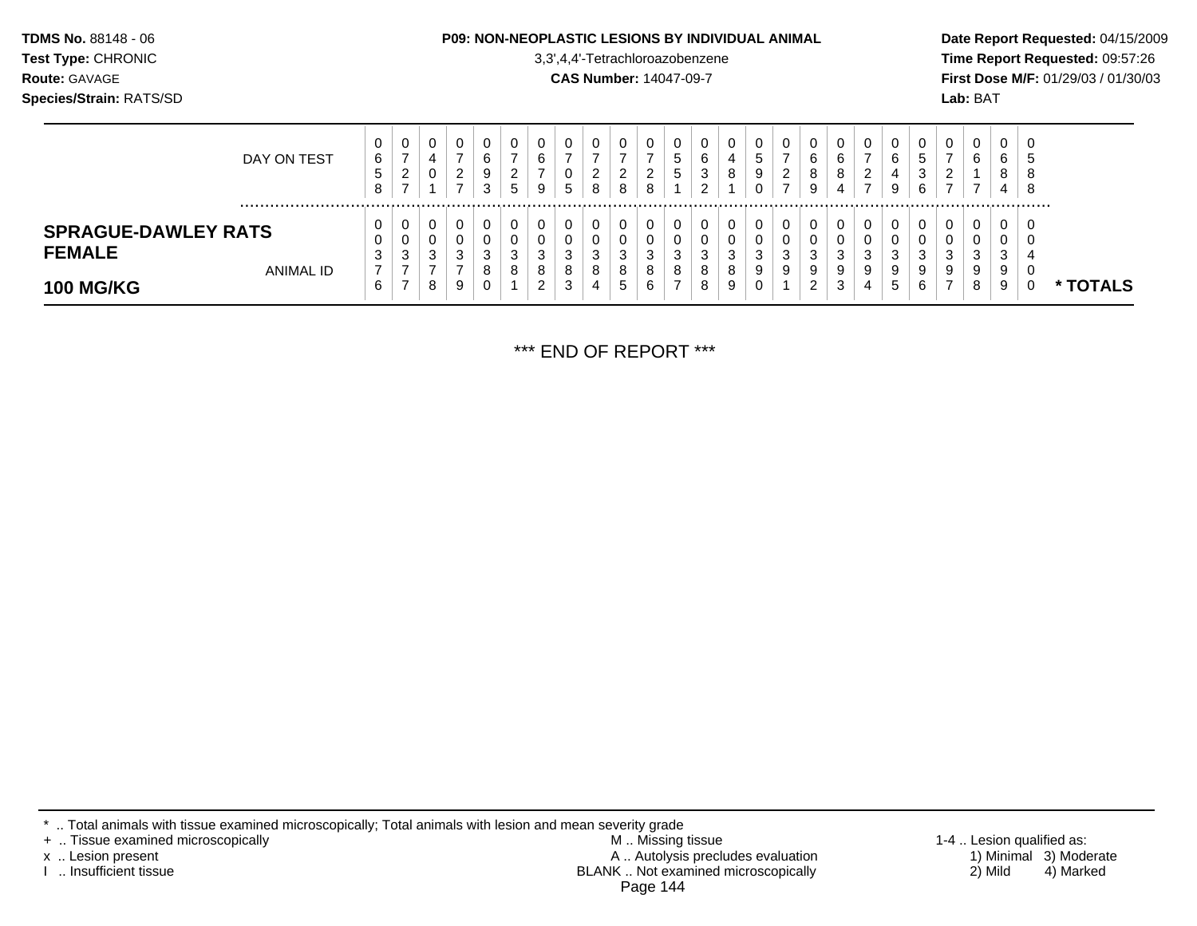**TDMS No.** 88148 - 06
**Test Type:** CHRONIC
**Route:** GAVAGE
**Species/Strain:** RATS/SD

**P09: NON-NEOPLASTIC LESIONS BY INDIVIDUAL ANIMAL**
3,3',4,4'-Tetrachloroazobenzene
**CAS Number:** 14047-09-7

**Date Report Requested:** 04/15/2009
**Time Report Requested:** 09:57:26
**First Dose M/F:** 01/29/03 / 01/30/03
**Lab:** BAT

| | | | | | | | | | | | | | | | | | | | | | | | | | | |
|---|---|---|---|---|---|---|---|---|---|---|---|---|---|---|---|---|---|---|---|---|---|---|---|---|---|---|
| DAY ON TEST | 0658 | 0727 | 0401 | 0727 | 0693 | 0725 | 0679 | 0705 | 0728 | 0728 | 0728 | 0551 | 0632 | 0481 | 0590 | 0727 | 0689 | 0684 | 0727 | 0649 | 0536 | 0727 | 0617 | 0684 | 0588 | |
| **SPRAGUE-DAWLEY RATS FEMALE 100 MG/KG** ANIMAL ID | 00376 | 00377 | 00378 | 00379 | 00380 | 00381 | 00382 | 00383 | 00384 | 00385 | 00386 | 00387 | 00388 | 00389 | 00390 | 00391 | 00392 | 00393 | 00394 | 00395 | 00396 | 00397 | 00398 | 00399 | 00400 | *** TOTALS** |

*** END OF REPORT ***

\* .. Total animals with tissue examined microscopically; Total animals with lesion and mean severity grade
\+ .. Tissue examined microscopically
x .. Lesion present
I .. Insufficient tissue

M .. Missing tissue
A .. Autolysis precludes evaluation
BLANK .. Not examined microscopically

1-4 .. Lesion qualified as:
1) Minimal 3) Moderate
2) Mild 4) Marked